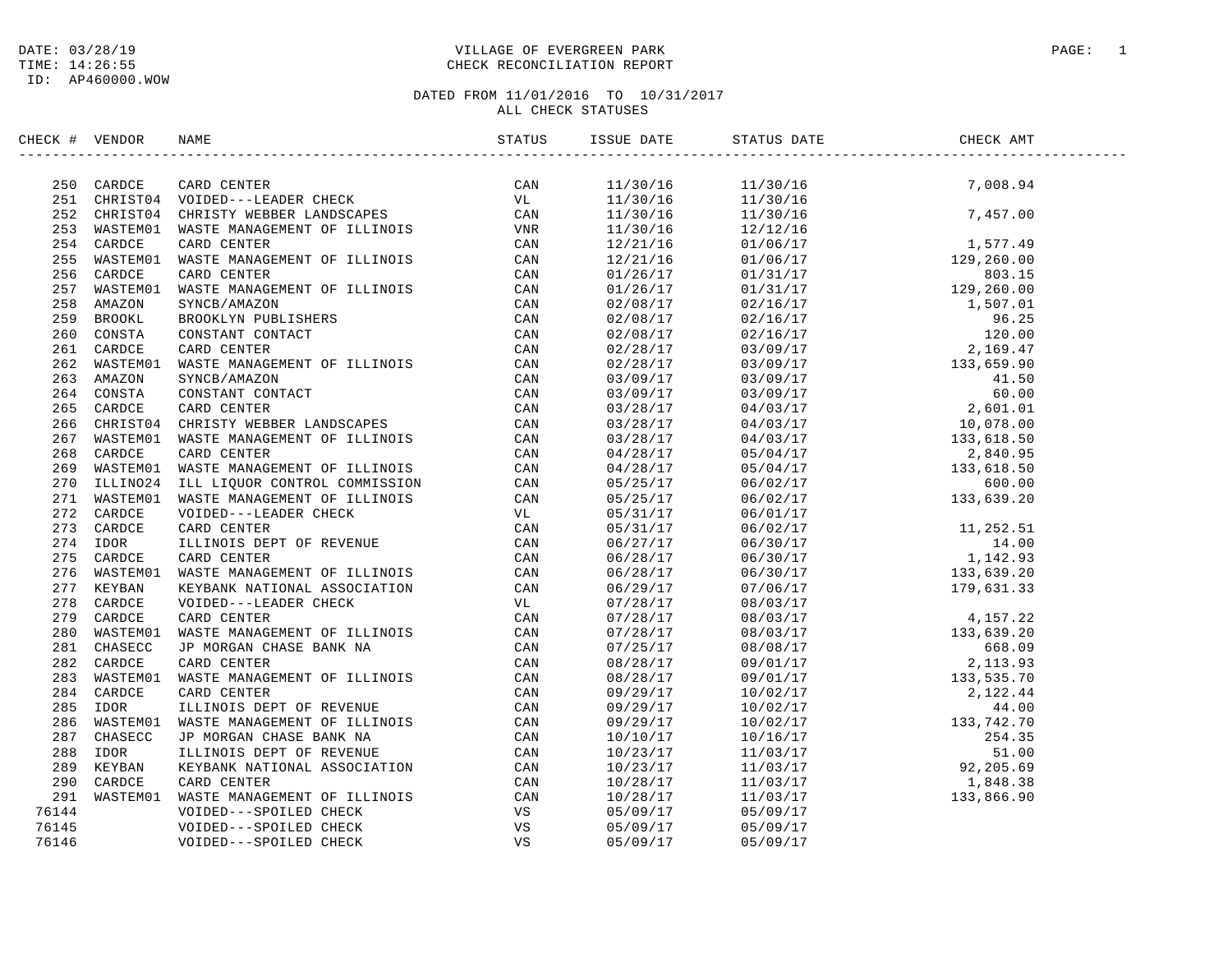VILLAGE OF EVERGREEN PARK
CHECK RECONCILIATION REPORT

DATE: 03/28/19
TIME: 14:26:55
ID: AP460000.WOW

DATED FROM 11/01/2016 TO 10/31/2017
ALL CHECK STATUSES

| CHECK # | VENDOR | NAME | STATUS | ISSUE DATE | STATUS DATE | CHECK AMT |
|---|---|---|---|---|---|---|
| 250 | CARDCE | CARD CENTER | CAN | 11/30/16 | 11/30/16 | 7,008.94 |
| 251 | CHRIST04 | VOIDED---LEADER CHECK | VL | 11/30/16 | 11/30/16 | |
| 252 | CHRIST04 | CHRISTY WEBBER LANDSCAPES | CAN | 11/30/16 | 11/30/16 | 7,457.00 |
| 253 | WASTEM01 | WASTE MANAGEMENT OF ILLINOIS | VNR | 11/30/16 | 12/12/16 | |
| 254 | CARDCE | CARD CENTER | CAN | 12/21/16 | 01/06/17 | 1,577.49 |
| 255 | WASTEM01 | WASTE MANAGEMENT OF ILLINOIS | CAN | 12/21/16 | 01/06/17 | 129,260.00 |
| 256 | CARDCE | CARD CENTER | CAN | 01/26/17 | 01/31/17 | 803.15 |
| 257 | WASTEM01 | WASTE MANAGEMENT OF ILLINOIS | CAN | 01/26/17 | 01/31/17 | 129,260.00 |
| 258 | AMAZON | SYNCB/AMAZON | CAN | 02/08/17 | 02/16/17 | 1,507.01 |
| 259 | BROOKL | BROOKLYN PUBLISHERS | CAN | 02/08/17 | 02/16/17 | 96.25 |
| 260 | CONSTA | CONSTANT CONTACT | CAN | 02/08/17 | 02/16/17 | 120.00 |
| 261 | CARDCE | CARD CENTER | CAN | 02/28/17 | 03/09/17 | 2,169.47 |
| 262 | WASTEM01 | WASTE MANAGEMENT OF ILLINOIS | CAN | 02/28/17 | 03/09/17 | 133,659.90 |
| 263 | AMAZON | SYNCB/AMAZON | CAN | 03/09/17 | 03/09/17 | 41.50 |
| 264 | CONSTA | CONSTANT CONTACT | CAN | 03/09/17 | 03/09/17 | 60.00 |
| 265 | CARDCE | CARD CENTER | CAN | 03/28/17 | 04/03/17 | 2,601.01 |
| 266 | CHRIST04 | CHRISTY WEBBER LANDSCAPES | CAN | 03/28/17 | 04/03/17 | 10,078.00 |
| 267 | WASTEM01 | WASTE MANAGEMENT OF ILLINOIS | CAN | 03/28/17 | 04/03/17 | 133,618.50 |
| 268 | CARDCE | CARD CENTER | CAN | 04/28/17 | 05/04/17 | 2,840.95 |
| 269 | WASTEM01 | WASTE MANAGEMENT OF ILLINOIS | CAN | 04/28/17 | 05/04/17 | 133,618.50 |
| 270 | ILLINO24 | ILL LIQUOR CONTROL COMMISSION | CAN | 05/25/17 | 06/02/17 | 600.00 |
| 271 | WASTEM01 | WASTE MANAGEMENT OF ILLINOIS | CAN | 05/25/17 | 06/02/17 | 133,639.20 |
| 272 | CARDCE | VOIDED---LEADER CHECK | VL | 05/31/17 | 06/01/17 | |
| 273 | CARDCE | CARD CENTER | CAN | 05/31/17 | 06/02/17 | 11,252.51 |
| 274 | IDOR | ILLINOIS DEPT OF REVENUE | CAN | 06/27/17 | 06/30/17 | 14.00 |
| 275 | CARDCE | CARD CENTER | CAN | 06/28/17 | 06/30/17 | 1,142.93 |
| 276 | WASTEM01 | WASTE MANAGEMENT OF ILLINOIS | CAN | 06/28/17 | 06/30/17 | 133,639.20 |
| 277 | KEYBAN | KEYBANK NATIONAL ASSOCIATION | CAN | 06/29/17 | 07/06/17 | 179,631.33 |
| 278 | CARDCE | VOIDED---LEADER CHECK | VL | 07/28/17 | 08/03/17 | |
| 279 | CARDCE | CARD CENTER | CAN | 07/28/17 | 08/03/17 | 4,157.22 |
| 280 | WASTEM01 | WASTE MANAGEMENT OF ILLINOIS | CAN | 07/28/17 | 08/03/17 | 133,639.20 |
| 281 | CHASECC | JP MORGAN CHASE BANK NA | CAN | 07/25/17 | 08/08/17 | 668.09 |
| 282 | CARDCE | CARD CENTER | CAN | 08/28/17 | 09/01/17 | 2,113.93 |
| 283 | WASTEM01 | WASTE MANAGEMENT OF ILLINOIS | CAN | 08/28/17 | 09/01/17 | 133,535.70 |
| 284 | CARDCE | CARD CENTER | CAN | 09/29/17 | 10/02/17 | 2,122.44 |
| 285 | IDOR | ILLINOIS DEPT OF REVENUE | CAN | 09/29/17 | 10/02/17 | 44.00 |
| 286 | WASTEM01 | WASTE MANAGEMENT OF ILLINOIS | CAN | 09/29/17 | 10/02/17 | 133,742.70 |
| 287 | CHASECC | JP MORGAN CHASE BANK NA | CAN | 10/10/17 | 10/16/17 | 254.35 |
| 288 | IDOR | ILLINOIS DEPT OF REVENUE | CAN | 10/23/17 | 11/03/17 | 51.00 |
| 289 | KEYBAN | KEYBANK NATIONAL ASSOCIATION | CAN | 10/23/17 | 11/03/17 | 92,205.69 |
| 290 | CARDCE | CARD CENTER | CAN | 10/28/17 | 11/03/17 | 1,848.38 |
| 291 | WASTEM01 | WASTE MANAGEMENT OF ILLINOIS | CAN | 10/28/17 | 11/03/17 | 133,866.90 |
| 76144 | | VOIDED---SPOILED CHECK | VS | 05/09/17 | 05/09/17 | |
| 76145 | | VOIDED---SPOILED CHECK | VS | 05/09/17 | 05/09/17 | |
| 76146 | | VOIDED---SPOILED CHECK | VS | 05/09/17 | 05/09/17 | |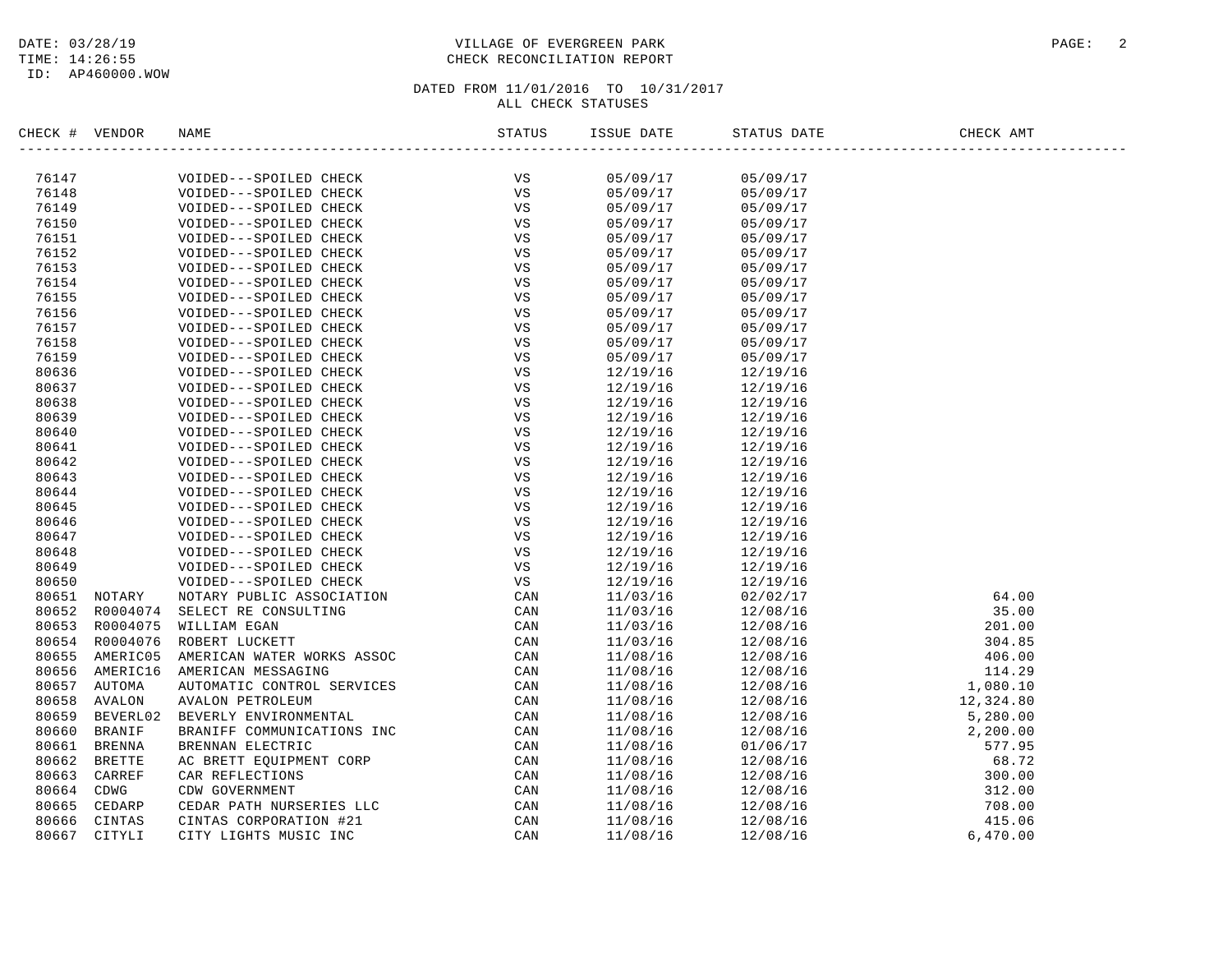VILLAGE OF EVERGREEN PARK
CHECK RECONCILIATION REPORT

DATE: 03/28/19
TIME: 14:26:55
ID: AP460000.WOW

DATED FROM 11/01/2016 TO 10/31/2017
ALL CHECK STATUSES

| CHECK # | VENDOR | NAME | STATUS | ISSUE DATE | STATUS DATE | CHECK AMT |
|---|---|---|---|---|---|---|
| 76147 | | VOIDED---SPOILED CHECK | VS | 05/09/17 | 05/09/17 | |
| 76148 | | VOIDED---SPOILED CHECK | VS | 05/09/17 | 05/09/17 | |
| 76149 | | VOIDED---SPOILED CHECK | VS | 05/09/17 | 05/09/17 | |
| 76150 | | VOIDED---SPOILED CHECK | VS | 05/09/17 | 05/09/17 | |
| 76151 | | VOIDED---SPOILED CHECK | VS | 05/09/17 | 05/09/17 | |
| 76152 | | VOIDED---SPOILED CHECK | VS | 05/09/17 | 05/09/17 | |
| 76153 | | VOIDED---SPOILED CHECK | VS | 05/09/17 | 05/09/17 | |
| 76154 | | VOIDED---SPOILED CHECK | VS | 05/09/17 | 05/09/17 | |
| 76155 | | VOIDED---SPOILED CHECK | VS | 05/09/17 | 05/09/17 | |
| 76156 | | VOIDED---SPOILED CHECK | VS | 05/09/17 | 05/09/17 | |
| 76157 | | VOIDED---SPOILED CHECK | VS | 05/09/17 | 05/09/17 | |
| 76158 | | VOIDED---SPOILED CHECK | VS | 05/09/17 | 05/09/17 | |
| 76159 | | VOIDED---SPOILED CHECK | VS | 05/09/17 | 05/09/17 | |
| 80636 | | VOIDED---SPOILED CHECK | VS | 12/19/16 | 12/19/16 | |
| 80637 | | VOIDED---SPOILED CHECK | VS | 12/19/16 | 12/19/16 | |
| 80638 | | VOIDED---SPOILED CHECK | VS | 12/19/16 | 12/19/16 | |
| 80639 | | VOIDED---SPOILED CHECK | VS | 12/19/16 | 12/19/16 | |
| 80640 | | VOIDED---SPOILED CHECK | VS | 12/19/16 | 12/19/16 | |
| 80641 | | VOIDED---SPOILED CHECK | VS | 12/19/16 | 12/19/16 | |
| 80642 | | VOIDED---SPOILED CHECK | VS | 12/19/16 | 12/19/16 | |
| 80643 | | VOIDED---SPOILED CHECK | VS | 12/19/16 | 12/19/16 | |
| 80644 | | VOIDED---SPOILED CHECK | VS | 12/19/16 | 12/19/16 | |
| 80645 | | VOIDED---SPOILED CHECK | VS | 12/19/16 | 12/19/16 | |
| 80646 | | VOIDED---SPOILED CHECK | VS | 12/19/16 | 12/19/16 | |
| 80647 | | VOIDED---SPOILED CHECK | VS | 12/19/16 | 12/19/16 | |
| 80648 | | VOIDED---SPOILED CHECK | VS | 12/19/16 | 12/19/16 | |
| 80649 | | VOIDED---SPOILED CHECK | VS | 12/19/16 | 12/19/16 | |
| 80650 | | VOIDED---SPOILED CHECK | VS | 12/19/16 | 12/19/16 | |
| 80651 | NOTARY | NOTARY PUBLIC ASSOCIATION | CAN | 11/03/16 | 02/02/17 | 64.00 |
| 80652 | R0004074 | SELECT RE CONSULTING | CAN | 11/03/16 | 12/08/16 | 35.00 |
| 80653 | R0004075 | WILLIAM EGAN | CAN | 11/03/16 | 12/08/16 | 201.00 |
| 80654 | R0004076 | ROBERT LUCKETT | CAN | 11/03/16 | 12/08/16 | 304.85 |
| 80655 | AMERIC05 | AMERICAN WATER WORKS ASSOC | CAN | 11/08/16 | 12/08/16 | 406.00 |
| 80656 | AMERIC16 | AMERICAN MESSAGING | CAN | 11/08/16 | 12/08/16 | 114.29 |
| 80657 | AUTOMA | AUTOMATIC CONTROL SERVICES | CAN | 11/08/16 | 12/08/16 | 1,080.10 |
| 80658 | AVALON | AVALON PETROLEUM | CAN | 11/08/16 | 12/08/16 | 12,324.80 |
| 80659 | BEVERL02 | BEVERLY ENVIRONMENTAL | CAN | 11/08/16 | 12/08/16 | 5,280.00 |
| 80660 | BRANIF | BRANIFF COMMUNICATIONS INC | CAN | 11/08/16 | 12/08/16 | 2,200.00 |
| 80661 | BRENNA | BRENNAN ELECTRIC | CAN | 11/08/16 | 01/06/17 | 577.95 |
| 80662 | BRETTE | AC BRETT EQUIPMENT CORP | CAN | 11/08/16 | 12/08/16 | 68.72 |
| 80663 | CARREF | CAR REFLECTIONS | CAN | 11/08/16 | 12/08/16 | 300.00 |
| 80664 | CDWG | CDW GOVERNMENT | CAN | 11/08/16 | 12/08/16 | 312.00 |
| 80665 | CEDARP | CEDAR PATH NURSERIES LLC | CAN | 11/08/16 | 12/08/16 | 708.00 |
| 80666 | CINTAS | CINTAS CORPORATION #21 | CAN | 11/08/16 | 12/08/16 | 415.06 |
| 80667 | CITYLI | CITY LIGHTS MUSIC INC | CAN | 11/08/16 | 12/08/16 | 6,470.00 |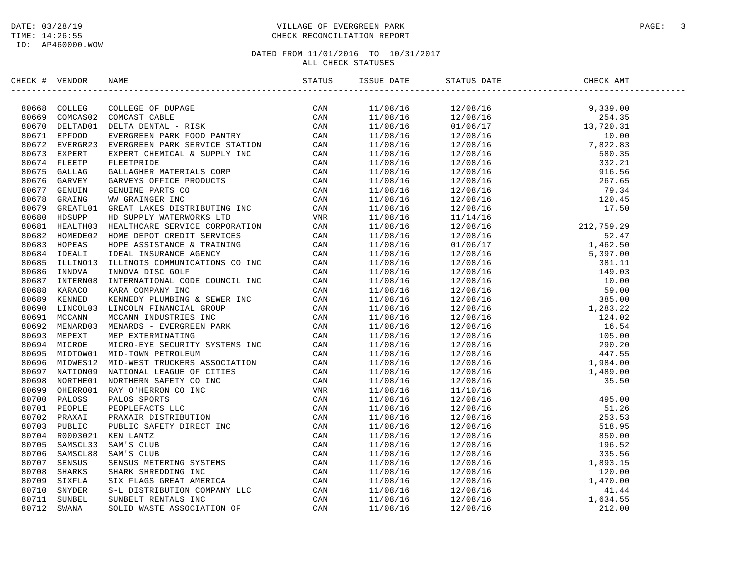DATE: 03/28/19
TIME: 14:26:55
ID: AP460000.WOW

# VILLAGE OF EVERGREEN PARK
## CHECK RECONCILIATION REPORT

DATED FROM 11/01/2016 TO 10/31/2017
ALL CHECK STATUSES

| CHECK # | VENDOR | NAME | STATUS | ISSUE DATE | STATUS DATE | CHECK AMT |
|---|---|---|---|---|---|---|
| 80668 | COLLEG | COLLEGE OF DUPAGE | CAN | 11/08/16 | 12/08/16 | 9,339.00 |
| 80669 | COMCAS02 | COMCAST CABLE | CAN | 11/08/16 | 12/08/16 | 254.35 |
| 80670 | DELTAD01 | DELTA DENTAL - RISK | CAN | 11/08/16 | 01/06/17 | 13,720.31 |
| 80671 | EPFOOD | EVERGREEN PARK FOOD PANTRY | CAN | 11/08/16 | 12/08/16 | 10.00 |
| 80672 | EVERGR23 | EVERGREEN PARK SERVICE STATION | CAN | 11/08/16 | 12/08/16 | 7,822.83 |
| 80673 | EXPERT | EXPERT CHEMICAL & SUPPLY INC | CAN | 11/08/16 | 12/08/16 | 580.35 |
| 80674 | FLEETP | FLEETPRIDE | CAN | 11/08/16 | 12/08/16 | 332.21 |
| 80675 | GALLAG | GALLAGHER MATERIALS CORP | CAN | 11/08/16 | 12/08/16 | 916.56 |
| 80676 | GARVEY | GARVEYS OFFICE PRODUCTS | CAN | 11/08/16 | 12/08/16 | 267.65 |
| 80677 | GENUIN | GENUINE PARTS CO | CAN | 11/08/16 | 12/08/16 | 79.34 |
| 80678 | GRAING | WW GRAINGER INC | CAN | 11/08/16 | 12/08/16 | 120.45 |
| 80679 | GREATL01 | GREAT LAKES DISTRIBUTING INC | CAN | 11/08/16 | 12/08/16 | 17.50 |
| 80680 | HDSUPP | HD SUPPLY WATERWORKS LTD | VNR | 11/08/16 | 11/14/16 | |
| 80681 | HEALTH03 | HEALTHCARE SERVICE CORPORATION | CAN | 11/08/16 | 12/08/16 | 212,759.29 |
| 80682 | HOMEDE02 | HOME DEPOT CREDIT SERVICES | CAN | 11/08/16 | 12/08/16 | 52.47 |
| 80683 | HOPEAS | HOPE ASSISTANCE & TRAINING | CAN | 11/08/16 | 01/06/17 | 1,462.50 |
| 80684 | IDEALI | IDEAL INSURANCE AGENCY | CAN | 11/08/16 | 12/08/16 | 5,397.00 |
| 80685 | ILLINO13 | ILLINOIS COMMUNICATIONS CO INC | CAN | 11/08/16 | 12/08/16 | 381.11 |
| 80686 | INNOVA | INNOVA DISC GOLF | CAN | 11/08/16 | 12/08/16 | 149.03 |
| 80687 | INTERN08 | INTERNATIONAL CODE COUNCIL INC | CAN | 11/08/16 | 12/08/16 | 10.00 |
| 80688 | KARACO | KARA COMPANY INC | CAN | 11/08/16 | 12/08/16 | 59.00 |
| 80689 | KENNED | KENNEDY PLUMBING & SEWER INC | CAN | 11/08/16 | 12/08/16 | 385.00 |
| 80690 | LINCOL03 | LINCOLN FINANCIAL GROUP | CAN | 11/08/16 | 12/08/16 | 1,283.22 |
| 80691 | MCCANN | MCCANN INDUSTRIES INC | CAN | 11/08/16 | 12/08/16 | 124.02 |
| 80692 | MENARD03 | MENARDS - EVERGREEN PARK | CAN | 11/08/16 | 12/08/16 | 16.54 |
| 80693 | MEPEXT | MEP EXTERMINATING | CAN | 11/08/16 | 12/08/16 | 105.00 |
| 80694 | MICROE | MICRO-EYE SECURITY SYSTEMS INC | CAN | 11/08/16 | 12/08/16 | 290.20 |
| 80695 | MIDTOW01 | MID-TOWN PETROLEUM | CAN | 11/08/16 | 12/08/16 | 447.55 |
| 80696 | MIDWES12 | MID-WEST TRUCKERS ASSOCIATION | CAN | 11/08/16 | 12/08/16 | 1,984.00 |
| 80697 | NATION09 | NATIONAL LEAGUE OF CITIES | CAN | 11/08/16 | 12/08/16 | 1,489.00 |
| 80698 | NORTHE01 | NORTHERN SAFETY CO INC | CAN | 11/08/16 | 12/08/16 | 35.50 |
| 80699 | OHERRO01 | RAY O'HERRON CO INC | VNR | 11/08/16 | 11/10/16 | |
| 80700 | PALOSS | PALOS SPORTS | CAN | 11/08/16 | 12/08/16 | 495.00 |
| 80701 | PEOPLE | PEOPLEFACTS LLC | CAN | 11/08/16 | 12/08/16 | 51.26 |
| 80702 | PRAXAI | PRAXAIR DISTRIBUTION | CAN | 11/08/16 | 12/08/16 | 253.53 |
| 80703 | PUBLIC | PUBLIC SAFETY DIRECT INC | CAN | 11/08/16 | 12/08/16 | 518.95 |
| 80704 | R0003021 | KEN LANTZ | CAN | 11/08/16 | 12/08/16 | 850.00 |
| 80705 | SAMSCL33 | SAM'S CLUB | CAN | 11/08/16 | 12/08/16 | 196.52 |
| 80706 | SAMSCL88 | SAM'S CLUB | CAN | 11/08/16 | 12/08/16 | 335.56 |
| 80707 | SENSUS | SENSUS METERING SYSTEMS | CAN | 11/08/16 | 12/08/16 | 1,893.15 |
| 80708 | SHARKS | SHARK SHREDDING INC | CAN | 11/08/16 | 12/08/16 | 120.00 |
| 80709 | SIXFLA | SIX FLAGS GREAT AMERICA | CAN | 11/08/16 | 12/08/16 | 1,470.00 |
| 80710 | SNYDER | S-L DISTRIBUTION COMPANY LLC | CAN | 11/08/16 | 12/08/16 | 41.44 |
| 80711 | SUNBEL | SUNBELT RENTALS INC | CAN | 11/08/16 | 12/08/16 | 1,634.55 |
| 80712 | SWANA | SOLID WASTE ASSOCIATION OF | CAN | 11/08/16 | 12/08/16 | 212.00 |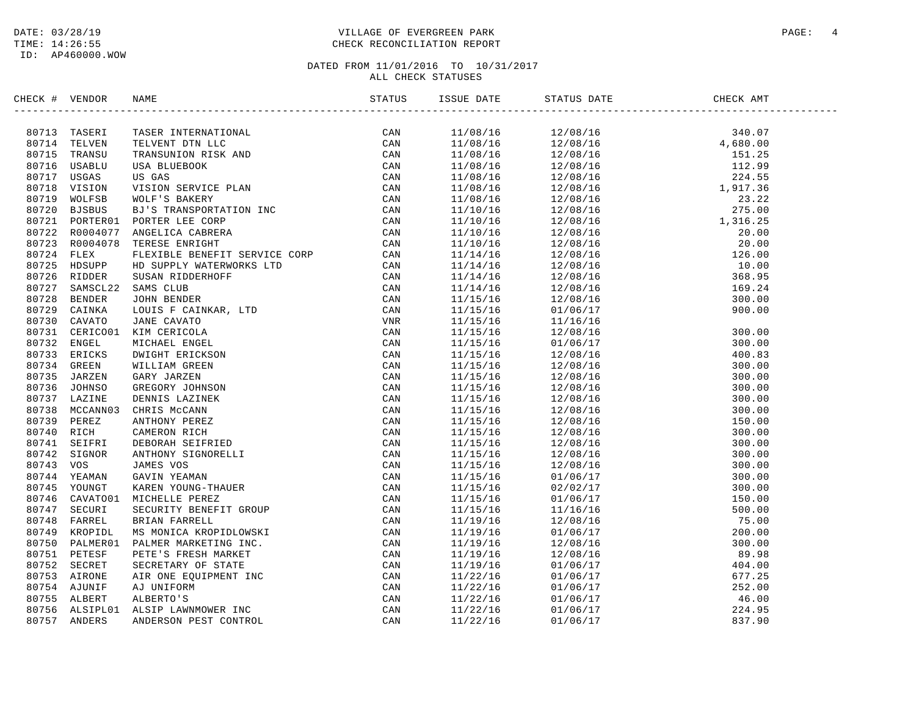VILLAGE OF EVERGREEN PARK
CHECK RECONCILIATION REPORT

DATE: 03/28/19
TIME: 14:26:55
ID: AP460000.WOW

DATED FROM 11/01/2016 TO 10/31/2017
ALL CHECK STATUSES

| CHECK # | VENDOR | NAME | STATUS | ISSUE DATE | STATUS DATE | CHECK AMT |
|---|---|---|---|---|---|---|
| 80713 | TASERI | TASER INTERNATIONAL | CAN | 11/08/16 | 12/08/16 | 340.07 |
| 80714 | TELVEN | TELVENT DTN LLC | CAN | 11/08/16 | 12/08/16 | 4,680.00 |
| 80715 | TRANSU | TRANSUNION RISK AND | CAN | 11/08/16 | 12/08/16 | 151.25 |
| 80716 | USABLU | USA BLUEBOOK | CAN | 11/08/16 | 12/08/16 | 112.99 |
| 80717 | USGAS | US GAS | CAN | 11/08/16 | 12/08/16 | 224.55 |
| 80718 | VISION | VISION SERVICE PLAN | CAN | 11/08/16 | 12/08/16 | 1,917.36 |
| 80719 | WOLFSB | WOLF'S BAKERY | CAN | 11/08/16 | 12/08/16 | 23.22 |
| 80720 | BJSBUS | BJ'S TRANSPORTATION INC | CAN | 11/10/16 | 12/08/16 | 275.00 |
| 80721 | PORTER01 | PORTER LEE CORP | CAN | 11/10/16 | 12/08/16 | 1,316.25 |
| 80722 | R0004077 | ANGELICA CABRERA | CAN | 11/10/16 | 12/08/16 | 20.00 |
| 80723 | R0004078 | TERESE ENRIGHT | CAN | 11/10/16 | 12/08/16 | 20.00 |
| 80724 | FLEX | FLEXIBLE BENEFIT SERVICE CORP | CAN | 11/14/16 | 12/08/16 | 126.00 |
| 80725 | HDSUPP | HD SUPPLY WATERWORKS LTD | CAN | 11/14/16 | 12/08/16 | 10.00 |
| 80726 | RIDDER | SUSAN RIDDERHOFF | CAN | 11/14/16 | 12/08/16 | 368.95 |
| 80727 | SAMSCL22 | SAMS CLUB | CAN | 11/14/16 | 12/08/16 | 169.24 |
| 80728 | BENDER | JOHN BENDER | CAN | 11/15/16 | 12/08/16 | 300.00 |
| 80729 | CAINKA | LOUIS F CAINKAR, LTD | CAN | 11/15/16 | 01/06/17 | 900.00 |
| 80730 | CAVATO | JANE CAVATO | VNR | 11/15/16 | 11/16/16 | |
| 80731 | CERICO01 | KIM CERICOLA | CAN | 11/15/16 | 12/08/16 | 300.00 |
| 80732 | ENGEL | MICHAEL ENGEL | CAN | 11/15/16 | 01/06/17 | 300.00 |
| 80733 | ERICKS | DWIGHT ERICKSON | CAN | 11/15/16 | 12/08/16 | 400.83 |
| 80734 | GREEN | WILLIAM GREEN | CAN | 11/15/16 | 12/08/16 | 300.00 |
| 80735 | JARZEN | GARY JARZEN | CAN | 11/15/16 | 12/08/16 | 300.00 |
| 80736 | JOHNSO | GREGORY JOHNSON | CAN | 11/15/16 | 12/08/16 | 300.00 |
| 80737 | LAZINE | DENNIS LAZINEK | CAN | 11/15/16 | 12/08/16 | 300.00 |
| 80738 | MCCANN03 | CHRIS McCANN | CAN | 11/15/16 | 12/08/16 | 300.00 |
| 80739 | PEREZ | ANTHONY PEREZ | CAN | 11/15/16 | 12/08/16 | 150.00 |
| 80740 | RICH | CAMERON RICH | CAN | 11/15/16 | 12/08/16 | 300.00 |
| 80741 | SEIFRI | DEBORAH SEIFRIED | CAN | 11/15/16 | 12/08/16 | 300.00 |
| 80742 | SIGNOR | ANTHONY SIGNORELLI | CAN | 11/15/16 | 12/08/16 | 300.00 |
| 80743 | VOS | JAMES VOS | CAN | 11/15/16 | 12/08/16 | 300.00 |
| 80744 | YEAMAN | GAVIN YEAMAN | CAN | 11/15/16 | 01/06/17 | 300.00 |
| 80745 | YOUNGT | KAREN YOUNG-THAUER | CAN | 11/15/16 | 02/02/17 | 300.00 |
| 80746 | CAVATO01 | MICHELLE PEREZ | CAN | 11/15/16 | 01/06/17 | 150.00 |
| 80747 | SECURI | SECURITY BENEFIT GROUP | CAN | 11/15/16 | 11/16/16 | 500.00 |
| 80748 | FARREL | BRIAN FARRELL | CAN | 11/19/16 | 12/08/16 | 75.00 |
| 80749 | KROPIDL | MS MONICA KROPIDLOWSKI | CAN | 11/19/16 | 01/06/17 | 200.00 |
| 80750 | PALMER01 | PALMER MARKETING INC. | CAN | 11/19/16 | 12/08/16 | 300.00 |
| 80751 | PETESF | PETE'S FRESH MARKET | CAN | 11/19/16 | 12/08/16 | 89.98 |
| 80752 | SECRET | SECRETARY OF STATE | CAN | 11/19/16 | 01/06/17 | 404.00 |
| 80753 | AIRONE | AIR ONE EQUIPMENT INC | CAN | 11/22/16 | 01/06/17 | 677.25 |
| 80754 | AJUNIF | AJ UNIFORM | CAN | 11/22/16 | 01/06/17 | 252.00 |
| 80755 | ALBERT | ALBERTO'S | CAN | 11/22/16 | 01/06/17 | 46.00 |
| 80756 | ALSIPL01 | ALSIP LAWNMOWER INC | CAN | 11/22/16 | 01/06/17 | 224.95 |
| 80757 | ANDERS | ANDERSON PEST CONTROL | CAN | 11/22/16 | 01/06/17 | 837.90 |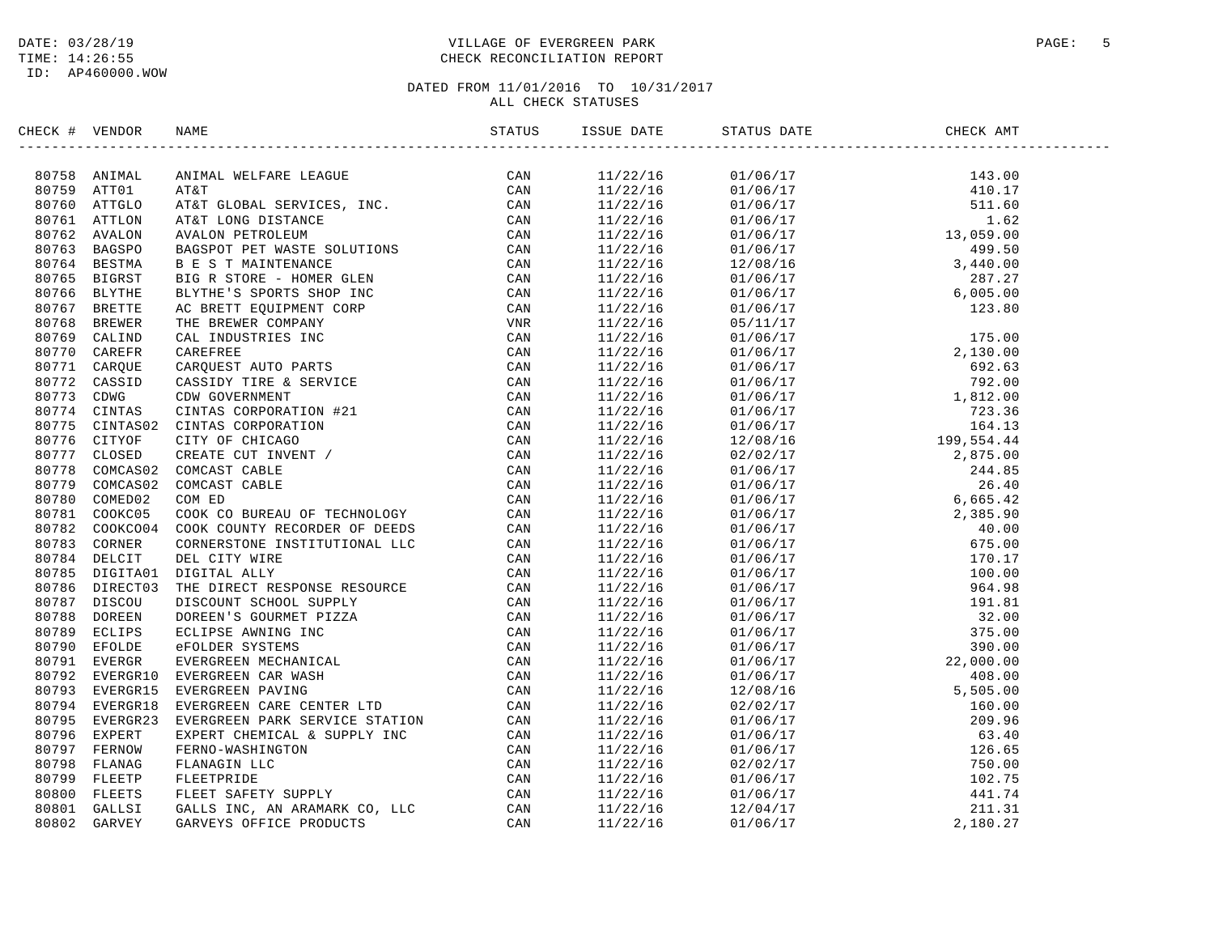VILLAGE OF EVERGREEN PARK
CHECK RECONCILIATION REPORT

DATE: 03/28/19
TIME: 14:26:55
ID: AP460000.WOW

DATED FROM 11/01/2016 TO 10/31/2017
ALL CHECK STATUSES

| CHECK # | VENDOR | NAME | STATUS | ISSUE DATE | STATUS DATE | CHECK AMT |
|---|---|---|---|---|---|---|
| 80758 | ANIMAL | ANIMAL WELFARE LEAGUE | CAN | 11/22/16 | 01/06/17 | 143.00 |
| 80759 | ATT01 | AT&T | CAN | 11/22/16 | 01/06/17 | 410.17 |
| 80760 | ATTGLO | AT&T GLOBAL SERVICES, INC. | CAN | 11/22/16 | 01/06/17 | 511.60 |
| 80761 | ATTLON | AT&T LONG DISTANCE | CAN | 11/22/16 | 01/06/17 | 1.62 |
| 80762 | AVALON | AVALON PETROLEUM | CAN | 11/22/16 | 01/06/17 | 13,059.00 |
| 80763 | BAGSPO | BAGSPOT PET WASTE SOLUTIONS | CAN | 11/22/16 | 01/06/17 | 499.50 |
| 80764 | BESTMA | B E S T MAINTENANCE | CAN | 11/22/16 | 12/08/16 | 3,440.00 |
| 80765 | BIGRST | BIG R STORE - HOMER GLEN | CAN | 11/22/16 | 01/06/17 | 287.27 |
| 80766 | BLYTHE | BLYTHE'S SPORTS SHOP INC | CAN | 11/22/16 | 01/06/17 | 6,005.00 |
| 80767 | BRETTE | AC BRETT EQUIPMENT CORP | CAN | 11/22/16 | 01/06/17 | 123.80 |
| 80768 | BREWER | THE BREWER COMPANY | VNR | 11/22/16 | 05/11/17 | |
| 80769 | CALIND | CAL INDUSTRIES INC | CAN | 11/22/16 | 01/06/17 | 175.00 |
| 80770 | CAREFR | CAREFREE | CAN | 11/22/16 | 01/06/17 | 2,130.00 |
| 80771 | CARQUE | CARQUEST AUTO PARTS | CAN | 11/22/16 | 01/06/17 | 692.63 |
| 80772 | CASSID | CASSIDY TIRE & SERVICE | CAN | 11/22/16 | 01/06/17 | 792.00 |
| 80773 | CDWG | CDW GOVERNMENT | CAN | 11/22/16 | 01/06/17 | 1,812.00 |
| 80774 | CINTAS | CINTAS CORPORATION #21 | CAN | 11/22/16 | 01/06/17 | 723.36 |
| 80775 | CINTAS02 | CINTAS CORPORATION | CAN | 11/22/16 | 01/06/17 | 164.13 |
| 80776 | CITYOF | CITY OF CHICAGO | CAN | 11/22/16 | 12/08/16 | 199,554.44 |
| 80777 | CLOSED | CREATE CUT INVENT / | CAN | 11/22/16 | 02/02/17 | 2,875.00 |
| 80778 | COMCAS02 | COMCAST CABLE | CAN | 11/22/16 | 01/06/17 | 244.85 |
| 80779 | COMCAS02 | COMCAST CABLE | CAN | 11/22/16 | 01/06/17 | 26.40 |
| 80780 | COMED02 | COM ED | CAN | 11/22/16 | 01/06/17 | 6,665.42 |
| 80781 | COOKC05 | COOK CO BUREAU OF TECHNOLOGY | CAN | 11/22/16 | 01/06/17 | 2,385.90 |
| 80782 | COOKC004 | COOK COUNTY RECORDER OF DEEDS | CAN | 11/22/16 | 01/06/17 | 40.00 |
| 80783 | CORNER | CORNERSTONE INSTITUTIONAL LLC | CAN | 11/22/16 | 01/06/17 | 675.00 |
| 80784 | DELCIT | DEL CITY WIRE | CAN | 11/22/16 | 01/06/17 | 170.17 |
| 80785 | DIGITA01 | DIGITAL ALLY | CAN | 11/22/16 | 01/06/17 | 100.00 |
| 80786 | DIRECT03 | THE DIRECT RESPONSE RESOURCE | CAN | 11/22/16 | 01/06/17 | 964.98 |
| 80787 | DISCOU | DISCOUNT SCHOOL SUPPLY | CAN | 11/22/16 | 01/06/17 | 191.81 |
| 80788 | DOREEN | DOREEN'S GOURMET PIZZA | CAN | 11/22/16 | 01/06/17 | 32.00 |
| 80789 | ECLIPS | ECLIPSE AWNING INC | CAN | 11/22/16 | 01/06/17 | 375.00 |
| 80790 | EFOLDE | eFOLDER SYSTEMS | CAN | 11/22/16 | 01/06/17 | 390.00 |
| 80791 | EVERGR | EVERGREEN MECHANICAL | CAN | 11/22/16 | 01/06/17 | 22,000.00 |
| 80792 | EVERGR10 | EVERGREEN CAR WASH | CAN | 11/22/16 | 01/06/17 | 408.00 |
| 80793 | EVERGR15 | EVERGREEN PAVING | CAN | 11/22/16 | 12/08/16 | 5,505.00 |
| 80794 | EVERGR18 | EVERGREEN CARE CENTER LTD | CAN | 11/22/16 | 02/02/17 | 160.00 |
| 80795 | EVERGR23 | EVERGREEN PARK SERVICE STATION | CAN | 11/22/16 | 01/06/17 | 209.96 |
| 80796 | EXPERT | EXPERT CHEMICAL & SUPPLY INC | CAN | 11/22/16 | 01/06/17 | 63.40 |
| 80797 | FERNOW | FERNO-WASHINGTON | CAN | 11/22/16 | 01/06/17 | 126.65 |
| 80798 | FLANAG | FLANAGIN LLC | CAN | 11/22/16 | 02/02/17 | 750.00 |
| 80799 | FLEETP | FLEETPRIDE | CAN | 11/22/16 | 01/06/17 | 102.75 |
| 80800 | FLEETS | FLEET SAFETY SUPPLY | CAN | 11/22/16 | 01/06/17 | 441.74 |
| 80801 | GALLSI | GALLS INC, AN ARAMARK CO, LLC | CAN | 11/22/16 | 12/04/17 | 211.31 |
| 80802 | GARVEY | GARVEYS OFFICE PRODUCTS | CAN | 11/22/16 | 01/06/17 | 2,180.27 |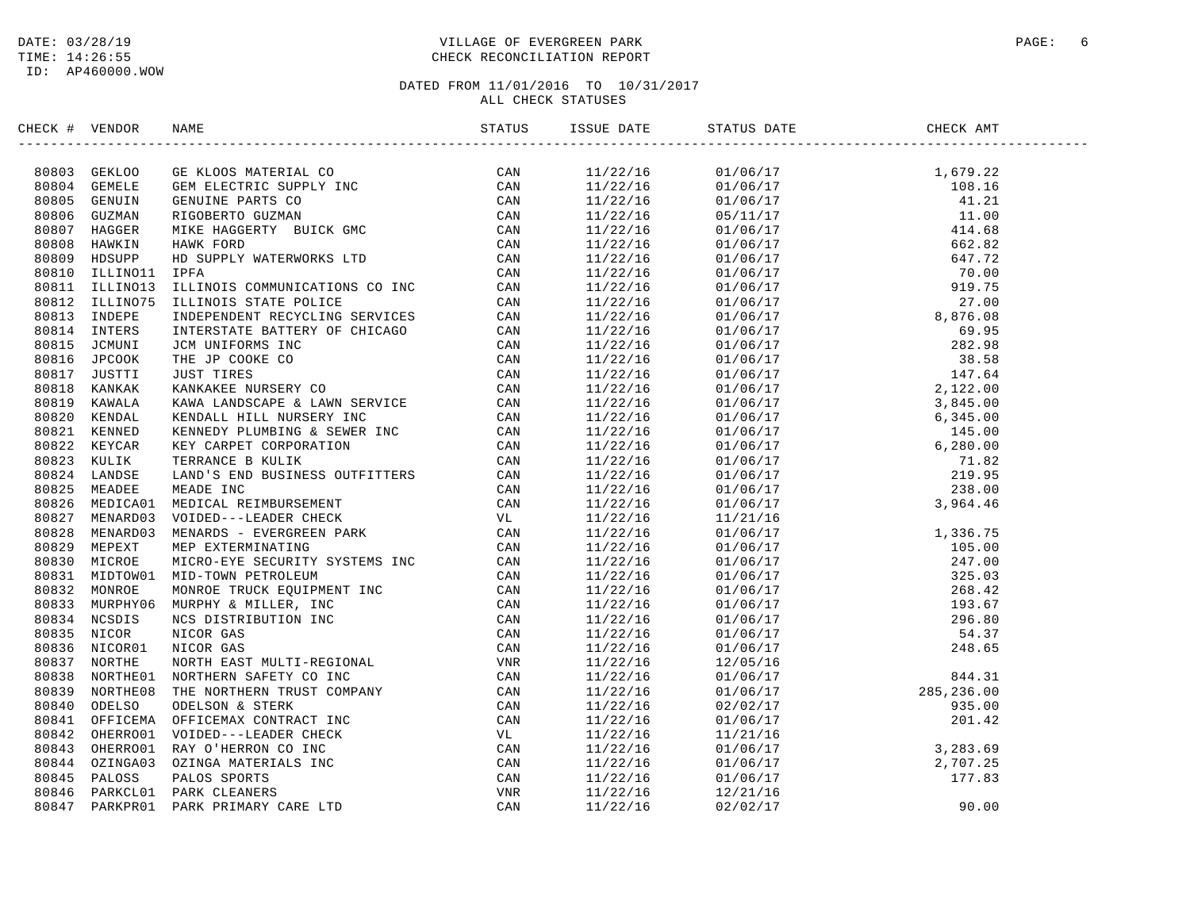# VILLAGE OF EVERGREEN PARK
## CHECK RECONCILIATION REPORT

DATE: 03/28/19
TIME: 14:26:55
ID: AP460000.WOW

DATED FROM 11/01/2016 TO 10/31/2017
ALL CHECK STATUSES

| CHECK # | VENDOR | NAME | STATUS | ISSUE DATE | STATUS DATE | CHECK AMT |
|---|---|---|---|---|---|---|
| 80803 | GEKLOO | GE KLOOS MATERIAL CO | CAN | 11/22/16 | 01/06/17 | 1,679.22 |
| 80804 | GEMELE | GEM ELECTRIC SUPPLY INC | CAN | 11/22/16 | 01/06/17 | 108.16 |
| 80805 | GENUIN | GENUINE PARTS CO | CAN | 11/22/16 | 01/06/17 | 41.21 |
| 80806 | GUZMAN | RIGOBERTO GUZMAN | CAN | 11/22/16 | 05/11/17 | 11.00 |
| 80807 | HAGGER | MIKE HAGGERTY BUICK GMC | CAN | 11/22/16 | 01/06/17 | 414.68 |
| 80808 | HAWKIN | HAWK FORD | CAN | 11/22/16 | 01/06/17 | 662.82 |
| 80809 | HDSUPP | HD SUPPLY WATERWORKS LTD | CAN | 11/22/16 | 01/06/17 | 647.72 |
| 80810 | ILLINO11 | IPFA | CAN | 11/22/16 | 01/06/17 | 70.00 |
| 80811 | ILLINO13 | ILLINOIS COMMUNICATIONS CO INC | CAN | 11/22/16 | 01/06/17 | 919.75 |
| 80812 | ILLINO75 | ILLINOIS STATE POLICE | CAN | 11/22/16 | 01/06/17 | 27.00 |
| 80813 | INDEPE | INDEPENDENT RECYCLING SERVICES | CAN | 11/22/16 | 01/06/17 | 8,876.08 |
| 80814 | INTERS | INTERSTATE BATTERY OF CHICAGO | CAN | 11/22/16 | 01/06/17 | 69.95 |
| 80815 | JCMUNI | JCM UNIFORMS INC | CAN | 11/22/16 | 01/06/17 | 282.98 |
| 80816 | JPCOOK | THE JP COOKE CO | CAN | 11/22/16 | 01/06/17 | 38.58 |
| 80817 | JUSTTI | JUST TIRES | CAN | 11/22/16 | 01/06/17 | 147.64 |
| 80818 | KANKAK | KANKAKEE NURSERY CO | CAN | 11/22/16 | 01/06/17 | 2,122.00 |
| 80819 | KAWALA | KAWA LANDSCAPE & LAWN SERVICE | CAN | 11/22/16 | 01/06/17 | 3,845.00 |
| 80820 | KENDAL | KENDALL HILL NURSERY INC | CAN | 11/22/16 | 01/06/17 | 6,345.00 |
| 80821 | KENNED | KENNEDY PLUMBING & SEWER INC | CAN | 11/22/16 | 01/06/17 | 145.00 |
| 80822 | KEYCAR | KEY CARPET CORPORATION | CAN | 11/22/16 | 01/06/17 | 6,280.00 |
| 80823 | KULIK | TERRANCE B KULIK | CAN | 11/22/16 | 01/06/17 | 71.82 |
| 80824 | LANDSE | LAND'S END BUSINESS OUTFITTERS | CAN | 11/22/16 | 01/06/17 | 219.95 |
| 80825 | MEADEE | MEADE INC | CAN | 11/22/16 | 01/06/17 | 238.00 |
| 80826 | MEDICA01 | MEDICAL REIMBURSEMENT | CAN | 11/22/16 | 01/06/17 | 3,964.46 |
| 80827 | MENARD03 | VOIDED---LEADER CHECK | VL | 11/22/16 | 11/21/16 | |
| 80828 | MENARD03 | MENARDS - EVERGREEN PARK | CAN | 11/22/16 | 01/06/17 | 1,336.75 |
| 80829 | MEPEXT | MEP EXTERMINATING | CAN | 11/22/16 | 01/06/17 | 105.00 |
| 80830 | MICROE | MICRO-EYE SECURITY SYSTEMS INC | CAN | 11/22/16 | 01/06/17 | 247.00 |
| 80831 | MIDTOW01 | MID-TOWN PETROLEUM | CAN | 11/22/16 | 01/06/17 | 325.03 |
| 80832 | MONROE | MONROE TRUCK EQUIPMENT INC | CAN | 11/22/16 | 01/06/17 | 268.42 |
| 80833 | MURPHY06 | MURPHY & MILLER, INC | CAN | 11/22/16 | 01/06/17 | 193.67 |
| 80834 | NCSDIS | NCS DISTRIBUTION INC | CAN | 11/22/16 | 01/06/17 | 296.80 |
| 80835 | NICOR | NICOR GAS | CAN | 11/22/16 | 01/06/17 | 54.37 |
| 80836 | NICOR01 | NICOR GAS | CAN | 11/22/16 | 01/06/17 | 248.65 |
| 80837 | NORTHE | NORTH EAST MULTI-REGIONAL | VNR | 11/22/16 | 12/05/16 | |
| 80838 | NORTHE01 | NORTHERN SAFETY CO INC | CAN | 11/22/16 | 01/06/17 | 844.31 |
| 80839 | NORTHE08 | THE NORTHERN TRUST COMPANY | CAN | 11/22/16 | 01/06/17 | 285,236.00 |
| 80840 | ODELSO | ODELSON & STERK | CAN | 11/22/16 | 02/02/17 | 935.00 |
| 80841 | OFFICEMA | OFFICEMAX CONTRACT INC | CAN | 11/22/16 | 01/06/17 | 201.42 |
| 80842 | OHERRO01 | VOIDED---LEADER CHECK | VL | 11/22/16 | 11/21/16 | |
| 80843 | OHERRO01 | RAY O'HERRON CO INC | CAN | 11/22/16 | 01/06/17 | 3,283.69 |
| 80844 | OZINGA03 | OZINGA MATERIALS INC | CAN | 11/22/16 | 01/06/17 | 2,707.25 |
| 80845 | PALOSS | PALOS SPORTS | CAN | 11/22/16 | 01/06/17 | 177.83 |
| 80846 | PARKCL01 | PARK CLEANERS | VNR | 11/22/16 | 12/21/16 | |
| 80847 | PARKPR01 | PARK PRIMARY CARE LTD | CAN | 11/22/16 | 02/02/17 | 90.00 |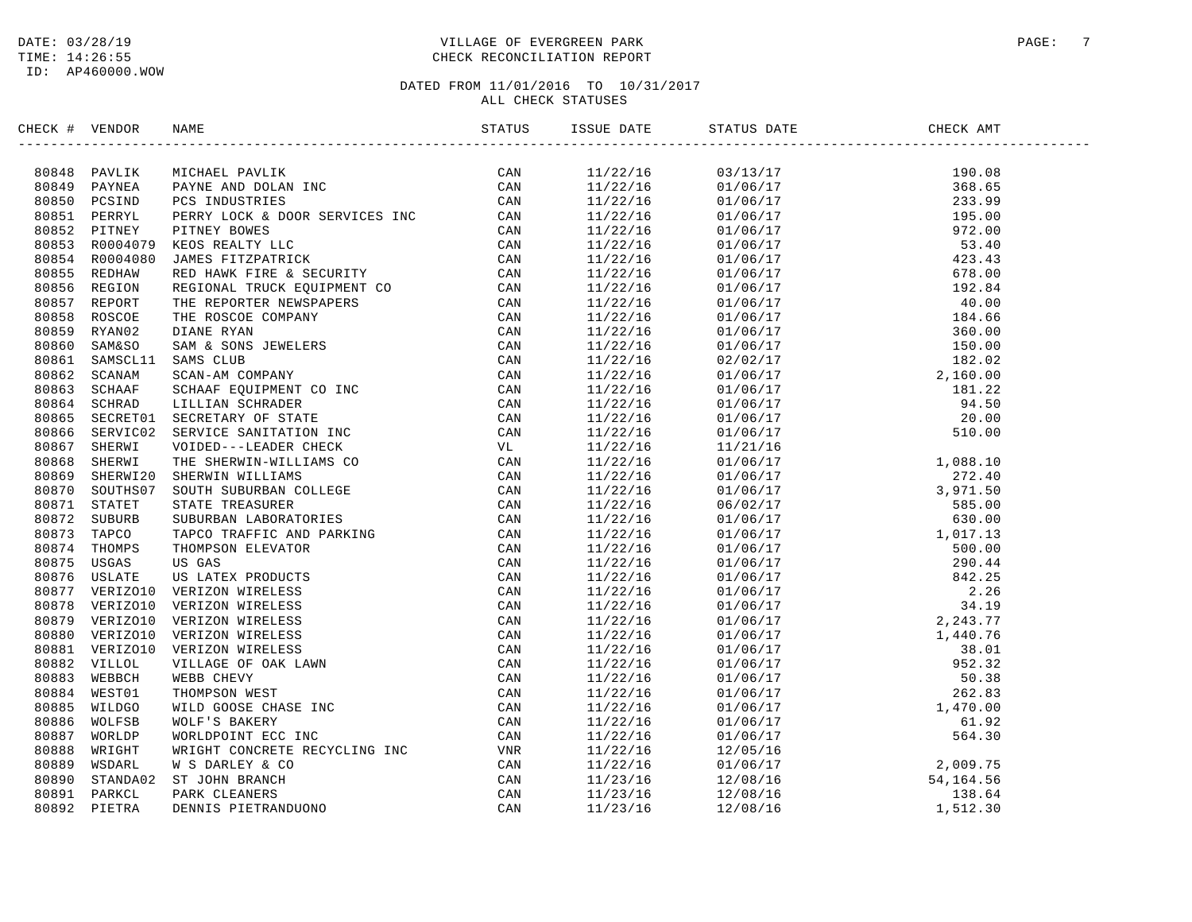DATE: 03/28/19
TIME: 14:26:55
ID: AP460000.WOW

VILLAGE OF EVERGREEN PARK
CHECK RECONCILIATION REPORT

DATED FROM 11/01/2016 TO 10/31/2017
ALL CHECK STATUSES

| CHECK # | VENDOR | NAME | STATUS | ISSUE DATE | STATUS DATE | CHECK AMT |
|---|---|---|---|---|---|---|
| 80848 | PAVLIK | MICHAEL PAVLIK | CAN | 11/22/16 | 03/13/17 | 190.08 |
| 80849 | PAYNEA | PAYNE AND DOLAN INC | CAN | 11/22/16 | 01/06/17 | 368.65 |
| 80850 | PCSIND | PCS INDUSTRIES | CAN | 11/22/16 | 01/06/17 | 233.99 |
| 80851 | PERRYL | PERRY LOCK & DOOR SERVICES INC | CAN | 11/22/16 | 01/06/17 | 195.00 |
| 80852 | PITNEY | PITNEY BOWES | CAN | 11/22/16 | 01/06/17 | 972.00 |
| 80853 | R0004079 | KEOS REALTY LLC | CAN | 11/22/16 | 01/06/17 | 53.40 |
| 80854 | R0004080 | JAMES FITZPATRICK | CAN | 11/22/16 | 01/06/17 | 423.43 |
| 80855 | REDHAW | RED HAWK FIRE & SECURITY | CAN | 11/22/16 | 01/06/17 | 678.00 |
| 80856 | REGION | REGIONAL TRUCK EQUIPMENT CO | CAN | 11/22/16 | 01/06/17 | 192.84 |
| 80857 | REPORT | THE REPORTER NEWSPAPERS | CAN | 11/22/16 | 01/06/17 | 40.00 |
| 80858 | ROSCOE | THE ROSCOE COMPANY | CAN | 11/22/16 | 01/06/17 | 184.66 |
| 80859 | RYAN02 | DIANE RYAN | CAN | 11/22/16 | 01/06/17 | 360.00 |
| 80860 | SAM&SO | SAM & SONS JEWELERS | CAN | 11/22/16 | 01/06/17 | 150.00 |
| 80861 | SAMSCL11 | SAMS CLUB | CAN | 11/22/16 | 02/02/17 | 182.02 |
| 80862 | SCANAM | SCAN-AM COMPANY | CAN | 11/22/16 | 01/06/17 | 2,160.00 |
| 80863 | SCHAAF | SCHAAF EQUIPMENT CO INC | CAN | 11/22/16 | 01/06/17 | 181.22 |
| 80864 | SCHRAD | LILLIAN SCHRADER | CAN | 11/22/16 | 01/06/17 | 94.50 |
| 80865 | SECRET01 | SECRETARY OF STATE | CAN | 11/22/16 | 01/06/17 | 20.00 |
| 80866 | SERVIC02 | SERVICE SANITATION INC | CAN | 11/22/16 | 01/06/17 | 510.00 |
| 80867 | SHERWI | VOIDED---LEADER CHECK | VL | 11/22/16 | 11/21/16 | |
| 80868 | SHERWI | THE SHERWIN-WILLIAMS CO | CAN | 11/22/16 | 01/06/17 | 1,088.10 |
| 80869 | SHERWI20 | SHERWIN WILLIAMS | CAN | 11/22/16 | 01/06/17 | 272.40 |
| 80870 | SOUTHS07 | SOUTH SUBURBAN COLLEGE | CAN | 11/22/16 | 01/06/17 | 3,971.50 |
| 80871 | STATET | STATE TREASURER | CAN | 11/22/16 | 06/02/17 | 585.00 |
| 80872 | SUBURB | SUBURBAN LABORATORIES | CAN | 11/22/16 | 01/06/17 | 630.00 |
| 80873 | TAPCO | TAPCO TRAFFIC AND PARKING | CAN | 11/22/16 | 01/06/17 | 1,017.13 |
| 80874 | THOMPS | THOMPSON ELEVATOR | CAN | 11/22/16 | 01/06/17 | 500.00 |
| 80875 | USGAS | US GAS | CAN | 11/22/16 | 01/06/17 | 290.44 |
| 80876 | USLATE | US LATEX PRODUCTS | CAN | 11/22/16 | 01/06/17 | 842.25 |
| 80877 | VERIZO10 | VERIZON WIRELESS | CAN | 11/22/16 | 01/06/17 | 2.26 |
| 80878 | VERIZO10 | VERIZON WIRELESS | CAN | 11/22/16 | 01/06/17 | 34.19 |
| 80879 | VERIZO10 | VERIZON WIRELESS | CAN | 11/22/16 | 01/06/17 | 2,243.77 |
| 80880 | VERIZO10 | VERIZON WIRELESS | CAN | 11/22/16 | 01/06/17 | 1,440.76 |
| 80881 | VERIZO10 | VERIZON WIRELESS | CAN | 11/22/16 | 01/06/17 | 38.01 |
| 80882 | VILLOL | VILLAGE OF OAK LAWN | CAN | 11/22/16 | 01/06/17 | 952.32 |
| 80883 | WEBBCH | WEBB CHEVY | CAN | 11/22/16 | 01/06/17 | 50.38 |
| 80884 | WEST01 | THOMPSON WEST | CAN | 11/22/16 | 01/06/17 | 262.83 |
| 80885 | WILDGO | WILD GOOSE CHASE INC | CAN | 11/22/16 | 01/06/17 | 1,470.00 |
| 80886 | WOLFSB | WOLF'S BAKERY | CAN | 11/22/16 | 01/06/17 | 61.92 |
| 80887 | WORLDP | WORLDPOINT ECC INC | CAN | 11/22/16 | 01/06/17 | 564.30 |
| 80888 | WRIGHT | WRIGHT CONCRETE RECYCLING INC | VNR | 11/22/16 | 12/05/16 | |
| 80889 | WSDARL | W S DARLEY & CO | CAN | 11/22/16 | 01/06/17 | 2,009.75 |
| 80890 | STANDA02 | ST JOHN BRANCH | CAN | 11/23/16 | 12/08/16 | 54,164.56 |
| 80891 | PARKCL | PARK CLEANERS | CAN | 11/23/16 | 12/08/16 | 138.64 |
| 80892 | PIETRA | DENNIS PIETRANDUONO | CAN | 11/23/16 | 12/08/16 | 1,512.30 |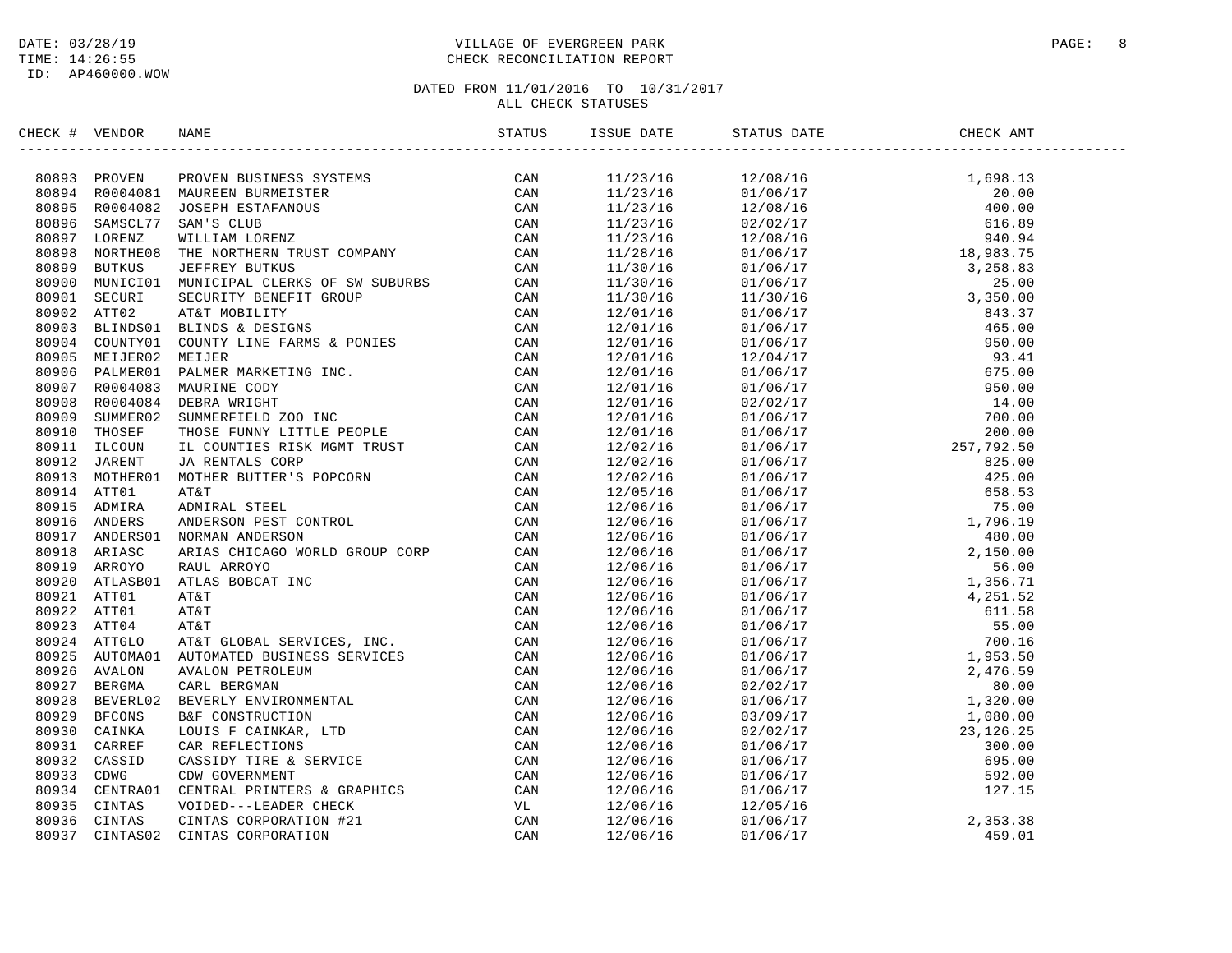DATE: 03/28/19
TIME: 14:26:55
ID: AP460000.WOW

# VILLAGE OF EVERGREEN PARK
## CHECK RECONCILIATION REPORT

DATED FROM 11/01/2016 TO 10/31/2017
ALL CHECK STATUSES

| CHECK # | VENDOR | NAME | STATUS | ISSUE DATE | STATUS DATE | CHECK AMT |
|---|---|---|---|---|---|---|
| 80893 | PROVEN | PROVEN BUSINESS SYSTEMS | CAN | 11/23/16 | 12/08/16 | 1,698.13 |
| 80894 | R0004081 | MAUREEN BURMEISTER | CAN | 11/23/16 | 01/06/17 | 20.00 |
| 80895 | R0004082 | JOSEPH ESTAFANOUS | CAN | 11/23/16 | 12/08/16 | 400.00 |
| 80896 | SAMSCL77 | SAM'S CLUB | CAN | 11/23/16 | 02/02/17 | 616.89 |
| 80897 | LORENZ | WILLIAM LORENZ | CAN | 11/23/16 | 12/08/16 | 940.94 |
| 80898 | NORTHE08 | THE NORTHERN TRUST COMPANY | CAN | 11/28/16 | 01/06/17 | 18,983.75 |
| 80899 | BUTKUS | JEFFREY BUTKUS | CAN | 11/30/16 | 01/06/17 | 3,258.83 |
| 80900 | MUNICI01 | MUNICIPAL CLERKS OF SW SUBURBS | CAN | 11/30/16 | 01/06/17 | 25.00 |
| 80901 | SECURI | SECURITY BENEFIT GROUP | CAN | 11/30/16 | 11/30/16 | 3,350.00 |
| 80902 | ATT02 | AT&T MOBILITY | CAN | 12/01/16 | 01/06/17 | 843.37 |
| 80903 | BLINDS01 | BLINDS & DESIGNS | CAN | 12/01/16 | 01/06/17 | 465.00 |
| 80904 | COUNTY01 | COUNTY LINE FARMS & PONIES | CAN | 12/01/16 | 01/06/17 | 950.00 |
| 80905 | MEIJER02 | MEIJER | CAN | 12/01/16 | 12/04/17 | 93.41 |
| 80906 | PALMER01 | PALMER MARKETING INC. | CAN | 12/01/16 | 01/06/17 | 675.00 |
| 80907 | R0004083 | MAURINE CODY | CAN | 12/01/16 | 01/06/17 | 950.00 |
| 80908 | R0004084 | DEBRA WRIGHT | CAN | 12/01/16 | 02/02/17 | 14.00 |
| 80909 | SUMMER02 | SUMMERFIELD ZOO INC | CAN | 12/01/16 | 01/06/17 | 700.00 |
| 80910 | THOSEF | THOSE FUNNY LITTLE PEOPLE | CAN | 12/01/16 | 01/06/17 | 200.00 |
| 80911 | ILCOUN | IL COUNTIES RISK MGMT TRUST | CAN | 12/02/16 | 01/06/17 | 257,792.50 |
| 80912 | JARENT | JA RENTALS CORP | CAN | 12/02/16 | 01/06/17 | 825.00 |
| 80913 | MOTHER01 | MOTHER BUTTER'S POPCORN | CAN | 12/02/16 | 01/06/17 | 425.00 |
| 80914 | ATT01 | AT&T | CAN | 12/05/16 | 01/06/17 | 658.53 |
| 80915 | ADMIRA | ADMIRAL STEEL | CAN | 12/06/16 | 01/06/17 | 75.00 |
| 80916 | ANDERS | ANDERSON PEST CONTROL | CAN | 12/06/16 | 01/06/17 | 1,796.19 |
| 80917 | ANDERS01 | NORMAN ANDERSON | CAN | 12/06/16 | 01/06/17 | 480.00 |
| 80918 | ARIASC | ARIAS CHICAGO WORLD GROUP CORP | CAN | 12/06/16 | 01/06/17 | 2,150.00 |
| 80919 | ARROYO | RAUL ARROYO | CAN | 12/06/16 | 01/06/17 | 56.00 |
| 80920 | ATLASB01 | ATLAS BOBCAT INC | CAN | 12/06/16 | 01/06/17 | 1,356.71 |
| 80921 | ATT01 | AT&T | CAN | 12/06/16 | 01/06/17 | 4,251.52 |
| 80922 | ATT01 | AT&T | CAN | 12/06/16 | 01/06/17 | 611.58 |
| 80923 | ATT04 | AT&T | CAN | 12/06/16 | 01/06/17 | 55.00 |
| 80924 | ATTGLO | AT&T GLOBAL SERVICES, INC. | CAN | 12/06/16 | 01/06/17 | 700.16 |
| 80925 | AUTOMA01 | AUTOMATED BUSINESS SERVICES | CAN | 12/06/16 | 01/06/17 | 1,953.50 |
| 80926 | AVALON | AVALON PETROLEUM | CAN | 12/06/16 | 01/06/17 | 2,476.59 |
| 80927 | BERGMA | CARL BERGMAN | CAN | 12/06/16 | 02/02/17 | 80.00 |
| 80928 | BEVERL02 | BEVERLY ENVIRONMENTAL | CAN | 12/06/16 | 01/06/17 | 1,320.00 |
| 80929 | BFCONS | B&F CONSTRUCTION | CAN | 12/06/16 | 03/09/17 | 1,080.00 |
| 80930 | CAINKA | LOUIS F CAINKAR, LTD | CAN | 12/06/16 | 02/02/17 | 23,126.25 |
| 80931 | CARREF | CAR REFLECTIONS | CAN | 12/06/16 | 01/06/17 | 300.00 |
| 80932 | CASSID | CASSIDY TIRE & SERVICE | CAN | 12/06/16 | 01/06/17 | 695.00 |
| 80933 | CDWG | CDW GOVERNMENT | CAN | 12/06/16 | 01/06/17 | 592.00 |
| 80934 | CENTRA01 | CENTRAL PRINTERS & GRAPHICS | CAN | 12/06/16 | 01/06/17 | 127.15 |
| 80935 | CINTAS | VOIDED---LEADER CHECK | VL | 12/06/16 | 12/05/16 | |
| 80936 | CINTAS | CINTAS CORPORATION #21 | CAN | 12/06/16 | 01/06/17 | 2,353.38 |
| 80937 | CINTAS02 | CINTAS CORPORATION | CAN | 12/06/16 | 01/06/17 | 459.01 |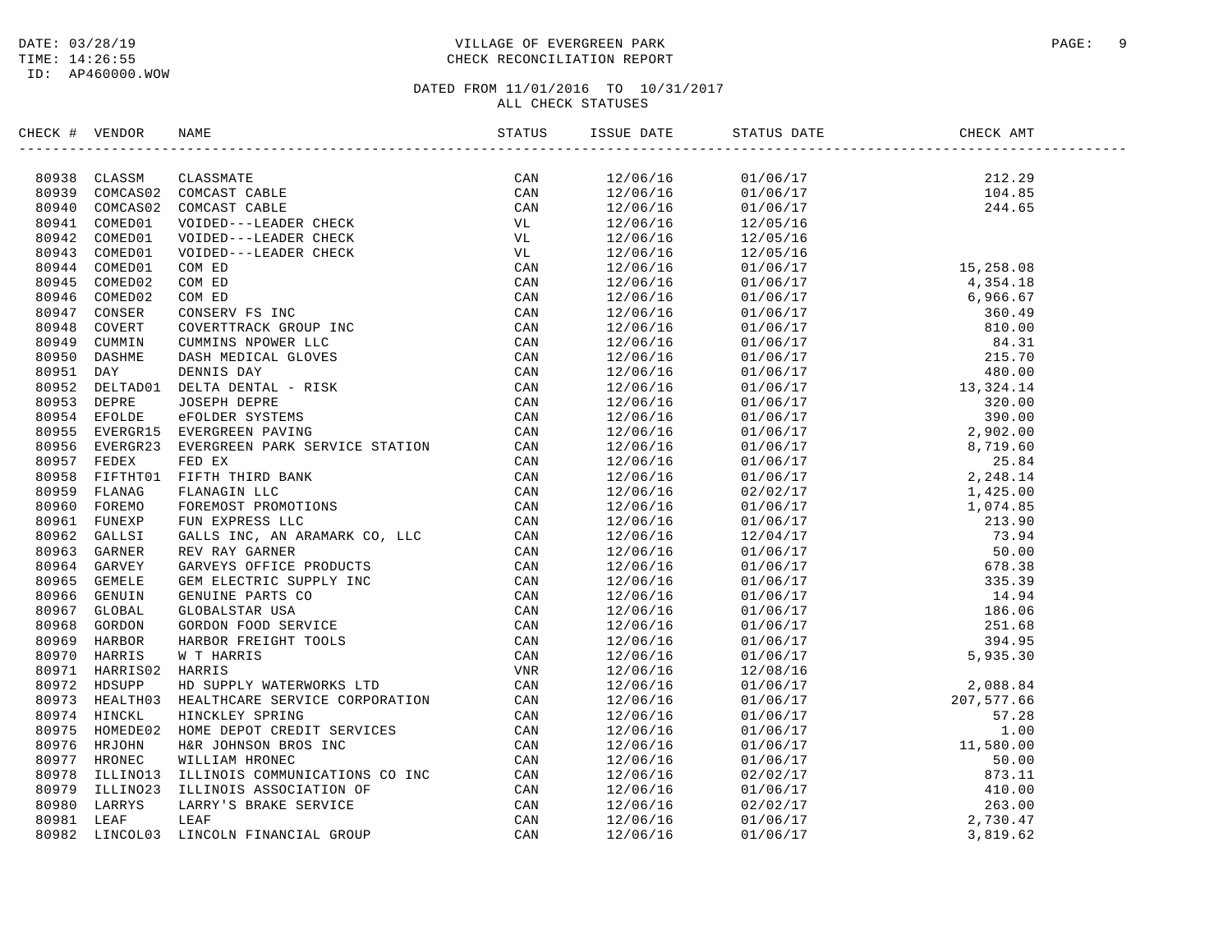DATE: 03/28/19
TIME: 14:26:55
ID: AP460000.WOW

# VILLAGE OF EVERGREEN PARK
## CHECK RECONCILIATION REPORT

DATED FROM 11/01/2016 TO 10/31/2017
ALL CHECK STATUSES

| CHECK # | VENDOR | NAME | STATUS | ISSUE DATE | STATUS DATE | CHECK AMT |
|---|---|---|---|---|---|---|
| 80938 | CLASSM | CLASSMATE | CAN | 12/06/16 | 01/06/17 | 212.29 |
| 80939 | COMCAS02 | COMCAST CABLE | CAN | 12/06/16 | 01/06/17 | 104.85 |
| 80940 | COMCAS02 | COMCAST CABLE | CAN | 12/06/16 | 01/06/17 | 244.65 |
| 80941 | COMED01 | VOIDED---LEADER CHECK | VL | 12/06/16 | 12/05/16 | |
| 80942 | COMED01 | VOIDED---LEADER CHECK | VL | 12/06/16 | 12/05/16 | |
| 80943 | COMED01 | VOIDED---LEADER CHECK | VL | 12/06/16 | 12/05/16 | |
| 80944 | COMED01 | COM ED | CAN | 12/06/16 | 01/06/17 | 15,258.08 |
| 80945 | COMED02 | COM ED | CAN | 12/06/16 | 01/06/17 | 4,354.18 |
| 80946 | COMED02 | COM ED | CAN | 12/06/16 | 01/06/17 | 6,966.67 |
| 80947 | CONSER | CONSERV FS INC | CAN | 12/06/16 | 01/06/17 | 360.49 |
| 80948 | COVERT | COVERTTRACK GROUP INC | CAN | 12/06/16 | 01/06/17 | 810.00 |
| 80949 | CUMMIN | CUMMINS NPOWER LLC | CAN | 12/06/16 | 01/06/17 | 84.31 |
| 80950 | DASHME | DASH MEDICAL GLOVES | CAN | 12/06/16 | 01/06/17 | 215.70 |
| 80951 | DAY | DENNIS DAY | CAN | 12/06/16 | 01/06/17 | 480.00 |
| 80952 | DELTAD01 | DELTA DENTAL - RISK | CAN | 12/06/16 | 01/06/17 | 13,324.14 |
| 80953 | DEPRE | JOSEPH DEPRE | CAN | 12/06/16 | 01/06/17 | 320.00 |
| 80954 | EFOLDE | eFOLDER SYSTEMS | CAN | 12/06/16 | 01/06/17 | 390.00 |
| 80955 | EVERGR15 | EVERGREEN PAVING | CAN | 12/06/16 | 01/06/17 | 2,902.00 |
| 80956 | EVERGR23 | EVERGREEN PARK SERVICE STATION | CAN | 12/06/16 | 01/06/17 | 8,719.60 |
| 80957 | FEDEX | FED EX | CAN | 12/06/16 | 01/06/17 | 25.84 |
| 80958 | FIFTHT01 | FIFTH THIRD BANK | CAN | 12/06/16 | 01/06/17 | 2,248.14 |
| 80959 | FLANAG | FLANAGIN LLC | CAN | 12/06/16 | 02/02/17 | 1,425.00 |
| 80960 | FOREMO | FOREMOST PROMOTIONS | CAN | 12/06/16 | 01/06/17 | 1,074.85 |
| 80961 | FUNEXP | FUN EXPRESS LLC | CAN | 12/06/16 | 01/06/17 | 213.90 |
| 80962 | GALLSI | GALLS INC, AN ARAMARK CO, LLC | CAN | 12/06/16 | 12/04/17 | 73.94 |
| 80963 | GARNER | REV RAY GARNER | CAN | 12/06/16 | 01/06/17 | 50.00 |
| 80964 | GARVEY | GARVEYS OFFICE PRODUCTS | CAN | 12/06/16 | 01/06/17 | 678.38 |
| 80965 | GEMELE | GEM ELECTRIC SUPPLY INC | CAN | 12/06/16 | 01/06/17 | 335.39 |
| 80966 | GENUIN | GENUINE PARTS CO | CAN | 12/06/16 | 01/06/17 | 14.94 |
| 80967 | GLOBAL | GLOBALSTAR USA | CAN | 12/06/16 | 01/06/17 | 186.06 |
| 80968 | GORDON | GORDON FOOD SERVICE | CAN | 12/06/16 | 01/06/17 | 251.68 |
| 80969 | HARBOR | HARBOR FREIGHT TOOLS | CAN | 12/06/16 | 01/06/17 | 394.95 |
| 80970 | HARRIS | W T HARRIS | CAN | 12/06/16 | 01/06/17 | 5,935.30 |
| 80971 | HARRIS02 | HARRIS | VNR | 12/06/16 | 12/08/16 | |
| 80972 | HDSUPP | HD SUPPLY WATERWORKS LTD | CAN | 12/06/16 | 01/06/17 | 2,088.84 |
| 80973 | HEALTH03 | HEALTHCARE SERVICE CORPORATION | CAN | 12/06/16 | 01/06/17 | 207,577.66 |
| 80974 | HINCKL | HINCKLEY SPRING | CAN | 12/06/16 | 01/06/17 | 57.28 |
| 80975 | HOMEDE02 | HOME DEPOT CREDIT SERVICES | CAN | 12/06/16 | 01/06/17 | 1.00 |
| 80976 | HRJOHN | H&R JOHNSON BROS INC | CAN | 12/06/16 | 01/06/17 | 11,580.00 |
| 80977 | HRONEC | WILLIAM HRONEC | CAN | 12/06/16 | 01/06/17 | 50.00 |
| 80978 | ILLINO13 | ILLINOIS COMMUNICATIONS CO INC | CAN | 12/06/16 | 02/02/17 | 873.11 |
| 80979 | ILLINO23 | ILLINOIS ASSOCIATION OF | CAN | 12/06/16 | 01/06/17 | 410.00 |
| 80980 | LARRYS | LARRY'S BRAKE SERVICE | CAN | 12/06/16 | 02/02/17 | 263.00 |
| 80981 | LEAF | LEAF | CAN | 12/06/16 | 01/06/17 | 2,730.47 |
| 80982 | LINCOL03 | LINCOLN FINANCIAL GROUP | CAN | 12/06/16 | 01/06/17 | 3,819.62 |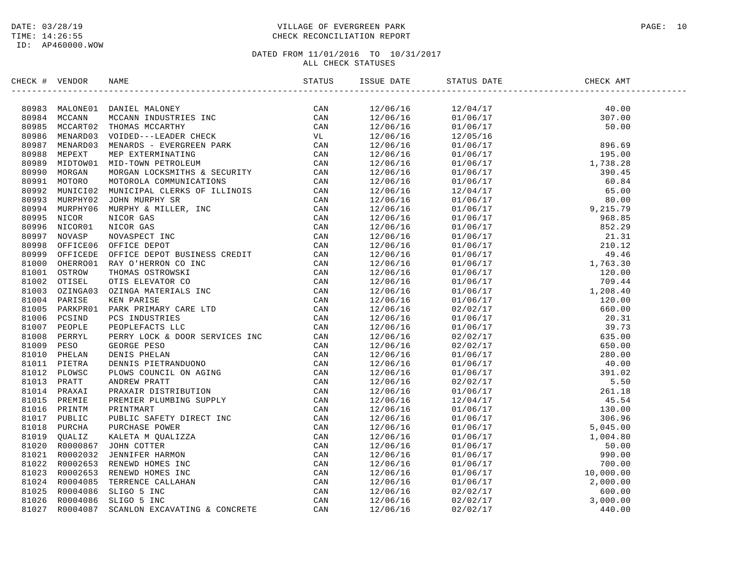DATE: 03/28/19
TIME: 14:26:55
ID: AP460000.WOW

# VILLAGE OF EVERGREEN PARK
## CHECK RECONCILIATION REPORT

DATED FROM 11/01/2016 TO 10/31/2017
ALL CHECK STATUSES

| CHECK # | VENDOR | NAME | STATUS | ISSUE DATE | STATUS DATE | CHECK AMT |
|---|---|---|---|---|---|---|
| 80983 | MALONE01 | DANIEL MALONEY | CAN | 12/06/16 | 12/04/17 | 40.00 |
| 80984 | MCCANN | MCCANN INDUSTRIES INC | CAN | 12/06/16 | 01/06/17 | 307.00 |
| 80985 | MCCART02 | THOMAS MCCARTHY | CAN | 12/06/16 | 01/06/17 | 50.00 |
| 80986 | MENARD03 | VOIDED---LEADER CHECK | VL | 12/06/16 | 12/05/16 | |
| 80987 | MENARD03 | MENARDS - EVERGREEN PARK | CAN | 12/06/16 | 01/06/17 | 896.69 |
| 80988 | MEPEXT | MEP EXTERMINATING | CAN | 12/06/16 | 01/06/17 | 195.00 |
| 80989 | MIDTOW01 | MID-TOWN PETROLEUM | CAN | 12/06/16 | 01/06/17 | 1,738.28 |
| 80990 | MORGAN | MORGAN LOCKSMITHS & SECURITY | CAN | 12/06/16 | 01/06/17 | 390.45 |
| 80991 | MOTORO | MOTOROLA COMMUNICATIONS | CAN | 12/06/16 | 01/06/17 | 60.84 |
| 80992 | MUNICI02 | MUNICIPAL CLERKS OF ILLINOIS | CAN | 12/06/16 | 12/04/17 | 65.00 |
| 80993 | MURPHY02 | JOHN MURPHY SR | CAN | 12/06/16 | 01/06/17 | 80.00 |
| 80994 | MURPHY06 | MURPHY & MILLER, INC | CAN | 12/06/16 | 01/06/17 | 9,215.79 |
| 80995 | NICOR | NICOR GAS | CAN | 12/06/16 | 01/06/17 | 968.85 |
| 80996 | NICOR01 | NICOR GAS | CAN | 12/06/16 | 01/06/17 | 852.29 |
| 80997 | NOVASP | NOVASPECT INC | CAN | 12/06/16 | 01/06/17 | 21.31 |
| 80998 | OFFICE06 | OFFICE DEPOT | CAN | 12/06/16 | 01/06/17 | 210.12 |
| 80999 | OFFICEDE | OFFICE DEPOT BUSINESS CREDIT | CAN | 12/06/16 | 01/06/17 | 49.46 |
| 81000 | OHERRO01 | RAY O'HERRON CO INC | CAN | 12/06/16 | 01/06/17 | 1,763.30 |
| 81001 | OSTROW | THOMAS OSTROWSKI | CAN | 12/06/16 | 01/06/17 | 120.00 |
| 81002 | OTISEL | OTIS ELEVATOR CO | CAN | 12/06/16 | 01/06/17 | 709.44 |
| 81003 | OZINGA03 | OZINGA MATERIALS INC | CAN | 12/06/16 | 01/06/17 | 1,208.40 |
| 81004 | PARISE | KEN PARISE | CAN | 12/06/16 | 01/06/17 | 120.00 |
| 81005 | PARKPR01 | PARK PRIMARY CARE LTD | CAN | 12/06/16 | 02/02/17 | 660.00 |
| 81006 | PCSIND | PCS INDUSTRIES | CAN | 12/06/16 | 01/06/17 | 20.31 |
| 81007 | PEOPLE | PEOPLEFACTS LLC | CAN | 12/06/16 | 01/06/17 | 39.73 |
| 81008 | PERRYL | PERRY LOCK & DOOR SERVICES INC | CAN | 12/06/16 | 02/02/17 | 635.00 |
| 81009 | PESO | GEORGE PESO | CAN | 12/06/16 | 02/02/17 | 650.00 |
| 81010 | PHELAN | DENIS PHELAN | CAN | 12/06/16 | 01/06/17 | 280.00 |
| 81011 | PIETRA | DENNIS PIETRANDUONO | CAN | 12/06/16 | 01/06/17 | 40.00 |
| 81012 | PLOWSC | PLOWS COUNCIL ON AGING | CAN | 12/06/16 | 01/06/17 | 391.02 |
| 81013 | PRATT | ANDREW PRATT | CAN | 12/06/16 | 02/02/17 | 5.50 |
| 81014 | PRAXAI | PRAXAIR DISTRIBUTION | CAN | 12/06/16 | 01/06/17 | 261.18 |
| 81015 | PREMIE | PREMIER PLUMBING SUPPLY | CAN | 12/06/16 | 12/04/17 | 45.54 |
| 81016 | PRINTM | PRINTMART | CAN | 12/06/16 | 01/06/17 | 130.00 |
| 81017 | PUBLIC | PUBLIC SAFETY DIRECT INC | CAN | 12/06/16 | 01/06/17 | 306.96 |
| 81018 | PURCHA | PURCHASE POWER | CAN | 12/06/16 | 01/06/17 | 5,045.00 |
| 81019 | QUALIZ | KALETA M QUALIZZA | CAN | 12/06/16 | 01/06/17 | 1,004.80 |
| 81020 | R0000867 | JOHN COTTER | CAN | 12/06/16 | 01/06/17 | 50.00 |
| 81021 | R0002032 | JENNIFER HARMON | CAN | 12/06/16 | 01/06/17 | 990.00 |
| 81022 | R0002653 | RENEWD HOMES INC | CAN | 12/06/16 | 01/06/17 | 700.00 |
| 81023 | R0002653 | RENEWD HOMES INC | CAN | 12/06/16 | 01/06/17 | 10,000.00 |
| 81024 | R0004085 | TERRENCE CALLAHAN | CAN | 12/06/16 | 01/06/17 | 2,000.00 |
| 81025 | R0004086 | SLIGO 5 INC | CAN | 12/06/16 | 02/02/17 | 600.00 |
| 81026 | R0004086 | SLIGO 5 INC | CAN | 12/06/16 | 02/02/17 | 3,000.00 |
| 81027 | R0004087 | SCANLON EXCAVATING & CONCRETE | CAN | 12/06/16 | 02/02/17 | 440.00 |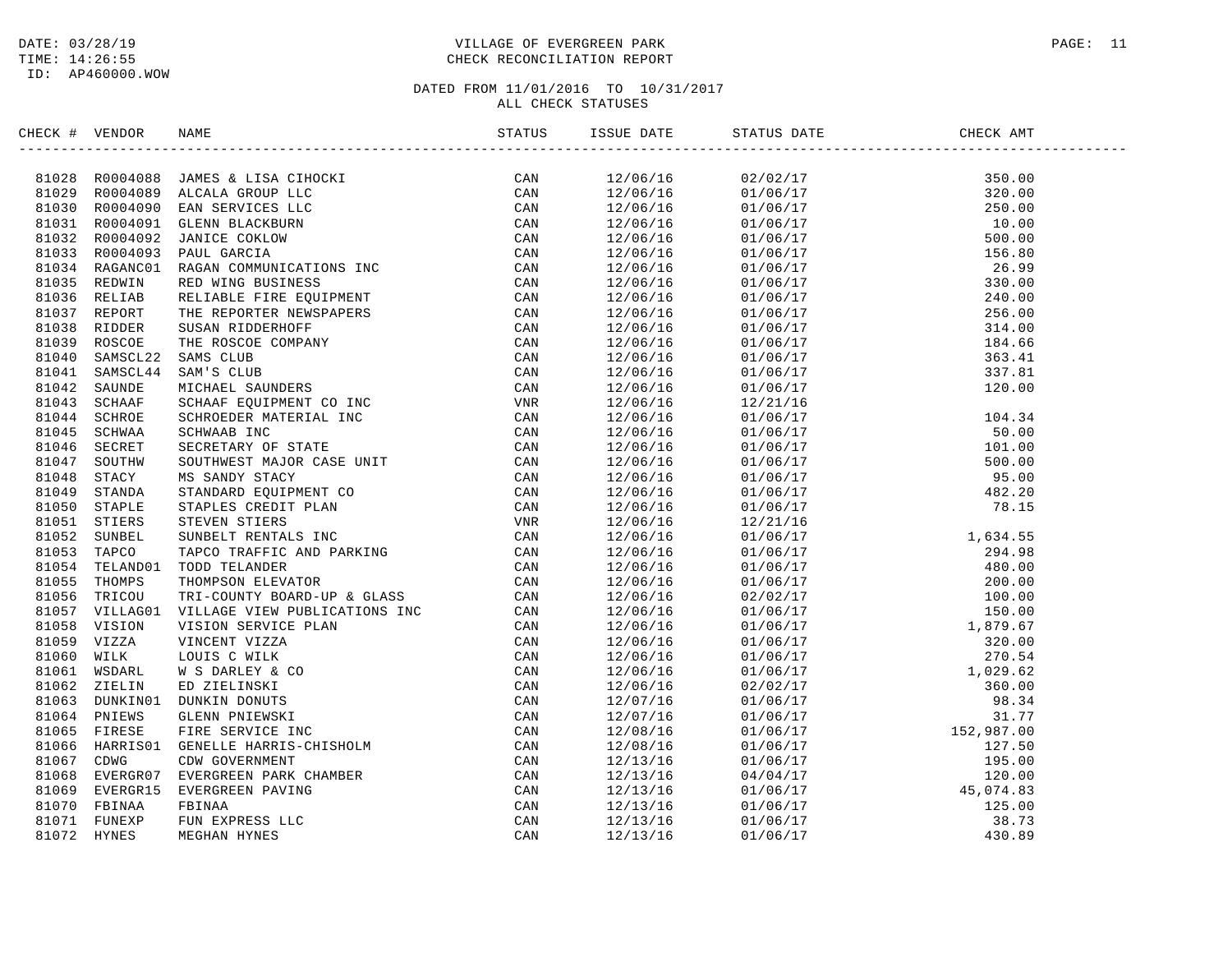DATE: 03/28/19
TIME: 14:26:55
ID: AP460000.WOW

VILLAGE OF EVERGREEN PARK
CHECK RECONCILIATION REPORT

DATED FROM 11/01/2016 TO 10/31/2017
ALL CHECK STATUSES

| CHECK # | VENDOR | NAME | STATUS | ISSUE DATE | STATUS DATE | CHECK AMT |
|---|---|---|---|---|---|---|
| 81028 | R0004088 | JAMES & LISA CIHOCKI | CAN | 12/06/16 | 02/02/17 | 350.00 |
| 81029 | R0004089 | ALCALA GROUP LLC | CAN | 12/06/16 | 01/06/17 | 320.00 |
| 81030 | R0004090 | EAN SERVICES LLC | CAN | 12/06/16 | 01/06/17 | 250.00 |
| 81031 | R0004091 | GLENN BLACKBURN | CAN | 12/06/16 | 01/06/17 | 10.00 |
| 81032 | R0004092 | JANICE COKLOW | CAN | 12/06/16 | 01/06/17 | 500.00 |
| 81033 | R0004093 | PAUL GARCIA | CAN | 12/06/16 | 01/06/17 | 156.80 |
| 81034 | RAGANC01 | RAGAN COMMUNICATIONS INC | CAN | 12/06/16 | 01/06/17 | 26.99 |
| 81035 | REDWIN | RED WING BUSINESS | CAN | 12/06/16 | 01/06/17 | 330.00 |
| 81036 | RELIAB | RELIABLE FIRE EQUIPMENT | CAN | 12/06/16 | 01/06/17 | 240.00 |
| 81037 | REPORT | THE REPORTER NEWSPAPERS | CAN | 12/06/16 | 01/06/17 | 256.00 |
| 81038 | RIDDER | SUSAN RIDDERHOFF | CAN | 12/06/16 | 01/06/17 | 314.00 |
| 81039 | ROSCOE | THE ROSCOE COMPANY | CAN | 12/06/16 | 01/06/17 | 184.66 |
| 81040 | SAMSCL22 | SAMS CLUB | CAN | 12/06/16 | 01/06/17 | 363.41 |
| 81041 | SAMSCL44 | SAM'S CLUB | CAN | 12/06/16 | 01/06/17 | 337.81 |
| 81042 | SAUNDE | MICHAEL SAUNDERS | CAN | 12/06/16 | 01/06/17 | 120.00 |
| 81043 | SCHAAF | SCHAAF EQUIPMENT CO INC | VNR | 12/06/16 | 12/21/16 | |
| 81044 | SCHROE | SCHROEDER MATERIAL INC | CAN | 12/06/16 | 01/06/17 | 104.34 |
| 81045 | SCHWAA | SCHWAAB INC | CAN | 12/06/16 | 01/06/17 | 50.00 |
| 81046 | SECRET | SECRETARY OF STATE | CAN | 12/06/16 | 01/06/17 | 101.00 |
| 81047 | SOUTHW | SOUTHWEST MAJOR CASE UNIT | CAN | 12/06/16 | 01/06/17 | 500.00 |
| 81048 | STACY | MS SANDY STACY | CAN | 12/06/16 | 01/06/17 | 95.00 |
| 81049 | STANDA | STANDARD EQUIPMENT CO | CAN | 12/06/16 | 01/06/17 | 482.20 |
| 81050 | STAPLE | STAPLES CREDIT PLAN | CAN | 12/06/16 | 01/06/17 | 78.15 |
| 81051 | STIERS | STEVEN STIERS | VNR | 12/06/16 | 12/21/16 | |
| 81052 | SUNBEL | SUNBELT RENTALS INC | CAN | 12/06/16 | 01/06/17 | 1,634.55 |
| 81053 | TAPCO | TAPCO TRAFFIC AND PARKING | CAN | 12/06/16 | 01/06/17 | 294.98 |
| 81054 | TELAND01 | TODD TELANDER | CAN | 12/06/16 | 01/06/17 | 480.00 |
| 81055 | THOMPS | THOMPSON ELEVATOR | CAN | 12/06/16 | 01/06/17 | 200.00 |
| 81056 | TRICOU | TRI-COUNTY BOARD-UP & GLASS | CAN | 12/06/16 | 02/02/17 | 100.00 |
| 81057 | VILLAG01 | VILLAGE VIEW PUBLICATIONS INC | CAN | 12/06/16 | 01/06/17 | 150.00 |
| 81058 | VISION | VISION SERVICE PLAN | CAN | 12/06/16 | 01/06/17 | 1,879.67 |
| 81059 | VIZZA | VINCENT VIZZA | CAN | 12/06/16 | 01/06/17 | 320.00 |
| 81060 | WILK | LOUIS C WILK | CAN | 12/06/16 | 01/06/17 | 270.54 |
| 81061 | WSDARL | W S DARLEY & CO | CAN | 12/06/16 | 01/06/17 | 1,029.62 |
| 81062 | ZIELIN | ED ZIELINSKI | CAN | 12/06/16 | 02/02/17 | 360.00 |
| 81063 | DUNKIN01 | DUNKIN DONUTS | CAN | 12/07/16 | 01/06/17 | 98.34 |
| 81064 | PNIEWS | GLENN PNIEWSKI | CAN | 12/07/16 | 01/06/17 | 31.77 |
| 81065 | FIRESE | FIRE SERVICE INC | CAN | 12/08/16 | 01/06/17 | 152,987.00 |
| 81066 | HARRIS01 | GENELLE HARRIS-CHISHOLM | CAN | 12/08/16 | 01/06/17 | 127.50 |
| 81067 | CDWG | CDW GOVERNMENT | CAN | 12/13/16 | 01/06/17 | 195.00 |
| 81068 | EVERGR07 | EVERGREEN PARK CHAMBER | CAN | 12/13/16 | 04/04/17 | 120.00 |
| 81069 | EVERGR15 | EVERGREEN PAVING | CAN | 12/13/16 | 01/06/17 | 45,074.83 |
| 81070 | FBINAA | FBINAA | CAN | 12/13/16 | 01/06/17 | 125.00 |
| 81071 | FUNEXP | FUN EXPRESS LLC | CAN | 12/13/16 | 01/06/17 | 38.73 |
| 81072 | HYNES | MEGHAN HYNES | CAN | 12/13/16 | 01/06/17 | 430.89 |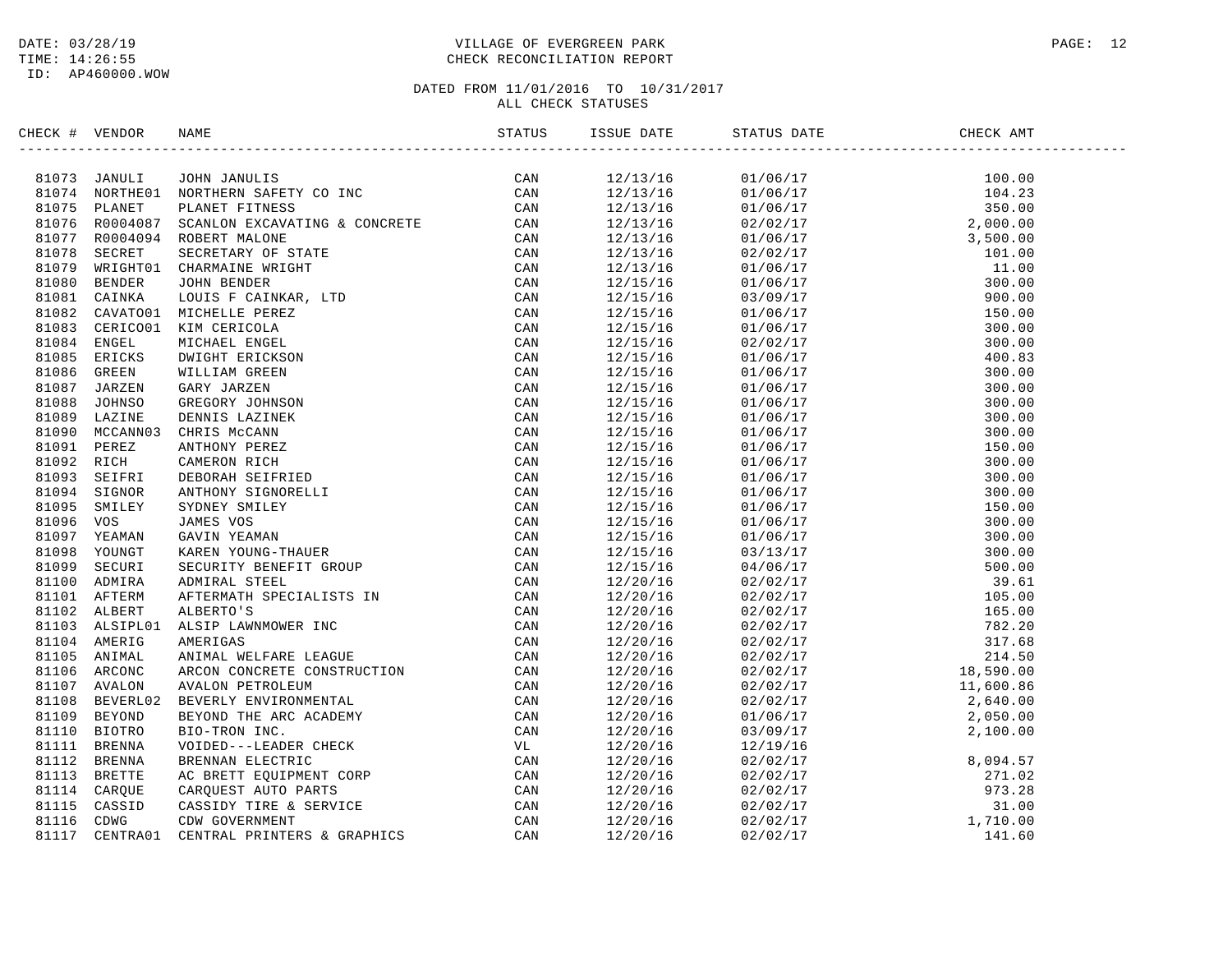DATE: 03/28/19
TIME: 14:26:55
ID: AP460000.WOW

# VILLAGE OF EVERGREEN PARK
## CHECK RECONCILIATION REPORT

DATED FROM 11/01/2016 TO 10/31/2017
ALL CHECK STATUSES

| CHECK # | VENDOR | NAME | STATUS | ISSUE DATE | STATUS DATE | CHECK AMT |
|---|---|---|---|---|---|---|
| 81073 | JANULI | JOHN JANULIS | CAN | 12/13/16 | 01/06/17 | 100.00 |
| 81074 | NORTHE01 | NORTHERN SAFETY CO INC | CAN | 12/13/16 | 01/06/17 | 104.23 |
| 81075 | PLANET | PLANET FITNESS | CAN | 12/13/16 | 01/06/17 | 350.00 |
| 81076 | R0004087 | SCANLON EXCAVATING & CONCRETE | CAN | 12/13/16 | 02/02/17 | 2,000.00 |
| 81077 | R0004094 | ROBERT MALONE | CAN | 12/13/16 | 01/06/17 | 3,500.00 |
| 81078 | SECRET | SECRETARY OF STATE | CAN | 12/13/16 | 02/02/17 | 101.00 |
| 81079 | WRIGHT01 | CHARMAINE WRIGHT | CAN | 12/13/16 | 01/06/17 | 11.00 |
| 81080 | BENDER | JOHN BENDER | CAN | 12/15/16 | 01/06/17 | 300.00 |
| 81081 | CAINKA | LOUIS F CAINKAR, LTD | CAN | 12/15/16 | 03/09/17 | 900.00 |
| 81082 | CAVATO01 | MICHELLE PEREZ | CAN | 12/15/16 | 01/06/17 | 150.00 |
| 81083 | CERICO01 | KIM CERICOLA | CAN | 12/15/16 | 01/06/17 | 300.00 |
| 81084 | ENGEL | MICHAEL ENGEL | CAN | 12/15/16 | 02/02/17 | 300.00 |
| 81085 | ERICKS | DWIGHT ERICKSON | CAN | 12/15/16 | 01/06/17 | 400.83 |
| 81086 | GREEN | WILLIAM GREEN | CAN | 12/15/16 | 01/06/17 | 300.00 |
| 81087 | JARZEN | GARY JARZEN | CAN | 12/15/16 | 01/06/17 | 300.00 |
| 81088 | JOHNSO | GREGORY JOHNSON | CAN | 12/15/16 | 01/06/17 | 300.00 |
| 81089 | LAZINE | DENNIS LAZINEK | CAN | 12/15/16 | 01/06/17 | 300.00 |
| 81090 | MCCANN03 | CHRIS McCANN | CAN | 12/15/16 | 01/06/17 | 300.00 |
| 81091 | PEREZ | ANTHONY PEREZ | CAN | 12/15/16 | 01/06/17 | 150.00 |
| 81092 | RICH | CAMERON RICH | CAN | 12/15/16 | 01/06/17 | 300.00 |
| 81093 | SEIFRI | DEBORAH SEIFRIED | CAN | 12/15/16 | 01/06/17 | 300.00 |
| 81094 | SIGNOR | ANTHONY SIGNORELLI | CAN | 12/15/16 | 01/06/17 | 300.00 |
| 81095 | SMILEY | SYDNEY SMILEY | CAN | 12/15/16 | 01/06/17 | 150.00 |
| 81096 | VOS | JAMES VOS | CAN | 12/15/16 | 01/06/17 | 300.00 |
| 81097 | YEAMAN | GAVIN YEAMAN | CAN | 12/15/16 | 01/06/17 | 300.00 |
| 81098 | YOUNGT | KAREN YOUNG-THAUER | CAN | 12/15/16 | 03/13/17 | 300.00 |
| 81099 | SECURI | SECURITY BENEFIT GROUP | CAN | 12/15/16 | 04/06/17 | 500.00 |
| 81100 | ADMIRA | ADMIRAL STEEL | CAN | 12/20/16 | 02/02/17 | 39.61 |
| 81101 | AFTERM | AFTERMATH SPECIALISTS IN | CAN | 12/20/16 | 02/02/17 | 105.00 |
| 81102 | ALBERT | ALBERTO'S | CAN | 12/20/16 | 02/02/17 | 165.00 |
| 81103 | ALSIPL01 | ALSIP LAWNMOWER INC | CAN | 12/20/16 | 02/02/17 | 782.20 |
| 81104 | AMERIG | AMERIGAS | CAN | 12/20/16 | 02/02/17 | 317.68 |
| 81105 | ANIMAL | ANIMAL WELFARE LEAGUE | CAN | 12/20/16 | 02/02/17 | 214.50 |
| 81106 | ARCONC | ARCON CONCRETE CONSTRUCTION | CAN | 12/20/16 | 02/02/17 | 18,590.00 |
| 81107 | AVALON | AVALON PETROLEUM | CAN | 12/20/16 | 02/02/17 | 11,600.86 |
| 81108 | BEVERL02 | BEVERLY ENVIRONMENTAL | CAN | 12/20/16 | 02/02/17 | 2,640.00 |
| 81109 | BEYOND | BEYOND THE ARC ACADEMY | CAN | 12/20/16 | 01/06/17 | 2,050.00 |
| 81110 | BIOTRO | BIO-TRON INC. | CAN | 12/20/16 | 03/09/17 | 2,100.00 |
| 81111 | BRENNA | VOIDED---LEADER CHECK | VL | 12/20/16 | 12/19/16 | |
| 81112 | BRENNA | BRENNAN ELECTRIC | CAN | 12/20/16 | 02/02/17 | 8,094.57 |
| 81113 | BRETTE | AC BRETT EQUIPMENT CORP | CAN | 12/20/16 | 02/02/17 | 271.02 |
| 81114 | CARQUE | CARQUEST AUTO PARTS | CAN | 12/20/16 | 02/02/17 | 973.28 |
| 81115 | CASSID | CASSIDY TIRE & SERVICE | CAN | 12/20/16 | 02/02/17 | 31.00 |
| 81116 | CDWG | CDW GOVERNMENT | CAN | 12/20/16 | 02/02/17 | 1,710.00 |
| 81117 | CENTRA01 | CENTRAL PRINTERS & GRAPHICS | CAN | 12/20/16 | 02/02/17 | 141.60 |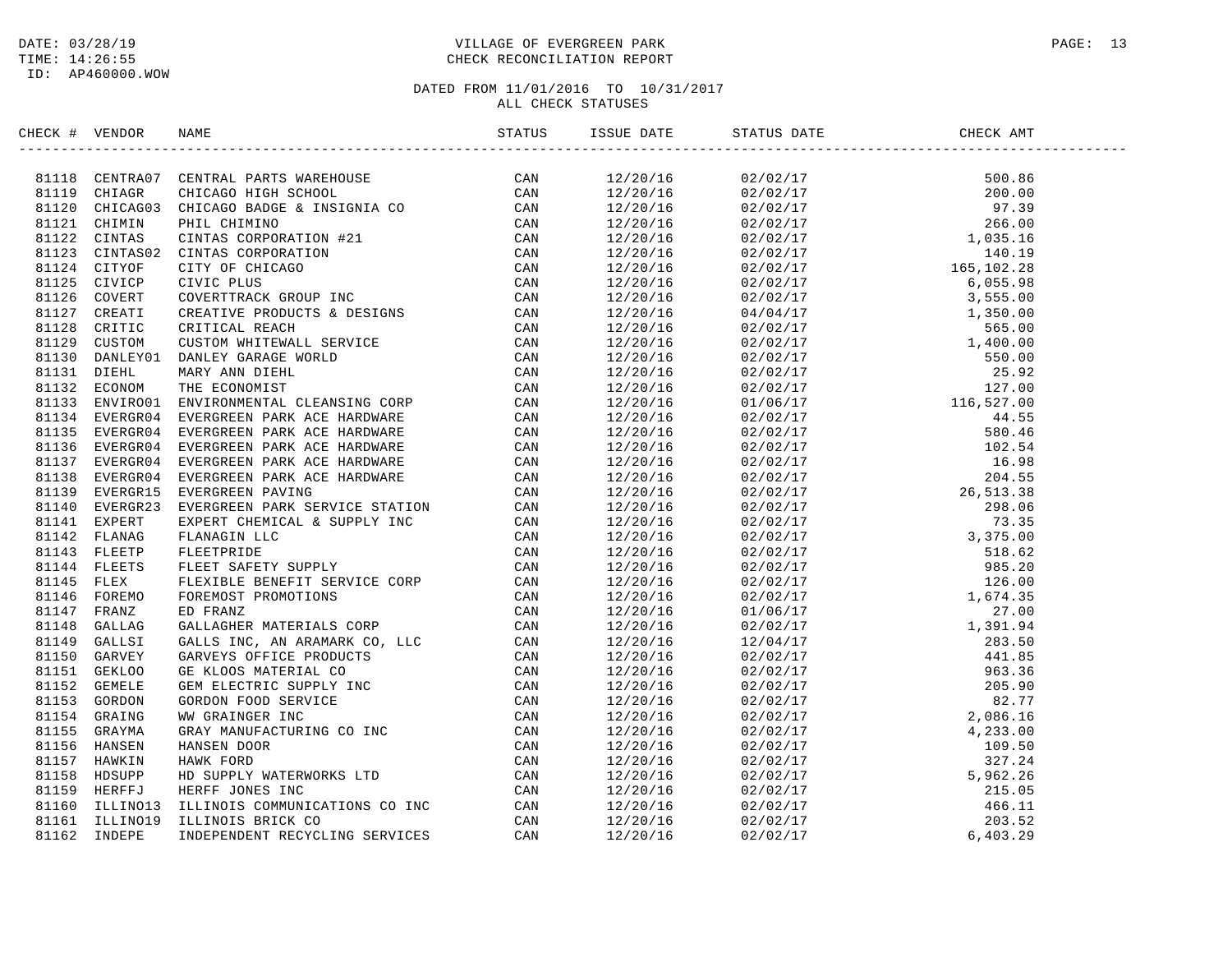DATE: 03/28/19
TIME: 14:26:55
ID: AP460000.WOW

VILLAGE OF EVERGREEN PARK
CHECK RECONCILIATION REPORT

DATED FROM 11/01/2016 TO 10/31/2017
ALL CHECK STATUSES

| CHECK # | VENDOR | NAME | STATUS | ISSUE DATE | STATUS DATE | CHECK AMT |
|---|---|---|---|---|---|---|
| 81118 | CENTRA07 | CENTRAL PARTS WAREHOUSE | CAN | 12/20/16 | 02/02/17 | 500.86 |
| 81119 | CHIAGR | CHICAGO HIGH SCHOOL | CAN | 12/20/16 | 02/02/17 | 200.00 |
| 81120 | CHICAG03 | CHICAGO BADGE & INSIGNIA CO | CAN | 12/20/16 | 02/02/17 | 97.39 |
| 81121 | CHIMIN | PHIL CHIMINO | CAN | 12/20/16 | 02/02/17 | 266.00 |
| 81122 | CINTAS | CINTAS CORPORATION #21 | CAN | 12/20/16 | 02/02/17 | 1,035.16 |
| 81123 | CINTAS02 | CINTAS CORPORATION | CAN | 12/20/16 | 02/02/17 | 140.19 |
| 81124 | CITYOF | CITY OF CHICAGO | CAN | 12/20/16 | 02/02/17 | 165,102.28 |
| 81125 | CIVICP | CIVIC PLUS | CAN | 12/20/16 | 02/02/17 | 6,055.98 |
| 81126 | COVERT | COVERTTRACK GROUP INC | CAN | 12/20/16 | 02/02/17 | 3,555.00 |
| 81127 | CREATI | CREATIVE PRODUCTS & DESIGNS | CAN | 12/20/16 | 04/04/17 | 1,350.00 |
| 81128 | CRITIC | CRITICAL REACH | CAN | 12/20/16 | 02/02/17 | 565.00 |
| 81129 | CUSTOM | CUSTOM WHITEWALL SERVICE | CAN | 12/20/16 | 02/02/17 | 1,400.00 |
| 81130 | DANLEY01 | DANLEY GARAGE WORLD | CAN | 12/20/16 | 02/02/17 | 550.00 |
| 81131 | DIEHL | MARY ANN DIEHL | CAN | 12/20/16 | 02/02/17 | 25.92 |
| 81132 | ECONOM | THE ECONOMIST | CAN | 12/20/16 | 02/02/17 | 127.00 |
| 81133 | ENVIRO01 | ENVIRONMENTAL CLEANSING CORP | CAN | 12/20/16 | 01/06/17 | 116,527.00 |
| 81134 | EVERGR04 | EVERGREEN PARK ACE HARDWARE | CAN | 12/20/16 | 02/02/17 | 44.55 |
| 81135 | EVERGR04 | EVERGREEN PARK ACE HARDWARE | CAN | 12/20/16 | 02/02/17 | 580.46 |
| 81136 | EVERGR04 | EVERGREEN PARK ACE HARDWARE | CAN | 12/20/16 | 02/02/17 | 102.54 |
| 81137 | EVERGR04 | EVERGREEN PARK ACE HARDWARE | CAN | 12/20/16 | 02/02/17 | 16.98 |
| 81138 | EVERGR04 | EVERGREEN PARK ACE HARDWARE | CAN | 12/20/16 | 02/02/17 | 204.55 |
| 81139 | EVERGR15 | EVERGREEN PAVING | CAN | 12/20/16 | 02/02/17 | 26,513.38 |
| 81140 | EVERGR23 | EVERGREEN PARK SERVICE STATION | CAN | 12/20/16 | 02/02/17 | 298.06 |
| 81141 | EXPERT | EXPERT CHEMICAL & SUPPLY INC | CAN | 12/20/16 | 02/02/17 | 73.35 |
| 81142 | FLANAG | FLANAGIN LLC | CAN | 12/20/16 | 02/02/17 | 3,375.00 |
| 81143 | FLEETP | FLEETPRIDE | CAN | 12/20/16 | 02/02/17 | 518.62 |
| 81144 | FLEETS | FLEET SAFETY SUPPLY | CAN | 12/20/16 | 02/02/17 | 985.20 |
| 81145 | FLEX | FLEXIBLE BENEFIT SERVICE CORP | CAN | 12/20/16 | 02/02/17 | 126.00 |
| 81146 | FOREMO | FOREMOST PROMOTIONS | CAN | 12/20/16 | 02/02/17 | 1,674.35 |
| 81147 | FRANZ | ED FRANZ | CAN | 12/20/16 | 01/06/17 | 27.00 |
| 81148 | GALLAG | GALLAGHER MATERIALS CORP | CAN | 12/20/16 | 02/02/17 | 1,391.94 |
| 81149 | GALLSI | GALLS INC, AN ARAMARK CO, LLC | CAN | 12/20/16 | 12/04/17 | 283.50 |
| 81150 | GARVEY | GARVEYS OFFICE PRODUCTS | CAN | 12/20/16 | 02/02/17 | 441.85 |
| 81151 | GEKLOO | GE KLOOS MATERIAL CO | CAN | 12/20/16 | 02/02/17 | 963.36 |
| 81152 | GEMELE | GEM ELECTRIC SUPPLY INC | CAN | 12/20/16 | 02/02/17 | 205.90 |
| 81153 | GORDON | GORDON FOOD SERVICE | CAN | 12/20/16 | 02/02/17 | 82.77 |
| 81154 | GRAING | WW GRAINGER INC | CAN | 12/20/16 | 02/02/17 | 2,086.16 |
| 81155 | GRAYMA | GRAY MANUFACTURING CO INC | CAN | 12/20/16 | 02/02/17 | 4,233.00 |
| 81156 | HANSEN | HANSEN DOOR | CAN | 12/20/16 | 02/02/17 | 109.50 |
| 81157 | HAWKIN | HAWK FORD | CAN | 12/20/16 | 02/02/17 | 327.24 |
| 81158 | HDSUPP | HD SUPPLY WATERWORKS LTD | CAN | 12/20/16 | 02/02/17 | 5,962.26 |
| 81159 | HERFFJ | HERFF JONES INC | CAN | 12/20/16 | 02/02/17 | 215.05 |
| 81160 | ILLINO13 | ILLINOIS COMMUNICATIONS CO INC | CAN | 12/20/16 | 02/02/17 | 466.11 |
| 81161 | ILLINO19 | ILLINOIS BRICK CO | CAN | 12/20/16 | 02/02/17 | 203.52 |
| 81162 | INDEPE | INDEPENDENT RECYCLING SERVICES | CAN | 12/20/16 | 02/02/17 | 6,403.29 |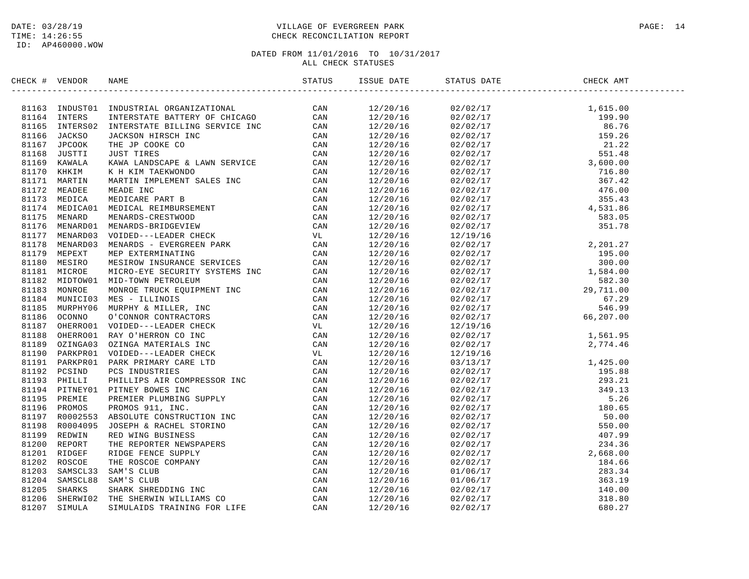DATE: 03/28/19
TIME: 14:26:55
ID: AP460000.WOW

# VILLAGE OF EVERGREEN PARK
## CHECK RECONCILIATION REPORT

DATED FROM 11/01/2016 TO 10/31/2017
ALL CHECK STATUSES

| CHECK # | VENDOR | NAME | STATUS | ISSUE DATE | STATUS DATE | CHECK AMT |
|---|---|---|---|---|---|---|
| 81163 | INDUST01 | INDUSTRIAL ORGANIZATIONAL | CAN | 12/20/16 | 02/02/17 | 1,615.00 |
| 81164 | INTERS | INTERSTATE BATTERY OF CHICAGO | CAN | 12/20/16 | 02/02/17 | 199.90 |
| 81165 | INTERS02 | INTERSTATE BILLING SERVICE INC | CAN | 12/20/16 | 02/02/17 | 86.76 |
| 81166 | JACKSO | JACKSON HIRSCH INC | CAN | 12/20/16 | 02/02/17 | 159.26 |
| 81167 | JPCOOK | THE JP COOKE CO | CAN | 12/20/16 | 02/02/17 | 21.22 |
| 81168 | JUSTTI | JUST TIRES | CAN | 12/20/16 | 02/02/17 | 551.48 |
| 81169 | KAWALA | KAWA LANDSCAPE & LAWN SERVICE | CAN | 12/20/16 | 02/02/17 | 3,600.00 |
| 81170 | KHKIM | K H KIM TAEKWONDO | CAN | 12/20/16 | 02/02/17 | 716.80 |
| 81171 | MARTIN | MARTIN IMPLEMENT SALES INC | CAN | 12/20/16 | 02/02/17 | 367.42 |
| 81172 | MEADEE | MEADE INC | CAN | 12/20/16 | 02/02/17 | 476.00 |
| 81173 | MEDICA | MEDICARE PART B | CAN | 12/20/16 | 02/02/17 | 355.43 |
| 81174 | MEDICA01 | MEDICAL REIMBURSEMENT | CAN | 12/20/16 | 02/02/17 | 4,531.86 |
| 81175 | MENARD | MENARDS-CRESTWOOD | CAN | 12/20/16 | 02/02/17 | 583.05 |
| 81176 | MENARD01 | MENARDS-BRIDGEVIEW | CAN | 12/20/16 | 02/02/17 | 351.78 |
| 81177 | MENARD03 | VOIDED---LEADER CHECK | VL | 12/20/16 | 12/19/16 | |
| 81178 | MENARD03 | MENARDS - EVERGREEN PARK | CAN | 12/20/16 | 02/02/17 | 2,201.27 |
| 81179 | MEPEXT | MEP EXTERMINATING | CAN | 12/20/16 | 02/02/17 | 195.00 |
| 81180 | MESIRO | MESIROW INSURANCE SERVICES | CAN | 12/20/16 | 02/02/17 | 300.00 |
| 81181 | MICROE | MICRO-EYE SECURITY SYSTEMS INC | CAN | 12/20/16 | 02/02/17 | 1,584.00 |
| 81182 | MIDTOW01 | MID-TOWN PETROLEUM | CAN | 12/20/16 | 02/02/17 | 582.30 |
| 81183 | MONROE | MONROE TRUCK EQUIPMENT INC | CAN | 12/20/16 | 02/02/17 | 29,711.00 |
| 81184 | MUNICI03 | MES - ILLINOIS | CAN | 12/20/16 | 02/02/17 | 67.29 |
| 81185 | MURPHY06 | MURPHY & MILLER, INC | CAN | 12/20/16 | 02/02/17 | 546.99 |
| 81186 | OCONNO | O'CONNOR CONTRACTORS | CAN | 12/20/16 | 02/02/17 | 66,207.00 |
| 81187 | OHERRO01 | VOIDED---LEADER CHECK | VL | 12/20/16 | 12/19/16 | |
| 81188 | OHERRO01 | RAY O'HERRON CO INC | CAN | 12/20/16 | 02/02/17 | 1,561.95 |
| 81189 | OZINGA03 | OZINGA MATERIALS INC | CAN | 12/20/16 | 02/02/17 | 2,774.46 |
| 81190 | PARKPR01 | VOIDED---LEADER CHECK | VL | 12/20/16 | 12/19/16 | |
| 81191 | PARKPR01 | PARK PRIMARY CARE LTD | CAN | 12/20/16 | 03/13/17 | 1,425.00 |
| 81192 | PCSIND | PCS INDUSTRIES | CAN | 12/20/16 | 02/02/17 | 195.88 |
| 81193 | PHILLI | PHILLIPS AIR COMPRESSOR INC | CAN | 12/20/16 | 02/02/17 | 293.21 |
| 81194 | PITNEY01 | PITNEY BOWES INC | CAN | 12/20/16 | 02/02/17 | 349.13 |
| 81195 | PREMIE | PREMIER PLUMBING SUPPLY | CAN | 12/20/16 | 02/02/17 | 5.26 |
| 81196 | PROMOS | PROMOS 911, INC. | CAN | 12/20/16 | 02/02/17 | 180.65 |
| 81197 | R0002553 | ABSOLUTE CONSTRUCTION INC | CAN | 12/20/16 | 02/02/17 | 50.00 |
| 81198 | R0004095 | JOSEPH & RACHEL STORINO | CAN | 12/20/16 | 02/02/17 | 550.00 |
| 81199 | REDWIN | RED WING BUSINESS | CAN | 12/20/16 | 02/02/17 | 407.99 |
| 81200 | REPORT | THE REPORTER NEWSPAPERS | CAN | 12/20/16 | 02/02/17 | 234.36 |
| 81201 | RIDGEF | RIDGE FENCE SUPPLY | CAN | 12/20/16 | 02/02/17 | 2,668.00 |
| 81202 | ROSCOE | THE ROSCOE COMPANY | CAN | 12/20/16 | 02/02/17 | 184.66 |
| 81203 | SAMSCL33 | SAM'S CLUB | CAN | 12/20/16 | 01/06/17 | 283.34 |
| 81204 | SAMSCL88 | SAM'S CLUB | CAN | 12/20/16 | 01/06/17 | 363.19 |
| 81205 | SHARKS | SHARK SHREDDING INC | CAN | 12/20/16 | 02/02/17 | 140.00 |
| 81206 | SHERWI02 | THE SHERWIN WILLIAMS CO | CAN | 12/20/16 | 02/02/17 | 318.80 |
| 81207 | SIMULA | SIMULAIDS TRAINING FOR LIFE | CAN | 12/20/16 | 02/02/17 | 680.27 |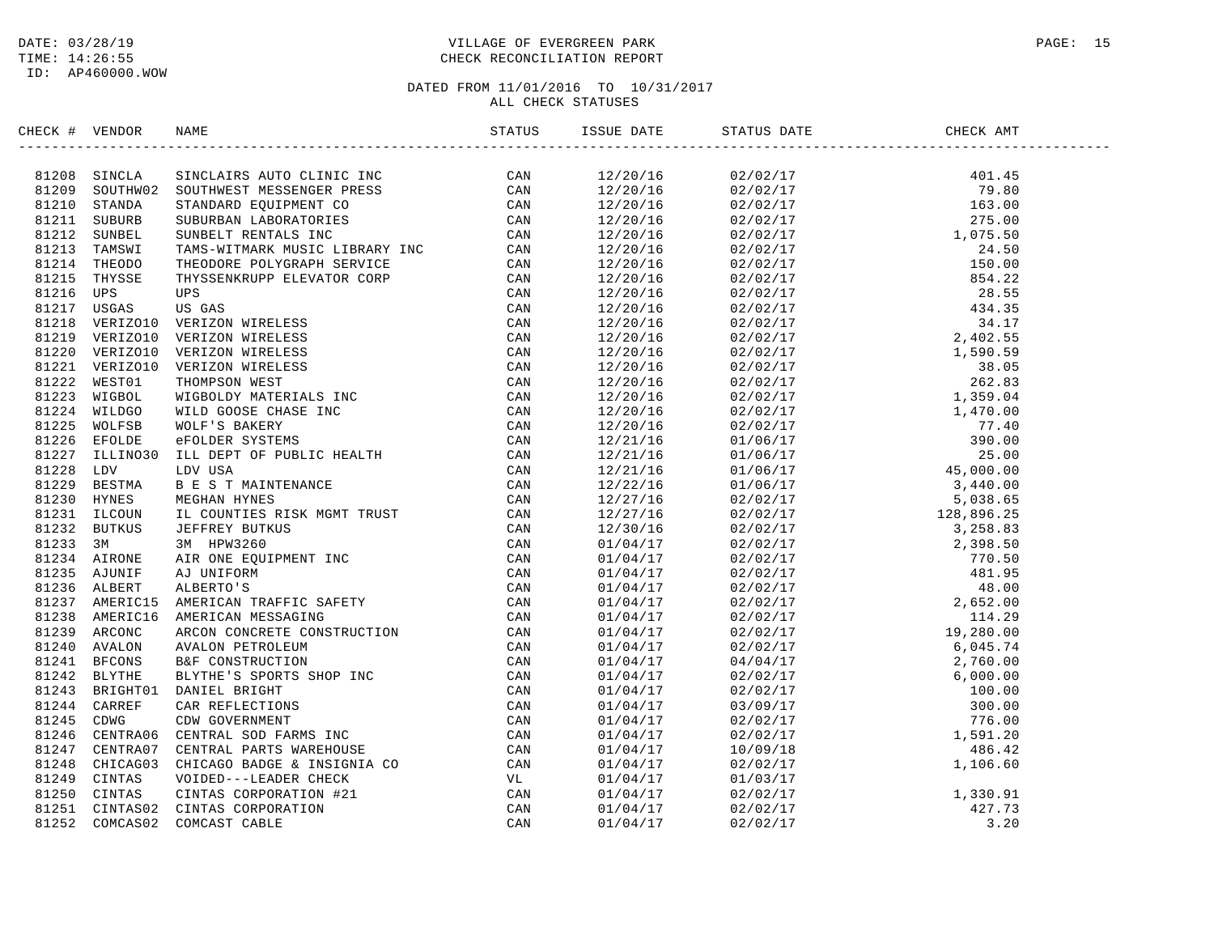DATE: 03/28/19
TIME: 14:26:55
ID: AP460000.WOW

VILLAGE OF EVERGREEN PARK
CHECK RECONCILIATION REPORT

DATED FROM 11/01/2016 TO 10/31/2017
ALL CHECK STATUSES

| CHECK # | VENDOR | NAME | STATUS | ISSUE DATE | STATUS DATE | CHECK AMT |
|---|---|---|---|---|---|---|
| 81208 | SINCLA | SINCLAIRS AUTO CLINIC INC | CAN | 12/20/16 | 02/02/17 | 401.45 |
| 81209 | SOUTHW02 | SOUTHWEST MESSENGER PRESS | CAN | 12/20/16 | 02/02/17 | 79.80 |
| 81210 | STANDA | STANDARD EQUIPMENT CO | CAN | 12/20/16 | 02/02/17 | 163.00 |
| 81211 | SUBURB | SUBURBAN LABORATORIES | CAN | 12/20/16 | 02/02/17 | 275.00 |
| 81212 | SUNBEL | SUNBELT RENTALS INC | CAN | 12/20/16 | 02/02/17 | 1,075.50 |
| 81213 | TAMSWI | TAMS-WITMARK MUSIC LIBRARY INC | CAN | 12/20/16 | 02/02/17 | 24.50 |
| 81214 | THEODO | THEODORE POLYGRAPH SERVICE | CAN | 12/20/16 | 02/02/17 | 150.00 |
| 81215 | THYSSE | THYSSENKRUPP ELEVATOR CORP | CAN | 12/20/16 | 02/02/17 | 854.22 |
| 81216 | UPS | UPS | CAN | 12/20/16 | 02/02/17 | 28.55 |
| 81217 | USGAS | US GAS | CAN | 12/20/16 | 02/02/17 | 434.35 |
| 81218 | VERIZO10 | VERIZON WIRELESS | CAN | 12/20/16 | 02/02/17 | 34.17 |
| 81219 | VERIZO10 | VERIZON WIRELESS | CAN | 12/20/16 | 02/02/17 | 2,402.55 |
| 81220 | VERIZO10 | VERIZON WIRELESS | CAN | 12/20/16 | 02/02/17 | 1,590.59 |
| 81221 | VERIZO10 | VERIZON WIRELESS | CAN | 12/20/16 | 02/02/17 | 38.05 |
| 81222 | WEST01 | THOMPSON WEST | CAN | 12/20/16 | 02/02/17 | 262.83 |
| 81223 | WIGBOL | WIGBOLDY MATERIALS INC | CAN | 12/20/16 | 02/02/17 | 1,359.04 |
| 81224 | WILDGO | WILD GOOSE CHASE INC | CAN | 12/20/16 | 02/02/17 | 1,470.00 |
| 81225 | WOLFSB | WOLF'S BAKERY | CAN | 12/20/16 | 02/02/17 | 77.40 |
| 81226 | EFOLDE | eFOLDER SYSTEMS | CAN | 12/21/16 | 01/06/17 | 390.00 |
| 81227 | ILLINO30 | ILL DEPT OF PUBLIC HEALTH | CAN | 12/21/16 | 01/06/17 | 25.00 |
| 81228 | LDV | LDV USA | CAN | 12/21/16 | 01/06/17 | 45,000.00 |
| 81229 | BESTMA | B E S T MAINTENANCE | CAN | 12/22/16 | 01/06/17 | 3,440.00 |
| 81230 | HYNES | MEGHAN HYNES | CAN | 12/27/16 | 02/02/17 | 5,038.65 |
| 81231 | ILCOUN | IL COUNTIES RISK MGMT TRUST | CAN | 12/27/16 | 02/02/17 | 128,896.25 |
| 81232 | BUTKUS | JEFFREY BUTKUS | CAN | 12/30/16 | 02/02/17 | 3,258.83 |
| 81233 | 3M | 3M HPW3260 | CAN | 01/04/17 | 02/02/17 | 2,398.50 |
| 81234 | AIRONE | AIR ONE EQUIPMENT INC | CAN | 01/04/17 | 02/02/17 | 770.50 |
| 81235 | AJUNIF | AJ UNIFORM | CAN | 01/04/17 | 02/02/17 | 481.95 |
| 81236 | ALBERT | ALBERTO'S | CAN | 01/04/17 | 02/02/17 | 48.00 |
| 81237 | AMERIC15 | AMERICAN TRAFFIC SAFETY | CAN | 01/04/17 | 02/02/17 | 2,652.00 |
| 81238 | AMERIC16 | AMERICAN MESSAGING | CAN | 01/04/17 | 02/02/17 | 114.29 |
| 81239 | ARCONC | ARCON CONCRETE CONSTRUCTION | CAN | 01/04/17 | 02/02/17 | 19,280.00 |
| 81240 | AVALON | AVALON PETROLEUM | CAN | 01/04/17 | 02/02/17 | 6,045.74 |
| 81241 | BFCONS | B&F CONSTRUCTION | CAN | 01/04/17 | 04/04/17 | 2,760.00 |
| 81242 | BLYTHE | BLYTHE'S SPORTS SHOP INC | CAN | 01/04/17 | 02/02/17 | 6,000.00 |
| 81243 | BRIGHT01 | DANIEL BRIGHT | CAN | 01/04/17 | 02/02/17 | 100.00 |
| 81244 | CARREF | CAR REFLECTIONS | CAN | 01/04/17 | 03/09/17 | 300.00 |
| 81245 | CDWG | CDW GOVERNMENT | CAN | 01/04/17 | 02/02/17 | 776.00 |
| 81246 | CENTRA06 | CENTRAL SOD FARMS INC | CAN | 01/04/17 | 02/02/17 | 1,591.20 |
| 81247 | CENTRA07 | CENTRAL PARTS WAREHOUSE | CAN | 01/04/17 | 10/09/18 | 486.42 |
| 81248 | CHICAG03 | CHICAGO BADGE & INSIGNIA CO | CAN | 01/04/17 | 02/02/17 | 1,106.60 |
| 81249 | CINTAS | VOIDED---LEADER CHECK | VL | 01/04/17 | 01/03/17 | |
| 81250 | CINTAS | CINTAS CORPORATION #21 | CAN | 01/04/17 | 02/02/17 | 1,330.91 |
| 81251 | CINTAS02 | CINTAS CORPORATION | CAN | 01/04/17 | 02/02/17 | 427.73 |
| 81252 | COMCAS02 | COMCAST CABLE | CAN | 01/04/17 | 02/02/17 | 3.20 |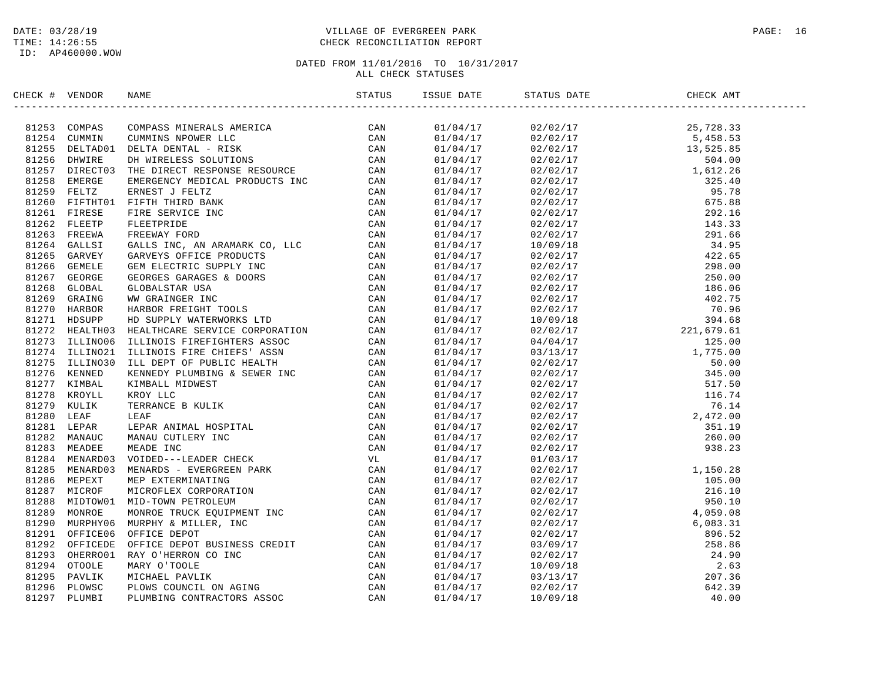# VILLAGE OF EVERGREEN PARK
## CHECK RECONCILIATION REPORT

DATE: 03/28/19
TIME: 14:26:55
ID: AP460000.WOW

DATED FROM 11/01/2016 TO 10/31/2017
ALL CHECK STATUSES

| CHECK # | VENDOR | NAME | STATUS | ISSUE DATE | STATUS DATE | CHECK AMT |
|---|---|---|---|---|---|---|
| 81253 | COMPAS | COMPASS MINERALS AMERICA | CAN | 01/04/17 | 02/02/17 | 25,728.33 |
| 81254 | CUMMIN | CUMMINS NPOWER LLC | CAN | 01/04/17 | 02/02/17 | 5,458.53 |
| 81255 | DELTAD01 | DELTA DENTAL - RISK | CAN | 01/04/17 | 02/02/17 | 13,525.85 |
| 81256 | DHWIRE | DH WIRELESS SOLUTIONS | CAN | 01/04/17 | 02/02/17 | 504.00 |
| 81257 | DIRECT03 | THE DIRECT RESPONSE RESOURCE | CAN | 01/04/17 | 02/02/17 | 1,612.26 |
| 81258 | EMERGE | EMERGENCY MEDICAL PRODUCTS INC | CAN | 01/04/17 | 02/02/17 | 325.40 |
| 81259 | FELTZ | ERNEST J FELTZ | CAN | 01/04/17 | 02/02/17 | 95.78 |
| 81260 | FIFTHT01 | FIFTH THIRD BANK | CAN | 01/04/17 | 02/02/17 | 675.88 |
| 81261 | FIRESE | FIRE SERVICE INC | CAN | 01/04/17 | 02/02/17 | 292.16 |
| 81262 | FLEETP | FLEETPRIDE | CAN | 01/04/17 | 02/02/17 | 143.33 |
| 81263 | FREEWA | FREEWAY FORD | CAN | 01/04/17 | 02/02/17 | 291.66 |
| 81264 | GALLSI | GALLS INC, AN ARAMARK CO, LLC | CAN | 01/04/17 | 10/09/18 | 34.95 |
| 81265 | GARVEY | GARVEYS OFFICE PRODUCTS | CAN | 01/04/17 | 02/02/17 | 422.65 |
| 81266 | GEMELE | GEM ELECTRIC SUPPLY INC | CAN | 01/04/17 | 02/02/17 | 298.00 |
| 81267 | GEORGE | GEORGES GARAGES & DOORS | CAN | 01/04/17 | 02/02/17 | 250.00 |
| 81268 | GLOBAL | GLOBALSTAR USA | CAN | 01/04/17 | 02/02/17 | 186.06 |
| 81269 | GRAING | WW GRAINGER INC | CAN | 01/04/17 | 02/02/17 | 402.75 |
| 81270 | HARBOR | HARBOR FREIGHT TOOLS | CAN | 01/04/17 | 02/02/17 | 70.96 |
| 81271 | HDSUPP | HD SUPPLY WATERWORKS LTD | CAN | 01/04/17 | 10/09/18 | 394.68 |
| 81272 | HEALTH03 | HEALTHCARE SERVICE CORPORATION | CAN | 01/04/17 | 02/02/17 | 221,679.61 |
| 81273 | ILLINO06 | ILLINOIS FIREFIGHTERS ASSOC | CAN | 01/04/17 | 04/04/17 | 125.00 |
| 81274 | ILLINO21 | ILLINOIS FIRE CHIEFS' ASSN | CAN | 01/04/17 | 03/13/17 | 1,775.00 |
| 81275 | ILLINO30 | ILL DEPT OF PUBLIC HEALTH | CAN | 01/04/17 | 02/02/17 | 50.00 |
| 81276 | KENNED | KENNEDY PLUMBING & SEWER INC | CAN | 01/04/17 | 02/02/17 | 345.00 |
| 81277 | KIMBAL | KIMBALL MIDWEST | CAN | 01/04/17 | 02/02/17 | 517.50 |
| 81278 | KROYLL | KROY LLC | CAN | 01/04/17 | 02/02/17 | 116.74 |
| 81279 | KULIK | TERRANCE B KULIK | CAN | 01/04/17 | 02/02/17 | 76.14 |
| 81280 | LEAF | LEAF | CAN | 01/04/17 | 02/02/17 | 2,472.00 |
| 81281 | LEPAR | LEPAR ANIMAL HOSPITAL | CAN | 01/04/17 | 02/02/17 | 351.19 |
| 81282 | MANAUC | MANAU CUTLERY INC | CAN | 01/04/17 | 02/02/17 | 260.00 |
| 81283 | MEADEE | MEADE INC | CAN | 01/04/17 | 02/02/17 | 938.23 |
| 81284 | MENARD03 | VOIDED---LEADER CHECK | VL | 01/04/17 | 01/03/17 | |
| 81285 | MENARD03 | MENARDS - EVERGREEN PARK | CAN | 01/04/17 | 02/02/17 | 1,150.28 |
| 81286 | MEPEXT | MEP EXTERMINATING | CAN | 01/04/17 | 02/02/17 | 105.00 |
| 81287 | MICROF | MICROFLEX CORPORATION | CAN | 01/04/17 | 02/02/17 | 216.10 |
| 81288 | MIDTOW01 | MID-TOWN PETROLEUM | CAN | 01/04/17 | 02/02/17 | 950.10 |
| 81289 | MONROE | MONROE TRUCK EQUIPMENT INC | CAN | 01/04/17 | 02/02/17 | 4,059.08 |
| 81290 | MURPHY06 | MURPHY & MILLER, INC | CAN | 01/04/17 | 02/02/17 | 6,083.31 |
| 81291 | OFFICE06 | OFFICE DEPOT | CAN | 01/04/17 | 02/02/17 | 896.52 |
| 81292 | OFFICEDE | OFFICE DEPOT BUSINESS CREDIT | CAN | 01/04/17 | 03/09/17 | 258.86 |
| 81293 | OHERRO01 | RAY O'HERRON CO INC | CAN | 01/04/17 | 02/02/17 | 24.90 |
| 81294 | OTOOLE | MARY O'TOOLE | CAN | 01/04/17 | 10/09/18 | 2.63 |
| 81295 | PAVLIK | MICHAEL PAVLIK | CAN | 01/04/17 | 03/13/17 | 207.36 |
| 81296 | PLOWSC | PLOWS COUNCIL ON AGING | CAN | 01/04/17 | 02/02/17 | 642.39 |
| 81297 | PLUMBI | PLUMBING CONTRACTORS ASSOC | CAN | 01/04/17 | 10/09/18 | 40.00 |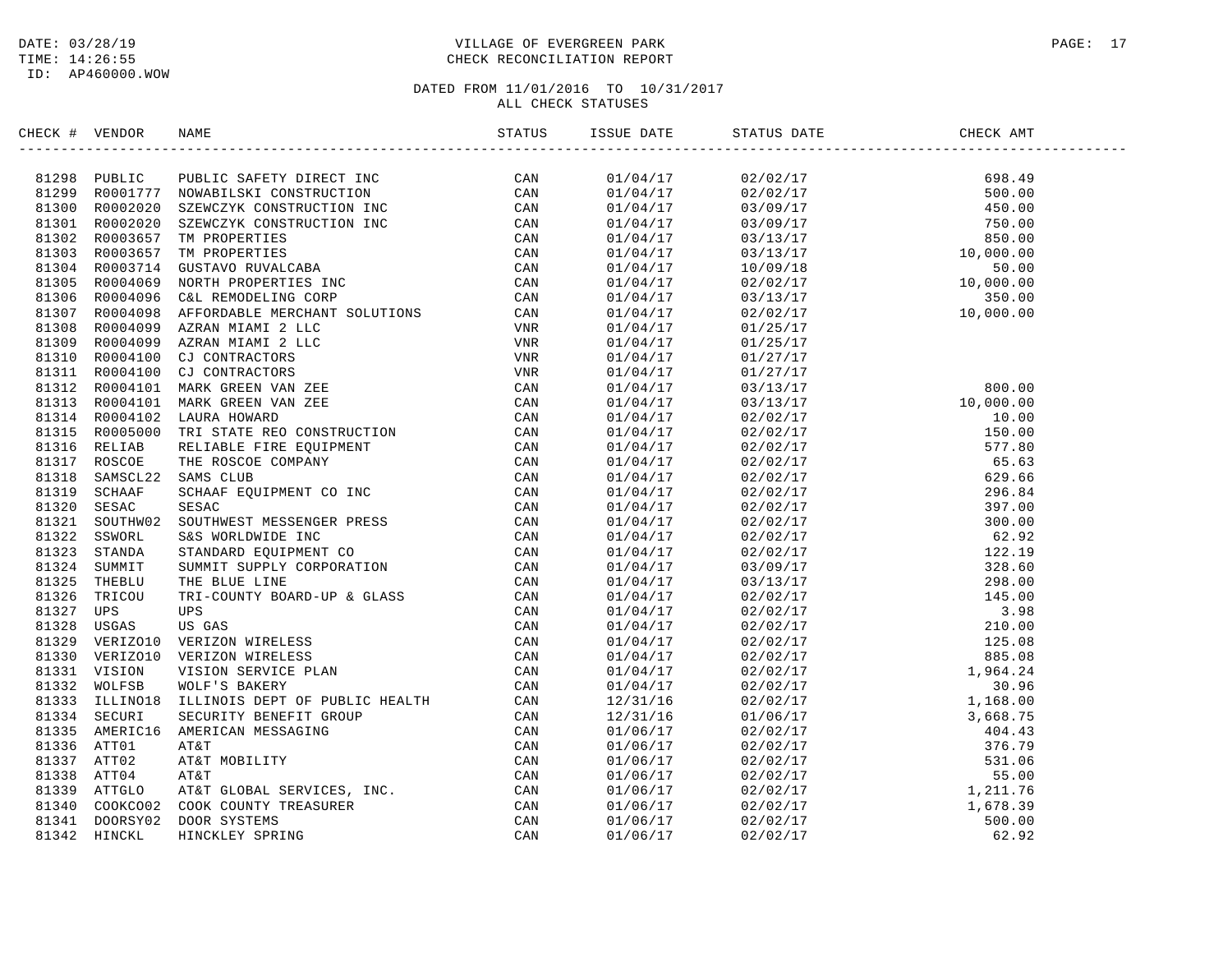DATE: 03/28/19
TIME: 14:26:55
ID: AP460000.WOW

VILLAGE OF EVERGREEN PARK
CHECK RECONCILIATION REPORT

DATED FROM 11/01/2016 TO 10/31/2017
ALL CHECK STATUSES

| CHECK # | VENDOR | NAME | STATUS | ISSUE DATE | STATUS DATE | CHECK AMT |
|---|---|---|---|---|---|---|
| 81298 | PUBLIC | PUBLIC SAFETY DIRECT INC | CAN | 01/04/17 | 02/02/17 | 698.49 |
| 81299 | R0001777 | NOWABILSKI CONSTRUCTION | CAN | 01/04/17 | 02/02/17 | 500.00 |
| 81300 | R0002020 | SZEWCZYK CONSTRUCTION INC | CAN | 01/04/17 | 03/09/17 | 450.00 |
| 81301 | R0002020 | SZEWCZYK CONSTRUCTION INC | CAN | 01/04/17 | 03/09/17 | 750.00 |
| 81302 | R0003657 | TM PROPERTIES | CAN | 01/04/17 | 03/13/17 | 850.00 |
| 81303 | R0003657 | TM PROPERTIES | CAN | 01/04/17 | 03/13/17 | 10,000.00 |
| 81304 | R0003714 | GUSTAVO RUVALCABA | CAN | 01/04/17 | 10/09/18 | 50.00 |
| 81305 | R0004069 | NORTH PROPERTIES INC | CAN | 01/04/17 | 02/02/17 | 10,000.00 |
| 81306 | R0004096 | C&L REMODELING CORP | CAN | 01/04/17 | 03/13/17 | 350.00 |
| 81307 | R0004098 | AFFORDABLE MERCHANT SOLUTIONS | CAN | 01/04/17 | 02/02/17 | 10,000.00 |
| 81308 | R0004099 | AZRAN MIAMI 2 LLC | VNR | 01/04/17 | 01/25/17 | |
| 81309 | R0004099 | AZRAN MIAMI 2 LLC | VNR | 01/04/17 | 01/25/17 | |
| 81310 | R0004100 | CJ CONTRACTORS | VNR | 01/04/17 | 01/27/17 | |
| 81311 | R0004100 | CJ CONTRACTORS | VNR | 01/04/17 | 01/27/17 | |
| 81312 | R0004101 | MARK GREEN VAN ZEE | CAN | 01/04/17 | 03/13/17 | 800.00 |
| 81313 | R0004101 | MARK GREEN VAN ZEE | CAN | 01/04/17 | 03/13/17 | 10,000.00 |
| 81314 | R0004102 | LAURA HOWARD | CAN | 01/04/17 | 02/02/17 | 10.00 |
| 81315 | R0005000 | TRI STATE REO CONSTRUCTION | CAN | 01/04/17 | 02/02/17 | 150.00 |
| 81316 | RELIAB | RELIABLE FIRE EQUIPMENT | CAN | 01/04/17 | 02/02/17 | 577.80 |
| 81317 | ROSCOE | THE ROSCOE COMPANY | CAN | 01/04/17 | 02/02/17 | 65.63 |
| 81318 | SAMSCL22 | SAMS CLUB | CAN | 01/04/17 | 02/02/17 | 629.66 |
| 81319 | SCHAAF | SCHAAF EQUIPMENT CO INC | CAN | 01/04/17 | 02/02/17 | 296.84 |
| 81320 | SESAC | SESAC | CAN | 01/04/17 | 02/02/17 | 397.00 |
| 81321 | SOUTHW02 | SOUTHWEST MESSENGER PRESS | CAN | 01/04/17 | 02/02/17 | 300.00 |
| 81322 | SSWORL | S&S WORLDWIDE INC | CAN | 01/04/17 | 02/02/17 | 62.92 |
| 81323 | STANDA | STANDARD EQUIPMENT CO | CAN | 01/04/17 | 02/02/17 | 122.19 |
| 81324 | SUMMIT | SUMMIT SUPPLY CORPORATION | CAN | 01/04/17 | 03/09/17 | 328.60 |
| 81325 | THEBLU | THE BLUE LINE | CAN | 01/04/17 | 03/13/17 | 298.00 |
| 81326 | TRICOU | TRI-COUNTY BOARD-UP & GLASS | CAN | 01/04/17 | 02/02/17 | 145.00 |
| 81327 | UPS | UPS | CAN | 01/04/17 | 02/02/17 | 3.98 |
| 81328 | USGAS | US GAS | CAN | 01/04/17 | 02/02/17 | 210.00 |
| 81329 | VERIZO10 | VERIZON WIRELESS | CAN | 01/04/17 | 02/02/17 | 125.08 |
| 81330 | VERIZO10 | VERIZON WIRELESS | CAN | 01/04/17 | 02/02/17 | 885.08 |
| 81331 | VISION | VISION SERVICE PLAN | CAN | 01/04/17 | 02/02/17 | 1,964.24 |
| 81332 | WOLFSB | WOLF'S BAKERY | CAN | 01/04/17 | 02/02/17 | 30.96 |
| 81333 | ILLINO18 | ILLINOIS DEPT OF PUBLIC HEALTH | CAN | 12/31/16 | 02/02/17 | 1,168.00 |
| 81334 | SECURI | SECURITY BENEFIT GROUP | CAN | 12/31/16 | 01/06/17 | 3,668.75 |
| 81335 | AMERIC16 | AMERICAN MESSAGING | CAN | 01/06/17 | 02/02/17 | 404.43 |
| 81336 | ATT01 | AT&T | CAN | 01/06/17 | 02/02/17 | 376.79 |
| 81337 | ATT02 | AT&T MOBILITY | CAN | 01/06/17 | 02/02/17 | 531.06 |
| 81338 | ATT04 | AT&T | CAN | 01/06/17 | 02/02/17 | 55.00 |
| 81339 | ATTGLO | AT&T GLOBAL SERVICES, INC. | CAN | 01/06/17 | 02/02/17 | 1,211.76 |
| 81340 | COOKCO02 | COOK COUNTY TREASURER | CAN | 01/06/17 | 02/02/17 | 1,678.39 |
| 81341 | DOORSY02 | DOOR SYSTEMS | CAN | 01/06/17 | 02/02/17 | 500.00 |
| 81342 | HINCKL | HINCKLEY SPRING | CAN | 01/06/17 | 02/02/17 | 62.92 |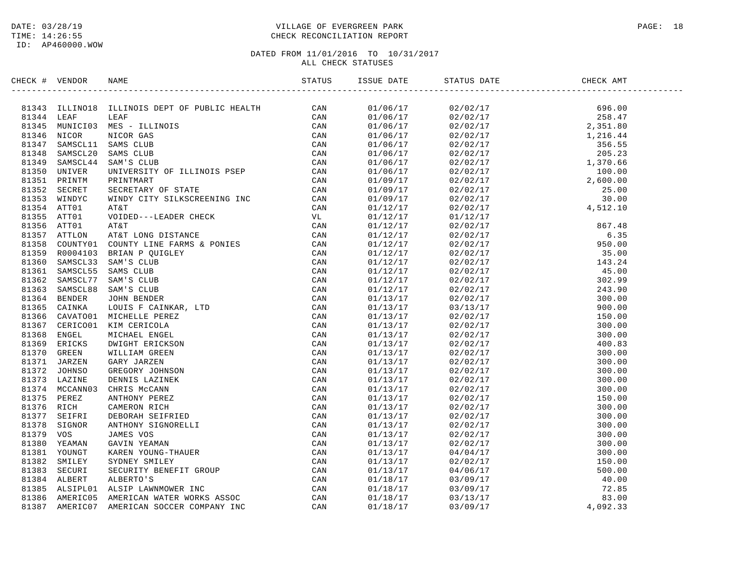DATE: 03/28/19
TIME: 14:26:55
ID: AP460000.WOW

VILLAGE OF EVERGREEN PARK
CHECK RECONCILIATION REPORT

DATED FROM 11/01/2016 TO 10/31/2017
ALL CHECK STATUSES

| CHECK # | VENDOR | NAME | STATUS | ISSUE DATE | STATUS DATE | CHECK AMT |
|---|---|---|---|---|---|---|
| 81343 | ILLINO18 | ILLINOIS DEPT OF PUBLIC HEALTH | CAN | 01/06/17 | 02/02/17 | 696.00 |
| 81344 | LEAF | LEAF | CAN | 01/06/17 | 02/02/17 | 258.47 |
| 81345 | MUNICI03 | MES - ILLINOIS | CAN | 01/06/17 | 02/02/17 | 2,351.80 |
| 81346 | NICOR | NICOR GAS | CAN | 01/06/17 | 02/02/17 | 1,216.44 |
| 81347 | SAMSCL11 | SAMS CLUB | CAN | 01/06/17 | 02/02/17 | 356.55 |
| 81348 | SAMSCL20 | SAMS CLUB | CAN | 01/06/17 | 02/02/17 | 205.23 |
| 81349 | SAMSCL44 | SAM'S CLUB | CAN | 01/06/17 | 02/02/17 | 1,370.66 |
| 81350 | UNIVER | UNIVERSITY OF ILLINOIS PSEP | CAN | 01/06/17 | 02/02/17 | 100.00 |
| 81351 | PRINTM | PRINTMART | CAN | 01/09/17 | 02/02/17 | 2,600.00 |
| 81352 | SECRET | SECRETARY OF STATE | CAN | 01/09/17 | 02/02/17 | 25.00 |
| 81353 | WINDYC | WINDY CITY SILKSCREENING INC | CAN | 01/09/17 | 02/02/17 | 30.00 |
| 81354 | ATT01 | AT&T | CAN | 01/12/17 | 02/02/17 | 4,512.10 |
| 81355 | ATT01 | VOIDED---LEADER CHECK | VL | 01/12/17 | 01/12/17 | |
| 81356 | ATT01 | AT&T | CAN | 01/12/17 | 02/02/17 | 867.48 |
| 81357 | ATTLON | AT&T LONG DISTANCE | CAN | 01/12/17 | 02/02/17 | 6.35 |
| 81358 | COUNTY01 | COUNTY LINE FARMS & PONIES | CAN | 01/12/17 | 02/02/17 | 950.00 |
| 81359 | R0004103 | BRIAN P QUIGLEY | CAN | 01/12/17 | 02/02/17 | 35.00 |
| 81360 | SAMSCL33 | SAM'S CLUB | CAN | 01/12/17 | 02/02/17 | 143.24 |
| 81361 | SAMSCL55 | SAMS CLUB | CAN | 01/12/17 | 02/02/17 | 45.00 |
| 81362 | SAMSCL77 | SAM'S CLUB | CAN | 01/12/17 | 02/02/17 | 302.99 |
| 81363 | SAMSCL88 | SAM'S CLUB | CAN | 01/12/17 | 02/02/17 | 243.90 |
| 81364 | BENDER | JOHN BENDER | CAN | 01/13/17 | 02/02/17 | 300.00 |
| 81365 | CAINKA | LOUIS F CAINKAR, LTD | CAN | 01/13/17 | 03/13/17 | 900.00 |
| 81366 | CAVATO01 | MICHELLE PEREZ | CAN | 01/13/17 | 02/02/17 | 150.00 |
| 81367 | CERICO01 | KIM CERICOLA | CAN | 01/13/17 | 02/02/17 | 300.00 |
| 81368 | ENGEL | MICHAEL ENGEL | CAN | 01/13/17 | 02/02/17 | 300.00 |
| 81369 | ERICKS | DWIGHT ERICKSON | CAN | 01/13/17 | 02/02/17 | 400.83 |
| 81370 | GREEN | WILLIAM GREEN | CAN | 01/13/17 | 02/02/17 | 300.00 |
| 81371 | JARZEN | GARY JARZEN | CAN | 01/13/17 | 02/02/17 | 300.00 |
| 81372 | JOHNSO | GREGORY JOHNSON | CAN | 01/13/17 | 02/02/17 | 300.00 |
| 81373 | LAZINE | DENNIS LAZINEK | CAN | 01/13/17 | 02/02/17 | 300.00 |
| 81374 | MCCANN03 | CHRIS McCANN | CAN | 01/13/17 | 02/02/17 | 300.00 |
| 81375 | PEREZ | ANTHONY PEREZ | CAN | 01/13/17 | 02/02/17 | 150.00 |
| 81376 | RICH | CAMERON RICH | CAN | 01/13/17 | 02/02/17 | 300.00 |
| 81377 | SEIFRI | DEBORAH SEIFRIED | CAN | 01/13/17 | 02/02/17 | 300.00 |
| 81378 | SIGNOR | ANTHONY SIGNORELLI | CAN | 01/13/17 | 02/02/17 | 300.00 |
| 81379 | VOS | JAMES VOS | CAN | 01/13/17 | 02/02/17 | 300.00 |
| 81380 | YEAMAN | GAVIN YEAMAN | CAN | 01/13/17 | 02/02/17 | 300.00 |
| 81381 | YOUNGT | KAREN YOUNG-THAUER | CAN | 01/13/17 | 04/04/17 | 300.00 |
| 81382 | SMILEY | SYDNEY SMILEY | CAN | 01/13/17 | 02/02/17 | 150.00 |
| 81383 | SECURI | SECURITY BENEFIT GROUP | CAN | 01/13/17 | 04/06/17 | 500.00 |
| 81384 | ALBERT | ALBERTO'S | CAN | 01/18/17 | 03/09/17 | 40.00 |
| 81385 | ALSIPL01 | ALSIP LAWNMOWER INC | CAN | 01/18/17 | 03/09/17 | 72.85 |
| 81386 | AMERIC05 | AMERICAN WATER WORKS ASSOC | CAN | 01/18/17 | 03/13/17 | 83.00 |
| 81387 | AMERIC07 | AMERICAN SOCCER COMPANY INC | CAN | 01/18/17 | 03/09/17 | 4,092.33 |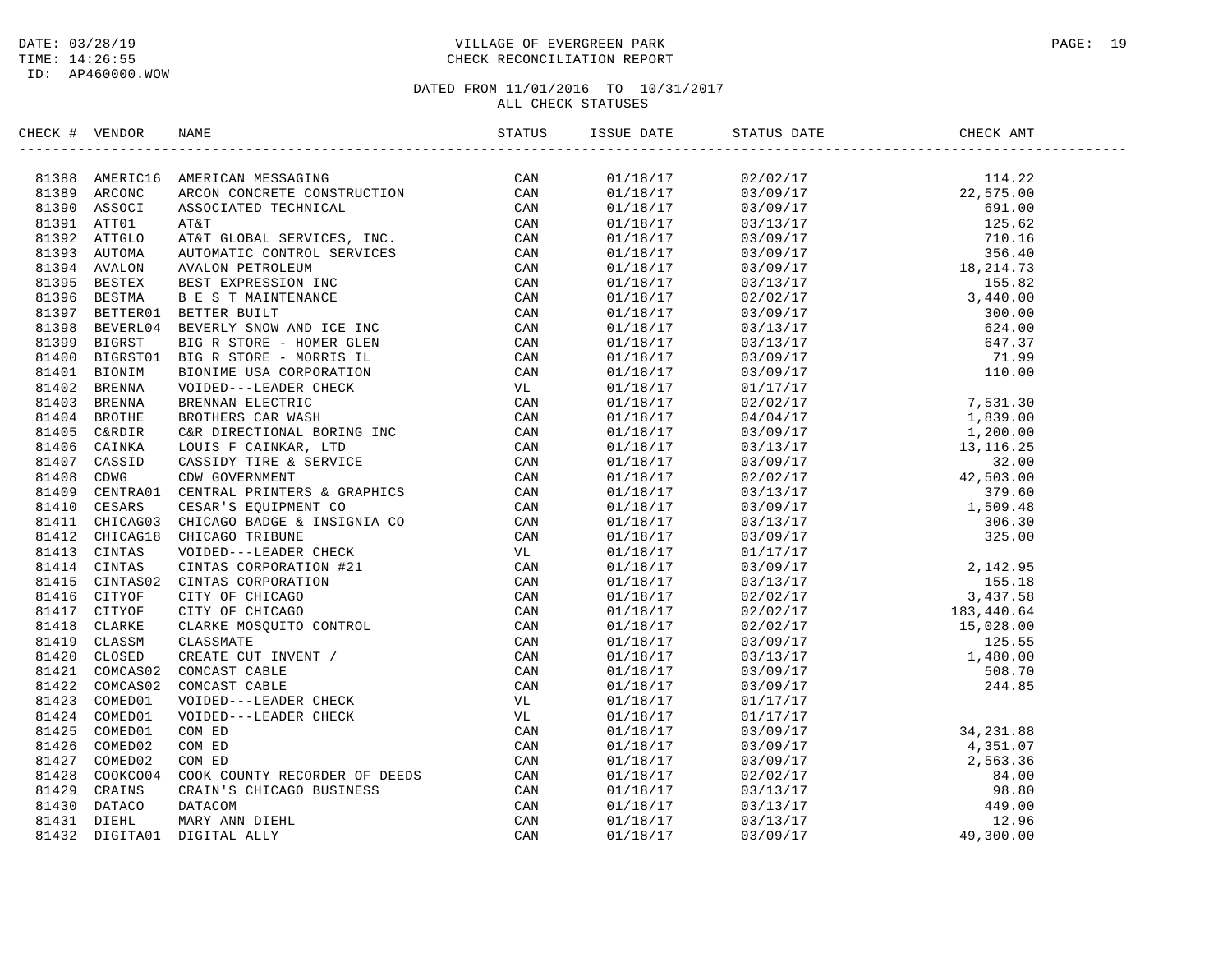DATE: 03/28/19
TIME: 14:26:55
ID: AP460000.WOW

VILLAGE OF EVERGREEN PARK
CHECK RECONCILIATION REPORT

DATED FROM 11/01/2016 TO 10/31/2017
ALL CHECK STATUSES

| CHECK # | VENDOR | NAME | STATUS | ISSUE DATE | STATUS DATE | CHECK AMT |
|---|---|---|---|---|---|---|
| 81388 | AMERIC16 | AMERICAN MESSAGING | CAN | 01/18/17 | 02/02/17 | 114.22 |
| 81389 | ARCONC | ARCON CONCRETE CONSTRUCTION | CAN | 01/18/17 | 03/09/17 | 22,575.00 |
| 81390 | ASSOCI | ASSOCIATED TECHNICAL | CAN | 01/18/17 | 03/09/17 | 691.00 |
| 81391 | ATT01 | AT&T | CAN | 01/18/17 | 03/13/17 | 125.62 |
| 81392 | ATTGLO | AT&T GLOBAL SERVICES, INC. | CAN | 01/18/17 | 03/09/17 | 710.16 |
| 81393 | AUTOMA | AUTOMATIC CONTROL SERVICES | CAN | 01/18/17 | 03/09/17 | 356.40 |
| 81394 | AVALON | AVALON PETROLEUM | CAN | 01/18/17 | 03/09/17 | 18,214.73 |
| 81395 | BESTEX | BEST EXPRESSION INC | CAN | 01/18/17 | 03/13/17 | 155.82 |
| 81396 | BESTMA | B E S T MAINTENANCE | CAN | 01/18/17 | 02/02/17 | 3,440.00 |
| 81397 | BETTER01 | BETTER BUILT | CAN | 01/18/17 | 03/09/17 | 300.00 |
| 81398 | BEVERL04 | BEVERLY SNOW AND ICE INC | CAN | 01/18/17 | 03/13/17 | 624.00 |
| 81399 | BIGRST | BIG R STORE - HOMER GLEN | CAN | 01/18/17 | 03/13/17 | 647.37 |
| 81400 | BIGRST01 | BIG R STORE - MORRIS IL | CAN | 01/18/17 | 03/09/17 | 71.99 |
| 81401 | BIONIM | BIONIME USA CORPORATION | CAN | 01/18/17 | 03/09/17 | 110.00 |
| 81402 | BRENNA | VOIDED---LEADER CHECK | VL | 01/18/17 | 01/17/17 | |
| 81403 | BRENNA | BRENNAN ELECTRIC | CAN | 01/18/17 | 02/02/17 | 7,531.30 |
| 81404 | BROTHE | BROTHERS CAR WASH | CAN | 01/18/17 | 04/04/17 | 1,839.00 |
| 81405 | C&RDIR | C&R DIRECTIONAL BORING INC | CAN | 01/18/17 | 03/09/17 | 1,200.00 |
| 81406 | CAINKA | LOUIS F CAINKAR, LTD | CAN | 01/18/17 | 03/13/17 | 13,116.25 |
| 81407 | CASSID | CASSIDY TIRE & SERVICE | CAN | 01/18/17 | 03/09/17 | 32.00 |
| 81408 | CDWG | CDW GOVERNMENT | CAN | 01/18/17 | 02/02/17 | 42,503.00 |
| 81409 | CENTRA01 | CENTRAL PRINTERS & GRAPHICS | CAN | 01/18/17 | 03/13/17 | 379.60 |
| 81410 | CESARS | CESAR'S EQUIPMENT CO | CAN | 01/18/17 | 03/09/17 | 1,509.48 |
| 81411 | CHICAG03 | CHICAGO BADGE & INSIGNIA CO | CAN | 01/18/17 | 03/13/17 | 306.30 |
| 81412 | CHICAG18 | CHICAGO TRIBUNE | CAN | 01/18/17 | 03/09/17 | 325.00 |
| 81413 | CINTAS | VOIDED---LEADER CHECK | VL | 01/18/17 | 01/17/17 | |
| 81414 | CINTAS | CINTAS CORPORATION #21 | CAN | 01/18/17 | 03/09/17 | 2,142.95 |
| 81415 | CINTAS02 | CINTAS CORPORATION | CAN | 01/18/17 | 03/13/17 | 155.18 |
| 81416 | CITYOF | CITY OF CHICAGO | CAN | 01/18/17 | 02/02/17 | 3,437.58 |
| 81417 | CITYOF | CITY OF CHICAGO | CAN | 01/18/17 | 02/02/17 | 183,440.64 |
| 81418 | CLARKE | CLARKE MOSQUITO CONTROL | CAN | 01/18/17 | 02/02/17 | 15,028.00 |
| 81419 | CLASSM | CLASSMATE | CAN | 01/18/17 | 03/09/17 | 125.55 |
| 81420 | CLOSED | CREATE CUT INVENT / | CAN | 01/18/17 | 03/13/17 | 1,480.00 |
| 81421 | COMCAS02 | COMCAST CABLE | CAN | 01/18/17 | 03/09/17 | 508.70 |
| 81422 | COMCAS02 | COMCAST CABLE | CAN | 01/18/17 | 03/09/17 | 244.85 |
| 81423 | COMED01 | VOIDED---LEADER CHECK | VL | 01/18/17 | 01/17/17 | |
| 81424 | COMED01 | VOIDED---LEADER CHECK | VL | 01/18/17 | 01/17/17 | |
| 81425 | COMED01 | COM ED | CAN | 01/18/17 | 03/09/17 | 34,231.88 |
| 81426 | COMED02 | COM ED | CAN | 01/18/17 | 03/09/17 | 4,351.07 |
| 81427 | COMED02 | COM ED | CAN | 01/18/17 | 03/09/17 | 2,563.36 |
| 81428 | COOKCO04 | COOK COUNTY RECORDER OF DEEDS | CAN | 01/18/17 | 02/02/17 | 84.00 |
| 81429 | CRAINS | CRAIN'S CHICAGO BUSINESS | CAN | 01/18/17 | 03/13/17 | 98.80 |
| 81430 | DATACO | DATACOM | CAN | 01/18/17 | 03/13/17 | 449.00 |
| 81431 | DIEHL | MARY ANN DIEHL | CAN | 01/18/17 | 03/13/17 | 12.96 |
| 81432 | DIGITA01 | DIGITAL ALLY | CAN | 01/18/17 | 03/09/17 | 49,300.00 |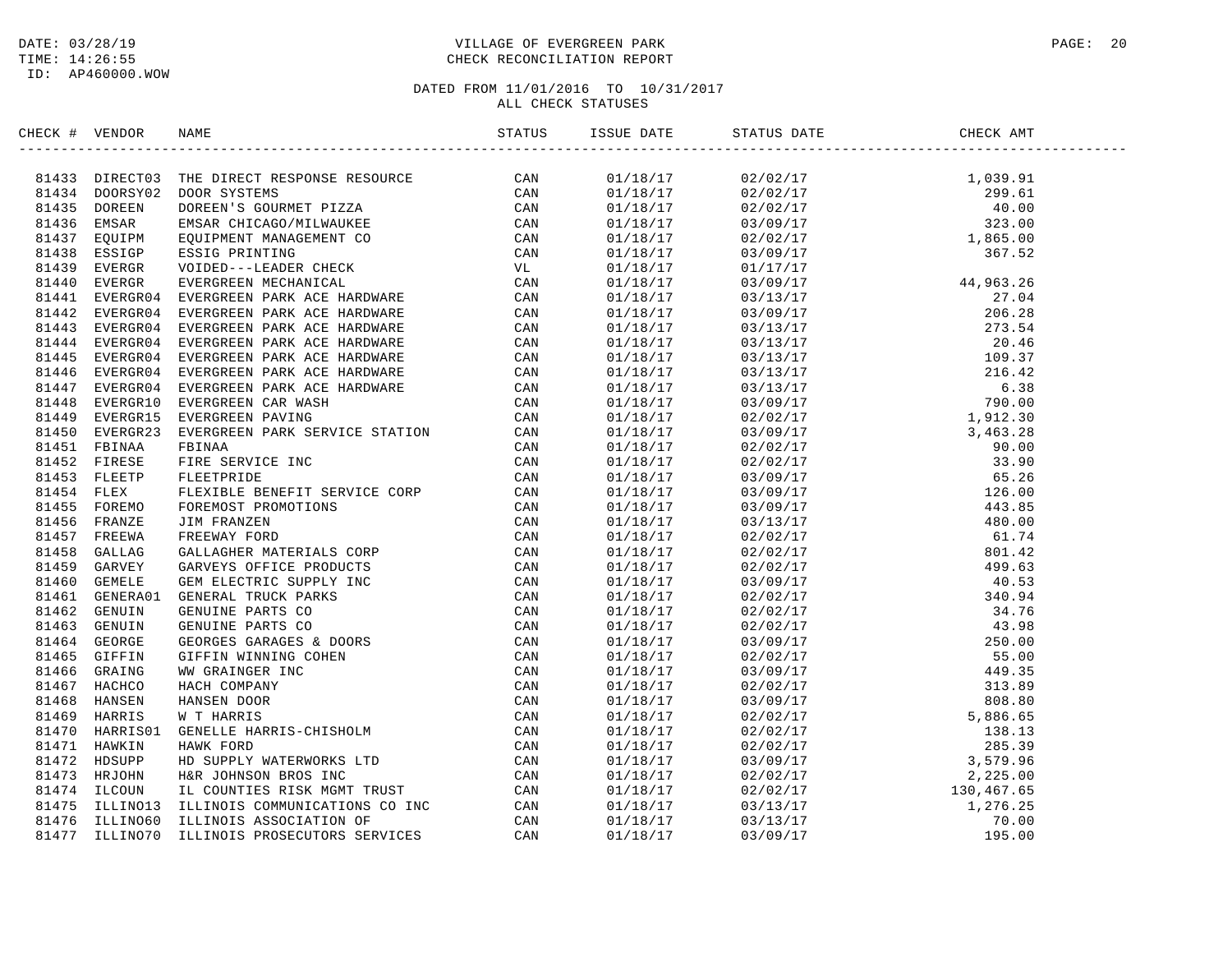DATE: 03/28/19
TIME: 14:26:55
ID: AP460000.WOW

VILLAGE OF EVERGREEN PARK
CHECK RECONCILIATION REPORT

DATED FROM 11/01/2016 TO 10/31/2017
ALL CHECK STATUSES

| CHECK # | VENDOR | NAME | STATUS | ISSUE DATE | STATUS DATE | CHECK AMT |
|---|---|---|---|---|---|---|
| 81433 | DIRECT03 | THE DIRECT RESPONSE RESOURCE | CAN | 01/18/17 | 02/02/17 | 1,039.91 |
| 81434 | DOORSY02 | DOOR SYSTEMS | CAN | 01/18/17 | 02/02/17 | 299.61 |
| 81435 | DOREEN | DOREEN'S GOURMET PIZZA | CAN | 01/18/17 | 02/02/17 | 40.00 |
| 81436 | EMSAR | EMSAR CHICAGO/MILWAUKEE | CAN | 01/18/17 | 03/09/17 | 323.00 |
| 81437 | EQUIPM | EQUIPMENT MANAGEMENT CO | CAN | 01/18/17 | 02/02/17 | 1,865.00 |
| 81438 | ESSIGP | ESSIG PRINTING | CAN | 01/18/17 | 03/09/17 | 367.52 |
| 81439 | EVERGR | VOIDED---LEADER CHECK | VL | 01/18/17 | 01/17/17 | |
| 81440 | EVERGR | EVERGREEN MECHANICAL | CAN | 01/18/17 | 03/09/17 | 44,963.26 |
| 81441 | EVERGR04 | EVERGREEN PARK ACE HARDWARE | CAN | 01/18/17 | 03/13/17 | 27.04 |
| 81442 | EVERGR04 | EVERGREEN PARK ACE HARDWARE | CAN | 01/18/17 | 03/09/17 | 206.28 |
| 81443 | EVERGR04 | EVERGREEN PARK ACE HARDWARE | CAN | 01/18/17 | 03/13/17 | 273.54 |
| 81444 | EVERGR04 | EVERGREEN PARK ACE HARDWARE | CAN | 01/18/17 | 03/13/17 | 20.46 |
| 81445 | EVERGR04 | EVERGREEN PARK ACE HARDWARE | CAN | 01/18/17 | 03/13/17 | 109.37 |
| 81446 | EVERGR04 | EVERGREEN PARK ACE HARDWARE | CAN | 01/18/17 | 03/13/17 | 216.42 |
| 81447 | EVERGR04 | EVERGREEN PARK ACE HARDWARE | CAN | 01/18/17 | 03/13/17 | 6.38 |
| 81448 | EVERGR10 | EVERGREEN CAR WASH | CAN | 01/18/17 | 03/09/17 | 790.00 |
| 81449 | EVERGR15 | EVERGREEN PAVING | CAN | 01/18/17 | 02/02/17 | 1,912.30 |
| 81450 | EVERGR23 | EVERGREEN PARK SERVICE STATION | CAN | 01/18/17 | 03/09/17 | 3,463.28 |
| 81451 | FBINAA | FBINAA | CAN | 01/18/17 | 02/02/17 | 90.00 |
| 81452 | FIRESE | FIRE SERVICE INC | CAN | 01/18/17 | 02/02/17 | 33.90 |
| 81453 | FLEETP | FLEETPRIDE | CAN | 01/18/17 | 03/09/17 | 65.26 |
| 81454 | FLEX | FLEXIBLE BENEFIT SERVICE CORP | CAN | 01/18/17 | 03/09/17 | 126.00 |
| 81455 | FOREMO | FOREMOST PROMOTIONS | CAN | 01/18/17 | 03/09/17 | 443.85 |
| 81456 | FRANZE | JIM FRANZEN | CAN | 01/18/17 | 03/13/17 | 480.00 |
| 81457 | FREEWA | FREEWAY FORD | CAN | 01/18/17 | 02/02/17 | 61.74 |
| 81458 | GALLAG | GALLAGHER MATERIALS CORP | CAN | 01/18/17 | 02/02/17 | 801.42 |
| 81459 | GARVEY | GARVEYS OFFICE PRODUCTS | CAN | 01/18/17 | 02/02/17 | 499.63 |
| 81460 | GEMELE | GEM ELECTRIC SUPPLY INC | CAN | 01/18/17 | 03/09/17 | 40.53 |
| 81461 | GENERA01 | GENERAL TRUCK PARKS | CAN | 01/18/17 | 02/02/17 | 340.94 |
| 81462 | GENUIN | GENUINE PARTS CO | CAN | 01/18/17 | 02/02/17 | 34.76 |
| 81463 | GENUIN | GENUINE PARTS CO | CAN | 01/18/17 | 02/02/17 | 43.98 |
| 81464 | GEORGE | GEORGES GARAGES & DOORS | CAN | 01/18/17 | 03/09/17 | 250.00 |
| 81465 | GIFFIN | GIFFIN WINNING COHEN | CAN | 01/18/17 | 02/02/17 | 55.00 |
| 81466 | GRAING | WW GRAINGER INC | CAN | 01/18/17 | 03/09/17 | 449.35 |
| 81467 | HACHCO | HACH COMPANY | CAN | 01/18/17 | 02/02/17 | 313.89 |
| 81468 | HANSEN | HANSEN DOOR | CAN | 01/18/17 | 03/09/17 | 808.80 |
| 81469 | HARRIS | W T HARRIS | CAN | 01/18/17 | 02/02/17 | 5,886.65 |
| 81470 | HARRIS01 | GENELLE HARRIS-CHISHOLM | CAN | 01/18/17 | 02/02/17 | 138.13 |
| 81471 | HAWKIN | HAWK FORD | CAN | 01/18/17 | 02/02/17 | 285.39 |
| 81472 | HDSUPP | HD SUPPLY WATERWORKS LTD | CAN | 01/18/17 | 03/09/17 | 3,579.96 |
| 81473 | HRJOHN | H&R JOHNSON BROS INC | CAN | 01/18/17 | 02/02/17 | 2,225.00 |
| 81474 | ILCOUN | IL COUNTIES RISK MGMT TRUST | CAN | 01/18/17 | 02/02/17 | 130,467.65 |
| 81475 | ILLINO13 | ILLINOIS COMMUNICATIONS CO INC | CAN | 01/18/17 | 03/13/17 | 1,276.25 |
| 81476 | ILLINO60 | ILLINOIS ASSOCIATION OF | CAN | 01/18/17 | 03/13/17 | 70.00 |
| 81477 | ILLINO70 | ILLINOIS PROSECUTORS SERVICES | CAN | 01/18/17 | 03/09/17 | 195.00 |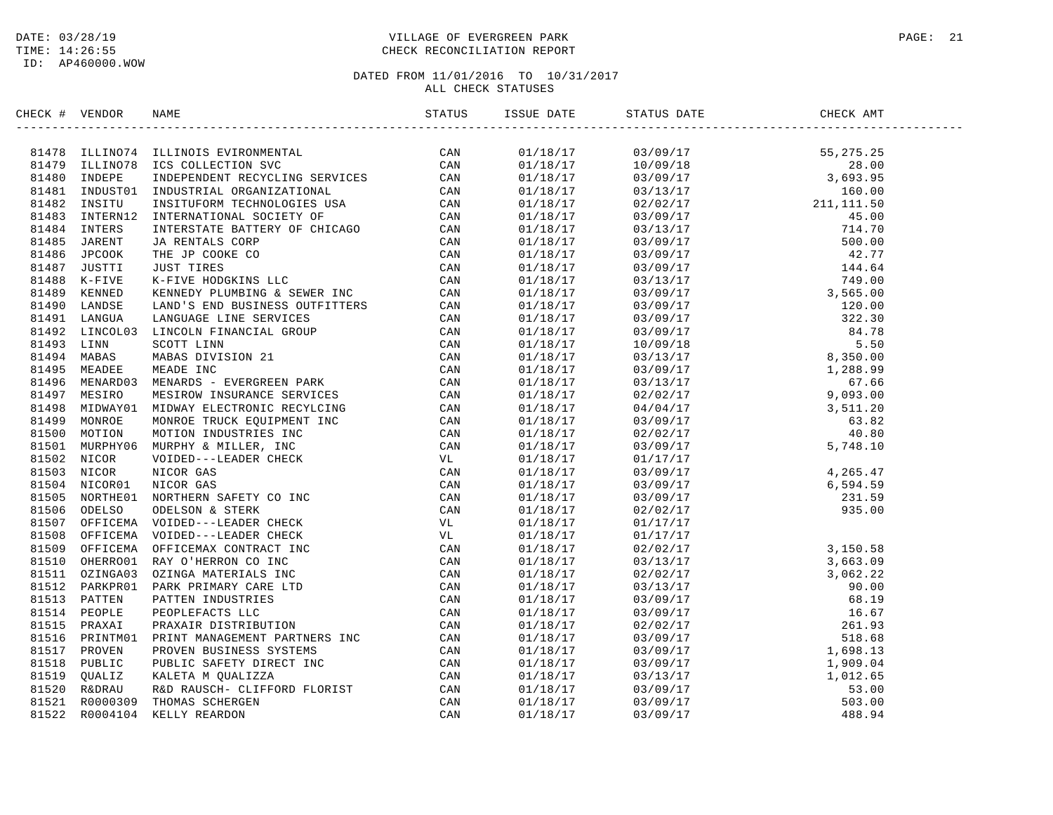DATE: 03/28/19
TIME: 14:26:55
ID: AP460000.WOW

# VILLAGE OF EVERGREEN PARK
## CHECK RECONCILIATION REPORT

DATED FROM 11/01/2016 TO 10/31/2017
ALL CHECK STATUSES

| CHECK # | VENDOR | NAME | STATUS | ISSUE DATE | STATUS DATE | CHECK AMT |
|---|---|---|---|---|---|---|
| 81478 | ILLINO74 | ILLINOIS EVIRONMENTAL | CAN | 01/18/17 | 03/09/17 | 55,275.25 |
| 81479 | ILLINO78 | ICS COLLECTION SVC | CAN | 01/18/17 | 10/09/18 | 28.00 |
| 81480 | INDEPE | INDEPENDENT RECYCLING SERVICES | CAN | 01/18/17 | 03/09/17 | 3,693.95 |
| 81481 | INDUST01 | INDUSTRIAL ORGANIZATIONAL | CAN | 01/18/17 | 03/13/17 | 160.00 |
| 81482 | INSITU | INSITUFORM TECHNOLOGIES USA | CAN | 01/18/17 | 02/02/17 | 211,111.50 |
| 81483 | INTERN12 | INTERNATIONAL SOCIETY OF | CAN | 01/18/17 | 03/09/17 | 45.00 |
| 81484 | INTERS | INTERSTATE BATTERY OF CHICAGO | CAN | 01/18/17 | 03/13/17 | 714.70 |
| 81485 | JARENT | JA RENTALS CORP | CAN | 01/18/17 | 03/09/17 | 500.00 |
| 81486 | JPCOOK | THE JP COOKE CO | CAN | 01/18/17 | 03/09/17 | 42.77 |
| 81487 | JUSTTI | JUST TIRES | CAN | 01/18/17 | 03/09/17 | 144.64 |
| 81488 | K-FIVE | K-FIVE HODGKINS LLC | CAN | 01/18/17 | 03/13/17 | 749.00 |
| 81489 | KENNED | KENNEDY PLUMBING & SEWER INC | CAN | 01/18/17 | 03/09/17 | 3,565.00 |
| 81490 | LANDSE | LAND'S END BUSINESS OUTFITTERS | CAN | 01/18/17 | 03/09/17 | 120.00 |
| 81491 | LANGUA | LANGUAGE LINE SERVICES | CAN | 01/18/17 | 03/09/17 | 322.30 |
| 81492 | LINCOL03 | LINCOLN FINANCIAL GROUP | CAN | 01/18/17 | 03/09/17 | 84.78 |
| 81493 | LINN | SCOTT LINN | CAN | 01/18/17 | 10/09/18 | 5.50 |
| 81494 | MABAS | MABAS DIVISION 21 | CAN | 01/18/17 | 03/13/17 | 8,350.00 |
| 81495 | MEADEE | MEADE INC | CAN | 01/18/17 | 03/09/17 | 1,288.99 |
| 81496 | MENARD03 | MENARDS - EVERGREEN PARK | CAN | 01/18/17 | 03/13/17 | 67.66 |
| 81497 | MESIRO | MESIROW INSURANCE SERVICES | CAN | 01/18/17 | 02/02/17 | 9,093.00 |
| 81498 | MIDWAY01 | MIDWAY ELECTRONIC RECYLCING | CAN | 01/18/17 | 04/04/17 | 3,511.20 |
| 81499 | MONROE | MONROE TRUCK EQUIPMENT INC | CAN | 01/18/17 | 03/09/17 | 63.82 |
| 81500 | MOTION | MOTION INDUSTRIES INC | CAN | 01/18/17 | 02/02/17 | 40.80 |
| 81501 | MURPHY06 | MURPHY & MILLER, INC | CAN | 01/18/17 | 03/09/17 | 5,748.10 |
| 81502 | NICOR | VOIDED---LEADER CHECK | VL | 01/18/17 | 01/17/17 | |
| 81503 | NICOR | NICOR GAS | CAN | 01/18/17 | 03/09/17 | 4,265.47 |
| 81504 | NICOR01 | NICOR GAS | CAN | 01/18/17 | 03/09/17 | 6,594.59 |
| 81505 | NORTHE01 | NORTHERN SAFETY CO INC | CAN | 01/18/17 | 03/09/17 | 231.59 |
| 81506 | ODELSO | ODELSON & STERK | CAN | 01/18/17 | 02/02/17 | 935.00 |
| 81507 | OFFICEMA | VOIDED---LEADER CHECK | VL | 01/18/17 | 01/17/17 | |
| 81508 | OFFICEMA | VOIDED---LEADER CHECK | VL | 01/18/17 | 01/17/17 | |
| 81509 | OFFICEMA | OFFICEMAX CONTRACT INC | CAN | 01/18/17 | 02/02/17 | 3,150.58 |
| 81510 | OHERRO01 | RAY O'HERRON CO INC | CAN | 01/18/17 | 03/13/17 | 3,663.09 |
| 81511 | OZINGA03 | OZINGA MATERIALS INC | CAN | 01/18/17 | 02/02/17 | 3,062.22 |
| 81512 | PARKPR01 | PARK PRIMARY CARE LTD | CAN | 01/18/17 | 03/13/17 | 90.00 |
| 81513 | PATTEN | PATTEN INDUSTRIES | CAN | 01/18/17 | 03/09/17 | 68.19 |
| 81514 | PEOPLE | PEOPLEFACTS LLC | CAN | 01/18/17 | 03/09/17 | 16.67 |
| 81515 | PRAXAI | PRAXAIR DISTRIBUTION | CAN | 01/18/17 | 02/02/17 | 261.93 |
| 81516 | PRINTM01 | PRINT MANAGEMENT PARTNERS INC | CAN | 01/18/17 | 03/09/17 | 518.68 |
| 81517 | PROVEN | PROVEN BUSINESS SYSTEMS | CAN | 01/18/17 | 03/09/17 | 1,698.13 |
| 81518 | PUBLIC | PUBLIC SAFETY DIRECT INC | CAN | 01/18/17 | 03/09/17 | 1,909.04 |
| 81519 | QUALIZ | KALETA M QUALIZZA | CAN | 01/18/17 | 03/13/17 | 1,012.65 |
| 81520 | R&DRAU | R&D RAUSCH- CLIFFORD FLORIST | CAN | 01/18/17 | 03/09/17 | 53.00 |
| 81521 | R0000309 | THOMAS SCHERGEN | CAN | 01/18/17 | 03/09/17 | 503.00 |
| 81522 | R0004104 | KELLY REARDON | CAN | 01/18/17 | 03/09/17 | 488.94 |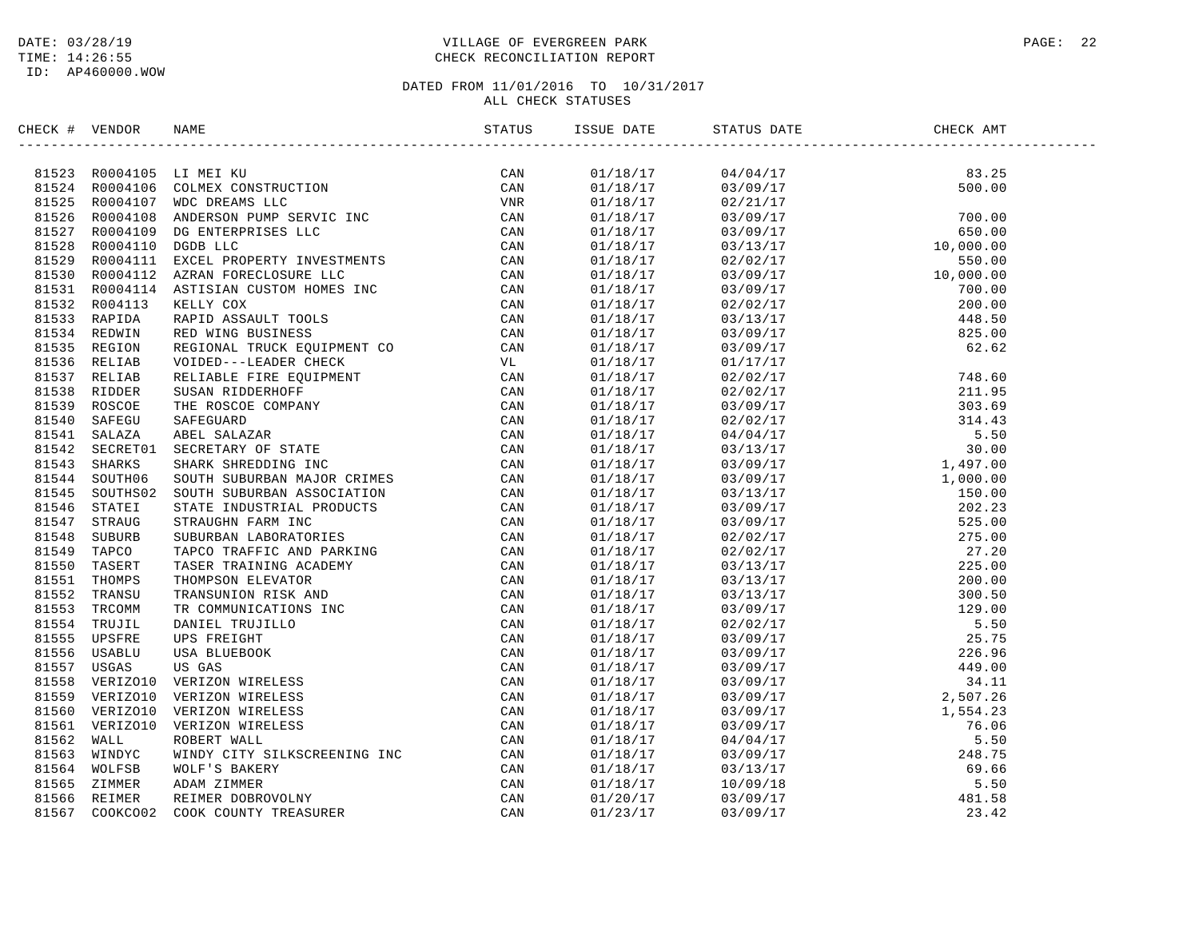DATE: 03/28/19
TIME: 14:26:55
ID: AP460000.WOW

VILLAGE OF EVERGREEN PARK
CHECK RECONCILIATION REPORT

DATED FROM 11/01/2016 TO 10/31/2017
ALL CHECK STATUSES

| CHECK # | VENDOR | NAME | STATUS | ISSUE DATE | STATUS DATE | CHECK AMT |
|---|---|---|---|---|---|---|
| 81523 | R0004105 | LI MEI KU | CAN | 01/18/17 | 04/04/17 | 83.25 |
| 81524 | R0004106 | COLMEX CONSTRUCTION | CAN | 01/18/17 | 03/09/17 | 500.00 |
| 81525 | R0004107 | WDC DREAMS LLC | VNR | 01/18/17 | 02/21/17 | |
| 81526 | R0004108 | ANDERSON PUMP SERVIC INC | CAN | 01/18/17 | 03/09/17 | 700.00 |
| 81527 | R0004109 | DG ENTERPRISES LLC | CAN | 01/18/17 | 03/09/17 | 650.00 |
| 81528 | R0004110 | DGDB LLC | CAN | 01/18/17 | 03/13/17 | 10,000.00 |
| 81529 | R0004111 | EXCEL PROPERTY INVESTMENTS | CAN | 01/18/17 | 02/02/17 | 550.00 |
| 81530 | R0004112 | AZRAN FORECLOSURE LLC | CAN | 01/18/17 | 03/09/17 | 10,000.00 |
| 81531 | R0004114 | ASTISIAN CUSTOM HOMES INC | CAN | 01/18/17 | 03/09/17 | 700.00 |
| 81532 | R004113 | KELLY COX | CAN | 01/18/17 | 02/02/17 | 200.00 |
| 81533 | RAPIDA | RAPID ASSAULT TOOLS | CAN | 01/18/17 | 03/13/17 | 448.50 |
| 81534 | REDWIN | RED WING BUSINESS | CAN | 01/18/17 | 03/09/17 | 825.00 |
| 81535 | REGION | REGIONAL TRUCK EQUIPMENT CO | CAN | 01/18/17 | 03/09/17 | 62.62 |
| 81536 | RELIAB | VOIDED---LEADER CHECK | VL | 01/18/17 | 01/17/17 | |
| 81537 | RELIAB | RELIABLE FIRE EQUIPMENT | CAN | 01/18/17 | 02/02/17 | 748.60 |
| 81538 | RIDDER | SUSAN RIDDERHOFF | CAN | 01/18/17 | 02/02/17 | 211.95 |
| 81539 | ROSCOE | THE ROSCOE COMPANY | CAN | 01/18/17 | 03/09/17 | 303.69 |
| 81540 | SAFEGU | SAFEGUARD | CAN | 01/18/17 | 02/02/17 | 314.43 |
| 81541 | SALAZA | ABEL SALAZAR | CAN | 01/18/17 | 04/04/17 | 5.50 |
| 81542 | SECRET01 | SECRETARY OF STATE | CAN | 01/18/17 | 03/13/17 | 30.00 |
| 81543 | SHARKS | SHARK SHREDDING INC | CAN | 01/18/17 | 03/09/17 | 1,497.00 |
| 81544 | SOUTH06 | SOUTH SUBURBAN MAJOR CRIMES | CAN | 01/18/17 | 03/09/17 | 1,000.00 |
| 81545 | SOUTHS02 | SOUTH SUBURBAN ASSOCIATION | CAN | 01/18/17 | 03/13/17 | 150.00 |
| 81546 | STATEI | STATE INDUSTRIAL PRODUCTS | CAN | 01/18/17 | 03/09/17 | 202.23 |
| 81547 | STRAUG | STRAUGHN FARM INC | CAN | 01/18/17 | 03/09/17 | 525.00 |
| 81548 | SUBURB | SUBURBAN LABORATORIES | CAN | 01/18/17 | 02/02/17 | 275.00 |
| 81549 | TAPCO | TAPCO TRAFFIC AND PARKING | CAN | 01/18/17 | 02/02/17 | 27.20 |
| 81550 | TASERT | TASER TRAINING ACADEMY | CAN | 01/18/17 | 03/13/17 | 225.00 |
| 81551 | THOMPS | THOMPSON ELEVATOR | CAN | 01/18/17 | 03/13/17 | 200.00 |
| 81552 | TRANSU | TRANSUNION RISK AND | CAN | 01/18/17 | 03/13/17 | 300.50 |
| 81553 | TRCOMM | TR COMMUNICATIONS INC | CAN | 01/18/17 | 03/09/17 | 129.00 |
| 81554 | TRUJIL | DANIEL TRUJILLO | CAN | 01/18/17 | 02/02/17 | 5.50 |
| 81555 | UPSFRE | UPS FREIGHT | CAN | 01/18/17 | 03/09/17 | 25.75 |
| 81556 | USABLU | USA BLUEBOOK | CAN | 01/18/17 | 03/09/17 | 226.96 |
| 81557 | USGAS | US GAS | CAN | 01/18/17 | 03/09/17 | 449.00 |
| 81558 | VERIZO10 | VERIZON WIRELESS | CAN | 01/18/17 | 03/09/17 | 34.11 |
| 81559 | VERIZO10 | VERIZON WIRELESS | CAN | 01/18/17 | 03/09/17 | 2,507.26 |
| 81560 | VERIZO10 | VERIZON WIRELESS | CAN | 01/18/17 | 03/09/17 | 1,554.23 |
| 81561 | VERIZO10 | VERIZON WIRELESS | CAN | 01/18/17 | 03/09/17 | 76.06 |
| 81562 | WALL | ROBERT WALL | CAN | 01/18/17 | 04/04/17 | 5.50 |
| 81563 | WINDYC | WINDY CITY SILKSCREENING INC | CAN | 01/18/17 | 03/09/17 | 248.75 |
| 81564 | WOLFSB | WOLF'S BAKERY | CAN | 01/18/17 | 03/13/17 | 69.66 |
| 81565 | ZIMMER | ADAM ZIMMER | CAN | 01/18/17 | 10/09/18 | 5.50 |
| 81566 | REIMER | REIMER DOBROVOLNY | CAN | 01/20/17 | 03/09/17 | 481.58 |
| 81567 | COOKCO02 | COOK COUNTY TREASURER | CAN | 01/23/17 | 03/09/17 | 23.42 |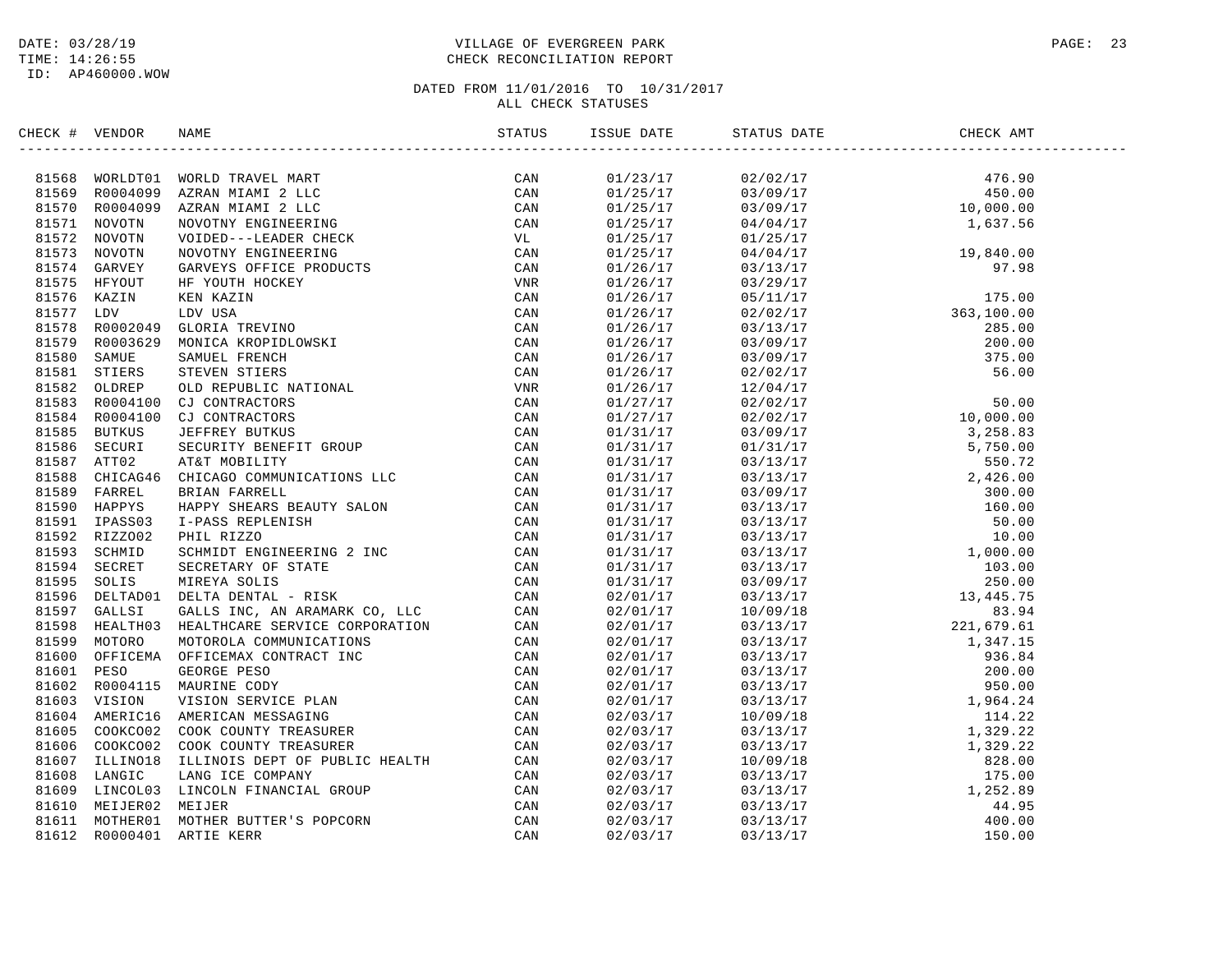VILLAGE OF EVERGREEN PARK
CHECK RECONCILIATION REPORT

DATED FROM 11/01/2016 TO 10/31/2017
ALL CHECK STATUSES

| CHECK # | VENDOR | NAME | STATUS | ISSUE DATE | STATUS DATE | CHECK AMT |
|---|---|---|---|---|---|---|
| 81568 | WORLDT01 | WORLD TRAVEL MART | CAN | 01/23/17 | 02/02/17 | 476.90 |
| 81569 | R0004099 | AZRAN MIAMI 2 LLC | CAN | 01/25/17 | 03/09/17 | 450.00 |
| 81570 | R0004099 | AZRAN MIAMI 2 LLC | CAN | 01/25/17 | 03/09/17 | 10,000.00 |
| 81571 | NOVOTN | NOVOTNY ENGINEERING | CAN | 01/25/17 | 04/04/17 | 1,637.56 |
| 81572 | NOVOTN | VOIDED---LEADER CHECK | VL | 01/25/17 | 01/25/17 | |
| 81573 | NOVOTN | NOVOTNY ENGINEERING | CAN | 01/25/17 | 04/04/17 | 19,840.00 |
| 81574 | GARVEY | GARVEYS OFFICE PRODUCTS | CAN | 01/26/17 | 03/13/17 | 97.98 |
| 81575 | HFYOUT | HF YOUTH HOCKEY | VNR | 01/26/17 | 03/29/17 | |
| 81576 | KAZIN | KEN KAZIN | CAN | 01/26/17 | 05/11/17 | 175.00 |
| 81577 | LDV | LDV USA | CAN | 01/26/17 | 02/02/17 | 363,100.00 |
| 81578 | R0002049 | GLORIA TREVINO | CAN | 01/26/17 | 03/13/17 | 285.00 |
| 81579 | R0003629 | MONICA KROPIDLOWSKI | CAN | 01/26/17 | 03/09/17 | 200.00 |
| 81580 | SAMUE | SAMUEL FRENCH | CAN | 01/26/17 | 03/09/17 | 375.00 |
| 81581 | STIERS | STEVEN STIERS | CAN | 01/26/17 | 02/02/17 | 56.00 |
| 81582 | OLDREP | OLD REPUBLIC NATIONAL | VNR | 01/26/17 | 12/04/17 | |
| 81583 | R0004100 | CJ CONTRACTORS | CAN | 01/27/17 | 02/02/17 | 50.00 |
| 81584 | R0004100 | CJ CONTRACTORS | CAN | 01/27/17 | 02/02/17 | 10,000.00 |
| 81585 | BUTKUS | JEFFREY BUTKUS | CAN | 01/31/17 | 03/09/17 | 3,258.83 |
| 81586 | SECURI | SECURITY BENEFIT GROUP | CAN | 01/31/17 | 01/31/17 | 5,750.00 |
| 81587 | ATT02 | AT&T MOBILITY | CAN | 01/31/17 | 03/13/17 | 550.72 |
| 81588 | CHICAG46 | CHICAGO COMMUNICATIONS LLC | CAN | 01/31/17 | 03/13/17 | 2,426.00 |
| 81589 | FARREL | BRIAN FARRELL | CAN | 01/31/17 | 03/09/17 | 300.00 |
| 81590 | HAPPYS | HAPPY SHEARS BEAUTY SALON | CAN | 01/31/17 | 03/13/17 | 160.00 |
| 81591 | IPASS03 | I-PASS REPLENISH | CAN | 01/31/17 | 03/13/17 | 50.00 |
| 81592 | RIZZO02 | PHIL RIZZO | CAN | 01/31/17 | 03/13/17 | 10.00 |
| 81593 | SCHMID | SCHMIDT ENGINEERING 2 INC | CAN | 01/31/17 | 03/13/17 | 1,000.00 |
| 81594 | SECRET | SECRETARY OF STATE | CAN | 01/31/17 | 03/13/17 | 103.00 |
| 81595 | SOLIS | MIREYA SOLIS | CAN | 01/31/17 | 03/09/17 | 250.00 |
| 81596 | DELTAD01 | DELTA DENTAL - RISK | CAN | 02/01/17 | 03/13/17 | 13,445.75 |
| 81597 | GALLSI | GALLS INC, AN ARAMARK CO, LLC | CAN | 02/01/17 | 10/09/18 | 83.94 |
| 81598 | HEALTH03 | HEALTHCARE SERVICE CORPORATION | CAN | 02/01/17 | 03/13/17 | 221,679.61 |
| 81599 | MOTORO | MOTOROLA COMMUNICATIONS | CAN | 02/01/17 | 03/13/17 | 1,347.15 |
| 81600 | OFFICEMA | OFFICEMAX CONTRACT INC | CAN | 02/01/17 | 03/13/17 | 936.84 |
| 81601 | PESO | GEORGE PESO | CAN | 02/01/17 | 03/13/17 | 200.00 |
| 81602 | R0004115 | MAURINE CODY | CAN | 02/01/17 | 03/13/17 | 950.00 |
| 81603 | VISION | VISION SERVICE PLAN | CAN | 02/01/17 | 03/13/17 | 1,964.24 |
| 81604 | AMERIC16 | AMERICAN MESSAGING | CAN | 02/03/17 | 10/09/18 | 114.22 |
| 81605 | COOKCO02 | COOK COUNTY TREASURER | CAN | 02/03/17 | 03/13/17 | 1,329.22 |
| 81606 | COOKCO02 | COOK COUNTY TREASURER | CAN | 02/03/17 | 03/13/17 | 1,329.22 |
| 81607 | ILLINO18 | ILLINOIS DEPT OF PUBLIC HEALTH | CAN | 02/03/17 | 10/09/18 | 828.00 |
| 81608 | LANGIC | LANG ICE COMPANY | CAN | 02/03/17 | 03/13/17 | 175.00 |
| 81609 | LINCOL03 | LINCOLN FINANCIAL GROUP | CAN | 02/03/17 | 03/13/17 | 1,252.89 |
| 81610 | MEIJER02 | MEIJER | CAN | 02/03/17 | 03/13/17 | 44.95 |
| 81611 | MOTHER01 | MOTHER BUTTER'S POPCORN | CAN | 02/03/17 | 03/13/17 | 400.00 |
| 81612 | R0000401 | ARTIE KERR | CAN | 02/03/17 | 03/13/17 | 150.00 |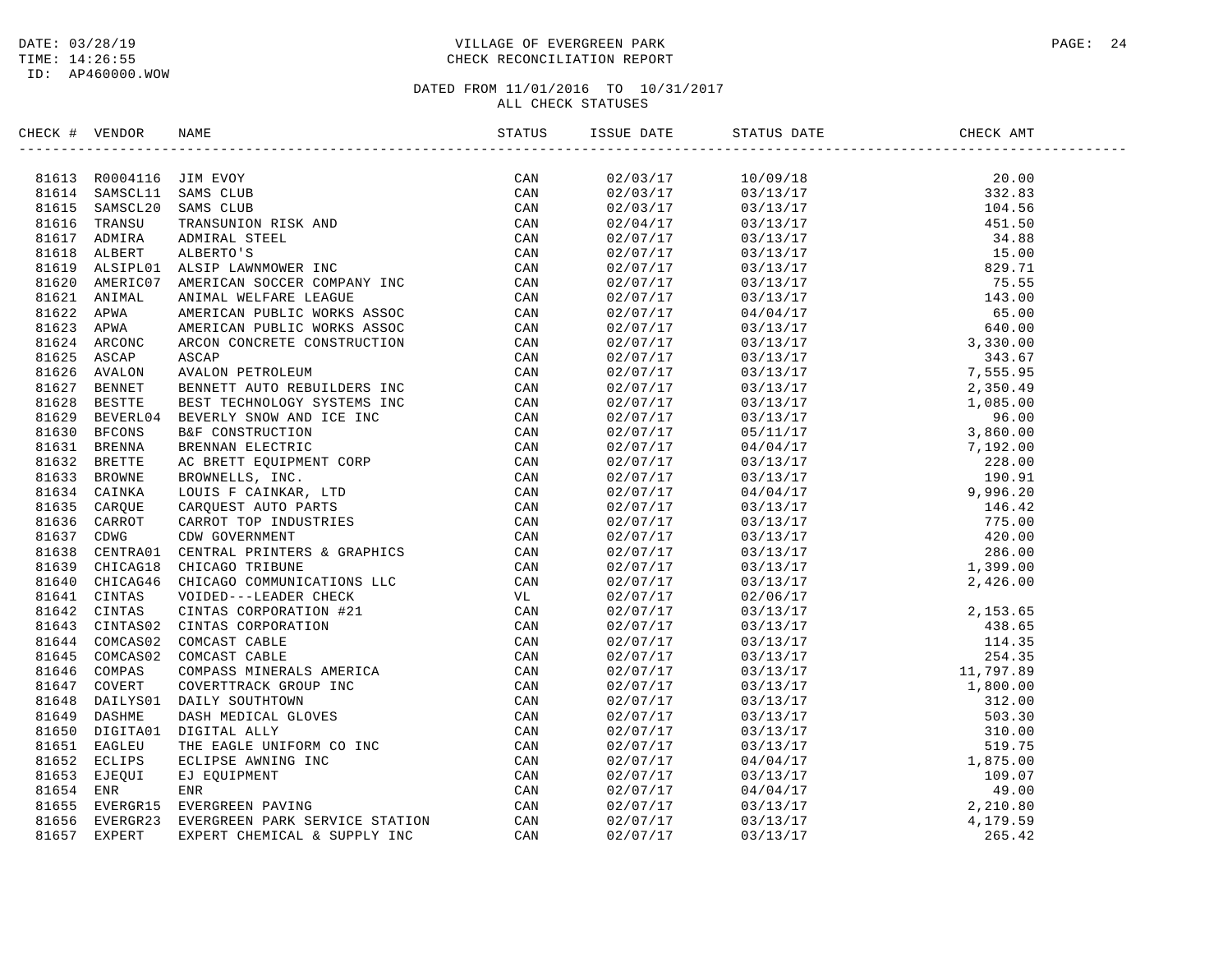DATE: 03/28/19
TIME: 14:26:55
ID: AP460000.WOW

# VILLAGE OF EVERGREEN PARK
## CHECK RECONCILIATION REPORT

DATED FROM 11/01/2016 TO 10/31/2017
ALL CHECK STATUSES

| CHECK # | VENDOR | NAME | STATUS | ISSUE DATE | STATUS DATE | CHECK AMT |
|---|---|---|---|---|---|---|
| 81613 | R0004116 | JIM EVOY | CAN | 02/03/17 | 10/09/18 | 20.00 |
| 81614 | SAMSCL11 | SAMS CLUB | CAN | 02/03/17 | 03/13/17 | 332.83 |
| 81615 | SAMSCL20 | SAMS CLUB | CAN | 02/03/17 | 03/13/17 | 104.56 |
| 81616 | TRANSU | TRANSUNION RISK AND | CAN | 02/04/17 | 03/13/17 | 451.50 |
| 81617 | ADMIRA | ADMIRAL STEEL | CAN | 02/07/17 | 03/13/17 | 34.88 |
| 81618 | ALBERT | ALBERTO'S | CAN | 02/07/17 | 03/13/17 | 15.00 |
| 81619 | ALSIPL01 | ALSIP LAWNMOWER INC | CAN | 02/07/17 | 03/13/17 | 829.71 |
| 81620 | AMERIC07 | AMERICAN SOCCER COMPANY INC | CAN | 02/07/17 | 03/13/17 | 75.55 |
| 81621 | ANIMAL | ANIMAL WELFARE LEAGUE | CAN | 02/07/17 | 03/13/17 | 143.00 |
| 81622 | APWA | AMERICAN PUBLIC WORKS ASSOC | CAN | 02/07/17 | 04/04/17 | 65.00 |
| 81623 | APWA | AMERICAN PUBLIC WORKS ASSOC | CAN | 02/07/17 | 03/13/17 | 640.00 |
| 81624 | ARCONC | ARCON CONCRETE CONSTRUCTION | CAN | 02/07/17 | 03/13/17 | 3,330.00 |
| 81625 | ASCAP | ASCAP | CAN | 02/07/17 | 03/13/17 | 343.67 |
| 81626 | AVALON | AVALON PETROLEUM | CAN | 02/07/17 | 03/13/17 | 7,555.95 |
| 81627 | BENNET | BENNETT AUTO REBUILDERS INC | CAN | 02/07/17 | 03/13/17 | 2,350.49 |
| 81628 | BESTTE | BEST TECHNOLOGY SYSTEMS INC | CAN | 02/07/17 | 03/13/17 | 1,085.00 |
| 81629 | BEVERL04 | BEVERLY SNOW AND ICE INC | CAN | 02/07/17 | 03/13/17 | 96.00 |
| 81630 | BFCONS | B&F CONSTRUCTION | CAN | 02/07/17 | 05/11/17 | 3,860.00 |
| 81631 | BRENNA | BRENNAN ELECTRIC | CAN | 02/07/17 | 04/04/17 | 7,192.00 |
| 81632 | BRETTE | AC BRETT EQUIPMENT CORP | CAN | 02/07/17 | 03/13/17 | 228.00 |
| 81633 | BROWNE | BROWNELLS, INC. | CAN | 02/07/17 | 03/13/17 | 190.91 |
| 81634 | CAINKA | LOUIS F CAINKAR, LTD | CAN | 02/07/17 | 04/04/17 | 9,996.20 |
| 81635 | CARQUE | CARQUEST AUTO PARTS | CAN | 02/07/17 | 03/13/17 | 146.42 |
| 81636 | CARROT | CARROT TOP INDUSTRIES | CAN | 02/07/17 | 03/13/17 | 775.00 |
| 81637 | CDWG | CDW GOVERNMENT | CAN | 02/07/17 | 03/13/17 | 420.00 |
| 81638 | CENTRA01 | CENTRAL PRINTERS & GRAPHICS | CAN | 02/07/17 | 03/13/17 | 286.00 |
| 81639 | CHICAG18 | CHICAGO TRIBUNE | CAN | 02/07/17 | 03/13/17 | 1,399.00 |
| 81640 | CHICAG46 | CHICAGO COMMUNICATIONS LLC | CAN | 02/07/17 | 03/13/17 | 2,426.00 |
| 81641 | CINTAS | VOIDED---LEADER CHECK | VL | 02/07/17 | 02/06/17 | |
| 81642 | CINTAS | CINTAS CORPORATION #21 | CAN | 02/07/17 | 03/13/17 | 2,153.65 |
| 81643 | CINTAS02 | CINTAS CORPORATION | CAN | 02/07/17 | 03/13/17 | 438.65 |
| 81644 | COMCAS02 | COMCAST CABLE | CAN | 02/07/17 | 03/13/17 | 114.35 |
| 81645 | COMCAS02 | COMCAST CABLE | CAN | 02/07/17 | 03/13/17 | 254.35 |
| 81646 | COMPAS | COMPASS MINERALS AMERICA | CAN | 02/07/17 | 03/13/17 | 11,797.89 |
| 81647 | COVERT | COVERTTRACK GROUP INC | CAN | 02/07/17 | 03/13/17 | 1,800.00 |
| 81648 | DAILYS01 | DAILY SOUTHTOWN | CAN | 02/07/17 | 03/13/17 | 312.00 |
| 81649 | DASHME | DASH MEDICAL GLOVES | CAN | 02/07/17 | 03/13/17 | 503.30 |
| 81650 | DIGITA01 | DIGITAL ALLY | CAN | 02/07/17 | 03/13/17 | 310.00 |
| 81651 | EAGLEU | THE EAGLE UNIFORM CO INC | CAN | 02/07/17 | 03/13/17 | 519.75 |
| 81652 | ECLIPS | ECLIPSE AWNING INC | CAN | 02/07/17 | 04/04/17 | 1,875.00 |
| 81653 | EJEQUI | EJ EQUIPMENT | CAN | 02/07/17 | 03/13/17 | 109.07 |
| 81654 | ENR | ENR | CAN | 02/07/17 | 04/04/17 | 49.00 |
| 81655 | EVERGR15 | EVERGREEN PAVING | CAN | 02/07/17 | 03/13/17 | 2,210.80 |
| 81656 | EVERGR23 | EVERGREEN PARK SERVICE STATION | CAN | 02/07/17 | 03/13/17 | 4,179.59 |
| 81657 | EXPERT | EXPERT CHEMICAL & SUPPLY INC | CAN | 02/07/17 | 03/13/17 | 265.42 |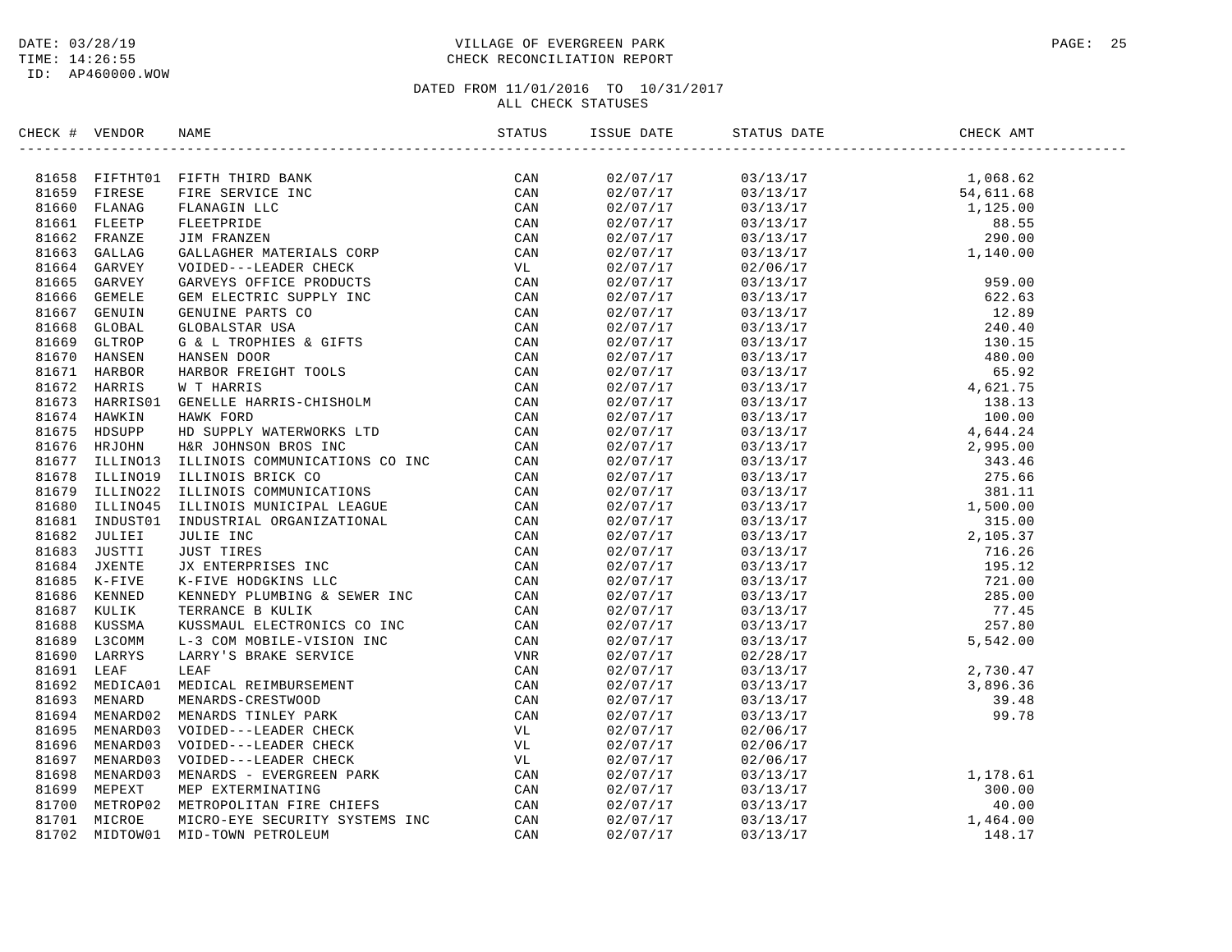DATE: 03/28/19
TIME: 14:26:55
ID: AP460000.WOW

VILLAGE OF EVERGREEN PARK
CHECK RECONCILIATION REPORT

DATED FROM 11/01/2016 TO 10/31/2017
ALL CHECK STATUSES

| CHECK # | VENDOR | NAME | STATUS | ISSUE DATE | STATUS DATE | CHECK AMT |
|---|---|---|---|---|---|---|
| 81658 | FIFTHT01 | FIFTH THIRD BANK | CAN | 02/07/17 | 03/13/17 | 1,068.62 |
| 81659 | FIRESE | FIRE SERVICE INC | CAN | 02/07/17 | 03/13/17 | 54,611.68 |
| 81660 | FLANAG | FLANAGIN LLC | CAN | 02/07/17 | 03/13/17 | 1,125.00 |
| 81661 | FLEETP | FLEETPRIDE | CAN | 02/07/17 | 03/13/17 | 88.55 |
| 81662 | FRANZE | JIM FRANZEN | CAN | 02/07/17 | 03/13/17 | 290.00 |
| 81663 | GALLAG | GALLAGHER MATERIALS CORP | CAN | 02/07/17 | 03/13/17 | 1,140.00 |
| 81664 | GARVEY | VOIDED---LEADER CHECK | VL | 02/07/17 | 02/06/17 | |
| 81665 | GARVEY | GARVEYS OFFICE PRODUCTS | CAN | 02/07/17 | 03/13/17 | 959.00 |
| 81666 | GEMELE | GEM ELECTRIC SUPPLY INC | CAN | 02/07/17 | 03/13/17 | 622.63 |
| 81667 | GENUIN | GENUINE PARTS CO | CAN | 02/07/17 | 03/13/17 | 12.89 |
| 81668 | GLOBAL | GLOBALSTAR USA | CAN | 02/07/17 | 03/13/17 | 240.40 |
| 81669 | GLTROP | G & L TROPHIES & GIFTS | CAN | 02/07/17 | 03/13/17 | 130.15 |
| 81670 | HANSEN | HANSEN DOOR | CAN | 02/07/17 | 03/13/17 | 480.00 |
| 81671 | HARBOR | HARBOR FREIGHT TOOLS | CAN | 02/07/17 | 03/13/17 | 65.92 |
| 81672 | HARRIS | W T HARRIS | CAN | 02/07/17 | 03/13/17 | 4,621.75 |
| 81673 | HARRIS01 | GENELLE HARRIS-CHISHOLM | CAN | 02/07/17 | 03/13/17 | 138.13 |
| 81674 | HAWKIN | HAWK FORD | CAN | 02/07/17 | 03/13/17 | 100.00 |
| 81675 | HDSUPP | HD SUPPLY WATERWORKS LTD | CAN | 02/07/17 | 03/13/17 | 4,644.24 |
| 81676 | HRJOHN | H&R JOHNSON BROS INC | CAN | 02/07/17 | 03/13/17 | 2,995.00 |
| 81677 | ILLINO13 | ILLINOIS COMMUNICATIONS CO INC | CAN | 02/07/17 | 03/13/17 | 343.46 |
| 81678 | ILLINO19 | ILLINOIS BRICK CO | CAN | 02/07/17 | 03/13/17 | 275.66 |
| 81679 | ILLINO22 | ILLINOIS COMMUNICATIONS | CAN | 02/07/17 | 03/13/17 | 381.11 |
| 81680 | ILLINO45 | ILLINOIS MUNICIPAL LEAGUE | CAN | 02/07/17 | 03/13/17 | 1,500.00 |
| 81681 | INDUST01 | INDUSTRIAL ORGANIZATIONAL | CAN | 02/07/17 | 03/13/17 | 315.00 |
| 81682 | JULIEI | JULIE INC | CAN | 02/07/17 | 03/13/17 | 2,105.37 |
| 81683 | JUSTTI | JUST TIRES | CAN | 02/07/17 | 03/13/17 | 716.26 |
| 81684 | JXENTE | JX ENTERPRISES INC | CAN | 02/07/17 | 03/13/17 | 195.12 |
| 81685 | K-FIVE | K-FIVE HODGKINS LLC | CAN | 02/07/17 | 03/13/17 | 721.00 |
| 81686 | KENNED | KENNEDY PLUMBING & SEWER INC | CAN | 02/07/17 | 03/13/17 | 285.00 |
| 81687 | KULIK | TERRANCE B KULIK | CAN | 02/07/17 | 03/13/17 | 77.45 |
| 81688 | KUSSMA | KUSSMAUL ELECTRONICS CO INC | CAN | 02/07/17 | 03/13/17 | 257.80 |
| 81689 | L3COMM | L-3 COM MOBILE-VISION INC | CAN | 02/07/17 | 03/13/17 | 5,542.00 |
| 81690 | LARRYS | LARRY'S BRAKE SERVICE | VNR | 02/07/17 | 02/28/17 | |
| 81691 | LEAF | LEAF | CAN | 02/07/17 | 03/13/17 | 2,730.47 |
| 81692 | MEDICA01 | MEDICAL REIMBURSEMENT | CAN | 02/07/17 | 03/13/17 | 3,896.36 |
| 81693 | MENARD | MENARDS-CRESTWOOD | CAN | 02/07/17 | 03/13/17 | 39.48 |
| 81694 | MENARD02 | MENARDS TINLEY PARK | CAN | 02/07/17 | 03/13/17 | 99.78 |
| 81695 | MENARD03 | VOIDED---LEADER CHECK | VL | 02/07/17 | 02/06/17 | |
| 81696 | MENARD03 | VOIDED---LEADER CHECK | VL | 02/07/17 | 02/06/17 | |
| 81697 | MENARD03 | VOIDED---LEADER CHECK | VL | 02/07/17 | 02/06/17 | |
| 81698 | MENARD03 | MENARDS - EVERGREEN PARK | CAN | 02/07/17 | 03/13/17 | 1,178.61 |
| 81699 | MEPEXT | MEP EXTERMINATING | CAN | 02/07/17 | 03/13/17 | 300.00 |
| 81700 | METROP02 | METROPOLITAN FIRE CHIEFS | CAN | 02/07/17 | 03/13/17 | 40.00 |
| 81701 | MICROE | MICRO-EYE SECURITY SYSTEMS INC | CAN | 02/07/17 | 03/13/17 | 1,464.00 |
| 81702 | MIDTOW01 | MID-TOWN PETROLEUM | CAN | 02/07/17 | 03/13/17 | 148.17 |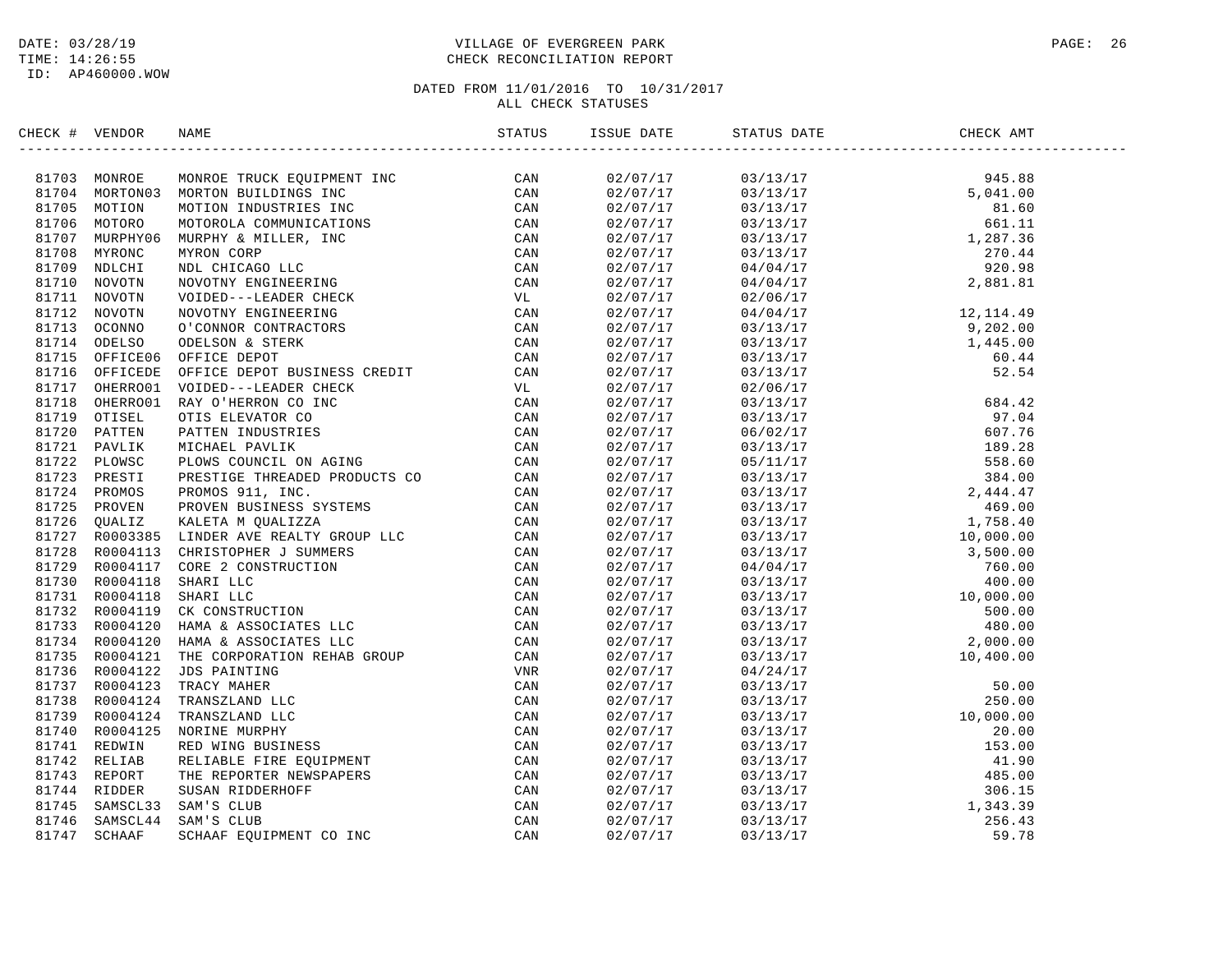DATE: 03/28/19
TIME: 14:26:55
ID: AP460000.WOW

VILLAGE OF EVERGREEN PARK
CHECK RECONCILIATION REPORT

DATED FROM 11/01/2016 TO 10/31/2017
ALL CHECK STATUSES

| CHECK # | VENDOR | NAME | STATUS | ISSUE DATE | STATUS DATE | CHECK AMT |
|---|---|---|---|---|---|---|
| 81703 | MONROE | MONROE TRUCK EQUIPMENT INC | CAN | 02/07/17 | 03/13/17 | 945.88 |
| 81704 | MORTON03 | MORTON BUILDINGS INC | CAN | 02/07/17 | 03/13/17 | 5,041.00 |
| 81705 | MOTION | MOTION INDUSTRIES INC | CAN | 02/07/17 | 03/13/17 | 81.60 |
| 81706 | MOTORO | MOTOROLA COMMUNICATIONS | CAN | 02/07/17 | 03/13/17 | 661.11 |
| 81707 | MURPHY06 | MURPHY & MILLER, INC | CAN | 02/07/17 | 03/13/17 | 1,287.36 |
| 81708 | MYRONC | MYRON CORP | CAN | 02/07/17 | 03/13/17 | 270.44 |
| 81709 | NDLCHI | NDL CHICAGO LLC | CAN | 02/07/17 | 04/04/17 | 920.98 |
| 81710 | NOVOTN | NOVOTNY ENGINEERING | CAN | 02/07/17 | 04/04/17 | 2,881.81 |
| 81711 | NOVOTN | VOIDED---LEADER CHECK | VL | 02/07/17 | 02/06/17 | |
| 81712 | NOVOTN | NOVOTNY ENGINEERING | CAN | 02/07/17 | 04/04/17 | 12,114.49 |
| 81713 | OCONNO | O'CONNOR CONTRACTORS | CAN | 02/07/17 | 03/13/17 | 9,202.00 |
| 81714 | ODELSO | ODELSON & STERK | CAN | 02/07/17 | 03/13/17 | 1,445.00 |
| 81715 | OFFICE06 | OFFICE DEPOT | CAN | 02/07/17 | 03/13/17 | 60.44 |
| 81716 | OFFICEDE | OFFICE DEPOT BUSINESS CREDIT | CAN | 02/07/17 | 03/13/17 | 52.54 |
| 81717 | OHERRO01 | VOIDED---LEADER CHECK | VL | 02/07/17 | 02/06/17 | |
| 81718 | OHERRO01 | RAY O'HERRON CO INC | CAN | 02/07/17 | 03/13/17 | 684.42 |
| 81719 | OTISEL | OTIS ELEVATOR CO | CAN | 02/07/17 | 03/13/17 | 97.04 |
| 81720 | PATTEN | PATTEN INDUSTRIES | CAN | 02/07/17 | 06/02/17 | 607.76 |
| 81721 | PAVLIK | MICHAEL PAVLIK | CAN | 02/07/17 | 03/13/17 | 189.28 |
| 81722 | PLOWSC | PLOWS COUNCIL ON AGING | CAN | 02/07/17 | 05/11/17 | 558.60 |
| 81723 | PRESTI | PRESTIGE THREADED PRODUCTS CO | CAN | 02/07/17 | 03/13/17 | 384.00 |
| 81724 | PROMOS | PROMOS 911, INC. | CAN | 02/07/17 | 03/13/17 | 2,444.47 |
| 81725 | PROVEN | PROVEN BUSINESS SYSTEMS | CAN | 02/07/17 | 03/13/17 | 469.00 |
| 81726 | QUALIZ | KALETA M QUALIZZA | CAN | 02/07/17 | 03/13/17 | 1,758.40 |
| 81727 | R0003385 | LINDER AVE REALTY GROUP LLC | CAN | 02/07/17 | 03/13/17 | 10,000.00 |
| 81728 | R0004113 | CHRISTOPHER J SUMMERS | CAN | 02/07/17 | 03/13/17 | 3,500.00 |
| 81729 | R0004117 | CORE 2 CONSTRUCTION | CAN | 02/07/17 | 04/04/17 | 760.00 |
| 81730 | R0004118 | SHARI LLC | CAN | 02/07/17 | 03/13/17 | 400.00 |
| 81731 | R0004118 | SHARI LLC | CAN | 02/07/17 | 03/13/17 | 10,000.00 |
| 81732 | R0004119 | CK CONSTRUCTION | CAN | 02/07/17 | 03/13/17 | 500.00 |
| 81733 | R0004120 | HAMA & ASSOCIATES LLC | CAN | 02/07/17 | 03/13/17 | 480.00 |
| 81734 | R0004120 | HAMA & ASSOCIATES LLC | CAN | 02/07/17 | 03/13/17 | 2,000.00 |
| 81735 | R0004121 | THE CORPORATION REHAB GROUP | CAN | 02/07/17 | 03/13/17 | 10,400.00 |
| 81736 | R0004122 | JDS PAINTING | VNR | 02/07/17 | 04/24/17 | |
| 81737 | R0004123 | TRACY MAHER | CAN | 02/07/17 | 03/13/17 | 50.00 |
| 81738 | R0004124 | TRANSZLAND LLC | CAN | 02/07/17 | 03/13/17 | 250.00 |
| 81739 | R0004124 | TRANSZLAND LLC | CAN | 02/07/17 | 03/13/17 | 10,000.00 |
| 81740 | R0004125 | NORINE MURPHY | CAN | 02/07/17 | 03/13/17 | 20.00 |
| 81741 | REDWIN | RED WING BUSINESS | CAN | 02/07/17 | 03/13/17 | 153.00 |
| 81742 | RELIAB | RELIABLE FIRE EQUIPMENT | CAN | 02/07/17 | 03/13/17 | 41.90 |
| 81743 | REPORT | THE REPORTER NEWSPAPERS | CAN | 02/07/17 | 03/13/17 | 485.00 |
| 81744 | RIDDER | SUSAN RIDDERHOFF | CAN | 02/07/17 | 03/13/17 | 306.15 |
| 81745 | SAMSCL33 | SAM'S CLUB | CAN | 02/07/17 | 03/13/17 | 1,343.39 |
| 81746 | SAMSCL44 | SAM'S CLUB | CAN | 02/07/17 | 03/13/17 | 256.43 |
| 81747 | SCHAAF | SCHAAF EQUIPMENT CO INC | CAN | 02/07/17 | 03/13/17 | 59.78 |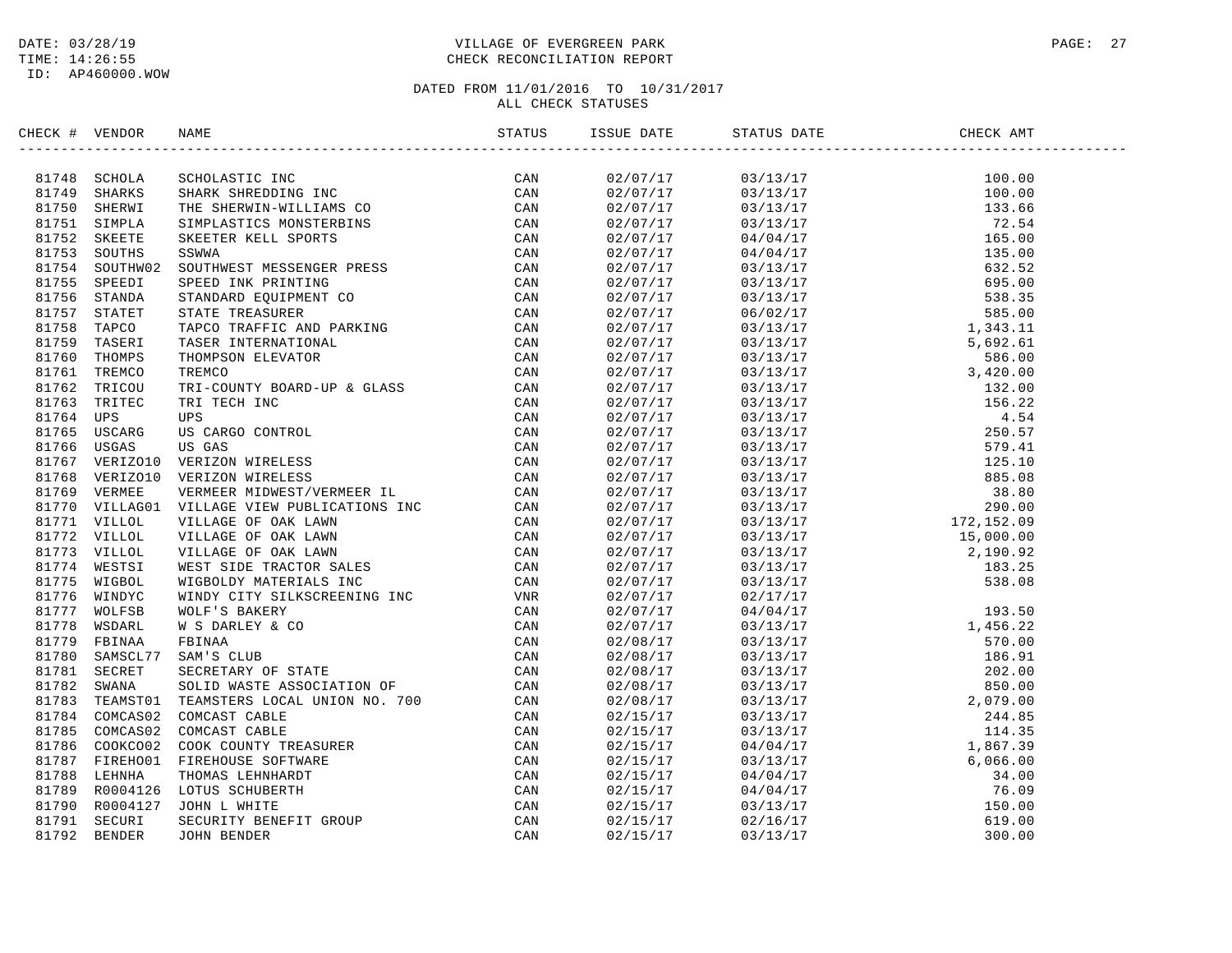DATE: 03/28/19
TIME: 14:26:55
ID: AP460000.WOW

VILLAGE OF EVERGREEN PARK
CHECK RECONCILIATION REPORT

DATED FROM 11/01/2016 TO 10/31/2017
ALL CHECK STATUSES

| CHECK # | VENDOR | NAME | STATUS | ISSUE DATE | STATUS DATE | CHECK AMT |
|---|---|---|---|---|---|---|
| 81748 | SCHOLA | SCHOLASTIC INC | CAN | 02/07/17 | 03/13/17 | 100.00 |
| 81749 | SHARKS | SHARK SHREDDING INC | CAN | 02/07/17 | 03/13/17 | 100.00 |
| 81750 | SHERWI | THE SHERWIN-WILLIAMS CO | CAN | 02/07/17 | 03/13/17 | 133.66 |
| 81751 | SIMPLA | SIMPLASTICS MONSTERBINS | CAN | 02/07/17 | 03/13/17 | 72.54 |
| 81752 | SKEETE | SKEETER KELL SPORTS | CAN | 02/07/17 | 04/04/17 | 165.00 |
| 81753 | SOUTHS | SSWWA | CAN | 02/07/17 | 04/04/17 | 135.00 |
| 81754 | SOUTHW02 | SOUTHWEST MESSENGER PRESS | CAN | 02/07/17 | 03/13/17 | 632.52 |
| 81755 | SPEEDI | SPEED INK PRINTING | CAN | 02/07/17 | 03/13/17 | 695.00 |
| 81756 | STANDA | STANDARD EQUIPMENT CO | CAN | 02/07/17 | 03/13/17 | 538.35 |
| 81757 | STATET | STATE TREASURER | CAN | 02/07/17 | 06/02/17 | 585.00 |
| 81758 | TAPCO | TAPCO TRAFFIC AND PARKING | CAN | 02/07/17 | 03/13/17 | 1,343.11 |
| 81759 | TASERI | TASER INTERNATIONAL | CAN | 02/07/17 | 03/13/17 | 5,692.61 |
| 81760 | THOMPS | THOMPSON ELEVATOR | CAN | 02/07/17 | 03/13/17 | 586.00 |
| 81761 | TREMCO | TREMCO | CAN | 02/07/17 | 03/13/17 | 3,420.00 |
| 81762 | TRICOU | TRI-COUNTY BOARD-UP & GLASS | CAN | 02/07/17 | 03/13/17 | 132.00 |
| 81763 | TRITEC | TRI TECH INC | CAN | 02/07/17 | 03/13/17 | 156.22 |
| 81764 | UPS | UPS | CAN | 02/07/17 | 03/13/17 | 4.54 |
| 81765 | USCARG | US CARGO CONTROL | CAN | 02/07/17 | 03/13/17 | 250.57 |
| 81766 | USGAS | US GAS | CAN | 02/07/17 | 03/13/17 | 579.41 |
| 81767 | VERIZO10 | VERIZON WIRELESS | CAN | 02/07/17 | 03/13/17 | 125.10 |
| 81768 | VERIZO10 | VERIZON WIRELESS | CAN | 02/07/17 | 03/13/17 | 885.08 |
| 81769 | VERMEE | VERMEER MIDWEST/VERMEER IL | CAN | 02/07/17 | 03/13/17 | 38.80 |
| 81770 | VILLAG01 | VILLAGE VIEW PUBLICATIONS INC | CAN | 02/07/17 | 03/13/17 | 290.00 |
| 81771 | VILLOL | VILLAGE OF OAK LAWN | CAN | 02/07/17 | 03/13/17 | 172,152.09 |
| 81772 | VILLOL | VILLAGE OF OAK LAWN | CAN | 02/07/17 | 03/13/17 | 15,000.00 |
| 81773 | VILLOL | VILLAGE OF OAK LAWN | CAN | 02/07/17 | 03/13/17 | 2,190.92 |
| 81774 | WESTSI | WEST SIDE TRACTOR SALES | CAN | 02/07/17 | 03/13/17 | 183.25 |
| 81775 | WIGBOL | WIGBOLDY MATERIALS INC | CAN | 02/07/17 | 03/13/17 | 538.08 |
| 81776 | WINDYC | WINDY CITY SILKSCREENING INC | VNR | 02/07/17 | 02/17/17 | |
| 81777 | WOLFSB | WOLF'S BAKERY | CAN | 02/07/17 | 04/04/17 | 193.50 |
| 81778 | WSDARL | W S DARLEY & CO | CAN | 02/07/17 | 03/13/17 | 1,456.22 |
| 81779 | FBINAA | FBINAA | CAN | 02/08/17 | 03/13/17 | 570.00 |
| 81780 | SAMSCL77 | SAM'S CLUB | CAN | 02/08/17 | 03/13/17 | 186.91 |
| 81781 | SECRET | SECRETARY OF STATE | CAN | 02/08/17 | 03/13/17 | 202.00 |
| 81782 | SWANA | SOLID WASTE ASSOCIATION OF | CAN | 02/08/17 | 03/13/17 | 850.00 |
| 81783 | TEAMST01 | TEAMSTERS LOCAL UNION NO. 700 | CAN | 02/08/17 | 03/13/17 | 2,079.00 |
| 81784 | COMCAS02 | COMCAST CABLE | CAN | 02/15/17 | 03/13/17 | 244.85 |
| 81785 | COMCAS02 | COMCAST CABLE | CAN | 02/15/17 | 03/13/17 | 114.35 |
| 81786 | COOKCO02 | COOK COUNTY TREASURER | CAN | 02/15/17 | 04/04/17 | 1,867.39 |
| 81787 | FIREHO01 | FIREHOUSE SOFTWARE | CAN | 02/15/17 | 03/13/17 | 6,066.00 |
| 81788 | LEHNHA | THOMAS LEHNHARDT | CAN | 02/15/17 | 04/04/17 | 34.00 |
| 81789 | R0004126 | LOTUS SCHUBERTH | CAN | 02/15/17 | 04/04/17 | 76.09 |
| 81790 | R0004127 | JOHN L WHITE | CAN | 02/15/17 | 03/13/17 | 150.00 |
| 81791 | SECURI | SECURITY BENEFIT GROUP | CAN | 02/15/17 | 02/16/17 | 619.00 |
| 81792 | BENDER | JOHN BENDER | CAN | 02/15/17 | 03/13/17 | 300.00 |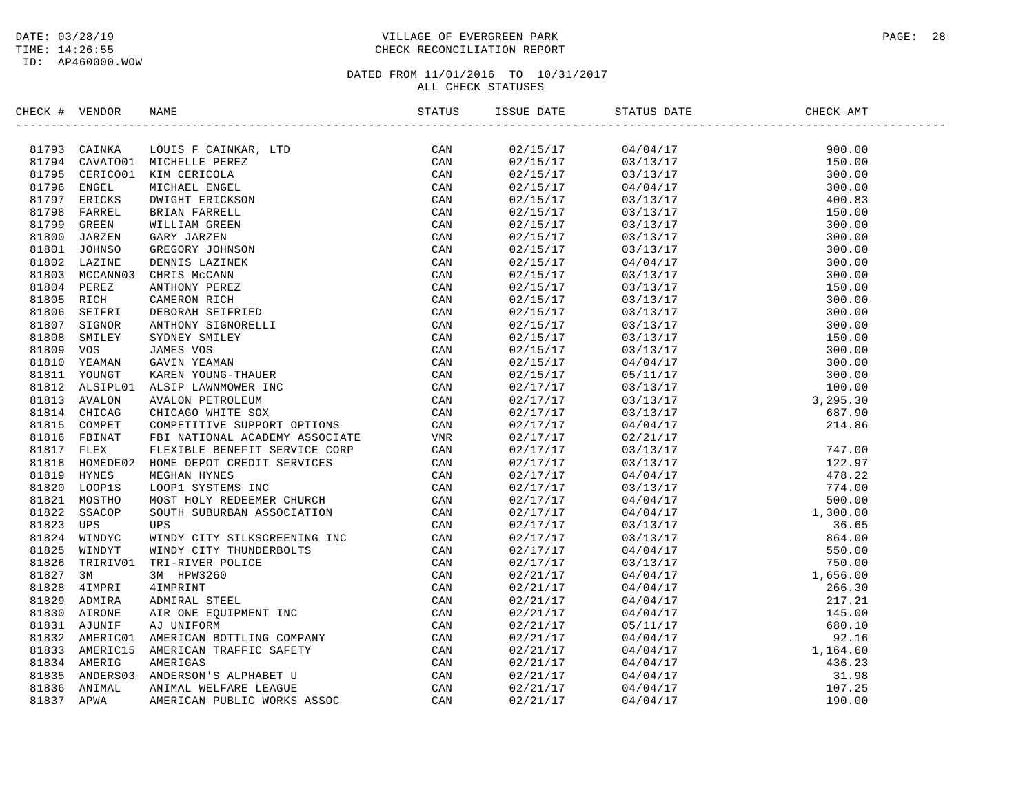DATE: 03/28/19
TIME: 14:26:55
ID: AP460000.WOW

# VILLAGE OF EVERGREEN PARK
## CHECK RECONCILIATION REPORT

DATED FROM 11/01/2016 TO 10/31/2017
ALL CHECK STATUSES

| CHECK # | VENDOR | NAME | STATUS | ISSUE DATE | STATUS DATE | CHECK AMT |
|---|---|---|---|---|---|---|
| 81793 | CAINKA | LOUIS F CAINKAR, LTD | CAN | 02/15/17 | 04/04/17 | 900.00 |
| 81794 | CAVATO01 | MICHELLE PEREZ | CAN | 02/15/17 | 03/13/17 | 150.00 |
| 81795 | CERICO01 | KIM CERICOLA | CAN | 02/15/17 | 03/13/17 | 300.00 |
| 81796 | ENGEL | MICHAEL ENGEL | CAN | 02/15/17 | 04/04/17 | 300.00 |
| 81797 | ERICKS | DWIGHT ERICKSON | CAN | 02/15/17 | 03/13/17 | 400.83 |
| 81798 | FARREL | BRIAN FARRELL | CAN | 02/15/17 | 03/13/17 | 150.00 |
| 81799 | GREEN | WILLIAM GREEN | CAN | 02/15/17 | 03/13/17 | 300.00 |
| 81800 | JARZEN | GARY JARZEN | CAN | 02/15/17 | 03/13/17 | 300.00 |
| 81801 | JOHNSO | GREGORY JOHNSON | CAN | 02/15/17 | 03/13/17 | 300.00 |
| 81802 | LAZINE | DENNIS LAZINEK | CAN | 02/15/17 | 04/04/17 | 300.00 |
| 81803 | MCCANN03 | CHRIS McCANN | CAN | 02/15/17 | 03/13/17 | 300.00 |
| 81804 | PEREZ | ANTHONY PEREZ | CAN | 02/15/17 | 03/13/17 | 150.00 |
| 81805 | RICH | CAMERON RICH | CAN | 02/15/17 | 03/13/17 | 300.00 |
| 81806 | SEIFRI | DEBORAH SEIFRIED | CAN | 02/15/17 | 03/13/17 | 300.00 |
| 81807 | SIGNOR | ANTHONY SIGNORELLI | CAN | 02/15/17 | 03/13/17 | 300.00 |
| 81808 | SMILEY | SYDNEY SMILEY | CAN | 02/15/17 | 03/13/17 | 150.00 |
| 81809 | VOS | JAMES VOS | CAN | 02/15/17 | 03/13/17 | 300.00 |
| 81810 | YEAMAN | GAVIN YEAMAN | CAN | 02/15/17 | 04/04/17 | 300.00 |
| 81811 | YOUNGT | KAREN YOUNG-THAUER | CAN | 02/15/17 | 05/11/17 | 300.00 |
| 81812 | ALSIPL01 | ALSIP LAWNMOWER INC | CAN | 02/17/17 | 03/13/17 | 100.00 |
| 81813 | AVALON | AVALON PETROLEUM | CAN | 02/17/17 | 03/13/17 | 3,295.30 |
| 81814 | CHICAG | CHICAGO WHITE SOX | CAN | 02/17/17 | 03/13/17 | 687.90 |
| 81815 | COMPET | COMPETITIVE SUPPORT OPTIONS | CAN | 02/17/17 | 04/04/17 | 214.86 |
| 81816 | FBINAT | FBI NATIONAL ACADEMY ASSOCIATE | VNR | 02/17/17 | 02/21/17 | |
| 81817 | FLEX | FLEXIBLE BENEFIT SERVICE CORP | CAN | 02/17/17 | 03/13/17 | 747.00 |
| 81818 | HOMEDE02 | HOME DEPOT CREDIT SERVICES | CAN | 02/17/17 | 03/13/17 | 122.97 |
| 81819 | HYNES | MEGHAN HYNES | CAN | 02/17/17 | 04/04/17 | 478.22 |
| 81820 | LOOP1S | LOOP1 SYSTEMS INC | CAN | 02/17/17 | 03/13/17 | 774.00 |
| 81821 | MOSTHO | MOST HOLY REDEEMER CHURCH | CAN | 02/17/17 | 04/04/17 | 500.00 |
| 81822 | SSACOP | SOUTH SUBURBAN ASSOCIATION | CAN | 02/17/17 | 04/04/17 | 1,300.00 |
| 81823 | UPS | UPS | CAN | 02/17/17 | 03/13/17 | 36.65 |
| 81824 | WINDYC | WINDY CITY SILKSCREENING INC | CAN | 02/17/17 | 03/13/17 | 864.00 |
| 81825 | WINDYT | WINDY CITY THUNDERBOLTS | CAN | 02/17/17 | 04/04/17 | 550.00 |
| 81826 | TRIRIV01 | TRI-RIVER POLICE | CAN | 02/17/17 | 03/13/17 | 750.00 |
| 81827 | 3M | 3M HPW3260 | CAN | 02/21/17 | 04/04/17 | 1,656.00 |
| 81828 | 4IMPRI | 4IMPRINT | CAN | 02/21/17 | 04/04/17 | 266.30 |
| 81829 | ADMIRA | ADMIRAL STEEL | CAN | 02/21/17 | 04/04/17 | 217.21 |
| 81830 | AIRONE | AIR ONE EQUIPMENT INC | CAN | 02/21/17 | 04/04/17 | 145.00 |
| 81831 | AJUNIF | AJ UNIFORM | CAN | 02/21/17 | 05/11/17 | 680.10 |
| 81832 | AMERIC01 | AMERICAN BOTTLING COMPANY | CAN | 02/21/17 | 04/04/17 | 92.16 |
| 81833 | AMERIC15 | AMERICAN TRAFFIC SAFETY | CAN | 02/21/17 | 04/04/17 | 1,164.60 |
| 81834 | AMERIG | AMERIGAS | CAN | 02/21/17 | 04/04/17 | 436.23 |
| 81835 | ANDERS03 | ANDERSON'S ALPHABET U | CAN | 02/21/17 | 04/04/17 | 31.98 |
| 81836 | ANIMAL | ANIMAL WELFARE LEAGUE | CAN | 02/21/17 | 04/04/17 | 107.25 |
| 81837 | APWA | AMERICAN PUBLIC WORKS ASSOC | CAN | 02/21/17 | 04/04/17 | 190.00 |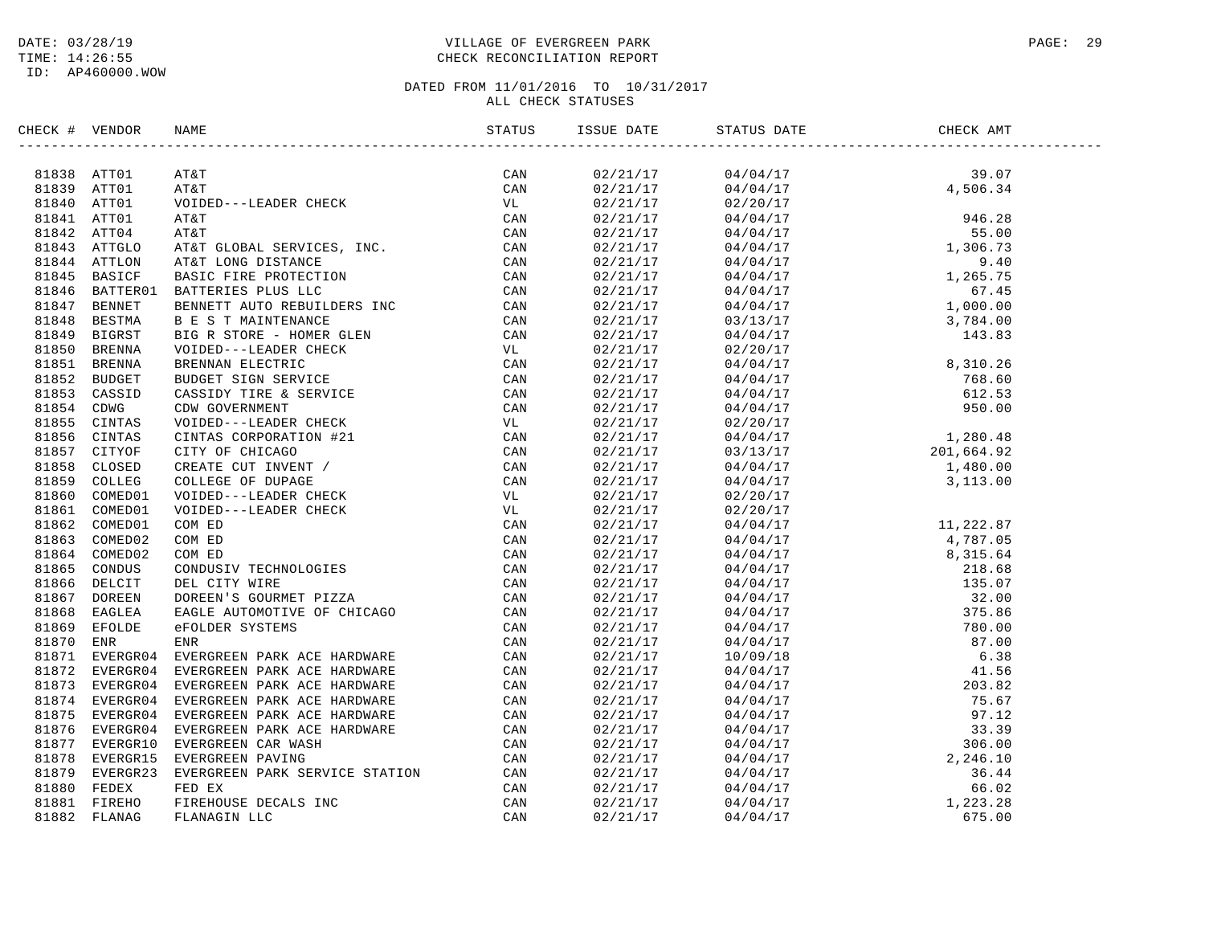DATE: 03/28/19
TIME: 14:26:55
ID: AP460000.WOW

# VILLAGE OF EVERGREEN PARK
## CHECK RECONCILIATION REPORT

DATED FROM 11/01/2016 TO 10/31/2017
ALL CHECK STATUSES

| CHECK # | VENDOR | NAME | STATUS | ISSUE DATE | STATUS DATE | CHECK AMT |
|---|---|---|---|---|---|---|
| 81838 | ATT01 | AT&T | CAN | 02/21/17 | 04/04/17 | 39.07 |
| 81839 | ATT01 | AT&T | CAN | 02/21/17 | 04/04/17 | 4,506.34 |
| 81840 | ATT01 | VOIDED---LEADER CHECK | VL | 02/21/17 | 02/20/17 | |
| 81841 | ATT01 | AT&T | CAN | 02/21/17 | 04/04/17 | 946.28 |
| 81842 | ATT04 | AT&T | CAN | 02/21/17 | 04/04/17 | 55.00 |
| 81843 | ATTGLO | AT&T GLOBAL SERVICES, INC. | CAN | 02/21/17 | 04/04/17 | 1,306.73 |
| 81844 | ATTLON | AT&T LONG DISTANCE | CAN | 02/21/17 | 04/04/17 | 9.40 |
| 81845 | BASICF | BASIC FIRE PROTECTION | CAN | 02/21/17 | 04/04/17 | 1,265.75 |
| 81846 | BATTER01 | BATTERIES PLUS LLC | CAN | 02/21/17 | 04/04/17 | 67.45 |
| 81847 | BENNET | BENNETT AUTO REBUILDERS INC | CAN | 02/21/17 | 04/04/17 | 1,000.00 |
| 81848 | BESTMA | B E S T MAINTENANCE | CAN | 02/21/17 | 03/13/17 | 3,784.00 |
| 81849 | BIGRST | BIG R STORE - HOMER GLEN | CAN | 02/21/17 | 04/04/17 | 143.83 |
| 81850 | BRENNA | VOIDED---LEADER CHECK | VL | 02/21/17 | 02/20/17 | |
| 81851 | BRENNA | BRENNAN ELECTRIC | CAN | 02/21/17 | 04/04/17 | 8,310.26 |
| 81852 | BUDGET | BUDGET SIGN SERVICE | CAN | 02/21/17 | 04/04/17 | 768.60 |
| 81853 | CASSID | CASSIDY TIRE & SERVICE | CAN | 02/21/17 | 04/04/17 | 612.53 |
| 81854 | CDWG | CDW GOVERNMENT | CAN | 02/21/17 | 04/04/17 | 950.00 |
| 81855 | CINTAS | VOIDED---LEADER CHECK | VL | 02/21/17 | 02/20/17 | |
| 81856 | CINTAS | CINTAS CORPORATION #21 | CAN | 02/21/17 | 04/04/17 | 1,280.48 |
| 81857 | CITYOF | CITY OF CHICAGO | CAN | 02/21/17 | 03/13/17 | 201,664.92 |
| 81858 | CLOSED | CREATE CUT INVENT / | CAN | 02/21/17 | 04/04/17 | 1,480.00 |
| 81859 | COLLEG | COLLEGE OF DUPAGE | CAN | 02/21/17 | 04/04/17 | 3,113.00 |
| 81860 | COMED01 | VOIDED---LEADER CHECK | VL | 02/21/17 | 02/20/17 | |
| 81861 | COMED01 | VOIDED---LEADER CHECK | VL | 02/21/17 | 02/20/17 | |
| 81862 | COMED01 | COM ED | CAN | 02/21/17 | 04/04/17 | 11,222.87 |
| 81863 | COMED02 | COM ED | CAN | 02/21/17 | 04/04/17 | 4,787.05 |
| 81864 | COMED02 | COM ED | CAN | 02/21/17 | 04/04/17 | 8,315.64 |
| 81865 | CONDUS | CONDUSIV TECHNOLOGIES | CAN | 02/21/17 | 04/04/17 | 218.68 |
| 81866 | DELCIT | DEL CITY WIRE | CAN | 02/21/17 | 04/04/17 | 135.07 |
| 81867 | DOREEN | DOREEN'S GOURMET PIZZA | CAN | 02/21/17 | 04/04/17 | 32.00 |
| 81868 | EAGLEA | EAGLE AUTOMOTIVE OF CHICAGO | CAN | 02/21/17 | 04/04/17 | 375.86 |
| 81869 | EFOLDE | eFOLDER SYSTEMS | CAN | 02/21/17 | 04/04/17 | 780.00 |
| 81870 | ENR | ENR | CAN | 02/21/17 | 04/04/17 | 87.00 |
| 81871 | EVERGR04 | EVERGREEN PARK ACE HARDWARE | CAN | 02/21/17 | 10/09/18 | 6.38 |
| 81872 | EVERGR04 | EVERGREEN PARK ACE HARDWARE | CAN | 02/21/17 | 04/04/17 | 41.56 |
| 81873 | EVERGR04 | EVERGREEN PARK ACE HARDWARE | CAN | 02/21/17 | 04/04/17 | 203.82 |
| 81874 | EVERGR04 | EVERGREEN PARK ACE HARDWARE | CAN | 02/21/17 | 04/04/17 | 75.67 |
| 81875 | EVERGR04 | EVERGREEN PARK ACE HARDWARE | CAN | 02/21/17 | 04/04/17 | 97.12 |
| 81876 | EVERGR04 | EVERGREEN PARK ACE HARDWARE | CAN | 02/21/17 | 04/04/17 | 33.39 |
| 81877 | EVERGR10 | EVERGREEN CAR WASH | CAN | 02/21/17 | 04/04/17 | 306.00 |
| 81878 | EVERGR15 | EVERGREEN PAVING | CAN | 02/21/17 | 04/04/17 | 2,246.10 |
| 81879 | EVERGR23 | EVERGREEN PARK SERVICE STATION | CAN | 02/21/17 | 04/04/17 | 36.44 |
| 81880 | FEDEX | FED EX | CAN | 02/21/17 | 04/04/17 | 66.02 |
| 81881 | FIREHO | FIREHOUSE DECALS INC | CAN | 02/21/17 | 04/04/17 | 1,223.28 |
| 81882 | FLANAG | FLANAGIN LLC | CAN | 02/21/17 | 04/04/17 | 675.00 |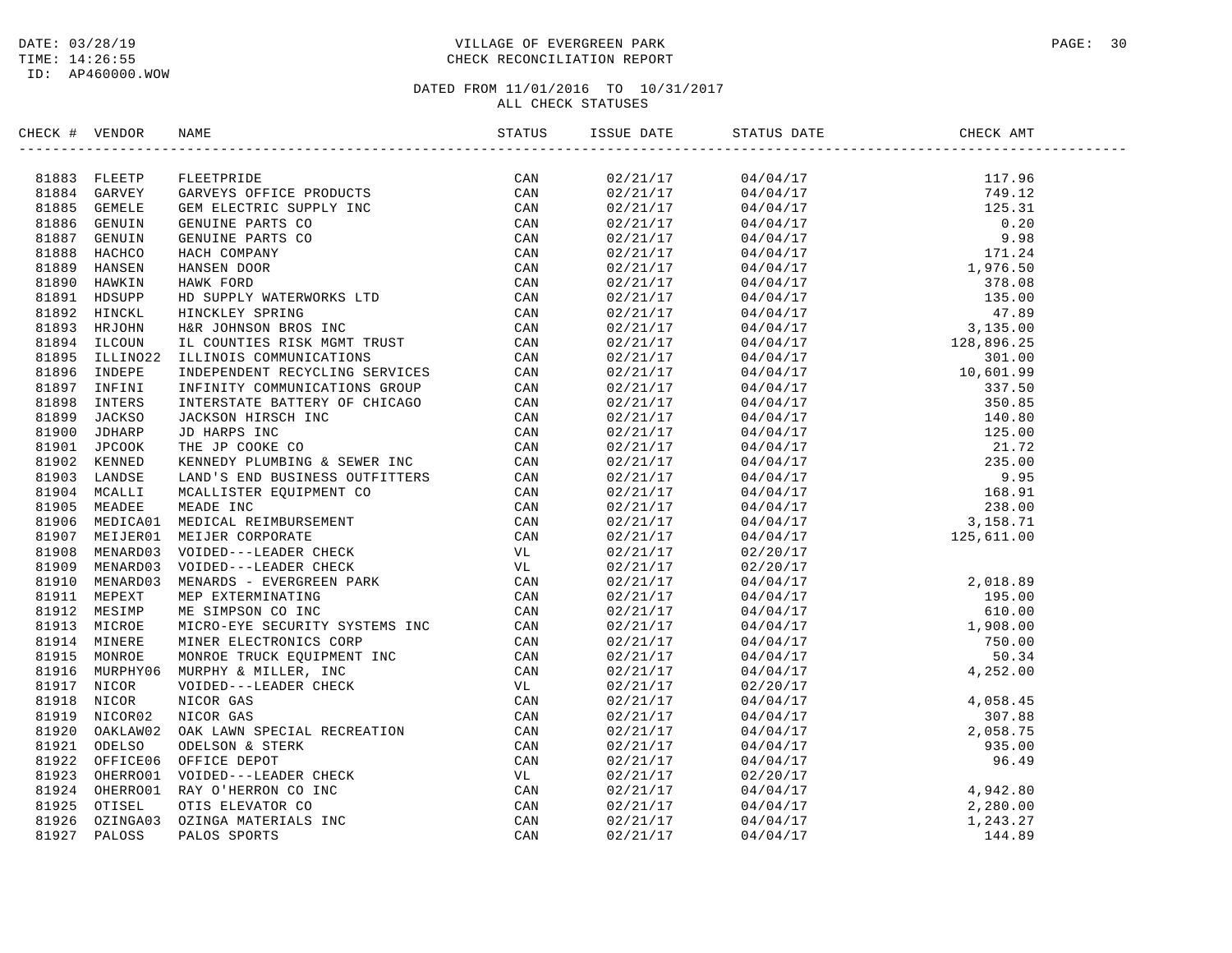DATE: 03/28/19
TIME: 14:26:55
ID: AP460000.WOW

VILLAGE OF EVERGREEN PARK
CHECK RECONCILIATION REPORT

DATED FROM 11/01/2016 TO 10/31/2017
ALL CHECK STATUSES

| CHECK # | VENDOR | NAME | STATUS | ISSUE DATE | STATUS DATE | CHECK AMT |
|---|---|---|---|---|---|---|
| 81883 | FLEETP | FLEETPRIDE | CAN | 02/21/17 | 04/04/17 | 117.96 |
| 81884 | GARVEY | GARVEYS OFFICE PRODUCTS | CAN | 02/21/17 | 04/04/17 | 749.12 |
| 81885 | GEMELE | GEM ELECTRIC SUPPLY INC | CAN | 02/21/17 | 04/04/17 | 125.31 |
| 81886 | GENUIN | GENUINE PARTS CO | CAN | 02/21/17 | 04/04/17 | 0.20 |
| 81887 | GENUIN | GENUINE PARTS CO | CAN | 02/21/17 | 04/04/17 | 9.98 |
| 81888 | HACHCO | HACH COMPANY | CAN | 02/21/17 | 04/04/17 | 171.24 |
| 81889 | HANSEN | HANSEN DOOR | CAN | 02/21/17 | 04/04/17 | 1,976.50 |
| 81890 | HAWKIN | HAWK FORD | CAN | 02/21/17 | 04/04/17 | 378.08 |
| 81891 | HDSUPP | HD SUPPLY WATERWORKS LTD | CAN | 02/21/17 | 04/04/17 | 135.00 |
| 81892 | HINCKL | HINCKLEY SPRING | CAN | 02/21/17 | 04/04/17 | 47.89 |
| 81893 | HRJOHN | H&R JOHNSON BROS INC | CAN | 02/21/17 | 04/04/17 | 3,135.00 |
| 81894 | ILCOUN | IL COUNTIES RISK MGMT TRUST | CAN | 02/21/17 | 04/04/17 | 128,896.25 |
| 81895 | ILLINO22 | ILLINOIS COMMUNICATIONS | CAN | 02/21/17 | 04/04/17 | 301.00 |
| 81896 | INDEPE | INDEPENDENT RECYCLING SERVICES | CAN | 02/21/17 | 04/04/17 | 10,601.99 |
| 81897 | INFINI | INFINITY COMMUNICATIONS GROUP | CAN | 02/21/17 | 04/04/17 | 337.50 |
| 81898 | INTERS | INTERSTATE BATTERY OF CHICAGO | CAN | 02/21/17 | 04/04/17 | 350.85 |
| 81899 | JACKSO | JACKSON HIRSCH INC | CAN | 02/21/17 | 04/04/17 | 140.80 |
| 81900 | JDHARP | JD HARPS INC | CAN | 02/21/17 | 04/04/17 | 125.00 |
| 81901 | JPCOOK | THE JP COOKE CO | CAN | 02/21/17 | 04/04/17 | 21.72 |
| 81902 | KENNED | KENNEDY PLUMBING & SEWER INC | CAN | 02/21/17 | 04/04/17 | 235.00 |
| 81903 | LANDSE | LAND'S END BUSINESS OUTFITTERS | CAN | 02/21/17 | 04/04/17 | 9.95 |
| 81904 | MCALLI | MCALLISTER EQUIPMENT CO | CAN | 02/21/17 | 04/04/17 | 168.91 |
| 81905 | MEADEE | MEADE INC | CAN | 02/21/17 | 04/04/17 | 238.00 |
| 81906 | MEDICA01 | MEDICAL REIMBURSEMENT | CAN | 02/21/17 | 04/04/17 | 3,158.71 |
| 81907 | MEIJER01 | MEIJER CORPORATE | CAN | 02/21/17 | 04/04/17 | 125,611.00 |
| 81908 | MENARD03 | VOIDED---LEADER CHECK | VL | 02/21/17 | 02/20/17 | |
| 81909 | MENARD03 | VOIDED---LEADER CHECK | VL | 02/21/17 | 02/20/17 | |
| 81910 | MENARD03 | MENARDS - EVERGREEN PARK | CAN | 02/21/17 | 04/04/17 | 2,018.89 |
| 81911 | MEPEXT | MEP EXTERMINATING | CAN | 02/21/17 | 04/04/17 | 195.00 |
| 81912 | MESIMP | ME SIMPSON CO INC | CAN | 02/21/17 | 04/04/17 | 610.00 |
| 81913 | MICROE | MICRO-EYE SECURITY SYSTEMS INC | CAN | 02/21/17 | 04/04/17 | 1,908.00 |
| 81914 | MINERE | MINER ELECTRONICS CORP | CAN | 02/21/17 | 04/04/17 | 750.00 |
| 81915 | MONROE | MONROE TRUCK EQUIPMENT INC | CAN | 02/21/17 | 04/04/17 | 50.34 |
| 81916 | MURPHY06 | MURPHY & MILLER, INC | CAN | 02/21/17 | 04/04/17 | 4,252.00 |
| 81917 | NICOR | VOIDED---LEADER CHECK | VL | 02/21/17 | 02/20/17 | |
| 81918 | NICOR | NICOR GAS | CAN | 02/21/17 | 04/04/17 | 4,058.45 |
| 81919 | NICOR02 | NICOR GAS | CAN | 02/21/17 | 04/04/17 | 307.88 |
| 81920 | OAKLAW02 | OAK LAWN SPECIAL RECREATION | CAN | 02/21/17 | 04/04/17 | 2,058.75 |
| 81921 | ODELSO | ODELSON & STERK | CAN | 02/21/17 | 04/04/17 | 935.00 |
| 81922 | OFFICE06 | OFFICE DEPOT | CAN | 02/21/17 | 04/04/17 | 96.49 |
| 81923 | OHERRO01 | VOIDED---LEADER CHECK | VL | 02/21/17 | 02/20/17 | |
| 81924 | OHERRO01 | RAY O'HERRON CO INC | CAN | 02/21/17 | 04/04/17 | 4,942.80 |
| 81925 | OTISEL | OTIS ELEVATOR CO | CAN | 02/21/17 | 04/04/17 | 2,280.00 |
| 81926 | OZINGA03 | OZINGA MATERIALS INC | CAN | 02/21/17 | 04/04/17 | 1,243.27 |
| 81927 | PALOSS | PALOS SPORTS | CAN | 02/21/17 | 04/04/17 | 144.89 |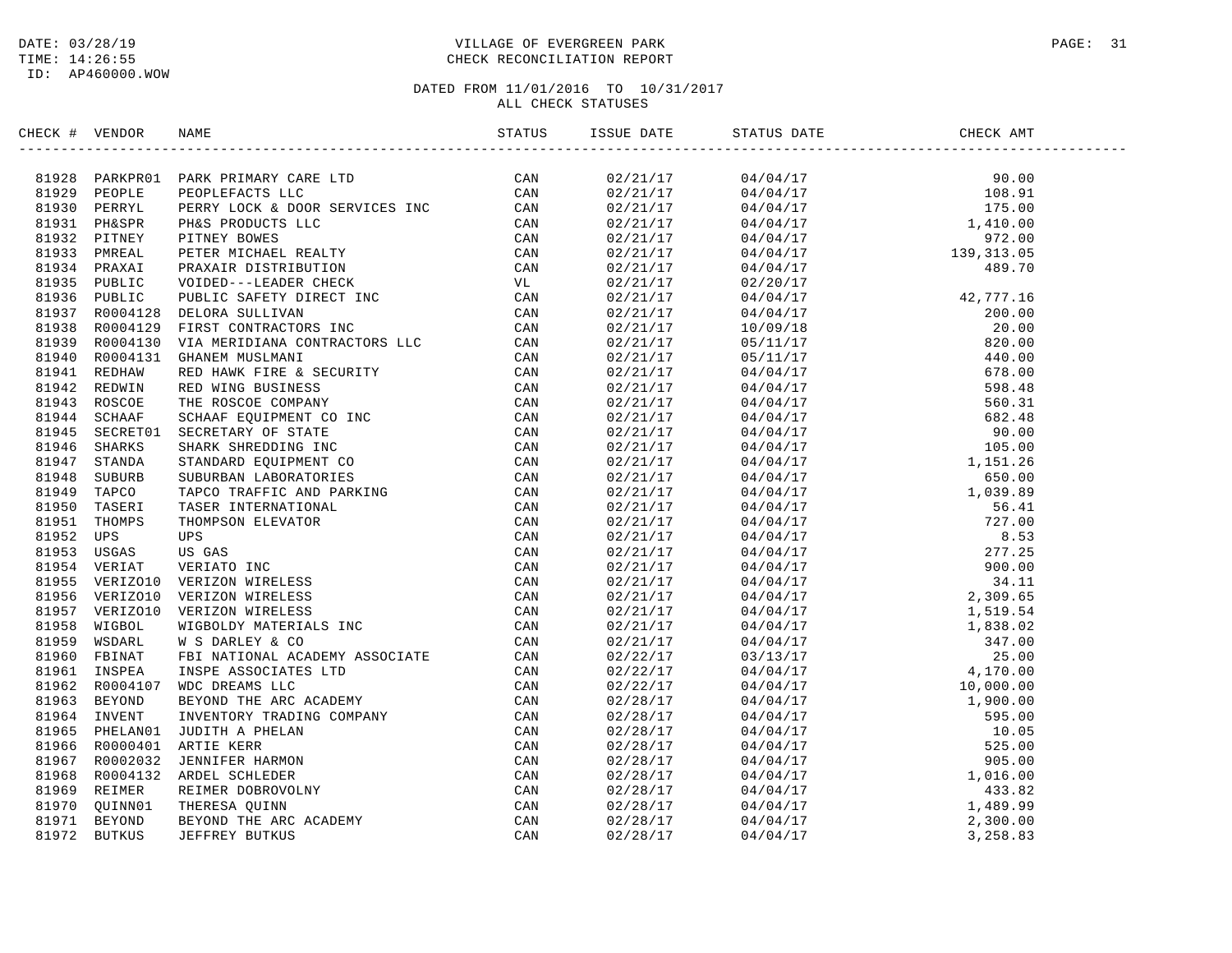DATE: 03/28/19
TIME: 14:26:55
ID: AP460000.WOW

# VILLAGE OF EVERGREEN PARK
## CHECK RECONCILIATION REPORT

DATED FROM 11/01/2016 TO 10/31/2017
ALL CHECK STATUSES

| CHECK # | VENDOR | NAME | STATUS | ISSUE DATE | STATUS DATE | CHECK AMT |
|---|---|---|---|---|---|---|
| 81928 | PARKPR01 | PARK PRIMARY CARE LTD | CAN | 02/21/17 | 04/04/17 | 90.00 |
| 81929 | PEOPLE | PEOPLEFACTS LLC | CAN | 02/21/17 | 04/04/17 | 108.91 |
| 81930 | PERRYL | PERRY LOCK & DOOR SERVICES INC | CAN | 02/21/17 | 04/04/17 | 175.00 |
| 81931 | PH&SPR | PH&S PRODUCTS LLC | CAN | 02/21/17 | 04/04/17 | 1,410.00 |
| 81932 | PITNEY | PITNEY BOWES | CAN | 02/21/17 | 04/04/17 | 972.00 |
| 81933 | PMREAL | PETER MICHAEL REALTY | CAN | 02/21/17 | 04/04/17 | 139,313.05 |
| 81934 | PRAXAI | PRAXAIR DISTRIBUTION | CAN | 02/21/17 | 04/04/17 | 489.70 |
| 81935 | PUBLIC | VOIDED---LEADER CHECK | VL | 02/21/17 | 02/20/17 | |
| 81936 | PUBLIC | PUBLIC SAFETY DIRECT INC | CAN | 02/21/17 | 04/04/17 | 42,777.16 |
| 81937 | R0004128 | DELORA SULLIVAN | CAN | 02/21/17 | 04/04/17 | 200.00 |
| 81938 | R0004129 | FIRST CONTRACTORS INC | CAN | 02/21/17 | 10/09/18 | 20.00 |
| 81939 | R0004130 | VIA MERIDIANA CONTRACTORS LLC | CAN | 02/21/17 | 05/11/17 | 820.00 |
| 81940 | R0004131 | GHANEM MUSLMANI | CAN | 02/21/17 | 05/11/17 | 440.00 |
| 81941 | REDHAW | RED HAWK FIRE & SECURITY | CAN | 02/21/17 | 04/04/17 | 678.00 |
| 81942 | REDWIN | RED WING BUSINESS | CAN | 02/21/17 | 04/04/17 | 598.48 |
| 81943 | ROSCOE | THE ROSCOE COMPANY | CAN | 02/21/17 | 04/04/17 | 560.31 |
| 81944 | SCHAAF | SCHAAF EQUIPMENT CO INC | CAN | 02/21/17 | 04/04/17 | 682.48 |
| 81945 | SECRET01 | SECRETARY OF STATE | CAN | 02/21/17 | 04/04/17 | 90.00 |
| 81946 | SHARKS | SHARK SHREDDING INC | CAN | 02/21/17 | 04/04/17 | 105.00 |
| 81947 | STANDA | STANDARD EQUIPMENT CO | CAN | 02/21/17 | 04/04/17 | 1,151.26 |
| 81948 | SUBURB | SUBURBAN LABORATORIES | CAN | 02/21/17 | 04/04/17 | 650.00 |
| 81949 | TAPCO | TAPCO TRAFFIC AND PARKING | CAN | 02/21/17 | 04/04/17 | 1,039.89 |
| 81950 | TASERI | TASER INTERNATIONAL | CAN | 02/21/17 | 04/04/17 | 56.41 |
| 81951 | THOMPS | THOMPSON ELEVATOR | CAN | 02/21/17 | 04/04/17 | 727.00 |
| 81952 | UPS | UPS | CAN | 02/21/17 | 04/04/17 | 8.53 |
| 81953 | USGAS | US GAS | CAN | 02/21/17 | 04/04/17 | 277.25 |
| 81954 | VERIAT | VERIATO INC | CAN | 02/21/17 | 04/04/17 | 900.00 |
| 81955 | VERIZO10 | VERIZON WIRELESS | CAN | 02/21/17 | 04/04/17 | 34.11 |
| 81956 | VERIZO10 | VERIZON WIRELESS | CAN | 02/21/17 | 04/04/17 | 2,309.65 |
| 81957 | VERIZO10 | VERIZON WIRELESS | CAN | 02/21/17 | 04/04/17 | 1,519.54 |
| 81958 | WIGBOL | WIGBOLDY MATERIALS INC | CAN | 02/21/17 | 04/04/17 | 1,838.02 |
| 81959 | WSDARL | W S DARLEY & CO | CAN | 02/21/17 | 04/04/17 | 347.00 |
| 81960 | FBINAT | FBI NATIONAL ACADEMY ASSOCIATE | CAN | 02/22/17 | 03/13/17 | 25.00 |
| 81961 | INSPEA | INSPE ASSOCIATES LTD | CAN | 02/22/17 | 04/04/17 | 4,170.00 |
| 81962 | R0004107 | WDC DREAMS LLC | CAN | 02/22/17 | 04/04/17 | 10,000.00 |
| 81963 | BEYOND | BEYOND THE ARC ACADEMY | CAN | 02/28/17 | 04/04/17 | 1,900.00 |
| 81964 | INVENT | INVENTORY TRADING COMPANY | CAN | 02/28/17 | 04/04/17 | 595.00 |
| 81965 | PHELAN01 | JUDITH A PHELAN | CAN | 02/28/17 | 04/04/17 | 10.05 |
| 81966 | R0000401 | ARTIE KERR | CAN | 02/28/17 | 04/04/17 | 525.00 |
| 81967 | R0002032 | JENNIFER HARMON | CAN | 02/28/17 | 04/04/17 | 905.00 |
| 81968 | R0004132 | ARDEL SCHLEDER | CAN | 02/28/17 | 04/04/17 | 1,016.00 |
| 81969 | REIMER | REIMER DOBROVOLNY | CAN | 02/28/17 | 04/04/17 | 433.82 |
| 81970 | QUINN01 | THERESA QUINN | CAN | 02/28/17 | 04/04/17 | 1,489.99 |
| 81971 | BEYOND | BEYOND THE ARC ACADEMY | CAN | 02/28/17 | 04/04/17 | 2,300.00 |
| 81972 | BUTKUS | JEFFREY BUTKUS | CAN | 02/28/17 | 04/04/17 | 3,258.83 |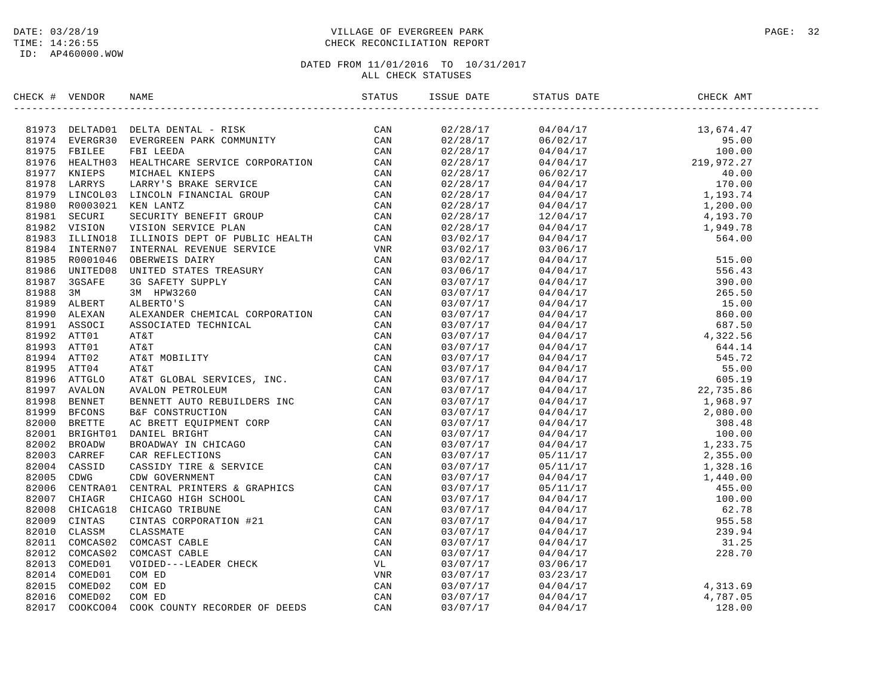DATE: 03/28/19
TIME: 14:26:55
ID: AP460000.WOW

VILLAGE OF EVERGREEN PARK
CHECK RECONCILIATION REPORT

DATED FROM 11/01/2016 TO 10/31/2017
ALL CHECK STATUSES

| CHECK # | VENDOR | NAME | STATUS | ISSUE DATE | STATUS DATE | CHECK AMT |
|---|---|---|---|---|---|---|
| 81973 | DELTAD01 | DELTA DENTAL - RISK | CAN | 02/28/17 | 04/04/17 | 13,674.47 |
| 81974 | EVERGR30 | EVERGREEN PARK COMMUNITY | CAN | 02/28/17 | 06/02/17 | 95.00 |
| 81975 | FBILEE | FBI LEEDA | CAN | 02/28/17 | 04/04/17 | 100.00 |
| 81976 | HEALTH03 | HEALTHCARE SERVICE CORPORATION | CAN | 02/28/17 | 04/04/17 | 219,972.27 |
| 81977 | KNIEPS | MICHAEL KNIEPS | CAN | 02/28/17 | 06/02/17 | 40.00 |
| 81978 | LARRYS | LARRY'S BRAKE SERVICE | CAN | 02/28/17 | 04/04/17 | 170.00 |
| 81979 | LINCOL03 | LINCOLN FINANCIAL GROUP | CAN | 02/28/17 | 04/04/17 | 1,193.74 |
| 81980 | R0003021 | KEN LANTZ | CAN | 02/28/17 | 04/04/17 | 1,200.00 |
| 81981 | SECURI | SECURITY BENEFIT GROUP | CAN | 02/28/17 | 12/04/17 | 4,193.70 |
| 81982 | VISION | VISION SERVICE PLAN | CAN | 02/28/17 | 04/04/17 | 1,949.78 |
| 81983 | ILLINO18 | ILLINOIS DEPT OF PUBLIC HEALTH | CAN | 03/02/17 | 04/04/17 | 564.00 |
| 81984 | INTERN07 | INTERNAL REVENUE SERVICE | VNR | 03/02/17 | 03/06/17 | |
| 81985 | R0001046 | OBERWEIS DAIRY | CAN | 03/02/17 | 04/04/17 | 515.00 |
| 81986 | UNITED08 | UNITED STATES TREASURY | CAN | 03/06/17 | 04/04/17 | 556.43 |
| 81987 | 3GSAFE | 3G SAFETY SUPPLY | CAN | 03/07/17 | 04/04/17 | 390.00 |
| 81988 | 3M | 3M HPW3260 | CAN | 03/07/17 | 04/04/17 | 265.50 |
| 81989 | ALBERT | ALBERTO'S | CAN | 03/07/17 | 04/04/17 | 15.00 |
| 81990 | ALEXAN | ALEXANDER CHEMICAL CORPORATION | CAN | 03/07/17 | 04/04/17 | 860.00 |
| 81991 | ASSOCI | ASSOCIATED TECHNICAL | CAN | 03/07/17 | 04/04/17 | 687.50 |
| 81992 | ATT01 | AT&T | CAN | 03/07/17 | 04/04/17 | 4,322.56 |
| 81993 | ATT01 | AT&T | CAN | 03/07/17 | 04/04/17 | 644.14 |
| 81994 | ATT02 | AT&T MOBILITY | CAN | 03/07/17 | 04/04/17 | 545.72 |
| 81995 | ATT04 | AT&T | CAN | 03/07/17 | 04/04/17 | 55.00 |
| 81996 | ATTGLO | AT&T GLOBAL SERVICES, INC. | CAN | 03/07/17 | 04/04/17 | 605.19 |
| 81997 | AVALON | AVALON PETROLEUM | CAN | 03/07/17 | 04/04/17 | 22,735.86 |
| 81998 | BENNET | BENNETT AUTO REBUILDERS INC | CAN | 03/07/17 | 04/04/17 | 1,968.97 |
| 81999 | BFCONS | B&F CONSTRUCTION | CAN | 03/07/17 | 04/04/17 | 2,080.00 |
| 82000 | BRETTE | AC BRETT EQUIPMENT CORP | CAN | 03/07/17 | 04/04/17 | 308.48 |
| 82001 | BRIGHT01 | DANIEL BRIGHT | CAN | 03/07/17 | 04/04/17 | 100.00 |
| 82002 | BROADW | BROADWAY IN CHICAGO | CAN | 03/07/17 | 04/04/17 | 1,233.75 |
| 82003 | CARREF | CAR REFLECTIONS | CAN | 03/07/17 | 05/11/17 | 2,355.00 |
| 82004 | CASSID | CASSIDY TIRE & SERVICE | CAN | 03/07/17 | 05/11/17 | 1,328.16 |
| 82005 | CDWG | CDW GOVERNMENT | CAN | 03/07/17 | 04/04/17 | 1,440.00 |
| 82006 | CENTRA01 | CENTRAL PRINTERS & GRAPHICS | CAN | 03/07/17 | 05/11/17 | 455.00 |
| 82007 | CHIAGR | CHICAGO HIGH SCHOOL | CAN | 03/07/17 | 04/04/17 | 100.00 |
| 82008 | CHICAG18 | CHICAGO TRIBUNE | CAN | 03/07/17 | 04/04/17 | 62.78 |
| 82009 | CINTAS | CINTAS CORPORATION #21 | CAN | 03/07/17 | 04/04/17 | 955.58 |
| 82010 | CLASSM | CLASSMATE | CAN | 03/07/17 | 04/04/17 | 239.94 |
| 82011 | COMCAS02 | COMCAST CABLE | CAN | 03/07/17 | 04/04/17 | 31.25 |
| 82012 | COMCAS02 | COMCAST CABLE | CAN | 03/07/17 | 04/04/17 | 228.70 |
| 82013 | COMED01 | VOIDED---LEADER CHECK | VL | 03/07/17 | 03/06/17 | |
| 82014 | COMED01 | COM ED | VNR | 03/07/17 | 03/23/17 | |
| 82015 | COMED02 | COM ED | CAN | 03/07/17 | 04/04/17 | 4,313.69 |
| 82016 | COMED02 | COM ED | CAN | 03/07/17 | 04/04/17 | 4,787.05 |
| 82017 | COOKCO04 | COOK COUNTY RECORDER OF DEEDS | CAN | 03/07/17 | 04/04/17 | 128.00 |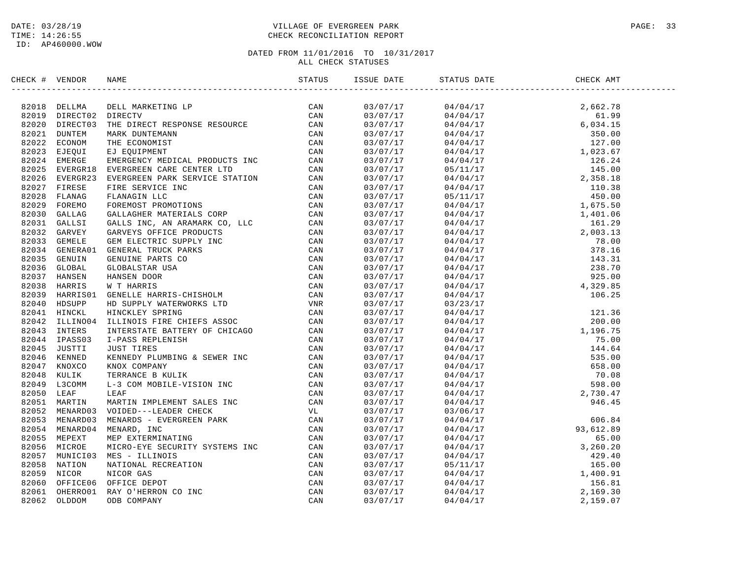DATE: 03/28/19
TIME: 14:26:55
ID: AP460000.WOW

VILLAGE OF EVERGREEN PARK
CHECK RECONCILIATION REPORT

DATED FROM 11/01/2016 TO 10/31/2017
ALL CHECK STATUSES

| CHECK # | VENDOR | NAME | STATUS | ISSUE DATE | STATUS DATE | CHECK AMT |
|---|---|---|---|---|---|---|
| 82018 | DELLMA | DELL MARKETING LP | CAN | 03/07/17 | 04/04/17 | 2,662.78 |
| 82019 | DIRECT02 | DIRECTV | CAN | 03/07/17 | 04/04/17 | 61.99 |
| 82020 | DIRECT03 | THE DIRECT RESPONSE RESOURCE | CAN | 03/07/17 | 04/04/17 | 6,034.15 |
| 82021 | DUNTEM | MARK DUNTEMANN | CAN | 03/07/17 | 04/04/17 | 350.00 |
| 82022 | ECONOM | THE ECONOMIST | CAN | 03/07/17 | 04/04/17 | 127.00 |
| 82023 | EJEQUI | EJ EQUIPMENT | CAN | 03/07/17 | 04/04/17 | 1,023.67 |
| 82024 | EMERGE | EMERGENCY MEDICAL PRODUCTS INC | CAN | 03/07/17 | 04/04/17 | 126.24 |
| 82025 | EVERGR18 | EVERGREEN CARE CENTER LTD | CAN | 03/07/17 | 05/11/17 | 145.00 |
| 82026 | EVERGR23 | EVERGREEN PARK SERVICE STATION | CAN | 03/07/17 | 04/04/17 | 2,358.18 |
| 82027 | FIRESE | FIRE SERVICE INC | CAN | 03/07/17 | 04/04/17 | 110.38 |
| 82028 | FLANAG | FLANAGIN LLC | CAN | 03/07/17 | 05/11/17 | 450.00 |
| 82029 | FOREMO | FOREMOST PROMOTIONS | CAN | 03/07/17 | 04/04/17 | 1,675.50 |
| 82030 | GALLAG | GALLAGHER MATERIALS CORP | CAN | 03/07/17 | 04/04/17 | 1,401.06 |
| 82031 | GALLSI | GALLS INC, AN ARAMARK CO, LLC | CAN | 03/07/17 | 04/04/17 | 161.29 |
| 82032 | GARVEY | GARVEYS OFFICE PRODUCTS | CAN | 03/07/17 | 04/04/17 | 2,003.13 |
| 82033 | GEMELE | GEM ELECTRIC SUPPLY INC | CAN | 03/07/17 | 04/04/17 | 78.00 |
| 82034 | GENERA01 | GENERAL TRUCK PARKS | CAN | 03/07/17 | 04/04/17 | 378.16 |
| 82035 | GENUIN | GENUINE PARTS CO | CAN | 03/07/17 | 04/04/17 | 143.31 |
| 82036 | GLOBAL | GLOBALSTAR USA | CAN | 03/07/17 | 04/04/17 | 238.70 |
| 82037 | HANSEN | HANSEN DOOR | CAN | 03/07/17 | 04/04/17 | 925.00 |
| 82038 | HARRIS | W T HARRIS | CAN | 03/07/17 | 04/04/17 | 4,329.85 |
| 82039 | HARRIS01 | GENELLE HARRIS-CHISHOLM | CAN | 03/07/17 | 04/04/17 | 106.25 |
| 82040 | HDSUPP | HD SUPPLY WATERWORKS LTD | VNR | 03/07/17 | 03/23/17 | |
| 82041 | HINCKL | HINCKLEY SPRING | CAN | 03/07/17 | 04/04/17 | 121.36 |
| 82042 | ILLINO04 | ILLINOIS FIRE CHIEFS ASSOC | CAN | 03/07/17 | 04/04/17 | 200.00 |
| 82043 | INTERS | INTERSTATE BATTERY OF CHICAGO | CAN | 03/07/17 | 04/04/17 | 1,196.75 |
| 82044 | IPASS03 | I-PASS REPLENISH | CAN | 03/07/17 | 04/04/17 | 75.00 |
| 82045 | JUSTTI | JUST TIRES | CAN | 03/07/17 | 04/04/17 | 144.64 |
| 82046 | KENNED | KENNEDY PLUMBING & SEWER INC | CAN | 03/07/17 | 04/04/17 | 535.00 |
| 82047 | KNOXCO | KNOX COMPANY | CAN | 03/07/17 | 04/04/17 | 658.00 |
| 82048 | KULIK | TERRANCE B KULIK | CAN | 03/07/17 | 04/04/17 | 70.08 |
| 82049 | L3COMM | L-3 COM MOBILE-VISION INC | CAN | 03/07/17 | 04/04/17 | 598.00 |
| 82050 | LEAF | LEAF | CAN | 03/07/17 | 04/04/17 | 2,730.47 |
| 82051 | MARTIN | MARTIN IMPLEMENT SALES INC | CAN | 03/07/17 | 04/04/17 | 946.45 |
| 82052 | MENARD03 | VOIDED---LEADER CHECK | VL | 03/07/17 | 03/06/17 | |
| 82053 | MENARD03 | MENARDS - EVERGREEN PARK | CAN | 03/07/17 | 04/04/17 | 606.84 |
| 82054 | MENARD04 | MENARD, INC | CAN | 03/07/17 | 04/04/17 | 93,612.89 |
| 82055 | MEPEXT | MEP EXTERMINATING | CAN | 03/07/17 | 04/04/17 | 65.00 |
| 82056 | MICROE | MICRO-EYE SECURITY SYSTEMS INC | CAN | 03/07/17 | 04/04/17 | 3,260.20 |
| 82057 | MUNICI03 | MES - ILLINOIS | CAN | 03/07/17 | 04/04/17 | 429.40 |
| 82058 | NATION | NATIONAL RECREATION | CAN | 03/07/17 | 05/11/17 | 165.00 |
| 82059 | NICOR | NICOR GAS | CAN | 03/07/17 | 04/04/17 | 1,400.91 |
| 82060 | OFFICE06 | OFFICE DEPOT | CAN | 03/07/17 | 04/04/17 | 156.81 |
| 82061 | OHERRO01 | RAY O'HERRON CO INC | CAN | 03/07/17 | 04/04/17 | 2,169.30 |
| 82062 | OLDDOM | ODB COMPANY | CAN | 03/07/17 | 04/04/17 | 2,159.07 |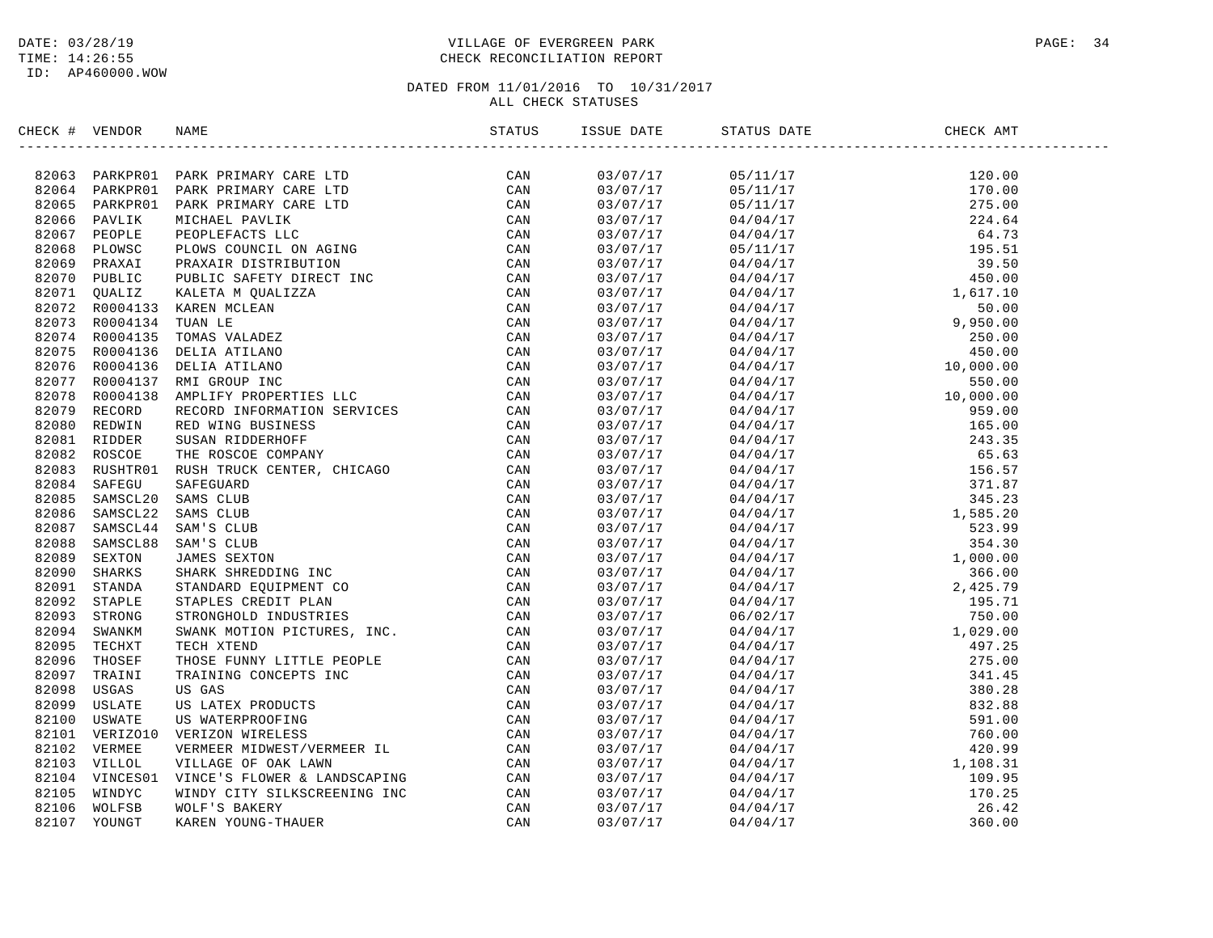DATE: 03/28/19
TIME: 14:26:55
ID: AP460000.WOW

# VILLAGE OF EVERGREEN PARK
## CHECK RECONCILIATION REPORT

DATED FROM 11/01/2016 TO 10/31/2017
ALL CHECK STATUSES

| CHECK # | VENDOR | NAME | STATUS | ISSUE DATE | STATUS DATE | CHECK AMT |
|---|---|---|---|---|---|---|
| 82063 | PARKPR01 | PARK PRIMARY CARE LTD | CAN | 03/07/17 | 05/11/17 | 120.00 |
| 82064 | PARKPR01 | PARK PRIMARY CARE LTD | CAN | 03/07/17 | 05/11/17 | 170.00 |
| 82065 | PARKPR01 | PARK PRIMARY CARE LTD | CAN | 03/07/17 | 05/11/17 | 275.00 |
| 82066 | PAVLIK | MICHAEL PAVLIK | CAN | 03/07/17 | 04/04/17 | 224.64 |
| 82067 | PEOPLE | PEOPLEFACTS LLC | CAN | 03/07/17 | 04/04/17 | 64.73 |
| 82068 | PLOWSC | PLOWS COUNCIL ON AGING | CAN | 03/07/17 | 05/11/17 | 195.51 |
| 82069 | PRAXAI | PRAXAIR DISTRIBUTION | CAN | 03/07/17 | 04/04/17 | 39.50 |
| 82070 | PUBLIC | PUBLIC SAFETY DIRECT INC | CAN | 03/07/17 | 04/04/17 | 450.00 |
| 82071 | QUALIZ | KALETA M QUALIZZA | CAN | 03/07/17 | 04/04/17 | 1,617.10 |
| 82072 | R0004133 | KAREN MCLEAN | CAN | 03/07/17 | 04/04/17 | 50.00 |
| 82073 | R0004134 | TUAN LE | CAN | 03/07/17 | 04/04/17 | 9,950.00 |
| 82074 | R0004135 | TOMAS VALADEZ | CAN | 03/07/17 | 04/04/17 | 250.00 |
| 82075 | R0004136 | DELIA ATILANO | CAN | 03/07/17 | 04/04/17 | 450.00 |
| 82076 | R0004136 | DELIA ATILANO | CAN | 03/07/17 | 04/04/17 | 10,000.00 |
| 82077 | R0004137 | RMI GROUP INC | CAN | 03/07/17 | 04/04/17 | 550.00 |
| 82078 | R0004138 | AMPLIFY PROPERTIES LLC | CAN | 03/07/17 | 04/04/17 | 10,000.00 |
| 82079 | RECORD | RECORD INFORMATION SERVICES | CAN | 03/07/17 | 04/04/17 | 959.00 |
| 82080 | REDWIN | RED WING BUSINESS | CAN | 03/07/17 | 04/04/17 | 165.00 |
| 82081 | RIDDER | SUSAN RIDDERHOFF | CAN | 03/07/17 | 04/04/17 | 243.35 |
| 82082 | ROSCOE | THE ROSCOE COMPANY | CAN | 03/07/17 | 04/04/17 | 65.63 |
| 82083 | RUSHTR01 | RUSH TRUCK CENTER, CHICAGO | CAN | 03/07/17 | 04/04/17 | 156.57 |
| 82084 | SAFEGU | SAFEGUARD | CAN | 03/07/17 | 04/04/17 | 371.87 |
| 82085 | SAMSCL20 | SAMS CLUB | CAN | 03/07/17 | 04/04/17 | 345.23 |
| 82086 | SAMSCL22 | SAMS CLUB | CAN | 03/07/17 | 04/04/17 | 1,585.20 |
| 82087 | SAMSCL44 | SAM'S CLUB | CAN | 03/07/17 | 04/04/17 | 523.99 |
| 82088 | SAMSCL88 | SAM'S CLUB | CAN | 03/07/17 | 04/04/17 | 354.30 |
| 82089 | SEXTON | JAMES SEXTON | CAN | 03/07/17 | 04/04/17 | 1,000.00 |
| 82090 | SHARKS | SHARK SHREDDING INC | CAN | 03/07/17 | 04/04/17 | 366.00 |
| 82091 | STANDA | STANDARD EQUIPMENT CO | CAN | 03/07/17 | 04/04/17 | 2,425.79 |
| 82092 | STAPLE | STAPLES CREDIT PLAN | CAN | 03/07/17 | 04/04/17 | 195.71 |
| 82093 | STRONG | STRONGHOLD INDUSTRIES | CAN | 03/07/17 | 06/02/17 | 750.00 |
| 82094 | SWANKM | SWANK MOTION PICTURES, INC. | CAN | 03/07/17 | 04/04/17 | 1,029.00 |
| 82095 | TECHXT | TECH XTEND | CAN | 03/07/17 | 04/04/17 | 497.25 |
| 82096 | THOSEF | THOSE FUNNY LITTLE PEOPLE | CAN | 03/07/17 | 04/04/17 | 275.00 |
| 82097 | TRAINI | TRAINING CONCEPTS INC | CAN | 03/07/17 | 04/04/17 | 341.45 |
| 82098 | USGAS | US GAS | CAN | 03/07/17 | 04/04/17 | 380.28 |
| 82099 | USLATE | US LATEX PRODUCTS | CAN | 03/07/17 | 04/04/17 | 832.88 |
| 82100 | USWATE | US WATERPROOFING | CAN | 03/07/17 | 04/04/17 | 591.00 |
| 82101 | VERIZO10 | VERIZON WIRELESS | CAN | 03/07/17 | 04/04/17 | 760.00 |
| 82102 | VERMEE | VERMEER MIDWEST/VERMEER IL | CAN | 03/07/17 | 04/04/17 | 420.99 |
| 82103 | VILLOL | VILLAGE OF OAK LAWN | CAN | 03/07/17 | 04/04/17 | 1,108.31 |
| 82104 | VINCES01 | VINCE'S FLOWER & LANDSCAPING | CAN | 03/07/17 | 04/04/17 | 109.95 |
| 82105 | WINDYC | WINDY CITY SILKSCREENING INC | CAN | 03/07/17 | 04/04/17 | 170.25 |
| 82106 | WOLFSB | WOLF'S BAKERY | CAN | 03/07/17 | 04/04/17 | 26.42 |
| 82107 | YOUNGT | KAREN YOUNG-THAUER | CAN | 03/07/17 | 04/04/17 | 360.00 |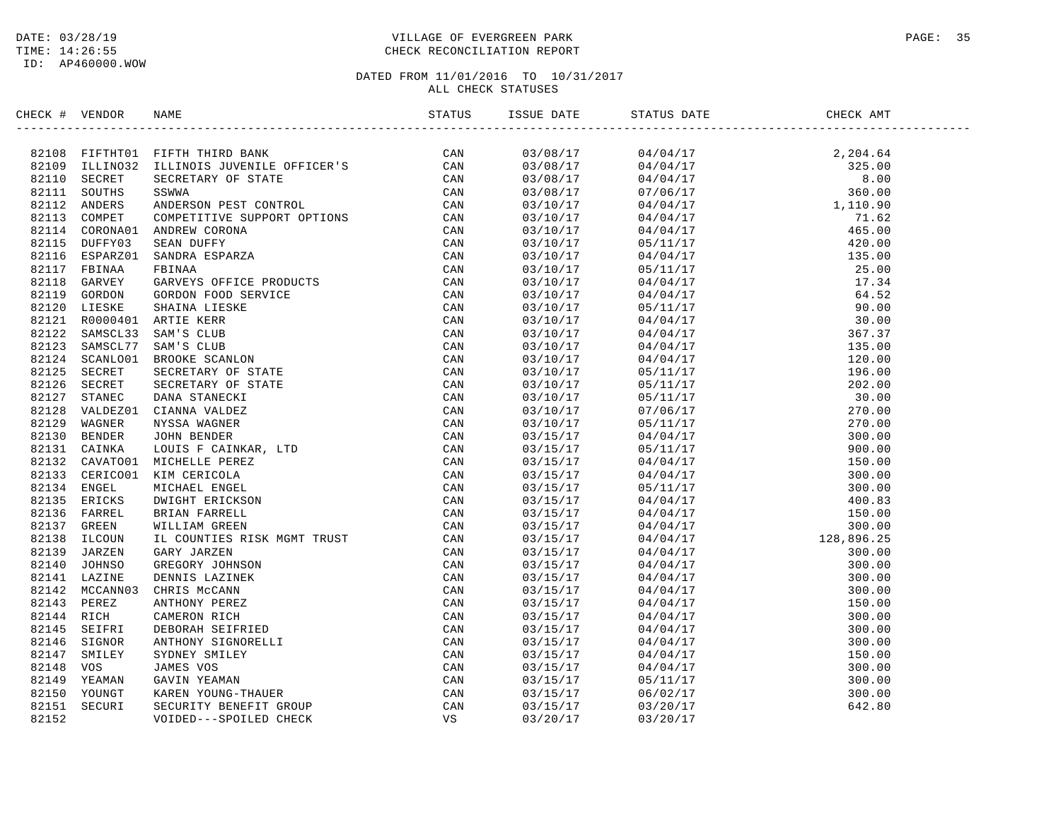DATE: 03/28/19
TIME: 14:26:55
ID: AP460000.WOW

VILLAGE OF EVERGREEN PARK
CHECK RECONCILIATION REPORT

DATED FROM 11/01/2016 TO 10/31/2017
ALL CHECK STATUSES

| CHECK # | VENDOR | NAME | STATUS | ISSUE DATE | STATUS DATE | CHECK AMT |
|---|---|---|---|---|---|---|
| 82108 | FIFTHT01 | FIFTH THIRD BANK | CAN | 03/08/17 | 04/04/17 | 2,204.64 |
| 82109 | ILLINO32 | ILLINOIS JUVENILE OFFICER'S | CAN | 03/08/17 | 04/04/17 | 325.00 |
| 82110 | SECRET | SECRETARY OF STATE | CAN | 03/08/17 | 04/04/17 | 8.00 |
| 82111 | SOUTHS | SSWWA | CAN | 03/08/17 | 07/06/17 | 360.00 |
| 82112 | ANDERS | ANDERSON PEST CONTROL | CAN | 03/10/17 | 04/04/17 | 1,110.90 |
| 82113 | COMPET | COMPETITIVE SUPPORT OPTIONS | CAN | 03/10/17 | 04/04/17 | 71.62 |
| 82114 | CORONA01 | ANDREW CORONA | CAN | 03/10/17 | 04/04/17 | 465.00 |
| 82115 | DUFFY03 | SEAN DUFFY | CAN | 03/10/17 | 05/11/17 | 420.00 |
| 82116 | ESPARZ01 | SANDRA ESPARZA | CAN | 03/10/17 | 04/04/17 | 135.00 |
| 82117 | FBINAA | FBINAA | CAN | 03/10/17 | 05/11/17 | 25.00 |
| 82118 | GARVEY | GARVEYS OFFICE PRODUCTS | CAN | 03/10/17 | 04/04/17 | 17.34 |
| 82119 | GORDON | GORDON FOOD SERVICE | CAN | 03/10/17 | 04/04/17 | 64.52 |
| 82120 | LIESKE | SHAINA LIESKE | CAN | 03/10/17 | 05/11/17 | 90.00 |
| 82121 | R0000401 | ARTIE KERR | CAN | 03/10/17 | 04/04/17 | 30.00 |
| 82122 | SAMSCL33 | SAM'S CLUB | CAN | 03/10/17 | 04/04/17 | 367.37 |
| 82123 | SAMSCL77 | SAM'S CLUB | CAN | 03/10/17 | 04/04/17 | 135.00 |
| 82124 | SCANLO01 | BROOKE SCANLON | CAN | 03/10/17 | 04/04/17 | 120.00 |
| 82125 | SECRET | SECRETARY OF STATE | CAN | 03/10/17 | 05/11/17 | 196.00 |
| 82126 | SECRET | SECRETARY OF STATE | CAN | 03/10/17 | 05/11/17 | 202.00 |
| 82127 | STANEC | DANA STANECKI | CAN | 03/10/17 | 05/11/17 | 30.00 |
| 82128 | VALDEZ01 | CIANNA VALDEZ | CAN | 03/10/17 | 07/06/17 | 270.00 |
| 82129 | WAGNER | NYSSA WAGNER | CAN | 03/10/17 | 05/11/17 | 270.00 |
| 82130 | BENDER | JOHN BENDER | CAN | 03/15/17 | 04/04/17 | 300.00 |
| 82131 | CAINKA | LOUIS F CAINKAR, LTD | CAN | 03/15/17 | 05/11/17 | 900.00 |
| 82132 | CAVATO01 | MICHELLE PEREZ | CAN | 03/15/17 | 04/04/17 | 150.00 |
| 82133 | CERICO01 | KIM CERICOLA | CAN | 03/15/17 | 04/04/17 | 300.00 |
| 82134 | ENGEL | MICHAEL ENGEL | CAN | 03/15/17 | 05/11/17 | 300.00 |
| 82135 | ERICKS | DWIGHT ERICKSON | CAN | 03/15/17 | 04/04/17 | 400.83 |
| 82136 | FARREL | BRIAN FARRELL | CAN | 03/15/17 | 04/04/17 | 150.00 |
| 82137 | GREEN | WILLIAM GREEN | CAN | 03/15/17 | 04/04/17 | 300.00 |
| 82138 | ILCOUN | IL COUNTIES RISK MGMT TRUST | CAN | 03/15/17 | 04/04/17 | 128,896.25 |
| 82139 | JARZEN | GARY JARZEN | CAN | 03/15/17 | 04/04/17 | 300.00 |
| 82140 | JOHNSO | GREGORY JOHNSON | CAN | 03/15/17 | 04/04/17 | 300.00 |
| 82141 | LAZINE | DENNIS LAZINEK | CAN | 03/15/17 | 04/04/17 | 300.00 |
| 82142 | MCCANN03 | CHRIS McCANN | CAN | 03/15/17 | 04/04/17 | 300.00 |
| 82143 | PEREZ | ANTHONY PEREZ | CAN | 03/15/17 | 04/04/17 | 150.00 |
| 82144 | RICH | CAMERON RICH | CAN | 03/15/17 | 04/04/17 | 300.00 |
| 82145 | SEIFRI | DEBORAH SEIFRIED | CAN | 03/15/17 | 04/04/17 | 300.00 |
| 82146 | SIGNOR | ANTHONY SIGNORELLI | CAN | 03/15/17 | 04/04/17 | 300.00 |
| 82147 | SMILEY | SYDNEY SMILEY | CAN | 03/15/17 | 04/04/17 | 150.00 |
| 82148 | VOS | JAMES VOS | CAN | 03/15/17 | 04/04/17 | 300.00 |
| 82149 | YEAMAN | GAVIN YEAMAN | CAN | 03/15/17 | 05/11/17 | 300.00 |
| 82150 | YOUNGT | KAREN YOUNG-THAUER | CAN | 03/15/17 | 06/02/17 | 300.00 |
| 82151 | SECURI | SECURITY BENEFIT GROUP | CAN | 03/15/17 | 03/20/17 | 642.80 |
| 82152 | | VOIDED---SPOILED CHECK | VS | 03/20/17 | 03/20/17 | |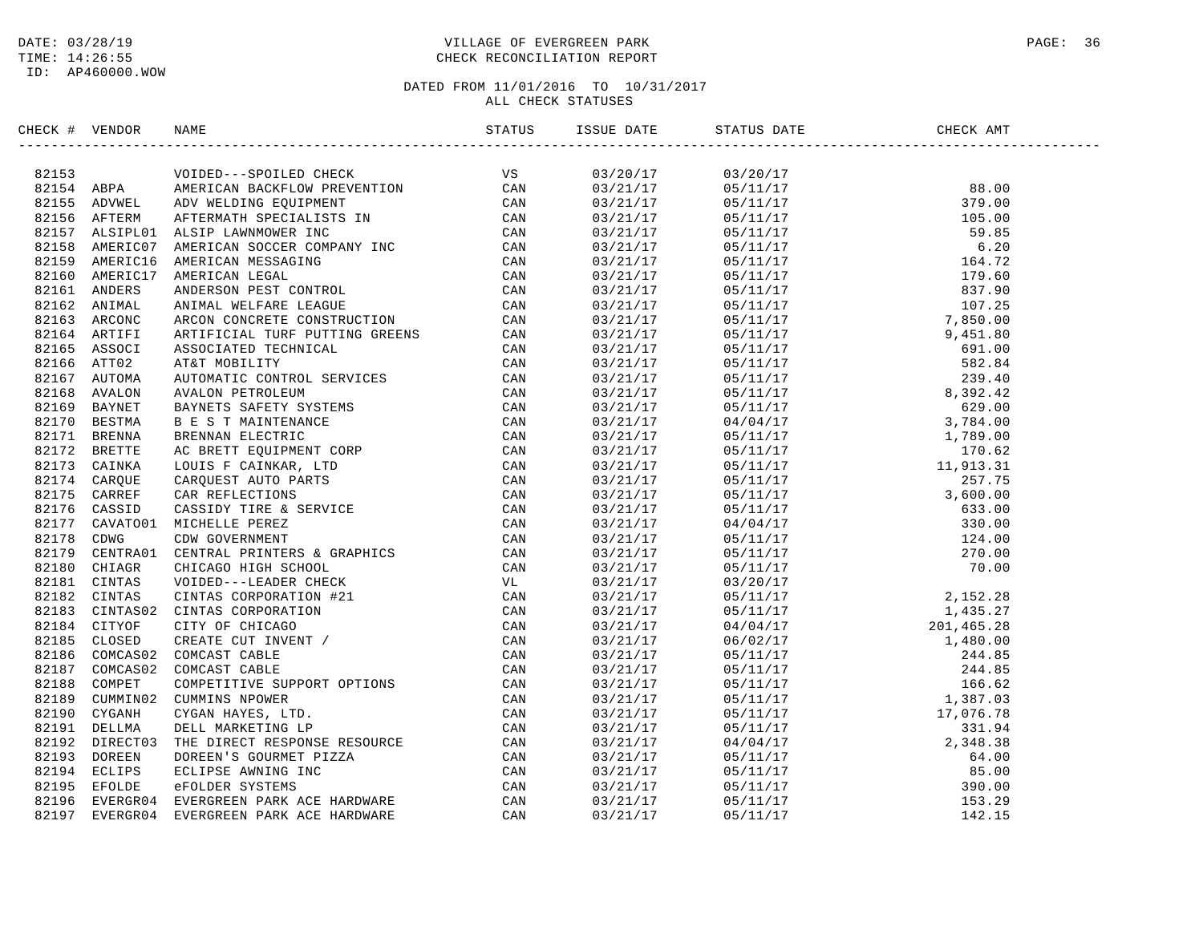DATE: 03/28/19
TIME: 14:26:55
ID: AP460000.WOW

VILLAGE OF EVERGREEN PARK
CHECK RECONCILIATION REPORT

DATED FROM 11/01/2016 TO 10/31/2017
ALL CHECK STATUSES

| CHECK # | VENDOR | NAME | STATUS | ISSUE DATE | STATUS DATE | CHECK AMT |
|---|---|---|---|---|---|---|
| 82153 | | VOIDED---SPOILED CHECK | VS | 03/20/17 | 03/20/17 | |
| 82154 | ABPA | AMERICAN BACKFLOW PREVENTION | CAN | 03/21/17 | 05/11/17 | 88.00 |
| 82155 | ADVWEL | ADV WELDING EQUIPMENT | CAN | 03/21/17 | 05/11/17 | 379.00 |
| 82156 | AFTERM | AFTERMATH SPECIALISTS IN | CAN | 03/21/17 | 05/11/17 | 105.00 |
| 82157 | ALSIPL01 | ALSIP LAWNMOWER INC | CAN | 03/21/17 | 05/11/17 | 59.85 |
| 82158 | AMERIC07 | AMERICAN SOCCER COMPANY INC | CAN | 03/21/17 | 05/11/17 | 6.20 |
| 82159 | AMERIC16 | AMERICAN MESSAGING | CAN | 03/21/17 | 05/11/17 | 164.72 |
| 82160 | AMERIC17 | AMERICAN LEGAL | CAN | 03/21/17 | 05/11/17 | 179.60 |
| 82161 | ANDERS | ANDERSON PEST CONTROL | CAN | 03/21/17 | 05/11/17 | 837.90 |
| 82162 | ANIMAL | ANIMAL WELFARE LEAGUE | CAN | 03/21/17 | 05/11/17 | 107.25 |
| 82163 | ARCONC | ARCON CONCRETE CONSTRUCTION | CAN | 03/21/17 | 05/11/17 | 7,850.00 |
| 82164 | ARTIFI | ARTIFICIAL TURF PUTTING GREENS | CAN | 03/21/17 | 05/11/17 | 9,451.80 |
| 82165 | ASSOCI | ASSOCIATED TECHNICAL | CAN | 03/21/17 | 05/11/17 | 691.00 |
| 82166 | ATT02 | AT&T MOBILITY | CAN | 03/21/17 | 05/11/17 | 582.84 |
| 82167 | AUTOMA | AUTOMATIC CONTROL SERVICES | CAN | 03/21/17 | 05/11/17 | 239.40 |
| 82168 | AVALON | AVALON PETROLEUM | CAN | 03/21/17 | 05/11/17 | 8,392.42 |
| 82169 | BAYNET | BAYNETS SAFETY SYSTEMS | CAN | 03/21/17 | 05/11/17 | 629.00 |
| 82170 | BESTMA | B E S T MAINTENANCE | CAN | 03/21/17 | 04/04/17 | 3,784.00 |
| 82171 | BRENNA | BRENNAN ELECTRIC | CAN | 03/21/17 | 05/11/17 | 1,789.00 |
| 82172 | BRETTE | AC BRETT EQUIPMENT CORP | CAN | 03/21/17 | 05/11/17 | 170.62 |
| 82173 | CAINKA | LOUIS F CAINKAR, LTD | CAN | 03/21/17 | 05/11/17 | 11,913.31 |
| 82174 | CARQUE | CARQUEST AUTO PARTS | CAN | 03/21/17 | 05/11/17 | 257.75 |
| 82175 | CARREF | CAR REFLECTIONS | CAN | 03/21/17 | 05/11/17 | 3,600.00 |
| 82176 | CASSID | CASSIDY TIRE & SERVICE | CAN | 03/21/17 | 05/11/17 | 633.00 |
| 82177 | CAVATO01 | MICHELLE PEREZ | CAN | 03/21/17 | 04/04/17 | 330.00 |
| 82178 | CDWG | CDW GOVERNMENT | CAN | 03/21/17 | 05/11/17 | 124.00 |
| 82179 | CENTRA01 | CENTRAL PRINTERS & GRAPHICS | CAN | 03/21/17 | 05/11/17 | 270.00 |
| 82180 | CHIAGR | CHICAGO HIGH SCHOOL | CAN | 03/21/17 | 05/11/17 | 70.00 |
| 82181 | CINTAS | VOIDED---LEADER CHECK | VL | 03/21/17 | 03/20/17 | |
| 82182 | CINTAS | CINTAS CORPORATION #21 | CAN | 03/21/17 | 05/11/17 | 2,152.28 |
| 82183 | CINTAS02 | CINTAS CORPORATION | CAN | 03/21/17 | 05/11/17 | 1,435.27 |
| 82184 | CITYOF | CITY OF CHICAGO | CAN | 03/21/17 | 04/04/17 | 201,465.28 |
| 82185 | CLOSED | CREATE CUT INVENT / | CAN | 03/21/17 | 06/02/17 | 1,480.00 |
| 82186 | COMCAS02 | COMCAST CABLE | CAN | 03/21/17 | 05/11/17 | 244.85 |
| 82187 | COMCAS02 | COMCAST CABLE | CAN | 03/21/17 | 05/11/17 | 244.85 |
| 82188 | COMPET | COMPETITIVE SUPPORT OPTIONS | CAN | 03/21/17 | 05/11/17 | 166.62 |
| 82189 | CUMMIN02 | CUMMINS NPOWER | CAN | 03/21/17 | 05/11/17 | 1,387.03 |
| 82190 | CYGANH | CYGAN HAYES, LTD. | CAN | 03/21/17 | 05/11/17 | 17,076.78 |
| 82191 | DELLMA | DELL MARKETING LP | CAN | 03/21/17 | 05/11/17 | 331.94 |
| 82192 | DIRECT03 | THE DIRECT RESPONSE RESOURCE | CAN | 03/21/17 | 04/04/17 | 2,348.38 |
| 82193 | DOREEN | DOREEN'S GOURMET PIZZA | CAN | 03/21/17 | 05/11/17 | 64.00 |
| 82194 | ECLIPS | ECLIPSE AWNING INC | CAN | 03/21/17 | 05/11/17 | 85.00 |
| 82195 | EFOLDE | eFOLDER SYSTEMS | CAN | 03/21/17 | 05/11/17 | 390.00 |
| 82196 | EVERGR04 | EVERGREEN PARK ACE HARDWARE | CAN | 03/21/17 | 05/11/17 | 153.29 |
| 82197 | EVERGR04 | EVERGREEN PARK ACE HARDWARE | CAN | 03/21/17 | 05/11/17 | 142.15 |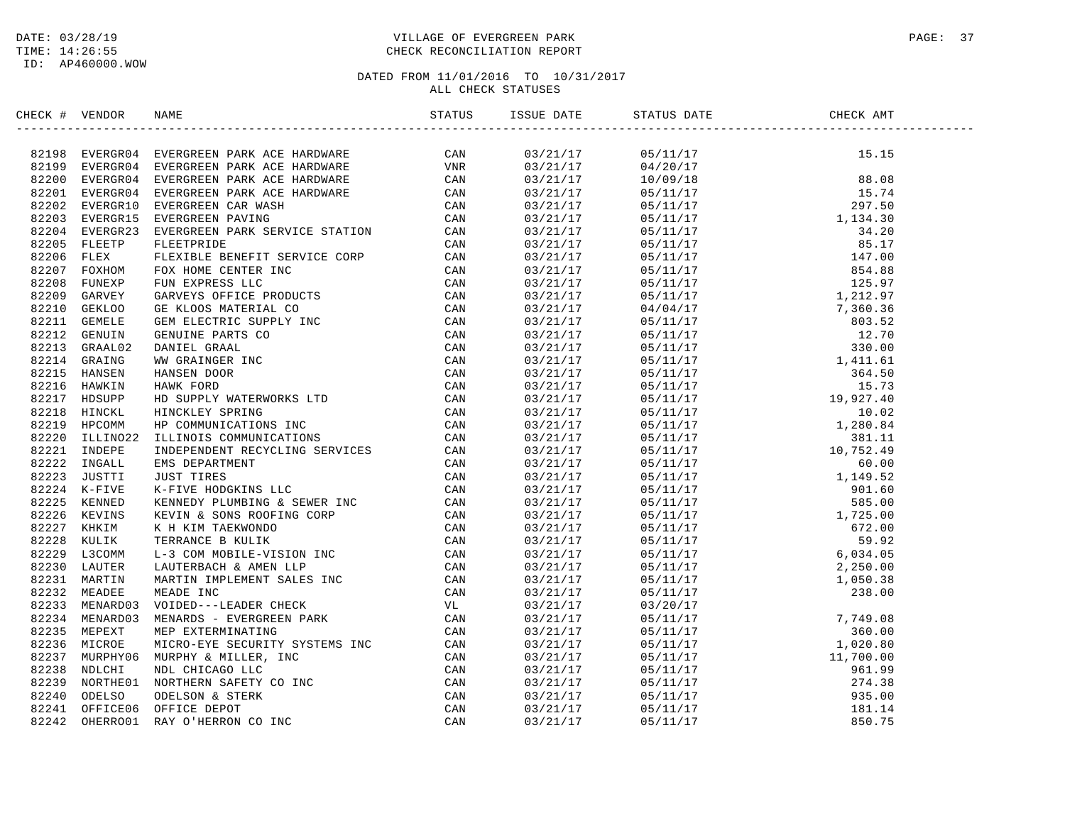DATE: 03/28/19
TIME: 14:26:55
ID: AP460000.WOW

VILLAGE OF EVERGREEN PARK
CHECK RECONCILIATION REPORT

DATED FROM 11/01/2016 TO 10/31/2017
ALL CHECK STATUSES

| CHECK # | VENDOR | NAME | STATUS | ISSUE DATE | STATUS DATE | CHECK AMT |
|---|---|---|---|---|---|---|
| 82198 | EVERGR04 | EVERGREEN PARK ACE HARDWARE | CAN | 03/21/17 | 05/11/17 | 15.15 |
| 82199 | EVERGR04 | EVERGREEN PARK ACE HARDWARE | VNR | 03/21/17 | 04/20/17 | |
| 82200 | EVERGR04 | EVERGREEN PARK ACE HARDWARE | CAN | 03/21/17 | 10/09/18 | 88.08 |
| 82201 | EVERGR04 | EVERGREEN PARK ACE HARDWARE | CAN | 03/21/17 | 05/11/17 | 15.74 |
| 82202 | EVERGR10 | EVERGREEN CAR WASH | CAN | 03/21/17 | 05/11/17 | 297.50 |
| 82203 | EVERGR15 | EVERGREEN PAVING | CAN | 03/21/17 | 05/11/17 | 1,134.30 |
| 82204 | EVERGR23 | EVERGREEN PARK SERVICE STATION | CAN | 03/21/17 | 05/11/17 | 34.20 |
| 82205 | FLEETP | FLEETPRIDE | CAN | 03/21/17 | 05/11/17 | 85.17 |
| 82206 | FLEX | FLEXIBLE BENEFIT SERVICE CORP | CAN | 03/21/17 | 05/11/17 | 147.00 |
| 82207 | FOXHOM | FOX HOME CENTER INC | CAN | 03/21/17 | 05/11/17 | 854.88 |
| 82208 | FUNEXP | FUN EXPRESS LLC | CAN | 03/21/17 | 05/11/17 | 125.97 |
| 82209 | GARVEY | GARVEYS OFFICE PRODUCTS | CAN | 03/21/17 | 05/11/17 | 1,212.97 |
| 82210 | GEKLOO | GE KLOOS MATERIAL CO | CAN | 03/21/17 | 04/04/17 | 7,360.36 |
| 82211 | GEMELE | GEM ELECTRIC SUPPLY INC | CAN | 03/21/17 | 05/11/17 | 803.52 |
| 82212 | GENUIN | GENUINE PARTS CO | CAN | 03/21/17 | 05/11/17 | 12.70 |
| 82213 | GRAAL02 | DANIEL GRAAL | CAN | 03/21/17 | 05/11/17 | 330.00 |
| 82214 | GRAING | WW GRAINGER INC | CAN | 03/21/17 | 05/11/17 | 1,411.61 |
| 82215 | HANSEN | HANSEN DOOR | CAN | 03/21/17 | 05/11/17 | 364.50 |
| 82216 | HAWKIN | HAWK FORD | CAN | 03/21/17 | 05/11/17 | 15.73 |
| 82217 | HDSUPP | HD SUPPLY WATERWORKS LTD | CAN | 03/21/17 | 05/11/17 | 19,927.40 |
| 82218 | HINCKL | HINCKLEY SPRING | CAN | 03/21/17 | 05/11/17 | 10.02 |
| 82219 | HPCOMM | HP COMMUNICATIONS INC | CAN | 03/21/17 | 05/11/17 | 1,280.84 |
| 82220 | ILLINO22 | ILLINOIS COMMUNICATIONS | CAN | 03/21/17 | 05/11/17 | 381.11 |
| 82221 | INDEPE | INDEPENDENT RECYCLING SERVICES | CAN | 03/21/17 | 05/11/17 | 10,752.49 |
| 82222 | INGALL | EMS DEPARTMENT | CAN | 03/21/17 | 05/11/17 | 60.00 |
| 82223 | JUSTTI | JUST TIRES | CAN | 03/21/17 | 05/11/17 | 1,149.52 |
| 82224 | K-FIVE | K-FIVE HODGKINS LLC | CAN | 03/21/17 | 05/11/17 | 901.60 |
| 82225 | KENNED | KENNEDY PLUMBING & SEWER INC | CAN | 03/21/17 | 05/11/17 | 585.00 |
| 82226 | KEVINS | KEVIN & SONS ROOFING CORP | CAN | 03/21/17 | 05/11/17 | 1,725.00 |
| 82227 | KHKIM | K H KIM TAEKWONDO | CAN | 03/21/17 | 05/11/17 | 672.00 |
| 82228 | KULIK | TERRANCE B KULIK | CAN | 03/21/17 | 05/11/17 | 59.92 |
| 82229 | L3COMM | L-3 COM MOBILE-VISION INC | CAN | 03/21/17 | 05/11/17 | 6,034.05 |
| 82230 | LAUTER | LAUTERBACH & AMEN LLP | CAN | 03/21/17 | 05/11/17 | 2,250.00 |
| 82231 | MARTIN | MARTIN IMPLEMENT SALES INC | CAN | 03/21/17 | 05/11/17 | 1,050.38 |
| 82232 | MEADEE | MEADE INC | CAN | 03/21/17 | 05/11/17 | 238.00 |
| 82233 | MENARD03 | VOIDED---LEADER CHECK | VL | 03/21/17 | 03/20/17 | |
| 82234 | MENARD03 | MENARDS - EVERGREEN PARK | CAN | 03/21/17 | 05/11/17 | 7,749.08 |
| 82235 | MEPEXT | MEP EXTERMINATING | CAN | 03/21/17 | 05/11/17 | 360.00 |
| 82236 | MICROE | MICRO-EYE SECURITY SYSTEMS INC | CAN | 03/21/17 | 05/11/17 | 1,020.80 |
| 82237 | MURPHY06 | MURPHY & MILLER, INC | CAN | 03/21/17 | 05/11/17 | 11,700.00 |
| 82238 | NDLCHI | NDL CHICAGO LLC | CAN | 03/21/17 | 05/11/17 | 961.99 |
| 82239 | NORTHE01 | NORTHERN SAFETY CO INC | CAN | 03/21/17 | 05/11/17 | 274.38 |
| 82240 | ODELSO | ODELSON & STERK | CAN | 03/21/17 | 05/11/17 | 935.00 |
| 82241 | OFFICE06 | OFFICE DEPOT | CAN | 03/21/17 | 05/11/17 | 181.14 |
| 82242 | OHERRO01 | RAY O'HERRON CO INC | CAN | 03/21/17 | 05/11/17 | 850.75 |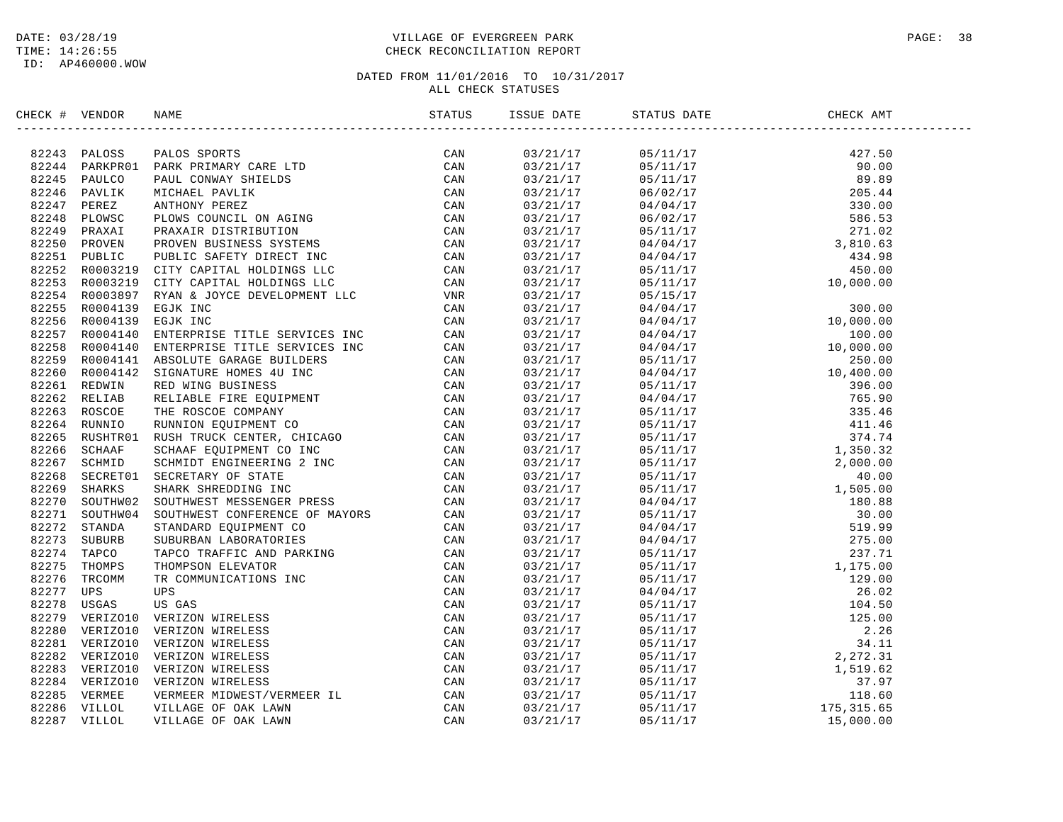DATE: 03/28/19
TIME: 14:26:55
ID: AP460000.WOW

VILLAGE OF EVERGREEN PARK
CHECK RECONCILIATION REPORT

DATED FROM 11/01/2016 TO 10/31/2017
ALL CHECK STATUSES

| CHECK # | VENDOR | NAME | STATUS | ISSUE DATE | STATUS DATE | CHECK AMT |
|---|---|---|---|---|---|---|
| 82243 | PALOSS | PALOS SPORTS | CAN | 03/21/17 | 05/11/17 | 427.50 |
| 82244 | PARKPR01 | PARK PRIMARY CARE LTD | CAN | 03/21/17 | 05/11/17 | 90.00 |
| 82245 | PAULCO | PAUL CONWAY SHIELDS | CAN | 03/21/17 | 05/11/17 | 89.89 |
| 82246 | PAVLIK | MICHAEL PAVLIK | CAN | 03/21/17 | 06/02/17 | 205.44 |
| 82247 | PEREZ | ANTHONY PEREZ | CAN | 03/21/17 | 04/04/17 | 330.00 |
| 82248 | PLOWSC | PLOWS COUNCIL ON AGING | CAN | 03/21/17 | 06/02/17 | 586.53 |
| 82249 | PRAXAI | PRAXAIR DISTRIBUTION | CAN | 03/21/17 | 05/11/17 | 271.02 |
| 82250 | PROVEN | PROVEN BUSINESS SYSTEMS | CAN | 03/21/17 | 04/04/17 | 3,810.63 |
| 82251 | PUBLIC | PUBLIC SAFETY DIRECT INC | CAN | 03/21/17 | 04/04/17 | 434.98 |
| 82252 | R0003219 | CITY CAPITAL HOLDINGS LLC | CAN | 03/21/17 | 05/11/17 | 450.00 |
| 82253 | R0003219 | CITY CAPITAL HOLDINGS LLC | CAN | 03/21/17 | 05/11/17 | 10,000.00 |
| 82254 | R0003897 | RYAN & JOYCE DEVELOPMENT LLC | VNR | 03/21/17 | 05/15/17 | |
| 82255 | R0004139 | EGJK INC | CAN | 03/21/17 | 04/04/17 | 300.00 |
| 82256 | R0004139 | EGJK INC | CAN | 03/21/17 | 04/04/17 | 10,000.00 |
| 82257 | R0004140 | ENTERPRISE TITLE SERVICES INC | CAN | 03/21/17 | 04/04/17 | 100.00 |
| 82258 | R0004140 | ENTERPRISE TITLE SERVICES INC | CAN | 03/21/17 | 04/04/17 | 10,000.00 |
| 82259 | R0004141 | ABSOLUTE GARAGE BUILDERS | CAN | 03/21/17 | 05/11/17 | 250.00 |
| 82260 | R0004142 | SIGNATURE HOMES 4U INC | CAN | 03/21/17 | 04/04/17 | 10,400.00 |
| 82261 | REDWIN | RED WING BUSINESS | CAN | 03/21/17 | 05/11/17 | 396.00 |
| 82262 | RELIAB | RELIABLE FIRE EQUIPMENT | CAN | 03/21/17 | 04/04/17 | 765.90 |
| 82263 | ROSCOE | THE ROSCOE COMPANY | CAN | 03/21/17 | 05/11/17 | 335.46 |
| 82264 | RUNNIO | RUNNION EQUIPMENT CO | CAN | 03/21/17 | 05/11/17 | 411.46 |
| 82265 | RUSHTR01 | RUSH TRUCK CENTER, CHICAGO | CAN | 03/21/17 | 05/11/17 | 374.74 |
| 82266 | SCHAAF | SCHAAF EQUIPMENT CO INC | CAN | 03/21/17 | 05/11/17 | 1,350.32 |
| 82267 | SCHMID | SCHMIDT ENGINEERING 2 INC | CAN | 03/21/17 | 05/11/17 | 2,000.00 |
| 82268 | SECRET01 | SECRETARY OF STATE | CAN | 03/21/17 | 05/11/17 | 40.00 |
| 82269 | SHARKS | SHARK SHREDDING INC | CAN | 03/21/17 | 05/11/17 | 1,505.00 |
| 82270 | SOUTHW02 | SOUTHWEST MESSENGER PRESS | CAN | 03/21/17 | 04/04/17 | 180.88 |
| 82271 | SOUTHW04 | SOUTHWEST CONFERENCE OF MAYORS | CAN | 03/21/17 | 05/11/17 | 30.00 |
| 82272 | STANDA | STANDARD EQUIPMENT CO | CAN | 03/21/17 | 04/04/17 | 519.99 |
| 82273 | SUBURB | SUBURBAN LABORATORIES | CAN | 03/21/17 | 04/04/17 | 275.00 |
| 82274 | TAPCO | TAPCO TRAFFIC AND PARKING | CAN | 03/21/17 | 05/11/17 | 237.71 |
| 82275 | THOMPS | THOMPSON ELEVATOR | CAN | 03/21/17 | 05/11/17 | 1,175.00 |
| 82276 | TRCOMM | TR COMMUNICATIONS INC | CAN | 03/21/17 | 05/11/17 | 129.00 |
| 82277 | UPS | UPS | CAN | 03/21/17 | 04/04/17 | 26.02 |
| 82278 | USGAS | US GAS | CAN | 03/21/17 | 05/11/17 | 104.50 |
| 82279 | VERIZO10 | VERIZON WIRELESS | CAN | 03/21/17 | 05/11/17 | 125.00 |
| 82280 | VERIZO10 | VERIZON WIRELESS | CAN | 03/21/17 | 05/11/17 | 2.26 |
| 82281 | VERIZO10 | VERIZON WIRELESS | CAN | 03/21/17 | 05/11/17 | 34.11 |
| 82282 | VERIZO10 | VERIZON WIRELESS | CAN | 03/21/17 | 05/11/17 | 2,272.31 |
| 82283 | VERIZO10 | VERIZON WIRELESS | CAN | 03/21/17 | 05/11/17 | 1,519.62 |
| 82284 | VERIZO10 | VERIZON WIRELESS | CAN | 03/21/17 | 05/11/17 | 37.97 |
| 82285 | VERMEE | VERMEER MIDWEST/VERMEER IL | CAN | 03/21/17 | 05/11/17 | 118.60 |
| 82286 | VILLOL | VILLAGE OF OAK LAWN | CAN | 03/21/17 | 05/11/17 | 175,315.65 |
| 82287 | VILLOL | VILLAGE OF OAK LAWN | CAN | 03/21/17 | 05/11/17 | 15,000.00 |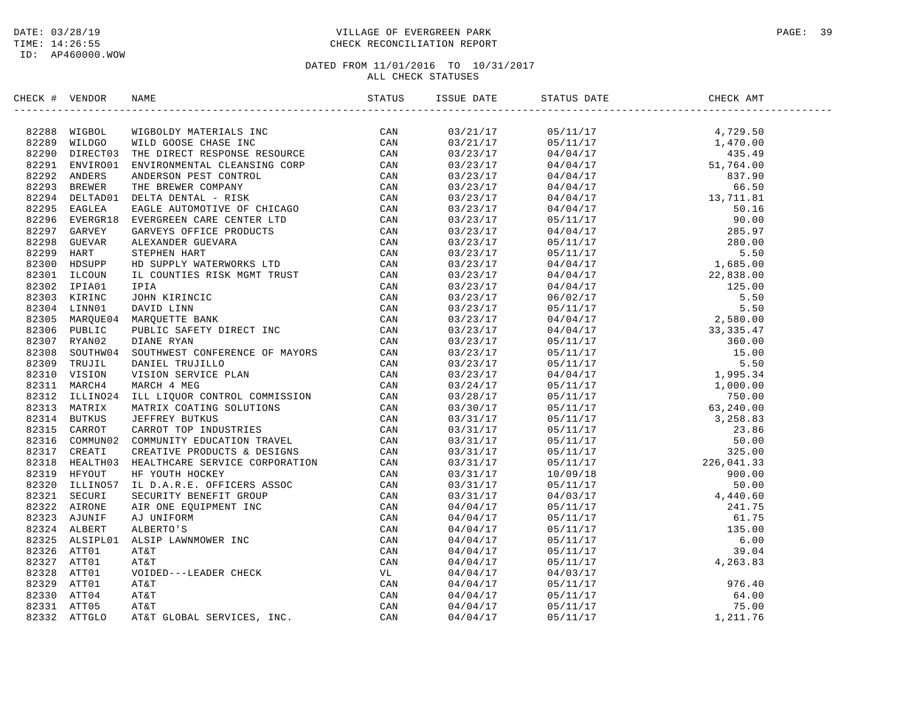DATE: 03/28/19
TIME: 14:26:55
ID: AP460000.WOW

VILLAGE OF EVERGREEN PARK
CHECK RECONCILIATION REPORT

DATED FROM 11/01/2016 TO 10/31/2017
ALL CHECK STATUSES

| CHECK # | VENDOR | NAME | STATUS | ISSUE DATE | STATUS DATE | CHECK AMT |
|---|---|---|---|---|---|---|
| 82288 | WIGBOL | WIGBOLDY MATERIALS INC | CAN | 03/21/17 | 05/11/17 | 4,729.50 |
| 82289 | WILDGO | WILD GOOSE CHASE INC | CAN | 03/21/17 | 05/11/17 | 1,470.00 |
| 82290 | DIRECT03 | THE DIRECT RESPONSE RESOURCE | CAN | 03/23/17 | 04/04/17 | 435.49 |
| 82291 | ENVIRO01 | ENVIRONMENTAL CLEANSING CORP | CAN | 03/23/17 | 04/04/17 | 51,764.00 |
| 82292 | ANDERS | ANDERSON PEST CONTROL | CAN | 03/23/17 | 04/04/17 | 837.90 |
| 82293 | BREWER | THE BREWER COMPANY | CAN | 03/23/17 | 04/04/17 | 66.50 |
| 82294 | DELTAD01 | DELTA DENTAL - RISK | CAN | 03/23/17 | 04/04/17 | 13,711.81 |
| 82295 | EAGLEA | EAGLE AUTOMOTIVE OF CHICAGO | CAN | 03/23/17 | 04/04/17 | 50.16 |
| 82296 | EVERGR18 | EVERGREEN CARE CENTER LTD | CAN | 03/23/17 | 05/11/17 | 90.00 |
| 82297 | GARVEY | GARVEYS OFFICE PRODUCTS | CAN | 03/23/17 | 04/04/17 | 285.97 |
| 82298 | GUEVAR | ALEXANDER GUEVARA | CAN | 03/23/17 | 05/11/17 | 280.00 |
| 82299 | HART | STEPHEN HART | CAN | 03/23/17 | 05/11/17 | 5.50 |
| 82300 | HDSUPP | HD SUPPLY WATERWORKS LTD | CAN | 03/23/17 | 04/04/17 | 1,685.00 |
| 82301 | ILCOUN | IL COUNTIES RISK MGMT TRUST | CAN | 03/23/17 | 04/04/17 | 22,838.00 |
| 82302 | IPIA01 | IPIA | CAN | 03/23/17 | 04/04/17 | 125.00 |
| 82303 | KIRINC | JOHN KIRINCIC | CAN | 03/23/17 | 06/02/17 | 5.50 |
| 82304 | LINN01 | DAVID LINN | CAN | 03/23/17 | 05/11/17 | 5.50 |
| 82305 | MARQUE04 | MARQUETTE BANK | CAN | 03/23/17 | 04/04/17 | 2,580.00 |
| 82306 | PUBLIC | PUBLIC SAFETY DIRECT INC | CAN | 03/23/17 | 04/04/17 | 33,335.47 |
| 82307 | RYAN02 | DIANE RYAN | CAN | 03/23/17 | 05/11/17 | 360.00 |
| 82308 | SOUTHW04 | SOUTHWEST CONFERENCE OF MAYORS | CAN | 03/23/17 | 05/11/17 | 15.00 |
| 82309 | TRUJIL | DANIEL TRUJILLO | CAN | 03/23/17 | 05/11/17 | 5.50 |
| 82310 | VISION | VISION SERVICE PLAN | CAN | 03/23/17 | 04/04/17 | 1,995.34 |
| 82311 | MARCH4 | MARCH 4 MEG | CAN | 03/24/17 | 05/11/17 | 1,000.00 |
| 82312 | ILLINO24 | ILL LIQUOR CONTROL COMMISSION | CAN | 03/28/17 | 05/11/17 | 750.00 |
| 82313 | MATRIX | MATRIX COATING SOLUTIONS | CAN | 03/30/17 | 05/11/17 | 63,240.00 |
| 82314 | BUTKUS | JEFFREY BUTKUS | CAN | 03/31/17 | 05/11/17 | 3,258.83 |
| 82315 | CARROT | CARROT TOP INDUSTRIES | CAN | 03/31/17 | 05/11/17 | 23.86 |
| 82316 | COMMUN02 | COMMUNITY EDUCATION TRAVEL | CAN | 03/31/17 | 05/11/17 | 50.00 |
| 82317 | CREATI | CREATIVE PRODUCTS & DESIGNS | CAN | 03/31/17 | 05/11/17 | 325.00 |
| 82318 | HEALTH03 | HEALTHCARE SERVICE CORPORATION | CAN | 03/31/17 | 05/11/17 | 226,041.33 |
| 82319 | HFYOUT | HF YOUTH HOCKEY | CAN | 03/31/17 | 10/09/18 | 900.00 |
| 82320 | ILLINO57 | IL D.A.R.E. OFFICERS ASSOC | CAN | 03/31/17 | 05/11/17 | 50.00 |
| 82321 | SECURI | SECURITY BENEFIT GROUP | CAN | 03/31/17 | 04/03/17 | 4,440.60 |
| 82322 | AIRONE | AIR ONE EQUIPMENT INC | CAN | 04/04/17 | 05/11/17 | 241.75 |
| 82323 | AJUNIF | AJ UNIFORM | CAN | 04/04/17 | 05/11/17 | 61.75 |
| 82324 | ALBERT | ALBERTO'S | CAN | 04/04/17 | 05/11/17 | 135.00 |
| 82325 | ALSIPL01 | ALSIP LAWNMOWER INC | CAN | 04/04/17 | 05/11/17 | 6.00 |
| 82326 | ATT01 | AT&T | CAN | 04/04/17 | 05/11/17 | 39.04 |
| 82327 | ATT01 | AT&T | CAN | 04/04/17 | 05/11/17 | 4,263.83 |
| 82328 | ATT01 | VOIDED---LEADER CHECK | VL | 04/04/17 | 04/03/17 | |
| 82329 | ATT01 | AT&T | CAN | 04/04/17 | 05/11/17 | 976.40 |
| 82330 | ATT04 | AT&T | CAN | 04/04/17 | 05/11/17 | 64.00 |
| 82331 | ATT05 | AT&T | CAN | 04/04/17 | 05/11/17 | 75.00 |
| 82332 | ATTGLO | AT&T GLOBAL SERVICES, INC. | CAN | 04/04/17 | 05/11/17 | 1,211.76 |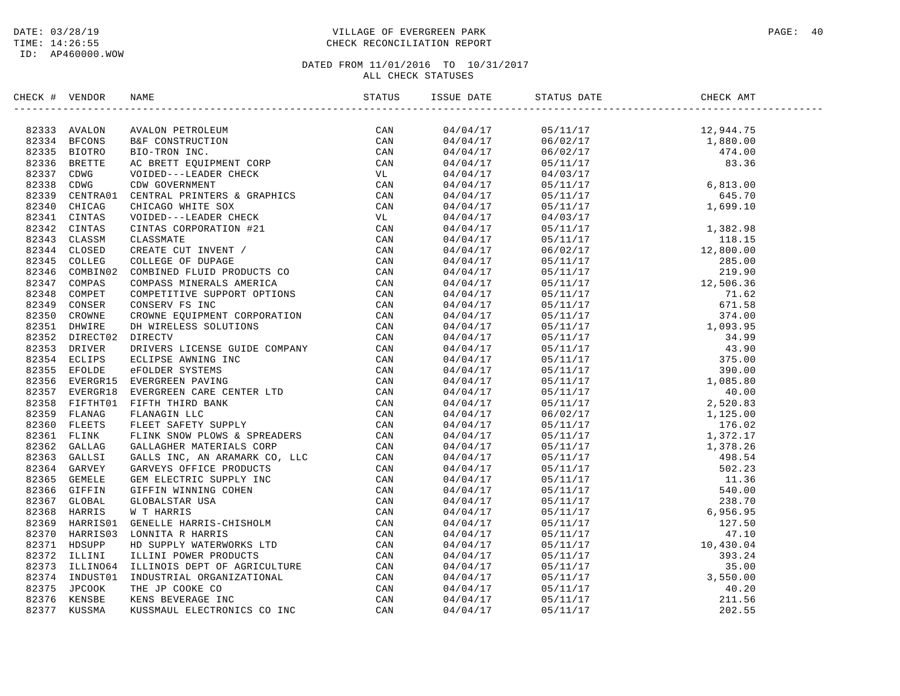VILLAGE OF EVERGREEN PARK
CHECK RECONCILIATION REPORT

DATE: 03/28/19
TIME: 14:26:55
ID: AP460000.WOW

DATED FROM 11/01/2016 TO 10/31/2017
ALL CHECK STATUSES

| CHECK # | VENDOR | NAME | STATUS | ISSUE DATE | STATUS DATE | CHECK AMT |
|---|---|---|---|---|---|---|
| 82333 | AVALON | AVALON PETROLEUM | CAN | 04/04/17 | 05/11/17 | 12,944.75 |
| 82334 | BFCONS | B&F CONSTRUCTION | CAN | 04/04/17 | 06/02/17 | 1,880.00 |
| 82335 | BIOTRO | BIO-TRON INC. | CAN | 04/04/17 | 06/02/17 | 474.00 |
| 82336 | BRETTE | AC BRETT EQUIPMENT CORP | CAN | 04/04/17 | 05/11/17 | 83.36 |
| 82337 | CDWG | VOIDED---LEADER CHECK | VL | 04/04/17 | 04/03/17 | |
| 82338 | CDWG | CDW GOVERNMENT | CAN | 04/04/17 | 05/11/17 | 6,813.00 |
| 82339 | CENTRA01 | CENTRAL PRINTERS & GRAPHICS | CAN | 04/04/17 | 05/11/17 | 645.70 |
| 82340 | CHICAG | CHICAGO WHITE SOX | CAN | 04/04/17 | 05/11/17 | 1,699.10 |
| 82341 | CINTAS | VOIDED---LEADER CHECK | VL | 04/04/17 | 04/03/17 | |
| 82342 | CINTAS | CINTAS CORPORATION #21 | CAN | 04/04/17 | 05/11/17 | 1,382.98 |
| 82343 | CLASSM | CLASSMATE | CAN | 04/04/17 | 05/11/17 | 118.15 |
| 82344 | CLOSED | CREATE CUT INVENT / | CAN | 04/04/17 | 06/02/17 | 12,800.00 |
| 82345 | COLLEG | COLLEGE OF DUPAGE | CAN | 04/04/17 | 05/11/17 | 285.00 |
| 82346 | COMBIN02 | COMBINED FLUID PRODUCTS CO | CAN | 04/04/17 | 05/11/17 | 219.90 |
| 82347 | COMPAS | COMPASS MINERALS AMERICA | CAN | 04/04/17 | 05/11/17 | 12,506.36 |
| 82348 | COMPET | COMPETITIVE SUPPORT OPTIONS | CAN | 04/04/17 | 05/11/17 | 71.62 |
| 82349 | CONSER | CONSERV FS INC | CAN | 04/04/17 | 05/11/17 | 671.58 |
| 82350 | CROWNE | CROWNE EQUIPMENT CORPORATION | CAN | 04/04/17 | 05/11/17 | 374.00 |
| 82351 | DHWIRE | DH WIRELESS SOLUTIONS | CAN | 04/04/17 | 05/11/17 | 1,093.95 |
| 82352 | DIRECT02 | DIRECTV | CAN | 04/04/17 | 05/11/17 | 34.99 |
| 82353 | DRIVER | DRIVERS LICENSE GUIDE COMPANY | CAN | 04/04/17 | 05/11/17 | 43.90 |
| 82354 | ECLIPS | ECLIPSE AWNING INC | CAN | 04/04/17 | 05/11/17 | 375.00 |
| 82355 | EFOLDE | eFOLDER SYSTEMS | CAN | 04/04/17 | 05/11/17 | 390.00 |
| 82356 | EVERGR15 | EVERGREEN PAVING | CAN | 04/04/17 | 05/11/17 | 1,085.80 |
| 82357 | EVERGR18 | EVERGREEN CARE CENTER LTD | CAN | 04/04/17 | 05/11/17 | 40.00 |
| 82358 | FIFTHT01 | FIFTH THIRD BANK | CAN | 04/04/17 | 05/11/17 | 2,520.83 |
| 82359 | FLANAG | FLANAGIN LLC | CAN | 04/04/17 | 06/02/17 | 1,125.00 |
| 82360 | FLEETS | FLEET SAFETY SUPPLY | CAN | 04/04/17 | 05/11/17 | 176.02 |
| 82361 | FLINK | FLINK SNOW PLOWS & SPREADERS | CAN | 04/04/17 | 05/11/17 | 1,372.17 |
| 82362 | GALLAG | GALLAGHER MATERIALS CORP | CAN | 04/04/17 | 05/11/17 | 1,378.26 |
| 82363 | GALLSI | GALLS INC, AN ARAMARK CO, LLC | CAN | 04/04/17 | 05/11/17 | 498.54 |
| 82364 | GARVEY | GARVEYS OFFICE PRODUCTS | CAN | 04/04/17 | 05/11/17 | 502.23 |
| 82365 | GEMELE | GEM ELECTRIC SUPPLY INC | CAN | 04/04/17 | 05/11/17 | 11.36 |
| 82366 | GIFFIN | GIFFIN WINNING COHEN | CAN | 04/04/17 | 05/11/17 | 540.00 |
| 82367 | GLOBAL | GLOBALSTAR USA | CAN | 04/04/17 | 05/11/17 | 238.70 |
| 82368 | HARRIS | W T HARRIS | CAN | 04/04/17 | 05/11/17 | 6,956.95 |
| 82369 | HARRIS01 | GENELLE HARRIS-CHISHOLM | CAN | 04/04/17 | 05/11/17 | 127.50 |
| 82370 | HARRIS03 | LONNITA R HARRIS | CAN | 04/04/17 | 05/11/17 | 47.10 |
| 82371 | HDSUPP | HD SUPPLY WATERWORKS LTD | CAN | 04/04/17 | 05/11/17 | 10,430.04 |
| 82372 | ILLINI | ILLINI POWER PRODUCTS | CAN | 04/04/17 | 05/11/17 | 393.24 |
| 82373 | ILLINO64 | ILLINOIS DEPT OF AGRICULTURE | CAN | 04/04/17 | 05/11/17 | 35.00 |
| 82374 | INDUST01 | INDUSTRIAL ORGANIZATIONAL | CAN | 04/04/17 | 05/11/17 | 3,550.00 |
| 82375 | JPCOOK | THE JP COOKE CO | CAN | 04/04/17 | 05/11/17 | 40.20 |
| 82376 | KENSBE | KENS BEVERAGE INC | CAN | 04/04/17 | 05/11/17 | 211.56 |
| 82377 | KUSSMA | KUSSMAUL ELECTRONICS CO INC | CAN | 04/04/17 | 05/11/17 | 202.55 |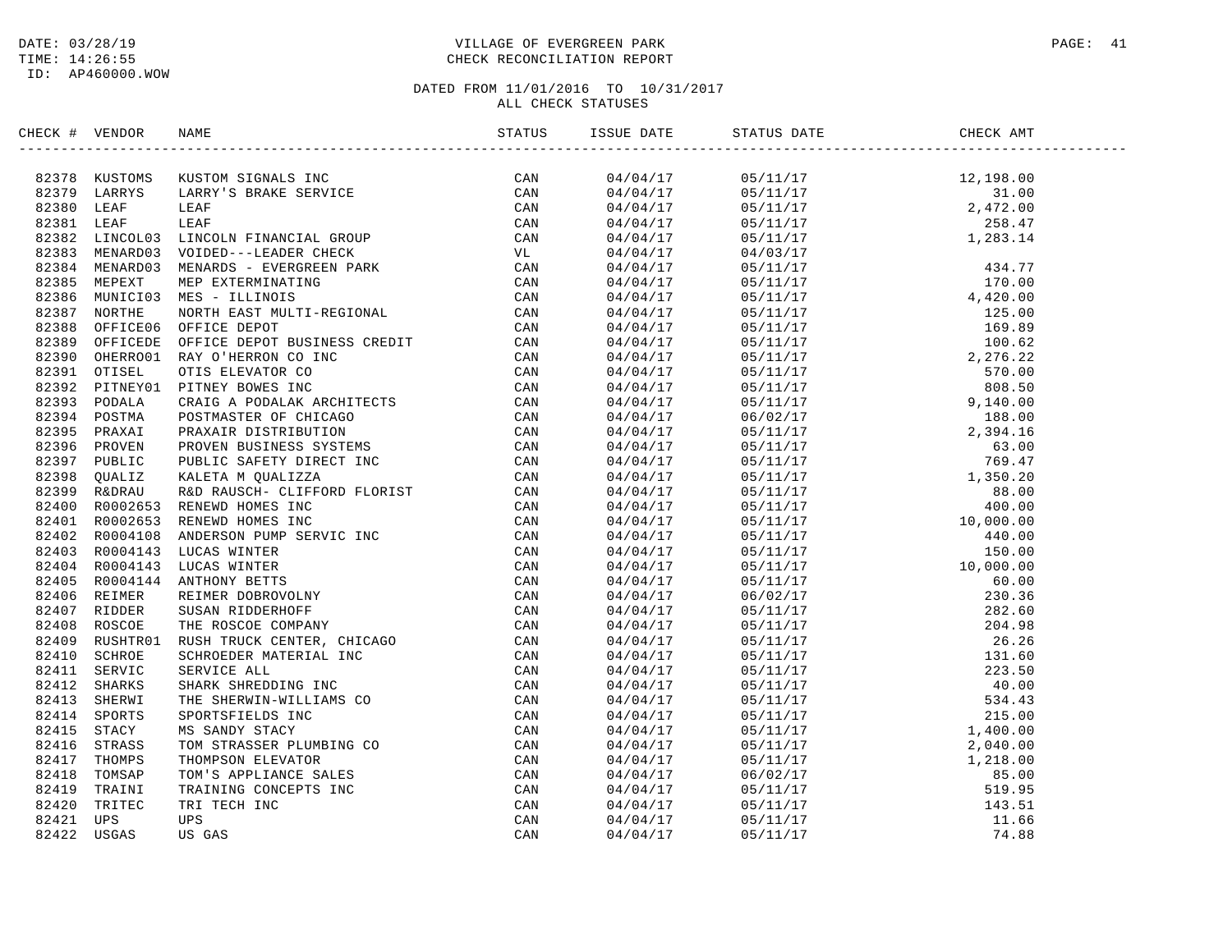DATE: 03/28/19
TIME: 14:26:55
ID: AP460000.WOW

VILLAGE OF EVERGREEN PARK
CHECK RECONCILIATION REPORT

DATED FROM 11/01/2016 TO 10/31/2017
ALL CHECK STATUSES

| CHECK # | VENDOR | NAME | STATUS | ISSUE DATE | STATUS DATE | CHECK AMT |
|---|---|---|---|---|---|---|
| 82378 | KUSTOMS | KUSTOM SIGNALS INC | CAN | 04/04/17 | 05/11/17 | 12,198.00 |
| 82379 | LARRYS | LARRY'S BRAKE SERVICE | CAN | 04/04/17 | 05/11/17 | 31.00 |
| 82380 | LEAF | LEAF | CAN | 04/04/17 | 05/11/17 | 2,472.00 |
| 82381 | LEAF | LEAF | CAN | 04/04/17 | 05/11/17 | 258.47 |
| 82382 | LINCOL03 | LINCOLN FINANCIAL GROUP | CAN | 04/04/17 | 05/11/17 | 1,283.14 |
| 82383 | MENARD03 | VOIDED---LEADER CHECK | VL | 04/04/17 | 04/03/17 | |
| 82384 | MENARD03 | MENARDS - EVERGREEN PARK | CAN | 04/04/17 | 05/11/17 | 434.77 |
| 82385 | MEPEXT | MEP EXTERMINATING | CAN | 04/04/17 | 05/11/17 | 170.00 |
| 82386 | MUNICI03 | MES - ILLINOIS | CAN | 04/04/17 | 05/11/17 | 4,420.00 |
| 82387 | NORTHE | NORTH EAST MULTI-REGIONAL | CAN | 04/04/17 | 05/11/17 | 125.00 |
| 82388 | OFFICE06 | OFFICE DEPOT | CAN | 04/04/17 | 05/11/17 | 169.89 |
| 82389 | OFFICEDE | OFFICE DEPOT BUSINESS CREDIT | CAN | 04/04/17 | 05/11/17 | 100.62 |
| 82390 | OHERRO01 | RAY O'HERRON CO INC | CAN | 04/04/17 | 05/11/17 | 2,276.22 |
| 82391 | OTISEL | OTIS ELEVATOR CO | CAN | 04/04/17 | 05/11/17 | 570.00 |
| 82392 | PITNEY01 | PITNEY BOWES INC | CAN | 04/04/17 | 05/11/17 | 808.50 |
| 82393 | PODALA | CRAIG A PODALAK ARCHITECTS | CAN | 04/04/17 | 05/11/17 | 9,140.00 |
| 82394 | POSTMA | POSTMASTER OF CHICAGO | CAN | 04/04/17 | 06/02/17 | 188.00 |
| 82395 | PRAXAI | PRAXAIR DISTRIBUTION | CAN | 04/04/17 | 05/11/17 | 2,394.16 |
| 82396 | PROVEN | PROVEN BUSINESS SYSTEMS | CAN | 04/04/17 | 05/11/17 | 63.00 |
| 82397 | PUBLIC | PUBLIC SAFETY DIRECT INC | CAN | 04/04/17 | 05/11/17 | 769.47 |
| 82398 | QUALIZ | KALETA M QUALIZZA | CAN | 04/04/17 | 05/11/17 | 1,350.20 |
| 82399 | R&DRAU | R&D RAUSCH- CLIFFORD FLORIST | CAN | 04/04/17 | 05/11/17 | 88.00 |
| 82400 | R0002653 | RENEWD HOMES INC | CAN | 04/04/17 | 05/11/17 | 400.00 |
| 82401 | R0002653 | RENEWD HOMES INC | CAN | 04/04/17 | 05/11/17 | 10,000.00 |
| 82402 | R0004108 | ANDERSON PUMP SERVIC INC | CAN | 04/04/17 | 05/11/17 | 440.00 |
| 82403 | R0004143 | LUCAS WINTER | CAN | 04/04/17 | 05/11/17 | 150.00 |
| 82404 | R0004143 | LUCAS WINTER | CAN | 04/04/17 | 05/11/17 | 10,000.00 |
| 82405 | R0004144 | ANTHONY BETTS | CAN | 04/04/17 | 05/11/17 | 60.00 |
| 82406 | REIMER | REIMER DOBROVOLNY | CAN | 04/04/17 | 06/02/17 | 230.36 |
| 82407 | RIDDER | SUSAN RIDDERHOFF | CAN | 04/04/17 | 05/11/17 | 282.60 |
| 82408 | ROSCOE | THE ROSCOE COMPANY | CAN | 04/04/17 | 05/11/17 | 204.98 |
| 82409 | RUSHTR01 | RUSH TRUCK CENTER, CHICAGO | CAN | 04/04/17 | 05/11/17 | 26.26 |
| 82410 | SCHROE | SCHROEDER MATERIAL INC | CAN | 04/04/17 | 05/11/17 | 131.60 |
| 82411 | SERVIC | SERVICE ALL | CAN | 04/04/17 | 05/11/17 | 223.50 |
| 82412 | SHARKS | SHARK SHREDDING INC | CAN | 04/04/17 | 05/11/17 | 40.00 |
| 82413 | SHERWI | THE SHERWIN-WILLIAMS CO | CAN | 04/04/17 | 05/11/17 | 534.43 |
| 82414 | SPORTS | SPORTSFIELDS INC | CAN | 04/04/17 | 05/11/17 | 215.00 |
| 82415 | STACY | MS SANDY STACY | CAN | 04/04/17 | 05/11/17 | 1,400.00 |
| 82416 | STRASS | TOM STRASSER PLUMBING CO | CAN | 04/04/17 | 05/11/17 | 2,040.00 |
| 82417 | THOMPS | THOMPSON ELEVATOR | CAN | 04/04/17 | 05/11/17 | 1,218.00 |
| 82418 | TOMSAP | TOM'S APPLIANCE SALES | CAN | 04/04/17 | 06/02/17 | 85.00 |
| 82419 | TRAINI | TRAINING CONCEPTS INC | CAN | 04/04/17 | 05/11/17 | 519.95 |
| 82420 | TRITEC | TRI TECH INC | CAN | 04/04/17 | 05/11/17 | 143.51 |
| 82421 | UPS | UPS | CAN | 04/04/17 | 05/11/17 | 11.66 |
| 82422 | USGAS | US GAS | CAN | 04/04/17 | 05/11/17 | 74.88 |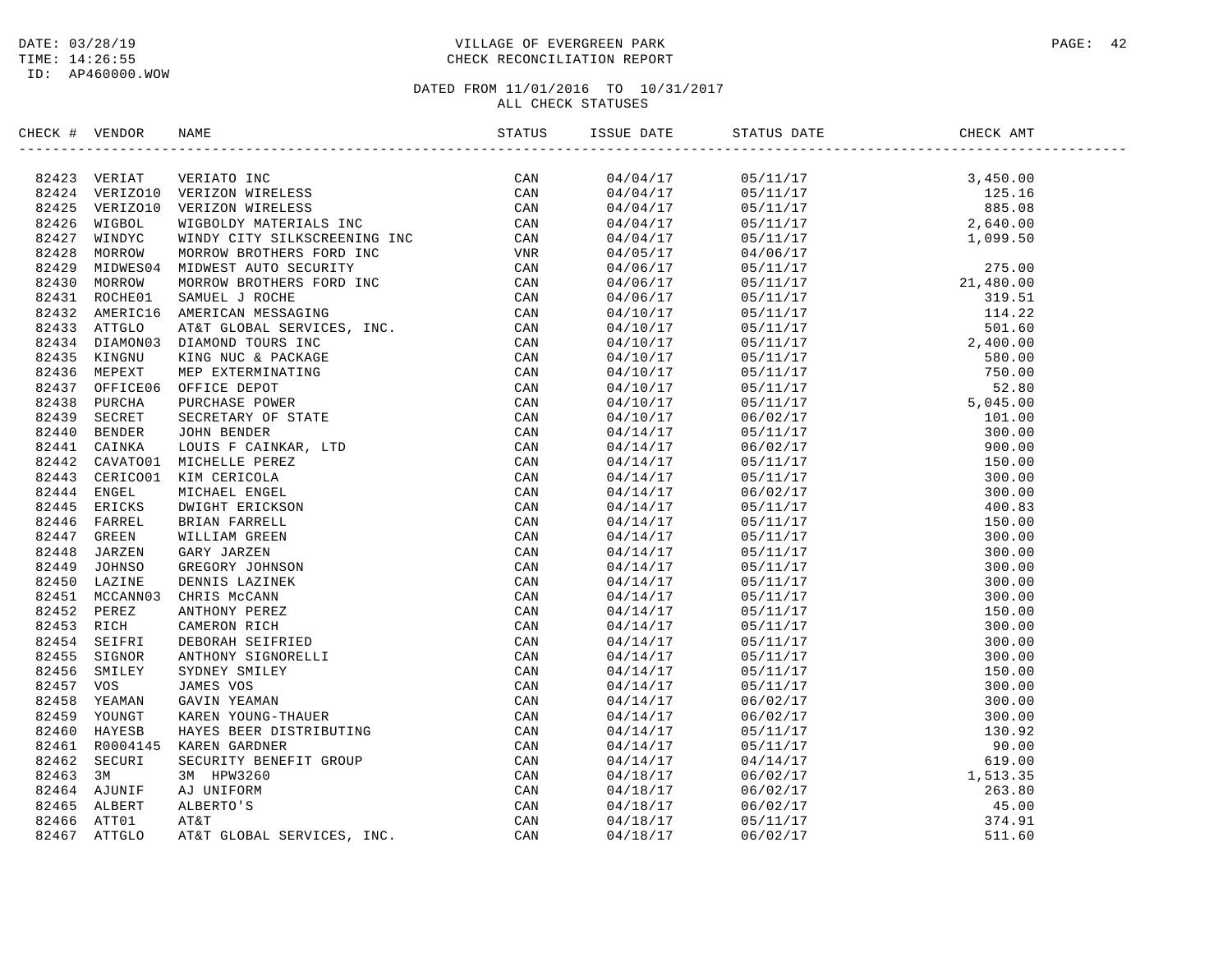DATE: 03/28/19
TIME: 14:26:55
ID: AP460000.WOW

# VILLAGE OF EVERGREEN PARK
## CHECK RECONCILIATION REPORT

DATED FROM 11/01/2016 TO 10/31/2017
ALL CHECK STATUSES

| CHECK # | VENDOR | NAME | STATUS | ISSUE DATE | STATUS DATE | CHECK AMT |
|---|---|---|---|---|---|---|
| 82423 | VERIAT | VERIATO INC | CAN | 04/04/17 | 05/11/17 | 3,450.00 |
| 82424 | VERIZO10 | VERIZON WIRELESS | CAN | 04/04/17 | 05/11/17 | 125.16 |
| 82425 | VERIZO10 | VERIZON WIRELESS | CAN | 04/04/17 | 05/11/17 | 885.08 |
| 82426 | WIGBOL | WIGBOLDY MATERIALS INC | CAN | 04/04/17 | 05/11/17 | 2,640.00 |
| 82427 | WINDYC | WINDY CITY SILKSCREENING INC | CAN | 04/04/17 | 05/11/17 | 1,099.50 |
| 82428 | MORROW | MORROW BROTHERS FORD INC | VNR | 04/05/17 | 04/06/17 | |
| 82429 | MIDWES04 | MIDWEST AUTO SECURITY | CAN | 04/06/17 | 05/11/17 | 275.00 |
| 82430 | MORROW | MORROW BROTHERS FORD INC | CAN | 04/06/17 | 05/11/17 | 21,480.00 |
| 82431 | ROCHE01 | SAMUEL J ROCHE | CAN | 04/06/17 | 05/11/17 | 319.51 |
| 82432 | AMERIC16 | AMERICAN MESSAGING | CAN | 04/10/17 | 05/11/17 | 114.22 |
| 82433 | ATTGLO | AT&T GLOBAL SERVICES, INC. | CAN | 04/10/17 | 05/11/17 | 501.60 |
| 82434 | DIAMON03 | DIAMOND TOURS INC | CAN | 04/10/17 | 05/11/17 | 2,400.00 |
| 82435 | KINGNU | KING NUC & PACKAGE | CAN | 04/10/17 | 05/11/17 | 580.00 |
| 82436 | MEPEXT | MEP EXTERMINATING | CAN | 04/10/17 | 05/11/17 | 750.00 |
| 82437 | OFFICE06 | OFFICE DEPOT | CAN | 04/10/17 | 05/11/17 | 52.80 |
| 82438 | PURCHA | PURCHASE POWER | CAN | 04/10/17 | 05/11/17 | 5,045.00 |
| 82439 | SECRET | SECRETARY OF STATE | CAN | 04/10/17 | 06/02/17 | 101.00 |
| 82440 | BENDER | JOHN BENDER | CAN | 04/14/17 | 05/11/17 | 300.00 |
| 82441 | CAINKA | LOUIS F CAINKAR, LTD | CAN | 04/14/17 | 06/02/17 | 900.00 |
| 82442 | CAVATO01 | MICHELLE PEREZ | CAN | 04/14/17 | 05/11/17 | 150.00 |
| 82443 | CERICO01 | KIM CERICOLA | CAN | 04/14/17 | 05/11/17 | 300.00 |
| 82444 | ENGEL | MICHAEL ENGEL | CAN | 04/14/17 | 06/02/17 | 300.00 |
| 82445 | ERICKS | DWIGHT ERICKSON | CAN | 04/14/17 | 05/11/17 | 400.83 |
| 82446 | FARREL | BRIAN FARRELL | CAN | 04/14/17 | 05/11/17 | 150.00 |
| 82447 | GREEN | WILLIAM GREEN | CAN | 04/14/17 | 05/11/17 | 300.00 |
| 82448 | JARZEN | GARY JARZEN | CAN | 04/14/17 | 05/11/17 | 300.00 |
| 82449 | JOHNSO | GREGORY JOHNSON | CAN | 04/14/17 | 05/11/17 | 300.00 |
| 82450 | LAZINE | DENNIS LAZINEK | CAN | 04/14/17 | 05/11/17 | 300.00 |
| 82451 | MCCANN03 | CHRIS McCANN | CAN | 04/14/17 | 05/11/17 | 300.00 |
| 82452 | PEREZ | ANTHONY PEREZ | CAN | 04/14/17 | 05/11/17 | 150.00 |
| 82453 | RICH | CAMERON RICH | CAN | 04/14/17 | 05/11/17 | 300.00 |
| 82454 | SEIFRI | DEBORAH SEIFRIED | CAN | 04/14/17 | 05/11/17 | 300.00 |
| 82455 | SIGNOR | ANTHONY SIGNORELLI | CAN | 04/14/17 | 05/11/17 | 300.00 |
| 82456 | SMILEY | SYDNEY SMILEY | CAN | 04/14/17 | 05/11/17 | 150.00 |
| 82457 | VOS | JAMES VOS | CAN | 04/14/17 | 05/11/17 | 300.00 |
| 82458 | YEAMAN | GAVIN YEAMAN | CAN | 04/14/17 | 06/02/17 | 300.00 |
| 82459 | YOUNGT | KAREN YOUNG-THAUER | CAN | 04/14/17 | 06/02/17 | 300.00 |
| 82460 | HAYESB | HAYES BEER DISTRIBUTING | CAN | 04/14/17 | 05/11/17 | 130.92 |
| 82461 | R0004145 | KAREN GARDNER | CAN | 04/14/17 | 05/11/17 | 90.00 |
| 82462 | SECURI | SECURITY BENEFIT GROUP | CAN | 04/14/17 | 04/14/17 | 619.00 |
| 82463 | 3M | 3M HPW3260 | CAN | 04/18/17 | 06/02/17 | 1,513.35 |
| 82464 | AJUNIF | AJ UNIFORM | CAN | 04/18/17 | 06/02/17 | 263.80 |
| 82465 | ALBERT | ALBERTO'S | CAN | 04/18/17 | 06/02/17 | 45.00 |
| 82466 | ATT01 | AT&T | CAN | 04/18/17 | 05/11/17 | 374.91 |
| 82467 | ATTGLO | AT&T GLOBAL SERVICES, INC. | CAN | 04/18/17 | 06/02/17 | 511.60 |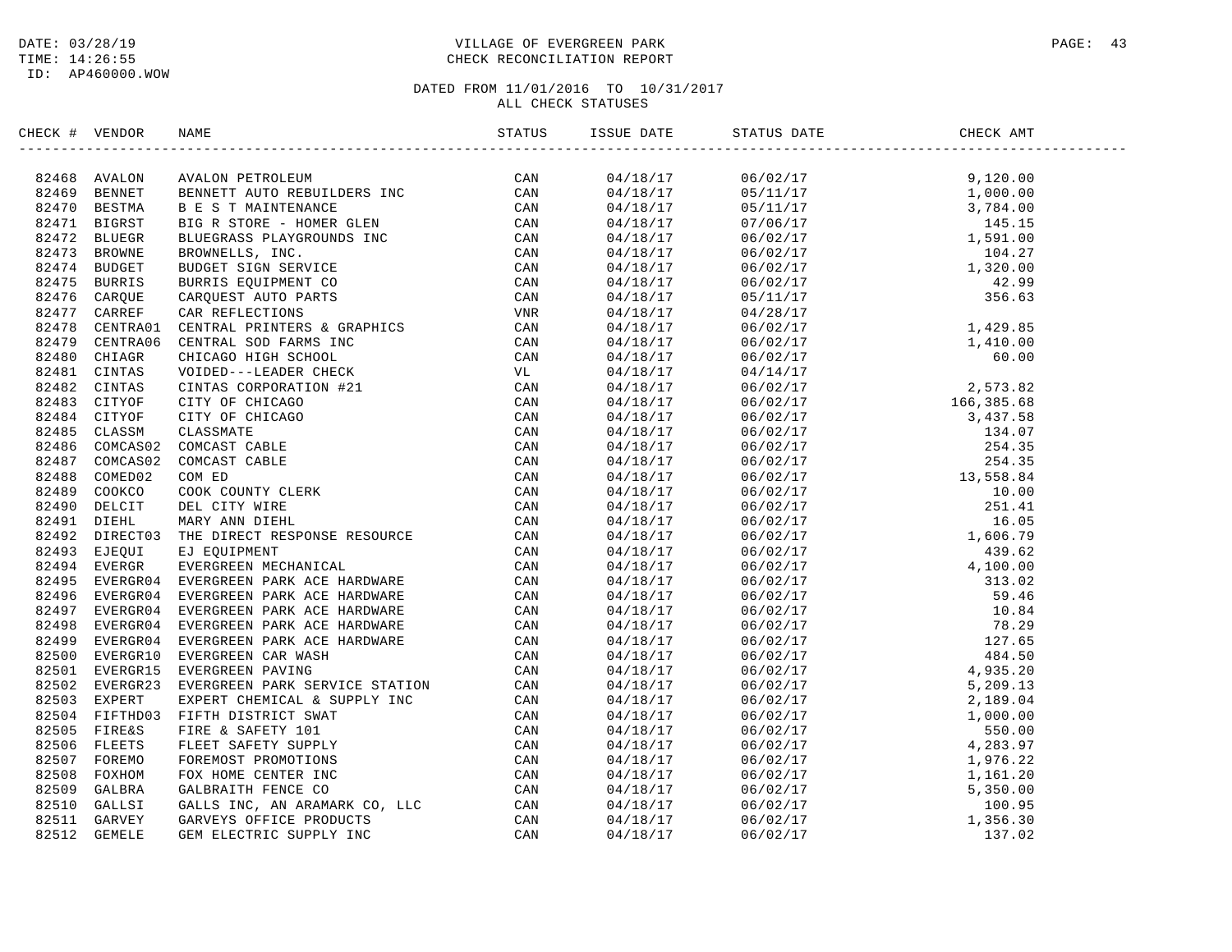DATE: 03/28/19
TIME: 14:26:55
ID: AP460000.WOW

VILLAGE OF EVERGREEN PARK
CHECK RECONCILIATION REPORT

DATED FROM 11/01/2016 TO 10/31/2017
ALL CHECK STATUSES

| CHECK # | VENDOR | NAME | STATUS | ISSUE DATE | STATUS DATE | CHECK AMT |
|---|---|---|---|---|---|---|
| 82468 | AVALON | AVALON PETROLEUM | CAN | 04/18/17 | 06/02/17 | 9,120.00 |
| 82469 | BENNET | BENNETT AUTO REBUILDERS INC | CAN | 04/18/17 | 05/11/17 | 1,000.00 |
| 82470 | BESTMA | B E S T MAINTENANCE | CAN | 04/18/17 | 05/11/17 | 3,784.00 |
| 82471 | BIGRST | BIG R STORE - HOMER GLEN | CAN | 04/18/17 | 07/06/17 | 145.15 |
| 82472 | BLUEGR | BLUEGRASS PLAYGROUNDS INC | CAN | 04/18/17 | 06/02/17 | 1,591.00 |
| 82473 | BROWNE | BROWNELLS, INC. | CAN | 04/18/17 | 06/02/17 | 104.27 |
| 82474 | BUDGET | BUDGET SIGN SERVICE | CAN | 04/18/17 | 06/02/17 | 1,320.00 |
| 82475 | BURRIS | BURRIS EQUIPMENT CO | CAN | 04/18/17 | 06/02/17 | 42.99 |
| 82476 | CARQUE | CARQUEST AUTO PARTS | CAN | 04/18/17 | 05/11/17 | 356.63 |
| 82477 | CARREF | CAR REFLECTIONS | VNR | 04/18/17 | 04/28/17 | |
| 82478 | CENTRA01 | CENTRAL PRINTERS & GRAPHICS | CAN | 04/18/17 | 06/02/17 | 1,429.85 |
| 82479 | CENTRA06 | CENTRAL SOD FARMS INC | CAN | 04/18/17 | 06/02/17 | 1,410.00 |
| 82480 | CHIAGR | CHICAGO HIGH SCHOOL | CAN | 04/18/17 | 06/02/17 | 60.00 |
| 82481 | CINTAS | VOIDED---LEADER CHECK | VL | 04/18/17 | 04/14/17 | |
| 82482 | CINTAS | CINTAS CORPORATION #21 | CAN | 04/18/17 | 06/02/17 | 2,573.82 |
| 82483 | CITYOF | CITY OF CHICAGO | CAN | 04/18/17 | 06/02/17 | 166,385.68 |
| 82484 | CITYOF | CITY OF CHICAGO | CAN | 04/18/17 | 06/02/17 | 3,437.58 |
| 82485 | CLASSM | CLASSMATE | CAN | 04/18/17 | 06/02/17 | 134.07 |
| 82486 | COMCAS02 | COMCAST CABLE | CAN | 04/18/17 | 06/02/17 | 254.35 |
| 82487 | COMCAS02 | COMCAST CABLE | CAN | 04/18/17 | 06/02/17 | 254.35 |
| 82488 | COMED02 | COM ED | CAN | 04/18/17 | 06/02/17 | 13,558.84 |
| 82489 | COOKCO | COOK COUNTY CLERK | CAN | 04/18/17 | 06/02/17 | 10.00 |
| 82490 | DELCIT | DEL CITY WIRE | CAN | 04/18/17 | 06/02/17 | 251.41 |
| 82491 | DIEHL | MARY ANN DIEHL | CAN | 04/18/17 | 06/02/17 | 16.05 |
| 82492 | DIRECT03 | THE DIRECT RESPONSE RESOURCE | CAN | 04/18/17 | 06/02/17 | 1,606.79 |
| 82493 | EJEQUI | EJ EQUIPMENT | CAN | 04/18/17 | 06/02/17 | 439.62 |
| 82494 | EVERGR | EVERGREEN MECHANICAL | CAN | 04/18/17 | 06/02/17 | 4,100.00 |
| 82495 | EVERGR04 | EVERGREEN PARK ACE HARDWARE | CAN | 04/18/17 | 06/02/17 | 313.02 |
| 82496 | EVERGR04 | EVERGREEN PARK ACE HARDWARE | CAN | 04/18/17 | 06/02/17 | 59.46 |
| 82497 | EVERGR04 | EVERGREEN PARK ACE HARDWARE | CAN | 04/18/17 | 06/02/17 | 10.84 |
| 82498 | EVERGR04 | EVERGREEN PARK ACE HARDWARE | CAN | 04/18/17 | 06/02/17 | 78.29 |
| 82499 | EVERGR04 | EVERGREEN PARK ACE HARDWARE | CAN | 04/18/17 | 06/02/17 | 127.65 |
| 82500 | EVERGR10 | EVERGREEN CAR WASH | CAN | 04/18/17 | 06/02/17 | 484.50 |
| 82501 | EVERGR15 | EVERGREEN PAVING | CAN | 04/18/17 | 06/02/17 | 4,935.20 |
| 82502 | EVERGR23 | EVERGREEN PARK SERVICE STATION | CAN | 04/18/17 | 06/02/17 | 5,209.13 |
| 82503 | EXPERT | EXPERT CHEMICAL & SUPPLY INC | CAN | 04/18/17 | 06/02/17 | 2,189.04 |
| 82504 | FIFTHD03 | FIFTH DISTRICT SWAT | CAN | 04/18/17 | 06/02/17 | 1,000.00 |
| 82505 | FIRE&S | FIRE & SAFETY 101 | CAN | 04/18/17 | 06/02/17 | 550.00 |
| 82506 | FLEETS | FLEET SAFETY SUPPLY | CAN | 04/18/17 | 06/02/17 | 4,283.97 |
| 82507 | FOREMO | FOREMOST PROMOTIONS | CAN | 04/18/17 | 06/02/17 | 1,976.22 |
| 82508 | FOXHOM | FOX HOME CENTER INC | CAN | 04/18/17 | 06/02/17 | 1,161.20 |
| 82509 | GALBRA | GALBRAITH FENCE CO | CAN | 04/18/17 | 06/02/17 | 5,350.00 |
| 82510 | GALLSI | GALLS INC, AN ARAMARK CO, LLC | CAN | 04/18/17 | 06/02/17 | 100.95 |
| 82511 | GARVEY | GARVEYS OFFICE PRODUCTS | CAN | 04/18/17 | 06/02/17 | 1,356.30 |
| 82512 | GEMELE | GEM ELECTRIC SUPPLY INC | CAN | 04/18/17 | 06/02/17 | 137.02 |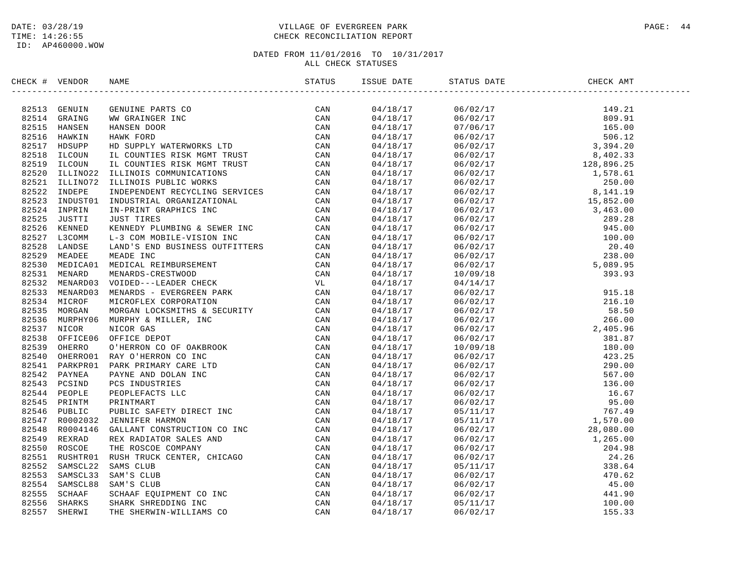DATE: 03/28/19
TIME: 14:26:55
ID: AP460000.WOW

# VILLAGE OF EVERGREEN PARK
## CHECK RECONCILIATION REPORT

DATED FROM 11/01/2016 TO 10/31/2017
ALL CHECK STATUSES

| CHECK # | VENDOR | NAME | STATUS | ISSUE DATE | STATUS DATE | CHECK AMT |
|---|---|---|---|---|---|---|
| 82513 | GENUIN | GENUINE PARTS CO | CAN | 04/18/17 | 06/02/17 | 149.21 |
| 82514 | GRAING | WW GRAINGER INC | CAN | 04/18/17 | 06/02/17 | 809.91 |
| 82515 | HANSEN | HANSEN DOOR | CAN | 04/18/17 | 07/06/17 | 165.00 |
| 82516 | HAWKIN | HAWK FORD | CAN | 04/18/17 | 06/02/17 | 506.12 |
| 82517 | HDSUPP | HD SUPPLY WATERWORKS LTD | CAN | 04/18/17 | 06/02/17 | 3,394.20 |
| 82518 | ILCOUN | IL COUNTIES RISK MGMT TRUST | CAN | 04/18/17 | 06/02/17 | 8,402.33 |
| 82519 | ILCOUN | IL COUNTIES RISK MGMT TRUST | CAN | 04/18/17 | 06/02/17 | 128,896.25 |
| 82520 | ILLINO22 | ILLINOIS COMMUNICATIONS | CAN | 04/18/17 | 06/02/17 | 1,578.61 |
| 82521 | ILLINO72 | ILLINOIS PUBLIC WORKS | CAN | 04/18/17 | 06/02/17 | 250.00 |
| 82522 | INDEPE | INDEPENDENT RECYCLING SERVICES | CAN | 04/18/17 | 06/02/17 | 8,141.19 |
| 82523 | INDUST01 | INDUSTRIAL ORGANIZATIONAL | CAN | 04/18/17 | 06/02/17 | 15,852.00 |
| 82524 | INPRIN | IN-PRINT GRAPHICS INC | CAN | 04/18/17 | 06/02/17 | 3,463.00 |
| 82525 | JUSTTI | JUST TIRES | CAN | 04/18/17 | 06/02/17 | 289.28 |
| 82526 | KENNED | KENNEDY PLUMBING & SEWER INC | CAN | 04/18/17 | 06/02/17 | 945.00 |
| 82527 | L3COMM | L-3 COM MOBILE-VISION INC | CAN | 04/18/17 | 06/02/17 | 100.00 |
| 82528 | LANDSE | LAND'S END BUSINESS OUTFITTERS | CAN | 04/18/17 | 06/02/17 | 20.40 |
| 82529 | MEADEE | MEADE INC | CAN | 04/18/17 | 06/02/17 | 238.00 |
| 82530 | MEDICA01 | MEDICAL REIMBURSEMENT | CAN | 04/18/17 | 06/02/17 | 5,089.95 |
| 82531 | MENARD | MENARDS-CRESTWOOD | CAN | 04/18/17 | 10/09/18 | 393.93 |
| 82532 | MENARD03 | VOIDED---LEADER CHECK | VL | 04/18/17 | 04/14/17 | |
| 82533 | MENARD03 | MENARDS - EVERGREEN PARK | CAN | 04/18/17 | 06/02/17 | 915.18 |
| 82534 | MICROF | MICROFLEX CORPORATION | CAN | 04/18/17 | 06/02/17 | 216.10 |
| 82535 | MORGAN | MORGAN LOCKSMITHS & SECURITY | CAN | 04/18/17 | 06/02/17 | 58.50 |
| 82536 | MURPHY06 | MURPHY & MILLER, INC | CAN | 04/18/17 | 06/02/17 | 266.00 |
| 82537 | NICOR | NICOR GAS | CAN | 04/18/17 | 06/02/17 | 2,405.96 |
| 82538 | OFFICE06 | OFFICE DEPOT | CAN | 04/18/17 | 06/02/17 | 381.87 |
| 82539 | OHERRO | O'HERRON CO OF OAKBROOK | CAN | 04/18/17 | 10/09/18 | 180.00 |
| 82540 | OHERRO01 | RAY O'HERRON CO INC | CAN | 04/18/17 | 06/02/17 | 423.25 |
| 82541 | PARKPR01 | PARK PRIMARY CARE LTD | CAN | 04/18/17 | 06/02/17 | 290.00 |
| 82542 | PAYNEA | PAYNE AND DOLAN INC | CAN | 04/18/17 | 06/02/17 | 567.00 |
| 82543 | PCSIND | PCS INDUSTRIES | CAN | 04/18/17 | 06/02/17 | 136.00 |
| 82544 | PEOPLE | PEOPLEFACTS LLC | CAN | 04/18/17 | 06/02/17 | 16.67 |
| 82545 | PRINTM | PRINTMART | CAN | 04/18/17 | 06/02/17 | 95.00 |
| 82546 | PUBLIC | PUBLIC SAFETY DIRECT INC | CAN | 04/18/17 | 05/11/17 | 767.49 |
| 82547 | R0002032 | JENNIFER HARMON | CAN | 04/18/17 | 05/11/17 | 1,570.00 |
| 82548 | R0004146 | GALLANT CONSTRUCTION CO INC | CAN | 04/18/17 | 06/02/17 | 28,080.00 |
| 82549 | REXRAD | REX RADIATOR SALES AND | CAN | 04/18/17 | 06/02/17 | 1,265.00 |
| 82550 | ROSCOE | THE ROSCOE COMPANY | CAN | 04/18/17 | 06/02/17 | 204.98 |
| 82551 | RUSHTR01 | RUSH TRUCK CENTER, CHICAGO | CAN | 04/18/17 | 06/02/17 | 24.26 |
| 82552 | SAMSCL22 | SAMS CLUB | CAN | 04/18/17 | 05/11/17 | 338.64 |
| 82553 | SAMSCL33 | SAM'S CLUB | CAN | 04/18/17 | 06/02/17 | 470.62 |
| 82554 | SAMSCL88 | SAM'S CLUB | CAN | 04/18/17 | 06/02/17 | 45.00 |
| 82555 | SCHAAF | SCHAAF EQUIPMENT CO INC | CAN | 04/18/17 | 06/02/17 | 441.90 |
| 82556 | SHARKS | SHARK SHREDDING INC | CAN | 04/18/17 | 05/11/17 | 100.00 |
| 82557 | SHERWI | THE SHERWIN-WILLIAMS CO | CAN | 04/18/17 | 06/02/17 | 155.33 |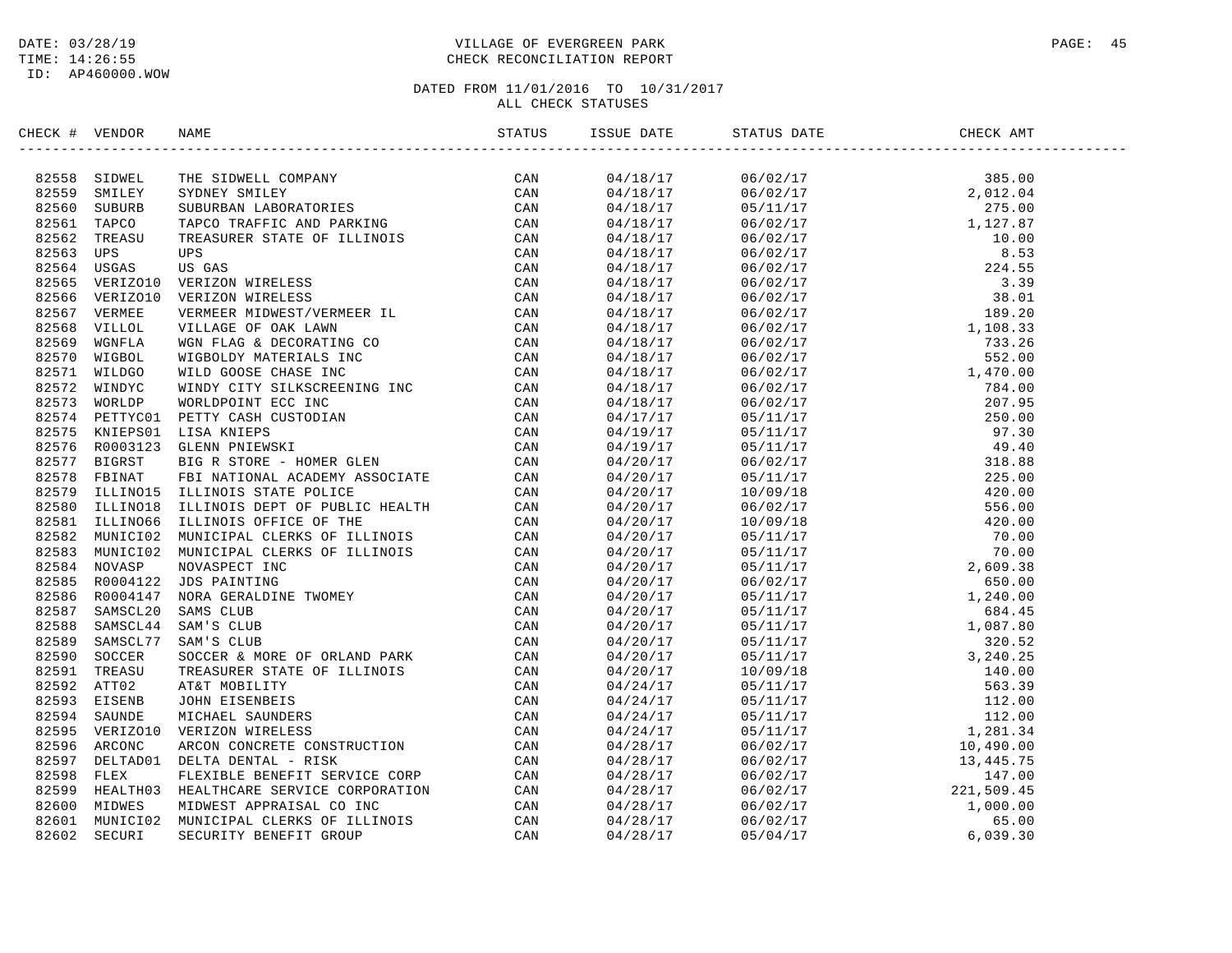DATE: 03/28/19
TIME: 14:26:55
ID: AP460000.WOW

VILLAGE OF EVERGREEN PARK
CHECK RECONCILIATION REPORT

DATED FROM 11/01/2016 TO 10/31/2017
ALL CHECK STATUSES

| CHECK # | VENDOR | NAME | STATUS | ISSUE DATE | STATUS DATE | CHECK AMT |
|---|---|---|---|---|---|---|
| 82558 | SIDWEL | THE SIDWELL COMPANY | CAN | 04/18/17 | 06/02/17 | 385.00 |
| 82559 | SMILEY | SYDNEY SMILEY | CAN | 04/18/17 | 06/02/17 | 2,012.04 |
| 82560 | SUBURB | SUBURBAN LABORATORIES | CAN | 04/18/17 | 05/11/17 | 275.00 |
| 82561 | TAPCO | TAPCO TRAFFIC AND PARKING | CAN | 04/18/17 | 06/02/17 | 1,127.87 |
| 82562 | TREASU | TREASURER STATE OF ILLINOIS | CAN | 04/18/17 | 06/02/17 | 10.00 |
| 82563 | UPS | UPS | CAN | 04/18/17 | 06/02/17 | 8.53 |
| 82564 | USGAS | US GAS | CAN | 04/18/17 | 06/02/17 | 224.55 |
| 82565 | VERIZO10 | VERIZON WIRELESS | CAN | 04/18/17 | 06/02/17 | 3.39 |
| 82566 | VERIZO10 | VERIZON WIRELESS | CAN | 04/18/17 | 06/02/17 | 38.01 |
| 82567 | VERMEE | VERMEER MIDWEST/VERMEER IL | CAN | 04/18/17 | 06/02/17 | 189.20 |
| 82568 | VILLOL | VILLAGE OF OAK LAWN | CAN | 04/18/17 | 06/02/17 | 1,108.33 |
| 82569 | WGNFLA | WGN FLAG & DECORATING CO | CAN | 04/18/17 | 06/02/17 | 733.26 |
| 82570 | WIGBOL | WIGBOLDY MATERIALS INC | CAN | 04/18/17 | 06/02/17 | 552.00 |
| 82571 | WILDGO | WILD GOOSE CHASE INC | CAN | 04/18/17 | 06/02/17 | 1,470.00 |
| 82572 | WINDYC | WINDY CITY SILKSCREENING INC | CAN | 04/18/17 | 06/02/17 | 784.00 |
| 82573 | WORLDP | WORLDPOINT ECC INC | CAN | 04/18/17 | 06/02/17 | 207.95 |
| 82574 | PETTYC01 | PETTY CASH CUSTODIAN | CAN | 04/17/17 | 05/11/17 | 250.00 |
| 82575 | KNIEPS01 | LISA KNIEPS | CAN | 04/19/17 | 05/11/17 | 97.30 |
| 82576 | R0003123 | GLENN PNIEWSKI | CAN | 04/19/17 | 05/11/17 | 49.40 |
| 82577 | BIGRST | BIG R STORE - HOMER GLEN | CAN | 04/20/17 | 06/02/17 | 318.88 |
| 82578 | FBINAT | FBI NATIONAL ACADEMY ASSOCIATE | CAN | 04/20/17 | 05/11/17 | 225.00 |
| 82579 | ILLINO15 | ILLINOIS STATE POLICE | CAN | 04/20/17 | 10/09/18 | 420.00 |
| 82580 | ILLINO18 | ILLINOIS DEPT OF PUBLIC HEALTH | CAN | 04/20/17 | 06/02/17 | 556.00 |
| 82581 | ILLINO66 | ILLINOIS OFFICE OF THE | CAN | 04/20/17 | 10/09/18 | 420.00 |
| 82582 | MUNICI02 | MUNICIPAL CLERKS OF ILLINOIS | CAN | 04/20/17 | 05/11/17 | 70.00 |
| 82583 | MUNICI02 | MUNICIPAL CLERKS OF ILLINOIS | CAN | 04/20/17 | 05/11/17 | 70.00 |
| 82584 | NOVASP | NOVASPECT INC | CAN | 04/20/17 | 05/11/17 | 2,609.38 |
| 82585 | R0004122 | JDS PAINTING | CAN | 04/20/17 | 06/02/17 | 650.00 |
| 82586 | R0004147 | NORA GERALDINE TWOMEY | CAN | 04/20/17 | 05/11/17 | 1,240.00 |
| 82587 | SAMSCL20 | SAMS CLUB | CAN | 04/20/17 | 05/11/17 | 684.45 |
| 82588 | SAMSCL44 | SAM'S CLUB | CAN | 04/20/17 | 05/11/17 | 1,087.80 |
| 82589 | SAMSCL77 | SAM'S CLUB | CAN | 04/20/17 | 05/11/17 | 320.52 |
| 82590 | SOCCER | SOCCER & MORE OF ORLAND PARK | CAN | 04/20/17 | 05/11/17 | 3,240.25 |
| 82591 | TREASU | TREASURER STATE OF ILLINOIS | CAN | 04/20/17 | 10/09/18 | 140.00 |
| 82592 | ATT02 | AT&T MOBILITY | CAN | 04/24/17 | 05/11/17 | 563.39 |
| 82593 | EISENB | JOHN EISENBEIS | CAN | 04/24/17 | 05/11/17 | 112.00 |
| 82594 | SAUNDE | MICHAEL SAUNDERS | CAN | 04/24/17 | 05/11/17 | 112.00 |
| 82595 | VERIZO10 | VERIZON WIRELESS | CAN | 04/24/17 | 05/11/17 | 1,281.34 |
| 82596 | ARCONC | ARCON CONCRETE CONSTRUCTION | CAN | 04/28/17 | 06/02/17 | 10,490.00 |
| 82597 | DELTAD01 | DELTA DENTAL - RISK | CAN | 04/28/17 | 06/02/17 | 13,445.75 |
| 82598 | FLEX | FLEXIBLE BENEFIT SERVICE CORP | CAN | 04/28/17 | 06/02/17 | 147.00 |
| 82599 | HEALTH03 | HEALTHCARE SERVICE CORPORATION | CAN | 04/28/17 | 06/02/17 | 221,509.45 |
| 82600 | MIDWES | MIDWEST APPRAISAL CO INC | CAN | 04/28/17 | 06/02/17 | 1,000.00 |
| 82601 | MUNICI02 | MUNICIPAL CLERKS OF ILLINOIS | CAN | 04/28/17 | 06/02/17 | 65.00 |
| 82602 | SECURI | SECURITY BENEFIT GROUP | CAN | 04/28/17 | 05/04/17 | 6,039.30 |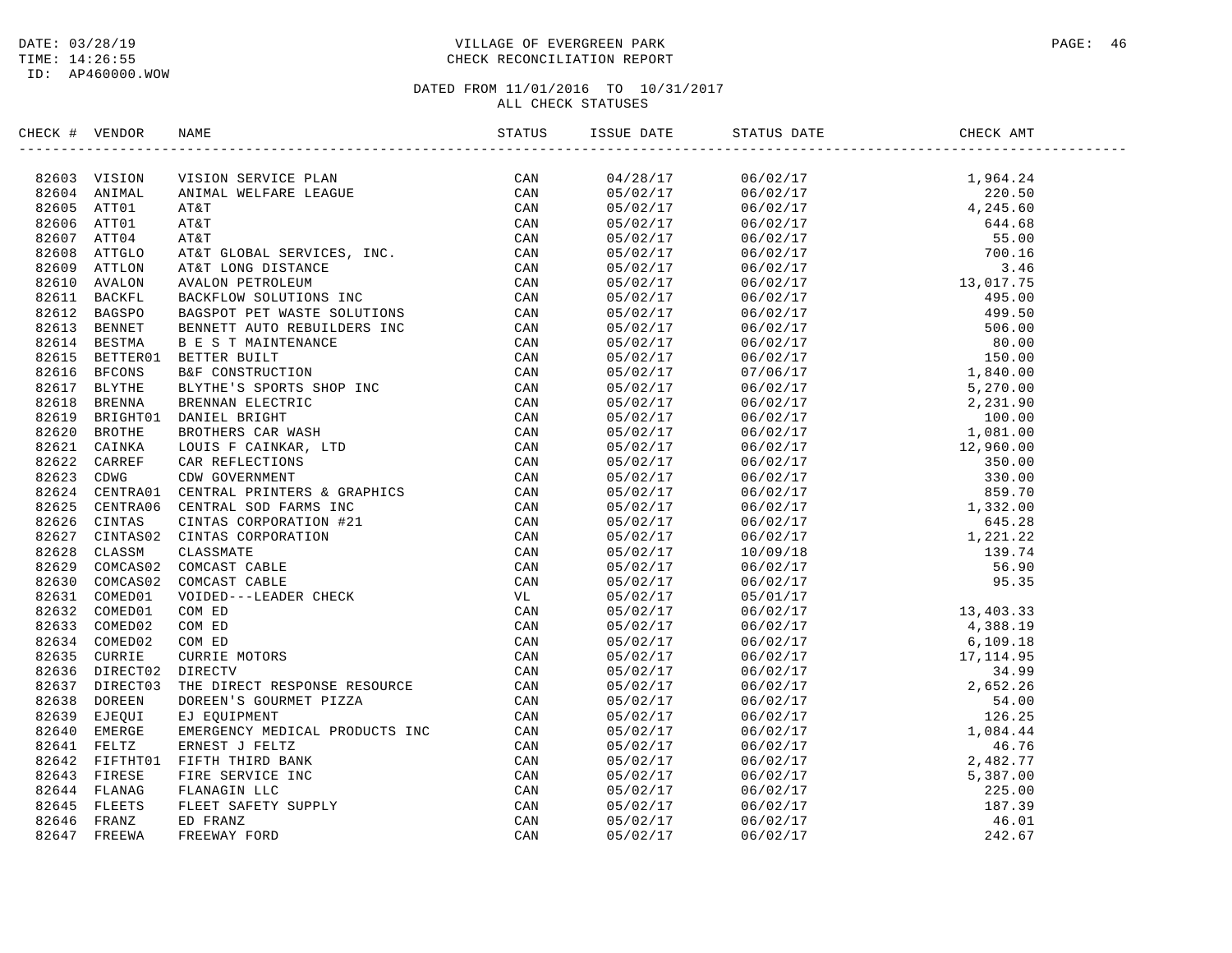DATE: 03/28/19
TIME: 14:26:55
ID: AP460000.WOW

VILLAGE OF EVERGREEN PARK
CHECK RECONCILIATION REPORT

DATED FROM 11/01/2016 TO 10/31/2017
ALL CHECK STATUSES

| CHECK # | VENDOR | NAME | STATUS | ISSUE DATE | STATUS DATE | CHECK AMT |
|---|---|---|---|---|---|---|
| 82603 | VISION | VISION SERVICE PLAN | CAN | 04/28/17 | 06/02/17 | 1,964.24 |
| 82604 | ANIMAL | ANIMAL WELFARE LEAGUE | CAN | 05/02/17 | 06/02/17 | 220.50 |
| 82605 | ATT01 | AT&T | CAN | 05/02/17 | 06/02/17 | 4,245.60 |
| 82606 | ATT01 | AT&T | CAN | 05/02/17 | 06/02/17 | 644.68 |
| 82607 | ATT04 | AT&T | CAN | 05/02/17 | 06/02/17 | 55.00 |
| 82608 | ATTGLO | AT&T GLOBAL SERVICES, INC. | CAN | 05/02/17 | 06/02/17 | 700.16 |
| 82609 | ATTLON | AT&T LONG DISTANCE | CAN | 05/02/17 | 06/02/17 | 3.46 |
| 82610 | AVALON | AVALON PETROLEUM | CAN | 05/02/17 | 06/02/17 | 13,017.75 |
| 82611 | BACKFL | BACKFLOW SOLUTIONS INC | CAN | 05/02/17 | 06/02/17 | 495.00 |
| 82612 | BAGSPO | BAGSPOT PET WASTE SOLUTIONS | CAN | 05/02/17 | 06/02/17 | 499.50 |
| 82613 | BENNET | BENNETT AUTO REBUILDERS INC | CAN | 05/02/17 | 06/02/17 | 506.00 |
| 82614 | BESTMA | B E S T MAINTENANCE | CAN | 05/02/17 | 06/02/17 | 80.00 |
| 82615 | BETTER01 | BETTER BUILT | CAN | 05/02/17 | 06/02/17 | 150.00 |
| 82616 | BFCONS | B&F CONSTRUCTION | CAN | 05/02/17 | 07/06/17 | 1,840.00 |
| 82617 | BLYTHE | BLYTHE'S SPORTS SHOP INC | CAN | 05/02/17 | 06/02/17 | 5,270.00 |
| 82618 | BRENNA | BRENNAN ELECTRIC | CAN | 05/02/17 | 06/02/17 | 2,231.90 |
| 82619 | BRIGHT01 | DANIEL BRIGHT | CAN | 05/02/17 | 06/02/17 | 100.00 |
| 82620 | BROTHE | BROTHERS CAR WASH | CAN | 05/02/17 | 06/02/17 | 1,081.00 |
| 82621 | CAINKA | LOUIS F CAINKAR, LTD | CAN | 05/02/17 | 06/02/17 | 12,960.00 |
| 82622 | CARREF | CAR REFLECTIONS | CAN | 05/02/17 | 06/02/17 | 350.00 |
| 82623 | CDWG | CDW GOVERNMENT | CAN | 05/02/17 | 06/02/17 | 330.00 |
| 82624 | CENTRA01 | CENTRAL PRINTERS & GRAPHICS | CAN | 05/02/17 | 06/02/17 | 859.70 |
| 82625 | CENTRA06 | CENTRAL SOD FARMS INC | CAN | 05/02/17 | 06/02/17 | 1,332.00 |
| 82626 | CINTAS | CINTAS CORPORATION #21 | CAN | 05/02/17 | 06/02/17 | 645.28 |
| 82627 | CINTAS02 | CINTAS CORPORATION | CAN | 05/02/17 | 06/02/17 | 1,221.22 |
| 82628 | CLASSM | CLASSMATE | CAN | 05/02/17 | 10/09/18 | 139.74 |
| 82629 | COMCAS02 | COMCAST CABLE | CAN | 05/02/17 | 06/02/17 | 56.90 |
| 82630 | COMCAS02 | COMCAST CABLE | CAN | 05/02/17 | 06/02/17 | 95.35 |
| 82631 | COMED01 | VOIDED---LEADER CHECK | VL | 05/02/17 | 05/01/17 | |
| 82632 | COMED01 | COM ED | CAN | 05/02/17 | 06/02/17 | 13,403.33 |
| 82633 | COMED02 | COM ED | CAN | 05/02/17 | 06/02/17 | 4,388.19 |
| 82634 | COMED02 | COM ED | CAN | 05/02/17 | 06/02/17 | 6,109.18 |
| 82635 | CURRIE | CURRIE MOTORS | CAN | 05/02/17 | 06/02/17 | 17,114.95 |
| 82636 | DIRECT02 | DIRECTV | CAN | 05/02/17 | 06/02/17 | 34.99 |
| 82637 | DIRECT03 | THE DIRECT RESPONSE RESOURCE | CAN | 05/02/17 | 06/02/17 | 2,652.26 |
| 82638 | DOREEN | DOREEN'S GOURMET PIZZA | CAN | 05/02/17 | 06/02/17 | 54.00 |
| 82639 | EJEQUI | EJ EQUIPMENT | CAN | 05/02/17 | 06/02/17 | 126.25 |
| 82640 | EMERGE | EMERGENCY MEDICAL PRODUCTS INC | CAN | 05/02/17 | 06/02/17 | 1,084.44 |
| 82641 | FELTZ | ERNEST J FELTZ | CAN | 05/02/17 | 06/02/17 | 46.76 |
| 82642 | FIFTHT01 | FIFTH THIRD BANK | CAN | 05/02/17 | 06/02/17 | 2,482.77 |
| 82643 | FIRESE | FIRE SERVICE INC | CAN | 05/02/17 | 06/02/17 | 5,387.00 |
| 82644 | FLANAG | FLANAGIN LLC | CAN | 05/02/17 | 06/02/17 | 225.00 |
| 82645 | FLEETS | FLEET SAFETY SUPPLY | CAN | 05/02/17 | 06/02/17 | 187.39 |
| 82646 | FRANZ | ED FRANZ | CAN | 05/02/17 | 06/02/17 | 46.01 |
| 82647 | FREEWA | FREEWAY FORD | CAN | 05/02/17 | 06/02/17 | 242.67 |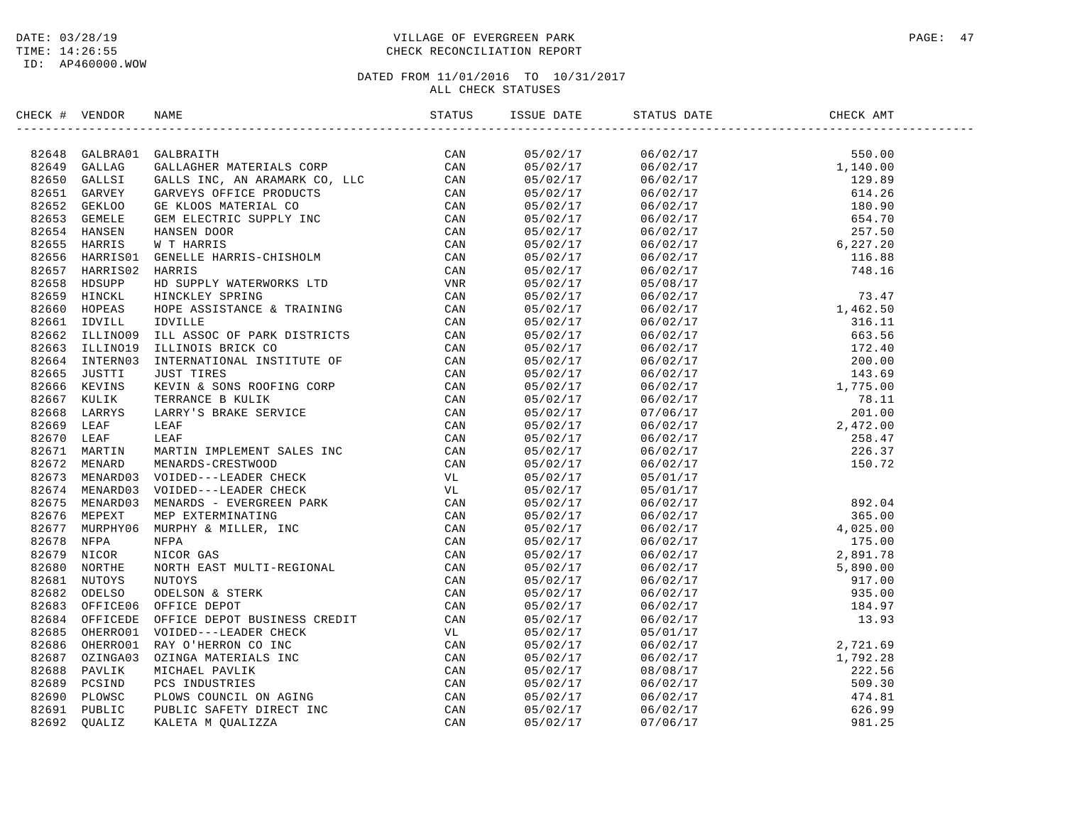DATE: 03/28/19
TIME: 14:26:55
ID: AP460000.WOW

# VILLAGE OF EVERGREEN PARK
## CHECK RECONCILIATION REPORT

DATED FROM 11/01/2016 TO 10/31/2017
ALL CHECK STATUSES

| CHECK # | VENDOR | NAME | STATUS | ISSUE DATE | STATUS DATE | CHECK AMT |
|---|---|---|---|---|---|---|
| 82648 | GALBRA01 | GALBRAITH | CAN | 05/02/17 | 06/02/17 | 550.00 |
| 82649 | GALLAG | GALLAGHER MATERIALS CORP | CAN | 05/02/17 | 06/02/17 | 1,140.00 |
| 82650 | GALLSI | GALLS INC, AN ARAMARK CO, LLC | CAN | 05/02/17 | 06/02/17 | 129.89 |
| 82651 | GARVEY | GARVEYS OFFICE PRODUCTS | CAN | 05/02/17 | 06/02/17 | 614.26 |
| 82652 | GEKLOO | GE KLOOS MATERIAL CO | CAN | 05/02/17 | 06/02/17 | 180.90 |
| 82653 | GEMELE | GEM ELECTRIC SUPPLY INC | CAN | 05/02/17 | 06/02/17 | 654.70 |
| 82654 | HANSEN | HANSEN DOOR | CAN | 05/02/17 | 06/02/17 | 257.50 |
| 82655 | HARRIS | W T HARRIS | CAN | 05/02/17 | 06/02/17 | 6,227.20 |
| 82656 | HARRIS01 | GENELLE HARRIS-CHISHOLM | CAN | 05/02/17 | 06/02/17 | 116.88 |
| 82657 | HARRIS02 | HARRIS | CAN | 05/02/17 | 06/02/17 | 748.16 |
| 82658 | HDSUPP | HD SUPPLY WATERWORKS LTD | VNR | 05/02/17 | 05/08/17 | |
| 82659 | HINCKL | HINCKLEY SPRING | CAN | 05/02/17 | 06/02/17 | 73.47 |
| 82660 | HOPEAS | HOPE ASSISTANCE & TRAINING | CAN | 05/02/17 | 06/02/17 | 1,462.50 |
| 82661 | IDVILL | IDVILLE | CAN | 05/02/17 | 06/02/17 | 316.11 |
| 82662 | ILLINO09 | ILL ASSOC OF PARK DISTRICTS | CAN | 05/02/17 | 06/02/17 | 663.56 |
| 82663 | ILLINO19 | ILLINOIS BRICK CO | CAN | 05/02/17 | 06/02/17 | 172.40 |
| 82664 | INTERN03 | INTERNATIONAL INSTITUTE OF | CAN | 05/02/17 | 06/02/17 | 200.00 |
| 82665 | JUSTTI | JUST TIRES | CAN | 05/02/17 | 06/02/17 | 143.69 |
| 82666 | KEVINS | KEVIN & SONS ROOFING CORP | CAN | 05/02/17 | 06/02/17 | 1,775.00 |
| 82667 | KULIK | TERRANCE B KULIK | CAN | 05/02/17 | 06/02/17 | 78.11 |
| 82668 | LARRYS | LARRY'S BRAKE SERVICE | CAN | 05/02/17 | 07/06/17 | 201.00 |
| 82669 | LEAF | LEAF | CAN | 05/02/17 | 06/02/17 | 2,472.00 |
| 82670 | LEAF | LEAF | CAN | 05/02/17 | 06/02/17 | 258.47 |
| 82671 | MARTIN | MARTIN IMPLEMENT SALES INC | CAN | 05/02/17 | 06/02/17 | 226.37 |
| 82672 | MENARD | MENARDS-CRESTWOOD | CAN | 05/02/17 | 06/02/17 | 150.72 |
| 82673 | MENARD03 | VOIDED---LEADER CHECK | VL | 05/02/17 | 05/01/17 | |
| 82674 | MENARD03 | VOIDED---LEADER CHECK | VL | 05/02/17 | 05/01/17 | |
| 82675 | MENARD03 | MENARDS - EVERGREEN PARK | CAN | 05/02/17 | 06/02/17 | 892.04 |
| 82676 | MEPEXT | MEP EXTERMINATING | CAN | 05/02/17 | 06/02/17 | 365.00 |
| 82677 | MURPHY06 | MURPHY & MILLER, INC | CAN | 05/02/17 | 06/02/17 | 4,025.00 |
| 82678 | NFPA | NFPA | CAN | 05/02/17 | 06/02/17 | 175.00 |
| 82679 | NICOR | NICOR GAS | CAN | 05/02/17 | 06/02/17 | 2,891.78 |
| 82680 | NORTHE | NORTH EAST MULTI-REGIONAL | CAN | 05/02/17 | 06/02/17 | 5,890.00 |
| 82681 | NUTOYS | NUTOYS | CAN | 05/02/17 | 06/02/17 | 917.00 |
| 82682 | ODELSO | ODELSON & STERK | CAN | 05/02/17 | 06/02/17 | 935.00 |
| 82683 | OFFICE06 | OFFICE DEPOT | CAN | 05/02/17 | 06/02/17 | 184.97 |
| 82684 | OFFICEDE | OFFICE DEPOT BUSINESS CREDIT | CAN | 05/02/17 | 06/02/17 | 13.93 |
| 82685 | OHERRO01 | VOIDED---LEADER CHECK | VL | 05/02/17 | 05/01/17 | |
| 82686 | OHERRO01 | RAY O'HERRON CO INC | CAN | 05/02/17 | 06/02/17 | 2,721.69 |
| 82687 | OZINGA03 | OZINGA MATERIALS INC | CAN | 05/02/17 | 06/02/17 | 1,792.28 |
| 82688 | PAVLIK | MICHAEL PAVLIK | CAN | 05/02/17 | 08/08/17 | 222.56 |
| 82689 | PCSIND | PCS INDUSTRIES | CAN | 05/02/17 | 06/02/17 | 509.30 |
| 82690 | PLOWSC | PLOWS COUNCIL ON AGING | CAN | 05/02/17 | 06/02/17 | 474.81 |
| 82691 | PUBLIC | PUBLIC SAFETY DIRECT INC | CAN | 05/02/17 | 06/02/17 | 626.99 |
| 82692 | QUALIZ | KALETA M QUALIZZA | CAN | 05/02/17 | 07/06/17 | 981.25 |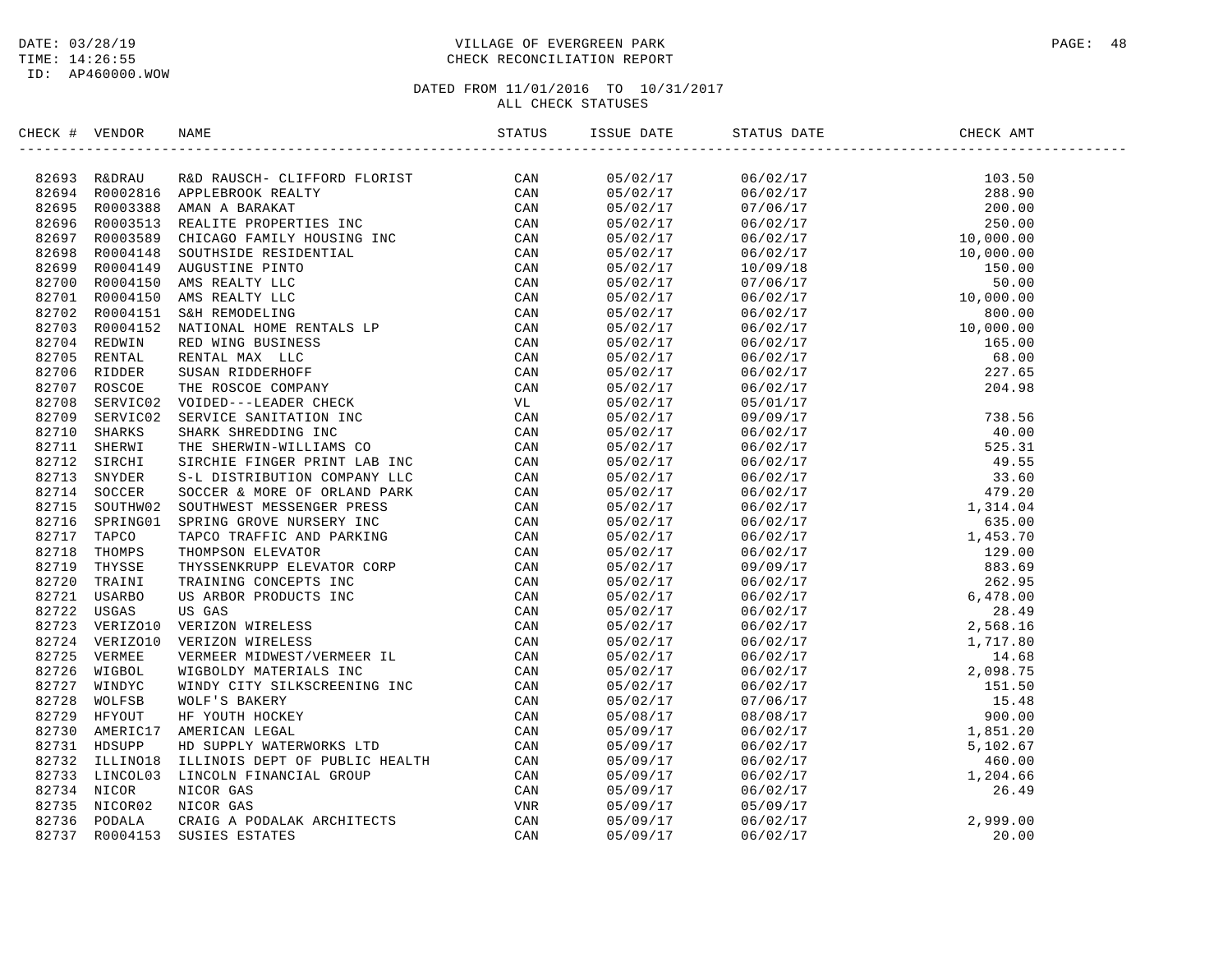DATE: 03/28/19
TIME: 14:26:55
ID: AP460000.WOW

VILLAGE OF EVERGREEN PARK
CHECK RECONCILIATION REPORT

DATED FROM 11/01/2016 TO 10/31/2017
ALL CHECK STATUSES

| CHECK # | VENDOR | NAME | STATUS | ISSUE DATE | STATUS DATE | CHECK AMT |
|---|---|---|---|---|---|---|
| 82693 | R&DRAU | R&D RAUSCH- CLIFFORD FLORIST | CAN | 05/02/17 | 06/02/17 | 103.50 |
| 82694 | R0002816 | APPLEBROOK REALTY | CAN | 05/02/17 | 06/02/17 | 288.90 |
| 82695 | R0003388 | AMAN A BARAKAT | CAN | 05/02/17 | 07/06/17 | 200.00 |
| 82696 | R0003513 | REALITE PROPERTIES INC | CAN | 05/02/17 | 06/02/17 | 250.00 |
| 82697 | R0003589 | CHICAGO FAMILY HOUSING INC | CAN | 05/02/17 | 06/02/17 | 10,000.00 |
| 82698 | R0004148 | SOUTHSIDE RESIDENTIAL | CAN | 05/02/17 | 06/02/17 | 10,000.00 |
| 82699 | R0004149 | AUGUSTINE PINTO | CAN | 05/02/17 | 10/09/18 | 150.00 |
| 82700 | R0004150 | AMS REALTY LLC | CAN | 05/02/17 | 07/06/17 | 50.00 |
| 82701 | R0004150 | AMS REALTY LLC | CAN | 05/02/17 | 06/02/17 | 10,000.00 |
| 82702 | R0004151 | S&H REMODELING | CAN | 05/02/17 | 06/02/17 | 800.00 |
| 82703 | R0004152 | NATIONAL HOME RENTALS LP | CAN | 05/02/17 | 06/02/17 | 10,000.00 |
| 82704 | REDWIN | RED WING BUSINESS | CAN | 05/02/17 | 06/02/17 | 165.00 |
| 82705 | RENTAL | RENTAL MAX LLC | CAN | 05/02/17 | 06/02/17 | 68.00 |
| 82706 | RIDDER | SUSAN RIDDERHOFF | CAN | 05/02/17 | 06/02/17 | 227.65 |
| 82707 | ROSCOE | THE ROSCOE COMPANY | CAN | 05/02/17 | 06/02/17 | 204.98 |
| 82708 | SERVIC02 | VOIDED---LEADER CHECK | VL | 05/02/17 | 05/01/17 | |
| 82709 | SERVIC02 | SERVICE SANITATION INC | CAN | 05/02/17 | 09/09/17 | 738.56 |
| 82710 | SHARKS | SHARK SHREDDING INC | CAN | 05/02/17 | 06/02/17 | 40.00 |
| 82711 | SHERWI | THE SHERWIN-WILLIAMS CO | CAN | 05/02/17 | 06/02/17 | 525.31 |
| 82712 | SIRCHI | SIRCHIE FINGER PRINT LAB INC | CAN | 05/02/17 | 06/02/17 | 49.55 |
| 82713 | SNYDER | S-L DISTRIBUTION COMPANY LLC | CAN | 05/02/17 | 06/02/17 | 33.60 |
| 82714 | SOCCER | SOCCER & MORE OF ORLAND PARK | CAN | 05/02/17 | 06/02/17 | 479.20 |
| 82715 | SOUTHW02 | SOUTHWEST MESSENGER PRESS | CAN | 05/02/17 | 06/02/17 | 1,314.04 |
| 82716 | SPRING01 | SPRING GROVE NURSERY INC | CAN | 05/02/17 | 06/02/17 | 635.00 |
| 82717 | TAPCO | TAPCO TRAFFIC AND PARKING | CAN | 05/02/17 | 06/02/17 | 1,453.70 |
| 82718 | THOMPS | THOMPSON ELEVATOR | CAN | 05/02/17 | 06/02/17 | 129.00 |
| 82719 | THYSSE | THYSSENKRUPP ELEVATOR CORP | CAN | 05/02/17 | 09/09/17 | 883.69 |
| 82720 | TRAINI | TRAINING CONCEPTS INC | CAN | 05/02/17 | 06/02/17 | 262.95 |
| 82721 | USARBO | US ARBOR PRODUCTS INC | CAN | 05/02/17 | 06/02/17 | 6,478.00 |
| 82722 | USGAS | US GAS | CAN | 05/02/17 | 06/02/17 | 28.49 |
| 82723 | VERIZO10 | VERIZON WIRELESS | CAN | 05/02/17 | 06/02/17 | 2,568.16 |
| 82724 | VERIZO10 | VERIZON WIRELESS | CAN | 05/02/17 | 06/02/17 | 1,717.80 |
| 82725 | VERMEE | VERMEER MIDWEST/VERMEER IL | CAN | 05/02/17 | 06/02/17 | 14.68 |
| 82726 | WIGBOL | WIGBOLDY MATERIALS INC | CAN | 05/02/17 | 06/02/17 | 2,098.75 |
| 82727 | WINDYC | WINDY CITY SILKSCREENING INC | CAN | 05/02/17 | 06/02/17 | 151.50 |
| 82728 | WOLFSB | WOLF'S BAKERY | CAN | 05/02/17 | 07/06/17 | 15.48 |
| 82729 | HFYOUT | HF YOUTH HOCKEY | CAN | 05/08/17 | 08/08/17 | 900.00 |
| 82730 | AMERIC17 | AMERICAN LEGAL | CAN | 05/09/17 | 06/02/17 | 1,851.20 |
| 82731 | HDSUPP | HD SUPPLY WATERWORKS LTD | CAN | 05/09/17 | 06/02/17 | 5,102.67 |
| 82732 | ILLINO18 | ILLINOIS DEPT OF PUBLIC HEALTH | CAN | 05/09/17 | 06/02/17 | 460.00 |
| 82733 | LINCOL03 | LINCOLN FINANCIAL GROUP | CAN | 05/09/17 | 06/02/17 | 1,204.66 |
| 82734 | NICOR | NICOR GAS | CAN | 05/09/17 | 06/02/17 | 26.49 |
| 82735 | NICOR02 | NICOR GAS | VNR | 05/09/17 | 05/09/17 | |
| 82736 | PODALA | CRAIG A PODALAK ARCHITECTS | CAN | 05/09/17 | 06/02/17 | 2,999.00 |
| 82737 | R0004153 | SUSIES ESTATES | CAN | 05/09/17 | 06/02/17 | 20.00 |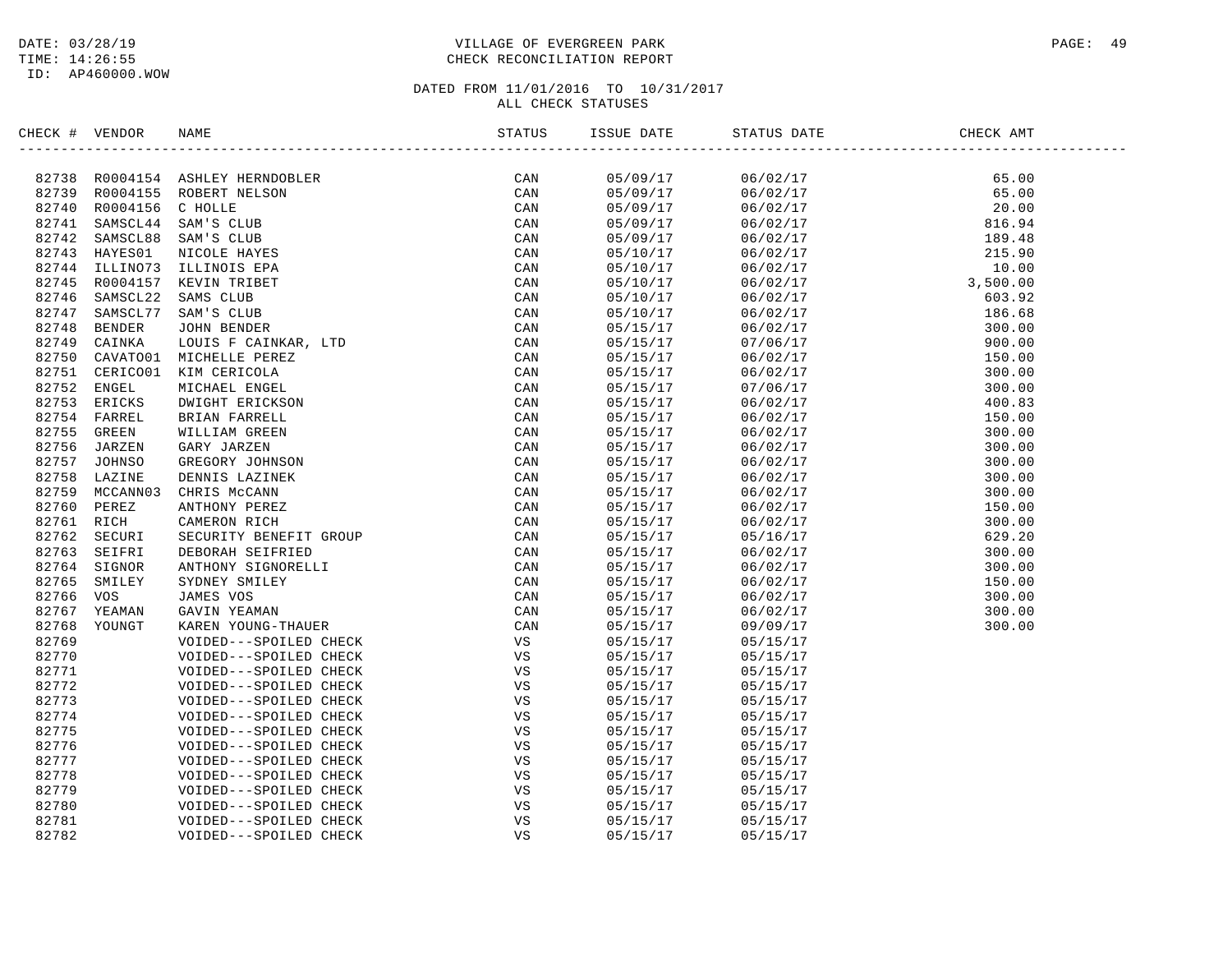VILLAGE OF EVERGREEN PARK
CHECK RECONCILIATION REPORT

DATED FROM 11/01/2016 TO 10/31/2017
ALL CHECK STATUSES

| CHECK # | VENDOR | NAME | STATUS | ISSUE DATE | STATUS DATE | CHECK AMT |
|---|---|---|---|---|---|---|
| 82738 | R0004154 | ASHLEY HERNDOBLER | CAN | 05/09/17 | 06/02/17 | 65.00 |
| 82739 | R0004155 | ROBERT NELSON | CAN | 05/09/17 | 06/02/17 | 65.00 |
| 82740 | R0004156 | C HOLLE | CAN | 05/09/17 | 06/02/17 | 20.00 |
| 82741 | SAMSCL44 | SAM'S CLUB | CAN | 05/09/17 | 06/02/17 | 816.94 |
| 82742 | SAMSCL88 | SAM'S CLUB | CAN | 05/09/17 | 06/02/17 | 189.48 |
| 82743 | HAYES01 | NICOLE HAYES | CAN | 05/10/17 | 06/02/17 | 215.90 |
| 82744 | ILLINO73 | ILLINOIS EPA | CAN | 05/10/17 | 06/02/17 | 10.00 |
| 82745 | R0004157 | KEVIN TRIBET | CAN | 05/10/17 | 06/02/17 | 3,500.00 |
| 82746 | SAMSCL22 | SAMS CLUB | CAN | 05/10/17 | 06/02/17 | 603.92 |
| 82747 | SAMSCL77 | SAM'S CLUB | CAN | 05/10/17 | 06/02/17 | 186.68 |
| 82748 | BENDER | JOHN BENDER | CAN | 05/15/17 | 06/02/17 | 300.00 |
| 82749 | CAINKA | LOUIS F CAINKAR, LTD | CAN | 05/15/17 | 07/06/17 | 900.00 |
| 82750 | CAVATO01 | MICHELLE PEREZ | CAN | 05/15/17 | 06/02/17 | 150.00 |
| 82751 | CERICO01 | KIM CERICOLA | CAN | 05/15/17 | 06/02/17 | 300.00 |
| 82752 | ENGEL | MICHAEL ENGEL | CAN | 05/15/17 | 07/06/17 | 300.00 |
| 82753 | ERICKS | DWIGHT ERICKSON | CAN | 05/15/17 | 06/02/17 | 400.83 |
| 82754 | FARREL | BRIAN FARRELL | CAN | 05/15/17 | 06/02/17 | 150.00 |
| 82755 | GREEN | WILLIAM GREEN | CAN | 05/15/17 | 06/02/17 | 300.00 |
| 82756 | JARZEN | GARY JARZEN | CAN | 05/15/17 | 06/02/17 | 300.00 |
| 82757 | JOHNSO | GREGORY JOHNSON | CAN | 05/15/17 | 06/02/17 | 300.00 |
| 82758 | LAZINE | DENNIS LAZINEK | CAN | 05/15/17 | 06/02/17 | 300.00 |
| 82759 | MCCANN03 | CHRIS McCANN | CAN | 05/15/17 | 06/02/17 | 300.00 |
| 82760 | PEREZ | ANTHONY PEREZ | CAN | 05/15/17 | 06/02/17 | 150.00 |
| 82761 | RICH | CAMERON RICH | CAN | 05/15/17 | 06/02/17 | 300.00 |
| 82762 | SECURI | SECURITY BENEFIT GROUP | CAN | 05/15/17 | 05/16/17 | 629.20 |
| 82763 | SEIFRI | DEBORAH SEIFRIED | CAN | 05/15/17 | 06/02/17 | 300.00 |
| 82764 | SIGNOR | ANTHONY SIGNORELLI | CAN | 05/15/17 | 06/02/17 | 300.00 |
| 82765 | SMILEY | SYDNEY SMILEY | CAN | 05/15/17 | 06/02/17 | 150.00 |
| 82766 | VOS | JAMES VOS | CAN | 05/15/17 | 06/02/17 | 300.00 |
| 82767 | YEAMAN | GAVIN YEAMAN | CAN | 05/15/17 | 06/02/17 | 300.00 |
| 82768 | YOUNGT | KAREN YOUNG-THAUER | CAN | 05/15/17 | 09/09/17 | 300.00 |
| 82769 | | VOIDED---SPOILED CHECK | VS | 05/15/17 | 05/15/17 | |
| 82770 | | VOIDED---SPOILED CHECK | VS | 05/15/17 | 05/15/17 | |
| 82771 | | VOIDED---SPOILED CHECK | VS | 05/15/17 | 05/15/17 | |
| 82772 | | VOIDED---SPOILED CHECK | VS | 05/15/17 | 05/15/17 | |
| 82773 | | VOIDED---SPOILED CHECK | VS | 05/15/17 | 05/15/17 | |
| 82774 | | VOIDED---SPOILED CHECK | VS | 05/15/17 | 05/15/17 | |
| 82775 | | VOIDED---SPOILED CHECK | VS | 05/15/17 | 05/15/17 | |
| 82776 | | VOIDED---SPOILED CHECK | VS | 05/15/17 | 05/15/17 | |
| 82777 | | VOIDED---SPOILED CHECK | VS | 05/15/17 | 05/15/17 | |
| 82778 | | VOIDED---SPOILED CHECK | VS | 05/15/17 | 05/15/17 | |
| 82779 | | VOIDED---SPOILED CHECK | VS | 05/15/17 | 05/15/17 | |
| 82780 | | VOIDED---SPOILED CHECK | VS | 05/15/17 | 05/15/17 | |
| 82781 | | VOIDED---SPOILED CHECK | VS | 05/15/17 | 05/15/17 | |
| 82782 | | VOIDED---SPOILED CHECK | VS | 05/15/17 | 05/15/17 | |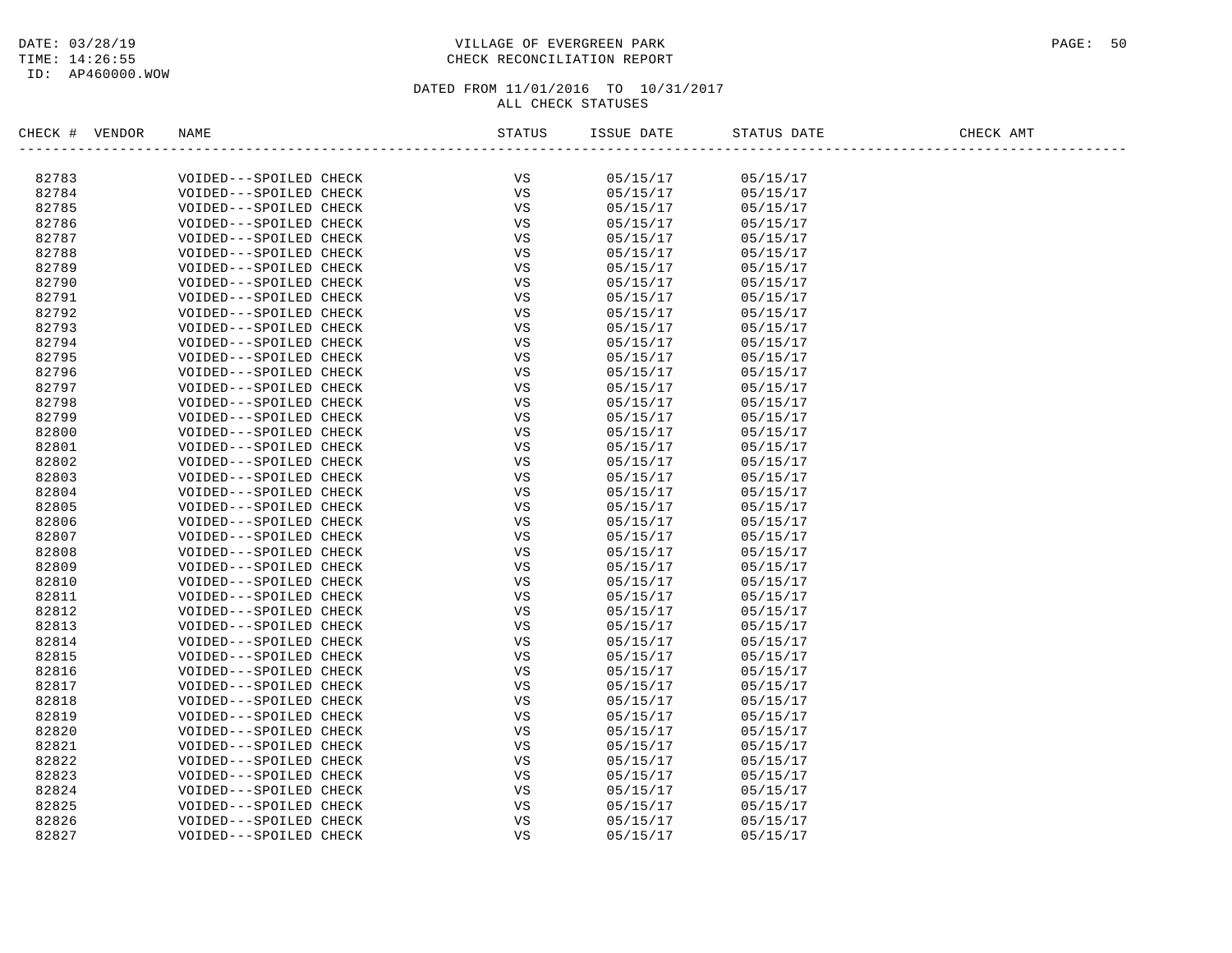VILLAGE OF EVERGREEN PARK
CHECK RECONCILIATION REPORT

DATE: 03/28/19
TIME: 14:26:55
ID: AP460000.WOW

DATED FROM 11/01/2016 TO 10/31/2017
ALL CHECK STATUSES

| CHECK # | VENDOR | NAME | STATUS | ISSUE DATE | STATUS DATE | CHECK AMT |
|---|---|---|---|---|---|---|
| 82783 | | VOIDED---SPOILED CHECK | VS | 05/15/17 | 05/15/17 | |
| 82784 | | VOIDED---SPOILED CHECK | VS | 05/15/17 | 05/15/17 | |
| 82785 | | VOIDED---SPOILED CHECK | VS | 05/15/17 | 05/15/17 | |
| 82786 | | VOIDED---SPOILED CHECK | VS | 05/15/17 | 05/15/17 | |
| 82787 | | VOIDED---SPOILED CHECK | VS | 05/15/17 | 05/15/17 | |
| 82788 | | VOIDED---SPOILED CHECK | VS | 05/15/17 | 05/15/17 | |
| 82789 | | VOIDED---SPOILED CHECK | VS | 05/15/17 | 05/15/17 | |
| 82790 | | VOIDED---SPOILED CHECK | VS | 05/15/17 | 05/15/17 | |
| 82791 | | VOIDED---SPOILED CHECK | VS | 05/15/17 | 05/15/17 | |
| 82792 | | VOIDED---SPOILED CHECK | VS | 05/15/17 | 05/15/17 | |
| 82793 | | VOIDED---SPOILED CHECK | VS | 05/15/17 | 05/15/17 | |
| 82794 | | VOIDED---SPOILED CHECK | VS | 05/15/17 | 05/15/17 | |
| 82795 | | VOIDED---SPOILED CHECK | VS | 05/15/17 | 05/15/17 | |
| 82796 | | VOIDED---SPOILED CHECK | VS | 05/15/17 | 05/15/17 | |
| 82797 | | VOIDED---SPOILED CHECK | VS | 05/15/17 | 05/15/17 | |
| 82798 | | VOIDED---SPOILED CHECK | VS | 05/15/17 | 05/15/17 | |
| 82799 | | VOIDED---SPOILED CHECK | VS | 05/15/17 | 05/15/17 | |
| 82800 | | VOIDED---SPOILED CHECK | VS | 05/15/17 | 05/15/17 | |
| 82801 | | VOIDED---SPOILED CHECK | VS | 05/15/17 | 05/15/17 | |
| 82802 | | VOIDED---SPOILED CHECK | VS | 05/15/17 | 05/15/17 | |
| 82803 | | VOIDED---SPOILED CHECK | VS | 05/15/17 | 05/15/17 | |
| 82804 | | VOIDED---SPOILED CHECK | VS | 05/15/17 | 05/15/17 | |
| 82805 | | VOIDED---SPOILED CHECK | VS | 05/15/17 | 05/15/17 | |
| 82806 | | VOIDED---SPOILED CHECK | VS | 05/15/17 | 05/15/17 | |
| 82807 | | VOIDED---SPOILED CHECK | VS | 05/15/17 | 05/15/17 | |
| 82808 | | VOIDED---SPOILED CHECK | VS | 05/15/17 | 05/15/17 | |
| 82809 | | VOIDED---SPOILED CHECK | VS | 05/15/17 | 05/15/17 | |
| 82810 | | VOIDED---SPOILED CHECK | VS | 05/15/17 | 05/15/17 | |
| 82811 | | VOIDED---SPOILED CHECK | VS | 05/15/17 | 05/15/17 | |
| 82812 | | VOIDED---SPOILED CHECK | VS | 05/15/17 | 05/15/17 | |
| 82813 | | VOIDED---SPOILED CHECK | VS | 05/15/17 | 05/15/17 | |
| 82814 | | VOIDED---SPOILED CHECK | VS | 05/15/17 | 05/15/17 | |
| 82815 | | VOIDED---SPOILED CHECK | VS | 05/15/17 | 05/15/17 | |
| 82816 | | VOIDED---SPOILED CHECK | VS | 05/15/17 | 05/15/17 | |
| 82817 | | VOIDED---SPOILED CHECK | VS | 05/15/17 | 05/15/17 | |
| 82818 | | VOIDED---SPOILED CHECK | VS | 05/15/17 | 05/15/17 | |
| 82819 | | VOIDED---SPOILED CHECK | VS | 05/15/17 | 05/15/17 | |
| 82820 | | VOIDED---SPOILED CHECK | VS | 05/15/17 | 05/15/17 | |
| 82821 | | VOIDED---SPOILED CHECK | VS | 05/15/17 | 05/15/17 | |
| 82822 | | VOIDED---SPOILED CHECK | VS | 05/15/17 | 05/15/17 | |
| 82823 | | VOIDED---SPOILED CHECK | VS | 05/15/17 | 05/15/17 | |
| 82824 | | VOIDED---SPOILED CHECK | VS | 05/15/17 | 05/15/17 | |
| 82825 | | VOIDED---SPOILED CHECK | VS | 05/15/17 | 05/15/17 | |
| 82826 | | VOIDED---SPOILED CHECK | VS | 05/15/17 | 05/15/17 | |
| 82827 | | VOIDED---SPOILED CHECK | VS | 05/15/17 | 05/15/17 | |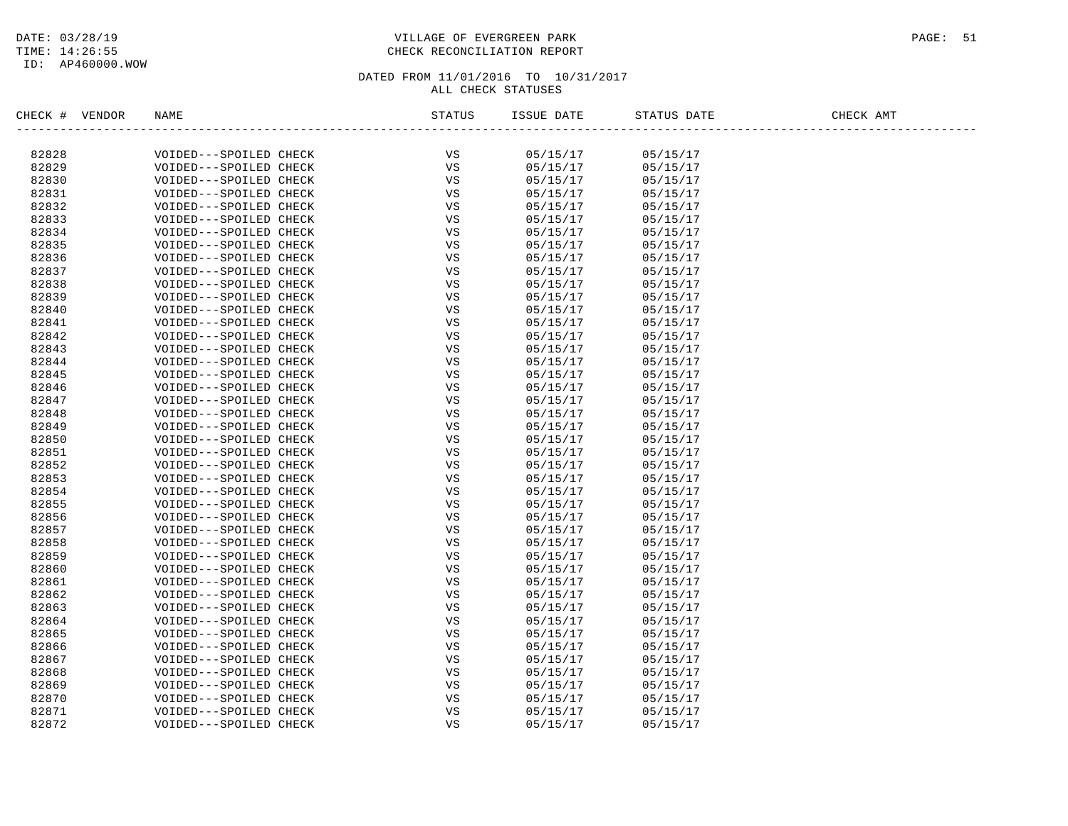VILLAGE OF EVERGREEN PARK
CHECK RECONCILIATION REPORT

DATED FROM 11/01/2016 TO 10/31/2017
ALL CHECK STATUSES

| CHECK # | VENDOR | NAME | STATUS | ISSUE DATE | STATUS DATE | CHECK AMT |
|---|---|---|---|---|---|---|
| 82828 | | VOIDED---SPOILED CHECK | VS | 05/15/17 | 05/15/17 | |
| 82829 | | VOIDED---SPOILED CHECK | VS | 05/15/17 | 05/15/17 | |
| 82830 | | VOIDED---SPOILED CHECK | VS | 05/15/17 | 05/15/17 | |
| 82831 | | VOIDED---SPOILED CHECK | VS | 05/15/17 | 05/15/17 | |
| 82832 | | VOIDED---SPOILED CHECK | VS | 05/15/17 | 05/15/17 | |
| 82833 | | VOIDED---SPOILED CHECK | VS | 05/15/17 | 05/15/17 | |
| 82834 | | VOIDED---SPOILED CHECK | VS | 05/15/17 | 05/15/17 | |
| 82835 | | VOIDED---SPOILED CHECK | VS | 05/15/17 | 05/15/17 | |
| 82836 | | VOIDED---SPOILED CHECK | VS | 05/15/17 | 05/15/17 | |
| 82837 | | VOIDED---SPOILED CHECK | VS | 05/15/17 | 05/15/17 | |
| 82838 | | VOIDED---SPOILED CHECK | VS | 05/15/17 | 05/15/17 | |
| 82839 | | VOIDED---SPOILED CHECK | VS | 05/15/17 | 05/15/17 | |
| 82840 | | VOIDED---SPOILED CHECK | VS | 05/15/17 | 05/15/17 | |
| 82841 | | VOIDED---SPOILED CHECK | VS | 05/15/17 | 05/15/17 | |
| 82842 | | VOIDED---SPOILED CHECK | VS | 05/15/17 | 05/15/17 | |
| 82843 | | VOIDED---SPOILED CHECK | VS | 05/15/17 | 05/15/17 | |
| 82844 | | VOIDED---SPOILED CHECK | VS | 05/15/17 | 05/15/17 | |
| 82845 | | VOIDED---SPOILED CHECK | VS | 05/15/17 | 05/15/17 | |
| 82846 | | VOIDED---SPOILED CHECK | VS | 05/15/17 | 05/15/17 | |
| 82847 | | VOIDED---SPOILED CHECK | VS | 05/15/17 | 05/15/17 | |
| 82848 | | VOIDED---SPOILED CHECK | VS | 05/15/17 | 05/15/17 | |
| 82849 | | VOIDED---SPOILED CHECK | VS | 05/15/17 | 05/15/17 | |
| 82850 | | VOIDED---SPOILED CHECK | VS | 05/15/17 | 05/15/17 | |
| 82851 | | VOIDED---SPOILED CHECK | VS | 05/15/17 | 05/15/17 | |
| 82852 | | VOIDED---SPOILED CHECK | VS | 05/15/17 | 05/15/17 | |
| 82853 | | VOIDED---SPOILED CHECK | VS | 05/15/17 | 05/15/17 | |
| 82854 | | VOIDED---SPOILED CHECK | VS | 05/15/17 | 05/15/17 | |
| 82855 | | VOIDED---SPOILED CHECK | VS | 05/15/17 | 05/15/17 | |
| 82856 | | VOIDED---SPOILED CHECK | VS | 05/15/17 | 05/15/17 | |
| 82857 | | VOIDED---SPOILED CHECK | VS | 05/15/17 | 05/15/17 | |
| 82858 | | VOIDED---SPOILED CHECK | VS | 05/15/17 | 05/15/17 | |
| 82859 | | VOIDED---SPOILED CHECK | VS | 05/15/17 | 05/15/17 | |
| 82860 | | VOIDED---SPOILED CHECK | VS | 05/15/17 | 05/15/17 | |
| 82861 | | VOIDED---SPOILED CHECK | VS | 05/15/17 | 05/15/17 | |
| 82862 | | VOIDED---SPOILED CHECK | VS | 05/15/17 | 05/15/17 | |
| 82863 | | VOIDED---SPOILED CHECK | VS | 05/15/17 | 05/15/17 | |
| 82864 | | VOIDED---SPOILED CHECK | VS | 05/15/17 | 05/15/17 | |
| 82865 | | VOIDED---SPOILED CHECK | VS | 05/15/17 | 05/15/17 | |
| 82866 | | VOIDED---SPOILED CHECK | VS | 05/15/17 | 05/15/17 | |
| 82867 | | VOIDED---SPOILED CHECK | VS | 05/15/17 | 05/15/17 | |
| 82868 | | VOIDED---SPOILED CHECK | VS | 05/15/17 | 05/15/17 | |
| 82869 | | VOIDED---SPOILED CHECK | VS | 05/15/17 | 05/15/17 | |
| 82870 | | VOIDED---SPOILED CHECK | VS | 05/15/17 | 05/15/17 | |
| 82871 | | VOIDED---SPOILED CHECK | VS | 05/15/17 | 05/15/17 | |
| 82872 | | VOIDED---SPOILED CHECK | VS | 05/15/17 | 05/15/17 | |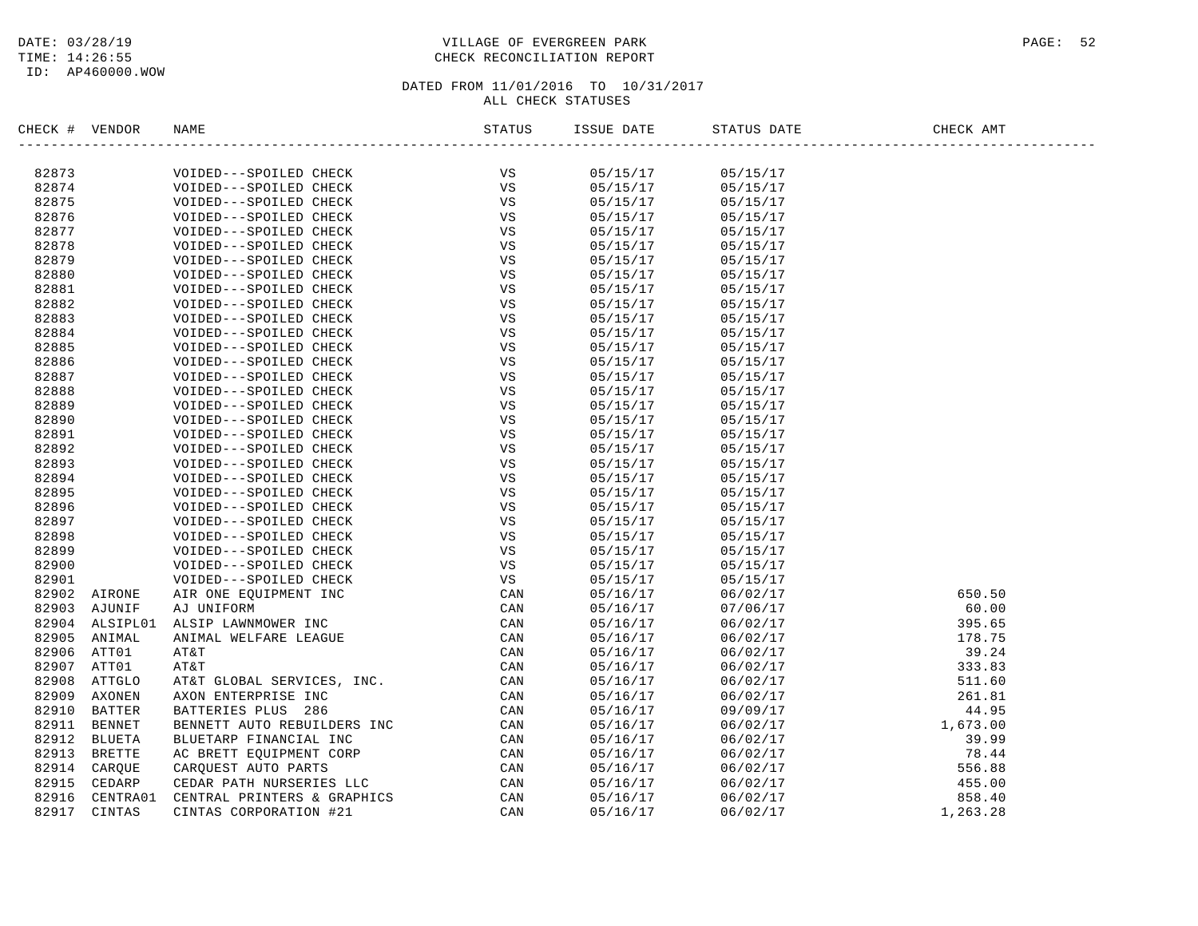DATE: 03/28/19
TIME: 14:26:55
ID: AP460000.WOW

VILLAGE OF EVERGREEN PARK
CHECK RECONCILIATION REPORT

DATED FROM 11/01/2016 TO 10/31/2017
ALL CHECK STATUSES

| CHECK # | VENDOR | NAME | STATUS | ISSUE DATE | STATUS DATE | CHECK AMT |
|---|---|---|---|---|---|---|
| 82873 | | VOIDED---SPOILED CHECK | VS | 05/15/17 | 05/15/17 | |
| 82874 | | VOIDED---SPOILED CHECK | VS | 05/15/17 | 05/15/17 | |
| 82875 | | VOIDED---SPOILED CHECK | VS | 05/15/17 | 05/15/17 | |
| 82876 | | VOIDED---SPOILED CHECK | VS | 05/15/17 | 05/15/17 | |
| 82877 | | VOIDED---SPOILED CHECK | VS | 05/15/17 | 05/15/17 | |
| 82878 | | VOIDED---SPOILED CHECK | VS | 05/15/17 | 05/15/17 | |
| 82879 | | VOIDED---SPOILED CHECK | VS | 05/15/17 | 05/15/17 | |
| 82880 | | VOIDED---SPOILED CHECK | VS | 05/15/17 | 05/15/17 | |
| 82881 | | VOIDED---SPOILED CHECK | VS | 05/15/17 | 05/15/17 | |
| 82882 | | VOIDED---SPOILED CHECK | VS | 05/15/17 | 05/15/17 | |
| 82883 | | VOIDED---SPOILED CHECK | VS | 05/15/17 | 05/15/17 | |
| 82884 | | VOIDED---SPOILED CHECK | VS | 05/15/17 | 05/15/17 | |
| 82885 | | VOIDED---SPOILED CHECK | VS | 05/15/17 | 05/15/17 | |
| 82886 | | VOIDED---SPOILED CHECK | VS | 05/15/17 | 05/15/17 | |
| 82887 | | VOIDED---SPOILED CHECK | VS | 05/15/17 | 05/15/17 | |
| 82888 | | VOIDED---SPOILED CHECK | VS | 05/15/17 | 05/15/17 | |
| 82889 | | VOIDED---SPOILED CHECK | VS | 05/15/17 | 05/15/17 | |
| 82890 | | VOIDED---SPOILED CHECK | VS | 05/15/17 | 05/15/17 | |
| 82891 | | VOIDED---SPOILED CHECK | VS | 05/15/17 | 05/15/17 | |
| 82892 | | VOIDED---SPOILED CHECK | VS | 05/15/17 | 05/15/17 | |
| 82893 | | VOIDED---SPOILED CHECK | VS | 05/15/17 | 05/15/17 | |
| 82894 | | VOIDED---SPOILED CHECK | VS | 05/15/17 | 05/15/17 | |
| 82895 | | VOIDED---SPOILED CHECK | VS | 05/15/17 | 05/15/17 | |
| 82896 | | VOIDED---SPOILED CHECK | VS | 05/15/17 | 05/15/17 | |
| 82897 | | VOIDED---SPOILED CHECK | VS | 05/15/17 | 05/15/17 | |
| 82898 | | VOIDED---SPOILED CHECK | VS | 05/15/17 | 05/15/17 | |
| 82899 | | VOIDED---SPOILED CHECK | VS | 05/15/17 | 05/15/17 | |
| 82900 | | VOIDED---SPOILED CHECK | VS | 05/15/17 | 05/15/17 | |
| 82901 | | VOIDED---SPOILED CHECK | VS | 05/15/17 | 05/15/17 | |
| 82902 | AIRONE | AIR ONE EQUIPMENT INC | CAN | 05/16/17 | 06/02/17 | 650.50 |
| 82903 | AJUNIF | AJ UNIFORM | CAN | 05/16/17 | 07/06/17 | 60.00 |
| 82904 | ALSIPL01 | ALSIP LAWNMOWER INC | CAN | 05/16/17 | 06/02/17 | 395.65 |
| 82905 | ANIMAL | ANIMAL WELFARE LEAGUE | CAN | 05/16/17 | 06/02/17 | 178.75 |
| 82906 | ATT01 | AT&T | CAN | 05/16/17 | 06/02/17 | 39.24 |
| 82907 | ATT01 | AT&T | CAN | 05/16/17 | 06/02/17 | 333.83 |
| 82908 | ATTGLO | AT&T GLOBAL SERVICES, INC. | CAN | 05/16/17 | 06/02/17 | 511.60 |
| 82909 | AXONEN | AXON ENTERPRISE INC | CAN | 05/16/17 | 06/02/17 | 261.81 |
| 82910 | BATTER | BATTERIES PLUS 286 | CAN | 05/16/17 | 09/09/17 | 44.95 |
| 82911 | BENNET | BENNETT AUTO REBUILDERS INC | CAN | 05/16/17 | 06/02/17 | 1,673.00 |
| 82912 | BLUETA | BLUETARP FINANCIAL INC | CAN | 05/16/17 | 06/02/17 | 39.99 |
| 82913 | BRETTE | AC BRETT EQUIPMENT CORP | CAN | 05/16/17 | 06/02/17 | 78.44 |
| 82914 | CARQUE | CARQUEST AUTO PARTS | CAN | 05/16/17 | 06/02/17 | 556.88 |
| 82915 | CEDARP | CEDAR PATH NURSERIES LLC | CAN | 05/16/17 | 06/02/17 | 455.00 |
| 82916 | CENTRA01 | CENTRAL PRINTERS & GRAPHICS | CAN | 05/16/17 | 06/02/17 | 858.40 |
| 82917 | CINTAS | CINTAS CORPORATION #21 | CAN | 05/16/17 | 06/02/17 | 1,263.28 |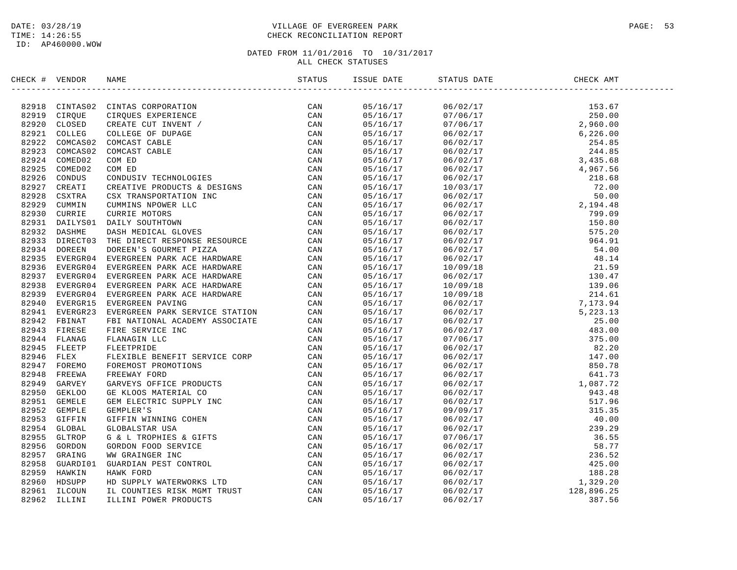DATE: 03/28/19
TIME: 14:26:55
ID: AP460000.WOW

# VILLAGE OF EVERGREEN PARK
## CHECK RECONCILIATION REPORT

DATED FROM 11/01/2016 TO 10/31/2017
ALL CHECK STATUSES

| CHECK # | VENDOR | NAME | STATUS | ISSUE DATE | STATUS DATE | CHECK AMT |
|---|---|---|---|---|---|---|
| 82918 | CINTAS02 | CINTAS CORPORATION | CAN | 05/16/17 | 06/02/17 | 153.67 |
| 82919 | CIRQUE | CIRQUES EXPERIENCE | CAN | 05/16/17 | 07/06/17 | 250.00 |
| 82920 | CLOSED | CREATE CUT INVENT / | CAN | 05/16/17 | 07/06/17 | 2,960.00 |
| 82921 | COLLEG | COLLEGE OF DUPAGE | CAN | 05/16/17 | 06/02/17 | 6,226.00 |
| 82922 | COMCAS02 | COMCAST CABLE | CAN | 05/16/17 | 06/02/17 | 254.85 |
| 82923 | COMCAS02 | COMCAST CABLE | CAN | 05/16/17 | 06/02/17 | 244.85 |
| 82924 | COMED02 | COM ED | CAN | 05/16/17 | 06/02/17 | 3,435.68 |
| 82925 | COMED02 | COM ED | CAN | 05/16/17 | 06/02/17 | 4,967.56 |
| 82926 | CONDUS | CONDUSIV TECHNOLOGIES | CAN | 05/16/17 | 06/02/17 | 218.68 |
| 82927 | CREATI | CREATIVE PRODUCTS & DESIGNS | CAN | 05/16/17 | 10/03/17 | 72.00 |
| 82928 | CSXTRA | CSX TRANSPORTATION INC | CAN | 05/16/17 | 06/02/17 | 50.00 |
| 82929 | CUMMIN | CUMMINS NPOWER LLC | CAN | 05/16/17 | 06/02/17 | 2,194.48 |
| 82930 | CURRIE | CURRIE MOTORS | CAN | 05/16/17 | 06/02/17 | 799.09 |
| 82931 | DAILYS01 | DAILY SOUTHTOWN | CAN | 05/16/17 | 06/02/17 | 150.80 |
| 82932 | DASHME | DASH MEDICAL GLOVES | CAN | 05/16/17 | 06/02/17 | 575.20 |
| 82933 | DIRECT03 | THE DIRECT RESPONSE RESOURCE | CAN | 05/16/17 | 06/02/17 | 964.91 |
| 82934 | DOREEN | DOREEN'S GOURMET PIZZA | CAN | 05/16/17 | 06/02/17 | 54.00 |
| 82935 | EVERGR04 | EVERGREEN PARK ACE HARDWARE | CAN | 05/16/17 | 06/02/17 | 48.14 |
| 82936 | EVERGR04 | EVERGREEN PARK ACE HARDWARE | CAN | 05/16/17 | 10/09/18 | 21.59 |
| 82937 | EVERGR04 | EVERGREEN PARK ACE HARDWARE | CAN | 05/16/17 | 06/02/17 | 130.47 |
| 82938 | EVERGR04 | EVERGREEN PARK ACE HARDWARE | CAN | 05/16/17 | 10/09/18 | 139.06 |
| 82939 | EVERGR04 | EVERGREEN PARK ACE HARDWARE | CAN | 05/16/17 | 10/09/18 | 214.61 |
| 82940 | EVERGR15 | EVERGREEN PAVING | CAN | 05/16/17 | 06/02/17 | 7,173.94 |
| 82941 | EVERGR23 | EVERGREEN PARK SERVICE STATION | CAN | 05/16/17 | 06/02/17 | 5,223.13 |
| 82942 | FBINAT | FBI NATIONAL ACADEMY ASSOCIATE | CAN | 05/16/17 | 06/02/17 | 25.00 |
| 82943 | FIRESE | FIRE SERVICE INC | CAN | 05/16/17 | 06/02/17 | 483.00 |
| 82944 | FLANAG | FLANAGIN LLC | CAN | 05/16/17 | 07/06/17 | 375.00 |
| 82945 | FLEETP | FLEETPRIDE | CAN | 05/16/17 | 06/02/17 | 82.20 |
| 82946 | FLEX | FLEXIBLE BENEFIT SERVICE CORP | CAN | 05/16/17 | 06/02/17 | 147.00 |
| 82947 | FOREMO | FOREMOST PROMOTIONS | CAN | 05/16/17 | 06/02/17 | 850.78 |
| 82948 | FREEWA | FREEWAY FORD | CAN | 05/16/17 | 06/02/17 | 641.73 |
| 82949 | GARVEY | GARVEYS OFFICE PRODUCTS | CAN | 05/16/17 | 06/02/17 | 1,087.72 |
| 82950 | GEKLOO | GE KLOOS MATERIAL CO | CAN | 05/16/17 | 06/02/17 | 943.48 |
| 82951 | GEMELE | GEM ELECTRIC SUPPLY INC | CAN | 05/16/17 | 06/02/17 | 517.96 |
| 82952 | GEMPLE | GEMPLER'S | CAN | 05/16/17 | 09/09/17 | 315.35 |
| 82953 | GIFFIN | GIFFIN WINNING COHEN | CAN | 05/16/17 | 06/02/17 | 40.00 |
| 82954 | GLOBAL | GLOBALSTAR USA | CAN | 05/16/17 | 06/02/17 | 239.29 |
| 82955 | GLTROP | G & L TROPHIES & GIFTS | CAN | 05/16/17 | 07/06/17 | 36.55 |
| 82956 | GORDON | GORDON FOOD SERVICE | CAN | 05/16/17 | 06/02/17 | 58.77 |
| 82957 | GRAING | WW GRAINGER INC | CAN | 05/16/17 | 06/02/17 | 236.52 |
| 82958 | GUARDI01 | GUARDIAN PEST CONTROL | CAN | 05/16/17 | 06/02/17 | 425.00 |
| 82959 | HAWKIN | HAWK FORD | CAN | 05/16/17 | 06/02/17 | 188.28 |
| 82960 | HDSUPP | HD SUPPLY WATERWORKS LTD | CAN | 05/16/17 | 06/02/17 | 1,329.20 |
| 82961 | ILCOUN | IL COUNTIES RISK MGMT TRUST | CAN | 05/16/17 | 06/02/17 | 128,896.25 |
| 82962 | ILLINI | ILLINI POWER PRODUCTS | CAN | 05/16/17 | 06/02/17 | 387.56 |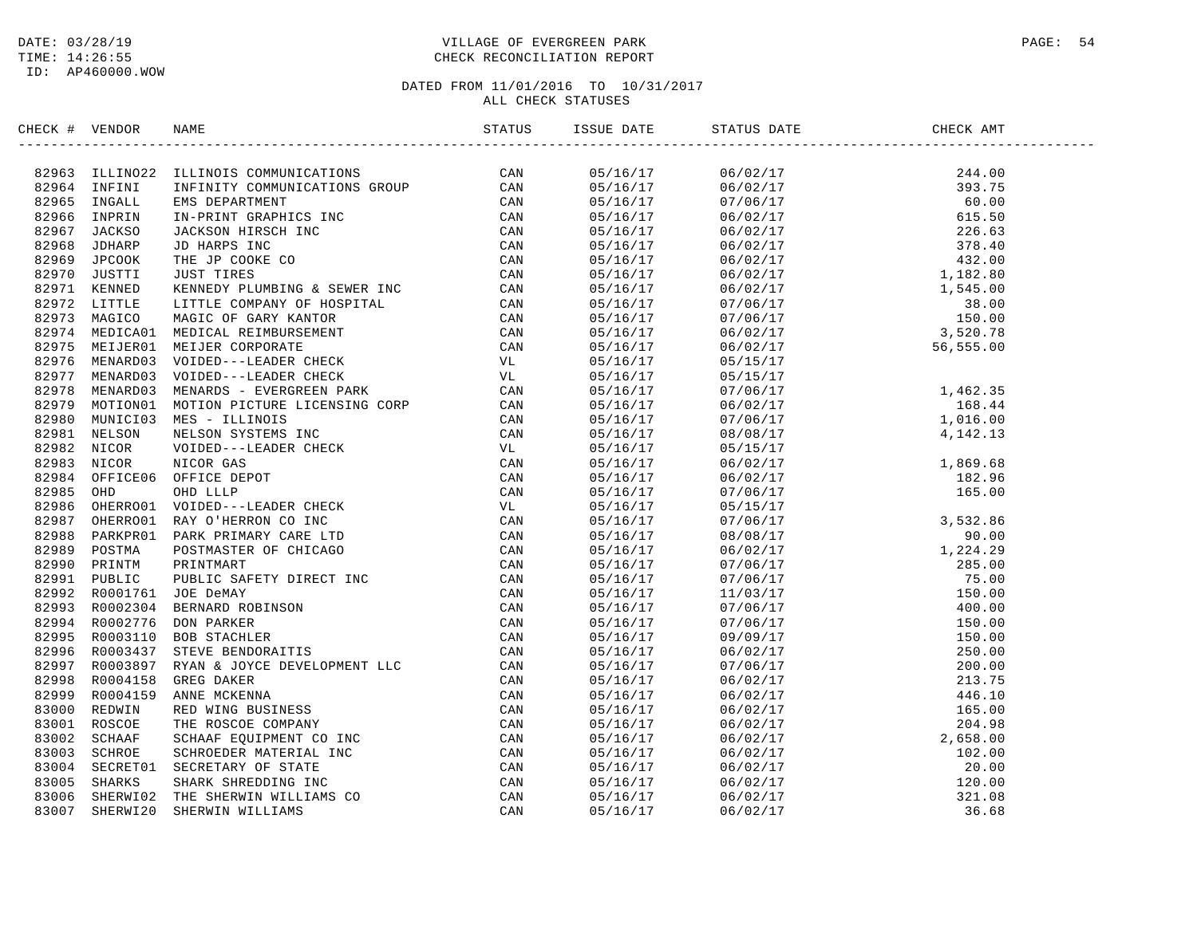DATE: 03/28/19
TIME: 14:26:55
ID: AP460000.WOW

VILLAGE OF EVERGREEN PARK
CHECK RECONCILIATION REPORT

DATED FROM 11/01/2016 TO 10/31/2017
ALL CHECK STATUSES

| CHECK # | VENDOR | NAME | STATUS | ISSUE DATE | STATUS DATE | CHECK AMT |
|---|---|---|---|---|---|---|
| 82963 | ILLINO22 | ILLINOIS COMMUNICATIONS | CAN | 05/16/17 | 06/02/17 | 244.00 |
| 82964 | INFINI | INFINITY COMMUNICATIONS GROUP | CAN | 05/16/17 | 06/02/17 | 393.75 |
| 82965 | INGALL | EMS DEPARTMENT | CAN | 05/16/17 | 07/06/17 | 60.00 |
| 82966 | INPRIN | IN-PRINT GRAPHICS INC | CAN | 05/16/17 | 06/02/17 | 615.50 |
| 82967 | JACKSO | JACKSON HIRSCH INC | CAN | 05/16/17 | 06/02/17 | 226.63 |
| 82968 | JDHARP | JD HARPS INC | CAN | 05/16/17 | 06/02/17 | 378.40 |
| 82969 | JPCOOK | THE JP COOKE CO | CAN | 05/16/17 | 06/02/17 | 432.00 |
| 82970 | JUSTTI | JUST TIRES | CAN | 05/16/17 | 06/02/17 | 1,182.80 |
| 82971 | KENNED | KENNEDY PLUMBING & SEWER INC | CAN | 05/16/17 | 06/02/17 | 1,545.00 |
| 82972 | LITTLE | LITTLE COMPANY OF HOSPITAL | CAN | 05/16/17 | 07/06/17 | 38.00 |
| 82973 | MAGICO | MAGIC OF GARY KANTOR | CAN | 05/16/17 | 07/06/17 | 150.00 |
| 82974 | MEDICA01 | MEDICAL REIMBURSEMENT | CAN | 05/16/17 | 06/02/17 | 3,520.78 |
| 82975 | MEIJER01 | MEIJER CORPORATE | CAN | 05/16/17 | 06/02/17 | 56,555.00 |
| 82976 | MENARD03 | VOIDED---LEADER CHECK | VL | 05/16/17 | 05/15/17 | |
| 82977 | MENARD03 | VOIDED---LEADER CHECK | VL | 05/16/17 | 05/15/17 | |
| 82978 | MENARD03 | MENARDS - EVERGREEN PARK | CAN | 05/16/17 | 07/06/17 | 1,462.35 |
| 82979 | MOTION01 | MOTION PICTURE LICENSING CORP | CAN | 05/16/17 | 06/02/17 | 168.44 |
| 82980 | MUNICI03 | MES - ILLINOIS | CAN | 05/16/17 | 07/06/17 | 1,016.00 |
| 82981 | NELSON | NELSON SYSTEMS INC | CAN | 05/16/17 | 08/08/17 | 4,142.13 |
| 82982 | NICOR | VOIDED---LEADER CHECK | VL | 05/16/17 | 05/15/17 | |
| 82983 | NICOR | NICOR GAS | CAN | 05/16/17 | 06/02/17 | 1,869.68 |
| 82984 | OFFICE06 | OFFICE DEPOT | CAN | 05/16/17 | 06/02/17 | 182.96 |
| 82985 | OHD | OHD LLLP | CAN | 05/16/17 | 07/06/17 | 165.00 |
| 82986 | OHERRO01 | VOIDED---LEADER CHECK | VL | 05/16/17 | 05/15/17 | |
| 82987 | OHERRO01 | RAY O'HERRON CO INC | CAN | 05/16/17 | 07/06/17 | 3,532.86 |
| 82988 | PARKPR01 | PARK PRIMARY CARE LTD | CAN | 05/16/17 | 08/08/17 | 90.00 |
| 82989 | POSTMA | POSTMASTER OF CHICAGO | CAN | 05/16/17 | 06/02/17 | 1,224.29 |
| 82990 | PRINTM | PRINTMART | CAN | 05/16/17 | 07/06/17 | 285.00 |
| 82991 | PUBLIC | PUBLIC SAFETY DIRECT INC | CAN | 05/16/17 | 07/06/17 | 75.00 |
| 82992 | R0001761 | JOE DeMAY | CAN | 05/16/17 | 11/03/17 | 150.00 |
| 82993 | R0002304 | BERNARD ROBINSON | CAN | 05/16/17 | 07/06/17 | 400.00 |
| 82994 | R0002776 | DON PARKER | CAN | 05/16/17 | 07/06/17 | 150.00 |
| 82995 | R0003110 | BOB STACHLER | CAN | 05/16/17 | 09/09/17 | 150.00 |
| 82996 | R0003437 | STEVE BENDORAITIS | CAN | 05/16/17 | 06/02/17 | 250.00 |
| 82997 | R0003897 | RYAN & JOYCE DEVELOPMENT LLC | CAN | 05/16/17 | 07/06/17 | 200.00 |
| 82998 | R0004158 | GREG DAKER | CAN | 05/16/17 | 06/02/17 | 213.75 |
| 82999 | R0004159 | ANNE MCKENNA | CAN | 05/16/17 | 06/02/17 | 446.10 |
| 83000 | REDWIN | RED WING BUSINESS | CAN | 05/16/17 | 06/02/17 | 165.00 |
| 83001 | ROSCOE | THE ROSCOE COMPANY | CAN | 05/16/17 | 06/02/17 | 204.98 |
| 83002 | SCHAAF | SCHAAF EQUIPMENT CO INC | CAN | 05/16/17 | 06/02/17 | 2,658.00 |
| 83003 | SCHROE | SCHROEDER MATERIAL INC | CAN | 05/16/17 | 06/02/17 | 102.00 |
| 83004 | SECRET01 | SECRETARY OF STATE | CAN | 05/16/17 | 06/02/17 | 20.00 |
| 83005 | SHARKS | SHARK SHREDDING INC | CAN | 05/16/17 | 06/02/17 | 120.00 |
| 83006 | SHERWI02 | THE SHERWIN WILLIAMS CO | CAN | 05/16/17 | 06/02/17 | 321.08 |
| 83007 | SHERWI20 | SHERWIN WILLIAMS | CAN | 05/16/17 | 06/02/17 | 36.68 |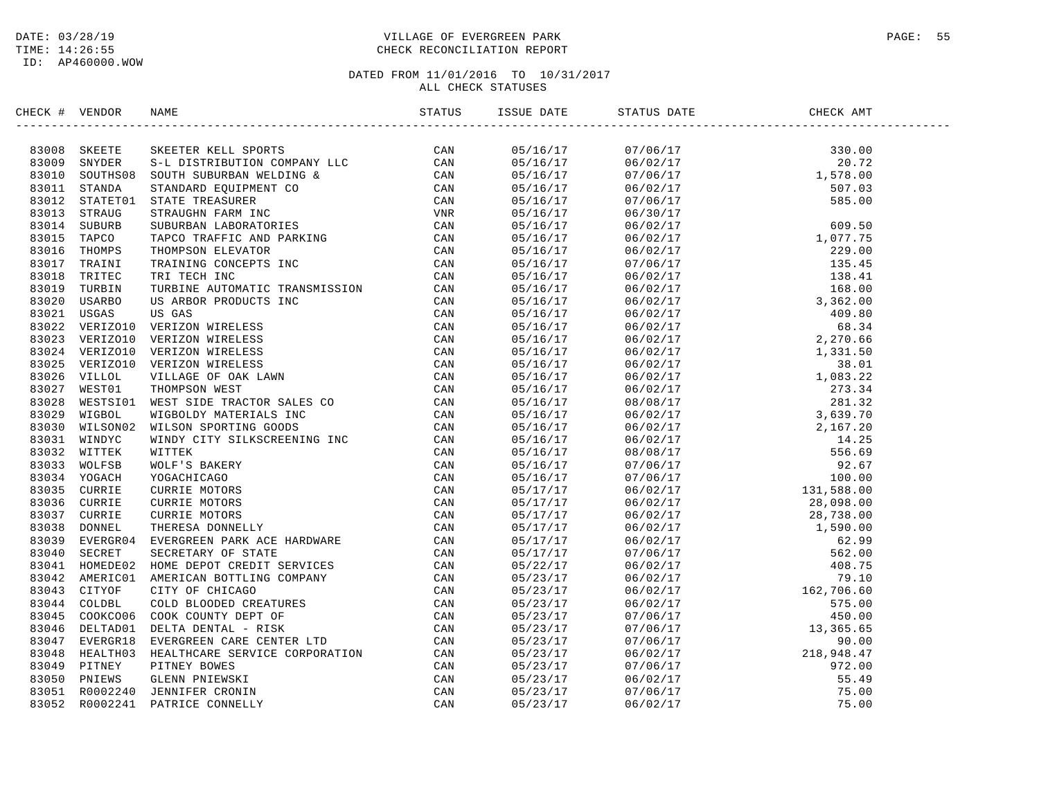DATE: 03/28/19
TIME: 14:26:55
ID: AP460000.WOW

VILLAGE OF EVERGREEN PARK
CHECK RECONCILIATION REPORT

DATED FROM 11/01/2016 TO 10/31/2017
ALL CHECK STATUSES

| CHECK # | VENDOR | NAME | STATUS | ISSUE DATE | STATUS DATE | CHECK AMT |
|---|---|---|---|---|---|---|
| 83008 | SKEETE | SKEETER KELL SPORTS | CAN | 05/16/17 | 07/06/17 | 330.00 |
| 83009 | SNYDER | S-L DISTRIBUTION COMPANY LLC | CAN | 05/16/17 | 06/02/17 | 20.72 |
| 83010 | SOUTHS08 | SOUTH SUBURBAN WELDING & | CAN | 05/16/17 | 07/06/17 | 1,578.00 |
| 83011 | STANDA | STANDARD EQUIPMENT CO | CAN | 05/16/17 | 06/02/17 | 507.03 |
| 83012 | STATET01 | STATE TREASURER | CAN | 05/16/17 | 07/06/17 | 585.00 |
| 83013 | STRAUG | STRAUGHN FARM INC | VNR | 05/16/17 | 06/30/17 | |
| 83014 | SUBURB | SUBURBAN LABORATORIES | CAN | 05/16/17 | 06/02/17 | 609.50 |
| 83015 | TAPCO | TAPCO TRAFFIC AND PARKING | CAN | 05/16/17 | 06/02/17 | 1,077.75 |
| 83016 | THOMPS | THOMPSON ELEVATOR | CAN | 05/16/17 | 06/02/17 | 229.00 |
| 83017 | TRAINI | TRAINING CONCEPTS INC | CAN | 05/16/17 | 07/06/17 | 135.45 |
| 83018 | TRITEC | TRI TECH INC | CAN | 05/16/17 | 06/02/17 | 138.41 |
| 83019 | TURBIN | TURBINE AUTOMATIC TRANSMISSION | CAN | 05/16/17 | 06/02/17 | 168.00 |
| 83020 | USARBO | US ARBOR PRODUCTS INC | CAN | 05/16/17 | 06/02/17 | 3,362.00 |
| 83021 | USGAS | US GAS | CAN | 05/16/17 | 06/02/17 | 409.80 |
| 83022 | VERIZO10 | VERIZON WIRELESS | CAN | 05/16/17 | 06/02/17 | 68.34 |
| 83023 | VERIZO10 | VERIZON WIRELESS | CAN | 05/16/17 | 06/02/17 | 2,270.66 |
| 83024 | VERIZO10 | VERIZON WIRELESS | CAN | 05/16/17 | 06/02/17 | 1,331.50 |
| 83025 | VERIZO10 | VERIZON WIRELESS | CAN | 05/16/17 | 06/02/17 | 38.01 |
| 83026 | VILLOL | VILLAGE OF OAK LAWN | CAN | 05/16/17 | 06/02/17 | 1,083.22 |
| 83027 | WEST01 | THOMPSON WEST | CAN | 05/16/17 | 06/02/17 | 273.34 |
| 83028 | WESTSI01 | WEST SIDE TRACTOR SALES CO | CAN | 05/16/17 | 08/08/17 | 281.32 |
| 83029 | WIGBOL | WIGBOLDY MATERIALS INC | CAN | 05/16/17 | 06/02/17 | 3,639.70 |
| 83030 | WILSON02 | WILSON SPORTING GOODS | CAN | 05/16/17 | 06/02/17 | 2,167.20 |
| 83031 | WINDYC | WINDY CITY SILKSCREENING INC | CAN | 05/16/17 | 06/02/17 | 14.25 |
| 83032 | WITTEK | WITTEK | CAN | 05/16/17 | 08/08/17 | 556.69 |
| 83033 | WOLFSB | WOLF'S BAKERY | CAN | 05/16/17 | 07/06/17 | 92.67 |
| 83034 | YOGACH | YOGACHICAGO | CAN | 05/16/17 | 07/06/17 | 100.00 |
| 83035 | CURRIE | CURRIE MOTORS | CAN | 05/17/17 | 06/02/17 | 131,588.00 |
| 83036 | CURRIE | CURRIE MOTORS | CAN | 05/17/17 | 06/02/17 | 28,098.00 |
| 83037 | CURRIE | CURRIE MOTORS | CAN | 05/17/17 | 06/02/17 | 28,738.00 |
| 83038 | DONNEL | THERESA DONNELLY | CAN | 05/17/17 | 06/02/17 | 1,590.00 |
| 83039 | EVERGR04 | EVERGREEN PARK ACE HARDWARE | CAN | 05/17/17 | 06/02/17 | 62.99 |
| 83040 | SECRET | SECRETARY OF STATE | CAN | 05/17/17 | 07/06/17 | 562.00 |
| 83041 | HOMEDE02 | HOME DEPOT CREDIT SERVICES | CAN | 05/22/17 | 06/02/17 | 408.75 |
| 83042 | AMERIC01 | AMERICAN BOTTLING COMPANY | CAN | 05/23/17 | 06/02/17 | 79.10 |
| 83043 | CITYOF | CITY OF CHICAGO | CAN | 05/23/17 | 06/02/17 | 162,706.60 |
| 83044 | COLDBL | COLD BLOODED CREATURES | CAN | 05/23/17 | 06/02/17 | 575.00 |
| 83045 | COOKCO06 | COOK COUNTY DEPT OF | CAN | 05/23/17 | 07/06/17 | 450.00 |
| 83046 | DELTAD01 | DELTA DENTAL - RISK | CAN | 05/23/17 | 07/06/17 | 13,365.65 |
| 83047 | EVERGR18 | EVERGREEN CARE CENTER LTD | CAN | 05/23/17 | 07/06/17 | 90.00 |
| 83048 | HEALTH03 | HEALTHCARE SERVICE CORPORATION | CAN | 05/23/17 | 06/02/17 | 218,948.47 |
| 83049 | PITNEY | PITNEY BOWES | CAN | 05/23/17 | 07/06/17 | 972.00 |
| 83050 | PNIEWS | GLENN PNIEWSKI | CAN | 05/23/17 | 06/02/17 | 55.49 |
| 83051 | R0002240 | JENNIFER CRONIN | CAN | 05/23/17 | 07/06/17 | 75.00 |
| 83052 | R0002241 | PATRICE CONNELLY | CAN | 05/23/17 | 06/02/17 | 75.00 |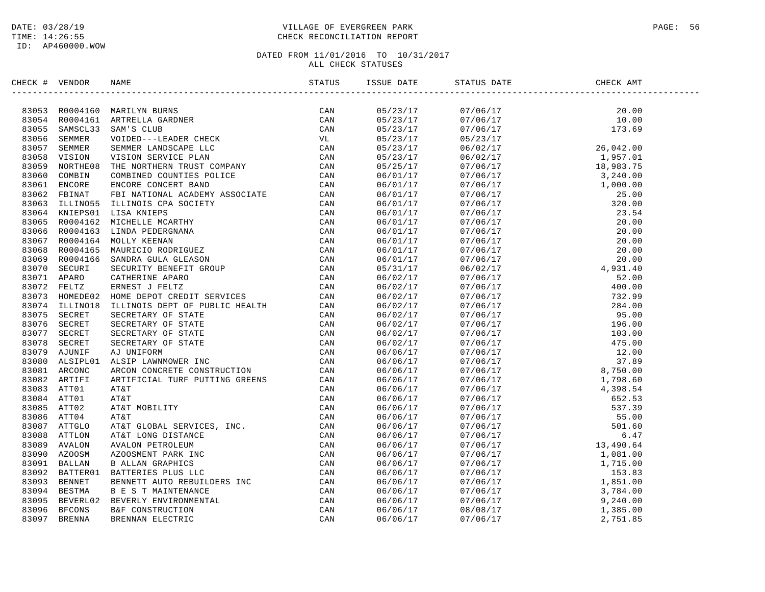DATE: 03/28/19
TIME: 14:26:55
ID: AP460000.WOW

# VILLAGE OF EVERGREEN PARK
## CHECK RECONCILIATION REPORT

DATED FROM 11/01/2016 TO 10/31/2017
ALL CHECK STATUSES

| CHECK # | VENDOR | NAME | STATUS | ISSUE DATE | STATUS DATE | CHECK AMT |
|---|---|---|---|---|---|---|
| 83053 | R0004160 | MARILYN BURNS | CAN | 05/23/17 | 07/06/17 | 20.00 |
| 83054 | R0004161 | ARTRELLA GARDNER | CAN | 05/23/17 | 07/06/17 | 10.00 |
| 83055 | SAMSCL33 | SAM'S CLUB | CAN | 05/23/17 | 07/06/17 | 173.69 |
| 83056 | SEMMER | VOIDED---LEADER CHECK | VL | 05/23/17 | 05/23/17 | |
| 83057 | SEMMER | SEMMER LANDSCAPE LLC | CAN | 05/23/17 | 06/02/17 | 26,042.00 |
| 83058 | VISION | VISION SERVICE PLAN | CAN | 05/23/17 | 06/02/17 | 1,957.01 |
| 83059 | NORTHE08 | THE NORTHERN TRUST COMPANY | CAN | 05/25/17 | 07/06/17 | 18,983.75 |
| 83060 | COMBIN | COMBINED COUNTIES POLICE | CAN | 06/01/17 | 07/06/17 | 3,240.00 |
| 83061 | ENCORE | ENCORE CONCERT BAND | CAN | 06/01/17 | 07/06/17 | 1,000.00 |
| 83062 | FBINAT | FBI NATIONAL ACADEMY ASSOCIATE | CAN | 06/01/17 | 07/06/17 | 25.00 |
| 83063 | ILLINO55 | ILLINOIS CPA SOCIETY | CAN | 06/01/17 | 07/06/17 | 320.00 |
| 83064 | KNIEPS01 | LISA KNIEPS | CAN | 06/01/17 | 07/06/17 | 23.54 |
| 83065 | R0004162 | MICHELLE MCARTHY | CAN | 06/01/17 | 07/06/17 | 20.00 |
| 83066 | R0004163 | LINDA PEDERGNANA | CAN | 06/01/17 | 07/06/17 | 20.00 |
| 83067 | R0004164 | MOLLY KEENAN | CAN | 06/01/17 | 07/06/17 | 20.00 |
| 83068 | R0004165 | MAURICIO RODRIGUEZ | CAN | 06/01/17 | 07/06/17 | 20.00 |
| 83069 | R0004166 | SANDRA GULA GLEASON | CAN | 06/01/17 | 07/06/17 | 20.00 |
| 83070 | SECURI | SECURITY BENEFIT GROUP | CAN | 05/31/17 | 06/02/17 | 4,931.40 |
| 83071 | APARO | CATHERINE APARO | CAN | 06/02/17 | 07/06/17 | 52.00 |
| 83072 | FELTZ | ERNEST J FELTZ | CAN | 06/02/17 | 07/06/17 | 400.00 |
| 83073 | HOMEDE02 | HOME DEPOT CREDIT SERVICES | CAN | 06/02/17 | 07/06/17 | 732.99 |
| 83074 | ILLINO18 | ILLINOIS DEPT OF PUBLIC HEALTH | CAN | 06/02/17 | 07/06/17 | 284.00 |
| 83075 | SECRET | SECRETARY OF STATE | CAN | 06/02/17 | 07/06/17 | 95.00 |
| 83076 | SECRET | SECRETARY OF STATE | CAN | 06/02/17 | 07/06/17 | 196.00 |
| 83077 | SECRET | SECRETARY OF STATE | CAN | 06/02/17 | 07/06/17 | 103.00 |
| 83078 | SECRET | SECRETARY OF STATE | CAN | 06/02/17 | 07/06/17 | 475.00 |
| 83079 | AJUNIF | AJ UNIFORM | CAN | 06/06/17 | 07/06/17 | 12.00 |
| 83080 | ALSIPL01 | ALSIP LAWNMOWER INC | CAN | 06/06/17 | 07/06/17 | 37.89 |
| 83081 | ARCONC | ARCON CONCRETE CONSTRUCTION | CAN | 06/06/17 | 07/06/17 | 8,750.00 |
| 83082 | ARTIFI | ARTIFICIAL TURF PUTTING GREENS | CAN | 06/06/17 | 07/06/17 | 1,798.60 |
| 83083 | ATT01 | AT&T | CAN | 06/06/17 | 07/06/17 | 4,398.54 |
| 83084 | ATT01 | AT&T | CAN | 06/06/17 | 07/06/17 | 652.53 |
| 83085 | ATT02 | AT&T MOBILITY | CAN | 06/06/17 | 07/06/17 | 537.39 |
| 83086 | ATT04 | AT&T | CAN | 06/06/17 | 07/06/17 | 55.00 |
| 83087 | ATTGLO | AT&T GLOBAL SERVICES, INC. | CAN | 06/06/17 | 07/06/17 | 501.60 |
| 83088 | ATTLON | AT&T LONG DISTANCE | CAN | 06/06/17 | 07/06/17 | 6.47 |
| 83089 | AVALON | AVALON PETROLEUM | CAN | 06/06/17 | 07/06/17 | 13,490.64 |
| 83090 | AZOOSM | AZOOSMENT PARK INC | CAN | 06/06/17 | 07/06/17 | 1,081.00 |
| 83091 | BALLAN | B ALLAN GRAPHICS | CAN | 06/06/17 | 07/06/17 | 1,715.00 |
| 83092 | BATTER01 | BATTERIES PLUS LLC | CAN | 06/06/17 | 07/06/17 | 153.83 |
| 83093 | BENNET | BENNETT AUTO REBUILDERS INC | CAN | 06/06/17 | 07/06/17 | 1,851.00 |
| 83094 | BESTMA | B E S T MAINTENANCE | CAN | 06/06/17 | 07/06/17 | 3,784.00 |
| 83095 | BEVERL02 | BEVERLY ENVIRONMENTAL | CAN | 06/06/17 | 07/06/17 | 9,240.00 |
| 83096 | BFCONS | B&F CONSTRUCTION | CAN | 06/06/17 | 08/08/17 | 1,385.00 |
| 83097 | BRENNA | BRENNAN ELECTRIC | CAN | 06/06/17 | 07/06/17 | 2,751.85 |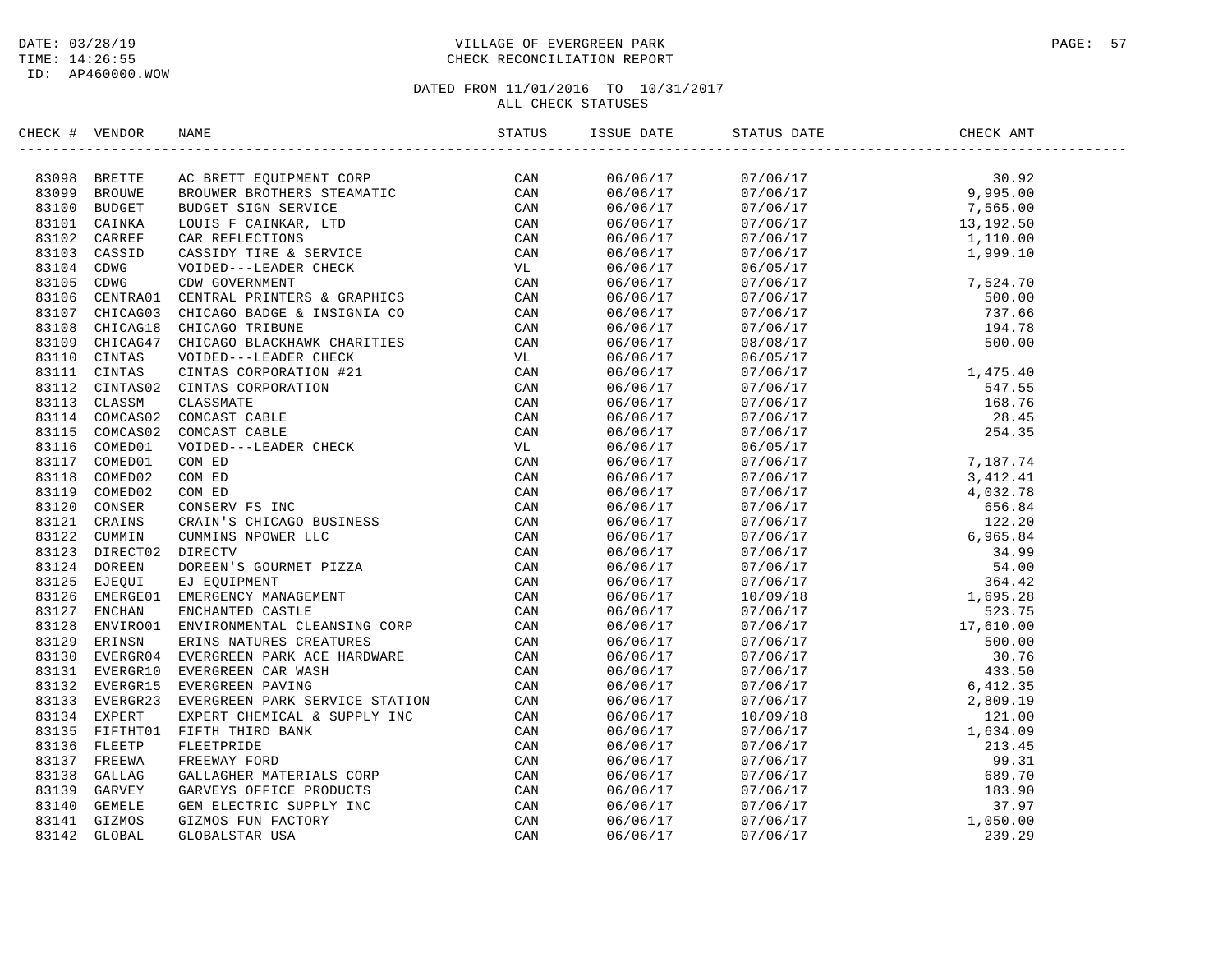DATE: 03/28/19
TIME: 14:26:55
ID: AP460000.WOW

# VILLAGE OF EVERGREEN PARK
## CHECK RECONCILIATION REPORT

DATED FROM 11/01/2016 TO 10/31/2017
ALL CHECK STATUSES

| CHECK # | VENDOR | NAME | STATUS | ISSUE DATE | STATUS DATE | CHECK AMT |
|---|---|---|---|---|---|---|
| 83098 | BRETTE | AC BRETT EQUIPMENT CORP | CAN | 06/06/17 | 07/06/17 | 30.92 |
| 83099 | BROUWE | BROUWER BROTHERS STEAMATIC | CAN | 06/06/17 | 07/06/17 | 9,995.00 |
| 83100 | BUDGET | BUDGET SIGN SERVICE | CAN | 06/06/17 | 07/06/17 | 7,565.00 |
| 83101 | CAINKA | LOUIS F CAINKAR, LTD | CAN | 06/06/17 | 07/06/17 | 13,192.50 |
| 83102 | CARREF | CAR REFLECTIONS | CAN | 06/06/17 | 07/06/17 | 1,110.00 |
| 83103 | CASSID | CASSIDY TIRE & SERVICE | CAN | 06/06/17 | 07/06/17 | 1,999.10 |
| 83104 | CDWG | VOIDED---LEADER CHECK | VL | 06/06/17 | 06/05/17 | |
| 83105 | CDWG | CDW GOVERNMENT | CAN | 06/06/17 | 07/06/17 | 7,524.70 |
| 83106 | CENTRA01 | CENTRAL PRINTERS & GRAPHICS | CAN | 06/06/17 | 07/06/17 | 500.00 |
| 83107 | CHICAG03 | CHICAGO BADGE & INSIGNIA CO | CAN | 06/06/17 | 07/06/17 | 737.66 |
| 83108 | CHICAG18 | CHICAGO TRIBUNE | CAN | 06/06/17 | 07/06/17 | 194.78 |
| 83109 | CHICAG47 | CHICAGO BLACKHAWK CHARITIES | CAN | 06/06/17 | 08/08/17 | 500.00 |
| 83110 | CINTAS | VOIDED---LEADER CHECK | VL | 06/06/17 | 06/05/17 | |
| 83111 | CINTAS | CINTAS CORPORATION #21 | CAN | 06/06/17 | 07/06/17 | 1,475.40 |
| 83112 | CINTAS02 | CINTAS CORPORATION | CAN | 06/06/17 | 07/06/17 | 547.55 |
| 83113 | CLASSM | CLASSMATE | CAN | 06/06/17 | 07/06/17 | 168.76 |
| 83114 | COMCAS02 | COMCAST CABLE | CAN | 06/06/17 | 07/06/17 | 28.45 |
| 83115 | COMCAS02 | COMCAST CABLE | CAN | 06/06/17 | 07/06/17 | 254.35 |
| 83116 | COMED01 | VOIDED---LEADER CHECK | VL | 06/06/17 | 06/05/17 | |
| 83117 | COMED01 | COM ED | CAN | 06/06/17 | 07/06/17 | 7,187.74 |
| 83118 | COMED02 | COM ED | CAN | 06/06/17 | 07/06/17 | 3,412.41 |
| 83119 | COMED02 | COM ED | CAN | 06/06/17 | 07/06/17 | 4,032.78 |
| 83120 | CONSER | CONSERV FS INC | CAN | 06/06/17 | 07/06/17 | 656.84 |
| 83121 | CRAINS | CRAIN'S CHICAGO BUSINESS | CAN | 06/06/17 | 07/06/17 | 122.20 |
| 83122 | CUMMIN | CUMMINS NPOWER LLC | CAN | 06/06/17 | 07/06/17 | 6,965.84 |
| 83123 | DIRECT02 | DIRECTV | CAN | 06/06/17 | 07/06/17 | 34.99 |
| 83124 | DOREEN | DOREEN'S GOURMET PIZZA | CAN | 06/06/17 | 07/06/17 | 54.00 |
| 83125 | EJEQUI | EJ EQUIPMENT | CAN | 06/06/17 | 07/06/17 | 364.42 |
| 83126 | EMERGE01 | EMERGENCY MANAGEMENT | CAN | 06/06/17 | 10/09/18 | 1,695.28 |
| 83127 | ENCHAN | ENCHANTED CASTLE | CAN | 06/06/17 | 07/06/17 | 523.75 |
| 83128 | ENVIRO01 | ENVIRONMENTAL CLEANSING CORP | CAN | 06/06/17 | 07/06/17 | 17,610.00 |
| 83129 | ERINSN | ERINS NATURES CREATURES | CAN | 06/06/17 | 07/06/17 | 500.00 |
| 83130 | EVERGR04 | EVERGREEN PARK ACE HARDWARE | CAN | 06/06/17 | 07/06/17 | 30.76 |
| 83131 | EVERGR10 | EVERGREEN CAR WASH | CAN | 06/06/17 | 07/06/17 | 433.50 |
| 83132 | EVERGR15 | EVERGREEN PAVING | CAN | 06/06/17 | 07/06/17 | 6,412.35 |
| 83133 | EVERGR23 | EVERGREEN PARK SERVICE STATION | CAN | 06/06/17 | 07/06/17 | 2,809.19 |
| 83134 | EXPERT | EXPERT CHEMICAL & SUPPLY INC | CAN | 06/06/17 | 10/09/18 | 121.00 |
| 83135 | FIFTHT01 | FIFTH THIRD BANK | CAN | 06/06/17 | 07/06/17 | 1,634.09 |
| 83136 | FLEETP | FLEETPRIDE | CAN | 06/06/17 | 07/06/17 | 213.45 |
| 83137 | FREEWA | FREEWAY FORD | CAN | 06/06/17 | 07/06/17 | 99.31 |
| 83138 | GALLAG | GALLAGHER MATERIALS CORP | CAN | 06/06/17 | 07/06/17 | 689.70 |
| 83139 | GARVEY | GARVEYS OFFICE PRODUCTS | CAN | 06/06/17 | 07/06/17 | 183.90 |
| 83140 | GEMELE | GEM ELECTRIC SUPPLY INC | CAN | 06/06/17 | 07/06/17 | 37.97 |
| 83141 | GIZMOS | GIZMOS FUN FACTORY | CAN | 06/06/17 | 07/06/17 | 1,050.00 |
| 83142 | GLOBAL | GLOBALSTAR USA | CAN | 06/06/17 | 07/06/17 | 239.29 |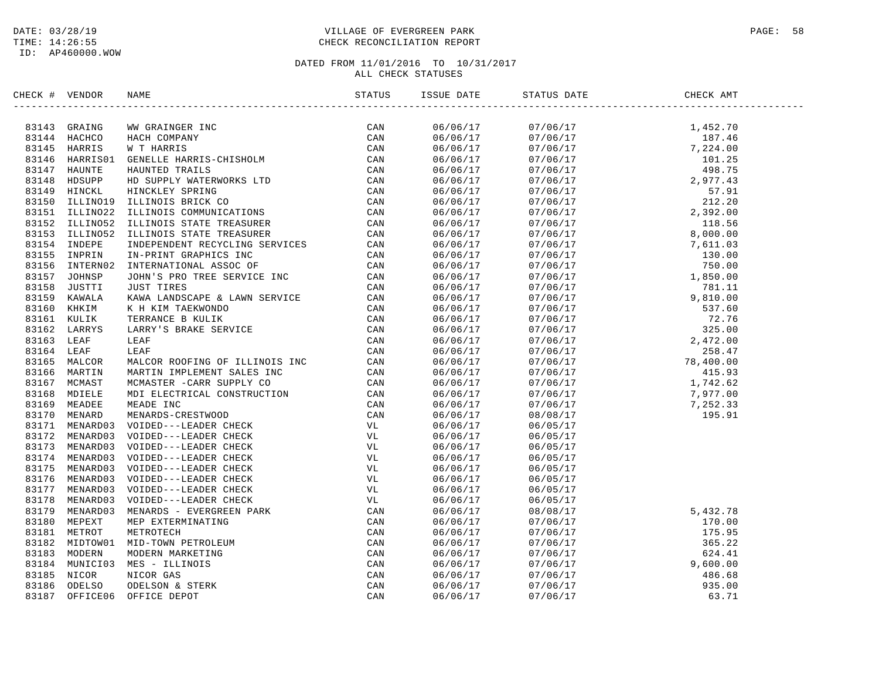DATE: 03/28/19
TIME: 14:26:55
ID: AP460000.WOW

VILLAGE OF EVERGREEN PARK
CHECK RECONCILIATION REPORT

DATED FROM 11/01/2016 TO 10/31/2017
ALL CHECK STATUSES

| CHECK # | VENDOR | NAME | STATUS | ISSUE DATE | STATUS DATE | CHECK AMT |
|---|---|---|---|---|---|---|
| 83143 | GRAING | WW GRAINGER INC | CAN | 06/06/17 | 07/06/17 | 1,452.70 |
| 83144 | HACHCO | HACH COMPANY | CAN | 06/06/17 | 07/06/17 | 187.46 |
| 83145 | HARRIS | W T HARRIS | CAN | 06/06/17 | 07/06/17 | 7,224.00 |
| 83146 | HARRIS01 | GENELLE HARRIS-CHISHOLM | CAN | 06/06/17 | 07/06/17 | 101.25 |
| 83147 | HAUNTE | HAUNTED TRAILS | CAN | 06/06/17 | 07/06/17 | 498.75 |
| 83148 | HDSUPP | HD SUPPLY WATERWORKS LTD | CAN | 06/06/17 | 07/06/17 | 2,977.43 |
| 83149 | HINCKL | HINCKLEY SPRING | CAN | 06/06/17 | 07/06/17 | 57.91 |
| 83150 | ILLINO19 | ILLINOIS BRICK CO | CAN | 06/06/17 | 07/06/17 | 212.20 |
| 83151 | ILLINO22 | ILLINOIS COMMUNICATIONS | CAN | 06/06/17 | 07/06/17 | 2,392.00 |
| 83152 | ILLINO52 | ILLINOIS STATE TREASURER | CAN | 06/06/17 | 07/06/17 | 118.56 |
| 83153 | ILLINO52 | ILLINOIS STATE TREASURER | CAN | 06/06/17 | 07/06/17 | 8,000.00 |
| 83154 | INDEPE | INDEPENDENT RECYCLING SERVICES | CAN | 06/06/17 | 07/06/17 | 7,611.03 |
| 83155 | INPRIN | IN-PRINT GRAPHICS INC | CAN | 06/06/17 | 07/06/17 | 130.00 |
| 83156 | INTERN02 | INTERNATIONAL ASSOC OF | CAN | 06/06/17 | 07/06/17 | 750.00 |
| 83157 | JOHNSP | JOHN'S PRO TREE SERVICE INC | CAN | 06/06/17 | 07/06/17 | 1,850.00 |
| 83158 | JUSTTI | JUST TIRES | CAN | 06/06/17 | 07/06/17 | 781.11 |
| 83159 | KAWALA | KAWA LANDSCAPE & LAWN SERVICE | CAN | 06/06/17 | 07/06/17 | 9,810.00 |
| 83160 | KHKIM | K H KIM TAEKWONDO | CAN | 06/06/17 | 07/06/17 | 537.60 |
| 83161 | KULIK | TERRANCE B KULIK | CAN | 06/06/17 | 07/06/17 | 72.76 |
| 83162 | LARRYS | LARRY'S BRAKE SERVICE | CAN | 06/06/17 | 07/06/17 | 325.00 |
| 83163 | LEAF | LEAF | CAN | 06/06/17 | 07/06/17 | 2,472.00 |
| 83164 | LEAF | LEAF | CAN | 06/06/17 | 07/06/17 | 258.47 |
| 83165 | MALCOR | MALCOR ROOFING OF ILLINOIS INC | CAN | 06/06/17 | 07/06/17 | 78,400.00 |
| 83166 | MARTIN | MARTIN IMPLEMENT SALES INC | CAN | 06/06/17 | 07/06/17 | 415.93 |
| 83167 | MCMAST | MCMASTER -CARR SUPPLY CO | CAN | 06/06/17 | 07/06/17 | 1,742.62 |
| 83168 | MDIELE | MDI ELECTRICAL CONSTRUCTION | CAN | 06/06/17 | 07/06/17 | 7,977.00 |
| 83169 | MEADEE | MEADE INC | CAN | 06/06/17 | 07/06/17 | 7,252.33 |
| 83170 | MENARD | MENARDS-CRESTWOOD | CAN | 06/06/17 | 08/08/17 | 195.91 |
| 83171 | MENARD03 | VOIDED---LEADER CHECK | VL | 06/06/17 | 06/05/17 | |
| 83172 | MENARD03 | VOIDED---LEADER CHECK | VL | 06/06/17 | 06/05/17 | |
| 83173 | MENARD03 | VOIDED---LEADER CHECK | VL | 06/06/17 | 06/05/17 | |
| 83174 | MENARD03 | VOIDED---LEADER CHECK | VL | 06/06/17 | 06/05/17 | |
| 83175 | MENARD03 | VOIDED---LEADER CHECK | VL | 06/06/17 | 06/05/17 | |
| 83176 | MENARD03 | VOIDED---LEADER CHECK | VL | 06/06/17 | 06/05/17 | |
| 83177 | MENARD03 | VOIDED---LEADER CHECK | VL | 06/06/17 | 06/05/17 | |
| 83178 | MENARD03 | VOIDED---LEADER CHECK | VL | 06/06/17 | 06/05/17 | |
| 83179 | MENARD03 | MENARDS - EVERGREEN PARK | CAN | 06/06/17 | 08/08/17 | 5,432.78 |
| 83180 | MEPEXT | MEP EXTERMINATING | CAN | 06/06/17 | 07/06/17 | 170.00 |
| 83181 | METROT | METROTECH | CAN | 06/06/17 | 07/06/17 | 175.95 |
| 83182 | MIDTOW01 | MID-TOWN PETROLEUM | CAN | 06/06/17 | 07/06/17 | 365.22 |
| 83183 | MODERN | MODERN MARKETING | CAN | 06/06/17 | 07/06/17 | 624.41 |
| 83184 | MUNICI03 | MES - ILLINOIS | CAN | 06/06/17 | 07/06/17 | 9,600.00 |
| 83185 | NICOR | NICOR GAS | CAN | 06/06/17 | 07/06/17 | 486.68 |
| 83186 | ODELSO | ODELSON & STERK | CAN | 06/06/17 | 07/06/17 | 935.00 |
| 83187 | OFFICE06 | OFFICE DEPOT | CAN | 06/06/17 | 07/06/17 | 63.71 |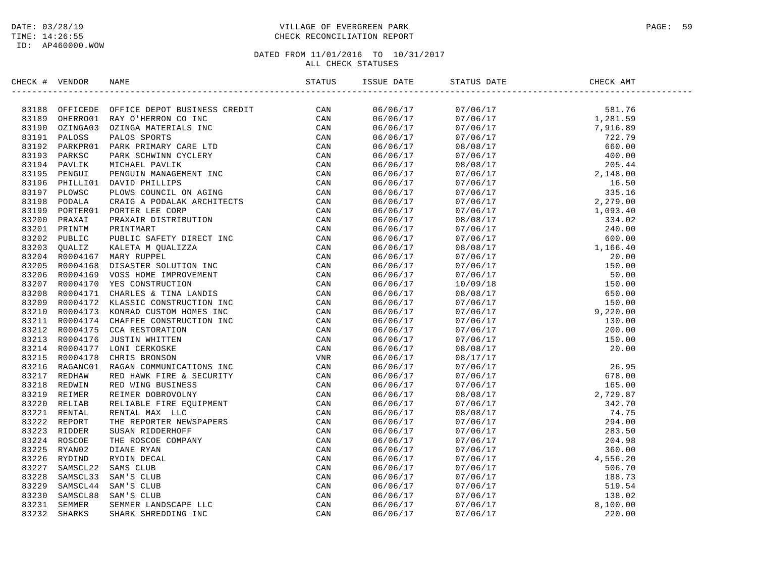DATE: 03/28/19
TIME: 14:26:55
ID: AP460000.WOW

VILLAGE OF EVERGREEN PARK
CHECK RECONCILIATION REPORT

DATED FROM 11/01/2016 TO 10/31/2017
ALL CHECK STATUSES

| CHECK # | VENDOR | NAME | STATUS | ISSUE DATE | STATUS DATE | CHECK AMT |
|---|---|---|---|---|---|---|
| 83188 | OFFICEDE | OFFICE DEPOT BUSINESS CREDIT | CAN | 06/06/17 | 07/06/17 | 581.76 |
| 83189 | OHERRO01 | RAY O'HERRON CO INC | CAN | 06/06/17 | 07/06/17 | 1,281.59 |
| 83190 | OZINGA03 | OZINGA MATERIALS INC | CAN | 06/06/17 | 07/06/17 | 7,916.89 |
| 83191 | PALOSS | PALOS SPORTS | CAN | 06/06/17 | 07/06/17 | 722.79 |
| 83192 | PARKPR01 | PARK PRIMARY CARE LTD | CAN | 06/06/17 | 08/08/17 | 660.00 |
| 83193 | PARKSC | PARK SCHWINN CYCLERY | CAN | 06/06/17 | 07/06/17 | 400.00 |
| 83194 | PAVLIK | MICHAEL PAVLIK | CAN | 06/06/17 | 08/08/17 | 205.44 |
| 83195 | PENGUI | PENGUIN MANAGEMENT INC | CAN | 06/06/17 | 07/06/17 | 2,148.00 |
| 83196 | PHILLI01 | DAVID PHILLIPS | CAN | 06/06/17 | 07/06/17 | 16.50 |
| 83197 | PLOWSC | PLOWS COUNCIL ON AGING | CAN | 06/06/17 | 07/06/17 | 335.16 |
| 83198 | PODALA | CRAIG A PODALAK ARCHITECTS | CAN | 06/06/17 | 07/06/17 | 2,279.00 |
| 83199 | PORTER01 | PORTER LEE CORP | CAN | 06/06/17 | 07/06/17 | 1,093.40 |
| 83200 | PRAXAI | PRAXAIR DISTRIBUTION | CAN | 06/06/17 | 08/08/17 | 334.02 |
| 83201 | PRINTM | PRINTMART | CAN | 06/06/17 | 07/06/17 | 240.00 |
| 83202 | PUBLIC | PUBLIC SAFETY DIRECT INC | CAN | 06/06/17 | 07/06/17 | 600.00 |
| 83203 | QUALIZ | KALETA M QUALIZZA | CAN | 06/06/17 | 08/08/17 | 1,166.40 |
| 83204 | R0004167 | MARY RUPPEL | CAN | 06/06/17 | 07/06/17 | 20.00 |
| 83205 | R0004168 | DISASTER SOLUTION INC | CAN | 06/06/17 | 07/06/17 | 150.00 |
| 83206 | R0004169 | VOSS HOME IMPROVEMENT | CAN | 06/06/17 | 07/06/17 | 50.00 |
| 83207 | R0004170 | YES CONSTRUCTION | CAN | 06/06/17 | 10/09/18 | 150.00 |
| 83208 | R0004171 | CHARLES & TINA LANDIS | CAN | 06/06/17 | 08/08/17 | 650.00 |
| 83209 | R0004172 | KLASSIC CONSTRUCTION INC | CAN | 06/06/17 | 07/06/17 | 150.00 |
| 83210 | R0004173 | KONRAD CUSTOM HOMES INC | CAN | 06/06/17 | 07/06/17 | 9,220.00 |
| 83211 | R0004174 | CHAFFEE CONSTRUCTION INC | CAN | 06/06/17 | 07/06/17 | 130.00 |
| 83212 | R0004175 | CCA RESTORATION | CAN | 06/06/17 | 07/06/17 | 200.00 |
| 83213 | R0004176 | JUSTIN WHITTEN | CAN | 06/06/17 | 07/06/17 | 150.00 |
| 83214 | R0004177 | LONI CERKOSKE | CAN | 06/06/17 | 08/08/17 | 20.00 |
| 83215 | R0004178 | CHRIS BRONSON | VNR | 06/06/17 | 08/17/17 | |
| 83216 | RAGANC01 | RAGAN COMMUNICATIONS INC | CAN | 06/06/17 | 07/06/17 | 26.95 |
| 83217 | REDHAW | RED HAWK FIRE & SECURITY | CAN | 06/06/17 | 07/06/17 | 678.00 |
| 83218 | REDWIN | RED WING BUSINESS | CAN | 06/06/17 | 07/06/17 | 165.00 |
| 83219 | REIMER | REIMER DOBROVOLNY | CAN | 06/06/17 | 08/08/17 | 2,729.87 |
| 83220 | RELIAB | RELIABLE FIRE EQUIPMENT | CAN | 06/06/17 | 07/06/17 | 342.70 |
| 83221 | RENTAL | RENTAL MAX LLC | CAN | 06/06/17 | 08/08/17 | 74.75 |
| 83222 | REPORT | THE REPORTER NEWSPAPERS | CAN | 06/06/17 | 07/06/17 | 294.00 |
| 83223 | RIDDER | SUSAN RIDDERHOFF | CAN | 06/06/17 | 07/06/17 | 283.50 |
| 83224 | ROSCOE | THE ROSCOE COMPANY | CAN | 06/06/17 | 07/06/17 | 204.98 |
| 83225 | RYAN02 | DIANE RYAN | CAN | 06/06/17 | 07/06/17 | 360.00 |
| 83226 | RYDIND | RYDIN DECAL | CAN | 06/06/17 | 07/06/17 | 4,556.20 |
| 83227 | SAMSCL22 | SAMS CLUB | CAN | 06/06/17 | 07/06/17 | 506.70 |
| 83228 | SAMSCL33 | SAM'S CLUB | CAN | 06/06/17 | 07/06/17 | 188.73 |
| 83229 | SAMSCL44 | SAM'S CLUB | CAN | 06/06/17 | 07/06/17 | 519.54 |
| 83230 | SAMSCL88 | SAM'S CLUB | CAN | 06/06/17 | 07/06/17 | 138.02 |
| 83231 | SEMMER | SEMMER LANDSCAPE LLC | CAN | 06/06/17 | 07/06/17 | 8,100.00 |
| 83232 | SHARKS | SHARK SHREDDING INC | CAN | 06/06/17 | 07/06/17 | 220.00 |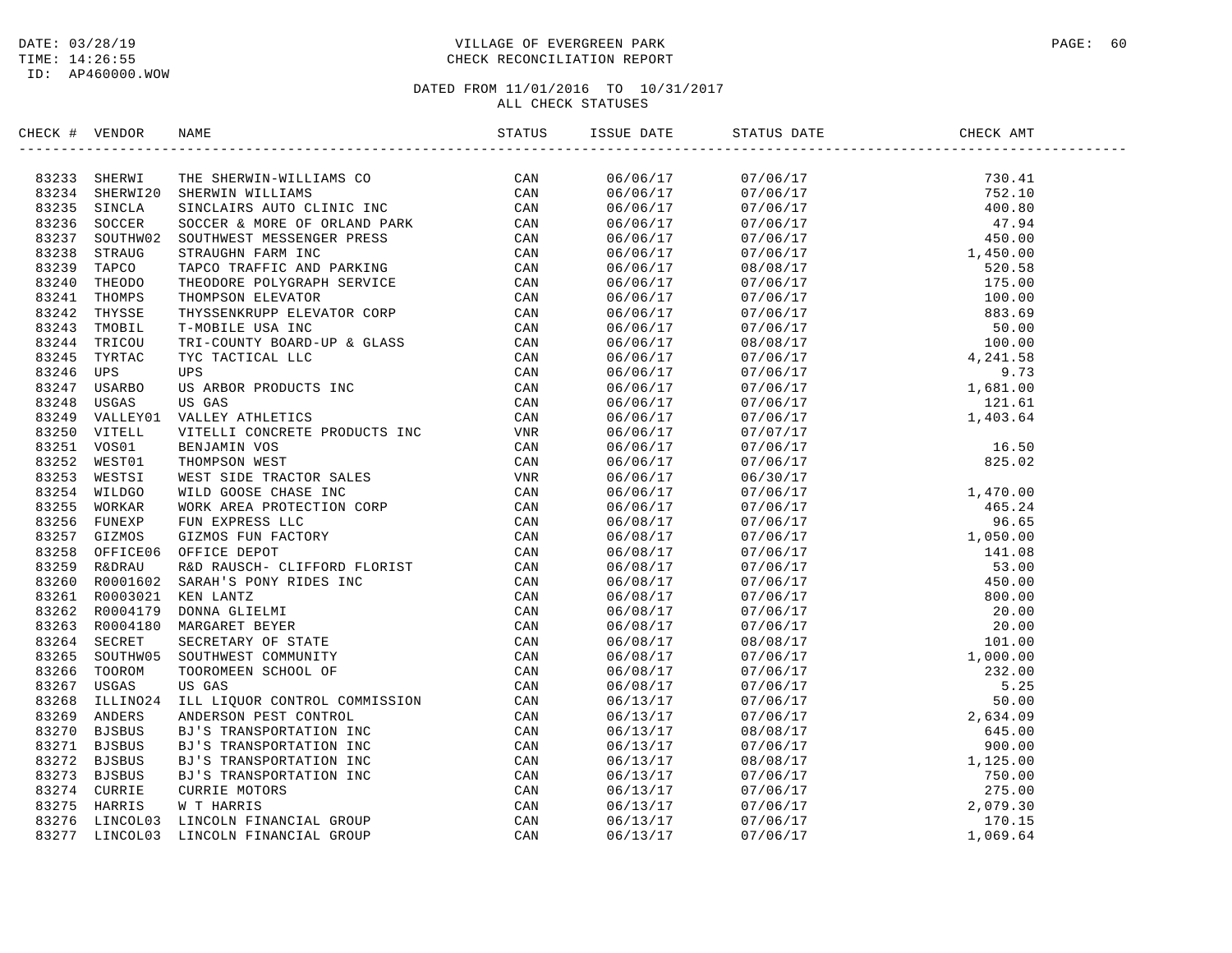DATE: 03/28/19
TIME: 14:26:55
ID: AP460000.WOW

# VILLAGE OF EVERGREEN PARK
## CHECK RECONCILIATION REPORT

DATED FROM 11/01/2016 TO 10/31/2017
ALL CHECK STATUSES

| CHECK # | VENDOR | NAME | STATUS | ISSUE DATE | STATUS DATE | CHECK AMT |
|---|---|---|---|---|---|---|
| 83233 | SHERWI | THE SHERWIN-WILLIAMS CO | CAN | 06/06/17 | 07/06/17 | 730.41 |
| 83234 | SHERWI20 | SHERWIN WILLIAMS | CAN | 06/06/17 | 07/06/17 | 752.10 |
| 83235 | SINCLA | SINCLAIRS AUTO CLINIC INC | CAN | 06/06/17 | 07/06/17 | 400.80 |
| 83236 | SOCCER | SOCCER & MORE OF ORLAND PARK | CAN | 06/06/17 | 07/06/17 | 47.94 |
| 83237 | SOUTHW02 | SOUTHWEST MESSENGER PRESS | CAN | 06/06/17 | 07/06/17 | 450.00 |
| 83238 | STRAUG | STRAUGHN FARM INC | CAN | 06/06/17 | 07/06/17 | 1,450.00 |
| 83239 | TAPCO | TAPCO TRAFFIC AND PARKING | CAN | 06/06/17 | 08/08/17 | 520.58 |
| 83240 | THEODO | THEODORE POLYGRAPH SERVICE | CAN | 06/06/17 | 07/06/17 | 175.00 |
| 83241 | THOMPS | THOMPSON ELEVATOR | CAN | 06/06/17 | 07/06/17 | 100.00 |
| 83242 | THYSSE | THYSSENKRUPP ELEVATOR CORP | CAN | 06/06/17 | 07/06/17 | 883.69 |
| 83243 | TMOBIL | T-MOBILE USA INC | CAN | 06/06/17 | 07/06/17 | 50.00 |
| 83244 | TRICOU | TRI-COUNTY BOARD-UP & GLASS | CAN | 06/06/17 | 08/08/17 | 100.00 |
| 83245 | TYRTAC | TYC TACTICAL LLC | CAN | 06/06/17 | 07/06/17 | 4,241.58 |
| 83246 | UPS | UPS | CAN | 06/06/17 | 07/06/17 | 9.73 |
| 83247 | USARBO | US ARBOR PRODUCTS INC | CAN | 06/06/17 | 07/06/17 | 1,681.00 |
| 83248 | USGAS | US GAS | CAN | 06/06/17 | 07/06/17 | 121.61 |
| 83249 | VALLEY01 | VALLEY ATHLETICS | CAN | 06/06/17 | 07/06/17 | 1,403.64 |
| 83250 | VITELL | VITELLI CONCRETE PRODUCTS INC | VNR | 06/06/17 | 07/07/17 | |
| 83251 | VOS01 | BENJAMIN VOS | CAN | 06/06/17 | 07/06/17 | 16.50 |
| 83252 | WEST01 | THOMPSON WEST | CAN | 06/06/17 | 07/06/17 | 825.02 |
| 83253 | WESTSI | WEST SIDE TRACTOR SALES | VNR | 06/06/17 | 06/30/17 | |
| 83254 | WILDGO | WILD GOOSE CHASE INC | CAN | 06/06/17 | 07/06/17 | 1,470.00 |
| 83255 | WORKAR | WORK AREA PROTECTION CORP | CAN | 06/06/17 | 07/06/17 | 465.24 |
| 83256 | FUNEXP | FUN EXPRESS LLC | CAN | 06/08/17 | 07/06/17 | 96.65 |
| 83257 | GIZMOS | GIZMOS FUN FACTORY | CAN | 06/08/17 | 07/06/17 | 1,050.00 |
| 83258 | OFFICE06 | OFFICE DEPOT | CAN | 06/08/17 | 07/06/17 | 141.08 |
| 83259 | R&DRAU | R&D RAUSCH- CLIFFORD FLORIST | CAN | 06/08/17 | 07/06/17 | 53.00 |
| 83260 | R0001602 | SARAH'S PONY RIDES INC | CAN | 06/08/17 | 07/06/17 | 450.00 |
| 83261 | R0003021 | KEN LANTZ | CAN | 06/08/17 | 07/06/17 | 800.00 |
| 83262 | R0004179 | DONNA GLIELMI | CAN | 06/08/17 | 07/06/17 | 20.00 |
| 83263 | R0004180 | MARGARET BEYER | CAN | 06/08/17 | 07/06/17 | 20.00 |
| 83264 | SECRET | SECRETARY OF STATE | CAN | 06/08/17 | 08/08/17 | 101.00 |
| 83265 | SOUTHW05 | SOUTHWEST COMMUNITY | CAN | 06/08/17 | 07/06/17 | 1,000.00 |
| 83266 | TOOROM | TOOROMEEN SCHOOL OF | CAN | 06/08/17 | 07/06/17 | 232.00 |
| 83267 | USGAS | US GAS | CAN | 06/08/17 | 07/06/17 | 5.25 |
| 83268 | ILLINO24 | ILL LIQUOR CONTROL COMMISSION | CAN | 06/13/17 | 07/06/17 | 50.00 |
| 83269 | ANDERS | ANDERSON PEST CONTROL | CAN | 06/13/17 | 07/06/17 | 2,634.09 |
| 83270 | BJSBUS | BJ'S TRANSPORTATION INC | CAN | 06/13/17 | 08/08/17 | 645.00 |
| 83271 | BJSBUS | BJ'S TRANSPORTATION INC | CAN | 06/13/17 | 07/06/17 | 900.00 |
| 83272 | BJSBUS | BJ'S TRANSPORTATION INC | CAN | 06/13/17 | 08/08/17 | 1,125.00 |
| 83273 | BJSBUS | BJ'S TRANSPORTATION INC | CAN | 06/13/17 | 07/06/17 | 750.00 |
| 83274 | CURRIE | CURRIE MOTORS | CAN | 06/13/17 | 07/06/17 | 275.00 |
| 83275 | HARRIS | W T HARRIS | CAN | 06/13/17 | 07/06/17 | 2,079.30 |
| 83276 | LINCOL03 | LINCOLN FINANCIAL GROUP | CAN | 06/13/17 | 07/06/17 | 170.15 |
| 83277 | LINCOL03 | LINCOLN FINANCIAL GROUP | CAN | 06/13/17 | 07/06/17 | 1,069.64 |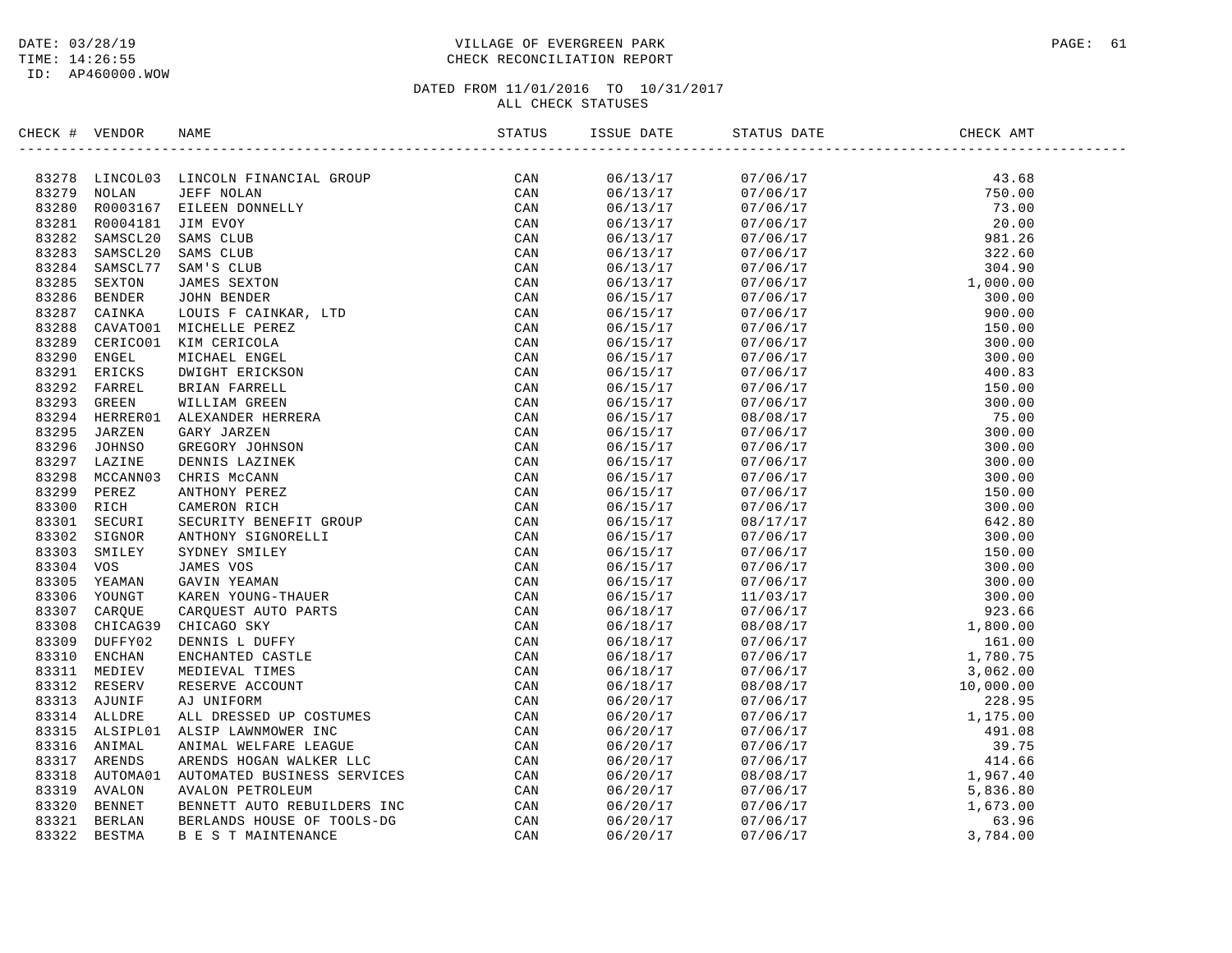DATE: 03/28/19
TIME: 14:26:55
ID: AP460000.WOW

VILLAGE OF EVERGREEN PARK
CHECK RECONCILIATION REPORT

DATED FROM 11/01/2016 TO 10/31/2017
ALL CHECK STATUSES

| CHECK # | VENDOR | NAME | STATUS | ISSUE DATE | STATUS DATE | CHECK AMT |
|---|---|---|---|---|---|---|
| 83278 | LINCOL03 | LINCOLN FINANCIAL GROUP | CAN | 06/13/17 | 07/06/17 | 43.68 |
| 83279 | NOLAN | JEFF NOLAN | CAN | 06/13/17 | 07/06/17 | 750.00 |
| 83280 | R0003167 | EILEEN DONNELLY | CAN | 06/13/17 | 07/06/17 | 73.00 |
| 83281 | R0004181 | JIM EVOY | CAN | 06/13/17 | 07/06/17 | 20.00 |
| 83282 | SAMSCL20 | SAMS CLUB | CAN | 06/13/17 | 07/06/17 | 981.26 |
| 83283 | SAMSCL20 | SAMS CLUB | CAN | 06/13/17 | 07/06/17 | 322.60 |
| 83284 | SAMSCL77 | SAM'S CLUB | CAN | 06/13/17 | 07/06/17 | 304.90 |
| 83285 | SEXTON | JAMES SEXTON | CAN | 06/13/17 | 07/06/17 | 1,000.00 |
| 83286 | BENDER | JOHN BENDER | CAN | 06/15/17 | 07/06/17 | 300.00 |
| 83287 | CAINKA | LOUIS F CAINKAR, LTD | CAN | 06/15/17 | 07/06/17 | 900.00 |
| 83288 | CAVATO01 | MICHELLE PEREZ | CAN | 06/15/17 | 07/06/17 | 150.00 |
| 83289 | CERICO01 | KIM CERICOLA | CAN | 06/15/17 | 07/06/17 | 300.00 |
| 83290 | ENGEL | MICHAEL ENGEL | CAN | 06/15/17 | 07/06/17 | 300.00 |
| 83291 | ERICKS | DWIGHT ERICKSON | CAN | 06/15/17 | 07/06/17 | 400.83 |
| 83292 | FARREL | BRIAN FARRELL | CAN | 06/15/17 | 07/06/17 | 150.00 |
| 83293 | GREEN | WILLIAM GREEN | CAN | 06/15/17 | 07/06/17 | 300.00 |
| 83294 | HERRER01 | ALEXANDER HERRERA | CAN | 06/15/17 | 08/08/17 | 75.00 |
| 83295 | JARZEN | GARY JARZEN | CAN | 06/15/17 | 07/06/17 | 300.00 |
| 83296 | JOHNSO | GREGORY JOHNSON | CAN | 06/15/17 | 07/06/17 | 300.00 |
| 83297 | LAZINE | DENNIS LAZINEK | CAN | 06/15/17 | 07/06/17 | 300.00 |
| 83298 | MCCANN03 | CHRIS McCANN | CAN | 06/15/17 | 07/06/17 | 300.00 |
| 83299 | PEREZ | ANTHONY PEREZ | CAN | 06/15/17 | 07/06/17 | 150.00 |
| 83300 | RICH | CAMERON RICH | CAN | 06/15/17 | 07/06/17 | 300.00 |
| 83301 | SECURI | SECURITY BENEFIT GROUP | CAN | 06/15/17 | 08/17/17 | 642.80 |
| 83302 | SIGNOR | ANTHONY SIGNORELLI | CAN | 06/15/17 | 07/06/17 | 300.00 |
| 83303 | SMILEY | SYDNEY SMILEY | CAN | 06/15/17 | 07/06/17 | 150.00 |
| 83304 | VOS | JAMES VOS | CAN | 06/15/17 | 07/06/17 | 300.00 |
| 83305 | YEAMAN | GAVIN YEAMAN | CAN | 06/15/17 | 07/06/17 | 300.00 |
| 83306 | YOUNGT | KAREN YOUNG-THAUER | CAN | 06/15/17 | 11/03/17 | 300.00 |
| 83307 | CARQUE | CARQUEST AUTO PARTS | CAN | 06/18/17 | 07/06/17 | 923.66 |
| 83308 | CHICAG39 | CHICAGO SKY | CAN | 06/18/17 | 08/08/17 | 1,800.00 |
| 83309 | DUFFY02 | DENNIS L DUFFY | CAN | 06/18/17 | 07/06/17 | 161.00 |
| 83310 | ENCHAN | ENCHANTED CASTLE | CAN | 06/18/17 | 07/06/17 | 1,780.75 |
| 83311 | MEDIEV | MEDIEVAL TIMES | CAN | 06/18/17 | 07/06/17 | 3,062.00 |
| 83312 | RESERV | RESERVE ACCOUNT | CAN | 06/18/17 | 08/08/17 | 10,000.00 |
| 83313 | AJUNIF | AJ UNIFORM | CAN | 06/20/17 | 07/06/17 | 228.95 |
| 83314 | ALLDRE | ALL DRESSED UP COSTUMES | CAN | 06/20/17 | 07/06/17 | 1,175.00 |
| 83315 | ALSIPL01 | ALSIP LAWNMOWER INC | CAN | 06/20/17 | 07/06/17 | 491.08 |
| 83316 | ANIMAL | ANIMAL WELFARE LEAGUE | CAN | 06/20/17 | 07/06/17 | 39.75 |
| 83317 | ARENDS | ARENDS HOGAN WALKER LLC | CAN | 06/20/17 | 07/06/17 | 414.66 |
| 83318 | AUTOMA01 | AUTOMATED BUSINESS SERVICES | CAN | 06/20/17 | 08/08/17 | 1,967.40 |
| 83319 | AVALON | AVALON PETROLEUM | CAN | 06/20/17 | 07/06/17 | 5,836.80 |
| 83320 | BENNET | BENNETT AUTO REBUILDERS INC | CAN | 06/20/17 | 07/06/17 | 1,673.00 |
| 83321 | BERLAN | BERLANDS HOUSE OF TOOLS-DG | CAN | 06/20/17 | 07/06/17 | 63.96 |
| 83322 | BESTMA | B E S T MAINTENANCE | CAN | 06/20/17 | 07/06/17 | 3,784.00 |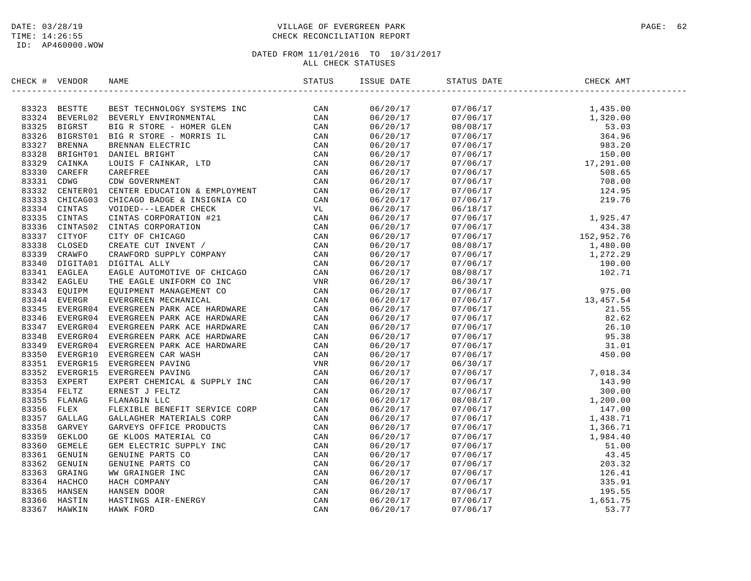DATE: 03/28/19
TIME: 14:26:55
ID: AP460000.WOW

VILLAGE OF EVERGREEN PARK
CHECK RECONCILIATION REPORT

DATED FROM 11/01/2016 TO 10/31/2017
ALL CHECK STATUSES

| CHECK # | VENDOR | NAME | STATUS | ISSUE DATE | STATUS DATE | CHECK AMT |
|---|---|---|---|---|---|---|
| 83323 | BESTTE | BEST TECHNOLOGY SYSTEMS INC | CAN | 06/20/17 | 07/06/17 | 1,435.00 |
| 83324 | BEVERL02 | BEVERLY ENVIRONMENTAL | CAN | 06/20/17 | 07/06/17 | 1,320.00 |
| 83325 | BIGRST | BIG R STORE - HOMER GLEN | CAN | 06/20/17 | 08/08/17 | 53.03 |
| 83326 | BIGRST01 | BIG R STORE - MORRIS IL | CAN | 06/20/17 | 07/06/17 | 364.96 |
| 83327 | BRENNA | BRENNAN ELECTRIC | CAN | 06/20/17 | 07/06/17 | 983.20 |
| 83328 | BRIGHT01 | DANIEL BRIGHT | CAN | 06/20/17 | 07/06/17 | 150.00 |
| 83329 | CAINKA | LOUIS F CAINKAR, LTD | CAN | 06/20/17 | 07/06/17 | 17,291.00 |
| 83330 | CAREFR | CAREFREE | CAN | 06/20/17 | 07/06/17 | 508.65 |
| 83331 | CDWG | CDW GOVERNMENT | CAN | 06/20/17 | 07/06/17 | 708.00 |
| 83332 | CENTER01 | CENTER EDUCATION & EMPLOYMENT | CAN | 06/20/17 | 07/06/17 | 124.95 |
| 83333 | CHICAG03 | CHICAGO BADGE & INSIGNIA CO | CAN | 06/20/17 | 07/06/17 | 219.76 |
| 83334 | CINTAS | VOIDED---LEADER CHECK | VL | 06/20/17 | 06/18/17 | |
| 83335 | CINTAS | CINTAS CORPORATION #21 | CAN | 06/20/17 | 07/06/17 | 1,925.47 |
| 83336 | CINTAS02 | CINTAS CORPORATION | CAN | 06/20/17 | 07/06/17 | 434.38 |
| 83337 | CITYOF | CITY OF CHICAGO | CAN | 06/20/17 | 07/06/17 | 152,952.76 |
| 83338 | CLOSED | CREATE CUT INVENT / | CAN | 06/20/17 | 08/08/17 | 1,480.00 |
| 83339 | CRAWFO | CRAWFORD SUPPLY COMPANY | CAN | 06/20/17 | 07/06/17 | 1,272.29 |
| 83340 | DIGITA01 | DIGITAL ALLY | CAN | 06/20/17 | 07/06/17 | 190.00 |
| 83341 | EAGLEA | EAGLE AUTOMOTIVE OF CHICAGO | CAN | 06/20/17 | 08/08/17 | 102.71 |
| 83342 | EAGLEU | THE EAGLE UNIFORM CO INC | VNR | 06/20/17 | 06/30/17 | |
| 83343 | EQUIPM | EQUIPMENT MANAGEMENT CO | CAN | 06/20/17 | 07/06/17 | 975.00 |
| 83344 | EVERGR | EVERGREEN MECHANICAL | CAN | 06/20/17 | 07/06/17 | 13,457.54 |
| 83345 | EVERGR04 | EVERGREEN PARK ACE HARDWARE | CAN | 06/20/17 | 07/06/17 | 21.55 |
| 83346 | EVERGR04 | EVERGREEN PARK ACE HARDWARE | CAN | 06/20/17 | 07/06/17 | 82.62 |
| 83347 | EVERGR04 | EVERGREEN PARK ACE HARDWARE | CAN | 06/20/17 | 07/06/17 | 26.10 |
| 83348 | EVERGR04 | EVERGREEN PARK ACE HARDWARE | CAN | 06/20/17 | 07/06/17 | 95.38 |
| 83349 | EVERGR04 | EVERGREEN PARK ACE HARDWARE | CAN | 06/20/17 | 07/06/17 | 31.01 |
| 83350 | EVERGR10 | EVERGREEN CAR WASH | CAN | 06/20/17 | 07/06/17 | 450.00 |
| 83351 | EVERGR15 | EVERGREEN PAVING | VNR | 06/20/17 | 06/30/17 | |
| 83352 | EVERGR15 | EVERGREEN PAVING | CAN | 06/20/17 | 07/06/17 | 7,018.34 |
| 83353 | EXPERT | EXPERT CHEMICAL & SUPPLY INC | CAN | 06/20/17 | 07/06/17 | 143.90 |
| 83354 | FELTZ | ERNEST J FELTZ | CAN | 06/20/17 | 07/06/17 | 300.00 |
| 83355 | FLANAG | FLANAGIN LLC | CAN | 06/20/17 | 08/08/17 | 1,200.00 |
| 83356 | FLEX | FLEXIBLE BENEFIT SERVICE CORP | CAN | 06/20/17 | 07/06/17 | 147.00 |
| 83357 | GALLAG | GALLAGHER MATERIALS CORP | CAN | 06/20/17 | 07/06/17 | 1,438.71 |
| 83358 | GARVEY | GARVEYS OFFICE PRODUCTS | CAN | 06/20/17 | 07/06/17 | 1,366.71 |
| 83359 | GEKLOO | GE KLOOS MATERIAL CO | CAN | 06/20/17 | 07/06/17 | 1,984.40 |
| 83360 | GEMELE | GEM ELECTRIC SUPPLY INC | CAN | 06/20/17 | 07/06/17 | 51.00 |
| 83361 | GENUIN | GENUINE PARTS CO | CAN | 06/20/17 | 07/06/17 | 43.45 |
| 83362 | GENUIN | GENUINE PARTS CO | CAN | 06/20/17 | 07/06/17 | 203.32 |
| 83363 | GRAING | WW GRAINGER INC | CAN | 06/20/17 | 07/06/17 | 126.41 |
| 83364 | HACHCO | HACH COMPANY | CAN | 06/20/17 | 07/06/17 | 335.91 |
| 83365 | HANSEN | HANSEN DOOR | CAN | 06/20/17 | 07/06/17 | 195.55 |
| 83366 | HASTIN | HASTINGS AIR-ENERGY | CAN | 06/20/17 | 07/06/17 | 1,651.75 |
| 83367 | HAWKIN | HAWK FORD | CAN | 06/20/17 | 07/06/17 | 53.77 |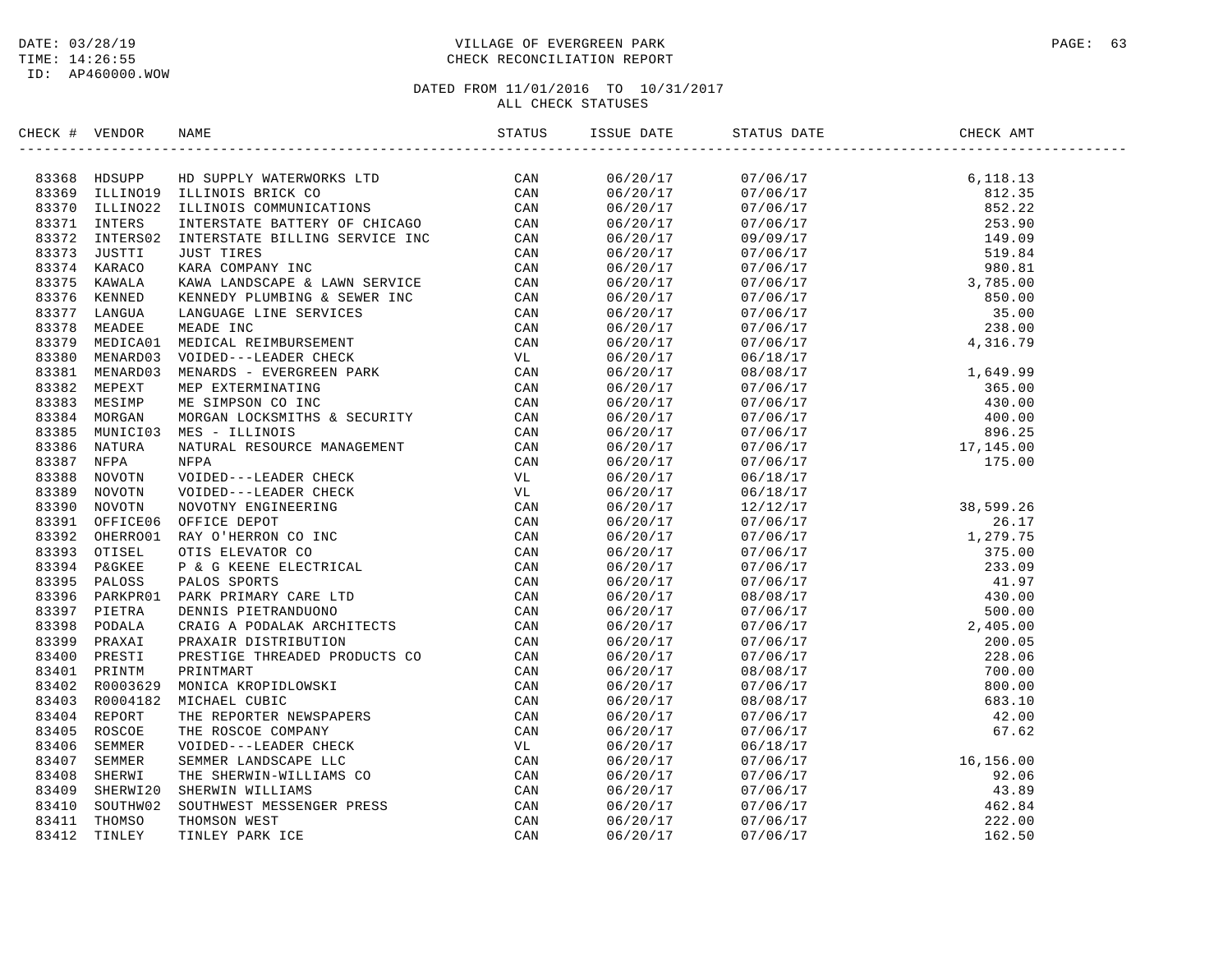DATE: 03/28/19
TIME: 14:26:55
ID: AP460000.WOW

VILLAGE OF EVERGREEN PARK
CHECK RECONCILIATION REPORT

DATED FROM 11/01/2016 TO 10/31/2017
ALL CHECK STATUSES

| CHECK # | VENDOR | NAME | STATUS | ISSUE DATE | STATUS DATE | CHECK AMT |
|---|---|---|---|---|---|---|
| 83368 | HDSUPP | HD SUPPLY WATERWORKS LTD | CAN | 06/20/17 | 07/06/17 | 6,118.13 |
| 83369 | ILLINO19 | ILLINOIS BRICK CO | CAN | 06/20/17 | 07/06/17 | 812.35 |
| 83370 | ILLINO22 | ILLINOIS COMMUNICATIONS | CAN | 06/20/17 | 07/06/17 | 852.22 |
| 83371 | INTERS | INTERSTATE BATTERY OF CHICAGO | CAN | 06/20/17 | 07/06/17 | 253.90 |
| 83372 | INTERS02 | INTERSTATE BILLING SERVICE INC | CAN | 06/20/17 | 09/09/17 | 149.09 |
| 83373 | JUSTTI | JUST TIRES | CAN | 06/20/17 | 07/06/17 | 519.84 |
| 83374 | KARACO | KARA COMPANY INC | CAN | 06/20/17 | 07/06/17 | 980.81 |
| 83375 | KAWALA | KAWA LANDSCAPE & LAWN SERVICE | CAN | 06/20/17 | 07/06/17 | 3,785.00 |
| 83376 | KENNED | KENNEDY PLUMBING & SEWER INC | CAN | 06/20/17 | 07/06/17 | 850.00 |
| 83377 | LANGUA | LANGUAGE LINE SERVICES | CAN | 06/20/17 | 07/06/17 | 35.00 |
| 83378 | MEADEE | MEADE INC | CAN | 06/20/17 | 07/06/17 | 238.00 |
| 83379 | MEDICA01 | MEDICAL REIMBURSEMENT | CAN | 06/20/17 | 07/06/17 | 4,316.79 |
| 83380 | MENARD03 | VOIDED---LEADER CHECK | VL | 06/20/17 | 06/18/17 | |
| 83381 | MENARD03 | MENARDS - EVERGREEN PARK | CAN | 06/20/17 | 08/08/17 | 1,649.99 |
| 83382 | MEPEXT | MEP EXTERMINATING | CAN | 06/20/17 | 07/06/17 | 365.00 |
| 83383 | MESIMP | ME SIMPSON CO INC | CAN | 06/20/17 | 07/06/17 | 430.00 |
| 83384 | MORGAN | MORGAN LOCKSMITHS & SECURITY | CAN | 06/20/17 | 07/06/17 | 400.00 |
| 83385 | MUNICI03 | MES - ILLINOIS | CAN | 06/20/17 | 07/06/17 | 896.25 |
| 83386 | NATURA | NATURAL RESOURCE MANAGEMENT | CAN | 06/20/17 | 07/06/17 | 17,145.00 |
| 83387 | NFPA | NFPA | CAN | 06/20/17 | 07/06/17 | 175.00 |
| 83388 | NOVOTN | VOIDED---LEADER CHECK | VL | 06/20/17 | 06/18/17 | |
| 83389 | NOVOTN | VOIDED---LEADER CHECK | VL | 06/20/17 | 06/18/17 | |
| 83390 | NOVOTN | NOVOTNY ENGINEERING | CAN | 06/20/17 | 12/12/17 | 38,599.26 |
| 83391 | OFFICE06 | OFFICE DEPOT | CAN | 06/20/17 | 07/06/17 | 26.17 |
| 83392 | OHERRO01 | RAY O'HERRON CO INC | CAN | 06/20/17 | 07/06/17 | 1,279.75 |
| 83393 | OTISEL | OTIS ELEVATOR CO | CAN | 06/20/17 | 07/06/17 | 375.00 |
| 83394 | P&GKEE | P & G KEENE ELECTRICAL | CAN | 06/20/17 | 07/06/17 | 233.09 |
| 83395 | PALOSS | PALOS SPORTS | CAN | 06/20/17 | 07/06/17 | 41.97 |
| 83396 | PARKPR01 | PARK PRIMARY CARE LTD | CAN | 06/20/17 | 08/08/17 | 430.00 |
| 83397 | PIETRA | DENNIS PIETRANDUONO | CAN | 06/20/17 | 07/06/17 | 500.00 |
| 83398 | PODALA | CRAIG A PODALAK ARCHITECTS | CAN | 06/20/17 | 07/06/17 | 2,405.00 |
| 83399 | PRAXAI | PRAXAIR DISTRIBUTION | CAN | 06/20/17 | 07/06/17 | 200.05 |
| 83400 | PRESTI | PRESTIGE THREADED PRODUCTS CO | CAN | 06/20/17 | 07/06/17 | 228.06 |
| 83401 | PRINTM | PRINTMART | CAN | 06/20/17 | 08/08/17 | 700.00 |
| 83402 | R0003629 | MONICA KROPIDLOWSKI | CAN | 06/20/17 | 07/06/17 | 800.00 |
| 83403 | R0004182 | MICHAEL CUBIC | CAN | 06/20/17 | 08/08/17 | 683.10 |
| 83404 | REPORT | THE REPORTER NEWSPAPERS | CAN | 06/20/17 | 07/06/17 | 42.00 |
| 83405 | ROSCOE | THE ROSCOE COMPANY | CAN | 06/20/17 | 07/06/17 | 67.62 |
| 83406 | SEMMER | VOIDED---LEADER CHECK | VL | 06/20/17 | 06/18/17 | |
| 83407 | SEMMER | SEMMER LANDSCAPE LLC | CAN | 06/20/17 | 07/06/17 | 16,156.00 |
| 83408 | SHERWI | THE SHERWIN-WILLIAMS CO | CAN | 06/20/17 | 07/06/17 | 92.06 |
| 83409 | SHERWI20 | SHERWIN WILLIAMS | CAN | 06/20/17 | 07/06/17 | 43.89 |
| 83410 | SOUTHW02 | SOUTHWEST MESSENGER PRESS | CAN | 06/20/17 | 07/06/17 | 462.84 |
| 83411 | THOMSO | THOMSON WEST | CAN | 06/20/17 | 07/06/17 | 222.00 |
| 83412 | TINLEY | TINLEY PARK ICE | CAN | 06/20/17 | 07/06/17 | 162.50 |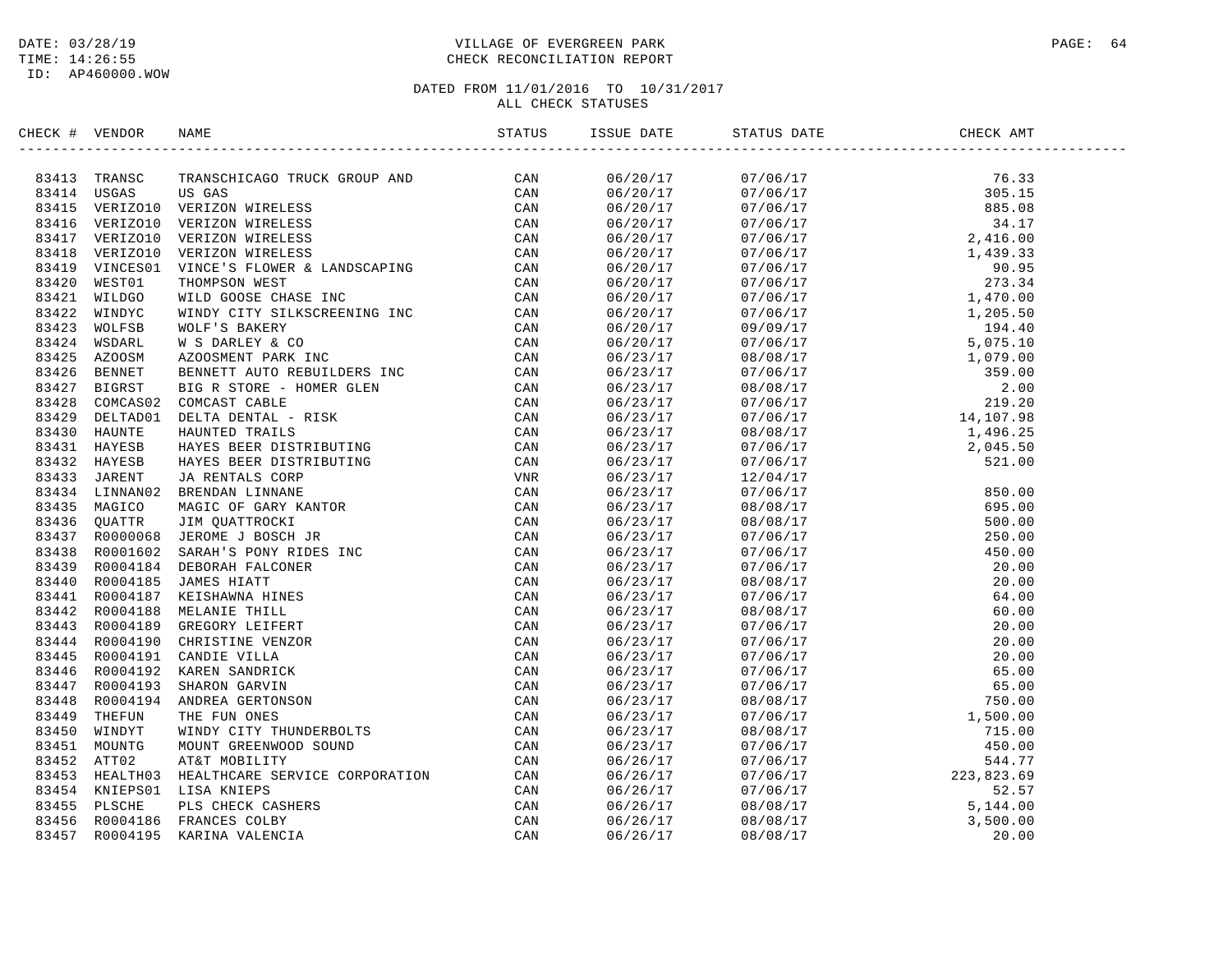DATE: 03/28/19
TIME: 14:26:55
ID: AP460000.WOW

VILLAGE OF EVERGREEN PARK
CHECK RECONCILIATION REPORT

DATED FROM 11/01/2016 TO 10/31/2017
ALL CHECK STATUSES

| CHECK # | VENDOR | NAME | STATUS | ISSUE DATE | STATUS DATE | CHECK AMT |
|---|---|---|---|---|---|---|
| 83413 | TRANSC | TRANSCHICAGO TRUCK GROUP AND | CAN | 06/20/17 | 07/06/17 | 76.33 |
| 83414 | USGAS | US GAS | CAN | 06/20/17 | 07/06/17 | 305.15 |
| 83415 | VERIZO10 | VERIZON WIRELESS | CAN | 06/20/17 | 07/06/17 | 885.08 |
| 83416 | VERIZO10 | VERIZON WIRELESS | CAN | 06/20/17 | 07/06/17 | 34.17 |
| 83417 | VERIZO10 | VERIZON WIRELESS | CAN | 06/20/17 | 07/06/17 | 2,416.00 |
| 83418 | VERIZO10 | VERIZON WIRELESS | CAN | 06/20/17 | 07/06/17 | 1,439.33 |
| 83419 | VINCES01 | VINCE'S FLOWER & LANDSCAPING | CAN | 06/20/17 | 07/06/17 | 90.95 |
| 83420 | WEST01 | THOMPSON WEST | CAN | 06/20/17 | 07/06/17 | 273.34 |
| 83421 | WILDGO | WILD GOOSE CHASE INC | CAN | 06/20/17 | 07/06/17 | 1,470.00 |
| 83422 | WINDYC | WINDY CITY SILKSCREENING INC | CAN | 06/20/17 | 07/06/17 | 1,205.50 |
| 83423 | WOLFSB | WOLF'S BAKERY | CAN | 06/20/17 | 09/09/17 | 194.40 |
| 83424 | WSDARL | W S DARLEY & CO | CAN | 06/20/17 | 07/06/17 | 5,075.10 |
| 83425 | AZOOSM | AZOOSMENT PARK INC | CAN | 06/23/17 | 08/08/17 | 1,079.00 |
| 83426 | BENNET | BENNETT AUTO REBUILDERS INC | CAN | 06/23/17 | 07/06/17 | 359.00 |
| 83427 | BIGRST | BIG R STORE - HOMER GLEN | CAN | 06/23/17 | 08/08/17 | 2.00 |
| 83428 | COMCAS02 | COMCAST CABLE | CAN | 06/23/17 | 07/06/17 | 219.20 |
| 83429 | DELTAD01 | DELTA DENTAL - RISK | CAN | 06/23/17 | 07/06/17 | 14,107.98 |
| 83430 | HAUNTE | HAUNTED TRAILS | CAN | 06/23/17 | 08/08/17 | 1,496.25 |
| 83431 | HAYESB | HAYES BEER DISTRIBUTING | CAN | 06/23/17 | 07/06/17 | 2,045.50 |
| 83432 | HAYESB | HAYES BEER DISTRIBUTING | CAN | 06/23/17 | 07/06/17 | 521.00 |
| 83433 | JARENT | JA RENTALS CORP | VNR | 06/23/17 | 12/04/17 | |
| 83434 | LINNAN02 | BRENDAN LINNANE | CAN | 06/23/17 | 07/06/17 | 850.00 |
| 83435 | MAGICO | MAGIC OF GARY KANTOR | CAN | 06/23/17 | 08/08/17 | 695.00 |
| 83436 | QUATTR | JIM QUATTROCKI | CAN | 06/23/17 | 08/08/17 | 500.00 |
| 83437 | R0000068 | JEROME J BOSCH JR | CAN | 06/23/17 | 07/06/17 | 250.00 |
| 83438 | R0001602 | SARAH'S PONY RIDES INC | CAN | 06/23/17 | 07/06/17 | 450.00 |
| 83439 | R0004184 | DEBORAH FALCONER | CAN | 06/23/17 | 07/06/17 | 20.00 |
| 83440 | R0004185 | JAMES HIATT | CAN | 06/23/17 | 08/08/17 | 20.00 |
| 83441 | R0004187 | KEISHAWNA HINES | CAN | 06/23/17 | 07/06/17 | 64.00 |
| 83442 | R0004188 | MELANIE THILL | CAN | 06/23/17 | 08/08/17 | 60.00 |
| 83443 | R0004189 | GREGORY LEIFERT | CAN | 06/23/17 | 07/06/17 | 20.00 |
| 83444 | R0004190 | CHRISTINE VENZOR | CAN | 06/23/17 | 07/06/17 | 20.00 |
| 83445 | R0004191 | CANDIE VILLA | CAN | 06/23/17 | 07/06/17 | 20.00 |
| 83446 | R0004192 | KAREN SANDRICK | CAN | 06/23/17 | 07/06/17 | 65.00 |
| 83447 | R0004193 | SHARON GARVIN | CAN | 06/23/17 | 07/06/17 | 65.00 |
| 83448 | R0004194 | ANDREA GERTONSON | CAN | 06/23/17 | 08/08/17 | 750.00 |
| 83449 | THEFUN | THE FUN ONES | CAN | 06/23/17 | 07/06/17 | 1,500.00 |
| 83450 | WINDYT | WINDY CITY THUNDERBOLTS | CAN | 06/23/17 | 08/08/17 | 715.00 |
| 83451 | MOUNTG | MOUNT GREENWOOD SOUND | CAN | 06/23/17 | 07/06/17 | 450.00 |
| 83452 | ATT02 | AT&T MOBILITY | CAN | 06/26/17 | 07/06/17 | 544.77 |
| 83453 | HEALTH03 | HEALTHCARE SERVICE CORPORATION | CAN | 06/26/17 | 07/06/17 | 223,823.69 |
| 83454 | KNIEPS01 | LISA KNIEPS | CAN | 06/26/17 | 07/06/17 | 52.57 |
| 83455 | PLSCHE | PLS CHECK CASHERS | CAN | 06/26/17 | 08/08/17 | 5,144.00 |
| 83456 | R0004186 | FRANCES COLBY | CAN | 06/26/17 | 08/08/17 | 3,500.00 |
| 83457 | R0004195 | KARINA VALENCIA | CAN | 06/26/17 | 08/08/17 | 20.00 |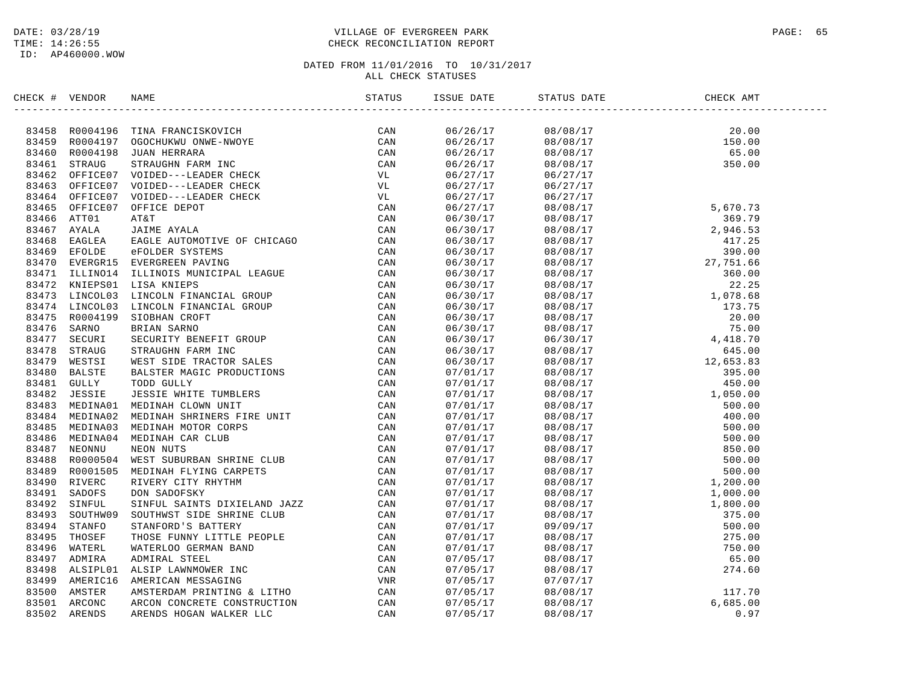DATE: 03/28/19
TIME: 14:26:55
ID: AP460000.WOW

# VILLAGE OF EVERGREEN PARK
## CHECK RECONCILIATION REPORT

DATED FROM 11/01/2016 TO 10/31/2017
ALL CHECK STATUSES

| CHECK # | VENDOR | NAME | STATUS | ISSUE DATE | STATUS DATE | CHECK AMT |
|---|---|---|---|---|---|---|
| 83458 | R0004196 | TINA FRANCISKOVICH | CAN | 06/26/17 | 08/08/17 | 20.00 |
| 83459 | R0004197 | OGOCHUKWU ONWE-NWOYE | CAN | 06/26/17 | 08/08/17 | 150.00 |
| 83460 | R0004198 | JUAN HERRARA | CAN | 06/26/17 | 08/08/17 | 65.00 |
| 83461 | STRAUG | STRAUGHN FARM INC | CAN | 06/26/17 | 08/08/17 | 350.00 |
| 83462 | OFFICE07 | VOIDED---LEADER CHECK | VL | 06/27/17 | 06/27/17 | |
| 83463 | OFFICE07 | VOIDED---LEADER CHECK | VL | 06/27/17 | 06/27/17 | |
| 83464 | OFFICE07 | VOIDED---LEADER CHECK | VL | 06/27/17 | 06/27/17 | |
| 83465 | OFFICE07 | OFFICE DEPOT | CAN | 06/27/17 | 08/08/17 | 5,670.73 |
| 83466 | ATT01 | AT&T | CAN | 06/30/17 | 08/08/17 | 369.79 |
| 83467 | AYALA | JAIME AYALA | CAN | 06/30/17 | 08/08/17 | 2,946.53 |
| 83468 | EAGLEA | EAGLE AUTOMOTIVE OF CHICAGO | CAN | 06/30/17 | 08/08/17 | 417.25 |
| 83469 | EFOLDE | eFOLDER SYSTEMS | CAN | 06/30/17 | 08/08/17 | 390.00 |
| 83470 | EVERGR15 | EVERGREEN PAVING | CAN | 06/30/17 | 08/08/17 | 27,751.66 |
| 83471 | ILLINO14 | ILLINOIS MUNICIPAL LEAGUE | CAN | 06/30/17 | 08/08/17 | 360.00 |
| 83472 | KNIEPS01 | LISA KNIEPS | CAN | 06/30/17 | 08/08/17 | 22.25 |
| 83473 | LINCOL03 | LINCOLN FINANCIAL GROUP | CAN | 06/30/17 | 08/08/17 | 1,078.68 |
| 83474 | LINCOL03 | LINCOLN FINANCIAL GROUP | CAN | 06/30/17 | 08/08/17 | 173.75 |
| 83475 | R0004199 | SIOBHAN CROFT | CAN | 06/30/17 | 08/08/17 | 20.00 |
| 83476 | SARNO | BRIAN SARNO | CAN | 06/30/17 | 08/08/17 | 75.00 |
| 83477 | SECURI | SECURITY BENEFIT GROUP | CAN | 06/30/17 | 06/30/17 | 4,418.70 |
| 83478 | STRAUG | STRAUGHN FARM INC | CAN | 06/30/17 | 08/08/17 | 645.00 |
| 83479 | WESTSI | WEST SIDE TRACTOR SALES | CAN | 06/30/17 | 08/08/17 | 12,653.83 |
| 83480 | BALSTE | BALSTER MAGIC PRODUCTIONS | CAN | 07/01/17 | 08/08/17 | 395.00 |
| 83481 | GULLY | TODD GULLY | CAN | 07/01/17 | 08/08/17 | 450.00 |
| 83482 | JESSIE | JESSIE WHITE TUMBLERS | CAN | 07/01/17 | 08/08/17 | 1,050.00 |
| 83483 | MEDINA01 | MEDINAH CLOWN UNIT | CAN | 07/01/17 | 08/08/17 | 500.00 |
| 83484 | MEDINA02 | MEDINAH SHRINERS FIRE UNIT | CAN | 07/01/17 | 08/08/17 | 400.00 |
| 83485 | MEDINA03 | MEDINAH MOTOR CORPS | CAN | 07/01/17 | 08/08/17 | 500.00 |
| 83486 | MEDINA04 | MEDINAH CAR CLUB | CAN | 07/01/17 | 08/08/17 | 500.00 |
| 83487 | NEONNU | NEON NUTS | CAN | 07/01/17 | 08/08/17 | 850.00 |
| 83488 | R0000504 | WEST SUBURBAN SHRINE CLUB | CAN | 07/01/17 | 08/08/17 | 500.00 |
| 83489 | R0001505 | MEDINAH FLYING CARPETS | CAN | 07/01/17 | 08/08/17 | 500.00 |
| 83490 | RIVERC | RIVERY CITY RHYTHM | CAN | 07/01/17 | 08/08/17 | 1,200.00 |
| 83491 | SADOFS | DON SADOFSKY | CAN | 07/01/17 | 08/08/17 | 1,000.00 |
| 83492 | SINFUL | SINFUL SAINTS DIXIELAND JAZZ | CAN | 07/01/17 | 08/08/17 | 1,800.00 |
| 83493 | SOUTHW09 | SOUTHWST SIDE SHRINE CLUB | CAN | 07/01/17 | 08/08/17 | 375.00 |
| 83494 | STANFO | STANFORD'S BATTERY | CAN | 07/01/17 | 09/09/17 | 500.00 |
| 83495 | THOSEF | THOSE FUNNY LITTLE PEOPLE | CAN | 07/01/17 | 08/08/17 | 275.00 |
| 83496 | WATERL | WATERLOO GERMAN BAND | CAN | 07/01/17 | 08/08/17 | 750.00 |
| 83497 | ADMIRA | ADMIRAL STEEL | CAN | 07/05/17 | 08/08/17 | 65.00 |
| 83498 | ALSIPL01 | ALSIP LAWNMOWER INC | CAN | 07/05/17 | 08/08/17 | 274.60 |
| 83499 | AMERIC16 | AMERICAN MESSAGING | VNR | 07/05/17 | 07/07/17 | |
| 83500 | AMSTER | AMSTERDAM PRINTING & LITHO | CAN | 07/05/17 | 08/08/17 | 117.70 |
| 83501 | ARCONC | ARCON CONCRETE CONSTRUCTION | CAN | 07/05/17 | 08/08/17 | 6,685.00 |
| 83502 | ARENDS | ARENDS HOGAN WALKER LLC | CAN | 07/05/17 | 08/08/17 | 0.97 |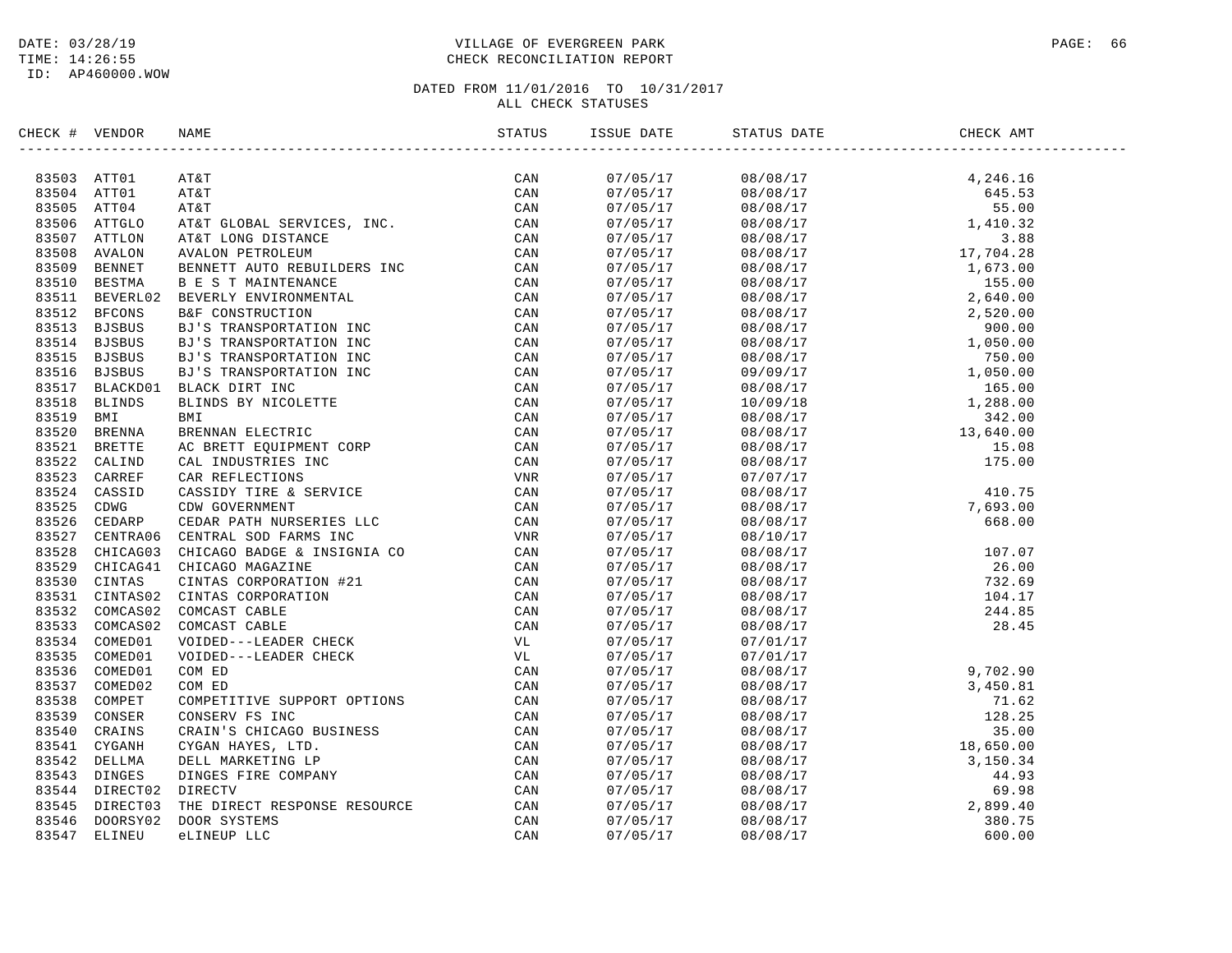DATE: 03/28/19
TIME: 14:26:55
ID: AP460000.WOW

VILLAGE OF EVERGREEN PARK
CHECK RECONCILIATION REPORT

DATED FROM 11/01/2016 TO 10/31/2017
ALL CHECK STATUSES

| CHECK # | VENDOR | NAME | STATUS | ISSUE DATE | STATUS DATE | CHECK AMT |
|---|---|---|---|---|---|---|
| 83503 | ATT01 | AT&T | CAN | 07/05/17 | 08/08/17 | 4,246.16 |
| 83504 | ATT01 | AT&T | CAN | 07/05/17 | 08/08/17 | 645.53 |
| 83505 | ATT04 | AT&T | CAN | 07/05/17 | 08/08/17 | 55.00 |
| 83506 | ATTGLO | AT&T GLOBAL SERVICES, INC. | CAN | 07/05/17 | 08/08/17 | 1,410.32 |
| 83507 | ATTLON | AT&T LONG DISTANCE | CAN | 07/05/17 | 08/08/17 | 3.88 |
| 83508 | AVALON | AVALON PETROLEUM | CAN | 07/05/17 | 08/08/17 | 17,704.28 |
| 83509 | BENNET | BENNETT AUTO REBUILDERS INC | CAN | 07/05/17 | 08/08/17 | 1,673.00 |
| 83510 | BESTMA | B E S T MAINTENANCE | CAN | 07/05/17 | 08/08/17 | 155.00 |
| 83511 | BEVERL02 | BEVERLY ENVIRONMENTAL | CAN | 07/05/17 | 08/08/17 | 2,640.00 |
| 83512 | BFCONS | B&F CONSTRUCTION | CAN | 07/05/17 | 08/08/17 | 2,520.00 |
| 83513 | BJSBUS | BJ'S TRANSPORTATION INC | CAN | 07/05/17 | 08/08/17 | 900.00 |
| 83514 | BJSBUS | BJ'S TRANSPORTATION INC | CAN | 07/05/17 | 08/08/17 | 1,050.00 |
| 83515 | BJSBUS | BJ'S TRANSPORTATION INC | CAN | 07/05/17 | 08/08/17 | 750.00 |
| 83516 | BJSBUS | BJ'S TRANSPORTATION INC | CAN | 07/05/17 | 09/09/17 | 1,050.00 |
| 83517 | BLACKD01 | BLACK DIRT INC | CAN | 07/05/17 | 08/08/17 | 165.00 |
| 83518 | BLINDS | BLINDS BY NICOLETTE | CAN | 07/05/17 | 10/09/18 | 1,288.00 |
| 83519 | BMI | BMI | CAN | 07/05/17 | 08/08/17 | 342.00 |
| 83520 | BRENNA | BRENNAN ELECTRIC | CAN | 07/05/17 | 08/08/17 | 13,640.00 |
| 83521 | BRETTE | AC BRETT EQUIPMENT CORP | CAN | 07/05/17 | 08/08/17 | 15.08 |
| 83522 | CALIND | CAL INDUSTRIES INC | CAN | 07/05/17 | 08/08/17 | 175.00 |
| 83523 | CARREF | CAR REFLECTIONS | VNR | 07/05/17 | 07/07/17 | |
| 83524 | CASSID | CASSIDY TIRE & SERVICE | CAN | 07/05/17 | 08/08/17 | 410.75 |
| 83525 | CDWG | CDW GOVERNMENT | CAN | 07/05/17 | 08/08/17 | 7,693.00 |
| 83526 | CEDARP | CEDAR PATH NURSERIES LLC | CAN | 07/05/17 | 08/08/17 | 668.00 |
| 83527 | CENTRA06 | CENTRAL SOD FARMS INC | VNR | 07/05/17 | 08/10/17 | |
| 83528 | CHICAG03 | CHICAGO BADGE & INSIGNIA CO | CAN | 07/05/17 | 08/08/17 | 107.07 |
| 83529 | CHICAG41 | CHICAGO MAGAZINE | CAN | 07/05/17 | 08/08/17 | 26.00 |
| 83530 | CINTAS | CINTAS CORPORATION #21 | CAN | 07/05/17 | 08/08/17 | 732.69 |
| 83531 | CINTAS02 | CINTAS CORPORATION | CAN | 07/05/17 | 08/08/17 | 104.17 |
| 83532 | COMCAS02 | COMCAST CABLE | CAN | 07/05/17 | 08/08/17 | 244.85 |
| 83533 | COMCAS02 | COMCAST CABLE | CAN | 07/05/17 | 08/08/17 | 28.45 |
| 83534 | COMED01 | VOIDED---LEADER CHECK | VL | 07/05/17 | 07/01/17 | |
| 83535 | COMED01 | VOIDED---LEADER CHECK | VL | 07/05/17 | 07/01/17 | |
| 83536 | COMED01 | COM ED | CAN | 07/05/17 | 08/08/17 | 9,702.90 |
| 83537 | COMED02 | COM ED | CAN | 07/05/17 | 08/08/17 | 3,450.81 |
| 83538 | COMPET | COMPETITIVE SUPPORT OPTIONS | CAN | 07/05/17 | 08/08/17 | 71.62 |
| 83539 | CONSER | CONSERV FS INC | CAN | 07/05/17 | 08/08/17 | 128.25 |
| 83540 | CRAINS | CRAIN'S CHICAGO BUSINESS | CAN | 07/05/17 | 08/08/17 | 35.00 |
| 83541 | CYGANH | CYGAN HAYES, LTD. | CAN | 07/05/17 | 08/08/17 | 18,650.00 |
| 83542 | DELLMA | DELL MARKETING LP | CAN | 07/05/17 | 08/08/17 | 3,150.34 |
| 83543 | DINGES | DINGES FIRE COMPANY | CAN | 07/05/17 | 08/08/17 | 44.93 |
| 83544 | DIRECT02 | DIRECTV | CAN | 07/05/17 | 08/08/17 | 69.98 |
| 83545 | DIRECT03 | THE DIRECT RESPONSE RESOURCE | CAN | 07/05/17 | 08/08/17 | 2,899.40 |
| 83546 | DOORSY02 | DOOR SYSTEMS | CAN | 07/05/17 | 08/08/17 | 380.75 |
| 83547 | ELINEU | eLINEUP LLC | CAN | 07/05/17 | 08/08/17 | 600.00 |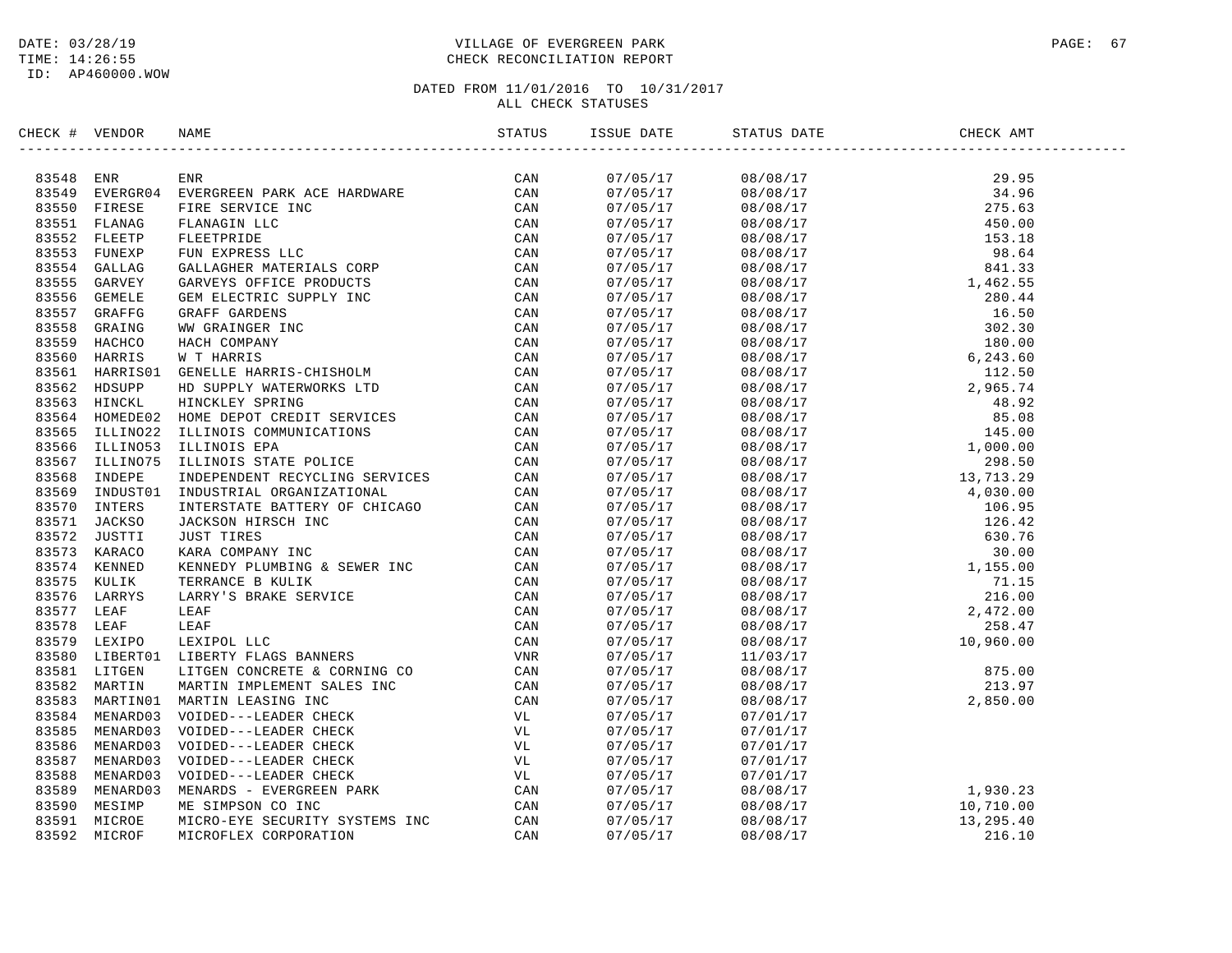DATE: 03/28/19
TIME: 14:26:55
ID: AP460000.WOW

VILLAGE OF EVERGREEN PARK
CHECK RECONCILIATION REPORT

DATED FROM 11/01/2016 TO 10/31/2017
ALL CHECK STATUSES

| CHECK # | VENDOR | NAME | STATUS | ISSUE DATE | STATUS DATE | CHECK AMT |
|---|---|---|---|---|---|---|
| 83548 | ENR | ENR | CAN | 07/05/17 | 08/08/17 | 29.95 |
| 83549 | EVERGR04 | EVERGREEN PARK ACE HARDWARE | CAN | 07/05/17 | 08/08/17 | 34.96 |
| 83550 | FIRESE | FIRE SERVICE INC | CAN | 07/05/17 | 08/08/17 | 275.63 |
| 83551 | FLANAG | FLANAGIN LLC | CAN | 07/05/17 | 08/08/17 | 450.00 |
| 83552 | FLEETP | FLEETPRIDE | CAN | 07/05/17 | 08/08/17 | 153.18 |
| 83553 | FUNEXP | FUN EXPRESS LLC | CAN | 07/05/17 | 08/08/17 | 98.64 |
| 83554 | GALLAG | GALLAGHER MATERIALS CORP | CAN | 07/05/17 | 08/08/17 | 841.33 |
| 83555 | GARVEY | GARVEYS OFFICE PRODUCTS | CAN | 07/05/17 | 08/08/17 | 1,462.55 |
| 83556 | GEMELE | GEM ELECTRIC SUPPLY INC | CAN | 07/05/17 | 08/08/17 | 280.44 |
| 83557 | GRAFFG | GRAFF GARDENS | CAN | 07/05/17 | 08/08/17 | 16.50 |
| 83558 | GRAING | WW GRAINGER INC | CAN | 07/05/17 | 08/08/17 | 302.30 |
| 83559 | HACHCO | HACH COMPANY | CAN | 07/05/17 | 08/08/17 | 180.00 |
| 83560 | HARRIS | W T HARRIS | CAN | 07/05/17 | 08/08/17 | 6,243.60 |
| 83561 | HARRIS01 | GENELLE HARRIS-CHISHOLM | CAN | 07/05/17 | 08/08/17 | 112.50 |
| 83562 | HDSUPP | HD SUPPLY WATERWORKS LTD | CAN | 07/05/17 | 08/08/17 | 2,965.74 |
| 83563 | HINCKL | HINCKLEY SPRING | CAN | 07/05/17 | 08/08/17 | 48.92 |
| 83564 | HOMEDE02 | HOME DEPOT CREDIT SERVICES | CAN | 07/05/17 | 08/08/17 | 85.08 |
| 83565 | ILLINO22 | ILLINOIS COMMUNICATIONS | CAN | 07/05/17 | 08/08/17 | 145.00 |
| 83566 | ILLINO53 | ILLINOIS EPA | CAN | 07/05/17 | 08/08/17 | 1,000.00 |
| 83567 | ILLINO75 | ILLINOIS STATE POLICE | CAN | 07/05/17 | 08/08/17 | 298.50 |
| 83568 | INDEPE | INDEPENDENT RECYCLING SERVICES | CAN | 07/05/17 | 08/08/17 | 13,713.29 |
| 83569 | INDUST01 | INDUSTRIAL ORGANIZATIONAL | CAN | 07/05/17 | 08/08/17 | 4,030.00 |
| 83570 | INTERS | INTERSTATE BATTERY OF CHICAGO | CAN | 07/05/17 | 08/08/17 | 106.95 |
| 83571 | JACKSO | JACKSON HIRSCH INC | CAN | 07/05/17 | 08/08/17 | 126.42 |
| 83572 | JUSTTI | JUST TIRES | CAN | 07/05/17 | 08/08/17 | 630.76 |
| 83573 | KARACO | KARA COMPANY INC | CAN | 07/05/17 | 08/08/17 | 30.00 |
| 83574 | KENNED | KENNEDY PLUMBING & SEWER INC | CAN | 07/05/17 | 08/08/17 | 1,155.00 |
| 83575 | KULIK | TERRANCE B KULIK | CAN | 07/05/17 | 08/08/17 | 71.15 |
| 83576 | LARRYS | LARRY'S BRAKE SERVICE | CAN | 07/05/17 | 08/08/17 | 216.00 |
| 83577 | LEAF | LEAF | CAN | 07/05/17 | 08/08/17 | 2,472.00 |
| 83578 | LEAF | LEAF | CAN | 07/05/17 | 08/08/17 | 258.47 |
| 83579 | LEXIPO | LEXIPOL LLC | CAN | 07/05/17 | 08/08/17 | 10,960.00 |
| 83580 | LIBERT01 | LIBERTY FLAGS BANNERS | VNR | 07/05/17 | 11/03/17 | |
| 83581 | LITGEN | LITGEN CONCRETE & CORNING CO | CAN | 07/05/17 | 08/08/17 | 875.00 |
| 83582 | MARTIN | MARTIN IMPLEMENT SALES INC | CAN | 07/05/17 | 08/08/17 | 213.97 |
| 83583 | MARTIN01 | MARTIN LEASING INC | CAN | 07/05/17 | 08/08/17 | 2,850.00 |
| 83584 | MENARD03 | VOIDED---LEADER CHECK | VL | 07/05/17 | 07/01/17 | |
| 83585 | MENARD03 | VOIDED---LEADER CHECK | VL | 07/05/17 | 07/01/17 | |
| 83586 | MENARD03 | VOIDED---LEADER CHECK | VL | 07/05/17 | 07/01/17 | |
| 83587 | MENARD03 | VOIDED---LEADER CHECK | VL | 07/05/17 | 07/01/17 | |
| 83588 | MENARD03 | VOIDED---LEADER CHECK | VL | 07/05/17 | 07/01/17 | |
| 83589 | MENARD03 | MENARDS - EVERGREEN PARK | CAN | 07/05/17 | 08/08/17 | 1,930.23 |
| 83590 | MESIMP | ME SIMPSON CO INC | CAN | 07/05/17 | 08/08/17 | 10,710.00 |
| 83591 | MICROE | MICRO-EYE SECURITY SYSTEMS INC | CAN | 07/05/17 | 08/08/17 | 13,295.40 |
| 83592 | MICROF | MICROFLEX CORPORATION | CAN | 07/05/17 | 08/08/17 | 216.10 |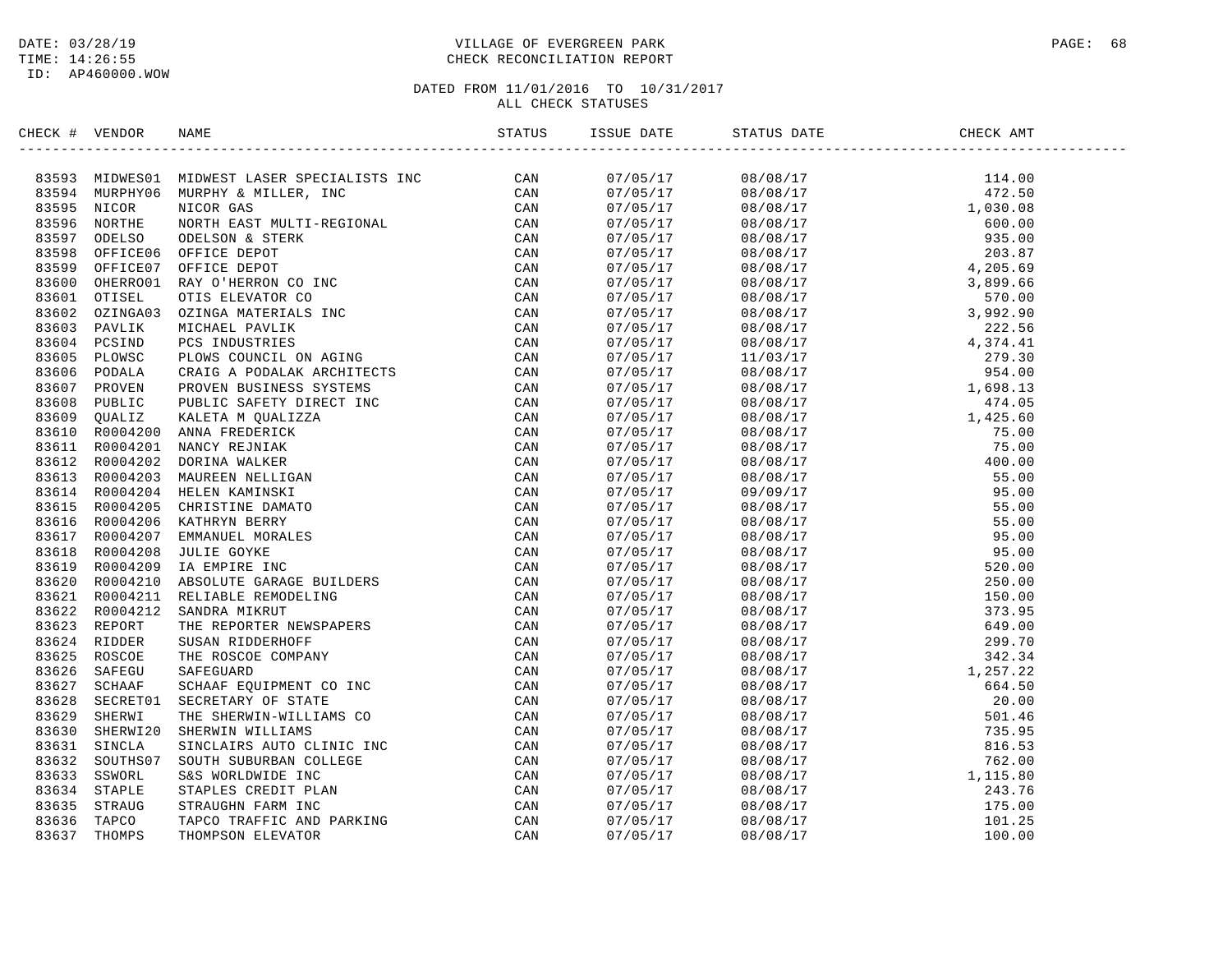DATE: 03/28/19
TIME: 14:26:55
ID: AP460000.WOW

VILLAGE OF EVERGREEN PARK
CHECK RECONCILIATION REPORT

DATED FROM 11/01/2016 TO 10/31/2017
ALL CHECK STATUSES

| CHECK # | VENDOR | NAME | STATUS | ISSUE DATE | STATUS DATE | CHECK AMT |
|---|---|---|---|---|---|---|
| 83593 | MIDWES01 | MIDWEST LASER SPECIALISTS INC | CAN | 07/05/17 | 08/08/17 | 114.00 |
| 83594 | MURPHY06 | MURPHY & MILLER, INC | CAN | 07/05/17 | 08/08/17 | 472.50 |
| 83595 | NICOR | NICOR GAS | CAN | 07/05/17 | 08/08/17 | 1,030.08 |
| 83596 | NORTHE | NORTH EAST MULTI-REGIONAL | CAN | 07/05/17 | 08/08/17 | 600.00 |
| 83597 | ODELSO | ODELSON & STERK | CAN | 07/05/17 | 08/08/17 | 935.00 |
| 83598 | OFFICE06 | OFFICE DEPOT | CAN | 07/05/17 | 08/08/17 | 203.87 |
| 83599 | OFFICE07 | OFFICE DEPOT | CAN | 07/05/17 | 08/08/17 | 4,205.69 |
| 83600 | OHERRO01 | RAY O'HERRON CO INC | CAN | 07/05/17 | 08/08/17 | 3,899.66 |
| 83601 | OTISEL | OTIS ELEVATOR CO | CAN | 07/05/17 | 08/08/17 | 570.00 |
| 83602 | OZINGA03 | OZINGA MATERIALS INC | CAN | 07/05/17 | 08/08/17 | 3,992.90 |
| 83603 | PAVLIK | MICHAEL PAVLIK | CAN | 07/05/17 | 08/08/17 | 222.56 |
| 83604 | PCSIND | PCS INDUSTRIES | CAN | 07/05/17 | 08/08/17 | 4,374.41 |
| 83605 | PLOWSC | PLOWS COUNCIL ON AGING | CAN | 07/05/17 | 11/03/17 | 279.30 |
| 83606 | PODALA | CRAIG A PODALAK ARCHITECTS | CAN | 07/05/17 | 08/08/17 | 954.00 |
| 83607 | PROVEN | PROVEN BUSINESS SYSTEMS | CAN | 07/05/17 | 08/08/17 | 1,698.13 |
| 83608 | PUBLIC | PUBLIC SAFETY DIRECT INC | CAN | 07/05/17 | 08/08/17 | 474.05 |
| 83609 | QUALIZ | KALETA M QUALIZZA | CAN | 07/05/17 | 08/08/17 | 1,425.60 |
| 83610 | R0004200 | ANNA FREDERICK | CAN | 07/05/17 | 08/08/17 | 75.00 |
| 83611 | R0004201 | NANCY REJNIAK | CAN | 07/05/17 | 08/08/17 | 75.00 |
| 83612 | R0004202 | DORINA WALKER | CAN | 07/05/17 | 08/08/17 | 400.00 |
| 83613 | R0004203 | MAUREEN NELLIGAN | CAN | 07/05/17 | 08/08/17 | 55.00 |
| 83614 | R0004204 | HELEN KAMINSKI | CAN | 07/05/17 | 09/09/17 | 95.00 |
| 83615 | R0004205 | CHRISTINE DAMATO | CAN | 07/05/17 | 08/08/17 | 55.00 |
| 83616 | R0004206 | KATHRYN BERRY | CAN | 07/05/17 | 08/08/17 | 55.00 |
| 83617 | R0004207 | EMMANUEL MORALES | CAN | 07/05/17 | 08/08/17 | 95.00 |
| 83618 | R0004208 | JULIE GOYKE | CAN | 07/05/17 | 08/08/17 | 95.00 |
| 83619 | R0004209 | IA EMPIRE INC | CAN | 07/05/17 | 08/08/17 | 520.00 |
| 83620 | R0004210 | ABSOLUTE GARAGE BUILDERS | CAN | 07/05/17 | 08/08/17 | 250.00 |
| 83621 | R0004211 | RELIABLE REMODELING | CAN | 07/05/17 | 08/08/17 | 150.00 |
| 83622 | R0004212 | SANDRA MIKRUT | CAN | 07/05/17 | 08/08/17 | 373.95 |
| 83623 | REPORT | THE REPORTER NEWSPAPERS | CAN | 07/05/17 | 08/08/17 | 649.00 |
| 83624 | RIDDER | SUSAN RIDDERHOFF | CAN | 07/05/17 | 08/08/17 | 299.70 |
| 83625 | ROSCOE | THE ROSCOE COMPANY | CAN | 07/05/17 | 08/08/17 | 342.34 |
| 83626 | SAFEGU | SAFEGUARD | CAN | 07/05/17 | 08/08/17 | 1,257.22 |
| 83627 | SCHAAF | SCHAAF EQUIPMENT CO INC | CAN | 07/05/17 | 08/08/17 | 664.50 |
| 83628 | SECRET01 | SECRETARY OF STATE | CAN | 07/05/17 | 08/08/17 | 20.00 |
| 83629 | SHERWI | THE SHERWIN-WILLIAMS CO | CAN | 07/05/17 | 08/08/17 | 501.46 |
| 83630 | SHERWI20 | SHERWIN WILLIAMS | CAN | 07/05/17 | 08/08/17 | 735.95 |
| 83631 | SINCLA | SINCLAIRS AUTO CLINIC INC | CAN | 07/05/17 | 08/08/17 | 816.53 |
| 83632 | SOUTHS07 | SOUTH SUBURBAN COLLEGE | CAN | 07/05/17 | 08/08/17 | 762.00 |
| 83633 | SSWORL | S&S WORLDWIDE INC | CAN | 07/05/17 | 08/08/17 | 1,115.80 |
| 83634 | STAPLE | STAPLES CREDIT PLAN | CAN | 07/05/17 | 08/08/17 | 243.76 |
| 83635 | STRAUG | STRAUGHN FARM INC | CAN | 07/05/17 | 08/08/17 | 175.00 |
| 83636 | TAPCO | TAPCO TRAFFIC AND PARKING | CAN | 07/05/17 | 08/08/17 | 101.25 |
| 83637 | THOMPS | THOMPSON ELEVATOR | CAN | 07/05/17 | 08/08/17 | 100.00 |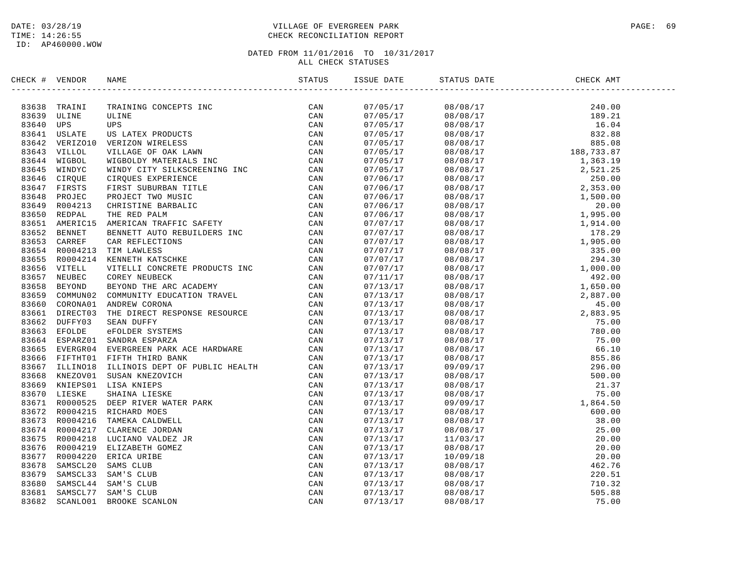# VILLAGE OF EVERGREEN PARK
## CHECK RECONCILIATION REPORT

DATE: 03/28/19
TIME: 14:26:55
ID: AP460000.WOW

DATED FROM 11/01/2016 TO 10/31/2017
ALL CHECK STATUSES

| CHECK # | VENDOR | NAME | STATUS | ISSUE DATE | STATUS DATE | CHECK AMT |
|---|---|---|---|---|---|---|
| 83638 | TRAINI | TRAINING CONCEPTS INC | CAN | 07/05/17 | 08/08/17 | 240.00 |
| 83639 | ULINE | ULINE | CAN | 07/05/17 | 08/08/17 | 189.21 |
| 83640 | UPS | UPS | CAN | 07/05/17 | 08/08/17 | 16.04 |
| 83641 | USLATE | US LATEX PRODUCTS | CAN | 07/05/17 | 08/08/17 | 832.88 |
| 83642 | VERIZO10 | VERIZON WIRELESS | CAN | 07/05/17 | 08/08/17 | 885.08 |
| 83643 | VILLOL | VILLAGE OF OAK LAWN | CAN | 07/05/17 | 08/08/17 | 188,733.87 |
| 83644 | WIGBOL | WIGBOLDY MATERIALS INC | CAN | 07/05/17 | 08/08/17 | 1,363.19 |
| 83645 | WINDYC | WINDY CITY SILKSCREENING INC | CAN | 07/05/17 | 08/08/17 | 2,521.25 |
| 83646 | CIRQUE | CIRQUES EXPERIENCE | CAN | 07/06/17 | 08/08/17 | 250.00 |
| 83647 | FIRSTS | FIRST SUBURBAN TITLE | CAN | 07/06/17 | 08/08/17 | 2,353.00 |
| 83648 | PROJEC | PROJECT TWO MUSIC | CAN | 07/06/17 | 08/08/17 | 1,500.00 |
| 83649 | R004213 | CHRISTINE BARBALIC | CAN | 07/06/17 | 08/08/17 | 20.00 |
| 83650 | REDPAL | THE RED PALM | CAN | 07/06/17 | 08/08/17 | 1,995.00 |
| 83651 | AMERIC15 | AMERICAN TRAFFIC SAFETY | CAN | 07/07/17 | 08/08/17 | 1,914.00 |
| 83652 | BENNET | BENNETT AUTO REBUILDERS INC | CAN | 07/07/17 | 08/08/17 | 178.29 |
| 83653 | CARREF | CAR REFLECTIONS | CAN | 07/07/17 | 08/08/17 | 1,905.00 |
| 83654 | R0004213 | TIM LAWLESS | CAN | 07/07/17 | 08/08/17 | 335.00 |
| 83655 | R0004214 | KENNETH KATSCHKE | CAN | 07/07/17 | 08/08/17 | 294.30 |
| 83656 | VITELL | VITELLI CONCRETE PRODUCTS INC | CAN | 07/07/17 | 08/08/17 | 1,000.00 |
| 83657 | NEUBEC | COREY NEUBECK | CAN | 07/11/17 | 08/08/17 | 492.00 |
| 83658 | BEYOND | BEYOND THE ARC ACADEMY | CAN | 07/13/17 | 08/08/17 | 1,650.00 |
| 83659 | COMMUN02 | COMMUNITY EDUCATION TRAVEL | CAN | 07/13/17 | 08/08/17 | 2,887.00 |
| 83660 | CORONA01 | ANDREW CORONA | CAN | 07/13/17 | 08/08/17 | 45.00 |
| 83661 | DIRECT03 | THE DIRECT RESPONSE RESOURCE | CAN | 07/13/17 | 08/08/17 | 2,883.95 |
| 83662 | DUFFY03 | SEAN DUFFY | CAN | 07/13/17 | 08/08/17 | 75.00 |
| 83663 | EFOLDE | eFOLDER SYSTEMS | CAN | 07/13/17 | 08/08/17 | 780.00 |
| 83664 | ESPARZ01 | SANDRA ESPARZA | CAN | 07/13/17 | 08/08/17 | 75.00 |
| 83665 | EVERGR04 | EVERGREEN PARK ACE HARDWARE | CAN | 07/13/17 | 08/08/17 | 66.10 |
| 83666 | FIFTHT01 | FIFTH THIRD BANK | CAN | 07/13/17 | 08/08/17 | 855.86 |
| 83667 | ILLINO18 | ILLINOIS DEPT OF PUBLIC HEALTH | CAN | 07/13/17 | 09/09/17 | 296.00 |
| 83668 | KNEZOV01 | SUSAN KNEZOVICH | CAN | 07/13/17 | 08/08/17 | 500.00 |
| 83669 | KNIEPS01 | LISA KNIEPS | CAN | 07/13/17 | 08/08/17 | 21.37 |
| 83670 | LIESKE | SHAINA LIESKE | CAN | 07/13/17 | 08/08/17 | 75.00 |
| 83671 | R0000525 | DEEP RIVER WATER PARK | CAN | 07/13/17 | 09/09/17 | 1,864.50 |
| 83672 | R0004215 | RICHARD MOES | CAN | 07/13/17 | 08/08/17 | 600.00 |
| 83673 | R0004216 | TAMEKA CALDWELL | CAN | 07/13/17 | 08/08/17 | 38.00 |
| 83674 | R0004217 | CLARENCE JORDAN | CAN | 07/13/17 | 08/08/17 | 25.00 |
| 83675 | R0004218 | LUCIANO VALDEZ JR | CAN | 07/13/17 | 11/03/17 | 20.00 |
| 83676 | R0004219 | ELIZABETH GOMEZ | CAN | 07/13/17 | 08/08/17 | 20.00 |
| 83677 | R0004220 | ERICA URIBE | CAN | 07/13/17 | 10/09/18 | 20.00 |
| 83678 | SAMSCL20 | SAMS CLUB | CAN | 07/13/17 | 08/08/17 | 462.76 |
| 83679 | SAMSCL33 | SAM'S CLUB | CAN | 07/13/17 | 08/08/17 | 220.51 |
| 83680 | SAMSCL44 | SAM'S CLUB | CAN | 07/13/17 | 08/08/17 | 710.32 |
| 83681 | SAMSCL77 | SAM'S CLUB | CAN | 07/13/17 | 08/08/17 | 505.88 |
| 83682 | SCANLO01 | BROOKE SCANLON | CAN | 07/13/17 | 08/08/17 | 75.00 |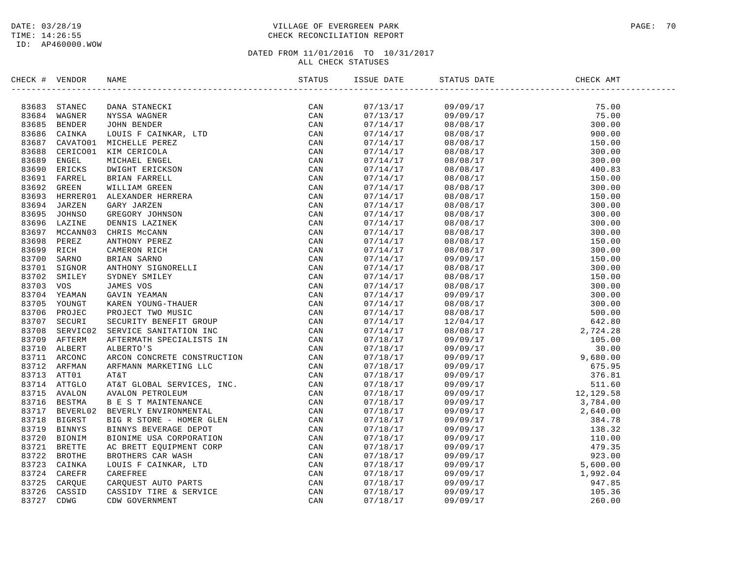VILLAGE OF EVERGREEN PARK
CHECK RECONCILIATION REPORT

DATE: 03/28/19
TIME: 14:26:55
ID: AP460000.WOW

DATED FROM 11/01/2016 TO 10/31/2017
ALL CHECK STATUSES

| CHECK # | VENDOR | NAME | STATUS | ISSUE DATE | STATUS DATE | CHECK AMT |
|---|---|---|---|---|---|---|
| 83683 | STANEC | DANA STANECKI | CAN | 07/13/17 | 09/09/17 | 75.00 |
| 83684 | WAGNER | NYSSA WAGNER | CAN | 07/13/17 | 09/09/17 | 75.00 |
| 83685 | BENDER | JOHN BENDER | CAN | 07/14/17 | 08/08/17 | 300.00 |
| 83686 | CAINKA | LOUIS F CAINKAR, LTD | CAN | 07/14/17 | 08/08/17 | 900.00 |
| 83687 | CAVATO01 | MICHELLE PEREZ | CAN | 07/14/17 | 08/08/17 | 150.00 |
| 83688 | CERICO01 | KIM CERICOLA | CAN | 07/14/17 | 08/08/17 | 300.00 |
| 83689 | ENGEL | MICHAEL ENGEL | CAN | 07/14/17 | 08/08/17 | 300.00 |
| 83690 | ERICKS | DWIGHT ERICKSON | CAN | 07/14/17 | 08/08/17 | 400.83 |
| 83691 | FARREL | BRIAN FARRELL | CAN | 07/14/17 | 08/08/17 | 150.00 |
| 83692 | GREEN | WILLIAM GREEN | CAN | 07/14/17 | 08/08/17 | 300.00 |
| 83693 | HERRER01 | ALEXANDER HERRERA | CAN | 07/14/17 | 08/08/17 | 150.00 |
| 83694 | JARZEN | GARY JARZEN | CAN | 07/14/17 | 08/08/17 | 300.00 |
| 83695 | JOHNSO | GREGORY JOHNSON | CAN | 07/14/17 | 08/08/17 | 300.00 |
| 83696 | LAZINE | DENNIS LAZINEK | CAN | 07/14/17 | 08/08/17 | 300.00 |
| 83697 | MCCANN03 | CHRIS McCANN | CAN | 07/14/17 | 08/08/17 | 300.00 |
| 83698 | PEREZ | ANTHONY PEREZ | CAN | 07/14/17 | 08/08/17 | 150.00 |
| 83699 | RICH | CAMERON RICH | CAN | 07/14/17 | 08/08/17 | 300.00 |
| 83700 | SARNO | BRIAN SARNO | CAN | 07/14/17 | 09/09/17 | 150.00 |
| 83701 | SIGNOR | ANTHONY SIGNORELLI | CAN | 07/14/17 | 08/08/17 | 300.00 |
| 83702 | SMILEY | SYDNEY SMILEY | CAN | 07/14/17 | 08/08/17 | 150.00 |
| 83703 | VOS | JAMES VOS | CAN | 07/14/17 | 08/08/17 | 300.00 |
| 83704 | YEAMAN | GAVIN YEAMAN | CAN | 07/14/17 | 09/09/17 | 300.00 |
| 83705 | YOUNGT | KAREN YOUNG-THAUER | CAN | 07/14/17 | 08/08/17 | 300.00 |
| 83706 | PROJEC | PROJECT TWO MUSIC | CAN | 07/14/17 | 08/08/17 | 500.00 |
| 83707 | SECURI | SECURITY BENEFIT GROUP | CAN | 07/14/17 | 12/04/17 | 642.80 |
| 83708 | SERVIC02 | SERVICE SANITATION INC | CAN | 07/14/17 | 08/08/17 | 2,724.28 |
| 83709 | AFTERM | AFTERMATH SPECIALISTS IN | CAN | 07/18/17 | 09/09/17 | 105.00 |
| 83710 | ALBERT | ALBERTO'S | CAN | 07/18/17 | 09/09/17 | 30.00 |
| 83711 | ARCONC | ARCON CONCRETE CONSTRUCTION | CAN | 07/18/17 | 09/09/17 | 9,680.00 |
| 83712 | ARFMAN | ARFMANN MARKETING LLC | CAN | 07/18/17 | 09/09/17 | 675.95 |
| 83713 | ATT01 | AT&T | CAN | 07/18/17 | 09/09/17 | 376.81 |
| 83714 | ATTGLO | AT&T GLOBAL SERVICES, INC. | CAN | 07/18/17 | 09/09/17 | 511.60 |
| 83715 | AVALON | AVALON PETROLEUM | CAN | 07/18/17 | 09/09/17 | 12,129.58 |
| 83716 | BESTMA | B E S T MAINTENANCE | CAN | 07/18/17 | 09/09/17 | 3,784.00 |
| 83717 | BEVERL02 | BEVERLY ENVIRONMENTAL | CAN | 07/18/17 | 09/09/17 | 2,640.00 |
| 83718 | BIGRST | BIG R STORE - HOMER GLEN | CAN | 07/18/17 | 09/09/17 | 384.78 |
| 83719 | BINNYS | BINNYS BEVERAGE DEPOT | CAN | 07/18/17 | 09/09/17 | 138.32 |
| 83720 | BIONIM | BIONIME USA CORPORATION | CAN | 07/18/17 | 09/09/17 | 110.00 |
| 83721 | BRETTE | AC BRETT EQUIPMENT CORP | CAN | 07/18/17 | 09/09/17 | 479.35 |
| 83722 | BROTHE | BROTHERS CAR WASH | CAN | 07/18/17 | 09/09/17 | 923.00 |
| 83723 | CAINKA | LOUIS F CAINKAR, LTD | CAN | 07/18/17 | 09/09/17 | 5,600.00 |
| 83724 | CAREFR | CAREFREE | CAN | 07/18/17 | 09/09/17 | 1,992.04 |
| 83725 | CARQUE | CARQUEST AUTO PARTS | CAN | 07/18/17 | 09/09/17 | 947.85 |
| 83726 | CASSID | CASSIDY TIRE & SERVICE | CAN | 07/18/17 | 09/09/17 | 105.36 |
| 83727 | CDWG | CDW GOVERNMENT | CAN | 07/18/17 | 09/09/17 | 260.00 |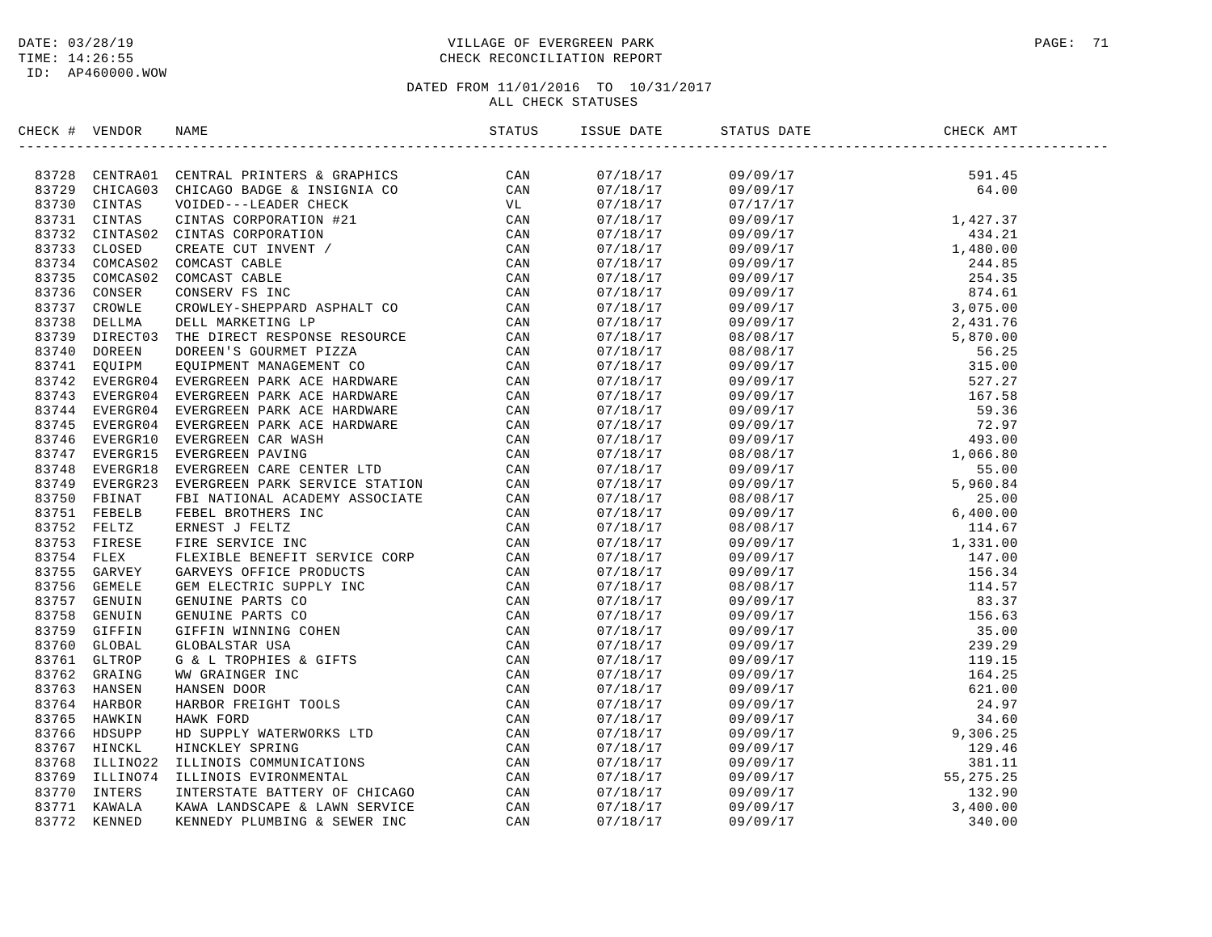DATE: 03/28/19
TIME: 14:26:55
ID: AP460000.WOW

VILLAGE OF EVERGREEN PARK
CHECK RECONCILIATION REPORT

DATED FROM 11/01/2016 TO 10/31/2017
ALL CHECK STATUSES

| CHECK # | VENDOR | NAME | STATUS | ISSUE DATE | STATUS DATE | CHECK AMT |
|---|---|---|---|---|---|---|
| 83728 | CENTRA01 | CENTRAL PRINTERS & GRAPHICS | CAN | 07/18/17 | 09/09/17 | 591.45 |
| 83729 | CHICAG03 | CHICAGO BADGE & INSIGNIA CO | CAN | 07/18/17 | 09/09/17 | 64.00 |
| 83730 | CINTAS | VOIDED---LEADER CHECK | VL | 07/18/17 | 07/17/17 | |
| 83731 | CINTAS | CINTAS CORPORATION #21 | CAN | 07/18/17 | 09/09/17 | 1,427.37 |
| 83732 | CINTAS02 | CINTAS CORPORATION | CAN | 07/18/17 | 09/09/17 | 434.21 |
| 83733 | CLOSED | CREATE CUT INVENT / | CAN | 07/18/17 | 09/09/17 | 1,480.00 |
| 83734 | COMCAS02 | COMCAST CABLE | CAN | 07/18/17 | 09/09/17 | 244.85 |
| 83735 | COMCAS02 | COMCAST CABLE | CAN | 07/18/17 | 09/09/17 | 254.35 |
| 83736 | CONSER | CONSERV FS INC | CAN | 07/18/17 | 09/09/17 | 874.61 |
| 83737 | CROWLE | CROWLEY-SHEPPARD ASPHALT CO | CAN | 07/18/17 | 09/09/17 | 3,075.00 |
| 83738 | DELLMA | DELL MARKETING LP | CAN | 07/18/17 | 09/09/17 | 2,431.76 |
| 83739 | DIRECT03 | THE DIRECT RESPONSE RESOURCE | CAN | 07/18/17 | 08/08/17 | 5,870.00 |
| 83740 | DOREEN | DOREEN'S GOURMET PIZZA | CAN | 07/18/17 | 08/08/17 | 56.25 |
| 83741 | EQUIPM | EQUIPMENT MANAGEMENT CO | CAN | 07/18/17 | 09/09/17 | 315.00 |
| 83742 | EVERGR04 | EVERGREEN PARK ACE HARDWARE | CAN | 07/18/17 | 09/09/17 | 527.27 |
| 83743 | EVERGR04 | EVERGREEN PARK ACE HARDWARE | CAN | 07/18/17 | 09/09/17 | 167.58 |
| 83744 | EVERGR04 | EVERGREEN PARK ACE HARDWARE | CAN | 07/18/17 | 09/09/17 | 59.36 |
| 83745 | EVERGR04 | EVERGREEN PARK ACE HARDWARE | CAN | 07/18/17 | 09/09/17 | 72.97 |
| 83746 | EVERGR10 | EVERGREEN CAR WASH | CAN | 07/18/17 | 09/09/17 | 493.00 |
| 83747 | EVERGR15 | EVERGREEN PAVING | CAN | 07/18/17 | 08/08/17 | 1,066.80 |
| 83748 | EVERGR18 | EVERGREEN CARE CENTER LTD | CAN | 07/18/17 | 09/09/17 | 55.00 |
| 83749 | EVERGR23 | EVERGREEN PARK SERVICE STATION | CAN | 07/18/17 | 09/09/17 | 5,960.84 |
| 83750 | FBINAT | FBI NATIONAL ACADEMY ASSOCIATE | CAN | 07/18/17 | 08/08/17 | 25.00 |
| 83751 | FEBELB | FEBEL BROTHERS INC | CAN | 07/18/17 | 09/09/17 | 6,400.00 |
| 83752 | FELTZ | ERNEST J FELTZ | CAN | 07/18/17 | 08/08/17 | 114.67 |
| 83753 | FIRESE | FIRE SERVICE INC | CAN | 07/18/17 | 09/09/17 | 1,331.00 |
| 83754 | FLEX | FLEXIBLE BENEFIT SERVICE CORP | CAN | 07/18/17 | 09/09/17 | 147.00 |
| 83755 | GARVEY | GARVEYS OFFICE PRODUCTS | CAN | 07/18/17 | 09/09/17 | 156.34 |
| 83756 | GEMELE | GEM ELECTRIC SUPPLY INC | CAN | 07/18/17 | 08/08/17 | 114.57 |
| 83757 | GENUIN | GENUINE PARTS CO | CAN | 07/18/17 | 09/09/17 | 83.37 |
| 83758 | GENUIN | GENUINE PARTS CO | CAN | 07/18/17 | 09/09/17 | 156.63 |
| 83759 | GIFFIN | GIFFIN WINNING COHEN | CAN | 07/18/17 | 09/09/17 | 35.00 |
| 83760 | GLOBAL | GLOBALSTAR USA | CAN | 07/18/17 | 09/09/17 | 239.29 |
| 83761 | GLTROP | G & L TROPHIES & GIFTS | CAN | 07/18/17 | 09/09/17 | 119.15 |
| 83762 | GRAING | WW GRAINGER INC | CAN | 07/18/17 | 09/09/17 | 164.25 |
| 83763 | HANSEN | HANSEN DOOR | CAN | 07/18/17 | 09/09/17 | 621.00 |
| 83764 | HARBOR | HARBOR FREIGHT TOOLS | CAN | 07/18/17 | 09/09/17 | 24.97 |
| 83765 | HAWKIN | HAWK FORD | CAN | 07/18/17 | 09/09/17 | 34.60 |
| 83766 | HDSUPP | HD SUPPLY WATERWORKS LTD | CAN | 07/18/17 | 09/09/17 | 9,306.25 |
| 83767 | HINCKL | HINCKLEY SPRING | CAN | 07/18/17 | 09/09/17 | 129.46 |
| 83768 | ILLINO22 | ILLINOIS COMMUNICATIONS | CAN | 07/18/17 | 09/09/17 | 381.11 |
| 83769 | ILLINO74 | ILLINOIS EVIRONMENTAL | CAN | 07/18/17 | 09/09/17 | 55,275.25 |
| 83770 | INTERS | INTERSTATE BATTERY OF CHICAGO | CAN | 07/18/17 | 09/09/17 | 132.90 |
| 83771 | KAWALA | KAWA LANDSCAPE & LAWN SERVICE | CAN | 07/18/17 | 09/09/17 | 3,400.00 |
| 83772 | KENNED | KENNEDY PLUMBING & SEWER INC | CAN | 07/18/17 | 09/09/17 | 340.00 |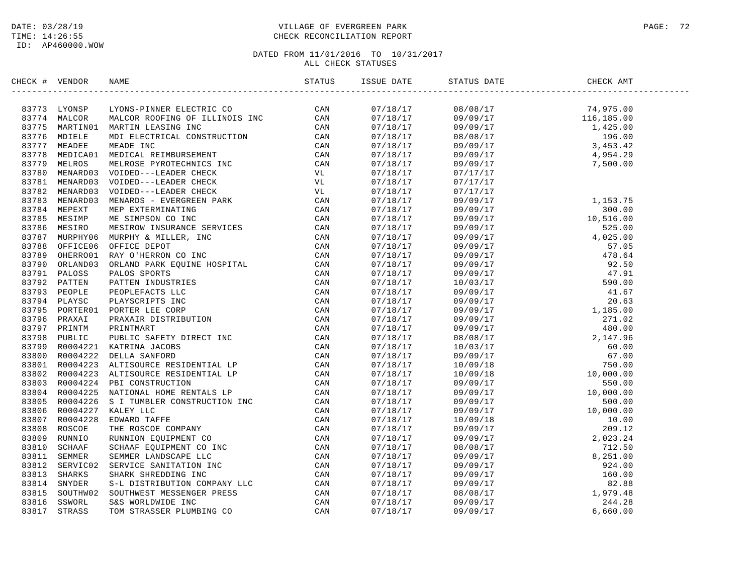DATE: 03/28/19
TIME: 14:26:55
ID: AP460000.WOW

VILLAGE OF EVERGREEN PARK
CHECK RECONCILIATION REPORT

DATED FROM 11/01/2016 TO 10/31/2017
ALL CHECK STATUSES

| CHECK # | VENDOR | NAME | STATUS | ISSUE DATE | STATUS DATE | CHECK AMT |
|---|---|---|---|---|---|---|
| 83773 | LYONSP | LYONS-PINNER ELECTRIC CO | CAN | 07/18/17 | 08/08/17 | 74,975.00 |
| 83774 | MALCOR | MALCOR ROOFING OF ILLINOIS INC | CAN | 07/18/17 | 09/09/17 | 116,185.00 |
| 83775 | MARTIN01 | MARTIN LEASING INC | CAN | 07/18/17 | 09/09/17 | 1,425.00 |
| 83776 | MDIELE | MDI ELECTRICAL CONSTRUCTION | CAN | 07/18/17 | 08/08/17 | 196.00 |
| 83777 | MEADEE | MEADE INC | CAN | 07/18/17 | 09/09/17 | 3,453.42 |
| 83778 | MEDICA01 | MEDICAL REIMBURSEMENT | CAN | 07/18/17 | 09/09/17 | 4,954.29 |
| 83779 | MELROS | MELROSE PYROTECHNICS INC | CAN | 07/18/17 | 09/09/17 | 7,500.00 |
| 83780 | MENARD03 | VOIDED---LEADER CHECK | VL | 07/18/17 | 07/17/17 | |
| 83781 | MENARD03 | VOIDED---LEADER CHECK | VL | 07/18/17 | 07/17/17 | |
| 83782 | MENARD03 | VOIDED---LEADER CHECK | VL | 07/18/17 | 07/17/17 | |
| 83783 | MENARD03 | MENARDS - EVERGREEN PARK | CAN | 07/18/17 | 09/09/17 | 1,153.75 |
| 83784 | MEPEXT | MEP EXTERMINATING | CAN | 07/18/17 | 09/09/17 | 300.00 |
| 83785 | MESIMP | ME SIMPSON CO INC | CAN | 07/18/17 | 09/09/17 | 10,516.00 |
| 83786 | MESIRO | MESIROW INSURANCE SERVICES | CAN | 07/18/17 | 09/09/17 | 525.00 |
| 83787 | MURPHY06 | MURPHY & MILLER, INC | CAN | 07/18/17 | 09/09/17 | 4,025.00 |
| 83788 | OFFICE06 | OFFICE DEPOT | CAN | 07/18/17 | 09/09/17 | 57.05 |
| 83789 | OHERRO01 | RAY O'HERRON CO INC | CAN | 07/18/17 | 09/09/17 | 478.64 |
| 83790 | ORLAND03 | ORLAND PARK EQUINE HOSPITAL | CAN | 07/18/17 | 09/09/17 | 92.50 |
| 83791 | PALOSS | PALOS SPORTS | CAN | 07/18/17 | 09/09/17 | 47.91 |
| 83792 | PATTEN | PATTEN INDUSTRIES | CAN | 07/18/17 | 10/03/17 | 590.00 |
| 83793 | PEOPLE | PEOPLEFACTS LLC | CAN | 07/18/17 | 09/09/17 | 41.67 |
| 83794 | PLAYSC | PLAYSCRIPTS INC | CAN | 07/18/17 | 09/09/17 | 20.63 |
| 83795 | PORTER01 | PORTER LEE CORP | CAN | 07/18/17 | 09/09/17 | 1,185.00 |
| 83796 | PRAXAI | PRAXAIR DISTRIBUTION | CAN | 07/18/17 | 09/09/17 | 271.02 |
| 83797 | PRINTM | PRINTMART | CAN | 07/18/17 | 09/09/17 | 480.00 |
| 83798 | PUBLIC | PUBLIC SAFETY DIRECT INC | CAN | 07/18/17 | 08/08/17 | 2,147.96 |
| 83799 | R0004221 | KATRINA JACOBS | CAN | 07/18/17 | 10/03/17 | 60.00 |
| 83800 | R0004222 | DELLA SANFORD | CAN | 07/18/17 | 09/09/17 | 67.00 |
| 83801 | R0004223 | ALTISOURCE RESIDENTIAL LP | CAN | 07/18/17 | 10/09/18 | 750.00 |
| 83802 | R0004223 | ALTISOURCE RESIDENTIAL LP | CAN | 07/18/17 | 10/09/18 | 10,000.00 |
| 83803 | R0004224 | PBI CONSTRUCTION | CAN | 07/18/17 | 09/09/17 | 550.00 |
| 83804 | R0004225 | NATIONAL HOME RENTALS LP | CAN | 07/18/17 | 09/09/17 | 10,000.00 |
| 83805 | R0004226 | S I TUMBLER CONSTRUCTION INC | CAN | 07/18/17 | 09/09/17 | 500.00 |
| 83806 | R0004227 | KALEY LLC | CAN | 07/18/17 | 09/09/17 | 10,000.00 |
| 83807 | R0004228 | EDWARD TAFFE | CAN | 07/18/17 | 10/09/18 | 10.00 |
| 83808 | ROSCOE | THE ROSCOE COMPANY | CAN | 07/18/17 | 09/09/17 | 209.12 |
| 83809 | RUNNIO | RUNNION EQUIPMENT CO | CAN | 07/18/17 | 09/09/17 | 2,023.24 |
| 83810 | SCHAAF | SCHAAF EQUIPMENT CO INC | CAN | 07/18/17 | 08/08/17 | 712.50 |
| 83811 | SEMMER | SEMMER LANDSCAPE LLC | CAN | 07/18/17 | 09/09/17 | 8,251.00 |
| 83812 | SERVIC02 | SERVICE SANITATION INC | CAN | 07/18/17 | 09/09/17 | 924.00 |
| 83813 | SHARKS | SHARK SHREDDING INC | CAN | 07/18/17 | 09/09/17 | 160.00 |
| 83814 | SNYDER | S-L DISTRIBUTION COMPANY LLC | CAN | 07/18/17 | 09/09/17 | 82.88 |
| 83815 | SOUTHW02 | SOUTHWEST MESSENGER PRESS | CAN | 07/18/17 | 08/08/17 | 1,979.48 |
| 83816 | SSWORL | S&S WORLDWIDE INC | CAN | 07/18/17 | 09/09/17 | 244.28 |
| 83817 | STRASS | TOM STRASSER PLUMBING CO | CAN | 07/18/17 | 09/09/17 | 6,660.00 |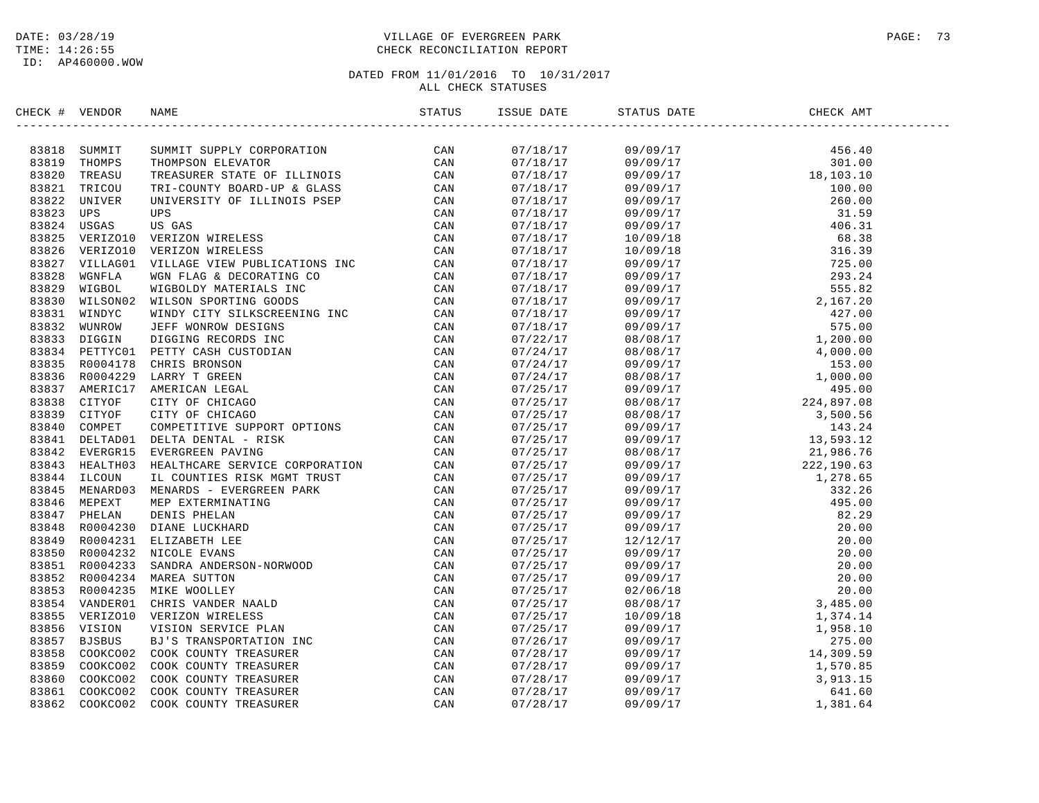DATE: 03/28/19
TIME: 14:26:55
ID: AP460000.WOW

# VILLAGE OF EVERGREEN PARK
## CHECK RECONCILIATION REPORT

DATED FROM 11/01/2016 TO 10/31/2017
ALL CHECK STATUSES

| CHECK # | VENDOR | NAME | STATUS | ISSUE DATE | STATUS DATE | CHECK AMT |
|---|---|---|---|---|---|---|
| 83818 | SUMMIT | SUMMIT SUPPLY CORPORATION | CAN | 07/18/17 | 09/09/17 | 456.40 |
| 83819 | THOMPS | THOMPSON ELEVATOR | CAN | 07/18/17 | 09/09/17 | 301.00 |
| 83820 | TREASU | TREASURER STATE OF ILLINOIS | CAN | 07/18/17 | 09/09/17 | 18,103.10 |
| 83821 | TRICOU | TRI-COUNTY BOARD-UP & GLASS | CAN | 07/18/17 | 09/09/17 | 100.00 |
| 83822 | UNIVER | UNIVERSITY OF ILLINOIS PSEP | CAN | 07/18/17 | 09/09/17 | 260.00 |
| 83823 | UPS | UPS | CAN | 07/18/17 | 09/09/17 | 31.59 |
| 83824 | USGAS | US GAS | CAN | 07/18/17 | 09/09/17 | 406.31 |
| 83825 | VERIZO10 | VERIZON WIRELESS | CAN | 07/18/17 | 10/09/18 | 68.38 |
| 83826 | VERIZO10 | VERIZON WIRELESS | CAN | 07/18/17 | 10/09/18 | 316.39 |
| 83827 | VILLAG01 | VILLAGE VIEW PUBLICATIONS INC | CAN | 07/18/17 | 09/09/17 | 725.00 |
| 83828 | WGNFLA | WGN FLAG & DECORATING CO | CAN | 07/18/17 | 09/09/17 | 293.24 |
| 83829 | WIGBOL | WIGBOLDY MATERIALS INC | CAN | 07/18/17 | 09/09/17 | 555.82 |
| 83830 | WILSON02 | WILSON SPORTING GOODS | CAN | 07/18/17 | 09/09/17 | 2,167.20 |
| 83831 | WINDYC | WINDY CITY SILKSCREENING INC | CAN | 07/18/17 | 09/09/17 | 427.00 |
| 83832 | WUNROW | JEFF WONROW DESIGNS | CAN | 07/18/17 | 09/09/17 | 575.00 |
| 83833 | DIGGIN | DIGGING RECORDS INC | CAN | 07/22/17 | 08/08/17 | 1,200.00 |
| 83834 | PETTYC01 | PETTY CASH CUSTODIAN | CAN | 07/24/17 | 08/08/17 | 4,000.00 |
| 83835 | R0004178 | CHRIS BRONSON | CAN | 07/24/17 | 09/09/17 | 153.00 |
| 83836 | R0004229 | LARRY T GREEN | CAN | 07/24/17 | 08/08/17 | 1,000.00 |
| 83837 | AMERIC17 | AMERICAN LEGAL | CAN | 07/25/17 | 09/09/17 | 495.00 |
| 83838 | CITYOF | CITY OF CHICAGO | CAN | 07/25/17 | 08/08/17 | 224,897.08 |
| 83839 | CITYOF | CITY OF CHICAGO | CAN | 07/25/17 | 08/08/17 | 3,500.56 |
| 83840 | COMPET | COMPETITIVE SUPPORT OPTIONS | CAN | 07/25/17 | 09/09/17 | 143.24 |
| 83841 | DELTAD01 | DELTA DENTAL - RISK | CAN | 07/25/17 | 09/09/17 | 13,593.12 |
| 83842 | EVERGR15 | EVERGREEN PAVING | CAN | 07/25/17 | 08/08/17 | 21,986.76 |
| 83843 | HEALTH03 | HEALTHCARE SERVICE CORPORATION | CAN | 07/25/17 | 09/09/17 | 222,190.63 |
| 83844 | ILCOUN | IL COUNTIES RISK MGMT TRUST | CAN | 07/25/17 | 09/09/17 | 1,278.65 |
| 83845 | MENARD03 | MENARDS - EVERGREEN PARK | CAN | 07/25/17 | 09/09/17 | 332.26 |
| 83846 | MEPEXT | MEP EXTERMINATING | CAN | 07/25/17 | 09/09/17 | 495.00 |
| 83847 | PHELAN | DENIS PHELAN | CAN | 07/25/17 | 09/09/17 | 82.29 |
| 83848 | R0004230 | DIANE LUCKHARD | CAN | 07/25/17 | 09/09/17 | 20.00 |
| 83849 | R0004231 | ELIZABETH LEE | CAN | 07/25/17 | 12/12/17 | 20.00 |
| 83850 | R0004232 | NICOLE EVANS | CAN | 07/25/17 | 09/09/17 | 20.00 |
| 83851 | R0004233 | SANDRA ANDERSON-NORWOOD | CAN | 07/25/17 | 09/09/17 | 20.00 |
| 83852 | R0004234 | MAREA SUTTON | CAN | 07/25/17 | 09/09/17 | 20.00 |
| 83853 | R0004235 | MIKE WOOLLEY | CAN | 07/25/17 | 02/06/18 | 20.00 |
| 83854 | VANDER01 | CHRIS VANDER NAALD | CAN | 07/25/17 | 08/08/17 | 3,485.00 |
| 83855 | VERIZO10 | VERIZON WIRELESS | CAN | 07/25/17 | 10/09/18 | 1,374.14 |
| 83856 | VISION | VISION SERVICE PLAN | CAN | 07/25/17 | 09/09/17 | 1,958.10 |
| 83857 | BJSBUS | BJ'S TRANSPORTATION INC | CAN | 07/26/17 | 09/09/17 | 275.00 |
| 83858 | COOKCO02 | COOK COUNTY TREASURER | CAN | 07/28/17 | 09/09/17 | 14,309.59 |
| 83859 | COOKCO02 | COOK COUNTY TREASURER | CAN | 07/28/17 | 09/09/17 | 1,570.85 |
| 83860 | COOKCO02 | COOK COUNTY TREASURER | CAN | 07/28/17 | 09/09/17 | 3,913.15 |
| 83861 | COOKCO02 | COOK COUNTY TREASURER | CAN | 07/28/17 | 09/09/17 | 641.60 |
| 83862 | COOKCO02 | COOK COUNTY TREASURER | CAN | 07/28/17 | 09/09/17 | 1,381.64 |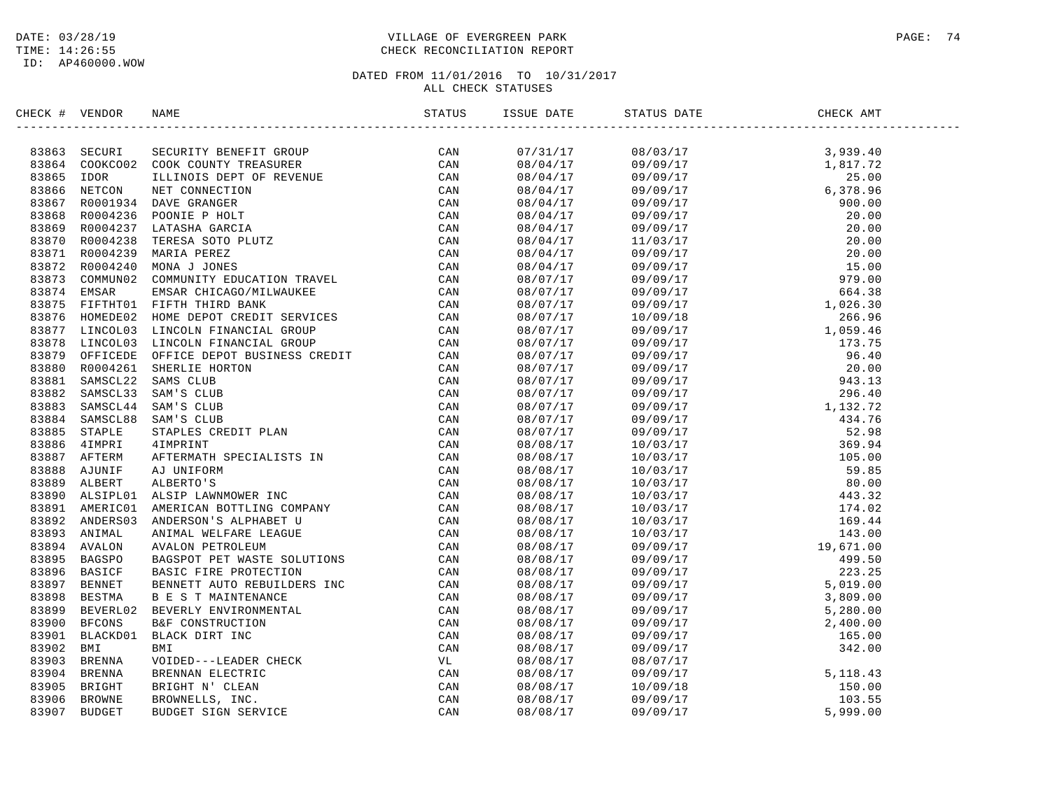DATE: 03/28/19
TIME: 14:26:55
ID: AP460000.WOW

VILLAGE OF EVERGREEN PARK
CHECK RECONCILIATION REPORT

DATED FROM 11/01/2016 TO 10/31/2017
ALL CHECK STATUSES

| CHECK # | VENDOR | NAME | STATUS | ISSUE DATE | STATUS DATE | CHECK AMT |
|---|---|---|---|---|---|---|
| 83863 | SECURI | SECURITY BENEFIT GROUP | CAN | 07/31/17 | 08/03/17 | 3,939.40 |
| 83864 | COOKCO02 | COOK COUNTY TREASURER | CAN | 08/04/17 | 09/09/17 | 1,817.72 |
| 83865 | IDOR | ILLINOIS DEPT OF REVENUE | CAN | 08/04/17 | 09/09/17 | 25.00 |
| 83866 | NETCON | NET CONNECTION | CAN | 08/04/17 | 09/09/17 | 6,378.96 |
| 83867 | R0001934 | DAVE GRANGER | CAN | 08/04/17 | 09/09/17 | 900.00 |
| 83868 | R0004236 | POONIE P HOLT | CAN | 08/04/17 | 09/09/17 | 20.00 |
| 83869 | R0004237 | LATASHA GARCIA | CAN | 08/04/17 | 09/09/17 | 20.00 |
| 83870 | R0004238 | TERESA SOTO PLUTZ | CAN | 08/04/17 | 11/03/17 | 20.00 |
| 83871 | R0004239 | MARIA PEREZ | CAN | 08/04/17 | 09/09/17 | 20.00 |
| 83872 | R0004240 | MONA J JONES | CAN | 08/04/17 | 09/09/17 | 15.00 |
| 83873 | COMMUN02 | COMMUNITY EDUCATION TRAVEL | CAN | 08/07/17 | 09/09/17 | 979.00 |
| 83874 | EMSAR | EMSAR CHICAGO/MILWAUKEE | CAN | 08/07/17 | 09/09/17 | 664.38 |
| 83875 | FIFTHT01 | FIFTH THIRD BANK | CAN | 08/07/17 | 09/09/17 | 1,026.30 |
| 83876 | HOMEDE02 | HOME DEPOT CREDIT SERVICES | CAN | 08/07/17 | 10/09/18 | 266.96 |
| 83877 | LINCOL03 | LINCOLN FINANCIAL GROUP | CAN | 08/07/17 | 09/09/17 | 1,059.46 |
| 83878 | LINCOL03 | LINCOLN FINANCIAL GROUP | CAN | 08/07/17 | 09/09/17 | 173.75 |
| 83879 | OFFICEDE | OFFICE DEPOT BUSINESS CREDIT | CAN | 08/07/17 | 09/09/17 | 96.40 |
| 83880 | R0004261 | SHERLIE HORTON | CAN | 08/07/17 | 09/09/17 | 20.00 |
| 83881 | SAMSCL22 | SAMS CLUB | CAN | 08/07/17 | 09/09/17 | 943.13 |
| 83882 | SAMSCL33 | SAM'S CLUB | CAN | 08/07/17 | 09/09/17 | 296.40 |
| 83883 | SAMSCL44 | SAM'S CLUB | CAN | 08/07/17 | 09/09/17 | 1,132.72 |
| 83884 | SAMSCL88 | SAM'S CLUB | CAN | 08/07/17 | 09/09/17 | 434.76 |
| 83885 | STAPLE | STAPLES CREDIT PLAN | CAN | 08/07/17 | 09/09/17 | 52.98 |
| 83886 | 4IMPRI | 4IMPRINT | CAN | 08/08/17 | 10/03/17 | 369.94 |
| 83887 | AFTERM | AFTERMATH SPECIALISTS IN | CAN | 08/08/17 | 10/03/17 | 105.00 |
| 83888 | AJUNIF | AJ UNIFORM | CAN | 08/08/17 | 10/03/17 | 59.85 |
| 83889 | ALBERT | ALBERTO'S | CAN | 08/08/17 | 10/03/17 | 80.00 |
| 83890 | ALSIPL01 | ALSIP LAWNMOWER INC | CAN | 08/08/17 | 10/03/17 | 443.32 |
| 83891 | AMERIC01 | AMERICAN BOTTLING COMPANY | CAN | 08/08/17 | 10/03/17 | 174.02 |
| 83892 | ANDERS03 | ANDERSON'S ALPHABET U | CAN | 08/08/17 | 10/03/17 | 169.44 |
| 83893 | ANIMAL | ANIMAL WELFARE LEAGUE | CAN | 08/08/17 | 10/03/17 | 143.00 |
| 83894 | AVALON | AVALON PETROLEUM | CAN | 08/08/17 | 09/09/17 | 19,671.00 |
| 83895 | BAGSPO | BAGSPOT PET WASTE SOLUTIONS | CAN | 08/08/17 | 09/09/17 | 499.50 |
| 83896 | BASICF | BASIC FIRE PROTECTION | CAN | 08/08/17 | 09/09/17 | 223.25 |
| 83897 | BENNET | BENNETT AUTO REBUILDERS INC | CAN | 08/08/17 | 09/09/17 | 5,019.00 |
| 83898 | BESTMA | B E S T MAINTENANCE | CAN | 08/08/17 | 09/09/17 | 3,809.00 |
| 83899 | BEVERL02 | BEVERLY ENVIRONMENTAL | CAN | 08/08/17 | 09/09/17 | 5,280.00 |
| 83900 | BFCONS | B&F CONSTRUCTION | CAN | 08/08/17 | 09/09/17 | 2,400.00 |
| 83901 | BLACKD01 | BLACK DIRT INC | CAN | 08/08/17 | 09/09/17 | 165.00 |
| 83902 | BMI | BMI | CAN | 08/08/17 | 09/09/17 | 342.00 |
| 83903 | BRENNA | VOIDED---LEADER CHECK | VL | 08/08/17 | 08/07/17 | |
| 83904 | BRENNA | BRENNAN ELECTRIC | CAN | 08/08/17 | 09/09/17 | 5,118.43 |
| 83905 | BRIGHT | BRIGHT N' CLEAN | CAN | 08/08/17 | 10/09/18 | 150.00 |
| 83906 | BROWNE | BROWNELLS, INC. | CAN | 08/08/17 | 09/09/17 | 103.55 |
| 83907 | BUDGET | BUDGET SIGN SERVICE | CAN | 08/08/17 | 09/09/17 | 5,999.00 |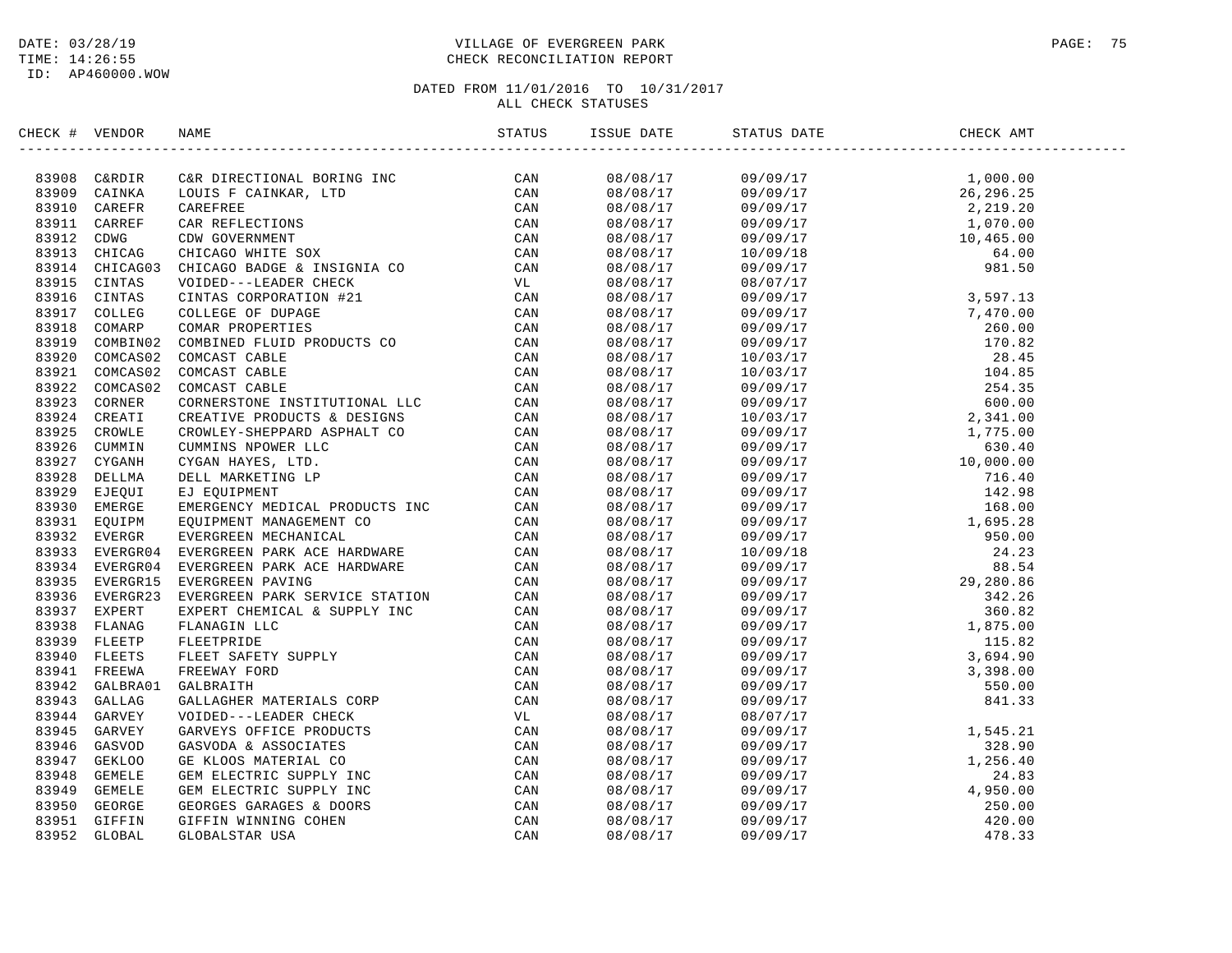DATE: 03/28/19
TIME: 14:26:55
ID: AP460000.WOW

VILLAGE OF EVERGREEN PARK
CHECK RECONCILIATION REPORT

DATED FROM 11/01/2016 TO 10/31/2017
ALL CHECK STATUSES

| CHECK # | VENDOR | NAME | STATUS | ISSUE DATE | STATUS DATE | CHECK AMT |
|---|---|---|---|---|---|---|
| 83908 | C&RDIR | C&R DIRECTIONAL BORING INC | CAN | 08/08/17 | 09/09/17 | 1,000.00 |
| 83909 | CAINKA | LOUIS F CAINKAR, LTD | CAN | 08/08/17 | 09/09/17 | 26,296.25 |
| 83910 | CAREFR | CAREFREE | CAN | 08/08/17 | 09/09/17 | 2,219.20 |
| 83911 | CARREF | CAR REFLECTIONS | CAN | 08/08/17 | 09/09/17 | 1,070.00 |
| 83912 | CDWG | CDW GOVERNMENT | CAN | 08/08/17 | 09/09/17 | 10,465.00 |
| 83913 | CHICAG | CHICAGO WHITE SOX | CAN | 08/08/17 | 10/09/18 | 64.00 |
| 83914 | CHICAG03 | CHICAGO BADGE & INSIGNIA CO | CAN | 08/08/17 | 09/09/17 | 981.50 |
| 83915 | CINTAS | VOIDED---LEADER CHECK | VL | 08/08/17 | 08/07/17 | |
| 83916 | CINTAS | CINTAS CORPORATION #21 | CAN | 08/08/17 | 09/09/17 | 3,597.13 |
| 83917 | COLLEG | COLLEGE OF DUPAGE | CAN | 08/08/17 | 09/09/17 | 7,470.00 |
| 83918 | COMARP | COMAR PROPERTIES | CAN | 08/08/17 | 09/09/17 | 260.00 |
| 83919 | COMBIN02 | COMBINED FLUID PRODUCTS CO | CAN | 08/08/17 | 09/09/17 | 170.82 |
| 83920 | COMCAS02 | COMCAST CABLE | CAN | 08/08/17 | 10/03/17 | 28.45 |
| 83921 | COMCAS02 | COMCAST CABLE | CAN | 08/08/17 | 10/03/17 | 104.85 |
| 83922 | COMCAS02 | COMCAST CABLE | CAN | 08/08/17 | 09/09/17 | 254.35 |
| 83923 | CORNER | CORNERSTONE INSTITUTIONAL LLC | CAN | 08/08/17 | 09/09/17 | 600.00 |
| 83924 | CREATI | CREATIVE PRODUCTS & DESIGNS | CAN | 08/08/17 | 10/03/17 | 2,341.00 |
| 83925 | CROWLE | CROWLEY-SHEPPARD ASPHALT CO | CAN | 08/08/17 | 09/09/17 | 1,775.00 |
| 83926 | CUMMIN | CUMMINS NPOWER LLC | CAN | 08/08/17 | 09/09/17 | 630.40 |
| 83927 | CYGANH | CYGAN HAYES, LTD. | CAN | 08/08/17 | 09/09/17 | 10,000.00 |
| 83928 | DELLMA | DELL MARKETING LP | CAN | 08/08/17 | 09/09/17 | 716.40 |
| 83929 | EJEQUI | EJ EQUIPMENT | CAN | 08/08/17 | 09/09/17 | 142.98 |
| 83930 | EMERGE | EMERGENCY MEDICAL PRODUCTS INC | CAN | 08/08/17 | 09/09/17 | 168.00 |
| 83931 | EQUIPM | EQUIPMENT MANAGEMENT CO | CAN | 08/08/17 | 09/09/17 | 1,695.28 |
| 83932 | EVERGR | EVERGREEN MECHANICAL | CAN | 08/08/17 | 09/09/17 | 950.00 |
| 83933 | EVERGR04 | EVERGREEN PARK ACE HARDWARE | CAN | 08/08/17 | 10/09/18 | 24.23 |
| 83934 | EVERGR04 | EVERGREEN PARK ACE HARDWARE | CAN | 08/08/17 | 09/09/17 | 88.54 |
| 83935 | EVERGR15 | EVERGREEN PAVING | CAN | 08/08/17 | 09/09/17 | 29,280.86 |
| 83936 | EVERGR23 | EVERGREEN PARK SERVICE STATION | CAN | 08/08/17 | 09/09/17 | 342.26 |
| 83937 | EXPERT | EXPERT CHEMICAL & SUPPLY INC | CAN | 08/08/17 | 09/09/17 | 360.82 |
| 83938 | FLANAG | FLANAGIN LLC | CAN | 08/08/17 | 09/09/17 | 1,875.00 |
| 83939 | FLEETP | FLEETPRIDE | CAN | 08/08/17 | 09/09/17 | 115.82 |
| 83940 | FLEETS | FLEET SAFETY SUPPLY | CAN | 08/08/17 | 09/09/17 | 3,694.90 |
| 83941 | FREEWA | FREEWAY FORD | CAN | 08/08/17 | 09/09/17 | 3,398.00 |
| 83942 | GALBRA01 | GALBRAITH | CAN | 08/08/17 | 09/09/17 | 550.00 |
| 83943 | GALLAG | GALLAGHER MATERIALS CORP | CAN | 08/08/17 | 09/09/17 | 841.33 |
| 83944 | GARVEY | VOIDED---LEADER CHECK | VL | 08/08/17 | 08/07/17 | |
| 83945 | GARVEY | GARVEYS OFFICE PRODUCTS | CAN | 08/08/17 | 09/09/17 | 1,545.21 |
| 83946 | GASVOD | GASVODA & ASSOCIATES | CAN | 08/08/17 | 09/09/17 | 328.90 |
| 83947 | GEKLOO | GE KLOOS MATERIAL CO | CAN | 08/08/17 | 09/09/17 | 1,256.40 |
| 83948 | GEMELE | GEM ELECTRIC SUPPLY INC | CAN | 08/08/17 | 09/09/17 | 24.83 |
| 83949 | GEMELE | GEM ELECTRIC SUPPLY INC | CAN | 08/08/17 | 09/09/17 | 4,950.00 |
| 83950 | GEORGE | GEORGES GARAGES & DOORS | CAN | 08/08/17 | 09/09/17 | 250.00 |
| 83951 | GIFFIN | GIFFIN WINNING COHEN | CAN | 08/08/17 | 09/09/17 | 420.00 |
| 83952 | GLOBAL | GLOBALSTAR USA | CAN | 08/08/17 | 09/09/17 | 478.33 |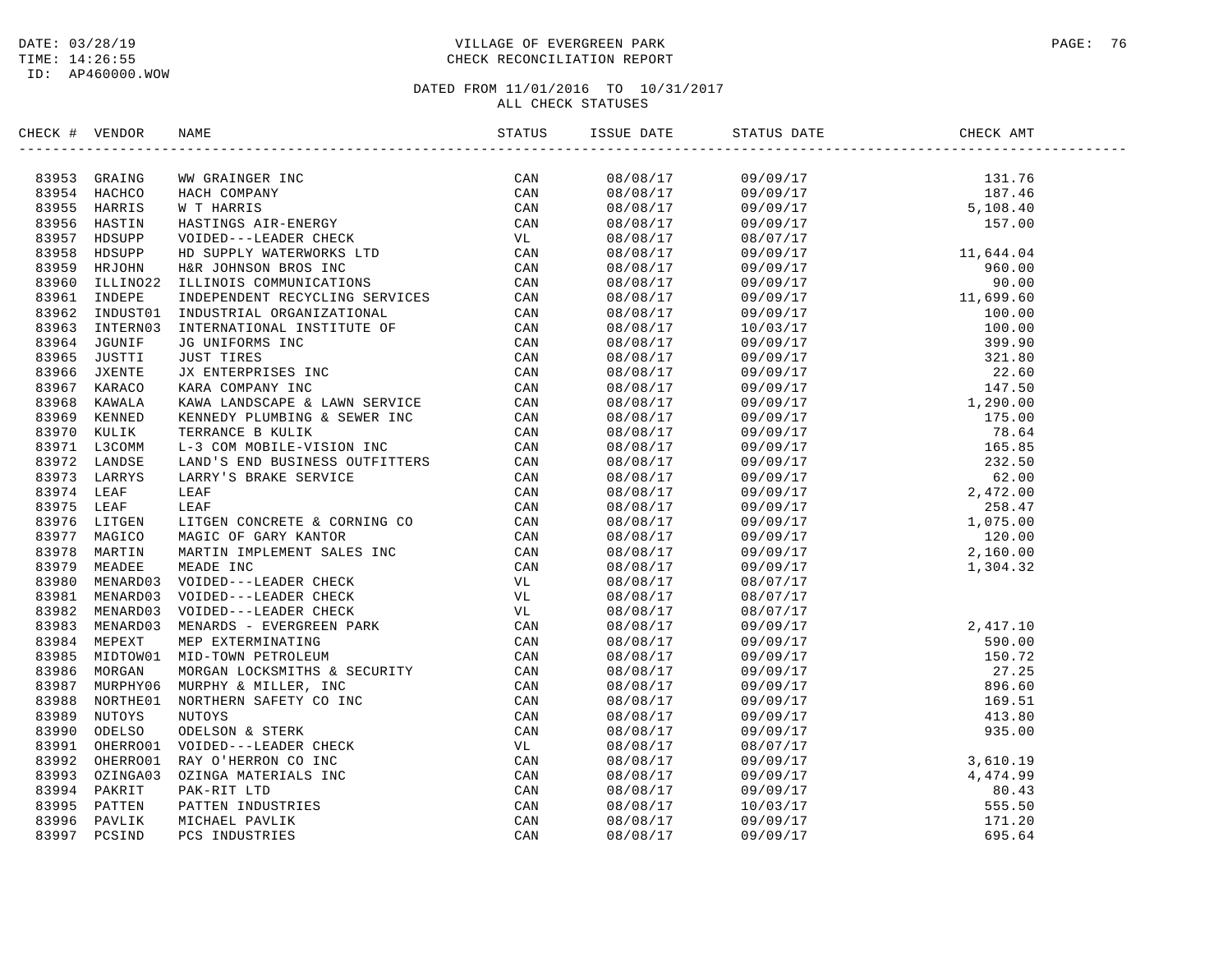DATE: 03/28/19
TIME: 14:26:55
ID: AP460000.WOW

VILLAGE OF EVERGREEN PARK
CHECK RECONCILIATION REPORT

DATED FROM 11/01/2016 TO 10/31/2017
ALL CHECK STATUSES

| CHECK # | VENDOR | NAME | STATUS | ISSUE DATE | STATUS DATE | CHECK AMT |
|---|---|---|---|---|---|---|
| 83953 | GRAING | WW GRAINGER INC | CAN | 08/08/17 | 09/09/17 | 131.76 |
| 83954 | HACHCO | HACH COMPANY | CAN | 08/08/17 | 09/09/17 | 187.46 |
| 83955 | HARRIS | W T HARRIS | CAN | 08/08/17 | 09/09/17 | 5,108.40 |
| 83956 | HASTIN | HASTINGS AIR-ENERGY | CAN | 08/08/17 | 09/09/17 | 157.00 |
| 83957 | HDSUPP | VOIDED---LEADER CHECK | VL | 08/08/17 | 08/07/17 | |
| 83958 | HDSUPP | HD SUPPLY WATERWORKS LTD | CAN | 08/08/17 | 09/09/17 | 11,644.04 |
| 83959 | HRJOHN | H&R JOHNSON BROS INC | CAN | 08/08/17 | 09/09/17 | 960.00 |
| 83960 | ILLINO22 | ILLINOIS COMMUNICATIONS | CAN | 08/08/17 | 09/09/17 | 90.00 |
| 83961 | INDEPE | INDEPENDENT RECYCLING SERVICES | CAN | 08/08/17 | 09/09/17 | 11,699.60 |
| 83962 | INDUST01 | INDUSTRIAL ORGANIZATIONAL | CAN | 08/08/17 | 09/09/17 | 100.00 |
| 83963 | INTERN03 | INTERNATIONAL INSTITUTE OF | CAN | 08/08/17 | 10/03/17 | 100.00 |
| 83964 | JGUNIF | JG UNIFORMS INC | CAN | 08/08/17 | 09/09/17 | 399.90 |
| 83965 | JUSTTI | JUST TIRES | CAN | 08/08/17 | 09/09/17 | 321.80 |
| 83966 | JXENTE | JX ENTERPRISES INC | CAN | 08/08/17 | 09/09/17 | 22.60 |
| 83967 | KARACO | KARA COMPANY INC | CAN | 08/08/17 | 09/09/17 | 147.50 |
| 83968 | KAWALA | KAWA LANDSCAPE & LAWN SERVICE | CAN | 08/08/17 | 09/09/17 | 1,290.00 |
| 83969 | KENNED | KENNEDY PLUMBING & SEWER INC | CAN | 08/08/17 | 09/09/17 | 175.00 |
| 83970 | KULIK | TERRANCE B KULIK | CAN | 08/08/17 | 09/09/17 | 78.64 |
| 83971 | L3COMM | L-3 COM MOBILE-VISION INC | CAN | 08/08/17 | 09/09/17 | 165.85 |
| 83972 | LANDSE | LAND'S END BUSINESS OUTFITTERS | CAN | 08/08/17 | 09/09/17 | 232.50 |
| 83973 | LARRYS | LARRY'S BRAKE SERVICE | CAN | 08/08/17 | 09/09/17 | 62.00 |
| 83974 | LEAF | LEAF | CAN | 08/08/17 | 09/09/17 | 2,472.00 |
| 83975 | LEAF | LEAF | CAN | 08/08/17 | 09/09/17 | 258.47 |
| 83976 | LITGEN | LITGEN CONCRETE & CORNING CO | CAN | 08/08/17 | 09/09/17 | 1,075.00 |
| 83977 | MAGICO | MAGIC OF GARY KANTOR | CAN | 08/08/17 | 09/09/17 | 120.00 |
| 83978 | MARTIN | MARTIN IMPLEMENT SALES INC | CAN | 08/08/17 | 09/09/17 | 2,160.00 |
| 83979 | MEADEE | MEADE INC | CAN | 08/08/17 | 09/09/17 | 1,304.32 |
| 83980 | MENARD03 | VOIDED---LEADER CHECK | VL | 08/08/17 | 08/07/17 | |
| 83981 | MENARD03 | VOIDED---LEADER CHECK | VL | 08/08/17 | 08/07/17 | |
| 83982 | MENARD03 | VOIDED---LEADER CHECK | VL | 08/08/17 | 08/07/17 | |
| 83983 | MENARD03 | MENARDS - EVERGREEN PARK | CAN | 08/08/17 | 09/09/17 | 2,417.10 |
| 83984 | MEPEXT | MEP EXTERMINATING | CAN | 08/08/17 | 09/09/17 | 590.00 |
| 83985 | MIDTOW01 | MID-TOWN PETROLEUM | CAN | 08/08/17 | 09/09/17 | 150.72 |
| 83986 | MORGAN | MORGAN LOCKSMITHS & SECURITY | CAN | 08/08/17 | 09/09/17 | 27.25 |
| 83987 | MURPHY06 | MURPHY & MILLER, INC | CAN | 08/08/17 | 09/09/17 | 896.60 |
| 83988 | NORTHE01 | NORTHERN SAFETY CO INC | CAN | 08/08/17 | 09/09/17 | 169.51 |
| 83989 | NUTOYS | NUTOYS | CAN | 08/08/17 | 09/09/17 | 413.80 |
| 83990 | ODELSO | ODELSON & STERK | CAN | 08/08/17 | 09/09/17 | 935.00 |
| 83991 | OHERRO01 | VOIDED---LEADER CHECK | VL | 08/08/17 | 08/07/17 | |
| 83992 | OHERRO01 | RAY O'HERRON CO INC | CAN | 08/08/17 | 09/09/17 | 3,610.19 |
| 83993 | OZINGA03 | OZINGA MATERIALS INC | CAN | 08/08/17 | 09/09/17 | 4,474.99 |
| 83994 | PAKRIT | PAK-RIT LTD | CAN | 08/08/17 | 09/09/17 | 80.43 |
| 83995 | PATTEN | PATTEN INDUSTRIES | CAN | 08/08/17 | 10/03/17 | 555.50 |
| 83996 | PAVLIK | MICHAEL PAVLIK | CAN | 08/08/17 | 09/09/17 | 171.20 |
| 83997 | PCSIND | PCS INDUSTRIES | CAN | 08/08/17 | 09/09/17 | 695.64 |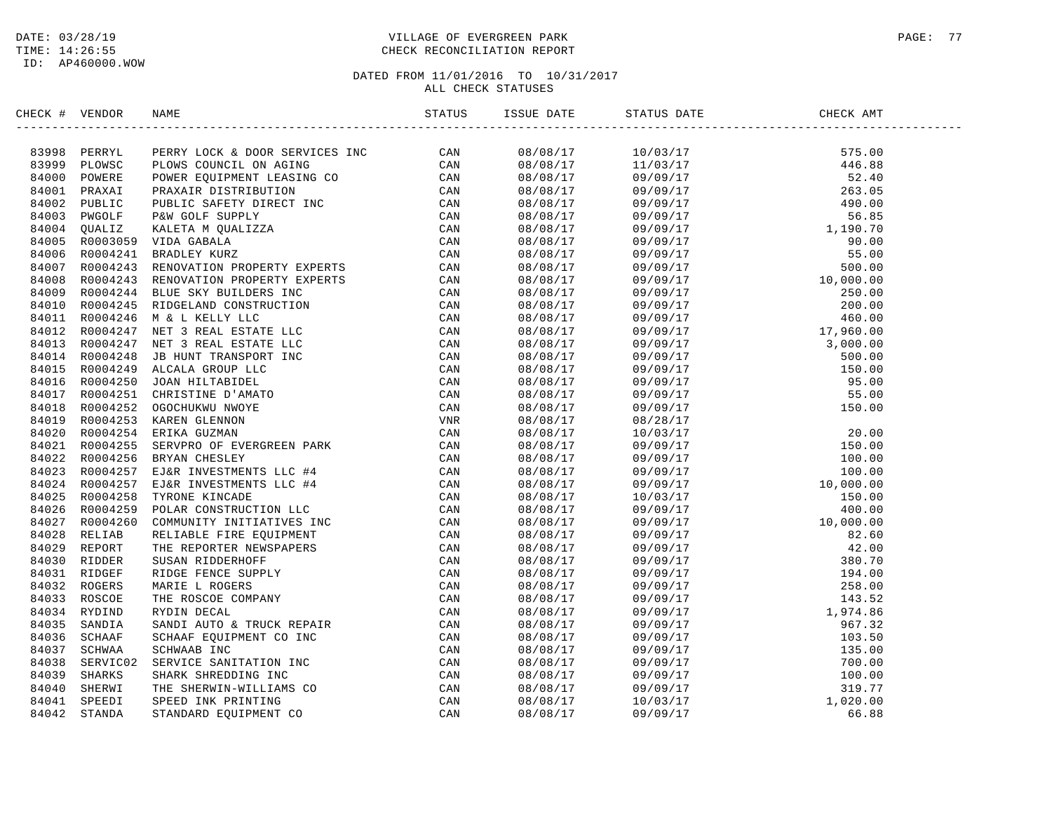DATE: 03/28/19
TIME: 14:26:55
ID: AP460000.WOW

# VILLAGE OF EVERGREEN PARK
## CHECK RECONCILIATION REPORT

DATED FROM 11/01/2016 TO 10/31/2017
ALL CHECK STATUSES

| CHECK # | VENDOR | NAME | STATUS | ISSUE DATE | STATUS DATE | CHECK AMT |
|---|---|---|---|---|---|---|
| 83998 | PERRYL | PERRY LOCK & DOOR SERVICES INC | CAN | 08/08/17 | 10/03/17 | 575.00 |
| 83999 | PLOWSC | PLOWS COUNCIL ON AGING | CAN | 08/08/17 | 11/03/17 | 446.88 |
| 84000 | POWERE | POWER EQUIPMENT LEASING CO | CAN | 08/08/17 | 09/09/17 | 52.40 |
| 84001 | PRAXAI | PRAXAIR DISTRIBUTION | CAN | 08/08/17 | 09/09/17 | 263.05 |
| 84002 | PUBLIC | PUBLIC SAFETY DIRECT INC | CAN | 08/08/17 | 09/09/17 | 490.00 |
| 84003 | PWGOLF | P&W GOLF SUPPLY | CAN | 08/08/17 | 09/09/17 | 56.85 |
| 84004 | QUALIZ | KALETA M QUALIZZA | CAN | 08/08/17 | 09/09/17 | 1,190.70 |
| 84005 | R0003059 | VIDA GABALA | CAN | 08/08/17 | 09/09/17 | 90.00 |
| 84006 | R0004241 | BRADLEY KURZ | CAN | 08/08/17 | 09/09/17 | 55.00 |
| 84007 | R0004243 | RENOVATION PROPERTY EXPERTS | CAN | 08/08/17 | 09/09/17 | 500.00 |
| 84008 | R0004243 | RENOVATION PROPERTY EXPERTS | CAN | 08/08/17 | 09/09/17 | 10,000.00 |
| 84009 | R0004244 | BLUE SKY BUILDERS INC | CAN | 08/08/17 | 09/09/17 | 250.00 |
| 84010 | R0004245 | RIDGELAND CONSTRUCTION | CAN | 08/08/17 | 09/09/17 | 200.00 |
| 84011 | R0004246 | M & L KELLY LLC | CAN | 08/08/17 | 09/09/17 | 460.00 |
| 84012 | R0004247 | NET 3 REAL ESTATE LLC | CAN | 08/08/17 | 09/09/17 | 17,960.00 |
| 84013 | R0004247 | NET 3 REAL ESTATE LLC | CAN | 08/08/17 | 09/09/17 | 3,000.00 |
| 84014 | R0004248 | JB HUNT TRANSPORT INC | CAN | 08/08/17 | 09/09/17 | 500.00 |
| 84015 | R0004249 | ALCALA GROUP LLC | CAN | 08/08/17 | 09/09/17 | 150.00 |
| 84016 | R0004250 | JOAN HILTABIDEL | CAN | 08/08/17 | 09/09/17 | 95.00 |
| 84017 | R0004251 | CHRISTINE D'AMATO | CAN | 08/08/17 | 09/09/17 | 55.00 |
| 84018 | R0004252 | OGOCHUKWU NWOYE | CAN | 08/08/17 | 09/09/17 | 150.00 |
| 84019 | R0004253 | KAREN GLENNON | VNR | 08/08/17 | 08/28/17 | |
| 84020 | R0004254 | ERIKA GUZMAN | CAN | 08/08/17 | 10/03/17 | 20.00 |
| 84021 | R0004255 | SERVPRO OF EVERGREEN PARK | CAN | 08/08/17 | 09/09/17 | 150.00 |
| 84022 | R0004256 | BRYAN CHESLEY | CAN | 08/08/17 | 09/09/17 | 100.00 |
| 84023 | R0004257 | EJ&R INVESTMENTS LLC #4 | CAN | 08/08/17 | 09/09/17 | 100.00 |
| 84024 | R0004257 | EJ&R INVESTMENTS LLC #4 | CAN | 08/08/17 | 09/09/17 | 10,000.00 |
| 84025 | R0004258 | TYRONE KINCADE | CAN | 08/08/17 | 10/03/17 | 150.00 |
| 84026 | R0004259 | POLAR CONSTRUCTION LLC | CAN | 08/08/17 | 09/09/17 | 400.00 |
| 84027 | R0004260 | COMMUNITY INITIATIVES INC | CAN | 08/08/17 | 09/09/17 | 10,000.00 |
| 84028 | RELIAB | RELIABLE FIRE EQUIPMENT | CAN | 08/08/17 | 09/09/17 | 82.60 |
| 84029 | REPORT | THE REPORTER NEWSPAPERS | CAN | 08/08/17 | 09/09/17 | 42.00 |
| 84030 | RIDDER | SUSAN RIDDERHOFF | CAN | 08/08/17 | 09/09/17 | 380.70 |
| 84031 | RIDGEF | RIDGE FENCE SUPPLY | CAN | 08/08/17 | 09/09/17 | 194.00 |
| 84032 | ROGERS | MARIE L ROGERS | CAN | 08/08/17 | 09/09/17 | 258.00 |
| 84033 | ROSCOE | THE ROSCOE COMPANY | CAN | 08/08/17 | 09/09/17 | 143.52 |
| 84034 | RYDIND | RYDIN DECAL | CAN | 08/08/17 | 09/09/17 | 1,974.86 |
| 84035 | SANDIA | SANDI AUTO & TRUCK REPAIR | CAN | 08/08/17 | 09/09/17 | 967.32 |
| 84036 | SCHAAF | SCHAAF EQUIPMENT CO INC | CAN | 08/08/17 | 09/09/17 | 103.50 |
| 84037 | SCHWAA | SCHWAAB INC | CAN | 08/08/17 | 09/09/17 | 135.00 |
| 84038 | SERVIC02 | SERVICE SANITATION INC | CAN | 08/08/17 | 09/09/17 | 700.00 |
| 84039 | SHARKS | SHARK SHREDDING INC | CAN | 08/08/17 | 09/09/17 | 100.00 |
| 84040 | SHERWI | THE SHERWIN-WILLIAMS CO | CAN | 08/08/17 | 09/09/17 | 319.77 |
| 84041 | SPEEDI | SPEED INK PRINTING | CAN | 08/08/17 | 10/03/17 | 1,020.00 |
| 84042 | STANDA | STANDARD EQUIPMENT CO | CAN | 08/08/17 | 09/09/17 | 66.88 |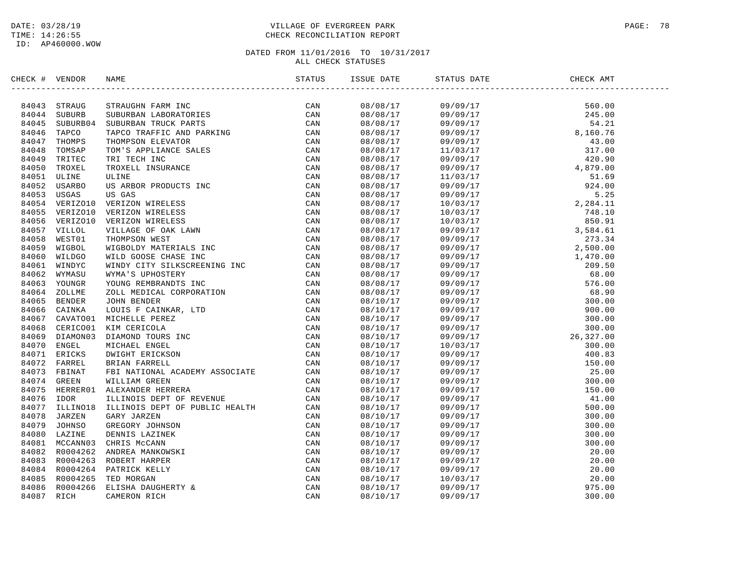DATE: 03/28/19
TIME: 14:26:55
ID: AP460000.WOW

VILLAGE OF EVERGREEN PARK
CHECK RECONCILIATION REPORT

DATED FROM 11/01/2016 TO 10/31/2017
ALL CHECK STATUSES

| CHECK # | VENDOR | NAME | STATUS | ISSUE DATE | STATUS DATE | CHECK AMT |
|---|---|---|---|---|---|---|
| 84043 | STRAUG | STRAUGHN FARM INC | CAN | 08/08/17 | 09/09/17 | 560.00 |
| 84044 | SUBURB | SUBURBAN LABORATORIES | CAN | 08/08/17 | 09/09/17 | 245.00 |
| 84045 | SUBURB04 | SUBURBAN TRUCK PARTS | CAN | 08/08/17 | 09/09/17 | 54.21 |
| 84046 | TAPCO | TAPCO TRAFFIC AND PARKING | CAN | 08/08/17 | 09/09/17 | 8,160.76 |
| 84047 | THOMPS | THOMPSON ELEVATOR | CAN | 08/08/17 | 09/09/17 | 43.00 |
| 84048 | TOMSAP | TOM'S APPLIANCE SALES | CAN | 08/08/17 | 11/03/17 | 317.00 |
| 84049 | TRITEC | TRI TECH INC | CAN | 08/08/17 | 09/09/17 | 420.90 |
| 84050 | TROXEL | TROXELL INSURANCE | CAN | 08/08/17 | 09/09/17 | 4,879.00 |
| 84051 | ULINE | ULINE | CAN | 08/08/17 | 11/03/17 | 51.69 |
| 84052 | USARBO | US ARBOR PRODUCTS INC | CAN | 08/08/17 | 09/09/17 | 924.00 |
| 84053 | USGAS | US GAS | CAN | 08/08/17 | 09/09/17 | 5.25 |
| 84054 | VERIZO10 | VERIZON WIRELESS | CAN | 08/08/17 | 10/03/17 | 2,284.11 |
| 84055 | VERIZO10 | VERIZON WIRELESS | CAN | 08/08/17 | 10/03/17 | 748.10 |
| 84056 | VERIZO10 | VERIZON WIRELESS | CAN | 08/08/17 | 10/03/17 | 850.91 |
| 84057 | VILLOL | VILLAGE OF OAK LAWN | CAN | 08/08/17 | 09/09/17 | 3,584.61 |
| 84058 | WEST01 | THOMPSON WEST | CAN | 08/08/17 | 09/09/17 | 273.34 |
| 84059 | WIGBOL | WIGBOLDY MATERIALS INC | CAN | 08/08/17 | 09/09/17 | 2,500.00 |
| 84060 | WILDGO | WILD GOOSE CHASE INC | CAN | 08/08/17 | 09/09/17 | 1,470.00 |
| 84061 | WINDYC | WINDY CITY SILKSCREENING INC | CAN | 08/08/17 | 09/09/17 | 209.50 |
| 84062 | WYMASU | WYMA'S UPHOSTERY | CAN | 08/08/17 | 09/09/17 | 68.00 |
| 84063 | YOUNGR | YOUNG REMBRANDTS INC | CAN | 08/08/17 | 09/09/17 | 576.00 |
| 84064 | ZOLLME | ZOLL MEDICAL CORPORATION | CAN | 08/08/17 | 09/09/17 | 68.90 |
| 84065 | BENDER | JOHN BENDER | CAN | 08/10/17 | 09/09/17 | 300.00 |
| 84066 | CAINKA | LOUIS F CAINKAR, LTD | CAN | 08/10/17 | 09/09/17 | 900.00 |
| 84067 | CAVATO01 | MICHELLE PEREZ | CAN | 08/10/17 | 09/09/17 | 300.00 |
| 84068 | CERICO01 | KIM CERICOLA | CAN | 08/10/17 | 09/09/17 | 300.00 |
| 84069 | DIAMON03 | DIAMOND TOURS INC | CAN | 08/10/17 | 09/09/17 | 26,327.00 |
| 84070 | ENGEL | MICHAEL ENGEL | CAN | 08/10/17 | 10/03/17 | 300.00 |
| 84071 | ERICKS | DWIGHT ERICKSON | CAN | 08/10/17 | 09/09/17 | 400.83 |
| 84072 | FARREL | BRIAN FARRELL | CAN | 08/10/17 | 09/09/17 | 150.00 |
| 84073 | FBINAT | FBI NATIONAL ACADEMY ASSOCIATE | CAN | 08/10/17 | 09/09/17 | 25.00 |
| 84074 | GREEN | WILLIAM GREEN | CAN | 08/10/17 | 09/09/17 | 300.00 |
| 84075 | HERRER01 | ALEXANDER HERRERA | CAN | 08/10/17 | 09/09/17 | 150.00 |
| 84076 | IDOR | ILLINOIS DEPT OF REVENUE | CAN | 08/10/17 | 09/09/17 | 41.00 |
| 84077 | ILLINO18 | ILLINOIS DEPT OF PUBLIC HEALTH | CAN | 08/10/17 | 09/09/17 | 500.00 |
| 84078 | JARZEN | GARY JARZEN | CAN | 08/10/17 | 09/09/17 | 300.00 |
| 84079 | JOHNSO | GREGORY JOHNSON | CAN | 08/10/17 | 09/09/17 | 300.00 |
| 84080 | LAZINE | DENNIS LAZINEK | CAN | 08/10/17 | 09/09/17 | 300.00 |
| 84081 | MCCANN03 | CHRIS McCANN | CAN | 08/10/17 | 09/09/17 | 300.00 |
| 84082 | R0004262 | ANDREA MANKOWSKI | CAN | 08/10/17 | 09/09/17 | 20.00 |
| 84083 | R0004263 | ROBERT HARPER | CAN | 08/10/17 | 09/09/17 | 20.00 |
| 84084 | R0004264 | PATRICK KELLY | CAN | 08/10/17 | 09/09/17 | 20.00 |
| 84085 | R0004265 | TED MORGAN | CAN | 08/10/17 | 10/03/17 | 20.00 |
| 84086 | R0004266 | ELISHA DAUGHERTY & | CAN | 08/10/17 | 09/09/17 | 975.00 |
| 84087 | RICH | CAMERON RICH | CAN | 08/10/17 | 09/09/17 | 300.00 |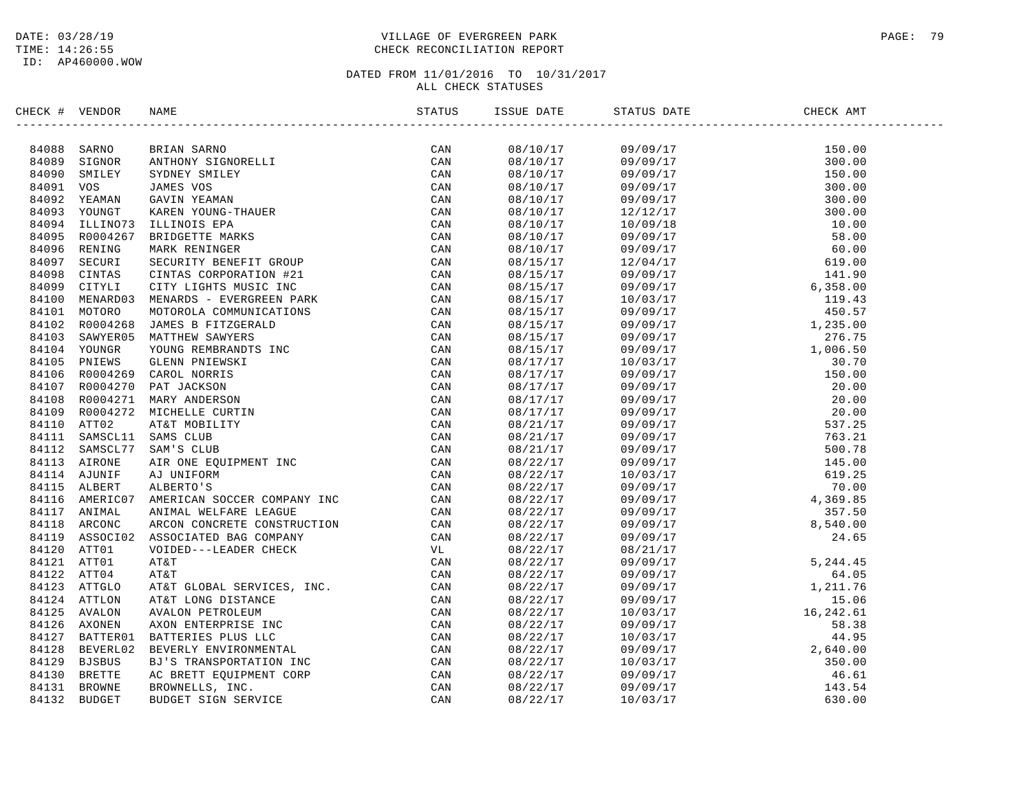DATE: 03/28/19
TIME: 14:26:55
ID: AP460000.WOW

# VILLAGE OF EVERGREEN PARK
## CHECK RECONCILIATION REPORT

DATED FROM 11/01/2016 TO 10/31/2017
ALL CHECK STATUSES

| CHECK # | VENDOR | NAME | STATUS | ISSUE DATE | STATUS DATE | CHECK AMT |
|---|---|---|---|---|---|---|
| 84088 | SARNO | BRIAN SARNO | CAN | 08/10/17 | 09/09/17 | 150.00 |
| 84089 | SIGNOR | ANTHONY SIGNORELLI | CAN | 08/10/17 | 09/09/17 | 300.00 |
| 84090 | SMILEY | SYDNEY SMILEY | CAN | 08/10/17 | 09/09/17 | 150.00 |
| 84091 | VOS | JAMES VOS | CAN | 08/10/17 | 09/09/17 | 300.00 |
| 84092 | YEAMAN | GAVIN YEAMAN | CAN | 08/10/17 | 09/09/17 | 300.00 |
| 84093 | YOUNGT | KAREN YOUNG-THAUER | CAN | 08/10/17 | 12/12/17 | 300.00 |
| 84094 | ILLINO73 | ILLINOIS EPA | CAN | 08/10/17 | 10/09/18 | 10.00 |
| 84095 | R0004267 | BRIDGETTE MARKS | CAN | 08/10/17 | 09/09/17 | 58.00 |
| 84096 | RENING | MARK RENINGER | CAN | 08/10/17 | 09/09/17 | 60.00 |
| 84097 | SECURI | SECURITY BENEFIT GROUP | CAN | 08/15/17 | 12/04/17 | 619.00 |
| 84098 | CINTAS | CINTAS CORPORATION #21 | CAN | 08/15/17 | 09/09/17 | 141.90 |
| 84099 | CITYLI | CITY LIGHTS MUSIC INC | CAN | 08/15/17 | 09/09/17 | 6,358.00 |
| 84100 | MENARD03 | MENARDS - EVERGREEN PARK | CAN | 08/15/17 | 10/03/17 | 119.43 |
| 84101 | MOTORO | MOTOROLA COMMUNICATIONS | CAN | 08/15/17 | 09/09/17 | 450.57 |
| 84102 | R0004268 | JAMES B FITZGERALD | CAN | 08/15/17 | 09/09/17 | 1,235.00 |
| 84103 | SAWYER05 | MATTHEW SAWYERS | CAN | 08/15/17 | 09/09/17 | 276.75 |
| 84104 | YOUNGR | YOUNG REMBRANDTS INC | CAN | 08/15/17 | 09/09/17 | 1,006.50 |
| 84105 | PNIEWS | GLENN PNIEWSKI | CAN | 08/17/17 | 10/03/17 | 30.70 |
| 84106 | R0004269 | CAROL NORRIS | CAN | 08/17/17 | 09/09/17 | 150.00 |
| 84107 | R0004270 | PAT JACKSON | CAN | 08/17/17 | 09/09/17 | 20.00 |
| 84108 | R0004271 | MARY ANDERSON | CAN | 08/17/17 | 09/09/17 | 20.00 |
| 84109 | R0004272 | MICHELLE CURTIN | CAN | 08/17/17 | 09/09/17 | 20.00 |
| 84110 | ATT02 | AT&T MOBILITY | CAN | 08/21/17 | 09/09/17 | 537.25 |
| 84111 | SAMSCL11 | SAMS CLUB | CAN | 08/21/17 | 09/09/17 | 763.21 |
| 84112 | SAMSCL77 | SAM'S CLUB | CAN | 08/21/17 | 09/09/17 | 500.78 |
| 84113 | AIRONE | AIR ONE EQUIPMENT INC | CAN | 08/22/17 | 09/09/17 | 145.00 |
| 84114 | AJUNIF | AJ UNIFORM | CAN | 08/22/17 | 10/03/17 | 619.25 |
| 84115 | ALBERT | ALBERTO'S | CAN | 08/22/17 | 09/09/17 | 70.00 |
| 84116 | AMERIC07 | AMERICAN SOCCER COMPANY INC | CAN | 08/22/17 | 09/09/17 | 4,369.85 |
| 84117 | ANIMAL | ANIMAL WELFARE LEAGUE | CAN | 08/22/17 | 09/09/17 | 357.50 |
| 84118 | ARCONC | ARCON CONCRETE CONSTRUCTION | CAN | 08/22/17 | 09/09/17 | 8,540.00 |
| 84119 | ASSOCI02 | ASSOCIATED BAG COMPANY | CAN | 08/22/17 | 09/09/17 | 24.65 |
| 84120 | ATT01 | VOIDED---LEADER CHECK | VL | 08/22/17 | 08/21/17 | |
| 84121 | ATT01 | AT&T | CAN | 08/22/17 | 09/09/17 | 5,244.45 |
| 84122 | ATT04 | AT&T | CAN | 08/22/17 | 09/09/17 | 64.05 |
| 84123 | ATTGLO | AT&T GLOBAL SERVICES, INC. | CAN | 08/22/17 | 09/09/17 | 1,211.76 |
| 84124 | ATTLON | AT&T LONG DISTANCE | CAN | 08/22/17 | 09/09/17 | 15.06 |
| 84125 | AVALON | AVALON PETROLEUM | CAN | 08/22/17 | 10/03/17 | 16,242.61 |
| 84126 | AXONEN | AXON ENTERPRISE INC | CAN | 08/22/17 | 09/09/17 | 58.38 |
| 84127 | BATTER01 | BATTERIES PLUS LLC | CAN | 08/22/17 | 10/03/17 | 44.95 |
| 84128 | BEVERL02 | BEVERLY ENVIRONMENTAL | CAN | 08/22/17 | 09/09/17 | 2,640.00 |
| 84129 | BJSBUS | BJ'S TRANSPORTATION INC | CAN | 08/22/17 | 10/03/17 | 350.00 |
| 84130 | BRETTE | AC BRETT EQUIPMENT CORP | CAN | 08/22/17 | 09/09/17 | 46.61 |
| 84131 | BROWNE | BROWNELLS, INC. | CAN | 08/22/17 | 09/09/17 | 143.54 |
| 84132 | BUDGET | BUDGET SIGN SERVICE | CAN | 08/22/17 | 10/03/17 | 630.00 |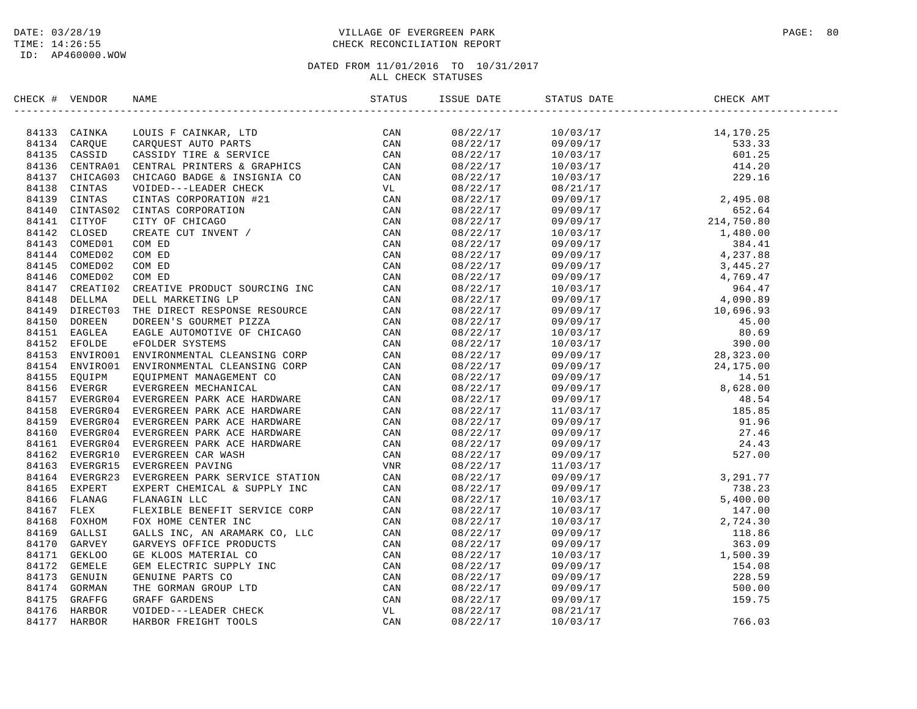DATE: 03/28/19
TIME: 14:26:55
ID: AP460000.WOW

VILLAGE OF EVERGREEN PARK
CHECK RECONCILIATION REPORT

DATED FROM 11/01/2016 TO 10/31/2017
ALL CHECK STATUSES

| CHECK # | VENDOR | NAME | STATUS | ISSUE DATE | STATUS DATE | CHECK AMT |
|---|---|---|---|---|---|---|
| 84133 | CAINKA | LOUIS F CAINKAR, LTD | CAN | 08/22/17 | 10/03/17 | 14,170.25 |
| 84134 | CARQUE | CARQUEST AUTO PARTS | CAN | 08/22/17 | 09/09/17 | 533.33 |
| 84135 | CASSID | CASSIDY TIRE & SERVICE | CAN | 08/22/17 | 10/03/17 | 601.25 |
| 84136 | CENTRA01 | CENTRAL PRINTERS & GRAPHICS | CAN | 08/22/17 | 10/03/17 | 414.20 |
| 84137 | CHICAG03 | CHICAGO BADGE & INSIGNIA CO | CAN | 08/22/17 | 10/03/17 | 229.16 |
| 84138 | CINTAS | VOIDED---LEADER CHECK | VL | 08/22/17 | 08/21/17 | |
| 84139 | CINTAS | CINTAS CORPORATION #21 | CAN | 08/22/17 | 09/09/17 | 2,495.08 |
| 84140 | CINTAS02 | CINTAS CORPORATION | CAN | 08/22/17 | 09/09/17 | 652.64 |
| 84141 | CITYOF | CITY OF CHICAGO | CAN | 08/22/17 | 09/09/17 | 214,750.80 |
| 84142 | CLOSED | CREATE CUT INVENT / | CAN | 08/22/17 | 10/03/17 | 1,480.00 |
| 84143 | COMED01 | COM ED | CAN | 08/22/17 | 09/09/17 | 384.41 |
| 84144 | COMED02 | COM ED | CAN | 08/22/17 | 09/09/17 | 4,237.88 |
| 84145 | COMED02 | COM ED | CAN | 08/22/17 | 09/09/17 | 3,445.27 |
| 84146 | COMED02 | COM ED | CAN | 08/22/17 | 09/09/17 | 4,769.47 |
| 84147 | CREATI02 | CREATIVE PRODUCT SOURCING INC | CAN | 08/22/17 | 10/03/17 | 964.47 |
| 84148 | DELLMA | DELL MARKETING LP | CAN | 08/22/17 | 09/09/17 | 4,090.89 |
| 84149 | DIRECT03 | THE DIRECT RESPONSE RESOURCE | CAN | 08/22/17 | 09/09/17 | 10,696.93 |
| 84150 | DOREEN | DOREEN'S GOURMET PIZZA | CAN | 08/22/17 | 09/09/17 | 45.00 |
| 84151 | EAGLEA | EAGLE AUTOMOTIVE OF CHICAGO | CAN | 08/22/17 | 10/03/17 | 80.69 |
| 84152 | EFOLDE | eFOLDER SYSTEMS | CAN | 08/22/17 | 10/03/17 | 390.00 |
| 84153 | ENVIRO01 | ENVIRONMENTAL CLEANSING CORP | CAN | 08/22/17 | 09/09/17 | 28,323.00 |
| 84154 | ENVIRO01 | ENVIRONMENTAL CLEANSING CORP | CAN | 08/22/17 | 09/09/17 | 24,175.00 |
| 84155 | EQUIPM | EQUIPMENT MANAGEMENT CO | CAN | 08/22/17 | 09/09/17 | 14.51 |
| 84156 | EVERGR | EVERGREEN MECHANICAL | CAN | 08/22/17 | 09/09/17 | 8,628.00 |
| 84157 | EVERGR04 | EVERGREEN PARK ACE HARDWARE | CAN | 08/22/17 | 09/09/17 | 48.54 |
| 84158 | EVERGR04 | EVERGREEN PARK ACE HARDWARE | CAN | 08/22/17 | 11/03/17 | 185.85 |
| 84159 | EVERGR04 | EVERGREEN PARK ACE HARDWARE | CAN | 08/22/17 | 09/09/17 | 91.96 |
| 84160 | EVERGR04 | EVERGREEN PARK ACE HARDWARE | CAN | 08/22/17 | 09/09/17 | 27.46 |
| 84161 | EVERGR04 | EVERGREEN PARK ACE HARDWARE | CAN | 08/22/17 | 09/09/17 | 24.43 |
| 84162 | EVERGR10 | EVERGREEN CAR WASH | CAN | 08/22/17 | 09/09/17 | 527.00 |
| 84163 | EVERGR15 | EVERGREEN PAVING | VNR | 08/22/17 | 11/03/17 | |
| 84164 | EVERGR23 | EVERGREEN PARK SERVICE STATION | CAN | 08/22/17 | 09/09/17 | 3,291.77 |
| 84165 | EXPERT | EXPERT CHEMICAL & SUPPLY INC | CAN | 08/22/17 | 09/09/17 | 738.23 |
| 84166 | FLANAG | FLANAGIN LLC | CAN | 08/22/17 | 10/03/17 | 5,400.00 |
| 84167 | FLEX | FLEXIBLE BENEFIT SERVICE CORP | CAN | 08/22/17 | 10/03/17 | 147.00 |
| 84168 | FOXHOM | FOX HOME CENTER INC | CAN | 08/22/17 | 10/03/17 | 2,724.30 |
| 84169 | GALLSI | GALLS INC, AN ARAMARK CO, LLC | CAN | 08/22/17 | 09/09/17 | 118.86 |
| 84170 | GARVEY | GARVEYS OFFICE PRODUCTS | CAN | 08/22/17 | 09/09/17 | 363.09 |
| 84171 | GEKLOO | GE KLOOS MATERIAL CO | CAN | 08/22/17 | 10/03/17 | 1,500.39 |
| 84172 | GEMELE | GEM ELECTRIC SUPPLY INC | CAN | 08/22/17 | 09/09/17 | 154.08 |
| 84173 | GENUIN | GENUINE PARTS CO | CAN | 08/22/17 | 09/09/17 | 228.59 |
| 84174 | GORMAN | THE GORMAN GROUP LTD | CAN | 08/22/17 | 09/09/17 | 500.00 |
| 84175 | GRAFFG | GRAFF GARDENS | CAN | 08/22/17 | 09/09/17 | 159.75 |
| 84176 | HARBOR | VOIDED---LEADER CHECK | VL | 08/22/17 | 08/21/17 | |
| 84177 | HARBOR | HARBOR FREIGHT TOOLS | CAN | 08/22/17 | 10/03/17 | 766.03 |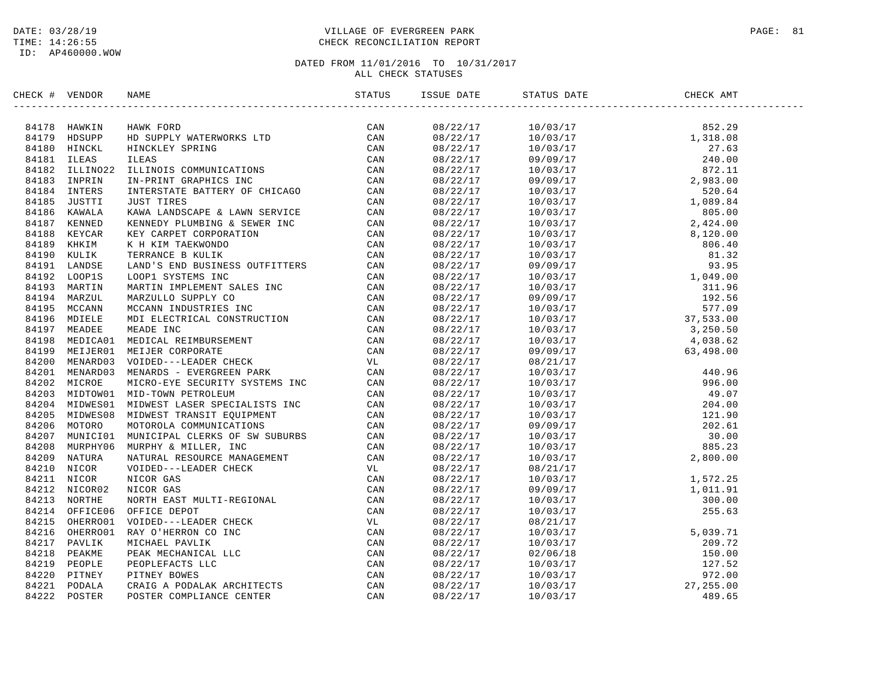DATE: 03/28/19
TIME: 14:26:55
ID: AP460000.WOW

# VILLAGE OF EVERGREEN PARK
## CHECK RECONCILIATION REPORT

DATED FROM 11/01/2016 TO 10/31/2017
ALL CHECK STATUSES

| CHECK # | VENDOR | NAME | STATUS | ISSUE DATE | STATUS DATE | CHECK AMT |
|---|---|---|---|---|---|---|
| 84178 | HAWKIN | HAWK FORD | CAN | 08/22/17 | 10/03/17 | 852.29 |
| 84179 | HDSUPP | HD SUPPLY WATERWORKS LTD | CAN | 08/22/17 | 10/03/17 | 1,318.08 |
| 84180 | HINCKL | HINCKLEY SPRING | CAN | 08/22/17 | 10/03/17 | 27.63 |
| 84181 | ILEAS | ILEAS | CAN | 08/22/17 | 09/09/17 | 240.00 |
| 84182 | ILLINO22 | ILLINOIS COMMUNICATIONS | CAN | 08/22/17 | 10/03/17 | 872.11 |
| 84183 | INPRIN | IN-PRINT GRAPHICS INC | CAN | 08/22/17 | 09/09/17 | 2,983.00 |
| 84184 | INTERS | INTERSTATE BATTERY OF CHICAGO | CAN | 08/22/17 | 10/03/17 | 520.64 |
| 84185 | JUSTTI | JUST TIRES | CAN | 08/22/17 | 10/03/17 | 1,089.84 |
| 84186 | KAWALA | KAWA LANDSCAPE & LAWN SERVICE | CAN | 08/22/17 | 10/03/17 | 805.00 |
| 84187 | KENNED | KENNEDY PLUMBING & SEWER INC | CAN | 08/22/17 | 10/03/17 | 2,424.00 |
| 84188 | KEYCAR | KEY CARPET CORPORATION | CAN | 08/22/17 | 10/03/17 | 8,120.00 |
| 84189 | KHKIM | K H KIM TAEKWONDO | CAN | 08/22/17 | 10/03/17 | 806.40 |
| 84190 | KULIK | TERRANCE B KULIK | CAN | 08/22/17 | 10/03/17 | 81.32 |
| 84191 | LANDSE | LAND'S END BUSINESS OUTFITTERS | CAN | 08/22/17 | 09/09/17 | 93.95 |
| 84192 | LOOP1S | LOOP1 SYSTEMS INC | CAN | 08/22/17 | 10/03/17 | 1,049.00 |
| 84193 | MARTIN | MARTIN IMPLEMENT SALES INC | CAN | 08/22/17 | 10/03/17 | 311.96 |
| 84194 | MARZUL | MARZULLO SUPPLY CO | CAN | 08/22/17 | 09/09/17 | 192.56 |
| 84195 | MCCANN | MCCANN INDUSTRIES INC | CAN | 08/22/17 | 10/03/17 | 577.09 |
| 84196 | MDIELE | MDI ELECTRICAL CONSTRUCTION | CAN | 08/22/17 | 10/03/17 | 37,533.00 |
| 84197 | MEADEE | MEADE INC | CAN | 08/22/17 | 10/03/17 | 3,250.50 |
| 84198 | MEDICA01 | MEDICAL REIMBURSEMENT | CAN | 08/22/17 | 10/03/17 | 4,038.62 |
| 84199 | MEIJER01 | MEIJER CORPORATE | CAN | 08/22/17 | 09/09/17 | 63,498.00 |
| 84200 | MENARD03 | VOIDED---LEADER CHECK | VL | 08/22/17 | 08/21/17 | |
| 84201 | MENARD03 | MENARDS - EVERGREEN PARK | CAN | 08/22/17 | 10/03/17 | 440.96 |
| 84202 | MICROE | MICRO-EYE SECURITY SYSTEMS INC | CAN | 08/22/17 | 10/03/17 | 996.00 |
| 84203 | MIDTOW01 | MID-TOWN PETROLEUM | CAN | 08/22/17 | 10/03/17 | 49.07 |
| 84204 | MIDWES01 | MIDWEST LASER SPECIALISTS INC | CAN | 08/22/17 | 10/03/17 | 204.00 |
| 84205 | MIDWES08 | MIDWEST TRANSIT EQUIPMENT | CAN | 08/22/17 | 10/03/17 | 121.90 |
| 84206 | MOTORO | MOTOROLA COMMUNICATIONS | CAN | 08/22/17 | 09/09/17 | 202.61 |
| 84207 | MUNICI01 | MUNICIPAL CLERKS OF SW SUBURBS | CAN | 08/22/17 | 10/03/17 | 30.00 |
| 84208 | MURPHY06 | MURPHY & MILLER, INC | CAN | 08/22/17 | 10/03/17 | 885.23 |
| 84209 | NATURA | NATURAL RESOURCE MANAGEMENT | CAN | 08/22/17 | 10/03/17 | 2,800.00 |
| 84210 | NICOR | VOIDED---LEADER CHECK | VL | 08/22/17 | 08/21/17 | |
| 84211 | NICOR | NICOR GAS | CAN | 08/22/17 | 10/03/17 | 1,572.25 |
| 84212 | NICOR02 | NICOR GAS | CAN | 08/22/17 | 09/09/17 | 1,011.91 |
| 84213 | NORTHE | NORTH EAST MULTI-REGIONAL | CAN | 08/22/17 | 10/03/17 | 300.00 |
| 84214 | OFFICE06 | OFFICE DEPOT | CAN | 08/22/17 | 10/03/17 | 255.63 |
| 84215 | OHERRO01 | VOIDED---LEADER CHECK | VL | 08/22/17 | 08/21/17 | |
| 84216 | OHERRO01 | RAY O'HERRON CO INC | CAN | 08/22/17 | 10/03/17 | 5,039.71 |
| 84217 | PAVLIK | MICHAEL PAVLIK | CAN | 08/22/17 | 10/03/17 | 209.72 |
| 84218 | PEAKME | PEAK MECHANICAL LLC | CAN | 08/22/17 | 02/06/18 | 150.00 |
| 84219 | PEOPLE | PEOPLEFACTS LLC | CAN | 08/22/17 | 10/03/17 | 127.52 |
| 84220 | PITNEY | PITNEY BOWES | CAN | 08/22/17 | 10/03/17 | 972.00 |
| 84221 | PODALA | CRAIG A PODALAK ARCHITECTS | CAN | 08/22/17 | 10/03/17 | 27,255.00 |
| 84222 | POSTER | POSTER COMPLIANCE CENTER | CAN | 08/22/17 | 10/03/17 | 489.65 |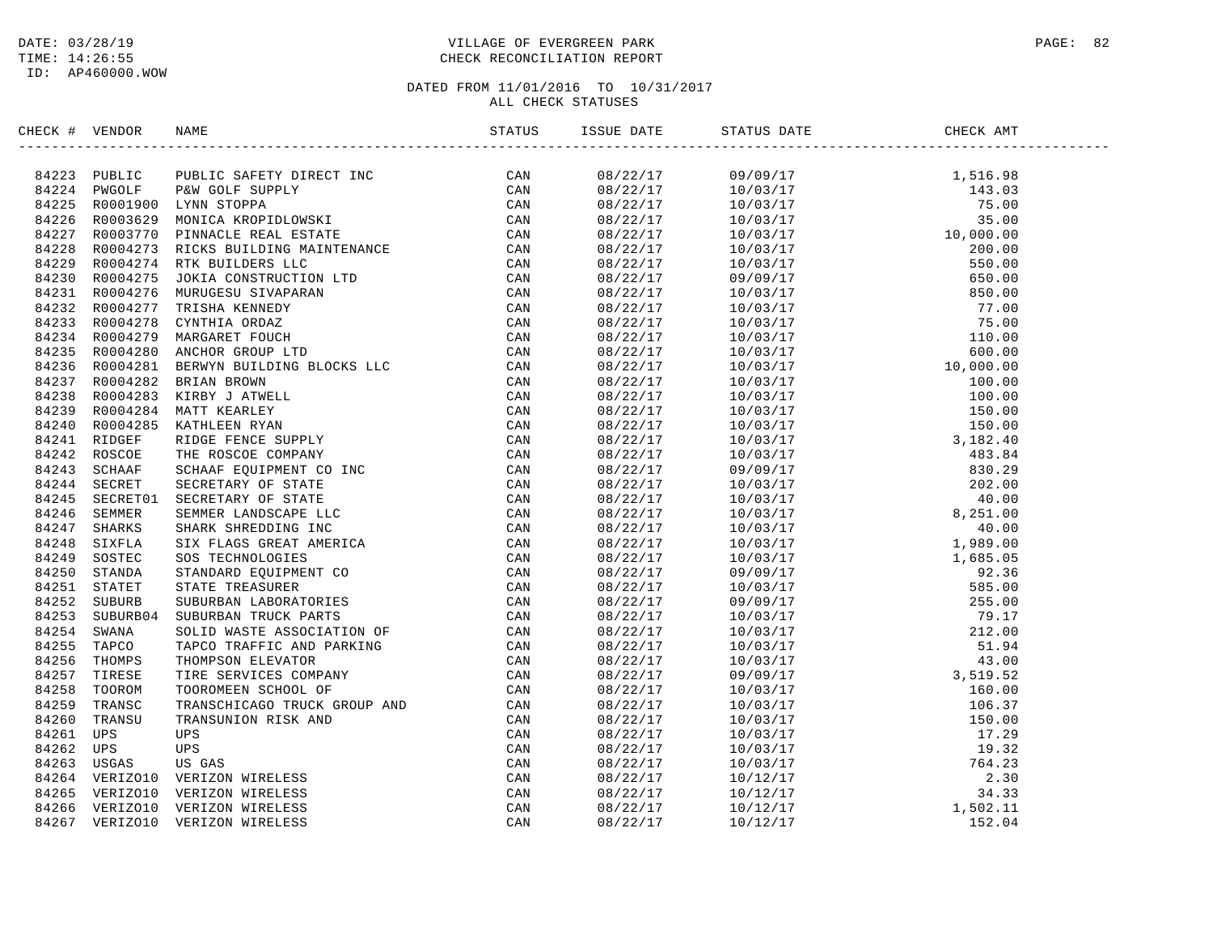DATE: 03/28/19
TIME: 14:26:55
ID: AP460000.WOW

# VILLAGE OF EVERGREEN PARK
## CHECK RECONCILIATION REPORT

DATED FROM 11/01/2016 TO 10/31/2017
ALL CHECK STATUSES

| CHECK # | VENDOR | NAME | STATUS | ISSUE DATE | STATUS DATE | CHECK AMT |
|---|---|---|---|---|---|---|
| 84223 | PUBLIC | PUBLIC SAFETY DIRECT INC | CAN | 08/22/17 | 09/09/17 | 1,516.98 |
| 84224 | PWGOLF | P&W GOLF SUPPLY | CAN | 08/22/17 | 10/03/17 | 143.03 |
| 84225 | R0001900 | LYNN STOPPA | CAN | 08/22/17 | 10/03/17 | 75.00 |
| 84226 | R0003629 | MONICA KROPIDLOWSKI | CAN | 08/22/17 | 10/03/17 | 35.00 |
| 84227 | R0003770 | PINNACLE REAL ESTATE | CAN | 08/22/17 | 10/03/17 | 10,000.00 |
| 84228 | R0004273 | RICKS BUILDING MAINTENANCE | CAN | 08/22/17 | 10/03/17 | 200.00 |
| 84229 | R0004274 | RTK BUILDERS LLC | CAN | 08/22/17 | 10/03/17 | 550.00 |
| 84230 | R0004275 | JOKIA CONSTRUCTION LTD | CAN | 08/22/17 | 09/09/17 | 650.00 |
| 84231 | R0004276 | MURUGESU SIVAPARAN | CAN | 08/22/17 | 10/03/17 | 850.00 |
| 84232 | R0004277 | TRISHA KENNEDY | CAN | 08/22/17 | 10/03/17 | 77.00 |
| 84233 | R0004278 | CYNTHIA ORDAZ | CAN | 08/22/17 | 10/03/17 | 75.00 |
| 84234 | R0004279 | MARGARET FOUCH | CAN | 08/22/17 | 10/03/17 | 110.00 |
| 84235 | R0004280 | ANCHOR GROUP LTD | CAN | 08/22/17 | 10/03/17 | 600.00 |
| 84236 | R0004281 | BERWYN BUILDING BLOCKS LLC | CAN | 08/22/17 | 10/03/17 | 10,000.00 |
| 84237 | R0004282 | BRIAN BROWN | CAN | 08/22/17 | 10/03/17 | 100.00 |
| 84238 | R0004283 | KIRBY J ATWELL | CAN | 08/22/17 | 10/03/17 | 100.00 |
| 84239 | R0004284 | MATT KEARLEY | CAN | 08/22/17 | 10/03/17 | 150.00 |
| 84240 | R0004285 | KATHLEEN RYAN | CAN | 08/22/17 | 10/03/17 | 150.00 |
| 84241 | RIDGEF | RIDGE FENCE SUPPLY | CAN | 08/22/17 | 10/03/17 | 3,182.40 |
| 84242 | ROSCOE | THE ROSCOE COMPANY | CAN | 08/22/17 | 10/03/17 | 483.84 |
| 84243 | SCHAAF | SCHAAF EQUIPMENT CO INC | CAN | 08/22/17 | 09/09/17 | 830.29 |
| 84244 | SECRET | SECRETARY OF STATE | CAN | 08/22/17 | 10/03/17 | 202.00 |
| 84245 | SECRET01 | SECRETARY OF STATE | CAN | 08/22/17 | 10/03/17 | 40.00 |
| 84246 | SEMMER | SEMMER LANDSCAPE LLC | CAN | 08/22/17 | 10/03/17 | 8,251.00 |
| 84247 | SHARKS | SHARK SHREDDING INC | CAN | 08/22/17 | 10/03/17 | 40.00 |
| 84248 | SIXFLA | SIX FLAGS GREAT AMERICA | CAN | 08/22/17 | 10/03/17 | 1,989.00 |
| 84249 | SOSTEC | SOS TECHNOLOGIES | CAN | 08/22/17 | 10/03/17 | 1,685.05 |
| 84250 | STANDA | STANDARD EQUIPMENT CO | CAN | 08/22/17 | 09/09/17 | 92.36 |
| 84251 | STATET | STATE TREASURER | CAN | 08/22/17 | 10/03/17 | 585.00 |
| 84252 | SUBURB | SUBURBAN LABORATORIES | CAN | 08/22/17 | 09/09/17 | 255.00 |
| 84253 | SUBURB04 | SUBURBAN TRUCK PARTS | CAN | 08/22/17 | 10/03/17 | 79.17 |
| 84254 | SWANA | SOLID WASTE ASSOCIATION OF | CAN | 08/22/17 | 10/03/17 | 212.00 |
| 84255 | TAPCO | TAPCO TRAFFIC AND PARKING | CAN | 08/22/17 | 10/03/17 | 51.94 |
| 84256 | THOMPS | THOMPSON ELEVATOR | CAN | 08/22/17 | 10/03/17 | 43.00 |
| 84257 | TIRESE | TIRE SERVICES COMPANY | CAN | 08/22/17 | 09/09/17 | 3,519.52 |
| 84258 | TOOROM | TOOROMEEN SCHOOL OF | CAN | 08/22/17 | 10/03/17 | 160.00 |
| 84259 | TRANSC | TRANSCHICAGO TRUCK GROUP AND | CAN | 08/22/17 | 10/03/17 | 106.37 |
| 84260 | TRANSU | TRANSUNION RISK AND | CAN | 08/22/17 | 10/03/17 | 150.00 |
| 84261 | UPS | UPS | CAN | 08/22/17 | 10/03/17 | 17.29 |
| 84262 | UPS | UPS | CAN | 08/22/17 | 10/03/17 | 19.32 |
| 84263 | USGAS | US GAS | CAN | 08/22/17 | 10/03/17 | 764.23 |
| 84264 | VERIZO10 | VERIZON WIRELESS | CAN | 08/22/17 | 10/12/17 | 2.30 |
| 84265 | VERIZO10 | VERIZON WIRELESS | CAN | 08/22/17 | 10/12/17 | 34.33 |
| 84266 | VERIZO10 | VERIZON WIRELESS | CAN | 08/22/17 | 10/12/17 | 1,502.11 |
| 84267 | VERIZO10 | VERIZON WIRELESS | CAN | 08/22/17 | 10/12/17 | 152.04 |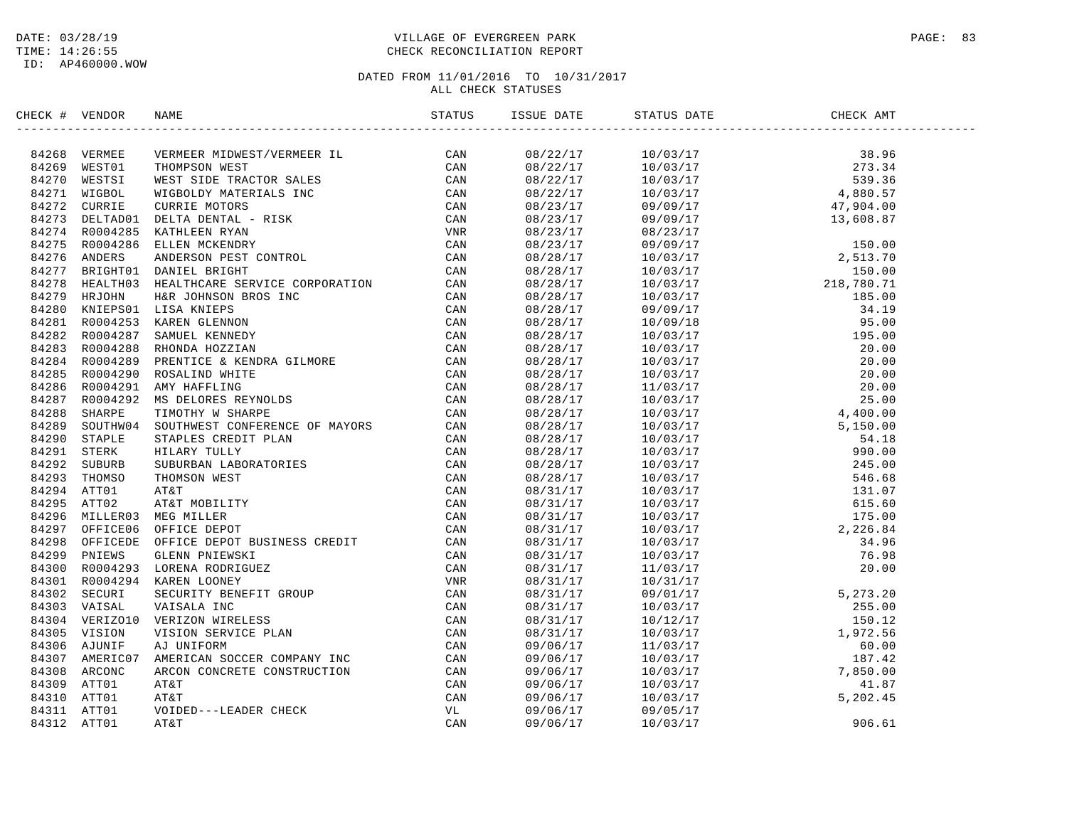DATE: 03/28/19
TIME: 14:26:55
ID: AP460000.WOW

VILLAGE OF EVERGREEN PARK
CHECK RECONCILIATION REPORT

DATED FROM 11/01/2016 TO 10/31/2017
ALL CHECK STATUSES

| CHECK # | VENDOR | NAME | STATUS | ISSUE DATE | STATUS DATE | CHECK AMT |
|---|---|---|---|---|---|---|
| 84268 | VERMEE | VERMEER MIDWEST/VERMEER IL | CAN | 08/22/17 | 10/03/17 | 38.96 |
| 84269 | WEST01 | THOMPSON WEST | CAN | 08/22/17 | 10/03/17 | 273.34 |
| 84270 | WESTSI | WEST SIDE TRACTOR SALES | CAN | 08/22/17 | 10/03/17 | 539.36 |
| 84271 | WIGBOL | WIGBOLDY MATERIALS INC | CAN | 08/22/17 | 10/03/17 | 4,880.57 |
| 84272 | CURRIE | CURRIE MOTORS | CAN | 08/23/17 | 09/09/17 | 47,904.00 |
| 84273 | DELTAD01 | DELTA DENTAL - RISK | CAN | 08/23/17 | 09/09/17 | 13,608.87 |
| 84274 | R0004285 | KATHLEEN RYAN | VNR | 08/23/17 | 08/23/17 | |
| 84275 | R0004286 | ELLEN MCKENDRY | CAN | 08/23/17 | 09/09/17 | 150.00 |
| 84276 | ANDERS | ANDERSON PEST CONTROL | CAN | 08/28/17 | 10/03/17 | 2,513.70 |
| 84277 | BRIGHT01 | DANIEL BRIGHT | CAN | 08/28/17 | 10/03/17 | 150.00 |
| 84278 | HEALTH03 | HEALTHCARE SERVICE CORPORATION | CAN | 08/28/17 | 10/03/17 | 218,780.71 |
| 84279 | HRJOHN | H&R JOHNSON BROS INC | CAN | 08/28/17 | 10/03/17 | 185.00 |
| 84280 | KNIEPS01 | LISA KNIEPS | CAN | 08/28/17 | 09/09/17 | 34.19 |
| 84281 | R0004253 | KAREN GLENNON | CAN | 08/28/17 | 10/09/18 | 95.00 |
| 84282 | R0004287 | SAMUEL KENNEDY | CAN | 08/28/17 | 10/03/17 | 195.00 |
| 84283 | R0004288 | RHONDA HOZZIAN | CAN | 08/28/17 | 10/03/17 | 20.00 |
| 84284 | R0004289 | PRENTICE & KENDRA GILMORE | CAN | 08/28/17 | 10/03/17 | 20.00 |
| 84285 | R0004290 | ROSALIND WHITE | CAN | 08/28/17 | 10/03/17 | 20.00 |
| 84286 | R0004291 | AMY HAFFLING | CAN | 08/28/17 | 11/03/17 | 20.00 |
| 84287 | R0004292 | MS DELORES REYNOLDS | CAN | 08/28/17 | 10/03/17 | 25.00 |
| 84288 | SHARPE | TIMOTHY W SHARPE | CAN | 08/28/17 | 10/03/17 | 4,400.00 |
| 84289 | SOUTHW04 | SOUTHWEST CONFERENCE OF MAYORS | CAN | 08/28/17 | 10/03/17 | 5,150.00 |
| 84290 | STAPLE | STAPLES CREDIT PLAN | CAN | 08/28/17 | 10/03/17 | 54.18 |
| 84291 | STERK | HILARY TULLY | CAN | 08/28/17 | 10/03/17 | 990.00 |
| 84292 | SUBURB | SUBURBAN LABORATORIES | CAN | 08/28/17 | 10/03/17 | 245.00 |
| 84293 | THOMSO | THOMSON WEST | CAN | 08/28/17 | 10/03/17 | 546.68 |
| 84294 | ATT01 | AT&T | CAN | 08/31/17 | 10/03/17 | 131.07 |
| 84295 | ATT02 | AT&T MOBILITY | CAN | 08/31/17 | 10/03/17 | 615.60 |
| 84296 | MILLER03 | MEG MILLER | CAN | 08/31/17 | 10/03/17 | 175.00 |
| 84297 | OFFICE06 | OFFICE DEPOT | CAN | 08/31/17 | 10/03/17 | 2,226.84 |
| 84298 | OFFICEDE | OFFICE DEPOT BUSINESS CREDIT | CAN | 08/31/17 | 10/03/17 | 34.96 |
| 84299 | PNIEWS | GLENN PNIEWSKI | CAN | 08/31/17 | 10/03/17 | 76.98 |
| 84300 | R0004293 | LORENA RODRIGUEZ | CAN | 08/31/17 | 11/03/17 | 20.00 |
| 84301 | R0004294 | KAREN LOONEY | VNR | 08/31/17 | 10/31/17 | |
| 84302 | SECURI | SECURITY BENEFIT GROUP | CAN | 08/31/17 | 09/01/17 | 5,273.20 |
| 84303 | VAISAL | VAISALA INC | CAN | 08/31/17 | 10/03/17 | 255.00 |
| 84304 | VERIZO10 | VERIZON WIRELESS | CAN | 08/31/17 | 10/12/17 | 150.12 |
| 84305 | VISION | VISION SERVICE PLAN | CAN | 08/31/17 | 10/03/17 | 1,972.56 |
| 84306 | AJUNIF | AJ UNIFORM | CAN | 09/06/17 | 11/03/17 | 60.00 |
| 84307 | AMERIC07 | AMERICAN SOCCER COMPANY INC | CAN | 09/06/17 | 10/03/17 | 187.42 |
| 84308 | ARCONC | ARCON CONCRETE CONSTRUCTION | CAN | 09/06/17 | 10/03/17 | 7,850.00 |
| 84309 | ATT01 | AT&T | CAN | 09/06/17 | 10/03/17 | 41.87 |
| 84310 | ATT01 | AT&T | CAN | 09/06/17 | 10/03/17 | 5,202.45 |
| 84311 | ATT01 | VOIDED---LEADER CHECK | VL | 09/06/17 | 09/05/17 | |
| 84312 | ATT01 | AT&T | CAN | 09/06/17 | 10/03/17 | 906.61 |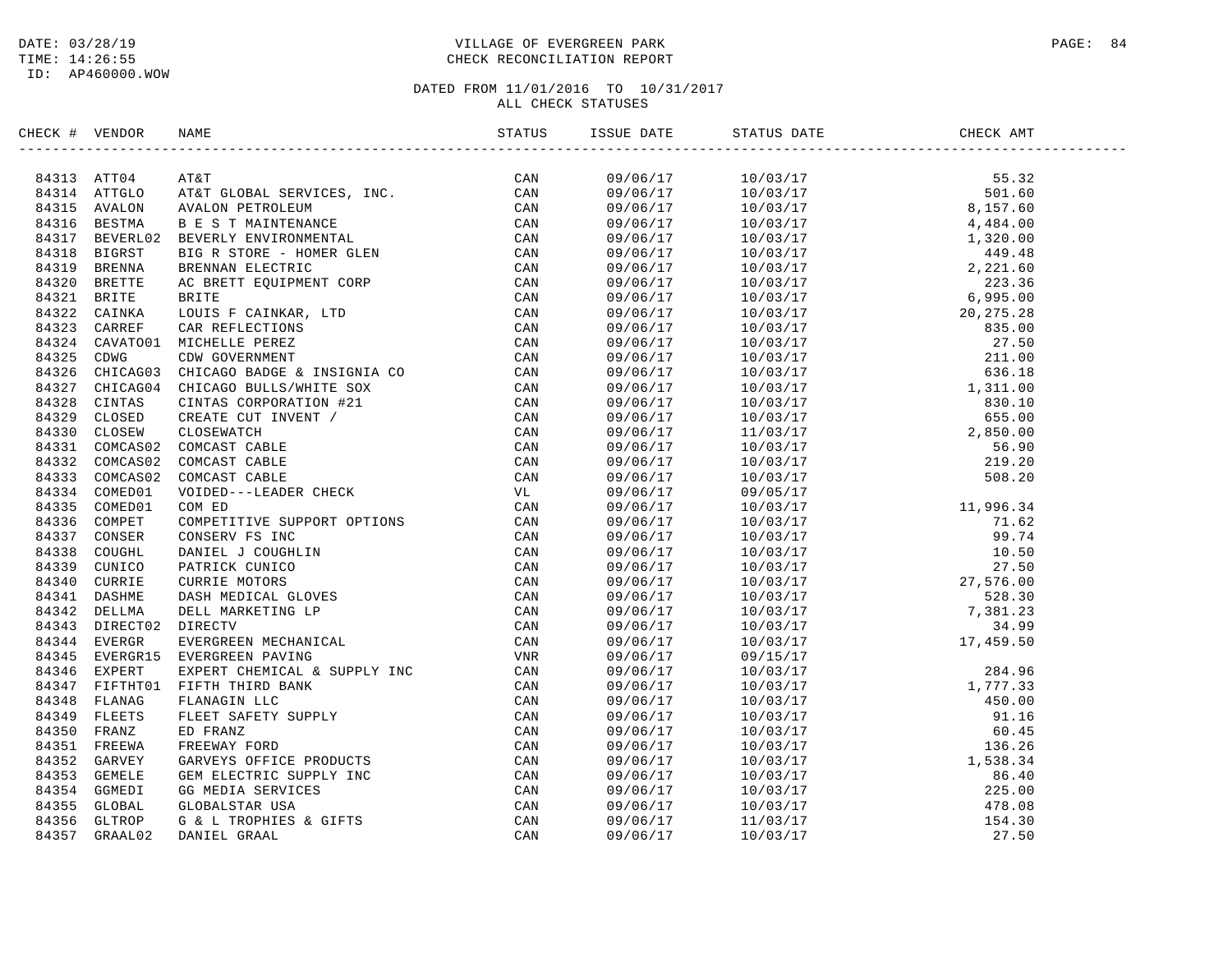DATE: 03/28/19
TIME: 14:26:55
ID: AP460000.WOW

VILLAGE OF EVERGREEN PARK
CHECK RECONCILIATION REPORT

DATED FROM 11/01/2016 TO 10/31/2017
ALL CHECK STATUSES

| CHECK # | VENDOR | NAME | STATUS | ISSUE DATE | STATUS DATE | CHECK AMT |
|---|---|---|---|---|---|---|
| 84313 | ATT04 | AT&T | CAN | 09/06/17 | 10/03/17 | 55.32 |
| 84314 | ATTGLO | AT&T GLOBAL SERVICES, INC. | CAN | 09/06/17 | 10/03/17 | 501.60 |
| 84315 | AVALON | AVALON PETROLEUM | CAN | 09/06/17 | 10/03/17 | 8,157.60 |
| 84316 | BESTMA | B E S T MAINTENANCE | CAN | 09/06/17 | 10/03/17 | 4,484.00 |
| 84317 | BEVERL02 | BEVERLY ENVIRONMENTAL | CAN | 09/06/17 | 10/03/17 | 1,320.00 |
| 84318 | BIGRST | BIG R STORE - HOMER GLEN | CAN | 09/06/17 | 10/03/17 | 449.48 |
| 84319 | BRENNA | BRENNAN ELECTRIC | CAN | 09/06/17 | 10/03/17 | 2,221.60 |
| 84320 | BRETTE | AC BRETT EQUIPMENT CORP | CAN | 09/06/17 | 10/03/17 | 223.36 |
| 84321 | BRITE | BRITE | CAN | 09/06/17 | 10/03/17 | 6,995.00 |
| 84322 | CAINKA | LOUIS F CAINKAR, LTD | CAN | 09/06/17 | 10/03/17 | 20,275.28 |
| 84323 | CARREF | CAR REFLECTIONS | CAN | 09/06/17 | 10/03/17 | 835.00 |
| 84324 | CAVATO01 | MICHELLE PEREZ | CAN | 09/06/17 | 10/03/17 | 27.50 |
| 84325 | CDWG | CDW GOVERNMENT | CAN | 09/06/17 | 10/03/17 | 211.00 |
| 84326 | CHICAG03 | CHICAGO BADGE & INSIGNIA CO | CAN | 09/06/17 | 10/03/17 | 636.18 |
| 84327 | CHICAG04 | CHICAGO BULLS/WHITE SOX | CAN | 09/06/17 | 10/03/17 | 1,311.00 |
| 84328 | CINTAS | CINTAS CORPORATION #21 | CAN | 09/06/17 | 10/03/17 | 830.10 |
| 84329 | CLOSED | CREATE CUT INVENT / | CAN | 09/06/17 | 10/03/17 | 655.00 |
| 84330 | CLOSEW | CLOSEWATCH | CAN | 09/06/17 | 11/03/17 | 2,850.00 |
| 84331 | COMCAS02 | COMCAST CABLE | CAN | 09/06/17 | 10/03/17 | 56.90 |
| 84332 | COMCAS02 | COMCAST CABLE | CAN | 09/06/17 | 10/03/17 | 219.20 |
| 84333 | COMCAS02 | COMCAST CABLE | CAN | 09/06/17 | 10/03/17 | 508.20 |
| 84334 | COMED01 | VOIDED---LEADER CHECK | VL | 09/06/17 | 09/05/17 | |
| 84335 | COMED01 | COM ED | CAN | 09/06/17 | 10/03/17 | 11,996.34 |
| 84336 | COMPET | COMPETITIVE SUPPORT OPTIONS | CAN | 09/06/17 | 10/03/17 | 71.62 |
| 84337 | CONSER | CONSERV FS INC | CAN | 09/06/17 | 10/03/17 | 99.74 |
| 84338 | COUGHL | DANIEL J COUGHLIN | CAN | 09/06/17 | 10/03/17 | 10.50 |
| 84339 | CUNICO | PATRICK CUNICO | CAN | 09/06/17 | 10/03/17 | 27.50 |
| 84340 | CURRIE | CURRIE MOTORS | CAN | 09/06/17 | 10/03/17 | 27,576.00 |
| 84341 | DASHME | DASH MEDICAL GLOVES | CAN | 09/06/17 | 10/03/17 | 528.30 |
| 84342 | DELLMA | DELL MARKETING LP | CAN | 09/06/17 | 10/03/17 | 7,381.23 |
| 84343 | DIRECT02 | DIRECTV | CAN | 09/06/17 | 10/03/17 | 34.99 |
| 84344 | EVERGR | EVERGREEN MECHANICAL | CAN | 09/06/17 | 10/03/17 | 17,459.50 |
| 84345 | EVERGR15 | EVERGREEN PAVING | VNR | 09/06/17 | 09/15/17 | |
| 84346 | EXPERT | EXPERT CHEMICAL & SUPPLY INC | CAN | 09/06/17 | 10/03/17 | 284.96 |
| 84347 | FIFTHT01 | FIFTH THIRD BANK | CAN | 09/06/17 | 10/03/17 | 1,777.33 |
| 84348 | FLANAG | FLANAGIN LLC | CAN | 09/06/17 | 10/03/17 | 450.00 |
| 84349 | FLEETS | FLEET SAFETY SUPPLY | CAN | 09/06/17 | 10/03/17 | 91.16 |
| 84350 | FRANZ | ED FRANZ | CAN | 09/06/17 | 10/03/17 | 60.45 |
| 84351 | FREEWA | FREEWAY FORD | CAN | 09/06/17 | 10/03/17 | 136.26 |
| 84352 | GARVEY | GARVEYS OFFICE PRODUCTS | CAN | 09/06/17 | 10/03/17 | 1,538.34 |
| 84353 | GEMELE | GEM ELECTRIC SUPPLY INC | CAN | 09/06/17 | 10/03/17 | 86.40 |
| 84354 | GGMEDI | GG MEDIA SERVICES | CAN | 09/06/17 | 10/03/17 | 225.00 |
| 84355 | GLOBAL | GLOBALSTAR USA | CAN | 09/06/17 | 10/03/17 | 478.08 |
| 84356 | GLTROP | G & L TROPHIES & GIFTS | CAN | 09/06/17 | 11/03/17 | 154.30 |
| 84357 | GRAAL02 | DANIEL GRAAL | CAN | 09/06/17 | 10/03/17 | 27.50 |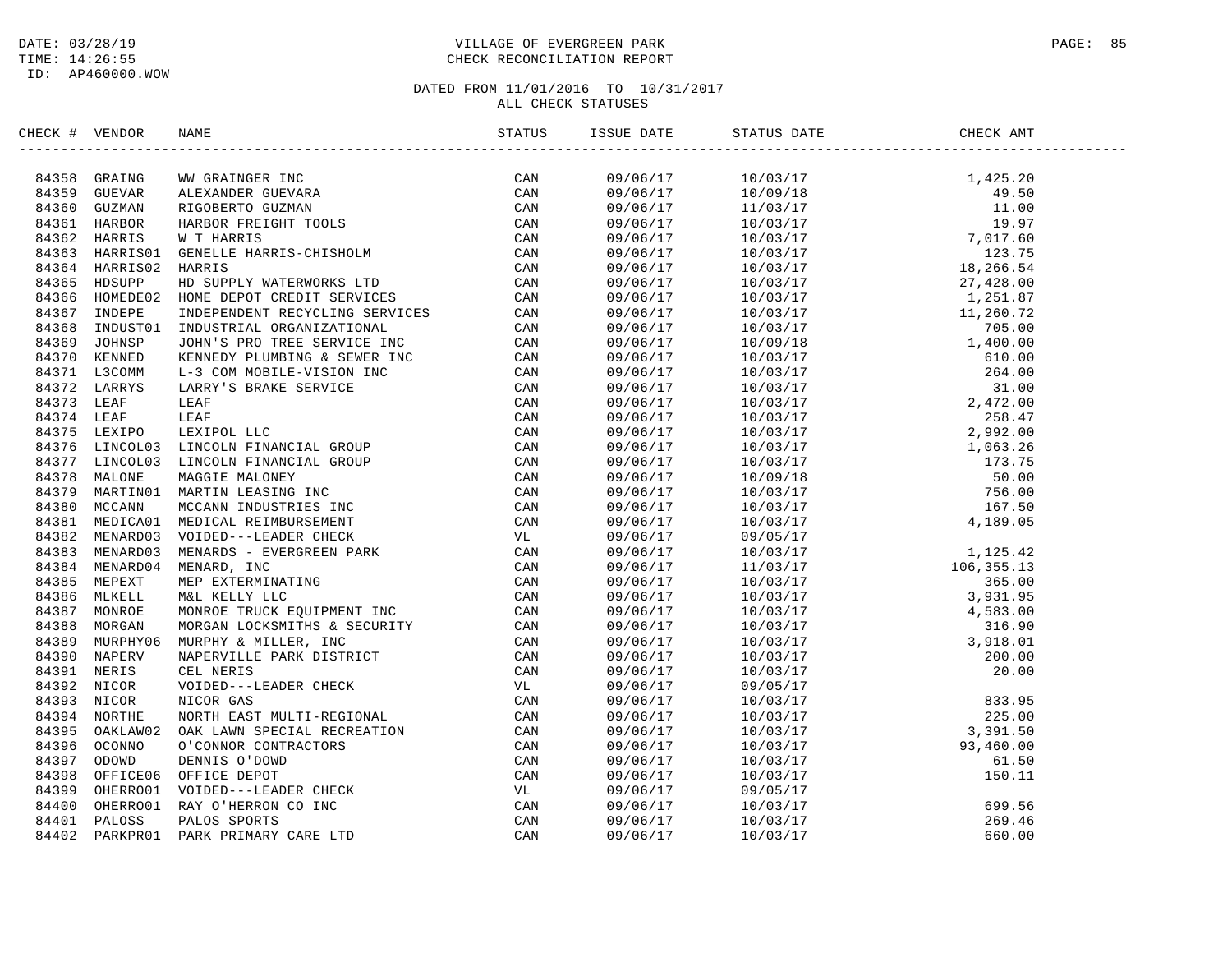DATE: 03/28/19
TIME: 14:26:55
ID: AP460000.WOW

VILLAGE OF EVERGREEN PARK
CHECK RECONCILIATION REPORT

DATED FROM 11/01/2016 TO 10/31/2017
ALL CHECK STATUSES

| CHECK # | VENDOR | NAME | STATUS | ISSUE DATE | STATUS DATE | CHECK AMT |
|---|---|---|---|---|---|---|
| 84358 | GRAING | WW GRAINGER INC | CAN | 09/06/17 | 10/03/17 | 1,425.20 |
| 84359 | GUEVAR | ALEXANDER GUEVARA | CAN | 09/06/17 | 10/09/18 | 49.50 |
| 84360 | GUZMAN | RIGOBERTO GUZMAN | CAN | 09/06/17 | 11/03/17 | 11.00 |
| 84361 | HARBOR | HARBOR FREIGHT TOOLS | CAN | 09/06/17 | 10/03/17 | 19.97 |
| 84362 | HARRIS | W T HARRIS | CAN | 09/06/17 | 10/03/17 | 7,017.60 |
| 84363 | HARRIS01 | GENELLE HARRIS-CHISHOLM | CAN | 09/06/17 | 10/03/17 | 123.75 |
| 84364 | HARRIS02 | HARRIS | CAN | 09/06/17 | 10/03/17 | 18,266.54 |
| 84365 | HDSUPP | HD SUPPLY WATERWORKS LTD | CAN | 09/06/17 | 10/03/17 | 27,428.00 |
| 84366 | HOMEDE02 | HOME DEPOT CREDIT SERVICES | CAN | 09/06/17 | 10/03/17 | 1,251.87 |
| 84367 | INDEPE | INDEPENDENT RECYCLING SERVICES | CAN | 09/06/17 | 10/03/17 | 11,260.72 |
| 84368 | INDUST01 | INDUSTRIAL ORGANIZATIONAL | CAN | 09/06/17 | 10/03/17 | 705.00 |
| 84369 | JOHNSP | JOHN'S PRO TREE SERVICE INC | CAN | 09/06/17 | 10/09/18 | 1,400.00 |
| 84370 | KENNED | KENNEDY PLUMBING & SEWER INC | CAN | 09/06/17 | 10/03/17 | 610.00 |
| 84371 | L3COMM | L-3 COM MOBILE-VISION INC | CAN | 09/06/17 | 10/03/17 | 264.00 |
| 84372 | LARRYS | LARRY'S BRAKE SERVICE | CAN | 09/06/17 | 10/03/17 | 31.00 |
| 84373 | LEAF | LEAF | CAN | 09/06/17 | 10/03/17 | 2,472.00 |
| 84374 | LEAF | LEAF | CAN | 09/06/17 | 10/03/17 | 258.47 |
| 84375 | LEXIPO | LEXIPOL LLC | CAN | 09/06/17 | 10/03/17 | 2,992.00 |
| 84376 | LINCOL03 | LINCOLN FINANCIAL GROUP | CAN | 09/06/17 | 10/03/17 | 1,063.26 |
| 84377 | LINCOL03 | LINCOLN FINANCIAL GROUP | CAN | 09/06/17 | 10/03/17 | 173.75 |
| 84378 | MALONE | MAGGIE MALONEY | CAN | 09/06/17 | 10/09/18 | 50.00 |
| 84379 | MARTIN01 | MARTIN LEASING INC | CAN | 09/06/17 | 10/03/17 | 756.00 |
| 84380 | MCCANN | MCCANN INDUSTRIES INC | CAN | 09/06/17 | 10/03/17 | 167.50 |
| 84381 | MEDICA01 | MEDICAL REIMBURSEMENT | CAN | 09/06/17 | 10/03/17 | 4,189.05 |
| 84382 | MENARD03 | VOIDED---LEADER CHECK | VL | 09/06/17 | 09/05/17 | |
| 84383 | MENARD03 | MENARDS - EVERGREEN PARK | CAN | 09/06/17 | 10/03/17 | 1,125.42 |
| 84384 | MENARD04 | MENARD, INC | CAN | 09/06/17 | 11/03/17 | 106,355.13 |
| 84385 | MEPEXT | MEP EXTERMINATING | CAN | 09/06/17 | 10/03/17 | 365.00 |
| 84386 | MLKELL | M&L KELLY LLC | CAN | 09/06/17 | 10/03/17 | 3,931.95 |
| 84387 | MONROE | MONROE TRUCK EQUIPMENT INC | CAN | 09/06/17 | 10/03/17 | 4,583.00 |
| 84388 | MORGAN | MORGAN LOCKSMITHS & SECURITY | CAN | 09/06/17 | 10/03/17 | 316.90 |
| 84389 | MURPHY06 | MURPHY & MILLER, INC | CAN | 09/06/17 | 10/03/17 | 3,918.01 |
| 84390 | NAPERV | NAPERVILLE PARK DISTRICT | CAN | 09/06/17 | 10/03/17 | 200.00 |
| 84391 | NERIS | CEL NERIS | CAN | 09/06/17 | 10/03/17 | 20.00 |
| 84392 | NICOR | VOIDED---LEADER CHECK | VL | 09/06/17 | 09/05/17 | |
| 84393 | NICOR | NICOR GAS | CAN | 09/06/17 | 10/03/17 | 833.95 |
| 84394 | NORTHE | NORTH EAST MULTI-REGIONAL | CAN | 09/06/17 | 10/03/17 | 225.00 |
| 84395 | OAKLAW02 | OAK LAWN SPECIAL RECREATION | CAN | 09/06/17 | 10/03/17 | 3,391.50 |
| 84396 | OCONNO | O'CONNOR CONTRACTORS | CAN | 09/06/17 | 10/03/17 | 93,460.00 |
| 84397 | ODOWD | DENNIS O'DOWD | CAN | 09/06/17 | 10/03/17 | 61.50 |
| 84398 | OFFICE06 | OFFICE DEPOT | CAN | 09/06/17 | 10/03/17 | 150.11 |
| 84399 | OHERRO01 | VOIDED---LEADER CHECK | VL | 09/06/17 | 09/05/17 | |
| 84400 | OHERRO01 | RAY O'HERRON CO INC | CAN | 09/06/17 | 10/03/17 | 699.56 |
| 84401 | PALOSS | PALOS SPORTS | CAN | 09/06/17 | 10/03/17 | 269.46 |
| 84402 | PARKPR01 | PARK PRIMARY CARE LTD | CAN | 09/06/17 | 10/03/17 | 660.00 |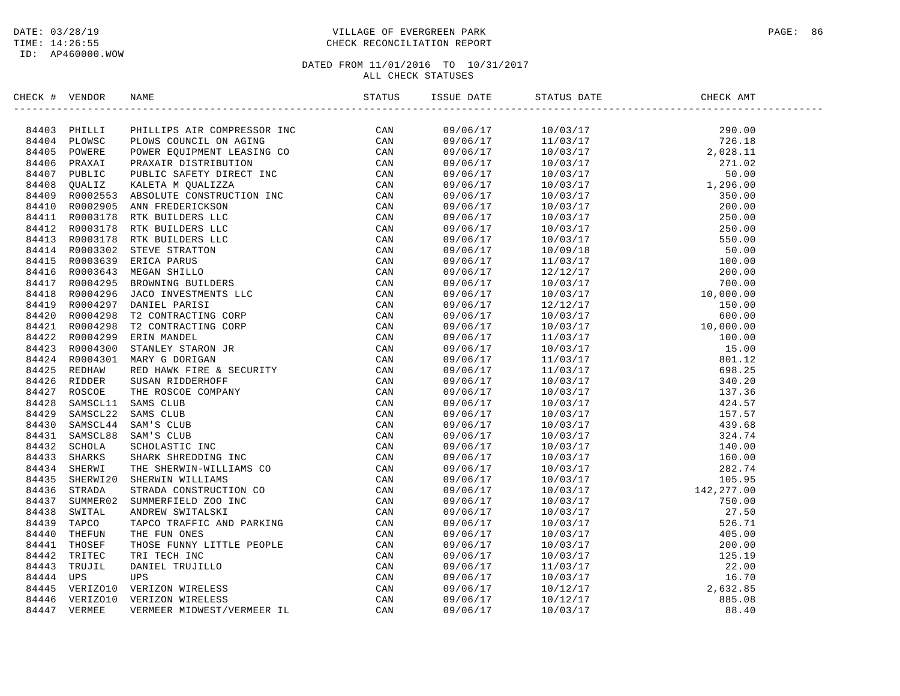DATE: 03/28/19
TIME: 14:26:55
ID: AP460000.WOW

VILLAGE OF EVERGREEN PARK
CHECK RECONCILIATION REPORT

DATED FROM 11/01/2016 TO 10/31/2017
ALL CHECK STATUSES

| CHECK # | VENDOR | NAME | STATUS | ISSUE DATE | STATUS DATE | CHECK AMT |
|---|---|---|---|---|---|---|
| 84403 | PHILLI | PHILLIPS AIR COMPRESSOR INC | CAN | 09/06/17 | 10/03/17 | 290.00 |
| 84404 | PLOWSC | PLOWS COUNCIL ON AGING | CAN | 09/06/17 | 11/03/17 | 726.18 |
| 84405 | POWERE | POWER EQUIPMENT LEASING CO | CAN | 09/06/17 | 10/03/17 | 2,028.11 |
| 84406 | PRAXAI | PRAXAIR DISTRIBUTION | CAN | 09/06/17 | 10/03/17 | 271.02 |
| 84407 | PUBLIC | PUBLIC SAFETY DIRECT INC | CAN | 09/06/17 | 10/03/17 | 50.00 |
| 84408 | QUALIZ | KALETA M QUALIZZA | CAN | 09/06/17 | 10/03/17 | 1,296.00 |
| 84409 | R0002553 | ABSOLUTE CONSTRUCTION INC | CAN | 09/06/17 | 10/03/17 | 350.00 |
| 84410 | R0002905 | ANN FREDERICKSON | CAN | 09/06/17 | 10/03/17 | 200.00 |
| 84411 | R0003178 | RTK BUILDERS LLC | CAN | 09/06/17 | 10/03/17 | 250.00 |
| 84412 | R0003178 | RTK BUILDERS LLC | CAN | 09/06/17 | 10/03/17 | 250.00 |
| 84413 | R0003178 | RTK BUILDERS LLC | CAN | 09/06/17 | 10/03/17 | 550.00 |
| 84414 | R0003302 | STEVE STRATTON | CAN | 09/06/17 | 10/09/18 | 50.00 |
| 84415 | R0003639 | ERICA PARUS | CAN | 09/06/17 | 11/03/17 | 100.00 |
| 84416 | R0003643 | MEGAN SHILLO | CAN | 09/06/17 | 12/12/17 | 200.00 |
| 84417 | R0004295 | BROWNING BUILDERS | CAN | 09/06/17 | 10/03/17 | 700.00 |
| 84418 | R0004296 | JACO INVESTMENTS LLC | CAN | 09/06/17 | 10/03/17 | 10,000.00 |
| 84419 | R0004297 | DANIEL PARISI | CAN | 09/06/17 | 12/12/17 | 150.00 |
| 84420 | R0004298 | T2 CONTRACTING CORP | CAN | 09/06/17 | 10/03/17 | 600.00 |
| 84421 | R0004298 | T2 CONTRACTING CORP | CAN | 09/06/17 | 10/03/17 | 10,000.00 |
| 84422 | R0004299 | ERIN MANDEL | CAN | 09/06/17 | 11/03/17 | 100.00 |
| 84423 | R0004300 | STANLEY STARON JR | CAN | 09/06/17 | 10/03/17 | 15.00 |
| 84424 | R0004301 | MARY G DORIGAN | CAN | 09/06/17 | 11/03/17 | 801.12 |
| 84425 | REDHAW | RED HAWK FIRE & SECURITY | CAN | 09/06/17 | 11/03/17 | 698.25 |
| 84426 | RIDDER | SUSAN RIDDERHOFF | CAN | 09/06/17 | 10/03/17 | 340.20 |
| 84427 | ROSCOE | THE ROSCOE COMPANY | CAN | 09/06/17 | 10/03/17 | 137.36 |
| 84428 | SAMSCL11 | SAMS CLUB | CAN | 09/06/17 | 10/03/17 | 424.57 |
| 84429 | SAMSCL22 | SAMS CLUB | CAN | 09/06/17 | 10/03/17 | 157.57 |
| 84430 | SAMSCL44 | SAM'S CLUB | CAN | 09/06/17 | 10/03/17 | 439.68 |
| 84431 | SAMSCL88 | SAM'S CLUB | CAN | 09/06/17 | 10/03/17 | 324.74 |
| 84432 | SCHOLA | SCHOLASTIC INC | CAN | 09/06/17 | 10/03/17 | 140.00 |
| 84433 | SHARKS | SHARK SHREDDING INC | CAN | 09/06/17 | 10/03/17 | 160.00 |
| 84434 | SHERWI | THE SHERWIN-WILLIAMS CO | CAN | 09/06/17 | 10/03/17 | 282.74 |
| 84435 | SHERWI20 | SHERWIN WILLIAMS | CAN | 09/06/17 | 10/03/17 | 105.95 |
| 84436 | STRADA | STRADA CONSTRUCTION CO | CAN | 09/06/17 | 10/03/17 | 142,277.00 |
| 84437 | SUMMER02 | SUMMERFIELD ZOO INC | CAN | 09/06/17 | 10/03/17 | 750.00 |
| 84438 | SWITAL | ANDREW SWITALSKI | CAN | 09/06/17 | 10/03/17 | 27.50 |
| 84439 | TAPCO | TAPCO TRAFFIC AND PARKING | CAN | 09/06/17 | 10/03/17 | 526.71 |
| 84440 | THEFUN | THE FUN ONES | CAN | 09/06/17 | 10/03/17 | 405.00 |
| 84441 | THOSEF | THOSE FUNNY LITTLE PEOPLE | CAN | 09/06/17 | 10/03/17 | 200.00 |
| 84442 | TRITEC | TRI TECH INC | CAN | 09/06/17 | 10/03/17 | 125.19 |
| 84443 | TRUJIL | DANIEL TRUJILLO | CAN | 09/06/17 | 11/03/17 | 22.00 |
| 84444 | UPS | UPS | CAN | 09/06/17 | 10/03/17 | 16.70 |
| 84445 | VERIZO10 | VERIZON WIRELESS | CAN | 09/06/17 | 10/12/17 | 2,632.85 |
| 84446 | VERIZO10 | VERIZON WIRELESS | CAN | 09/06/17 | 10/12/17 | 885.08 |
| 84447 | VERMEE | VERMEER MIDWEST/VERMEER IL | CAN | 09/06/17 | 10/03/17 | 88.40 |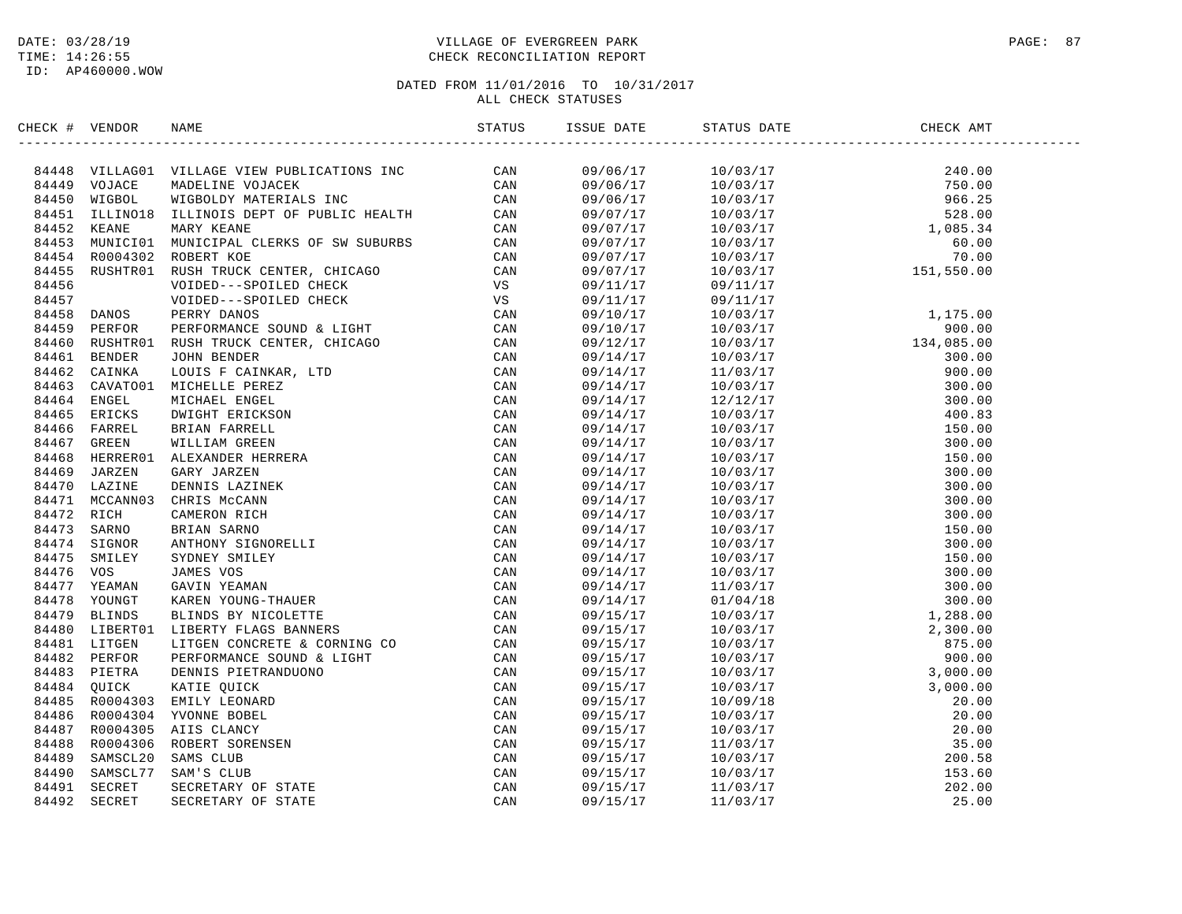DATE: 03/28/19
TIME: 14:26:55
ID: AP460000.WOW

VILLAGE OF EVERGREEN PARK
CHECK RECONCILIATION REPORT

DATED FROM 11/01/2016 TO 10/31/2017
ALL CHECK STATUSES

| CHECK # | VENDOR | NAME | STATUS | ISSUE DATE | STATUS DATE | CHECK AMT |
|---|---|---|---|---|---|---|
| 84448 | VILLAG01 | VILLAGE VIEW PUBLICATIONS INC | CAN | 09/06/17 | 10/03/17 | 240.00 |
| 84449 | VOJACE | MADELINE VOJACEK | CAN | 09/06/17 | 10/03/17 | 750.00 |
| 84450 | WIGBOL | WIGBOLDY MATERIALS INC | CAN | 09/06/17 | 10/03/17 | 966.25 |
| 84451 | ILLINO18 | ILLINOIS DEPT OF PUBLIC HEALTH | CAN | 09/07/17 | 10/03/17 | 528.00 |
| 84452 | KEANE | MARY KEANE | CAN | 09/07/17 | 10/03/17 | 1,085.34 |
| 84453 | MUNICI01 | MUNICIPAL CLERKS OF SW SUBURBS | CAN | 09/07/17 | 10/03/17 | 60.00 |
| 84454 | R0004302 | ROBERT KOE | CAN | 09/07/17 | 10/03/17 | 70.00 |
| 84455 | RUSHTR01 | RUSH TRUCK CENTER, CHICAGO | CAN | 09/07/17 | 10/03/17 | 151,550.00 |
| 84456 | | VOIDED---SPOILED CHECK | VS | 09/11/17 | 09/11/17 | |
| 84457 | | VOIDED---SPOILED CHECK | VS | 09/11/17 | 09/11/17 | |
| 84458 | DANOS | PERRY DANOS | CAN | 09/10/17 | 10/03/17 | 1,175.00 |
| 84459 | PERFOR | PERFORMANCE SOUND & LIGHT | CAN | 09/10/17 | 10/03/17 | 900.00 |
| 84460 | RUSHTR01 | RUSH TRUCK CENTER, CHICAGO | CAN | 09/12/17 | 10/03/17 | 134,085.00 |
| 84461 | BENDER | JOHN BENDER | CAN | 09/14/17 | 10/03/17 | 300.00 |
| 84462 | CAINKA | LOUIS F CAINKAR, LTD | CAN | 09/14/17 | 11/03/17 | 900.00 |
| 84463 | CAVATO01 | MICHELLE PEREZ | CAN | 09/14/17 | 10/03/17 | 300.00 |
| 84464 | ENGEL | MICHAEL ENGEL | CAN | 09/14/17 | 12/12/17 | 300.00 |
| 84465 | ERICKS | DWIGHT ERICKSON | CAN | 09/14/17 | 10/03/17 | 400.83 |
| 84466 | FARREL | BRIAN FARRELL | CAN | 09/14/17 | 10/03/17 | 150.00 |
| 84467 | GREEN | WILLIAM GREEN | CAN | 09/14/17 | 10/03/17 | 300.00 |
| 84468 | HERRER01 | ALEXANDER HERRERA | CAN | 09/14/17 | 10/03/17 | 150.00 |
| 84469 | JARZEN | GARY JARZEN | CAN | 09/14/17 | 10/03/17 | 300.00 |
| 84470 | LAZINE | DENNIS LAZINEK | CAN | 09/14/17 | 10/03/17 | 300.00 |
| 84471 | MCCANN03 | CHRIS McCANN | CAN | 09/14/17 | 10/03/17 | 300.00 |
| 84472 | RICH | CAMERON RICH | CAN | 09/14/17 | 10/03/17 | 300.00 |
| 84473 | SARNO | BRIAN SARNO | CAN | 09/14/17 | 10/03/17 | 150.00 |
| 84474 | SIGNOR | ANTHONY SIGNORELLI | CAN | 09/14/17 | 10/03/17 | 300.00 |
| 84475 | SMILEY | SYDNEY SMILEY | CAN | 09/14/17 | 10/03/17 | 150.00 |
| 84476 | VOS | JAMES VOS | CAN | 09/14/17 | 10/03/17 | 300.00 |
| 84477 | YEAMAN | GAVIN YEAMAN | CAN | 09/14/17 | 11/03/17 | 300.00 |
| 84478 | YOUNGT | KAREN YOUNG-THAUER | CAN | 09/14/17 | 01/04/18 | 300.00 |
| 84479 | BLINDS | BLINDS BY NICOLETTE | CAN | 09/15/17 | 10/03/17 | 1,288.00 |
| 84480 | LIBERT01 | LIBERTY FLAGS BANNERS | CAN | 09/15/17 | 10/03/17 | 2,300.00 |
| 84481 | LITGEN | LITGEN CONCRETE & CORNING CO | CAN | 09/15/17 | 10/03/17 | 875.00 |
| 84482 | PERFOR | PERFORMANCE SOUND & LIGHT | CAN | 09/15/17 | 10/03/17 | 900.00 |
| 84483 | PIETRA | DENNIS PIETRANDUONO | CAN | 09/15/17 | 10/03/17 | 3,000.00 |
| 84484 | QUICK | KATIE QUICK | CAN | 09/15/17 | 10/03/17 | 3,000.00 |
| 84485 | R0004303 | EMILY LEONARD | CAN | 09/15/17 | 10/09/18 | 20.00 |
| 84486 | R0004304 | YVONNE BOBEL | CAN | 09/15/17 | 10/03/17 | 20.00 |
| 84487 | R0004305 | AIIS CLANCY | CAN | 09/15/17 | 10/03/17 | 20.00 |
| 84488 | R0004306 | ROBERT SORENSEN | CAN | 09/15/17 | 11/03/17 | 35.00 |
| 84489 | SAMSCL20 | SAMS CLUB | CAN | 09/15/17 | 10/03/17 | 200.58 |
| 84490 | SAMSCL77 | SAM'S CLUB | CAN | 09/15/17 | 10/03/17 | 153.60 |
| 84491 | SECRET | SECRETARY OF STATE | CAN | 09/15/17 | 11/03/17 | 202.00 |
| 84492 | SECRET | SECRETARY OF STATE | CAN | 09/15/17 | 11/03/17 | 25.00 |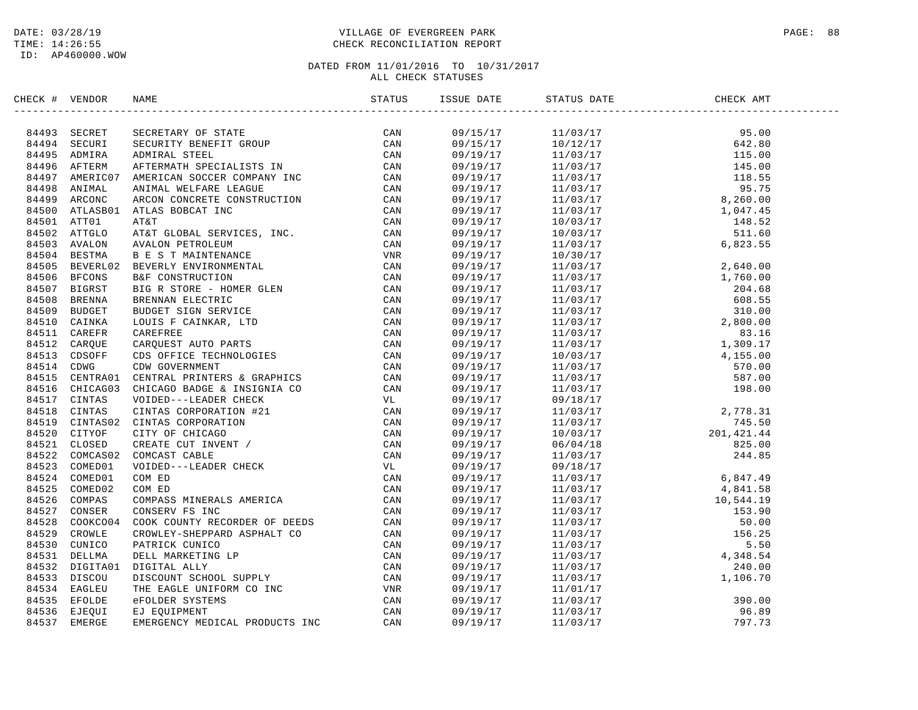DATE: 03/28/19
TIME: 14:26:55
ID: AP460000.WOW

VILLAGE OF EVERGREEN PARK
CHECK RECONCILIATION REPORT

DATED FROM 11/01/2016 TO 10/31/2017
ALL CHECK STATUSES

| CHECK # | VENDOR | NAME | STATUS | ISSUE DATE | STATUS DATE | CHECK AMT |
|---|---|---|---|---|---|---|
| 84493 | SECRET | SECRETARY OF STATE | CAN | 09/15/17 | 11/03/17 | 95.00 |
| 84494 | SECURI | SECURITY BENEFIT GROUP | CAN | 09/15/17 | 10/12/17 | 642.80 |
| 84495 | ADMIRA | ADMIRAL STEEL | CAN | 09/19/17 | 11/03/17 | 115.00 |
| 84496 | AFTERM | AFTERMATH SPECIALISTS IN | CAN | 09/19/17 | 11/03/17 | 145.00 |
| 84497 | AMERIC07 | AMERICAN SOCCER COMPANY INC | CAN | 09/19/17 | 11/03/17 | 118.55 |
| 84498 | ANIMAL | ANIMAL WELFARE LEAGUE | CAN | 09/19/17 | 11/03/17 | 95.75 |
| 84499 | ARCONC | ARCON CONCRETE CONSTRUCTION | CAN | 09/19/17 | 11/03/17 | 8,260.00 |
| 84500 | ATLASB01 | ATLAS BOBCAT INC | CAN | 09/19/17 | 11/03/17 | 1,047.45 |
| 84501 | ATT01 | AT&T | CAN | 09/19/17 | 10/03/17 | 148.52 |
| 84502 | ATTGLO | AT&T GLOBAL SERVICES, INC. | CAN | 09/19/17 | 10/03/17 | 511.60 |
| 84503 | AVALON | AVALON PETROLEUM | CAN | 09/19/17 | 11/03/17 | 6,823.55 |
| 84504 | BESTMA | B E S T MAINTENANCE | VNR | 09/19/17 | 10/30/17 | |
| 84505 | BEVERL02 | BEVERLY ENVIRONMENTAL | CAN | 09/19/17 | 11/03/17 | 2,640.00 |
| 84506 | BFCONS | B&F CONSTRUCTION | CAN | 09/19/17 | 11/03/17 | 1,760.00 |
| 84507 | BIGRST | BIG R STORE - HOMER GLEN | CAN | 09/19/17 | 11/03/17 | 204.68 |
| 84508 | BRENNA | BRENNAN ELECTRIC | CAN | 09/19/17 | 11/03/17 | 608.55 |
| 84509 | BUDGET | BUDGET SIGN SERVICE | CAN | 09/19/17 | 11/03/17 | 310.00 |
| 84510 | CAINKA | LOUIS F CAINKAR, LTD | CAN | 09/19/17 | 11/03/17 | 2,800.00 |
| 84511 | CAREFR | CAREFREE | CAN | 09/19/17 | 11/03/17 | 83.16 |
| 84512 | CARQUE | CARQUEST AUTO PARTS | CAN | 09/19/17 | 11/03/17 | 1,309.17 |
| 84513 | CDSOFF | CDS OFFICE TECHNOLOGIES | CAN | 09/19/17 | 10/03/17 | 4,155.00 |
| 84514 | CDWG | CDW GOVERNMENT | CAN | 09/19/17 | 11/03/17 | 570.00 |
| 84515 | CENTRA01 | CENTRAL PRINTERS & GRAPHICS | CAN | 09/19/17 | 11/03/17 | 587.00 |
| 84516 | CHICAG03 | CHICAGO BADGE & INSIGNIA CO | CAN | 09/19/17 | 11/03/17 | 198.00 |
| 84517 | CINTAS | VOIDED---LEADER CHECK | VL | 09/19/17 | 09/18/17 | |
| 84518 | CINTAS | CINTAS CORPORATION #21 | CAN | 09/19/17 | 11/03/17 | 2,778.31 |
| 84519 | CINTAS02 | CINTAS CORPORATION | CAN | 09/19/17 | 11/03/17 | 745.50 |
| 84520 | CITYOF | CITY OF CHICAGO | CAN | 09/19/17 | 10/03/17 | 201,421.44 |
| 84521 | CLOSED | CREATE CUT INVENT / | CAN | 09/19/17 | 06/04/18 | 825.00 |
| 84522 | COMCAS02 | COMCAST CABLE | CAN | 09/19/17 | 11/03/17 | 244.85 |
| 84523 | COMED01 | VOIDED---LEADER CHECK | VL | 09/19/17 | 09/18/17 | |
| 84524 | COMED01 | COM ED | CAN | 09/19/17 | 11/03/17 | 6,847.49 |
| 84525 | COMED02 | COM ED | CAN | 09/19/17 | 11/03/17 | 4,841.58 |
| 84526 | COMPAS | COMPASS MINERALS AMERICA | CAN | 09/19/17 | 11/03/17 | 10,544.19 |
| 84527 | CONSER | CONSERV FS INC | CAN | 09/19/17 | 11/03/17 | 153.90 |
| 84528 | COOKCO04 | COOK COUNTY RECORDER OF DEEDS | CAN | 09/19/17 | 11/03/17 | 50.00 |
| 84529 | CROWLE | CROWLEY-SHEPPARD ASPHALT CO | CAN | 09/19/17 | 11/03/17 | 156.25 |
| 84530 | CUNICO | PATRICK CUNICO | CAN | 09/19/17 | 11/03/17 | 5.50 |
| 84531 | DELLMA | DELL MARKETING LP | CAN | 09/19/17 | 11/03/17 | 4,348.54 |
| 84532 | DIGITA01 | DIGITAL ALLY | CAN | 09/19/17 | 11/03/17 | 240.00 |
| 84533 | DISCOU | DISCOUNT SCHOOL SUPPLY | CAN | 09/19/17 | 11/03/17 | 1,106.70 |
| 84534 | EAGLEU | THE EAGLE UNIFORM CO INC | VNR | 09/19/17 | 11/01/17 | |
| 84535 | EFOLDE | eFOLDER SYSTEMS | CAN | 09/19/17 | 11/03/17 | 390.00 |
| 84536 | EJEQUI | EJ EQUIPMENT | CAN | 09/19/17 | 11/03/17 | 96.89 |
| 84537 | EMERGE | EMERGENCY MEDICAL PRODUCTS INC | CAN | 09/19/17 | 11/03/17 | 797.73 |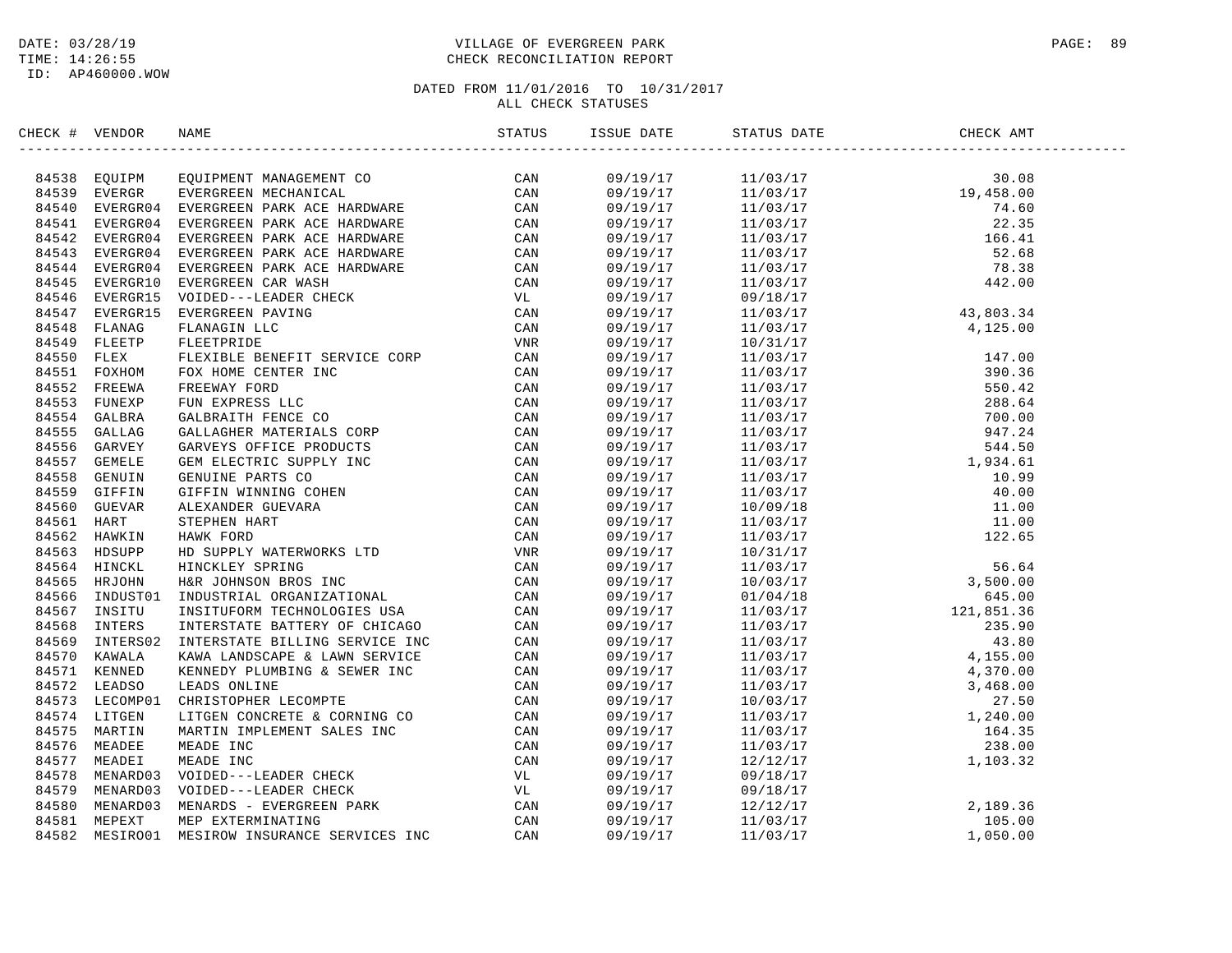DATE: 03/28/19
TIME: 14:26:55
ID: AP460000.WOW

VILLAGE OF EVERGREEN PARK
CHECK RECONCILIATION REPORT

DATED FROM 11/01/2016 TO 10/31/2017
ALL CHECK STATUSES

| CHECK # | VENDOR | NAME | STATUS | ISSUE DATE | STATUS DATE | CHECK AMT |
|---|---|---|---|---|---|---|
| 84538 | EQUIPM | EQUIPMENT MANAGEMENT CO | CAN | 09/19/17 | 11/03/17 | 30.08 |
| 84539 | EVERGR | EVERGREEN MECHANICAL | CAN | 09/19/17 | 11/03/17 | 19,458.00 |
| 84540 | EVERGR04 | EVERGREEN PARK ACE HARDWARE | CAN | 09/19/17 | 11/03/17 | 74.60 |
| 84541 | EVERGR04 | EVERGREEN PARK ACE HARDWARE | CAN | 09/19/17 | 11/03/17 | 22.35 |
| 84542 | EVERGR04 | EVERGREEN PARK ACE HARDWARE | CAN | 09/19/17 | 11/03/17 | 166.41 |
| 84543 | EVERGR04 | EVERGREEN PARK ACE HARDWARE | CAN | 09/19/17 | 11/03/17 | 52.68 |
| 84544 | EVERGR04 | EVERGREEN PARK ACE HARDWARE | CAN | 09/19/17 | 11/03/17 | 78.38 |
| 84545 | EVERGR10 | EVERGREEN CAR WASH | CAN | 09/19/17 | 11/03/17 | 442.00 |
| 84546 | EVERGR15 | VOIDED---LEADER CHECK | VL | 09/19/17 | 09/18/17 | |
| 84547 | EVERGR15 | EVERGREEN PAVING | CAN | 09/19/17 | 11/03/17 | 43,803.34 |
| 84548 | FLANAG | FLANAGIN LLC | CAN | 09/19/17 | 11/03/17 | 4,125.00 |
| 84549 | FLEETP | FLEETPRIDE | VNR | 09/19/17 | 10/31/17 | |
| 84550 | FLEX | FLEXIBLE BENEFIT SERVICE CORP | CAN | 09/19/17 | 11/03/17 | 147.00 |
| 84551 | FOXHOM | FOX HOME CENTER INC | CAN | 09/19/17 | 11/03/17 | 390.36 |
| 84552 | FREEWA | FREEWAY FORD | CAN | 09/19/17 | 11/03/17 | 550.42 |
| 84553 | FUNEXP | FUN EXPRESS LLC | CAN | 09/19/17 | 11/03/17 | 288.64 |
| 84554 | GALBRA | GALBRAITH FENCE CO | CAN | 09/19/17 | 11/03/17 | 700.00 |
| 84555 | GALLAG | GALLAGHER MATERIALS CORP | CAN | 09/19/17 | 11/03/17 | 947.24 |
| 84556 | GARVEY | GARVEYS OFFICE PRODUCTS | CAN | 09/19/17 | 11/03/17 | 544.50 |
| 84557 | GEMELE | GEM ELECTRIC SUPPLY INC | CAN | 09/19/17 | 11/03/17 | 1,934.61 |
| 84558 | GENUIN | GENUINE PARTS CO | CAN | 09/19/17 | 11/03/17 | 10.99 |
| 84559 | GIFFIN | GIFFIN WINNING COHEN | CAN | 09/19/17 | 11/03/17 | 40.00 |
| 84560 | GUEVAR | ALEXANDER GUEVARA | CAN | 09/19/17 | 10/09/18 | 11.00 |
| 84561 | HART | STEPHEN HART | CAN | 09/19/17 | 11/03/17 | 11.00 |
| 84562 | HAWKIN | HAWK FORD | CAN | 09/19/17 | 11/03/17 | 122.65 |
| 84563 | HDSUPP | HD SUPPLY WATERWORKS LTD | VNR | 09/19/17 | 10/31/17 | |
| 84564 | HINCKL | HINCKLEY SPRING | CAN | 09/19/17 | 11/03/17 | 56.64 |
| 84565 | HRJOHN | H&R JOHNSON BROS INC | CAN | 09/19/17 | 10/03/17 | 3,500.00 |
| 84566 | INDUST01 | INDUSTRIAL ORGANIZATIONAL | CAN | 09/19/17 | 01/04/18 | 645.00 |
| 84567 | INSITU | INSITUFORM TECHNOLOGIES USA | CAN | 09/19/17 | 11/03/17 | 121,851.36 |
| 84568 | INTERS | INTERSTATE BATTERY OF CHICAGO | CAN | 09/19/17 | 11/03/17 | 235.90 |
| 84569 | INTERS02 | INTERSTATE BILLING SERVICE INC | CAN | 09/19/17 | 11/03/17 | 43.80 |
| 84570 | KAWALA | KAWA LANDSCAPE & LAWN SERVICE | CAN | 09/19/17 | 11/03/17 | 4,155.00 |
| 84571 | KENNED | KENNEDY PLUMBING & SEWER INC | CAN | 09/19/17 | 11/03/17 | 4,370.00 |
| 84572 | LEADSO | LEADS ONLINE | CAN | 09/19/17 | 11/03/17 | 3,468.00 |
| 84573 | LECOMP01 | CHRISTOPHER LECOMPTE | CAN | 09/19/17 | 10/03/17 | 27.50 |
| 84574 | LITGEN | LITGEN CONCRETE & CORNING CO | CAN | 09/19/17 | 11/03/17 | 1,240.00 |
| 84575 | MARTIN | MARTIN IMPLEMENT SALES INC | CAN | 09/19/17 | 11/03/17 | 164.35 |
| 84576 | MEADEE | MEADE INC | CAN | 09/19/17 | 11/03/17 | 238.00 |
| 84577 | MEADEI | MEADE INC | CAN | 09/19/17 | 12/12/17 | 1,103.32 |
| 84578 | MENARD03 | VOIDED---LEADER CHECK | VL | 09/19/17 | 09/18/17 | |
| 84579 | MENARD03 | VOIDED---LEADER CHECK | VL | 09/19/17 | 09/18/17 | |
| 84580 | MENARD03 | MENARDS - EVERGREEN PARK | CAN | 09/19/17 | 12/12/17 | 2,189.36 |
| 84581 | MEPEXT | MEP EXTERMINATING | CAN | 09/19/17 | 11/03/17 | 105.00 |
| 84582 | MESIRO01 | MESIROW INSURANCE SERVICES INC | CAN | 09/19/17 | 11/03/17 | 1,050.00 |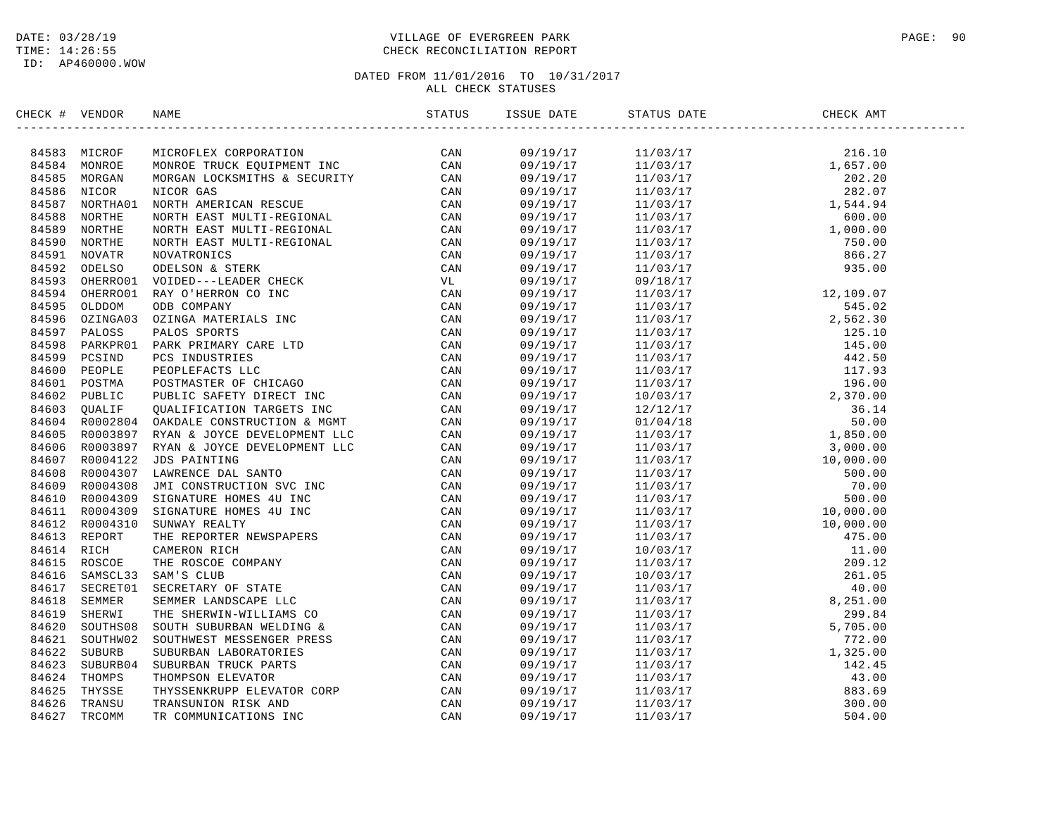DATE: 03/28/19
TIME: 14:26:55
ID: AP460000.WOW

# VILLAGE OF EVERGREEN PARK
## CHECK RECONCILIATION REPORT

DATED FROM 11/01/2016 TO 10/31/2017
ALL CHECK STATUSES

| CHECK # | VENDOR | NAME | STATUS | ISSUE DATE | STATUS DATE | CHECK AMT |
|---|---|---|---|---|---|---|
| 84583 | MICROF | MICROFLEX CORPORATION | CAN | 09/19/17 | 11/03/17 | 216.10 |
| 84584 | MONROE | MONROE TRUCK EQUIPMENT INC | CAN | 09/19/17 | 11/03/17 | 1,657.00 |
| 84585 | MORGAN | MORGAN LOCKSMITHS & SECURITY | CAN | 09/19/17 | 11/03/17 | 202.20 |
| 84586 | NICOR | NICOR GAS | CAN | 09/19/17 | 11/03/17 | 282.07 |
| 84587 | NORTHA01 | NORTH AMERICAN RESCUE | CAN | 09/19/17 | 11/03/17 | 1,544.94 |
| 84588 | NORTHE | NORTH EAST MULTI-REGIONAL | CAN | 09/19/17 | 11/03/17 | 600.00 |
| 84589 | NORTHE | NORTH EAST MULTI-REGIONAL | CAN | 09/19/17 | 11/03/17 | 1,000.00 |
| 84590 | NORTHE | NORTH EAST MULTI-REGIONAL | CAN | 09/19/17 | 11/03/17 | 750.00 |
| 84591 | NOVATR | NOVATRONICS | CAN | 09/19/17 | 11/03/17 | 866.27 |
| 84592 | ODELSO | ODELSON & STERK | CAN | 09/19/17 | 11/03/17 | 935.00 |
| 84593 | OHERRO01 | VOIDED---LEADER CHECK | VL | 09/19/17 | 09/18/17 | |
| 84594 | OHERRO01 | RAY O'HERRON CO INC | CAN | 09/19/17 | 11/03/17 | 12,109.07 |
| 84595 | OLDDOM | ODB COMPANY | CAN | 09/19/17 | 11/03/17 | 545.02 |
| 84596 | OZINGA03 | OZINGA MATERIALS INC | CAN | 09/19/17 | 11/03/17 | 2,562.30 |
| 84597 | PALOSS | PALOS SPORTS | CAN | 09/19/17 | 11/03/17 | 125.10 |
| 84598 | PARKPR01 | PARK PRIMARY CARE LTD | CAN | 09/19/17 | 11/03/17 | 145.00 |
| 84599 | PCSIND | PCS INDUSTRIES | CAN | 09/19/17 | 11/03/17 | 442.50 |
| 84600 | PEOPLE | PEOPLEFACTS LLC | CAN | 09/19/17 | 11/03/17 | 117.93 |
| 84601 | POSTMA | POSTMASTER OF CHICAGO | CAN | 09/19/17 | 11/03/17 | 196.00 |
| 84602 | PUBLIC | PUBLIC SAFETY DIRECT INC | CAN | 09/19/17 | 10/03/17 | 2,370.00 |
| 84603 | QUALIF | QUALIFICATION TARGETS INC | CAN | 09/19/17 | 12/12/17 | 36.14 |
| 84604 | R0002804 | OAKDALE CONSTRUCTION & MGMT | CAN | 09/19/17 | 01/04/18 | 50.00 |
| 84605 | R0003897 | RYAN & JOYCE DEVELOPMENT LLC | CAN | 09/19/17 | 11/03/17 | 1,850.00 |
| 84606 | R0003897 | RYAN & JOYCE DEVELOPMENT LLC | CAN | 09/19/17 | 11/03/17 | 3,000.00 |
| 84607 | R0004122 | JDS PAINTING | CAN | 09/19/17 | 11/03/17 | 10,000.00 |
| 84608 | R0004307 | LAWRENCE DAL SANTO | CAN | 09/19/17 | 11/03/17 | 500.00 |
| 84609 | R0004308 | JMI CONSTRUCTION SVC INC | CAN | 09/19/17 | 11/03/17 | 70.00 |
| 84610 | R0004309 | SIGNATURE HOMES 4U INC | CAN | 09/19/17 | 11/03/17 | 500.00 |
| 84611 | R0004309 | SIGNATURE HOMES 4U INC | CAN | 09/19/17 | 11/03/17 | 10,000.00 |
| 84612 | R0004310 | SUNWAY REALTY | CAN | 09/19/17 | 11/03/17 | 10,000.00 |
| 84613 | REPORT | THE REPORTER NEWSPAPERS | CAN | 09/19/17 | 11/03/17 | 475.00 |
| 84614 | RICH | CAMERON RICH | CAN | 09/19/17 | 10/03/17 | 11.00 |
| 84615 | ROSCOE | THE ROSCOE COMPANY | CAN | 09/19/17 | 11/03/17 | 209.12 |
| 84616 | SAMSCL33 | SAM'S CLUB | CAN | 09/19/17 | 10/03/17 | 261.05 |
| 84617 | SECRET01 | SECRETARY OF STATE | CAN | 09/19/17 | 11/03/17 | 40.00 |
| 84618 | SEMMER | SEMMER LANDSCAPE LLC | CAN | 09/19/17 | 11/03/17 | 8,251.00 |
| 84619 | SHERWI | THE SHERWIN-WILLIAMS CO | CAN | 09/19/17 | 11/03/17 | 299.84 |
| 84620 | SOUTHS08 | SOUTH SUBURBAN WELDING & | CAN | 09/19/17 | 11/03/17 | 5,705.00 |
| 84621 | SOUTHW02 | SOUTHWEST MESSENGER PRESS | CAN | 09/19/17 | 11/03/17 | 772.00 |
| 84622 | SUBURB | SUBURBAN LABORATORIES | CAN | 09/19/17 | 11/03/17 | 1,325.00 |
| 84623 | SUBURB04 | SUBURBAN TRUCK PARTS | CAN | 09/19/17 | 11/03/17 | 142.45 |
| 84624 | THOMPS | THOMPSON ELEVATOR | CAN | 09/19/17 | 11/03/17 | 43.00 |
| 84625 | THYSSE | THYSSENKRUPP ELEVATOR CORP | CAN | 09/19/17 | 11/03/17 | 883.69 |
| 84626 | TRANSU | TRANSUNION RISK AND | CAN | 09/19/17 | 11/03/17 | 300.00 |
| 84627 | TRCOMM | TR COMMUNICATIONS INC | CAN | 09/19/17 | 11/03/17 | 504.00 |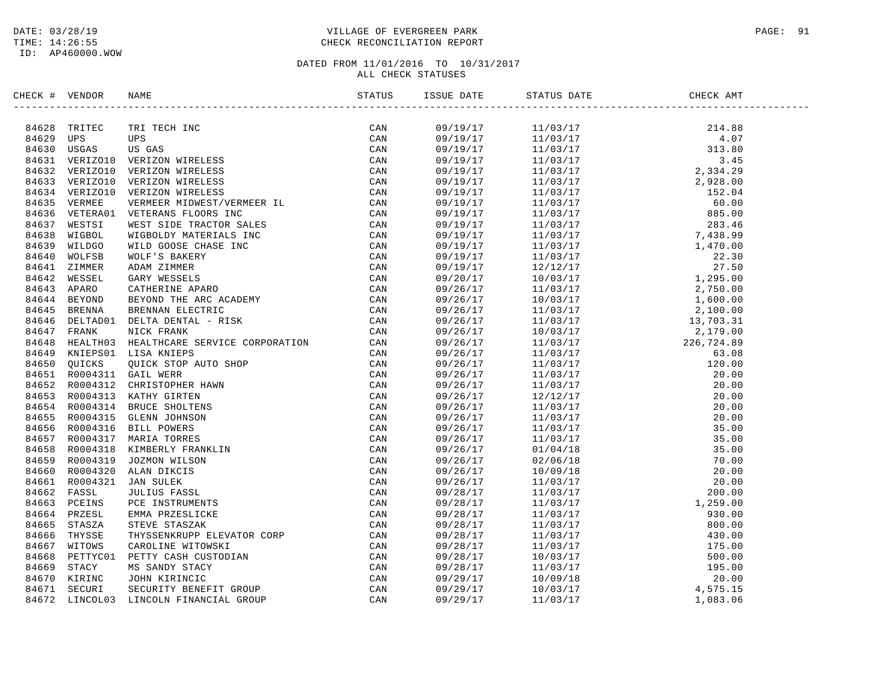DATE: 03/28/19
TIME: 14:26:55
ID: AP460000.WOW

# VILLAGE OF EVERGREEN PARK
## CHECK RECONCILIATION REPORT

DATED FROM 11/01/2016 TO 10/31/2017
ALL CHECK STATUSES

| CHECK # | VENDOR | NAME | STATUS | ISSUE DATE | STATUS DATE | CHECK AMT |
|---|---|---|---|---|---|---|
| 84628 | TRITEC | TRI TECH INC | CAN | 09/19/17 | 11/03/17 | 214.88 |
| 84629 | UPS | UPS | CAN | 09/19/17 | 11/03/17 | 4.07 |
| 84630 | USGAS | US GAS | CAN | 09/19/17 | 11/03/17 | 313.80 |
| 84631 | VERIZO10 | VERIZON WIRELESS | CAN | 09/19/17 | 11/03/17 | 3.45 |
| 84632 | VERIZO10 | VERIZON WIRELESS | CAN | 09/19/17 | 11/03/17 | 2,334.29 |
| 84633 | VERIZO10 | VERIZON WIRELESS | CAN | 09/19/17 | 11/03/17 | 2,928.00 |
| 84634 | VERIZO10 | VERIZON WIRELESS | CAN | 09/19/17 | 11/03/17 | 152.04 |
| 84635 | VERMEE | VERMEER MIDWEST/VERMEER IL | CAN | 09/19/17 | 11/03/17 | 60.00 |
| 84636 | VETERA01 | VETERANS FLOORS INC | CAN | 09/19/17 | 11/03/17 | 885.00 |
| 84637 | WESTSI | WEST SIDE TRACTOR SALES | CAN | 09/19/17 | 11/03/17 | 283.46 |
| 84638 | WIGBOL | WIGBOLDY MATERIALS INC | CAN | 09/19/17 | 11/03/17 | 7,438.99 |
| 84639 | WILDGO | WILD GOOSE CHASE INC | CAN | 09/19/17 | 11/03/17 | 1,470.00 |
| 84640 | WOLFSB | WOLF'S BAKERY | CAN | 09/19/17 | 11/03/17 | 22.30 |
| 84641 | ZIMMER | ADAM ZIMMER | CAN | 09/19/17 | 12/12/17 | 27.50 |
| 84642 | WESSEL | GARY WESSELS | CAN | 09/20/17 | 10/03/17 | 1,295.00 |
| 84643 | APARO | CATHERINE APARO | CAN | 09/26/17 | 11/03/17 | 2,750.00 |
| 84644 | BEYOND | BEYOND THE ARC ACADEMY | CAN | 09/26/17 | 10/03/17 | 1,600.00 |
| 84645 | BRENNA | BRENNAN ELECTRIC | CAN | 09/26/17 | 11/03/17 | 2,100.00 |
| 84646 | DELTAD01 | DELTA DENTAL - RISK | CAN | 09/26/17 | 11/03/17 | 13,703.31 |
| 84647 | FRANK | NICK FRANK | CAN | 09/26/17 | 10/03/17 | 2,179.00 |
| 84648 | HEALTH03 | HEALTHCARE SERVICE CORPORATION | CAN | 09/26/17 | 11/03/17 | 226,724.89 |
| 84649 | KNIEPS01 | LISA KNIEPS | CAN | 09/26/17 | 11/03/17 | 63.08 |
| 84650 | QUICKS | QUICK STOP AUTO SHOP | CAN | 09/26/17 | 11/03/17 | 120.00 |
| 84651 | R0004311 | GAIL WERR | CAN | 09/26/17 | 11/03/17 | 20.00 |
| 84652 | R0004312 | CHRISTOPHER HAWN | CAN | 09/26/17 | 11/03/17 | 20.00 |
| 84653 | R0004313 | KATHY GIRTEN | CAN | 09/26/17 | 12/12/17 | 20.00 |
| 84654 | R0004314 | BRUCE SHOLTENS | CAN | 09/26/17 | 11/03/17 | 20.00 |
| 84655 | R0004315 | GLENN JOHNSON | CAN | 09/26/17 | 11/03/17 | 20.00 |
| 84656 | R0004316 | BILL POWERS | CAN | 09/26/17 | 11/03/17 | 35.00 |
| 84657 | R0004317 | MARIA TORRES | CAN | 09/26/17 | 11/03/17 | 35.00 |
| 84658 | R0004318 | KIMBERLY FRANKLIN | CAN | 09/26/17 | 01/04/18 | 35.00 |
| 84659 | R0004319 | JOZMON WILSON | CAN | 09/26/17 | 02/06/18 | 70.00 |
| 84660 | R0004320 | ALAN DIKCIS | CAN | 09/26/17 | 10/09/18 | 20.00 |
| 84661 | R0004321 | JAN SULEK | CAN | 09/26/17 | 11/03/17 | 20.00 |
| 84662 | FASSL | JULIUS FASSL | CAN | 09/28/17 | 11/03/17 | 200.00 |
| 84663 | PCEINS | PCE INSTRUMENTS | CAN | 09/28/17 | 11/03/17 | 1,259.00 |
| 84664 | PRZESL | EMMA PRZESLICKE | CAN | 09/28/17 | 11/03/17 | 930.00 |
| 84665 | STASZA | STEVE STASZAK | CAN | 09/28/17 | 11/03/17 | 800.00 |
| 84666 | THYSSE | THYSSENKRUPP ELEVATOR CORP | CAN | 09/28/17 | 11/03/17 | 430.00 |
| 84667 | WITOWS | CAROLINE WITOWSKI | CAN | 09/28/17 | 11/03/17 | 175.00 |
| 84668 | PETTYC01 | PETTY CASH CUSTODIAN | CAN | 09/28/17 | 10/03/17 | 500.00 |
| 84669 | STACY | MS SANDY STACY | CAN | 09/28/17 | 11/03/17 | 195.00 |
| 84670 | KIRINC | JOHN KIRINCIC | CAN | 09/29/17 | 10/09/18 | 20.00 |
| 84671 | SECURI | SECURITY BENEFIT GROUP | CAN | 09/29/17 | 10/03/17 | 4,575.15 |
| 84672 | LINCOL03 | LINCOLN FINANCIAL GROUP | CAN | 09/29/17 | 11/03/17 | 1,083.06 |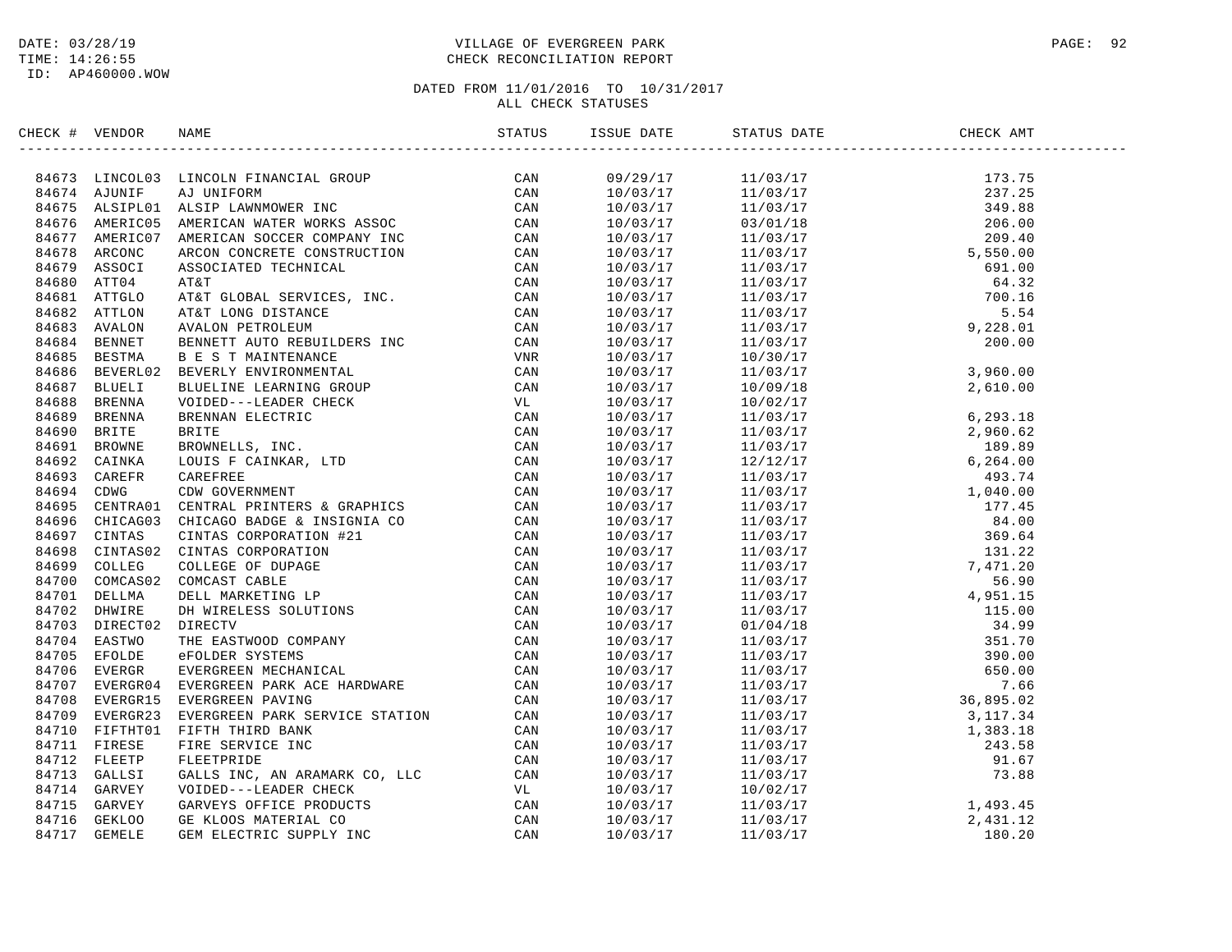DATE: 03/28/19
TIME: 14:26:55
ID: AP460000.WOW

VILLAGE OF EVERGREEN PARK
CHECK RECONCILIATION REPORT

DATED FROM 11/01/2016 TO 10/31/2017
ALL CHECK STATUSES

| CHECK # | VENDOR | NAME | STATUS | ISSUE DATE | STATUS DATE | CHECK AMT |
|---|---|---|---|---|---|---|
| 84673 | LINCOL03 | LINCOLN FINANCIAL GROUP | CAN | 09/29/17 | 11/03/17 | 173.75 |
| 84674 | AJUNIF | AJ UNIFORM | CAN | 10/03/17 | 11/03/17 | 237.25 |
| 84675 | ALSIPL01 | ALSIP LAWNMOWER INC | CAN | 10/03/17 | 11/03/17 | 349.88 |
| 84676 | AMERIC05 | AMERICAN WATER WORKS ASSOC | CAN | 10/03/17 | 03/01/18 | 206.00 |
| 84677 | AMERIC07 | AMERICAN SOCCER COMPANY INC | CAN | 10/03/17 | 11/03/17 | 209.40 |
| 84678 | ARCONC | ARCON CONCRETE CONSTRUCTION | CAN | 10/03/17 | 11/03/17 | 5,550.00 |
| 84679 | ASSOCI | ASSOCIATED TECHNICAL | CAN | 10/03/17 | 11/03/17 | 691.00 |
| 84680 | ATT04 | AT&T | CAN | 10/03/17 | 11/03/17 | 64.32 |
| 84681 | ATTGLO | AT&T GLOBAL SERVICES, INC. | CAN | 10/03/17 | 11/03/17 | 700.16 |
| 84682 | ATTLON | AT&T LONG DISTANCE | CAN | 10/03/17 | 11/03/17 | 5.54 |
| 84683 | AVALON | AVALON PETROLEUM | CAN | 10/03/17 | 11/03/17 | 9,228.01 |
| 84684 | BENNET | BENNETT AUTO REBUILDERS INC | CAN | 10/03/17 | 11/03/17 | 200.00 |
| 84685 | BESTMA | B E S T MAINTENANCE | VNR | 10/03/17 | 10/30/17 | |
| 84686 | BEVERL02 | BEVERLY ENVIRONMENTAL | CAN | 10/03/17 | 11/03/17 | 3,960.00 |
| 84687 | BLUELI | BLUELINE LEARNING GROUP | CAN | 10/03/17 | 10/09/18 | 2,610.00 |
| 84688 | BRENNA | VOIDED---LEADER CHECK | VL | 10/03/17 | 10/02/17 | |
| 84689 | BRENNA | BRENNAN ELECTRIC | CAN | 10/03/17 | 11/03/17 | 6,293.18 |
| 84690 | BRITE | BRITE | CAN | 10/03/17 | 11/03/17 | 2,960.62 |
| 84691 | BROWNE | BROWNELLS, INC. | CAN | 10/03/17 | 11/03/17 | 189.89 |
| 84692 | CAINKA | LOUIS F CAINKAR, LTD | CAN | 10/03/17 | 12/12/17 | 6,264.00 |
| 84693 | CAREFR | CAREFREE | CAN | 10/03/17 | 11/03/17 | 493.74 |
| 84694 | CDWG | CDW GOVERNMENT | CAN | 10/03/17 | 11/03/17 | 1,040.00 |
| 84695 | CENTRA01 | CENTRAL PRINTERS & GRAPHICS | CAN | 10/03/17 | 11/03/17 | 177.45 |
| 84696 | CHICAG03 | CHICAGO BADGE & INSIGNIA CO | CAN | 10/03/17 | 11/03/17 | 84.00 |
| 84697 | CINTAS | CINTAS CORPORATION #21 | CAN | 10/03/17 | 11/03/17 | 369.64 |
| 84698 | CINTAS02 | CINTAS CORPORATION | CAN | 10/03/17 | 11/03/17 | 131.22 |
| 84699 | COLLEG | COLLEGE OF DUPAGE | CAN | 10/03/17 | 11/03/17 | 7,471.20 |
| 84700 | COMCAS02 | COMCAST CABLE | CAN | 10/03/17 | 11/03/17 | 56.90 |
| 84701 | DELLMA | DELL MARKETING LP | CAN | 10/03/17 | 11/03/17 | 4,951.15 |
| 84702 | DHWIRE | DH WIRELESS SOLUTIONS | CAN | 10/03/17 | 11/03/17 | 115.00 |
| 84703 | DIRECT02 | DIRECTV | CAN | 10/03/17 | 01/04/18 | 34.99 |
| 84704 | EASTWO | THE EASTWOOD COMPANY | CAN | 10/03/17 | 11/03/17 | 351.70 |
| 84705 | EFOLDE | eFOLDER SYSTEMS | CAN | 10/03/17 | 11/03/17 | 390.00 |
| 84706 | EVERGR | EVERGREEN MECHANICAL | CAN | 10/03/17 | 11/03/17 | 650.00 |
| 84707 | EVERGR04 | EVERGREEN PARK ACE HARDWARE | CAN | 10/03/17 | 11/03/17 | 7.66 |
| 84708 | EVERGR15 | EVERGREEN PAVING | CAN | 10/03/17 | 11/03/17 | 36,895.02 |
| 84709 | EVERGR23 | EVERGREEN PARK SERVICE STATION | CAN | 10/03/17 | 11/03/17 | 3,117.34 |
| 84710 | FIFTHT01 | FIFTH THIRD BANK | CAN | 10/03/17 | 11/03/17 | 1,383.18 |
| 84711 | FIRESE | FIRE SERVICE INC | CAN | 10/03/17 | 11/03/17 | 243.58 |
| 84712 | FLEETP | FLEETPRIDE | CAN | 10/03/17 | 11/03/17 | 91.67 |
| 84713 | GALLSI | GALLS INC, AN ARAMARK CO, LLC | CAN | 10/03/17 | 11/03/17 | 73.88 |
| 84714 | GARVEY | VOIDED---LEADER CHECK | VL | 10/03/17 | 10/02/17 | |
| 84715 | GARVEY | GARVEYS OFFICE PRODUCTS | CAN | 10/03/17 | 11/03/17 | 1,493.45 |
| 84716 | GEKLOO | GE KLOOS MATERIAL CO | CAN | 10/03/17 | 11/03/17 | 2,431.12 |
| 84717 | GEMELE | GEM ELECTRIC SUPPLY INC | CAN | 10/03/17 | 11/03/17 | 180.20 |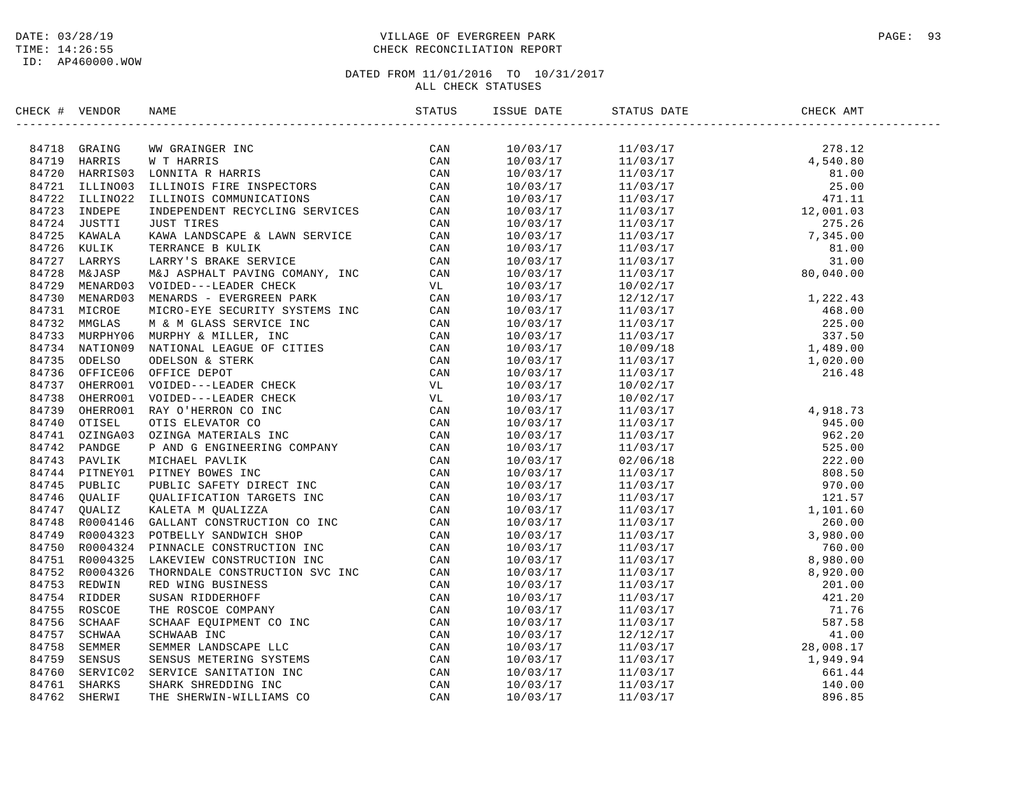DATE: 03/28/19
TIME: 14:26:55
ID: AP460000.WOW

VILLAGE OF EVERGREEN PARK
CHECK RECONCILIATION REPORT

DATED FROM 11/01/2016 TO 10/31/2017
ALL CHECK STATUSES

| CHECK # | VENDOR | NAME | STATUS | ISSUE DATE | STATUS DATE | CHECK AMT |
|---|---|---|---|---|---|---|
| 84718 | GRAING | WW GRAINGER INC | CAN | 10/03/17 | 11/03/17 | 278.12 |
| 84719 | HARRIS | W T HARRIS | CAN | 10/03/17 | 11/03/17 | 4,540.80 |
| 84720 | HARRIS03 | LONNITA R HARRIS | CAN | 10/03/17 | 11/03/17 | 81.00 |
| 84721 | ILLINO03 | ILLINOIS FIRE INSPECTORS | CAN | 10/03/17 | 11/03/17 | 25.00 |
| 84722 | ILLINO22 | ILLINOIS COMMUNICATIONS | CAN | 10/03/17 | 11/03/17 | 471.11 |
| 84723 | INDEPE | INDEPENDENT RECYCLING SERVICES | CAN | 10/03/17 | 11/03/17 | 12,001.03 |
| 84724 | JUSTTI | JUST TIRES | CAN | 10/03/17 | 11/03/17 | 275.26 |
| 84725 | KAWALA | KAWA LANDSCAPE & LAWN SERVICE | CAN | 10/03/17 | 11/03/17 | 7,345.00 |
| 84726 | KULIK | TERRANCE B KULIK | CAN | 10/03/17 | 11/03/17 | 81.00 |
| 84727 | LARRYS | LARRY'S BRAKE SERVICE | CAN | 10/03/17 | 11/03/17 | 31.00 |
| 84728 | M&JASP | M&J ASPHALT PAVING COMANY, INC | CAN | 10/03/17 | 11/03/17 | 80,040.00 |
| 84729 | MENARD03 | VOIDED---LEADER CHECK | VL | 10/03/17 | 10/02/17 | |
| 84730 | MENARD03 | MENARDS - EVERGREEN PARK | CAN | 10/03/17 | 12/12/17 | 1,222.43 |
| 84731 | MICROE | MICRO-EYE SECURITY SYSTEMS INC | CAN | 10/03/17 | 11/03/17 | 468.00 |
| 84732 | MMGLAS | M & M GLASS SERVICE INC | CAN | 10/03/17 | 11/03/17 | 225.00 |
| 84733 | MURPHY06 | MURPHY & MILLER, INC | CAN | 10/03/17 | 11/03/17 | 337.50 |
| 84734 | NATION09 | NATIONAL LEAGUE OF CITIES | CAN | 10/03/17 | 10/09/18 | 1,489.00 |
| 84735 | ODELSO | ODELSON & STERK | CAN | 10/03/17 | 11/03/17 | 1,020.00 |
| 84736 | OFFICE06 | OFFICE DEPOT | CAN | 10/03/17 | 11/03/17 | 216.48 |
| 84737 | OHERRO01 | VOIDED---LEADER CHECK | VL | 10/03/17 | 10/02/17 | |
| 84738 | OHERRO01 | VOIDED---LEADER CHECK | VL | 10/03/17 | 10/02/17 | |
| 84739 | OHERRO01 | RAY O'HERRON CO INC | CAN | 10/03/17 | 11/03/17 | 4,918.73 |
| 84740 | OTISEL | OTIS ELEVATOR CO | CAN | 10/03/17 | 11/03/17 | 945.00 |
| 84741 | OZINGA03 | OZINGA MATERIALS INC | CAN | 10/03/17 | 11/03/17 | 962.20 |
| 84742 | PANDGE | P AND G ENGINEERING COMPANY | CAN | 10/03/17 | 11/03/17 | 525.00 |
| 84743 | PAVLIK | MICHAEL PAVLIK | CAN | 10/03/17 | 02/06/18 | 222.00 |
| 84744 | PITNEY01 | PITNEY BOWES INC | CAN | 10/03/17 | 11/03/17 | 808.50 |
| 84745 | PUBLIC | PUBLIC SAFETY DIRECT INC | CAN | 10/03/17 | 11/03/17 | 970.00 |
| 84746 | QUALIF | QUALIFICATION TARGETS INC | CAN | 10/03/17 | 11/03/17 | 121.57 |
| 84747 | QUALIZ | KALETA M QUALIZZA | CAN | 10/03/17 | 11/03/17 | 1,101.60 |
| 84748 | R0004146 | GALLANT CONSTRUCTION CO INC | CAN | 10/03/17 | 11/03/17 | 260.00 |
| 84749 | R0004323 | POTBELLY SANDWICH SHOP | CAN | 10/03/17 | 11/03/17 | 3,980.00 |
| 84750 | R0004324 | PINNACLE CONSTRUCTION INC | CAN | 10/03/17 | 11/03/17 | 760.00 |
| 84751 | R0004325 | LAKEVIEW CONSTRUCTION INC | CAN | 10/03/17 | 11/03/17 | 8,980.00 |
| 84752 | R0004326 | THORNDALE CONSTRUCTION SVC INC | CAN | 10/03/17 | 11/03/17 | 8,920.00 |
| 84753 | REDWIN | RED WING BUSINESS | CAN | 10/03/17 | 11/03/17 | 201.00 |
| 84754 | RIDDER | SUSAN RIDDERHOFF | CAN | 10/03/17 | 11/03/17 | 421.20 |
| 84755 | ROSCOE | THE ROSCOE COMPANY | CAN | 10/03/17 | 11/03/17 | 71.76 |
| 84756 | SCHAAF | SCHAAF EQUIPMENT CO INC | CAN | 10/03/17 | 11/03/17 | 587.58 |
| 84757 | SCHWAA | SCHWAAB INC | CAN | 10/03/17 | 12/12/17 | 41.00 |
| 84758 | SEMMER | SEMMER LANDSCAPE LLC | CAN | 10/03/17 | 11/03/17 | 28,008.17 |
| 84759 | SENSUS | SENSUS METERING SYSTEMS | CAN | 10/03/17 | 11/03/17 | 1,949.94 |
| 84760 | SERVIC02 | SERVICE SANITATION INC | CAN | 10/03/17 | 11/03/17 | 661.44 |
| 84761 | SHARKS | SHARK SHREDDING INC | CAN | 10/03/17 | 11/03/17 | 140.00 |
| 84762 | SHERWI | THE SHERWIN-WILLIAMS CO | CAN | 10/03/17 | 11/03/17 | 896.85 |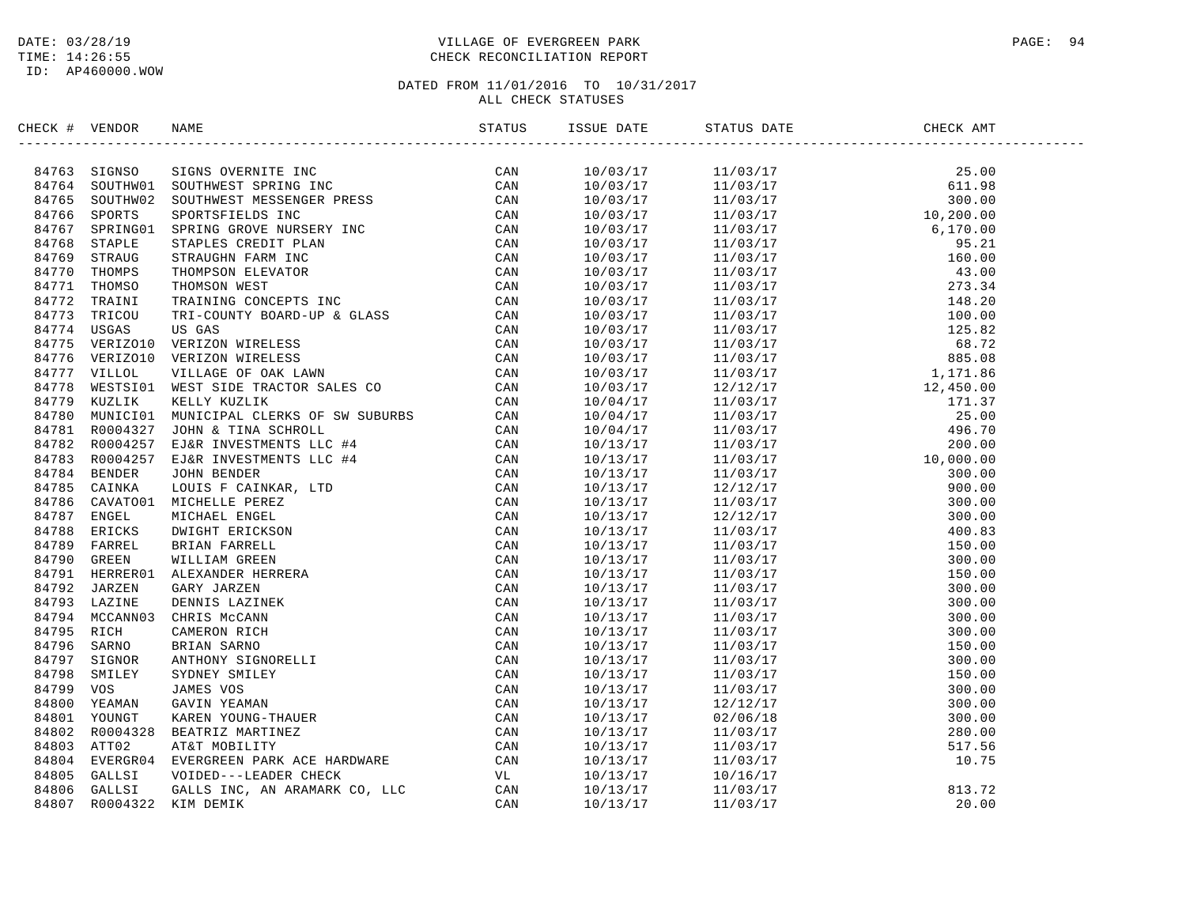DATE: 03/28/19
TIME: 14:26:55
ID: AP460000.WOW

VILLAGE OF EVERGREEN PARK
CHECK RECONCILIATION REPORT

DATED FROM 11/01/2016 TO 10/31/2017
ALL CHECK STATUSES

| CHECK # | VENDOR | NAME | STATUS | ISSUE DATE | STATUS DATE | CHECK AMT |
|---|---|---|---|---|---|---|
| 84763 | SIGNSO | SIGNS OVERNITE INC | CAN | 10/03/17 | 11/03/17 | 25.00 |
| 84764 | SOUTHW01 | SOUTHWEST SPRING INC | CAN | 10/03/17 | 11/03/17 | 611.98 |
| 84765 | SOUTHW02 | SOUTHWEST MESSENGER PRESS | CAN | 10/03/17 | 11/03/17 | 300.00 |
| 84766 | SPORTS | SPORTSFIELDS INC | CAN | 10/03/17 | 11/03/17 | 10,200.00 |
| 84767 | SPRING01 | SPRING GROVE NURSERY INC | CAN | 10/03/17 | 11/03/17 | 6,170.00 |
| 84768 | STAPLE | STAPLES CREDIT PLAN | CAN | 10/03/17 | 11/03/17 | 95.21 |
| 84769 | STRAUG | STRAUGHN FARM INC | CAN | 10/03/17 | 11/03/17 | 160.00 |
| 84770 | THOMPS | THOMPSON ELEVATOR | CAN | 10/03/17 | 11/03/17 | 43.00 |
| 84771 | THOMSO | THOMSON WEST | CAN | 10/03/17 | 11/03/17 | 273.34 |
| 84772 | TRAINI | TRAINING CONCEPTS INC | CAN | 10/03/17 | 11/03/17 | 148.20 |
| 84773 | TRICOU | TRI-COUNTY BOARD-UP & GLASS | CAN | 10/03/17 | 11/03/17 | 100.00 |
| 84774 | USGAS | US GAS | CAN | 10/03/17 | 11/03/17 | 125.82 |
| 84775 | VERIZO10 | VERIZON WIRELESS | CAN | 10/03/17 | 11/03/17 | 68.72 |
| 84776 | VERIZO10 | VERIZON WIRELESS | CAN | 10/03/17 | 11/03/17 | 885.08 |
| 84777 | VILLOL | VILLAGE OF OAK LAWN | CAN | 10/03/17 | 11/03/17 | 1,171.86 |
| 84778 | WESTSI01 | WEST SIDE TRACTOR SALES CO | CAN | 10/03/17 | 12/12/17 | 12,450.00 |
| 84779 | KUZLIK | KELLY KUZLIK | CAN | 10/04/17 | 11/03/17 | 171.37 |
| 84780 | MUNICI01 | MUNICIPAL CLERKS OF SW SUBURBS | CAN | 10/04/17 | 11/03/17 | 25.00 |
| 84781 | R0004327 | JOHN & TINA SCHROLL | CAN | 10/04/17 | 11/03/17 | 496.70 |
| 84782 | R0004257 | EJ&R INVESTMENTS LLC #4 | CAN | 10/13/17 | 11/03/17 | 200.00 |
| 84783 | R0004257 | EJ&R INVESTMENTS LLC #4 | CAN | 10/13/17 | 11/03/17 | 10,000.00 |
| 84784 | BENDER | JOHN BENDER | CAN | 10/13/17 | 11/03/17 | 300.00 |
| 84785 | CAINKA | LOUIS F CAINKAR, LTD | CAN | 10/13/17 | 12/12/17 | 900.00 |
| 84786 | CAVATO01 | MICHELLE PEREZ | CAN | 10/13/17 | 11/03/17 | 300.00 |
| 84787 | ENGEL | MICHAEL ENGEL | CAN | 10/13/17 | 12/12/17 | 300.00 |
| 84788 | ERICKS | DWIGHT ERICKSON | CAN | 10/13/17 | 11/03/17 | 400.83 |
| 84789 | FARREL | BRIAN FARRELL | CAN | 10/13/17 | 11/03/17 | 150.00 |
| 84790 | GREEN | WILLIAM GREEN | CAN | 10/13/17 | 11/03/17 | 300.00 |
| 84791 | HERRER01 | ALEXANDER HERRERA | CAN | 10/13/17 | 11/03/17 | 150.00 |
| 84792 | JARZEN | GARY JARZEN | CAN | 10/13/17 | 11/03/17 | 300.00 |
| 84793 | LAZINE | DENNIS LAZINEK | CAN | 10/13/17 | 11/03/17 | 300.00 |
| 84794 | MCCANN03 | CHRIS McCANN | CAN | 10/13/17 | 11/03/17 | 300.00 |
| 84795 | RICH | CAMERON RICH | CAN | 10/13/17 | 11/03/17 | 300.00 |
| 84796 | SARNO | BRIAN SARNO | CAN | 10/13/17 | 11/03/17 | 150.00 |
| 84797 | SIGNOR | ANTHONY SIGNORELLI | CAN | 10/13/17 | 11/03/17 | 300.00 |
| 84798 | SMILEY | SYDNEY SMILEY | CAN | 10/13/17 | 11/03/17 | 150.00 |
| 84799 | VOS | JAMES VOS | CAN | 10/13/17 | 11/03/17 | 300.00 |
| 84800 | YEAMAN | GAVIN YEAMAN | CAN | 10/13/17 | 12/12/17 | 300.00 |
| 84801 | YOUNGT | KAREN YOUNG-THAUER | CAN | 10/13/17 | 02/06/18 | 300.00 |
| 84802 | R0004328 | BEATRIZ MARTINEZ | CAN | 10/13/17 | 11/03/17 | 280.00 |
| 84803 | ATT02 | AT&T MOBILITY | CAN | 10/13/17 | 11/03/17 | 517.56 |
| 84804 | EVERGR04 | EVERGREEN PARK ACE HARDWARE | CAN | 10/13/17 | 11/03/17 | 10.75 |
| 84805 | GALLSI | VOIDED---LEADER CHECK | VL | 10/13/17 | 10/16/17 | |
| 84806 | GALLSI | GALLS INC, AN ARAMARK CO, LLC | CAN | 10/13/17 | 11/03/17 | 813.72 |
| 84807 | R0004322 | KIM DEMIK | CAN | 10/13/17 | 11/03/17 | 20.00 |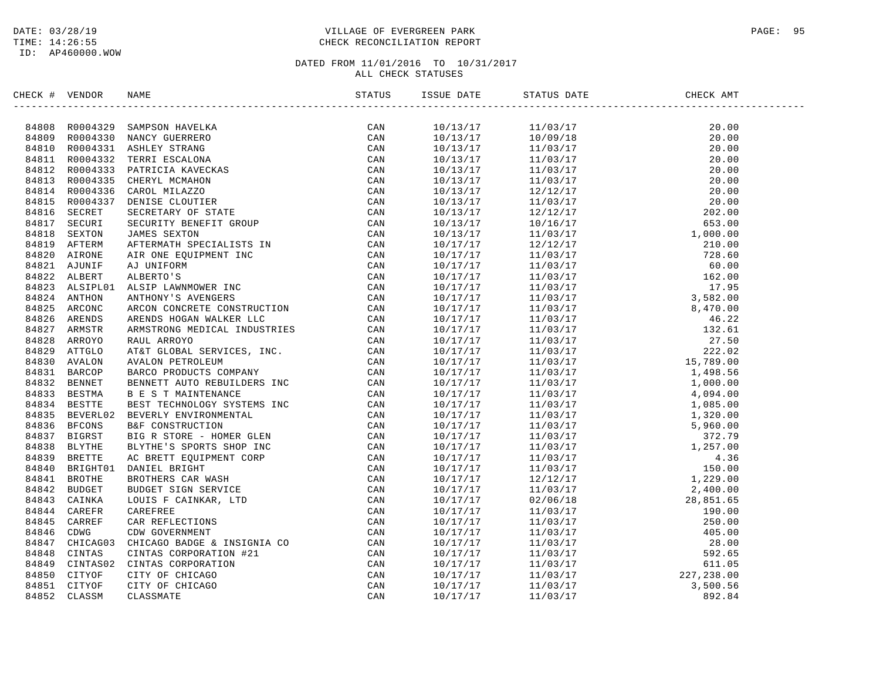DATE: 03/28/19
TIME: 14:26:55
ID: AP460000.WOW

VILLAGE OF EVERGREEN PARK
CHECK RECONCILIATION REPORT

DATED FROM 11/01/2016 TO 10/31/2017
ALL CHECK STATUSES

| CHECK # | VENDOR | NAME | STATUS | ISSUE DATE | STATUS DATE | CHECK AMT |
|---|---|---|---|---|---|---|
| 84808 | R0004329 | SAMPSON HAVELKA | CAN | 10/13/17 | 11/03/17 | 20.00 |
| 84809 | R0004330 | NANCY GUERRERO | CAN | 10/13/17 | 10/09/18 | 20.00 |
| 84810 | R0004331 | ASHLEY STRANG | CAN | 10/13/17 | 11/03/17 | 20.00 |
| 84811 | R0004332 | TERRI ESCALONA | CAN | 10/13/17 | 11/03/17 | 20.00 |
| 84812 | R0004333 | PATRICIA KAVECKAS | CAN | 10/13/17 | 11/03/17 | 20.00 |
| 84813 | R0004335 | CHERYL MCMAHON | CAN | 10/13/17 | 11/03/17 | 20.00 |
| 84814 | R0004336 | CAROL MILAZZO | CAN | 10/13/17 | 12/12/17 | 20.00 |
| 84815 | R0004337 | DENISE CLOUTIER | CAN | 10/13/17 | 11/03/17 | 20.00 |
| 84816 | SECRET | SECRETARY OF STATE | CAN | 10/13/17 | 12/12/17 | 202.00 |
| 84817 | SECURI | SECURITY BENEFIT GROUP | CAN | 10/13/17 | 10/16/17 | 653.00 |
| 84818 | SEXTON | JAMES SEXTON | CAN | 10/13/17 | 11/03/17 | 1,000.00 |
| 84819 | AFTERM | AFTERMATH SPECIALISTS IN | CAN | 10/17/17 | 12/12/17 | 210.00 |
| 84820 | AIRONE | AIR ONE EQUIPMENT INC | CAN | 10/17/17 | 11/03/17 | 728.60 |
| 84821 | AJUNIF | AJ UNIFORM | CAN | 10/17/17 | 11/03/17 | 60.00 |
| 84822 | ALBERT | ALBERTO'S | CAN | 10/17/17 | 11/03/17 | 162.00 |
| 84823 | ALSIPL01 | ALSIP LAWNMOWER INC | CAN | 10/17/17 | 11/03/17 | 17.95 |
| 84824 | ANTHON | ANTHONY'S AVENGERS | CAN | 10/17/17 | 11/03/17 | 3,582.00 |
| 84825 | ARCONC | ARCON CONCRETE CONSTRUCTION | CAN | 10/17/17 | 11/03/17 | 8,470.00 |
| 84826 | ARENDS | ARENDS HOGAN WALKER LLC | CAN | 10/17/17 | 11/03/17 | 46.22 |
| 84827 | ARMSTR | ARMSTRONG MEDICAL INDUSTRIES | CAN | 10/17/17 | 11/03/17 | 132.61 |
| 84828 | ARROYO | RAUL ARROYO | CAN | 10/17/17 | 11/03/17 | 27.50 |
| 84829 | ATTGLO | AT&T GLOBAL SERVICES, INC. | CAN | 10/17/17 | 11/03/17 | 222.02 |
| 84830 | AVALON | AVALON PETROLEUM | CAN | 10/17/17 | 11/03/17 | 15,789.00 |
| 84831 | BARCOP | BARCO PRODUCTS COMPANY | CAN | 10/17/17 | 11/03/17 | 1,498.56 |
| 84832 | BENNET | BENNETT AUTO REBUILDERS INC | CAN | 10/17/17 | 11/03/17 | 1,000.00 |
| 84833 | BESTMA | B E S T MAINTENANCE | CAN | 10/17/17 | 11/03/17 | 4,094.00 |
| 84834 | BESTTE | BEST TECHNOLOGY SYSTEMS INC | CAN | 10/17/17 | 11/03/17 | 1,085.00 |
| 84835 | BEVERL02 | BEVERLY ENVIRONMENTAL | CAN | 10/17/17 | 11/03/17 | 1,320.00 |
| 84836 | BFCONS | B&F CONSTRUCTION | CAN | 10/17/17 | 11/03/17 | 5,960.00 |
| 84837 | BIGRST | BIG R STORE - HOMER GLEN | CAN | 10/17/17 | 11/03/17 | 372.79 |
| 84838 | BLYTHE | BLYTHE'S SPORTS SHOP INC | CAN | 10/17/17 | 11/03/17 | 1,257.00 |
| 84839 | BRETTE | AC BRETT EQUIPMENT CORP | CAN | 10/17/17 | 11/03/17 | 4.36 |
| 84840 | BRIGHT01 | DANIEL BRIGHT | CAN | 10/17/17 | 11/03/17 | 150.00 |
| 84841 | BROTHE | BROTHERS CAR WASH | CAN | 10/17/17 | 12/12/17 | 1,229.00 |
| 84842 | BUDGET | BUDGET SIGN SERVICE | CAN | 10/17/17 | 11/03/17 | 2,400.00 |
| 84843 | CAINKA | LOUIS F CAINKAR, LTD | CAN | 10/17/17 | 02/06/18 | 28,851.65 |
| 84844 | CAREFR | CAREFREE | CAN | 10/17/17 | 11/03/17 | 190.00 |
| 84845 | CARREF | CAR REFLECTIONS | CAN | 10/17/17 | 11/03/17 | 250.00 |
| 84846 | CDWG | CDW GOVERNMENT | CAN | 10/17/17 | 11/03/17 | 405.00 |
| 84847 | CHICAG03 | CHICAGO BADGE & INSIGNIA CO | CAN | 10/17/17 | 11/03/17 | 28.00 |
| 84848 | CINTAS | CINTAS CORPORATION #21 | CAN | 10/17/17 | 11/03/17 | 592.65 |
| 84849 | CINTAS02 | CINTAS CORPORATION | CAN | 10/17/17 | 11/03/17 | 611.05 |
| 84850 | CITYOF | CITY OF CHICAGO | CAN | 10/17/17 | 11/03/17 | 227,238.00 |
| 84851 | CITYOF | CITY OF CHICAGO | CAN | 10/17/17 | 11/03/17 | 3,500.56 |
| 84852 | CLASSM | CLASSMATE | CAN | 10/17/17 | 11/03/17 | 892.84 |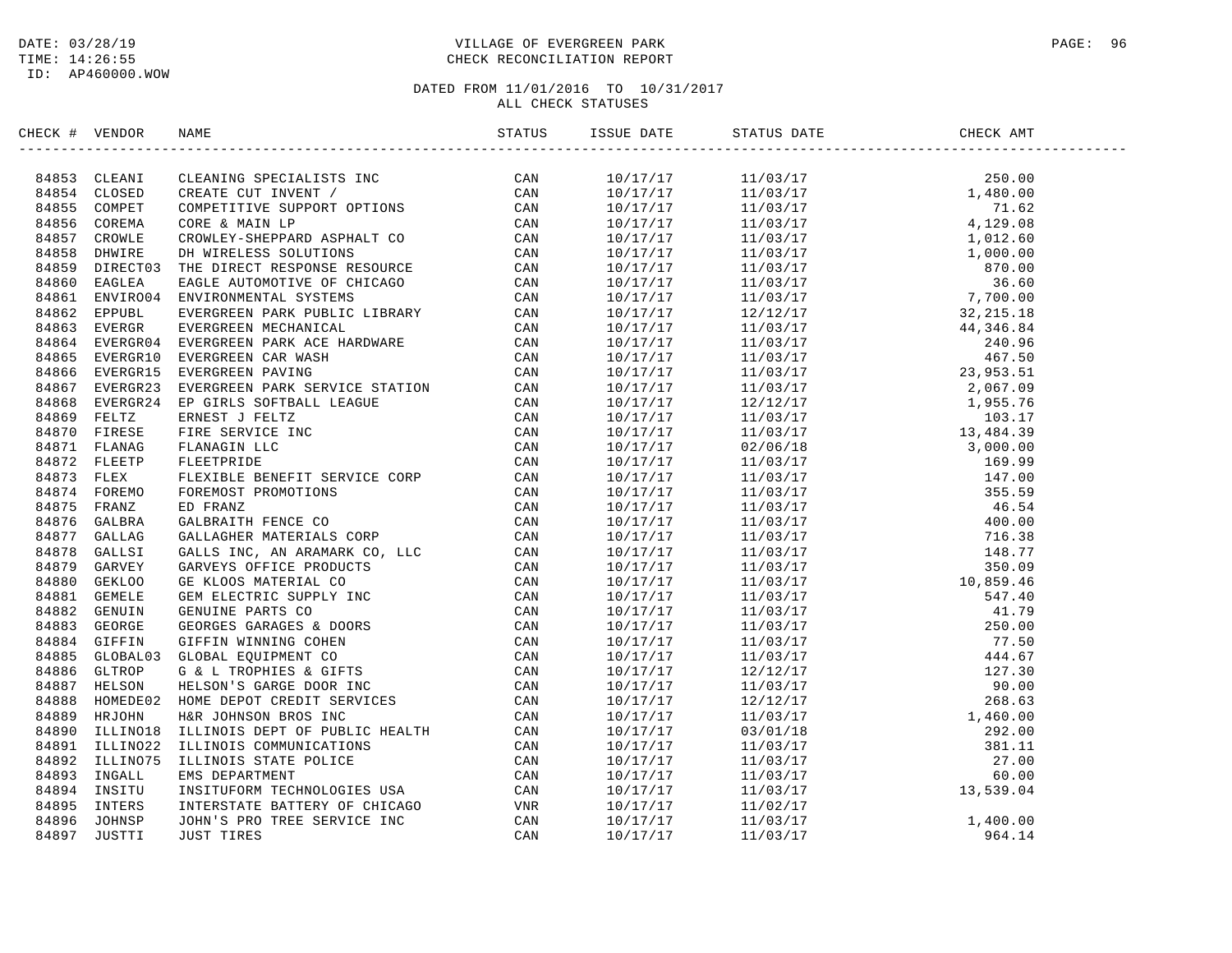DATE: 03/28/19
TIME: 14:26:55
ID: AP460000.WOW

# VILLAGE OF EVERGREEN PARK
## CHECK RECONCILIATION REPORT

DATED FROM 11/01/2016 TO 10/31/2017
ALL CHECK STATUSES

| CHECK # | VENDOR | NAME | STATUS | ISSUE DATE | STATUS DATE | CHECK AMT |
|---|---|---|---|---|---|---|
| 84853 | CLEANI | CLEANING SPECIALISTS INC | CAN | 10/17/17 | 11/03/17 | 250.00 |
| 84854 | CLOSED | CREATE CUT INVENT / | CAN | 10/17/17 | 11/03/17 | 1,480.00 |
| 84855 | COMPET | COMPETITIVE SUPPORT OPTIONS | CAN | 10/17/17 | 11/03/17 | 71.62 |
| 84856 | COREMA | CORE & MAIN LP | CAN | 10/17/17 | 11/03/17 | 4,129.08 |
| 84857 | CROWLE | CROWLEY-SHEPPARD ASPHALT CO | CAN | 10/17/17 | 11/03/17 | 1,012.60 |
| 84858 | DHWIRE | DH WIRELESS SOLUTIONS | CAN | 10/17/17 | 11/03/17 | 1,000.00 |
| 84859 | DIRECT03 | THE DIRECT RESPONSE RESOURCE | CAN | 10/17/17 | 11/03/17 | 870.00 |
| 84860 | EAGLEA | EAGLE AUTOMOTIVE OF CHICAGO | CAN | 10/17/17 | 11/03/17 | 36.60 |
| 84861 | ENVIRO04 | ENVIRONMENTAL SYSTEMS | CAN | 10/17/17 | 11/03/17 | 7,700.00 |
| 84862 | EPPUBL | EVERGREEN PARK PUBLIC LIBRARY | CAN | 10/17/17 | 12/12/17 | 32,215.18 |
| 84863 | EVERGR | EVERGREEN MECHANICAL | CAN | 10/17/17 | 11/03/17 | 44,346.84 |
| 84864 | EVERGR04 | EVERGREEN PARK ACE HARDWARE | CAN | 10/17/17 | 11/03/17 | 240.96 |
| 84865 | EVERGR10 | EVERGREEN CAR WASH | CAN | 10/17/17 | 11/03/17 | 467.50 |
| 84866 | EVERGR15 | EVERGREEN PAVING | CAN | 10/17/17 | 11/03/17 | 23,953.51 |
| 84867 | EVERGR23 | EVERGREEN PARK SERVICE STATION | CAN | 10/17/17 | 11/03/17 | 2,067.09 |
| 84868 | EVERGR24 | EP GIRLS SOFTBALL LEAGUE | CAN | 10/17/17 | 12/12/17 | 1,955.76 |
| 84869 | FELTZ | ERNEST J FELTZ | CAN | 10/17/17 | 11/03/17 | 103.17 |
| 84870 | FIRESE | FIRE SERVICE INC | CAN | 10/17/17 | 11/03/17 | 13,484.39 |
| 84871 | FLANAG | FLANAGIN LLC | CAN | 10/17/17 | 02/06/18 | 3,000.00 |
| 84872 | FLEETP | FLEETPRIDE | CAN | 10/17/17 | 11/03/17 | 169.99 |
| 84873 | FLEX | FLEXIBLE BENEFIT SERVICE CORP | CAN | 10/17/17 | 11/03/17 | 147.00 |
| 84874 | FOREMO | FOREMOST PROMOTIONS | CAN | 10/17/17 | 11/03/17 | 355.59 |
| 84875 | FRANZ | ED FRANZ | CAN | 10/17/17 | 11/03/17 | 46.54 |
| 84876 | GALBRA | GALBRAITH FENCE CO | CAN | 10/17/17 | 11/03/17 | 400.00 |
| 84877 | GALLAG | GALLAGHER MATERIALS CORP | CAN | 10/17/17 | 11/03/17 | 716.38 |
| 84878 | GALLSI | GALLS INC, AN ARAMARK CO, LLC | CAN | 10/17/17 | 11/03/17 | 148.77 |
| 84879 | GARVEY | GARVEYS OFFICE PRODUCTS | CAN | 10/17/17 | 11/03/17 | 350.09 |
| 84880 | GEKLOO | GE KLOOS MATERIAL CO | CAN | 10/17/17 | 11/03/17 | 10,859.46 |
| 84881 | GEMELE | GEM ELECTRIC SUPPLY INC | CAN | 10/17/17 | 11/03/17 | 547.40 |
| 84882 | GENUIN | GENUINE PARTS CO | CAN | 10/17/17 | 11/03/17 | 41.79 |
| 84883 | GEORGE | GEORGES GARAGES & DOORS | CAN | 10/17/17 | 11/03/17 | 250.00 |
| 84884 | GIFFIN | GIFFIN WINNING COHEN | CAN | 10/17/17 | 11/03/17 | 77.50 |
| 84885 | GLOBAL03 | GLOBAL EQUIPMENT CO | CAN | 10/17/17 | 11/03/17 | 444.67 |
| 84886 | GLTROP | G & L TROPHIES & GIFTS | CAN | 10/17/17 | 12/12/17 | 127.30 |
| 84887 | HELSON | HELSON'S GARGE DOOR INC | CAN | 10/17/17 | 11/03/17 | 90.00 |
| 84888 | HOMEDE02 | HOME DEPOT CREDIT SERVICES | CAN | 10/17/17 | 12/12/17 | 268.63 |
| 84889 | HRJOHN | H&R JOHNSON BROS INC | CAN | 10/17/17 | 11/03/17 | 1,460.00 |
| 84890 | ILLINO18 | ILLINOIS DEPT OF PUBLIC HEALTH | CAN | 10/17/17 | 03/01/18 | 292.00 |
| 84891 | ILLINO22 | ILLINOIS COMMUNICATIONS | CAN | 10/17/17 | 11/03/17 | 381.11 |
| 84892 | ILLINO75 | ILLINOIS STATE POLICE | CAN | 10/17/17 | 11/03/17 | 27.00 |
| 84893 | INGALL | EMS DEPARTMENT | CAN | 10/17/17 | 11/03/17 | 60.00 |
| 84894 | INSITU | INSITUFORM TECHNOLOGIES USA | CAN | 10/17/17 | 11/03/17 | 13,539.04 |
| 84895 | INTERS | INTERSTATE BATTERY OF CHICAGO | VNR | 10/17/17 | 11/02/17 | |
| 84896 | JOHNSP | JOHN'S PRO TREE SERVICE INC | CAN | 10/17/17 | 11/03/17 | 1,400.00 |
| 84897 | JUSTTI | JUST TIRES | CAN | 10/17/17 | 11/03/17 | 964.14 |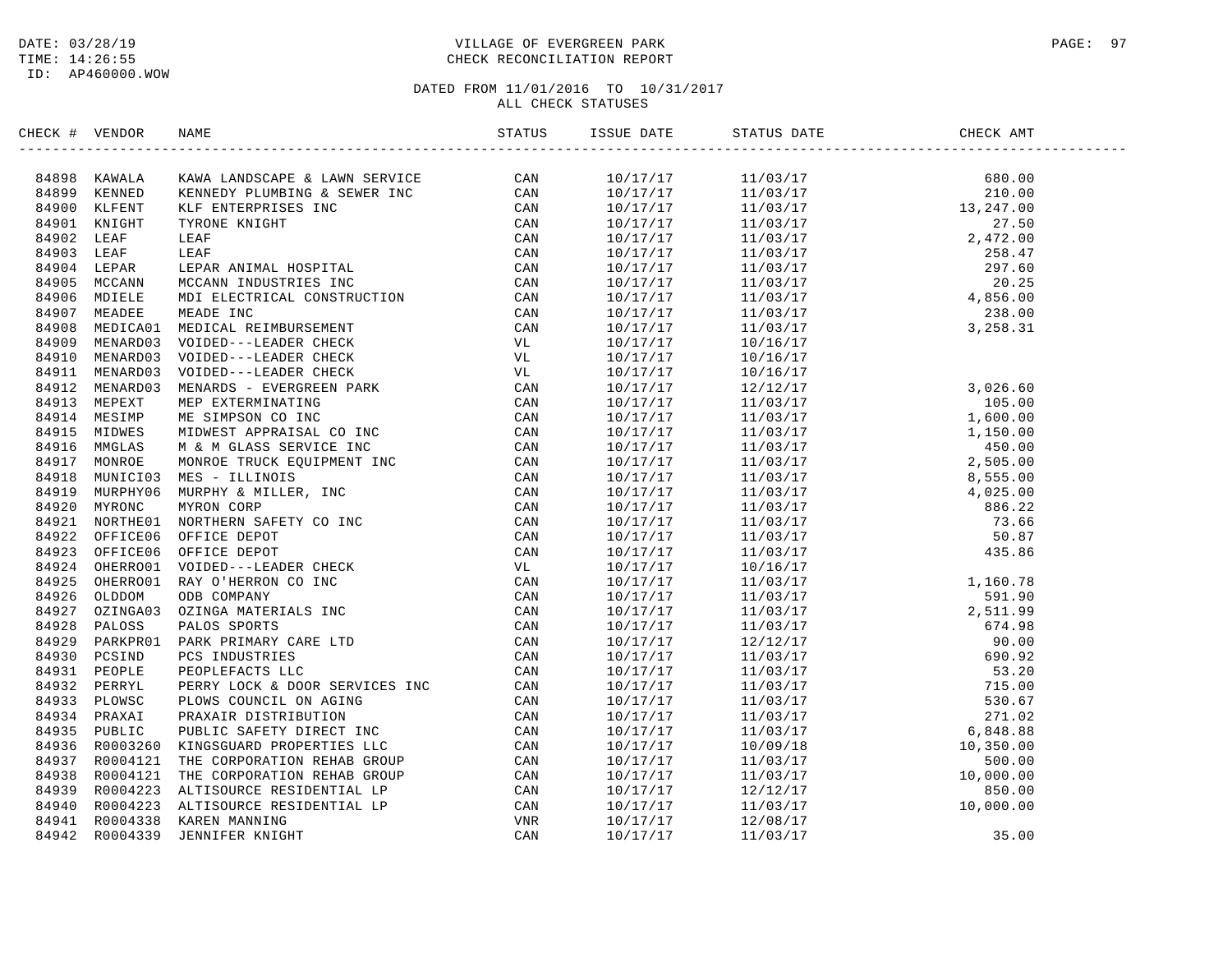DATE: 03/28/19
TIME: 14:26:55
ID: AP460000.WOW

VILLAGE OF EVERGREEN PARK
CHECK RECONCILIATION REPORT

DATED FROM 11/01/2016 TO 10/31/2017
ALL CHECK STATUSES

| CHECK # | VENDOR | NAME | STATUS | ISSUE DATE | STATUS DATE | CHECK AMT |
|---|---|---|---|---|---|---|
| 84898 | KAWALA | KAWA LANDSCAPE & LAWN SERVICE | CAN | 10/17/17 | 11/03/17 | 680.00 |
| 84899 | KENNED | KENNEDY PLUMBING & SEWER INC | CAN | 10/17/17 | 11/03/17 | 210.00 |
| 84900 | KLFENT | KLF ENTERPRISES INC | CAN | 10/17/17 | 11/03/17 | 13,247.00 |
| 84901 | KNIGHT | TYRONE KNIGHT | CAN | 10/17/17 | 11/03/17 | 27.50 |
| 84902 | LEAF | LEAF | CAN | 10/17/17 | 11/03/17 | 2,472.00 |
| 84903 | LEAF | LEAF | CAN | 10/17/17 | 11/03/17 | 258.47 |
| 84904 | LEPAR | LEPAR ANIMAL HOSPITAL | CAN | 10/17/17 | 11/03/17 | 297.60 |
| 84905 | MCCANN | MCCANN INDUSTRIES INC | CAN | 10/17/17 | 11/03/17 | 20.25 |
| 84906 | MDIELE | MDI ELECTRICAL CONSTRUCTION | CAN | 10/17/17 | 11/03/17 | 4,856.00 |
| 84907 | MEADEE | MEADE INC | CAN | 10/17/17 | 11/03/17 | 238.00 |
| 84908 | MEDICA01 | MEDICAL REIMBURSEMENT | CAN | 10/17/17 | 11/03/17 | 3,258.31 |
| 84909 | MENARD03 | VOIDED---LEADER CHECK | VL | 10/17/17 | 10/16/17 | |
| 84910 | MENARD03 | VOIDED---LEADER CHECK | VL | 10/17/17 | 10/16/17 | |
| 84911 | MENARD03 | VOIDED---LEADER CHECK | VL | 10/17/17 | 10/16/17 | |
| 84912 | MENARD03 | MENARDS - EVERGREEN PARK | CAN | 10/17/17 | 12/12/17 | 3,026.60 |
| 84913 | MEPEXT | MEP EXTERMINATING | CAN | 10/17/17 | 11/03/17 | 105.00 |
| 84914 | MESIMP | ME SIMPSON CO INC | CAN | 10/17/17 | 11/03/17 | 1,600.00 |
| 84915 | MIDWES | MIDWEST APPRAISAL CO INC | CAN | 10/17/17 | 11/03/17 | 1,150.00 |
| 84916 | MMGLAS | M & M GLASS SERVICE INC | CAN | 10/17/17 | 11/03/17 | 450.00 |
| 84917 | MONROE | MONROE TRUCK EQUIPMENT INC | CAN | 10/17/17 | 11/03/17 | 2,505.00 |
| 84918 | MUNICI03 | MES - ILLINOIS | CAN | 10/17/17 | 11/03/17 | 8,555.00 |
| 84919 | MURPHY06 | MURPHY & MILLER, INC | CAN | 10/17/17 | 11/03/17 | 4,025.00 |
| 84920 | MYRONC | MYRON CORP | CAN | 10/17/17 | 11/03/17 | 886.22 |
| 84921 | NORTHE01 | NORTHERN SAFETY CO INC | CAN | 10/17/17 | 11/03/17 | 73.66 |
| 84922 | OFFICE06 | OFFICE DEPOT | CAN | 10/17/17 | 11/03/17 | 50.87 |
| 84923 | OFFICE06 | OFFICE DEPOT | CAN | 10/17/17 | 11/03/17 | 435.86 |
| 84924 | OHERRO01 | VOIDED---LEADER CHECK | VL | 10/17/17 | 10/16/17 | |
| 84925 | OHERRO01 | RAY O'HERRON CO INC | CAN | 10/17/17 | 11/03/17 | 1,160.78 |
| 84926 | OLDDOM | ODB COMPANY | CAN | 10/17/17 | 11/03/17 | 591.90 |
| 84927 | OZINGA03 | OZINGA MATERIALS INC | CAN | 10/17/17 | 11/03/17 | 2,511.99 |
| 84928 | PALOSS | PALOS SPORTS | CAN | 10/17/17 | 11/03/17 | 674.98 |
| 84929 | PARKPR01 | PARK PRIMARY CARE LTD | CAN | 10/17/17 | 12/12/17 | 90.00 |
| 84930 | PCSIND | PCS INDUSTRIES | CAN | 10/17/17 | 11/03/17 | 690.92 |
| 84931 | PEOPLE | PEOPLEFACTS LLC | CAN | 10/17/17 | 11/03/17 | 53.20 |
| 84932 | PERRYL | PERRY LOCK & DOOR SERVICES INC | CAN | 10/17/17 | 11/03/17 | 715.00 |
| 84933 | PLOWSC | PLOWS COUNCIL ON AGING | CAN | 10/17/17 | 11/03/17 | 530.67 |
| 84934 | PRAXAI | PRAXAIR DISTRIBUTION | CAN | 10/17/17 | 11/03/17 | 271.02 |
| 84935 | PUBLIC | PUBLIC SAFETY DIRECT INC | CAN | 10/17/17 | 11/03/17 | 6,848.88 |
| 84936 | R0003260 | KINGSGUARD PROPERTIES LLC | CAN | 10/17/17 | 10/09/18 | 10,350.00 |
| 84937 | R0004121 | THE CORPORATION REHAB GROUP | CAN | 10/17/17 | 11/03/17 | 500.00 |
| 84938 | R0004121 | THE CORPORATION REHAB GROUP | CAN | 10/17/17 | 11/03/17 | 10,000.00 |
| 84939 | R0004223 | ALTISOURCE RESIDENTIAL LP | CAN | 10/17/17 | 12/12/17 | 850.00 |
| 84940 | R0004223 | ALTISOURCE RESIDENTIAL LP | CAN | 10/17/17 | 11/03/17 | 10,000.00 |
| 84941 | R0004338 | KAREN MANNING | VNR | 10/17/17 | 12/08/17 | |
| 84942 | R0004339 | JENNIFER KNIGHT | CAN | 10/17/17 | 11/03/17 | 35.00 |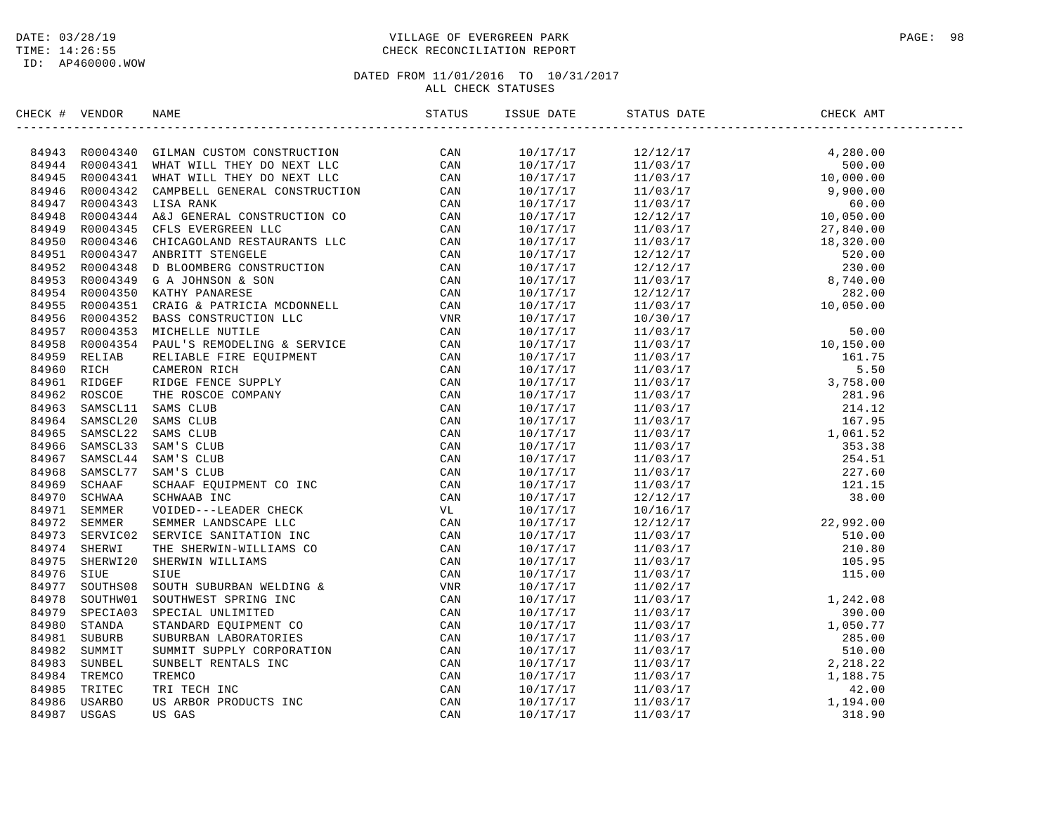DATE: 03/28/19
TIME: 14:26:55
ID: AP460000.WOW

VILLAGE OF EVERGREEN PARK
CHECK RECONCILIATION REPORT

DATED FROM 11/01/2016 TO 10/31/2017
ALL CHECK STATUSES

| CHECK # | VENDOR | NAME | STATUS | ISSUE DATE | STATUS DATE | CHECK AMT |
|---|---|---|---|---|---|---|
| 84943 | R0004340 | GILMAN CUSTOM CONSTRUCTION | CAN | 10/17/17 | 12/12/17 | 4,280.00 |
| 84944 | R0004341 | WHAT WILL THEY DO NEXT LLC | CAN | 10/17/17 | 11/03/17 | 500.00 |
| 84945 | R0004341 | WHAT WILL THEY DO NEXT LLC | CAN | 10/17/17 | 11/03/17 | 10,000.00 |
| 84946 | R0004342 | CAMPBELL GENERAL CONSTRUCTION | CAN | 10/17/17 | 11/03/17 | 9,900.00 |
| 84947 | R0004343 | LISA RANK | CAN | 10/17/17 | 11/03/17 | 60.00 |
| 84948 | R0004344 | A&J GENERAL CONSTRUCTION CO | CAN | 10/17/17 | 12/12/17 | 10,050.00 |
| 84949 | R0004345 | CFLS EVERGREEN LLC | CAN | 10/17/17 | 11/03/17 | 27,840.00 |
| 84950 | R0004346 | CHICAGOLAND RESTAURANTS LLC | CAN | 10/17/17 | 11/03/17 | 18,320.00 |
| 84951 | R0004347 | ANBRITT STENGELE | CAN | 10/17/17 | 12/12/17 | 520.00 |
| 84952 | R0004348 | D BLOOMBERG CONSTRUCTION | CAN | 10/17/17 | 12/12/17 | 230.00 |
| 84953 | R0004349 | G A JOHNSON & SON | CAN | 10/17/17 | 11/03/17 | 8,740.00 |
| 84954 | R0004350 | KATHY PANARESE | CAN | 10/17/17 | 12/12/17 | 282.00 |
| 84955 | R0004351 | CRAIG & PATRICIA MCDONNELL | CAN | 10/17/17 | 11/03/17 | 10,050.00 |
| 84956 | R0004352 | BASS CONSTRUCTION LLC | VNR | 10/17/17 | 10/30/17 | |
| 84957 | R0004353 | MICHELLE NUTILE | CAN | 10/17/17 | 11/03/17 | 50.00 |
| 84958 | R0004354 | PAUL'S REMODELING & SERVICE | CAN | 10/17/17 | 11/03/17 | 10,150.00 |
| 84959 | RELIAB | RELIABLE FIRE EQUIPMENT | CAN | 10/17/17 | 11/03/17 | 161.75 |
| 84960 | RICH | CAMERON RICH | CAN | 10/17/17 | 11/03/17 | 5.50 |
| 84961 | RIDGEF | RIDGE FENCE SUPPLY | CAN | 10/17/17 | 11/03/17 | 3,758.00 |
| 84962 | ROSCOE | THE ROSCOE COMPANY | CAN | 10/17/17 | 11/03/17 | 281.96 |
| 84963 | SAMSCL11 | SAMS CLUB | CAN | 10/17/17 | 11/03/17 | 214.12 |
| 84964 | SAMSCL20 | SAMS CLUB | CAN | 10/17/17 | 11/03/17 | 167.95 |
| 84965 | SAMSCL22 | SAMS CLUB | CAN | 10/17/17 | 11/03/17 | 1,061.52 |
| 84966 | SAMSCL33 | SAM'S CLUB | CAN | 10/17/17 | 11/03/17 | 353.38 |
| 84967 | SAMSCL44 | SAM'S CLUB | CAN | 10/17/17 | 11/03/17 | 254.51 |
| 84968 | SAMSCL77 | SAM'S CLUB | CAN | 10/17/17 | 11/03/17 | 227.60 |
| 84969 | SCHAAF | SCHAAF EQUIPMENT CO INC | CAN | 10/17/17 | 11/03/17 | 121.15 |
| 84970 | SCHWAA | SCHWAAB INC | CAN | 10/17/17 | 12/12/17 | 38.00 |
| 84971 | SEMMER | VOIDED---LEADER CHECK | VL | 10/17/17 | 10/16/17 | |
| 84972 | SEMMER | SEMMER LANDSCAPE LLC | CAN | 10/17/17 | 12/12/17 | 22,992.00 |
| 84973 | SERVIC02 | SERVICE SANITATION INC | CAN | 10/17/17 | 11/03/17 | 510.00 |
| 84974 | SHERWI | THE SHERWIN-WILLIAMS CO | CAN | 10/17/17 | 11/03/17 | 210.80 |
| 84975 | SHERWI20 | SHERWIN WILLIAMS | CAN | 10/17/17 | 11/03/17 | 105.95 |
| 84976 | SIUE | SIUE | CAN | 10/17/17 | 11/03/17 | 115.00 |
| 84977 | SOUTHS08 | SOUTH SUBURBAN WELDING & | VNR | 10/17/17 | 11/02/17 | |
| 84978 | SOUTHW01 | SOUTHWEST SPRING INC | CAN | 10/17/17 | 11/03/17 | 1,242.08 |
| 84979 | SPECIA03 | SPECIAL UNLIMITED | CAN | 10/17/17 | 11/03/17 | 390.00 |
| 84980 | STANDA | STANDARD EQUIPMENT CO | CAN | 10/17/17 | 11/03/17 | 1,050.77 |
| 84981 | SUBURB | SUBURBAN LABORATORIES | CAN | 10/17/17 | 11/03/17 | 285.00 |
| 84982 | SUMMIT | SUMMIT SUPPLY CORPORATION | CAN | 10/17/17 | 11/03/17 | 510.00 |
| 84983 | SUNBEL | SUNBELT RENTALS INC | CAN | 10/17/17 | 11/03/17 | 2,218.22 |
| 84984 | TREMCO | TREMCO | CAN | 10/17/17 | 11/03/17 | 1,188.75 |
| 84985 | TRITEC | TRI TECH INC | CAN | 10/17/17 | 11/03/17 | 42.00 |
| 84986 | USARBO | US ARBOR PRODUCTS INC | CAN | 10/17/17 | 11/03/17 | 1,194.00 |
| 84987 | USGAS | US GAS | CAN | 10/17/17 | 11/03/17 | 318.90 |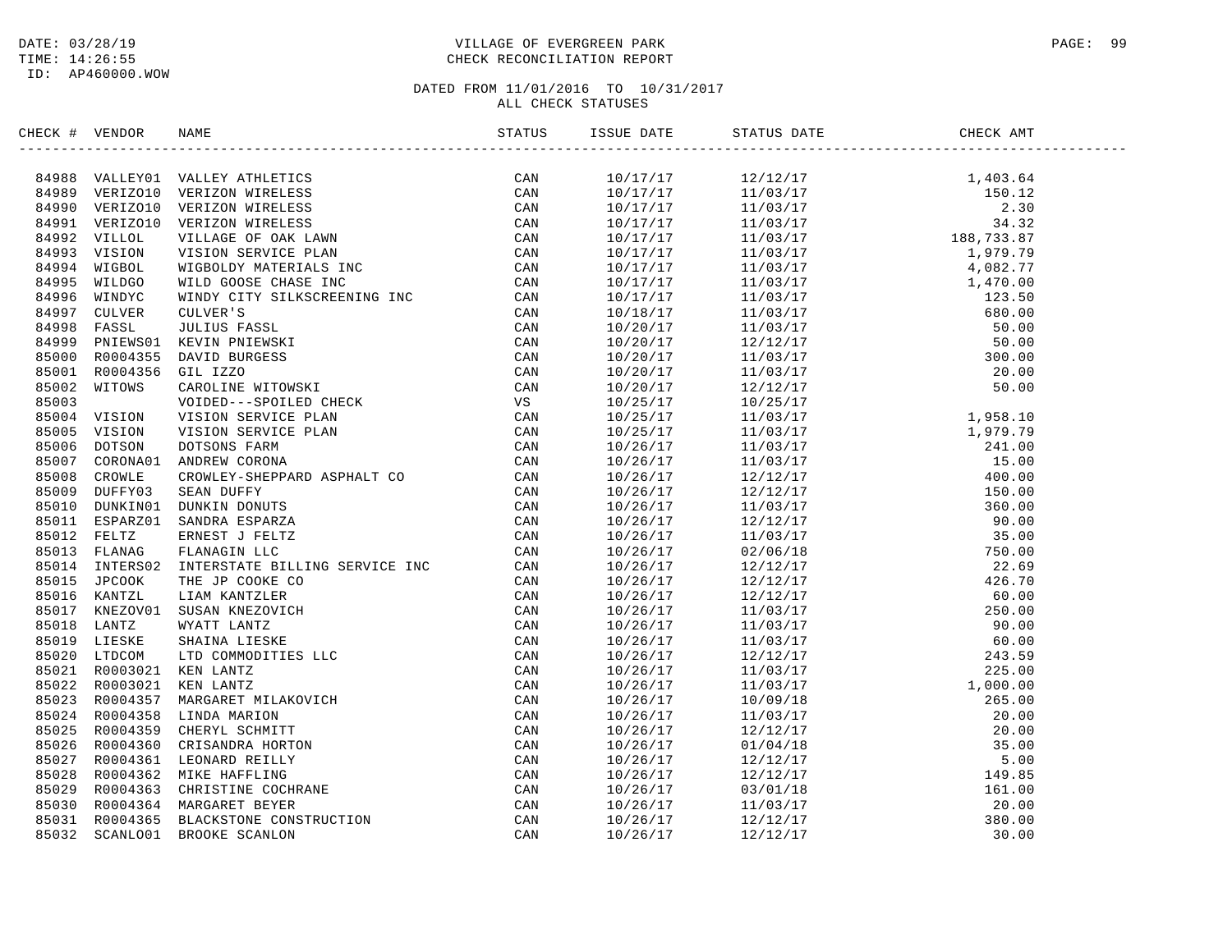DATE: 03/28/19
TIME: 14:26:55
ID: AP460000.WOW

VILLAGE OF EVERGREEN PARK
CHECK RECONCILIATION REPORT

DATED FROM 11/01/2016 TO 10/31/2017
ALL CHECK STATUSES

| CHECK # | VENDOR | NAME | STATUS | ISSUE DATE | STATUS DATE | CHECK AMT |
|---|---|---|---|---|---|---|
| 84988 | VALLEY01 | VALLEY ATHLETICS | CAN | 10/17/17 | 12/12/17 | 1,403.64 |
| 84989 | VERIZO10 | VERIZON WIRELESS | CAN | 10/17/17 | 11/03/17 | 150.12 |
| 84990 | VERIZO10 | VERIZON WIRELESS | CAN | 10/17/17 | 11/03/17 | 2.30 |
| 84991 | VERIZO10 | VERIZON WIRELESS | CAN | 10/17/17 | 11/03/17 | 34.32 |
| 84992 | VILLOL | VILLAGE OF OAK LAWN | CAN | 10/17/17 | 11/03/17 | 188,733.87 |
| 84993 | VISION | VISION SERVICE PLAN | CAN | 10/17/17 | 11/03/17 | 1,979.79 |
| 84994 | WIGBOL | WIGBOLDY MATERIALS INC | CAN | 10/17/17 | 11/03/17 | 4,082.77 |
| 84995 | WILDGO | WILD GOOSE CHASE INC | CAN | 10/17/17 | 11/03/17 | 1,470.00 |
| 84996 | WINDYC | WINDY CITY SILKSCREENING INC | CAN | 10/17/17 | 11/03/17 | 123.50 |
| 84997 | CULVER | CULVER'S | CAN | 10/18/17 | 11/03/17 | 680.00 |
| 84998 | FASSL | JULIUS FASSL | CAN | 10/20/17 | 11/03/17 | 50.00 |
| 84999 | PNIEWS01 | KEVIN PNIEWSKI | CAN | 10/20/17 | 12/12/17 | 50.00 |
| 85000 | R0004355 | DAVID BURGESS | CAN | 10/20/17 | 11/03/17 | 300.00 |
| 85001 | R0004356 | GIL IZZO | CAN | 10/20/17 | 11/03/17 | 20.00 |
| 85002 | WITOWS | CAROLINE WITOWSKI | CAN | 10/20/17 | 12/12/17 | 50.00 |
| 85003 | | VOIDED---SPOILED CHECK | VS | 10/25/17 | 10/25/17 | |
| 85004 | VISION | VISION SERVICE PLAN | CAN | 10/25/17 | 11/03/17 | 1,958.10 |
| 85005 | VISION | VISION SERVICE PLAN | CAN | 10/25/17 | 11/03/17 | 1,979.79 |
| 85006 | DOTSON | DOTSONS FARM | CAN | 10/26/17 | 11/03/17 | 241.00 |
| 85007 | CORONA01 | ANDREW CORONA | CAN | 10/26/17 | 11/03/17 | 15.00 |
| 85008 | CROWLE | CROWLEY-SHEPPARD ASPHALT CO | CAN | 10/26/17 | 12/12/17 | 400.00 |
| 85009 | DUFFY03 | SEAN DUFFY | CAN | 10/26/17 | 12/12/17 | 150.00 |
| 85010 | DUNKIN01 | DUNKIN DONUTS | CAN | 10/26/17 | 11/03/17 | 360.00 |
| 85011 | ESPARZ01 | SANDRA ESPARZA | CAN | 10/26/17 | 12/12/17 | 90.00 |
| 85012 | FELTZ | ERNEST J FELTZ | CAN | 10/26/17 | 11/03/17 | 35.00 |
| 85013 | FLANAG | FLANAGIN LLC | CAN | 10/26/17 | 02/06/18 | 750.00 |
| 85014 | INTERS02 | INTERSTATE BILLING SERVICE INC | CAN | 10/26/17 | 12/12/17 | 22.69 |
| 85015 | JPCOOK | THE JP COOKE CO | CAN | 10/26/17 | 12/12/17 | 426.70 |
| 85016 | KANTZL | LIAM KANTZLER | CAN | 10/26/17 | 12/12/17 | 60.00 |
| 85017 | KNEZOV01 | SUSAN KNEZOVICH | CAN | 10/26/17 | 11/03/17 | 250.00 |
| 85018 | LANTZ | WYATT LANTZ | CAN | 10/26/17 | 11/03/17 | 90.00 |
| 85019 | LIESKE | SHAINA LIESKE | CAN | 10/26/17 | 11/03/17 | 60.00 |
| 85020 | LTDCOM | LTD COMMODITIES LLC | CAN | 10/26/17 | 12/12/17 | 243.59 |
| 85021 | R0003021 | KEN LANTZ | CAN | 10/26/17 | 11/03/17 | 225.00 |
| 85022 | R0003021 | KEN LANTZ | CAN | 10/26/17 | 11/03/17 | 1,000.00 |
| 85023 | R0004357 | MARGARET MILAKOVICH | CAN | 10/26/17 | 10/09/18 | 265.00 |
| 85024 | R0004358 | LINDA MARION | CAN | 10/26/17 | 11/03/17 | 20.00 |
| 85025 | R0004359 | CHERYL SCHMITT | CAN | 10/26/17 | 12/12/17 | 20.00 |
| 85026 | R0004360 | CRISANDRA HORTON | CAN | 10/26/17 | 01/04/18 | 35.00 |
| 85027 | R0004361 | LEONARD REILLY | CAN | 10/26/17 | 12/12/17 | 5.00 |
| 85028 | R0004362 | MIKE HAFFLING | CAN | 10/26/17 | 12/12/17 | 149.85 |
| 85029 | R0004363 | CHRISTINE COCHRANE | CAN | 10/26/17 | 03/01/18 | 161.00 |
| 85030 | R0004364 | MARGARET BEYER | CAN | 10/26/17 | 11/03/17 | 20.00 |
| 85031 | R0004365 | BLACKSTONE CONSTRUCTION | CAN | 10/26/17 | 12/12/17 | 380.00 |
| 85032 | SCANLO01 | BROOKE SCANLON | CAN | 10/26/17 | 12/12/17 | 30.00 |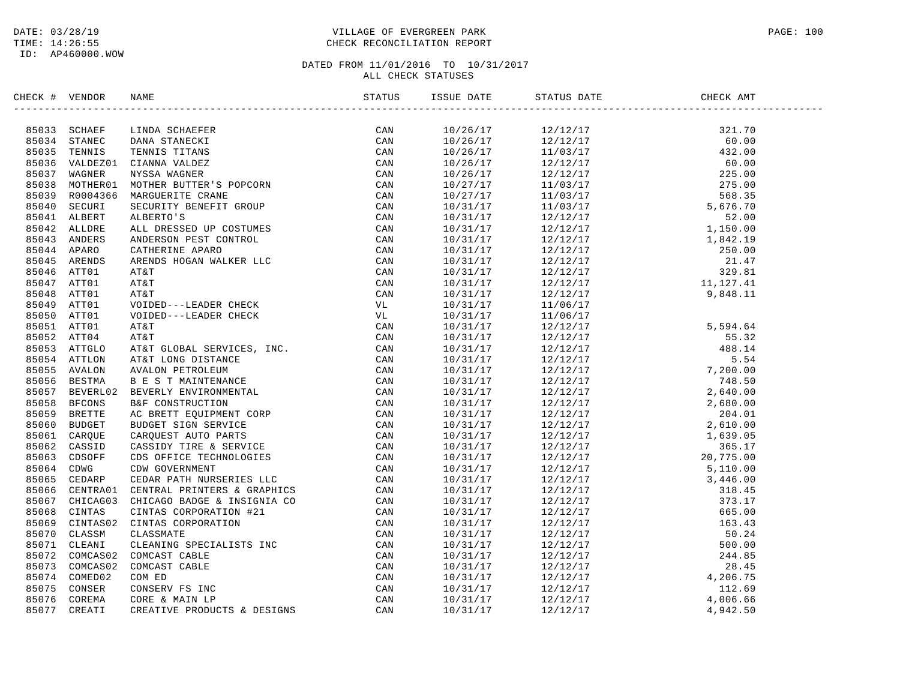DATE: 03/28/19
TIME: 14:26:55
ID: AP460000.WOW

# VILLAGE OF EVERGREEN PARK
## CHECK RECONCILIATION REPORT

DATED FROM 11/01/2016 TO 10/31/2017
ALL CHECK STATUSES

| CHECK # | VENDOR | NAME | STATUS | ISSUE DATE | STATUS DATE | CHECK AMT |
|---|---|---|---|---|---|---|
| 85033 | SCHAEF | LINDA SCHAEFER | CAN | 10/26/17 | 12/12/17 | 321.70 |
| 85034 | STANEC | DANA STANECKI | CAN | 10/26/17 | 12/12/17 | 60.00 |
| 85035 | TENNIS | TENNIS TITANS | CAN | 10/26/17 | 11/03/17 | 432.00 |
| 85036 | VALDEZ01 | CIANNA VALDEZ | CAN | 10/26/17 | 12/12/17 | 60.00 |
| 85037 | WAGNER | NYSSA WAGNER | CAN | 10/26/17 | 12/12/17 | 225.00 |
| 85038 | MOTHER01 | MOTHER BUTTER'S POPCORN | CAN | 10/27/17 | 11/03/17 | 275.00 |
| 85039 | R0004366 | MARGUERITE CRANE | CAN | 10/27/17 | 11/03/17 | 568.35 |
| 85040 | SECURI | SECURITY BENEFIT GROUP | CAN | 10/31/17 | 11/03/17 | 5,676.70 |
| 85041 | ALBERT | ALBERTO'S | CAN | 10/31/17 | 12/12/17 | 52.00 |
| 85042 | ALLDRE | ALL DRESSED UP COSTUMES | CAN | 10/31/17 | 12/12/17 | 1,150.00 |
| 85043 | ANDERS | ANDERSON PEST CONTROL | CAN | 10/31/17 | 12/12/17 | 1,842.19 |
| 85044 | APARO | CATHERINE APARO | CAN | 10/31/17 | 12/12/17 | 250.00 |
| 85045 | ARENDS | ARENDS HOGAN WALKER LLC | CAN | 10/31/17 | 12/12/17 | 21.47 |
| 85046 | ATT01 | AT&T | CAN | 10/31/17 | 12/12/17 | 329.81 |
| 85047 | ATT01 | AT&T | CAN | 10/31/17 | 12/12/17 | 11,127.41 |
| 85048 | ATT01 | AT&T | CAN | 10/31/17 | 12/12/17 | 9,848.11 |
| 85049 | ATT01 | VOIDED---LEADER CHECK | VL | 10/31/17 | 11/06/17 | |
| 85050 | ATT01 | VOIDED---LEADER CHECK | VL | 10/31/17 | 11/06/17 | |
| 85051 | ATT01 | AT&T | CAN | 10/31/17 | 12/12/17 | 5,594.64 |
| 85052 | ATT04 | AT&T | CAN | 10/31/17 | 12/12/17 | 55.32 |
| 85053 | ATTGLO | AT&T GLOBAL SERVICES, INC. | CAN | 10/31/17 | 12/12/17 | 488.14 |
| 85054 | ATTLON | AT&T LONG DISTANCE | CAN | 10/31/17 | 12/12/17 | 5.54 |
| 85055 | AVALON | AVALON PETROLEUM | CAN | 10/31/17 | 12/12/17 | 7,200.00 |
| 85056 | BESTMA | B E S T MAINTENANCE | CAN | 10/31/17 | 12/12/17 | 748.50 |
| 85057 | BEVERL02 | BEVERLY ENVIRONMENTAL | CAN | 10/31/17 | 12/12/17 | 2,640.00 |
| 85058 | BFCONS | B&F CONSTRUCTION | CAN | 10/31/17 | 12/12/17 | 2,680.00 |
| 85059 | BRETTE | AC BRETT EQUIPMENT CORP | CAN | 10/31/17 | 12/12/17 | 204.01 |
| 85060 | BUDGET | BUDGET SIGN SERVICE | CAN | 10/31/17 | 12/12/17 | 2,610.00 |
| 85061 | CARQUE | CARQUEST AUTO PARTS | CAN | 10/31/17 | 12/12/17 | 1,639.05 |
| 85062 | CASSID | CASSIDY TIRE & SERVICE | CAN | 10/31/17 | 12/12/17 | 365.17 |
| 85063 | CDSOFF | CDS OFFICE TECHNOLOGIES | CAN | 10/31/17 | 12/12/17 | 20,775.00 |
| 85064 | CDWG | CDW GOVERNMENT | CAN | 10/31/17 | 12/12/17 | 5,110.00 |
| 85065 | CEDARP | CEDAR PATH NURSERIES LLC | CAN | 10/31/17 | 12/12/17 | 3,446.00 |
| 85066 | CENTRA01 | CENTRAL PRINTERS & GRAPHICS | CAN | 10/31/17 | 12/12/17 | 318.45 |
| 85067 | CHICAG03 | CHICAGO BADGE & INSIGNIA CO | CAN | 10/31/17 | 12/12/17 | 373.17 |
| 85068 | CINTAS | CINTAS CORPORATION #21 | CAN | 10/31/17 | 12/12/17 | 665.00 |
| 85069 | CINTAS02 | CINTAS CORPORATION | CAN | 10/31/17 | 12/12/17 | 163.43 |
| 85070 | CLASSM | CLASSMATE | CAN | 10/31/17 | 12/12/17 | 50.24 |
| 85071 | CLEANI | CLEANING SPECIALISTS INC | CAN | 10/31/17 | 12/12/17 | 500.00 |
| 85072 | COMCAS02 | COMCAST CABLE | CAN | 10/31/17 | 12/12/17 | 244.85 |
| 85073 | COMCAS02 | COMCAST CABLE | CAN | 10/31/17 | 12/12/17 | 28.45 |
| 85074 | COMED02 | COM ED | CAN | 10/31/17 | 12/12/17 | 4,206.75 |
| 85075 | CONSER | CONSERV FS INC | CAN | 10/31/17 | 12/12/17 | 112.69 |
| 85076 | COREMA | CORE & MAIN LP | CAN | 10/31/17 | 12/12/17 | 4,006.66 |
| 85077 | CREATI | CREATIVE PRODUCTS & DESIGNS | CAN | 10/31/17 | 12/12/17 | 4,942.50 |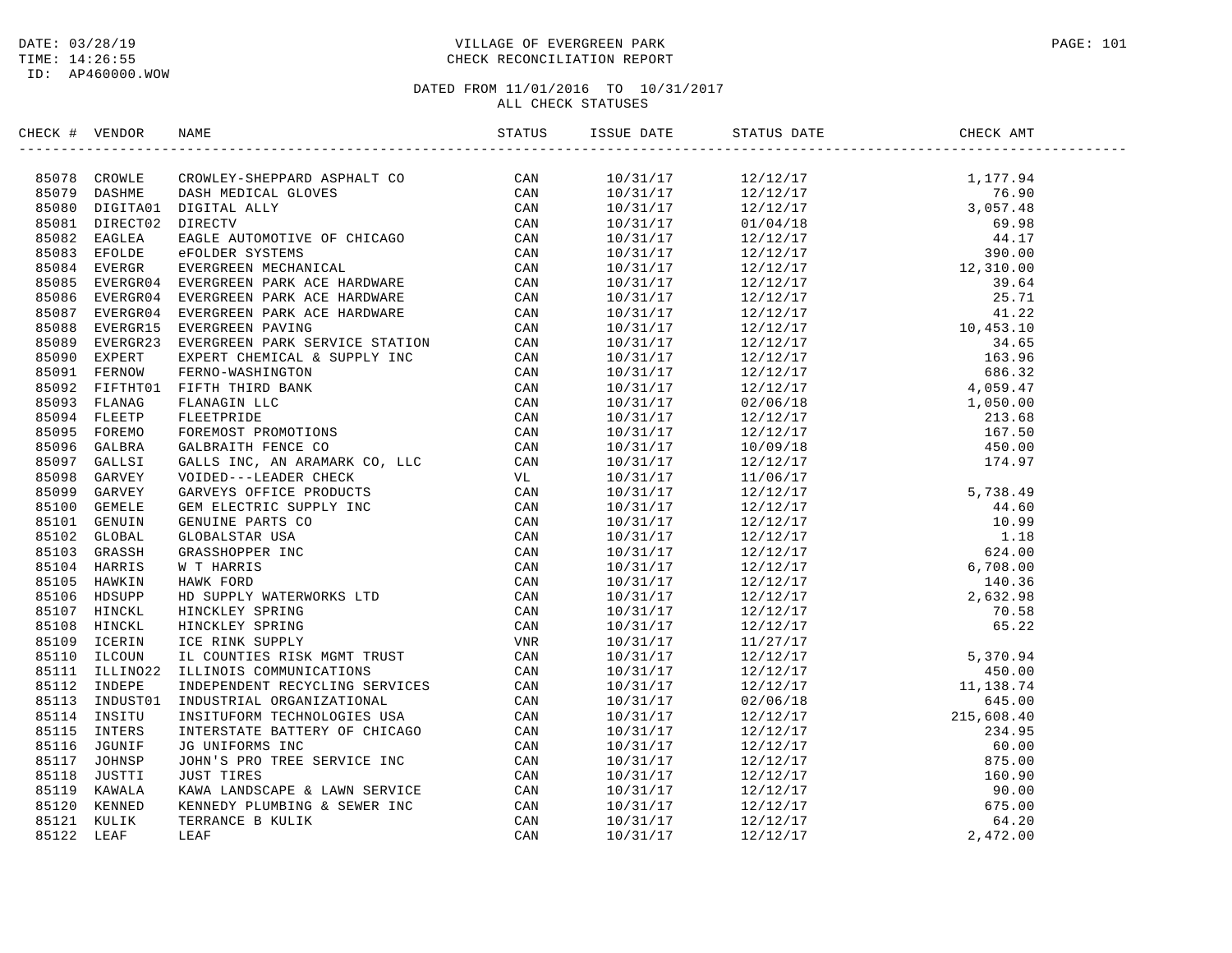DATE: 03/28/19
TIME: 14:26:55
ID: AP460000.WOW

# VILLAGE OF EVERGREEN PARK
## CHECK RECONCILIATION REPORT

DATED FROM 11/01/2016 TO 10/31/2017
ALL CHECK STATUSES

| CHECK # | VENDOR | NAME | STATUS | ISSUE DATE | STATUS DATE | CHECK AMT |
|---|---|---|---|---|---|---|
| 85078 | CROWLE | CROWLEY-SHEPPARD ASPHALT CO | CAN | 10/31/17 | 12/12/17 | 1,177.94 |
| 85079 | DASHME | DASH MEDICAL GLOVES | CAN | 10/31/17 | 12/12/17 | 76.90 |
| 85080 | DIGITA01 | DIGITAL ALLY | CAN | 10/31/17 | 12/12/17 | 3,057.48 |
| 85081 | DIRECT02 | DIRECTV | CAN | 10/31/17 | 01/04/18 | 69.98 |
| 85082 | EAGLEA | EAGLE AUTOMOTIVE OF CHICAGO | CAN | 10/31/17 | 12/12/17 | 44.17 |
| 85083 | EFOLDE | eFOLDER SYSTEMS | CAN | 10/31/17 | 12/12/17 | 390.00 |
| 85084 | EVERGR | EVERGREEN MECHANICAL | CAN | 10/31/17 | 12/12/17 | 12,310.00 |
| 85085 | EVERGR04 | EVERGREEN PARK ACE HARDWARE | CAN | 10/31/17 | 12/12/17 | 39.64 |
| 85086 | EVERGR04 | EVERGREEN PARK ACE HARDWARE | CAN | 10/31/17 | 12/12/17 | 25.71 |
| 85087 | EVERGR04 | EVERGREEN PARK ACE HARDWARE | CAN | 10/31/17 | 12/12/17 | 41.22 |
| 85088 | EVERGR15 | EVERGREEN PAVING | CAN | 10/31/17 | 12/12/17 | 10,453.10 |
| 85089 | EVERGR23 | EVERGREEN PARK SERVICE STATION | CAN | 10/31/17 | 12/12/17 | 34.65 |
| 85090 | EXPERT | EXPERT CHEMICAL & SUPPLY INC | CAN | 10/31/17 | 12/12/17 | 163.96 |
| 85091 | FERNOW | FERNO-WASHINGTON | CAN | 10/31/17 | 12/12/17 | 686.32 |
| 85092 | FIFTHT01 | FIFTH THIRD BANK | CAN | 10/31/17 | 12/12/17 | 4,059.47 |
| 85093 | FLANAG | FLANAGIN LLC | CAN | 10/31/17 | 02/06/18 | 1,050.00 |
| 85094 | FLEETP | FLEETPRIDE | CAN | 10/31/17 | 12/12/17 | 213.68 |
| 85095 | FOREMO | FOREMOST PROMOTIONS | CAN | 10/31/17 | 12/12/17 | 167.50 |
| 85096 | GALBRA | GALBRAITH FENCE CO | CAN | 10/31/17 | 10/09/18 | 450.00 |
| 85097 | GALLSI | GALLS INC, AN ARAMARK CO, LLC | CAN | 10/31/17 | 12/12/17 | 174.97 |
| 85098 | GARVEY | VOIDED---LEADER CHECK | VL | 10/31/17 | 11/06/17 | |
| 85099 | GARVEY | GARVEYS OFFICE PRODUCTS | CAN | 10/31/17 | 12/12/17 | 5,738.49 |
| 85100 | GEMELE | GEM ELECTRIC SUPPLY INC | CAN | 10/31/17 | 12/12/17 | 44.60 |
| 85101 | GENUIN | GENUINE PARTS CO | CAN | 10/31/17 | 12/12/17 | 10.99 |
| 85102 | GLOBAL | GLOBALSTAR USA | CAN | 10/31/17 | 12/12/17 | 1.18 |
| 85103 | GRASSH | GRASSHOPPER INC | CAN | 10/31/17 | 12/12/17 | 624.00 |
| 85104 | HARRIS | W T HARRIS | CAN | 10/31/17 | 12/12/17 | 6,708.00 |
| 85105 | HAWKIN | HAWK FORD | CAN | 10/31/17 | 12/12/17 | 140.36 |
| 85106 | HDSUPP | HD SUPPLY WATERWORKS LTD | CAN | 10/31/17 | 12/12/17 | 2,632.98 |
| 85107 | HINCKL | HINCKLEY SPRING | CAN | 10/31/17 | 12/12/17 | 70.58 |
| 85108 | HINCKL | HINCKLEY SPRING | CAN | 10/31/17 | 12/12/17 | 65.22 |
| 85109 | ICERIN | ICE RINK SUPPLY | VNR | 10/31/17 | 11/27/17 | |
| 85110 | ILCOUN | IL COUNTIES RISK MGMT TRUST | CAN | 10/31/17 | 12/12/17 | 5,370.94 |
| 85111 | ILLINO22 | ILLINOIS COMMUNICATIONS | CAN | 10/31/17 | 12/12/17 | 450.00 |
| 85112 | INDEPE | INDEPENDENT RECYCLING SERVICES | CAN | 10/31/17 | 12/12/17 | 11,138.74 |
| 85113 | INDUST01 | INDUSTRIAL ORGANIZATIONAL | CAN | 10/31/17 | 02/06/18 | 645.00 |
| 85114 | INSITU | INSITUFORM TECHNOLOGIES USA | CAN | 10/31/17 | 12/12/17 | 215,608.40 |
| 85115 | INTERS | INTERSTATE BATTERY OF CHICAGO | CAN | 10/31/17 | 12/12/17 | 234.95 |
| 85116 | JGUNIF | JG UNIFORMS INC | CAN | 10/31/17 | 12/12/17 | 60.00 |
| 85117 | JOHNSP | JOHN'S PRO TREE SERVICE INC | CAN | 10/31/17 | 12/12/17 | 875.00 |
| 85118 | JUSTTI | JUST TIRES | CAN | 10/31/17 | 12/12/17 | 160.90 |
| 85119 | KAWALA | KAWA LANDSCAPE & LAWN SERVICE | CAN | 10/31/17 | 12/12/17 | 90.00 |
| 85120 | KENNED | KENNEDY PLUMBING & SEWER INC | CAN | 10/31/17 | 12/12/17 | 675.00 |
| 85121 | KULIK | TERRANCE B KULIK | CAN | 10/31/17 | 12/12/17 | 64.20 |
| 85122 | LEAF | LEAF | CAN | 10/31/17 | 12/12/17 | 2,472.00 |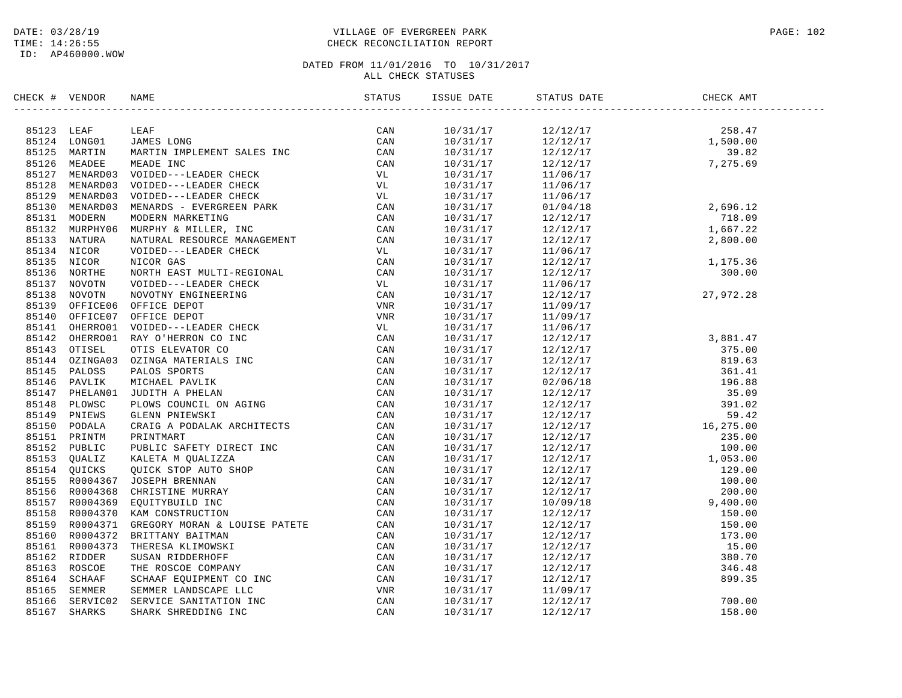DATE: 03/28/19
TIME: 14:26:55
ID: AP460000.WOW

# VILLAGE OF EVERGREEN PARK
## CHECK RECONCILIATION REPORT

DATED FROM 11/01/2016 TO 10/31/2017
ALL CHECK STATUSES

| CHECK # | VENDOR | NAME | STATUS | ISSUE DATE | STATUS DATE | CHECK AMT |
|---|---|---|---|---|---|---|
| 85123 | LEAF | LEAF | CAN | 10/31/17 | 12/12/17 | 258.47 |
| 85124 | LONG01 | JAMES LONG | CAN | 10/31/17 | 12/12/17 | 1,500.00 |
| 85125 | MARTIN | MARTIN IMPLEMENT SALES INC | CAN | 10/31/17 | 12/12/17 | 39.82 |
| 85126 | MEADEE | MEADE INC | CAN | 10/31/17 | 12/12/17 | 7,275.69 |
| 85127 | MENARD03 | VOIDED---LEADER CHECK | VL | 10/31/17 | 11/06/17 | |
| 85128 | MENARD03 | VOIDED---LEADER CHECK | VL | 10/31/17 | 11/06/17 | |
| 85129 | MENARD03 | VOIDED---LEADER CHECK | VL | 10/31/17 | 11/06/17 | |
| 85130 | MENARD03 | MENARDS - EVERGREEN PARK | CAN | 10/31/17 | 01/04/18 | 2,696.12 |
| 85131 | MODERN | MODERN MARKETING | CAN | 10/31/17 | 12/12/17 | 718.09 |
| 85132 | MURPHY06 | MURPHY & MILLER, INC | CAN | 10/31/17 | 12/12/17 | 1,667.22 |
| 85133 | NATURA | NATURAL RESOURCE MANAGEMENT | CAN | 10/31/17 | 12/12/17 | 2,800.00 |
| 85134 | NICOR | VOIDED---LEADER CHECK | VL | 10/31/17 | 11/06/17 | |
| 85135 | NICOR | NICOR GAS | CAN | 10/31/17 | 12/12/17 | 1,175.36 |
| 85136 | NORTHE | NORTH EAST MULTI-REGIONAL | CAN | 10/31/17 | 12/12/17 | 300.00 |
| 85137 | NOVOTN | VOIDED---LEADER CHECK | VL | 10/31/17 | 11/06/17 | |
| 85138 | NOVOTN | NOVOTNY ENGINEERING | CAN | 10/31/17 | 12/12/17 | 27,972.28 |
| 85139 | OFFICE06 | OFFICE DEPOT | VNR | 10/31/17 | 11/09/17 | |
| 85140 | OFFICE07 | OFFICE DEPOT | VNR | 10/31/17 | 11/09/17 | |
| 85141 | OHERRO01 | VOIDED---LEADER CHECK | VL | 10/31/17 | 11/06/17 | |
| 85142 | OHERRO01 | RAY O'HERRON CO INC | CAN | 10/31/17 | 12/12/17 | 3,881.47 |
| 85143 | OTISEL | OTIS ELEVATOR CO | CAN | 10/31/17 | 12/12/17 | 375.00 |
| 85144 | OZINGA03 | OZINGA MATERIALS INC | CAN | 10/31/17 | 12/12/17 | 819.63 |
| 85145 | PALOSS | PALOS SPORTS | CAN | 10/31/17 | 12/12/17 | 361.41 |
| 85146 | PAVLIK | MICHAEL PAVLIK | CAN | 10/31/17 | 02/06/18 | 196.88 |
| 85147 | PHELAN01 | JUDITH A PHELAN | CAN | 10/31/17 | 12/12/17 | 35.09 |
| 85148 | PLOWSC | PLOWS COUNCIL ON AGING | CAN | 10/31/17 | 12/12/17 | 391.02 |
| 85149 | PNIEWS | GLENN PNIEWSKI | CAN | 10/31/17 | 12/12/17 | 59.42 |
| 85150 | PODALA | CRAIG A PODALAK ARCHITECTS | CAN | 10/31/17 | 12/12/17 | 16,275.00 |
| 85151 | PRINTM | PRINTMART | CAN | 10/31/17 | 12/12/17 | 235.00 |
| 85152 | PUBLIC | PUBLIC SAFETY DIRECT INC | CAN | 10/31/17 | 12/12/17 | 100.00 |
| 85153 | QUALIZ | KALETA M QUALIZZA | CAN | 10/31/17 | 12/12/17 | 1,053.00 |
| 85154 | QUICKS | QUICK STOP AUTO SHOP | CAN | 10/31/17 | 12/12/17 | 129.00 |
| 85155 | R0004367 | JOSEPH BRENNAN | CAN | 10/31/17 | 12/12/17 | 100.00 |
| 85156 | R0004368 | CHRISTINE MURRAY | CAN | 10/31/17 | 12/12/17 | 200.00 |
| 85157 | R0004369 | EQUITYBUILD INC | CAN | 10/31/17 | 10/09/18 | 9,400.00 |
| 85158 | R0004370 | KAM CONSTRUCTION | CAN | 10/31/17 | 12/12/17 | 150.00 |
| 85159 | R0004371 | GREGORY MORAN & LOUISE PATETE | CAN | 10/31/17 | 12/12/17 | 150.00 |
| 85160 | R0004372 | BRITTANY BAITMAN | CAN | 10/31/17 | 12/12/17 | 173.00 |
| 85161 | R0004373 | THERESA KLIMOWSKI | CAN | 10/31/17 | 12/12/17 | 15.00 |
| 85162 | RIDDER | SUSAN RIDDERHOFF | CAN | 10/31/17 | 12/12/17 | 380.70 |
| 85163 | ROSCOE | THE ROSCOE COMPANY | CAN | 10/31/17 | 12/12/17 | 346.48 |
| 85164 | SCHAAF | SCHAAF EQUIPMENT CO INC | CAN | 10/31/17 | 12/12/17 | 899.35 |
| 85165 | SEMMER | SEMMER LANDSCAPE LLC | VNR | 10/31/17 | 11/09/17 | |
| 85166 | SERVIC02 | SERVICE SANITATION INC | CAN | 10/31/17 | 12/12/17 | 700.00 |
| 85167 | SHARKS | SHARK SHREDDING INC | CAN | 10/31/17 | 12/12/17 | 158.00 |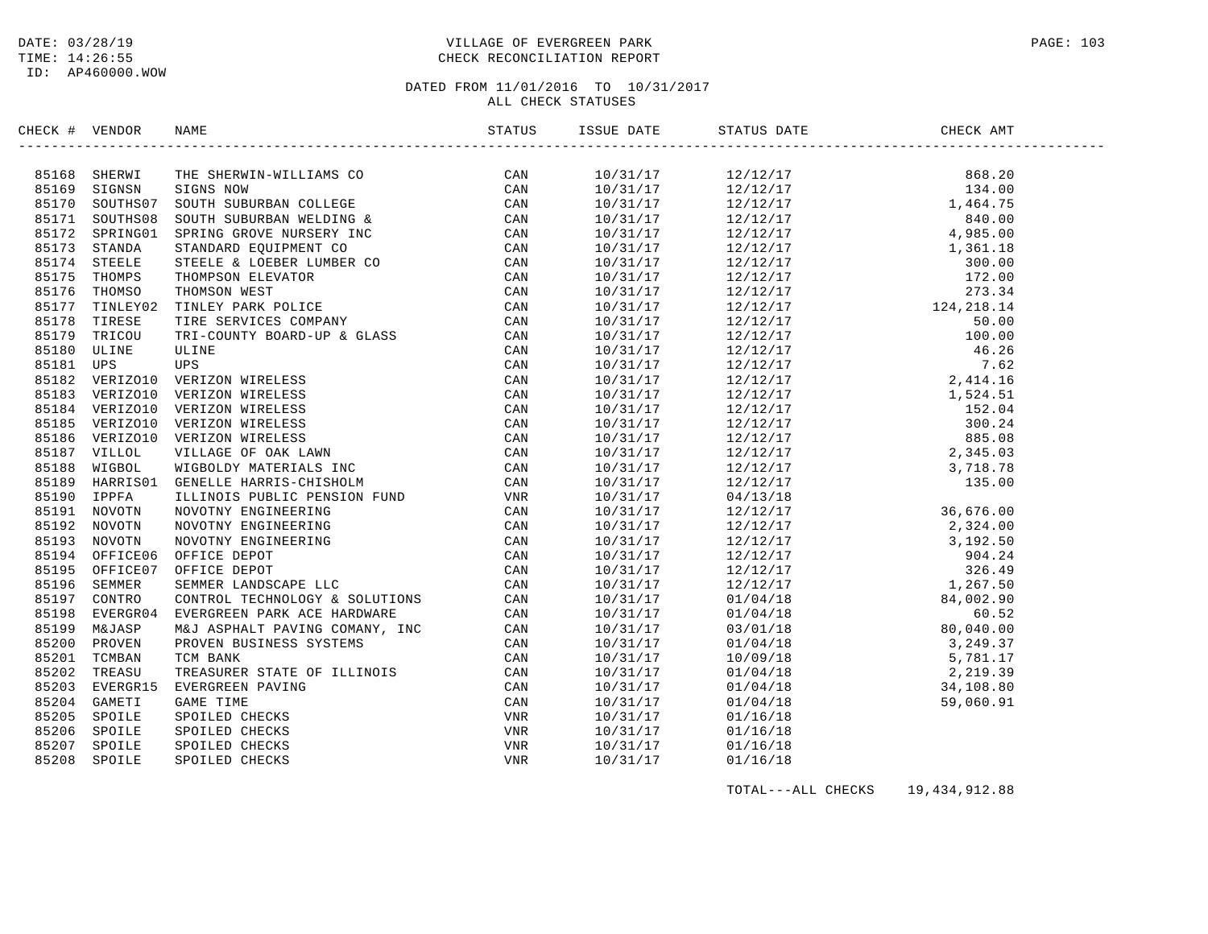DATE: 03/28/19
TIME: 14:26:55
ID: AP460000.WOW

VILLAGE OF EVERGREEN PARK
CHECK RECONCILIATION REPORT

DATED FROM 11/01/2016 TO 10/31/2017
ALL CHECK STATUSES

| CHECK # | VENDOR | NAME | STATUS | ISSUE DATE | STATUS DATE | CHECK AMT |
|---|---|---|---|---|---|---|
| 85168 | SHERWI | THE SHERWIN-WILLIAMS CO | CAN | 10/31/17 | 12/12/17 | 868.20 |
| 85169 | SIGNSN | SIGNS NOW | CAN | 10/31/17 | 12/12/17 | 134.00 |
| 85170 | SOUTHS07 | SOUTH SUBURBAN COLLEGE | CAN | 10/31/17 | 12/12/17 | 1,464.75 |
| 85171 | SOUTHS08 | SOUTH SUBURBAN WELDING & | CAN | 10/31/17 | 12/12/17 | 840.00 |
| 85172 | SPRING01 | SPRING GROVE NURSERY INC | CAN | 10/31/17 | 12/12/17 | 4,985.00 |
| 85173 | STANDA | STANDARD EQUIPMENT CO | CAN | 10/31/17 | 12/12/17 | 1,361.18 |
| 85174 | STEELE | STEELE & LOEBER LUMBER CO | CAN | 10/31/17 | 12/12/17 | 300.00 |
| 85175 | THOMPS | THOMPSON ELEVATOR | CAN | 10/31/17 | 12/12/17 | 172.00 |
| 85176 | THOMSO | THOMSON WEST | CAN | 10/31/17 | 12/12/17 | 273.34 |
| 85177 | TINLEY02 | TINLEY PARK POLICE | CAN | 10/31/17 | 12/12/17 | 124,218.14 |
| 85178 | TIRESE | TIRE SERVICES COMPANY | CAN | 10/31/17 | 12/12/17 | 50.00 |
| 85179 | TRICOU | TRI-COUNTY BOARD-UP & GLASS | CAN | 10/31/17 | 12/12/17 | 100.00 |
| 85180 | ULINE | ULINE | CAN | 10/31/17 | 12/12/17 | 46.26 |
| 85181 | UPS | UPS | CAN | 10/31/17 | 12/12/17 | 7.62 |
| 85182 | VERIZO10 | VERIZON WIRELESS | CAN | 10/31/17 | 12/12/17 | 2,414.16 |
| 85183 | VERIZO10 | VERIZON WIRELESS | CAN | 10/31/17 | 12/12/17 | 1,524.51 |
| 85184 | VERIZO10 | VERIZON WIRELESS | CAN | 10/31/17 | 12/12/17 | 152.04 |
| 85185 | VERIZO10 | VERIZON WIRELESS | CAN | 10/31/17 | 12/12/17 | 300.24 |
| 85186 | VERIZO10 | VERIZON WIRELESS | CAN | 10/31/17 | 12/12/17 | 885.08 |
| 85187 | VILLOL | VILLAGE OF OAK LAWN | CAN | 10/31/17 | 12/12/17 | 2,345.03 |
| 85188 | WIGBOL | WIGBOLDY MATERIALS INC | CAN | 10/31/17 | 12/12/17 | 3,718.78 |
| 85189 | HARRIS01 | GENELLE HARRIS-CHISHOLM | CAN | 10/31/17 | 12/12/17 | 135.00 |
| 85190 | IPPFA | ILLINOIS PUBLIC PENSION FUND | VNR | 10/31/17 | 04/13/18 | |
| 85191 | NOVOTN | NOVOTNY ENGINEERING | CAN | 10/31/17 | 12/12/17 | 36,676.00 |
| 85192 | NOVOTN | NOVOTNY ENGINEERING | CAN | 10/31/17 | 12/12/17 | 2,324.00 |
| 85193 | NOVOTN | NOVOTNY ENGINEERING | CAN | 10/31/17 | 12/12/17 | 3,192.50 |
| 85194 | OFFICE06 | OFFICE DEPOT | CAN | 10/31/17 | 12/12/17 | 904.24 |
| 85195 | OFFICE07 | OFFICE DEPOT | CAN | 10/31/17 | 12/12/17 | 326.49 |
| 85196 | SEMMER | SEMMER LANDSCAPE LLC | CAN | 10/31/17 | 12/12/17 | 1,267.50 |
| 85197 | CONTRO | CONTROL TECHNOLOGY & SOLUTIONS | CAN | 10/31/17 | 01/04/18 | 84,002.90 |
| 85198 | EVERGR04 | EVERGREEN PARK ACE HARDWARE | CAN | 10/31/17 | 01/04/18 | 60.52 |
| 85199 | M&JASP | M&J ASPHALT PAVING COMANY, INC | CAN | 10/31/17 | 03/01/18 | 80,040.00 |
| 85200 | PROVEN | PROVEN BUSINESS SYSTEMS | CAN | 10/31/17 | 01/04/18 | 3,249.37 |
| 85201 | TCMBAN | TCM BANK | CAN | 10/31/17 | 10/09/18 | 5,781.17 |
| 85202 | TREASU | TREASURER STATE OF ILLINOIS | CAN | 10/31/17 | 01/04/18 | 2,219.39 |
| 85203 | EVERGR15 | EVERGREEN PAVING | CAN | 10/31/17 | 01/04/18 | 34,108.80 |
| 85204 | GAMETI | GAME TIME | CAN | 10/31/17 | 01/04/18 | 59,060.91 |
| 85205 | SPOILE | SPOILED CHECKS | VNR | 10/31/17 | 01/16/18 | |
| 85206 | SPOILE | SPOILED CHECKS | VNR | 10/31/17 | 01/16/18 | |
| 85207 | SPOILE | SPOILED CHECKS | VNR | 10/31/17 | 01/16/18 | |
| 85208 | SPOILE | SPOILED CHECKS | VNR | 10/31/17 | 01/16/18 | |

TOTAL---ALL CHECKS 19,434,912.88